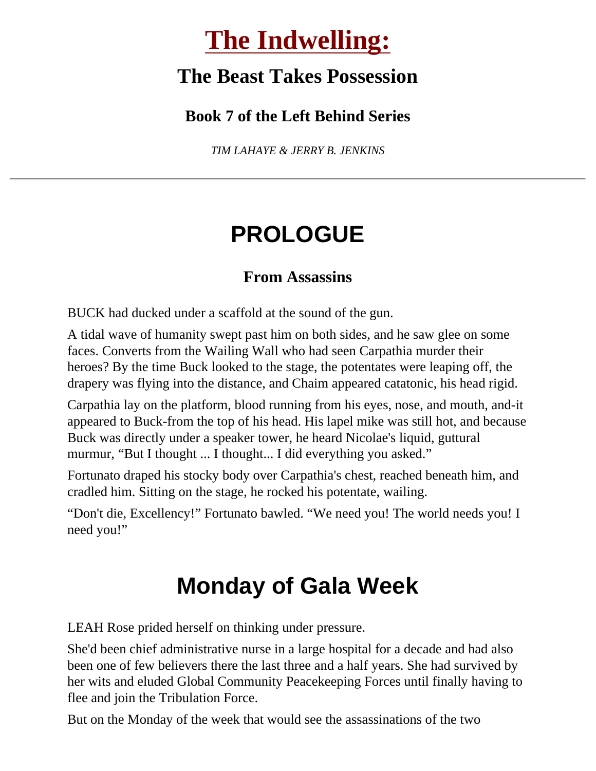# The Indwelling:

## The Beast Takes Possession

### Book 7 of the Left Behind Series

*TIM LAHAYE & JERRY B. JENKINS*

---

# PROLOGUE

### From Assassins

BUCK had ducked under a scaffold at the sound of the gun.

A tidal wave of humanity swept past him on both sides, and he saw glee on some faces. Converts from the Wailing Wall who had seen Carpathia murder their heroes? By the time Buck looked to the stage, the potentates were leaping off, the drapery was flying into the distance, and Chaim appeared catatonic, his head rigid.

Carpathia lay on the platform, blood running from his eyes, nose, and mouth, and-it appeared to Buck-from the top of his head. His lapel mike was still hot, and because Buck was directly under a speaker tower, he heard Nicolae's liquid, guttural murmur, "But I thought ... I thought... I did everything you asked."

Fortunato draped his stocky body over Carpathia's chest, reached beneath him, and cradled him. Sitting on the stage, he rocked his potentate, wailing.

"Don't die, Excellency!" Fortunato bawled. "We need you! The world needs you! I need you!"

# Monday of Gala Week

LEAH Rose prided herself on thinking under pressure.

She'd been chief administrative nurse in a large hospital for a decade and had also been one of few believers there the last three and a half years. She had survived by her wits and eluded Global Community Peacekeeping Forces until finally having to flee and join the Tribulation Force.

But on the Monday of the week that would see the assassinations of the two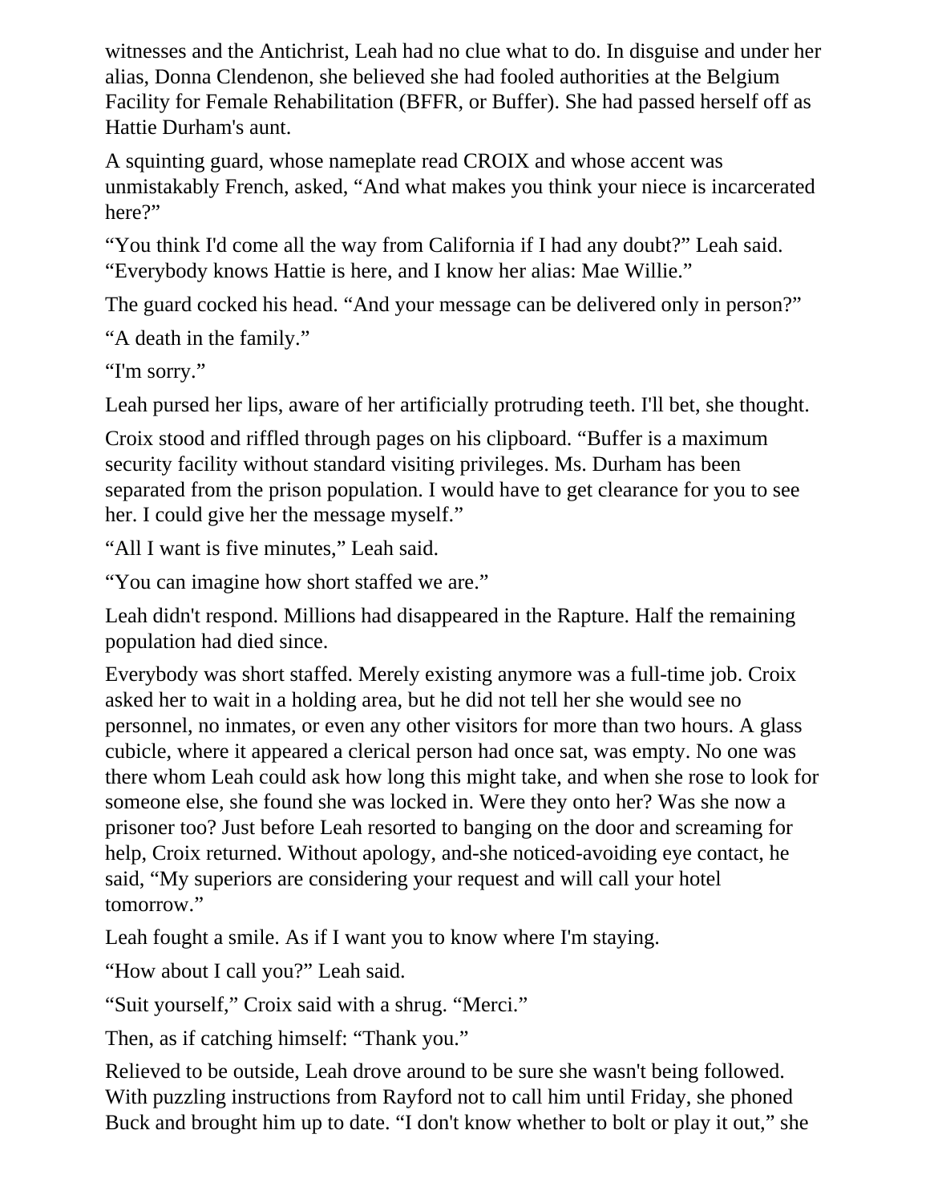witnesses and the Antichrist, Leah had no clue what to do. In disguise and under her alias, Donna Clendenon, she believed she had fooled authorities at the Belgium Facility for Female Rehabilitation (BFFR, or Buffer). She had passed herself off as Hattie Durham's aunt.

A squinting guard, whose nameplate read CROIX and whose accent was unmistakably French, asked, “And what makes you think your niece is incarcerated here?”

“You think I'd come all the way from California if I had any doubt?” Leah said. “Everybody knows Hattie is here, and I know her alias: Mae Willie.”

The guard cocked his head. “And your message can be delivered only in person?”

“A death in the family.”

“I'm sorry.”

Leah pursed her lips, aware of her artificially protruding teeth. I'll bet, she thought.

Croix stood and riffled through pages on his clipboard. “Buffer is a maximum security facility without standard visiting privileges. Ms. Durham has been separated from the prison population. I would have to get clearance for you to see her. I could give her the message myself.”

“All I want is five minutes,” Leah said.

“You can imagine how short staffed we are.”

Leah didn't respond. Millions had disappeared in the Rapture. Half the remaining population had died since.

Everybody was short staffed. Merely existing anymore was a full-time job. Croix asked her to wait in a holding area, but he did not tell her she would see no personnel, no inmates, or even any other visitors for more than two hours. A glass cubicle, where it appeared a clerical person had once sat, was empty. No one was there whom Leah could ask how long this might take, and when she rose to look for someone else, she found she was locked in. Were they onto her? Was she now a prisoner too? Just before Leah resorted to banging on the door and screaming for help, Croix returned. Without apology, and-she noticed-avoiding eye contact, he said, “My superiors are considering your request and will call your hotel tomorrow.”

Leah fought a smile. As if I want you to know where I'm staying.

“How about I call you?” Leah said.

“Suit yourself,” Croix said with a shrug. “Merci.”

Then, as if catching himself: “Thank you.”

Relieved to be outside, Leah drove around to be sure she wasn't being followed. With puzzling instructions from Rayford not to call him until Friday, she phoned Buck and brought him up to date. “I don't know whether to bolt or play it out,” she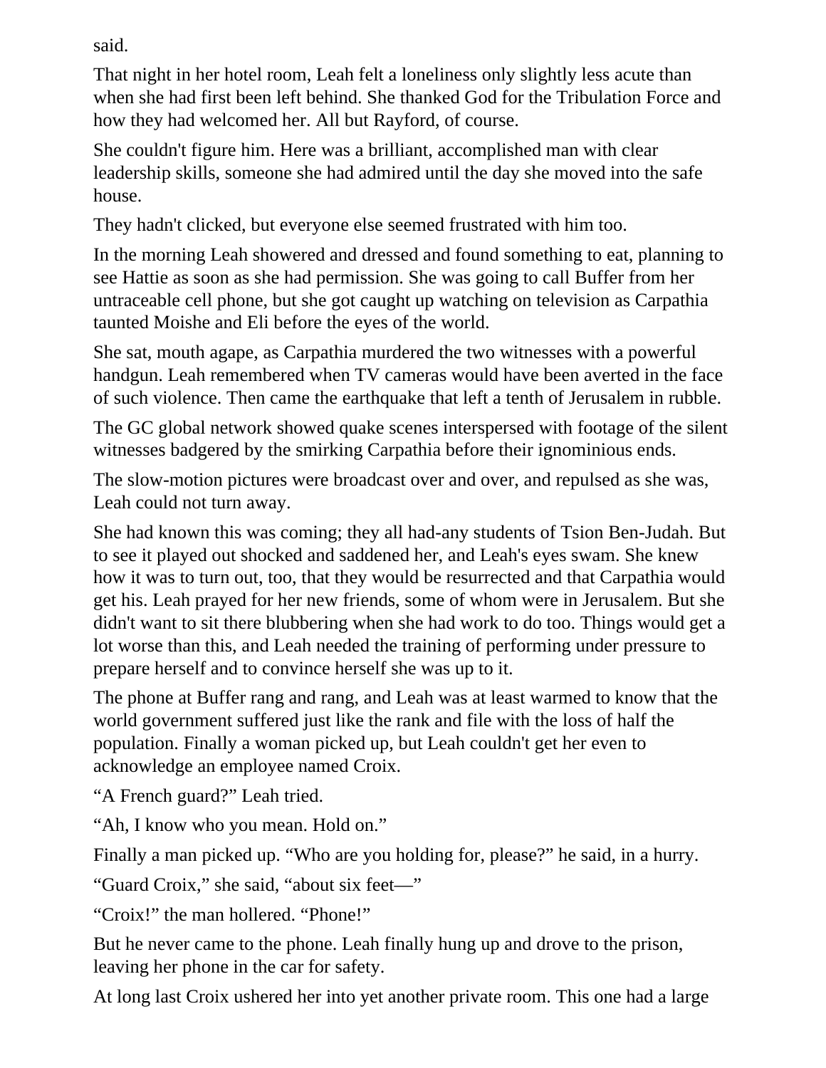said.

That night in her hotel room, Leah felt a loneliness only slightly less acute than when she had first been left behind. She thanked God for the Tribulation Force and how they had welcomed her. All but Rayford, of course.

She couldn't figure him. Here was a brilliant, accomplished man with clear leadership skills, someone she had admired until the day she moved into the safe house.

They hadn't clicked, but everyone else seemed frustrated with him too.

In the morning Leah showered and dressed and found something to eat, planning to see Hattie as soon as she had permission. She was going to call Buffer from her untraceable cell phone, but she got caught up watching on television as Carpathia taunted Moishe and Eli before the eyes of the world.

She sat, mouth agape, as Carpathia murdered the two witnesses with a powerful handgun. Leah remembered when TV cameras would have been averted in the face of such violence. Then came the earthquake that left a tenth of Jerusalem in rubble.

The GC global network showed quake scenes interspersed with footage of the silent witnesses badgered by the smirking Carpathia before their ignominious ends.

The slow-motion pictures were broadcast over and over, and repulsed as she was, Leah could not turn away.

She had known this was coming; they all had-any students of Tsion Ben-Judah. But to see it played out shocked and saddened her, and Leah's eyes swam. She knew how it was to turn out, too, that they would be resurrected and that Carpathia would get his. Leah prayed for her new friends, some of whom were in Jerusalem. But she didn't want to sit there blubbering when she had work to do too. Things would get a lot worse than this, and Leah needed the training of performing under pressure to prepare herself and to convince herself she was up to it.

The phone at Buffer rang and rang, and Leah was at least warmed to know that the world government suffered just like the rank and file with the loss of half the population. Finally a woman picked up, but Leah couldn't get her even to acknowledge an employee named Croix.

"A French guard?" Leah tried.

"Ah, I know who you mean. Hold on."

Finally a man picked up. "Who are you holding for, please?" he said, in a hurry.

"Guard Croix," she said, "about six feet—"

"Croix!" the man hollered. "Phone!"

But he never came to the phone. Leah finally hung up and drove to the prison, leaving her phone in the car for safety.

At long last Croix ushered her into yet another private room. This one had a large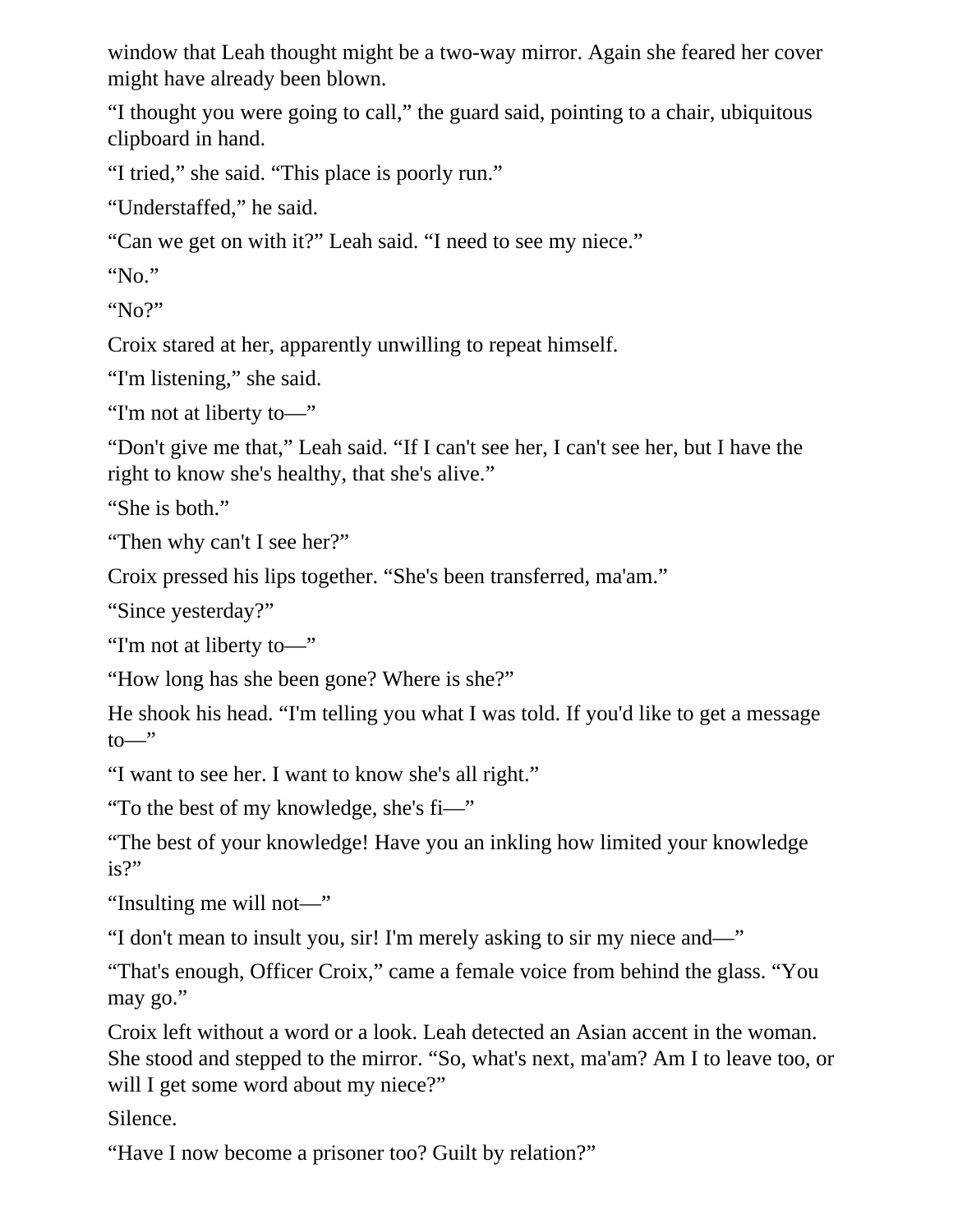window that Leah thought might be a two-way mirror. Again she feared her cover might have already been blown.

“I thought you were going to call,” the guard said, pointing to a chair, ubiquitous clipboard in hand.

“I tried,” she said. “This place is poorly run.”

“Understaffed,” he said.

“Can we get on with it?” Leah said. “I need to see my niece.”

“No.”

“No?”

Croix stared at her, apparently unwilling to repeat himself.

“I'm listening,” she said.

“I'm not at liberty to—”

“Don't give me that,” Leah said. “If I can't see her, I can't see her, but I have the right to know she's healthy, that she's alive.”

“She is both.”

“Then why can't I see her?”

Croix pressed his lips together. “She's been transferred, ma'am.”

“Since yesterday?”

“I'm not at liberty to—”

“How long has she been gone? Where is she?”

He shook his head. “I'm telling you what I was told. If you'd like to get a message to—”

“I want to see her. I want to know she's all right.”

“To the best of my knowledge, she's fi—”

“The best of your knowledge! Have you an inkling how limited your knowledge is?”

“Insulting me will not—”

“I don't mean to insult you, sir! I'm merely asking to sir my niece and—”

“That's enough, Officer Croix,” came a female voice from behind the glass. “You may go.”

Croix left without a word or a look. Leah detected an Asian accent in the woman. She stood and stepped to the mirror. “So, what's next, ma'am? Am I to leave too, or will I get some word about my niece?”

Silence.

“Have I now become a prisoner too? Guilt by relation?”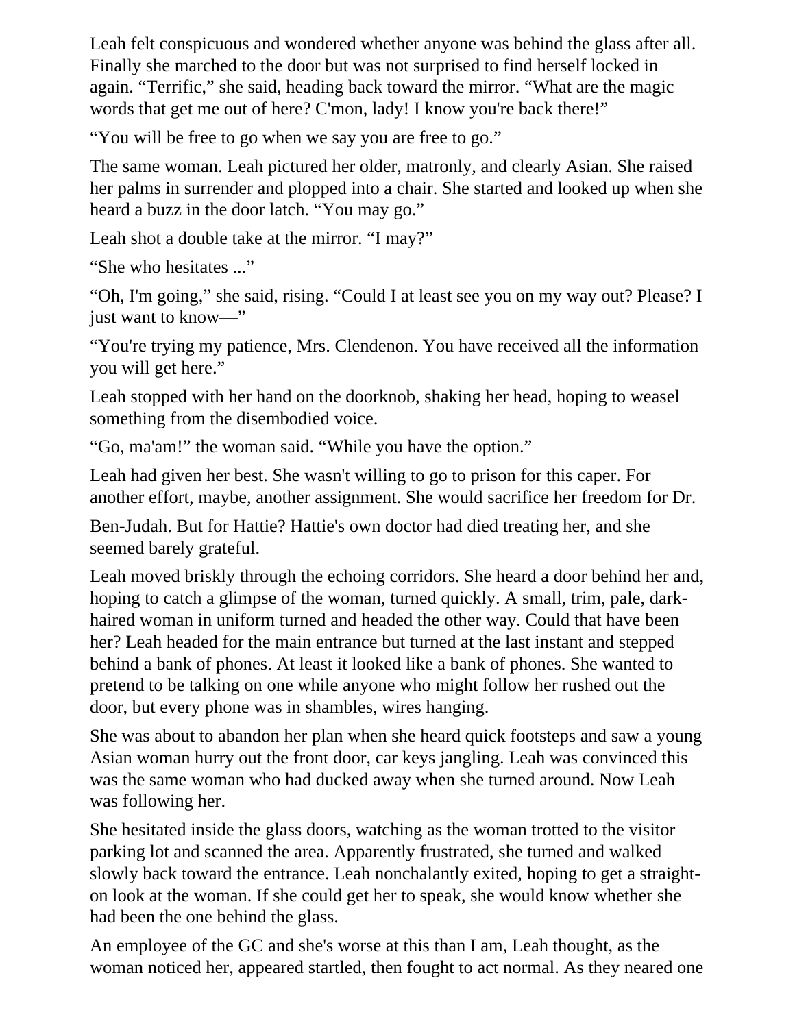Leah felt conspicuous and wondered whether anyone was behind the glass after all. Finally she marched to the door but was not surprised to find herself locked in again. “Terrific,” she said, heading back toward the mirror. “What are the magic words that get me out of here? C'mon, lady! I know you're back there!”

“You will be free to go when we say you are free to go.”

The same woman. Leah pictured her older, matronly, and clearly Asian. She raised her palms in surrender and plopped into a chair. She started and looked up when she heard a buzz in the door latch. “You may go.”

Leah shot a double take at the mirror. “I may?”

“She who hesitates ...”

“Oh, I'm going,” she said, rising. “Could I at least see you on my way out? Please? I just want to know—”

“You're trying my patience, Mrs. Clendenon. You have received all the information you will get here.”

Leah stopped with her hand on the doorknob, shaking her head, hoping to weasel something from the disembodied voice.

“Go, ma'am!” the woman said. “While you have the option.”

Leah had given her best. She wasn't willing to go to prison for this caper. For another effort, maybe, another assignment. She would sacrifice her freedom for Dr. Ben-Judah. But for Hattie? Hattie's own doctor had died treating her, and she seemed barely grateful.

Leah moved briskly through the echoing corridors. She heard a door behind her and, hoping to catch a glimpse of the woman, turned quickly. A small, trim, pale, dark-haired woman in uniform turned and headed the other way. Could that have been her? Leah headed for the main entrance but turned at the last instant and stepped behind a bank of phones. At least it looked like a bank of phones. She wanted to pretend to be talking on one while anyone who might follow her rushed out the door, but every phone was in shambles, wires hanging.

She was about to abandon her plan when she heard quick footsteps and saw a young Asian woman hurry out the front door, car keys jangling. Leah was convinced this was the same woman who had ducked away when she turned around. Now Leah was following her.

She hesitated inside the glass doors, watching as the woman trotted to the visitor parking lot and scanned the area. Apparently frustrated, she turned and walked slowly back toward the entrance. Leah nonchalantly exited, hoping to get a straight-on look at the woman. If she could get her to speak, she would know whether she had been the one behind the glass.

An employee of the GC and she's worse at this than I am, Leah thought, as the woman noticed her, appeared startled, then fought to act normal. As they neared one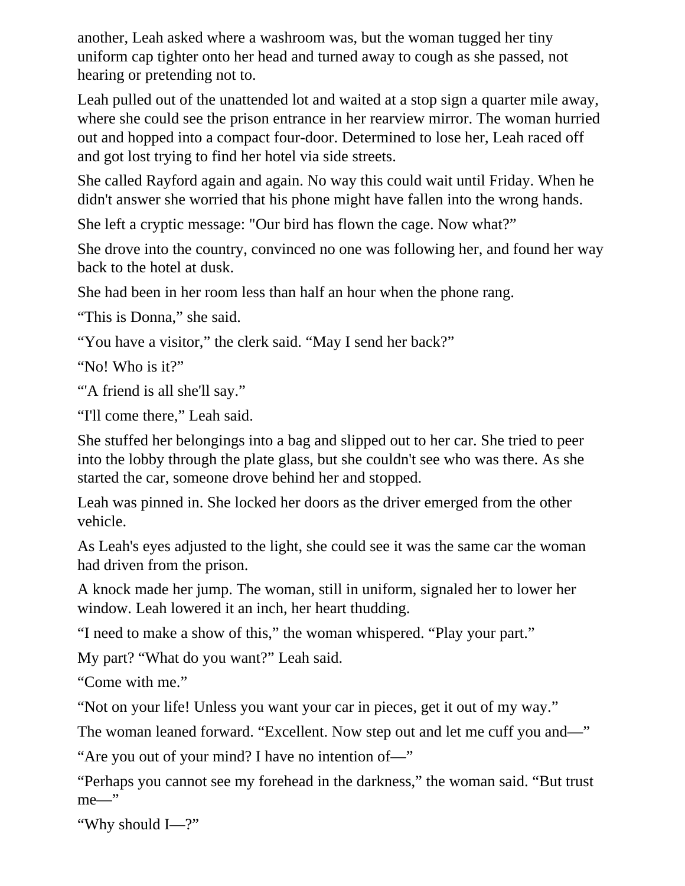another, Leah asked where a washroom was, but the woman tugged her tiny uniform cap tighter onto her head and turned away to cough as she passed, not hearing or pretending not to.

Leah pulled out of the unattended lot and waited at a stop sign a quarter mile away, where she could see the prison entrance in her rearview mirror. The woman hurried out and hopped into a compact four-door. Determined to lose her, Leah raced off and got lost trying to find her hotel via side streets.

She called Rayford again and again. No way this could wait until Friday. When he didn't answer she worried that his phone might have fallen into the wrong hands.

She left a cryptic message: "Our bird has flown the cage. Now what?”

She drove into the country, convinced no one was following her, and found her way back to the hotel at dusk.

She had been in her room less than half an hour when the phone rang.

“This is Donna,” she said.

“You have a visitor,” the clerk said. “May I send her back?”

“No! Who is it?”

“'A friend is all she'll say.”

“I'll come there,” Leah said.

She stuffed her belongings into a bag and slipped out to her car. She tried to peer into the lobby through the plate glass, but she couldn't see who was there. As she started the car, someone drove behind her and stopped.

Leah was pinned in. She locked her doors as the driver emerged from the other vehicle.

As Leah's eyes adjusted to the light, she could see it was the same car the woman had driven from the prison.

A knock made her jump. The woman, still in uniform, signaled her to lower her window. Leah lowered it an inch, her heart thudding.

“I need to make a show of this,” the woman whispered. “Play your part.”

My part? “What do you want?” Leah said.

“Come with me.”

“Not on your life! Unless you want your car in pieces, get it out of my way.”

The woman leaned forward. “Excellent. Now step out and let me cuff you and—”

“Are you out of your mind? I have no intention of—”

“Perhaps you cannot see my forehead in the darkness,” the woman said. “But trust me—”

“Why should I—?”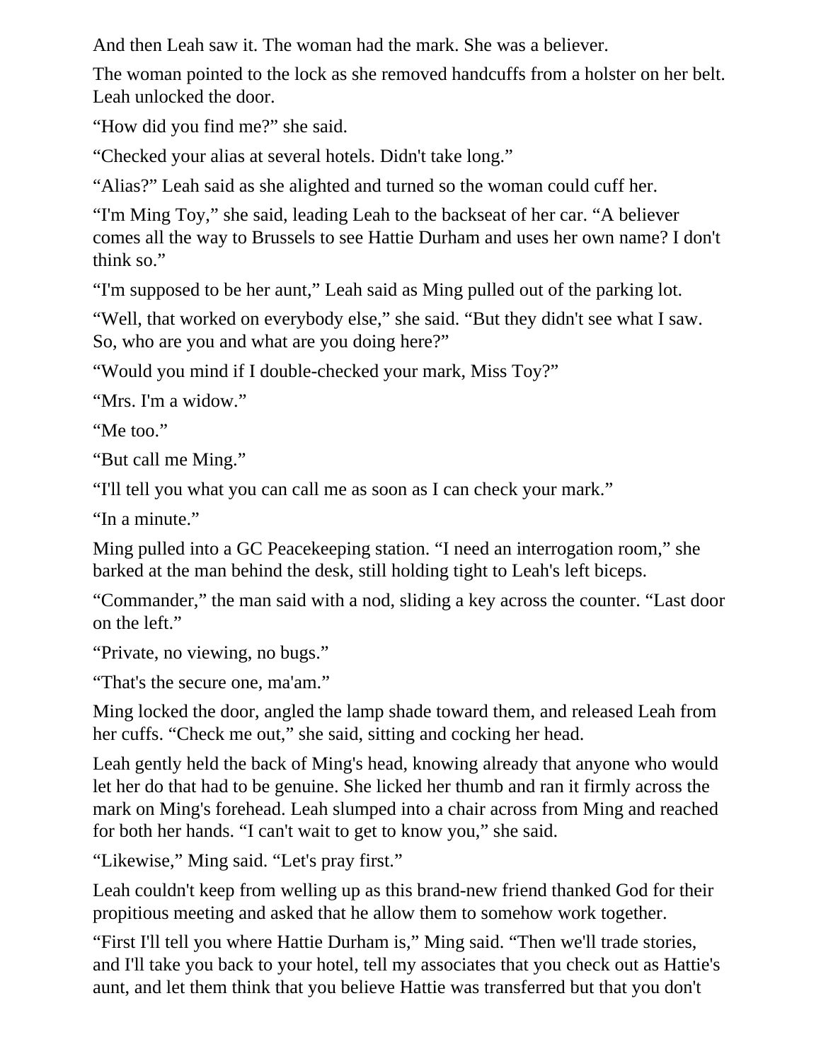And then Leah saw it. The woman had the mark. She was a believer.

The woman pointed to the lock as she removed handcuffs from a holster on her belt. Leah unlocked the door.

“How did you find me?” she said.

“Checked your alias at several hotels. Didn't take long.”

“Alias?” Leah said as she alighted and turned so the woman could cuff her.

“I'm Ming Toy,” she said, leading Leah to the backseat of her car. “A believer comes all the way to Brussels to see Hattie Durham and uses her own name? I don't think so.”

“I'm supposed to be her aunt,” Leah said as Ming pulled out of the parking lot.

“Well, that worked on everybody else,” she said. “But they didn't see what I saw. So, who are you and what are you doing here?”

“Would you mind if I double-checked your mark, Miss Toy?”

“Mrs. I'm a widow.”

“Me too.”

“But call me Ming.”

“I'll tell you what you can call me as soon as I can check your mark.”

“In a minute.”

Ming pulled into a GC Peacekeeping station. “I need an interrogation room,” she barked at the man behind the desk, still holding tight to Leah's left biceps.

“Commander,” the man said with a nod, sliding a key across the counter. “Last door on the left.”

“Private, no viewing, no bugs.”

“That's the secure one, ma'am.”

Ming locked the door, angled the lamp shade toward them, and released Leah from her cuffs. “Check me out,” she said, sitting and cocking her head.

Leah gently held the back of Ming's head, knowing already that anyone who would let her do that had to be genuine. She licked her thumb and ran it firmly across the mark on Ming's forehead. Leah slumped into a chair across from Ming and reached for both her hands. “I can't wait to get to know you,” she said.

“Likewise,” Ming said. “Let's pray first.”

Leah couldn't keep from welling up as this brand-new friend thanked God for their propitious meeting and asked that he allow them to somehow work together.

“First I'll tell you where Hattie Durham is,” Ming said. “Then we'll trade stories, and I'll take you back to your hotel, tell my associates that you check out as Hattie's aunt, and let them think that you believe Hattie was transferred but that you don't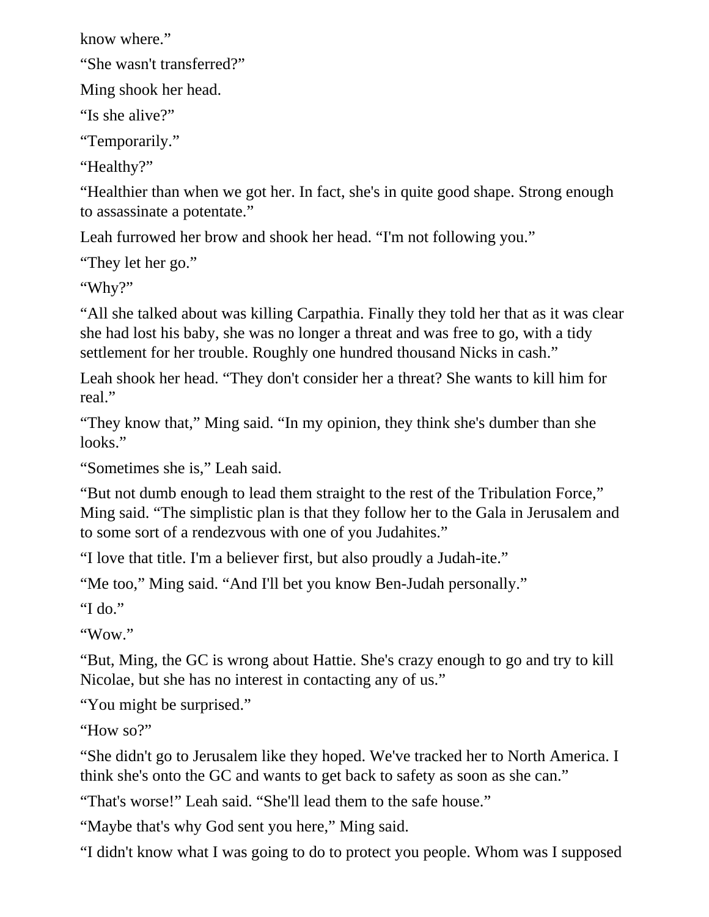know where."

"She wasn't transferred?"

Ming shook her head.

"Is she alive?"

"Temporarily."

"Healthy?"

"Healthier than when we got her. In fact, she's in quite good shape. Strong enough to assassinate a potentate."

Leah furrowed her brow and shook her head. "I'm not following you."

"They let her go."

"Why?"

"All she talked about was killing Carpathia. Finally they told her that as it was clear she had lost his baby, she was no longer a threat and was free to go, with a tidy settlement for her trouble. Roughly one hundred thousand Nicks in cash."

Leah shook her head. "They don't consider her a threat? She wants to kill him for real."

"They know that," Ming said. "In my opinion, they think she's dumber than she looks."

"Sometimes she is," Leah said.

"But not dumb enough to lead them straight to the rest of the Tribulation Force," Ming said. "The simplistic plan is that they follow her to the Gala in Jerusalem and to some sort of a rendezvous with one of you Judahites."

"I love that title. I'm a believer first, but also proudly a Judah-ite."

"Me too," Ming said. "And I'll bet you know Ben-Judah personally."

"I do."

"Wow."

"But, Ming, the GC is wrong about Hattie. She's crazy enough to go and try to kill Nicolae, but she has no interest in contacting any of us."

"You might be surprised."

"How so?"

"She didn't go to Jerusalem like they hoped. We've tracked her to North America. I think she's onto the GC and wants to get back to safety as soon as she can."

"That's worse!" Leah said. "She'll lead them to the safe house."

"Maybe that's why God sent you here," Ming said.

"I didn't know what I was going to do to protect you people. Whom was I supposed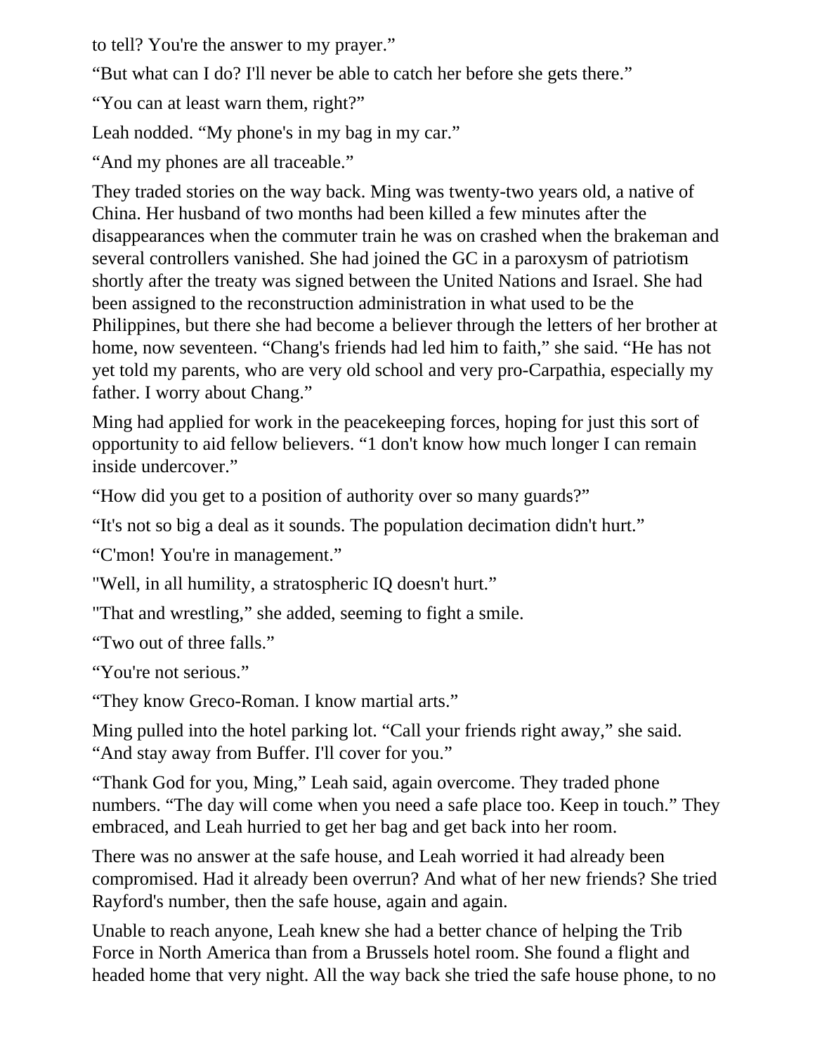to tell? You're the answer to my prayer.”

“But what can I do? I'll never be able to catch her before she gets there.”

“You can at least warn them, right?”

Leah nodded. “My phone's in my bag in my car.”

“And my phones are all traceable.”

They traded stories on the way back. Ming was twenty-two years old, a native of China. Her husband of two months had been killed a few minutes after the disappearances when the commuter train he was on crashed when the brakeman and several controllers vanished. She had joined the GC in a paroxysm of patriotism shortly after the treaty was signed between the United Nations and Israel. She had been assigned to the reconstruction administration in what used to be the Philippines, but there she had become a believer through the letters of her brother at home, now seventeen. “Chang's friends had led him to faith,” she said. “He has not yet told my parents, who are very old school and very pro-Carpathia, especially my father. I worry about Chang.”

Ming had applied for work in the peacekeeping forces, hoping for just this sort of opportunity to aid fellow believers. “1 don't know how much longer I can remain inside undercover.”

“How did you get to a position of authority over so many guards?”

“It's not so big a deal as it sounds. The population decimation didn't hurt.”

“C'mon! You're in management.”

"Well, in all humility, a stratospheric IQ doesn't hurt.”

"That and wrestling,” she added, seeming to fight a smile.

“Two out of three falls.”

“You're not serious.”

“They know Greco-Roman. I know martial arts.”

Ming pulled into the hotel parking lot. “Call your friends right away,” she said. “And stay away from Buffer. I'll cover for you.”

“Thank God for you, Ming,” Leah said, again overcome. They traded phone numbers. “The day will come when you need a safe place too. Keep in touch.” They embraced, and Leah hurried to get her bag and get back into her room.

There was no answer at the safe house, and Leah worried it had already been compromised. Had it already been overrun? And what of her new friends? She tried Rayford's number, then the safe house, again and again.

Unable to reach anyone, Leah knew she had a better chance of helping the Trib Force in North America than from a Brussels hotel room. She found a flight and headed home that very night. All the way back she tried the safe house phone, to no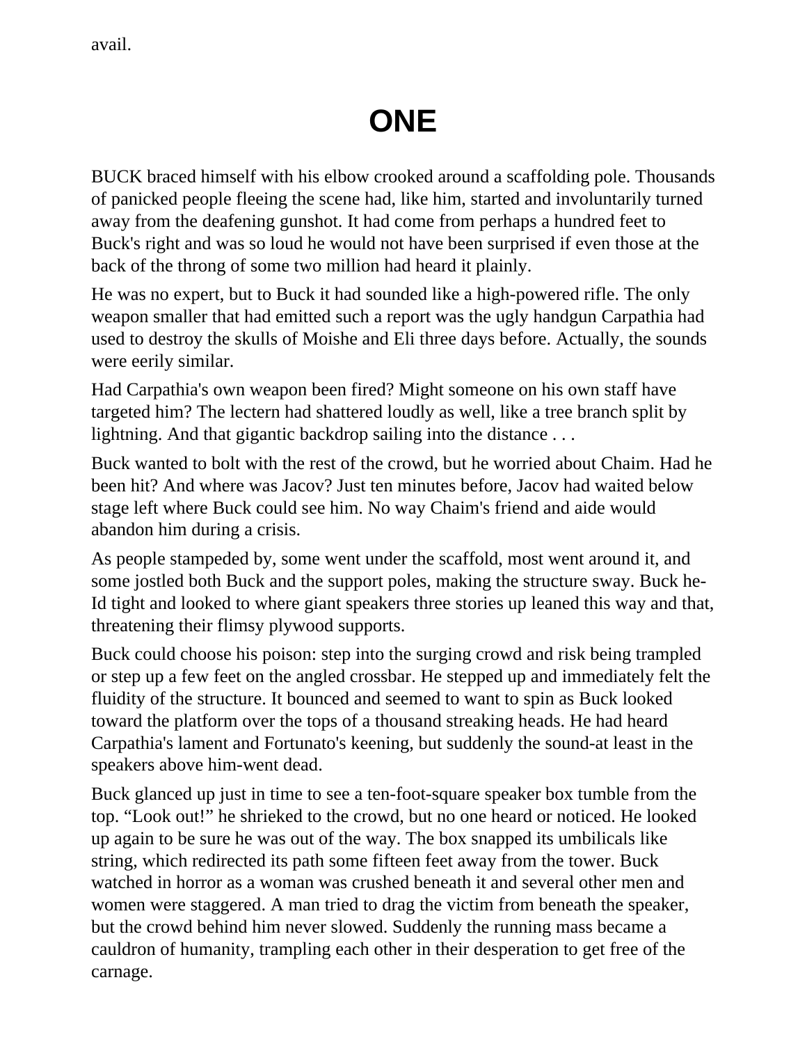avail.

# ONE

BUCK braced himself with his elbow crooked around a scaffolding pole. Thousands of panicked people fleeing the scene had, like him, started and involuntarily turned away from the deafening gunshot. It had come from perhaps a hundred feet to Buck's right and was so loud he would not have been surprised if even those at the back of the throng of some two million had heard it plainly.

He was no expert, but to Buck it had sounded like a high-powered rifle. The only weapon smaller that had emitted such a report was the ugly handgun Carpathia had used to destroy the skulls of Moishe and Eli three days before. Actually, the sounds were eerily similar.

Had Carpathia's own weapon been fired? Might someone on his own staff have targeted him? The lectern had shattered loudly as well, like a tree branch split by lightning. And that gigantic backdrop sailing into the distance . . .

Buck wanted to bolt with the rest of the crowd, but he worried about Chaim. Had he been hit? And where was Jacov? Just ten minutes before, Jacov had waited below stage left where Buck could see him. No way Chaim's friend and aide would abandon him during a crisis.

As people stampeded by, some went under the scaffold, most went around it, and some jostled both Buck and the support poles, making the structure sway. Buck he-ld tight and looked to where giant speakers three stories up leaned this way and that, threatening their flimsy plywood supports.

Buck could choose his poison: step into the surging crowd and risk being trampled or step up a few feet on the angled crossbar. He stepped up and immediately felt the fluidity of the structure. It bounced and seemed to want to spin as Buck looked toward the platform over the tops of a thousand streaking heads. He had heard Carpathia's lament and Fortunato's keening, but suddenly the sound-at least in the speakers above him-went dead.

Buck glanced up just in time to see a ten-foot-square speaker box tumble from the top. "Look out!" he shrieked to the crowd, but no one heard or noticed. He looked up again to be sure he was out of the way. The box snapped its umbilicals like string, which redirected its path some fifteen feet away from the tower. Buck watched in horror as a woman was crushed beneath it and several other men and women were staggered. A man tried to drag the victim from beneath the speaker, but the crowd behind him never slowed. Suddenly the running mass became a cauldron of humanity, trampling each other in their desperation to get free of the carnage.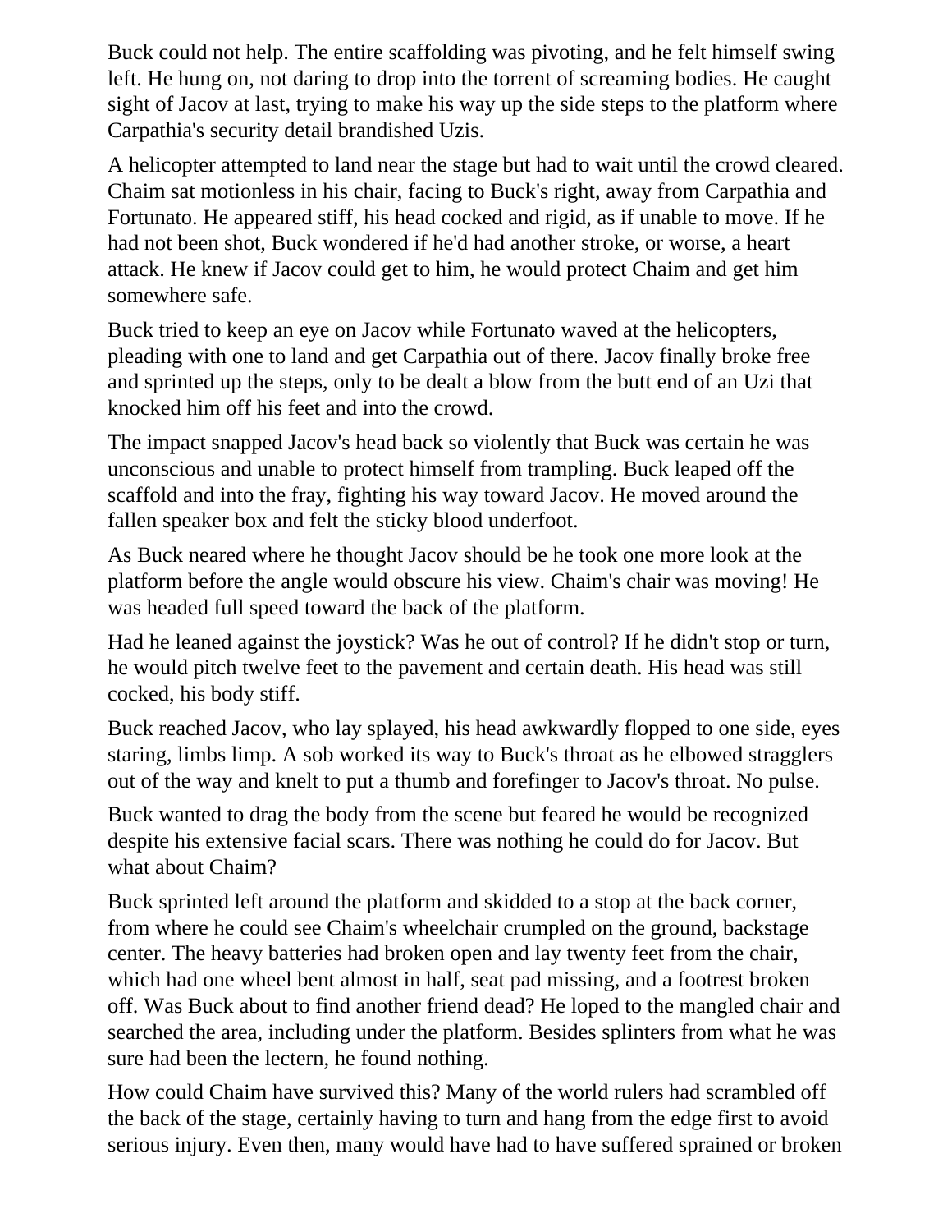Buck could not help. The entire scaffolding was pivoting, and he felt himself swing left. He hung on, not daring to drop into the torrent of screaming bodies. He caught sight of Jacov at last, trying to make his way up the side steps to the platform where Carpathia's security detail brandished Uzis.

A helicopter attempted to land near the stage but had to wait until the crowd cleared. Chaim sat motionless in his chair, facing to Buck's right, away from Carpathia and Fortunato. He appeared stiff, his head cocked and rigid, as if unable to move. If he had not been shot, Buck wondered if he'd had another stroke, or worse, a heart attack. He knew if Jacov could get to him, he would protect Chaim and get him somewhere safe.

Buck tried to keep an eye on Jacov while Fortunato waved at the helicopters, pleading with one to land and get Carpathia out of there. Jacov finally broke free and sprinted up the steps, only to be dealt a blow from the butt end of an Uzi that knocked him off his feet and into the crowd.

The impact snapped Jacov's head back so violently that Buck was certain he was unconscious and unable to protect himself from trampling. Buck leaped off the scaffold and into the fray, fighting his way toward Jacov. He moved around the fallen speaker box and felt the sticky blood underfoot.

As Buck neared where he thought Jacov should be he took one more look at the platform before the angle would obscure his view. Chaim's chair was moving! He was headed full speed toward the back of the platform.

Had he leaned against the joystick? Was he out of control? If he didn't stop or turn, he would pitch twelve feet to the pavement and certain death. His head was still cocked, his body stiff.

Buck reached Jacov, who lay splayed, his head awkwardly flopped to one side, eyes staring, limbs limp. A sob worked its way to Buck's throat as he elbowed stragglers out of the way and knelt to put a thumb and forefinger to Jacov's throat. No pulse.

Buck wanted to drag the body from the scene but feared he would be recognized despite his extensive facial scars. There was nothing he could do for Jacov. But what about Chaim?

Buck sprinted left around the platform and skidded to a stop at the back corner, from where he could see Chaim's wheelchair crumpled on the ground, backstage center. The heavy batteries had broken open and lay twenty feet from the chair, which had one wheel bent almost in half, seat pad missing, and a footrest broken off. Was Buck about to find another friend dead? He loped to the mangled chair and searched the area, including under the platform. Besides splinters from what he was sure had been the lectern, he found nothing.

How could Chaim have survived this? Many of the world rulers had scrambled off the back of the stage, certainly having to turn and hang from the edge first to avoid serious injury. Even then, many would have had to have suffered sprained or broken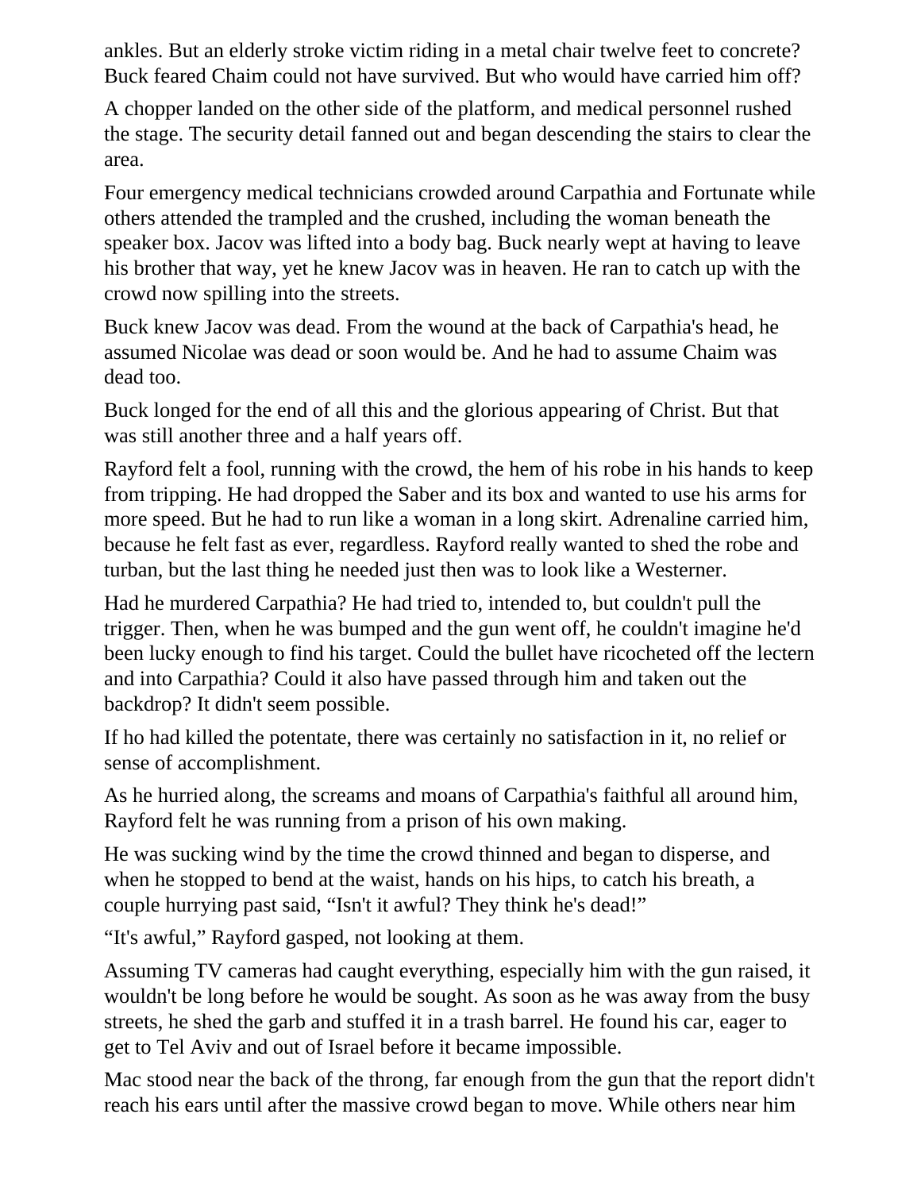ankles. But an elderly stroke victim riding in a metal chair twelve feet to concrete? Buck feared Chaim could not have survived. But who would have carried him off?

A chopper landed on the other side of the platform, and medical personnel rushed the stage. The security detail fanned out and began descending the stairs to clear the area.

Four emergency medical technicians crowded around Carpathia and Fortunate while others attended the trampled and the crushed, including the woman beneath the speaker box. Jacov was lifted into a body bag. Buck nearly wept at having to leave his brother that way, yet he knew Jacov was in heaven. He ran to catch up with the crowd now spilling into the streets.

Buck knew Jacov was dead. From the wound at the back of Carpathia's head, he assumed Nicolae was dead or soon would be. And he had to assume Chaim was dead too.

Buck longed for the end of all this and the glorious appearing of Christ. But that was still another three and a half years off.

Rayford felt a fool, running with the crowd, the hem of his robe in his hands to keep from tripping. He had dropped the Saber and its box and wanted to use his arms for more speed. But he had to run like a woman in a long skirt. Adrenaline carried him, because he felt fast as ever, regardless. Rayford really wanted to shed the robe and turban, but the last thing he needed just then was to look like a Westerner.

Had he murdered Carpathia? He had tried to, intended to, but couldn't pull the trigger. Then, when he was bumped and the gun went off, he couldn't imagine he'd been lucky enough to find his target. Could the bullet have ricocheted off the lectern and into Carpathia? Could it also have passed through him and taken out the backdrop? It didn't seem possible.

If ho had killed the potentate, there was certainly no satisfaction in it, no relief or sense of accomplishment.

As he hurried along, the screams and moans of Carpathia's faithful all around him, Rayford felt he was running from a prison of his own making.

He was sucking wind by the time the crowd thinned and began to disperse, and when he stopped to bend at the waist, hands on his hips, to catch his breath, a couple hurrying past said, “Isn't it awful? They think he's dead!”

“It's awful,” Rayford gasped, not looking at them.

Assuming TV cameras had caught everything, especially him with the gun raised, it wouldn't be long before he would be sought. As soon as he was away from the busy streets, he shed the garb and stuffed it in a trash barrel. He found his car, eager to get to Tel Aviv and out of Israel before it became impossible.

Mac stood near the back of the throng, far enough from the gun that the report didn't reach his ears until after the massive crowd began to move. While others near him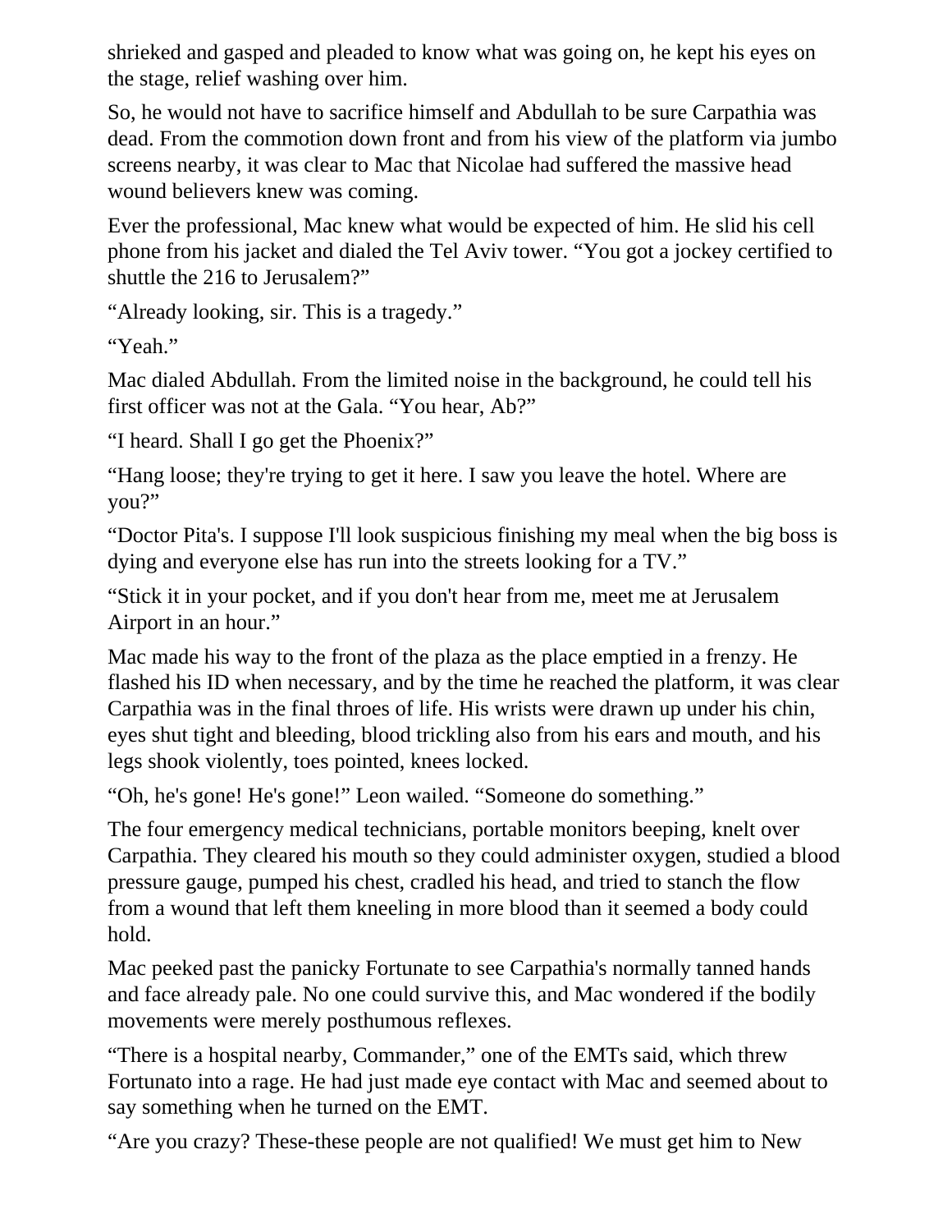shrieked and gasped and pleaded to know what was going on, he kept his eyes on the stage, relief washing over him.

So, he would not have to sacrifice himself and Abdullah to be sure Carpathia was dead. From the commotion down front and from his view of the platform via jumbo screens nearby, it was clear to Mac that Nicolae had suffered the massive head wound believers knew was coming.

Ever the professional, Mac knew what would be expected of him. He slid his cell phone from his jacket and dialed the Tel Aviv tower. “You got a jockey certified to shuttle the 216 to Jerusalem?”

“Already looking, sir. This is a tragedy.”

“Yeah.”

Mac dialed Abdullah. From the limited noise in the background, he could tell his first officer was not at the Gala. “You hear, Ab?”

“I heard. Shall I go get the Phoenix?”

“Hang loose; they're trying to get it here. I saw you leave the hotel. Where are you?”

“Doctor Pita's. I suppose I'll look suspicious finishing my meal when the big boss is dying and everyone else has run into the streets looking for a TV.”

“Stick it in your pocket, and if you don't hear from me, meet me at Jerusalem Airport in an hour.”

Mac made his way to the front of the plaza as the place emptied in a frenzy. He flashed his ID when necessary, and by the time he reached the platform, it was clear Carpathia was in the final throes of life. His wrists were drawn up under his chin, eyes shut tight and bleeding, blood trickling also from his ears and mouth, and his legs shook violently, toes pointed, knees locked.

“Oh, he's gone! He's gone!” Leon wailed. “Someone do something.”

The four emergency medical technicians, portable monitors beeping, knelt over Carpathia. They cleared his mouth so they could administer oxygen, studied a blood pressure gauge, pumped his chest, cradled his head, and tried to stanch the flow from a wound that left them kneeling in more blood than it seemed a body could hold.

Mac peeked past the panicky Fortunate to see Carpathia's normally tanned hands and face already pale. No one could survive this, and Mac wondered if the bodily movements were merely posthumous reflexes.

“There is a hospital nearby, Commander,” one of the EMTs said, which threw Fortunato into a rage. He had just made eye contact with Mac and seemed about to say something when he turned on the EMT.

“Are you crazy? These-these people are not qualified! We must get him to New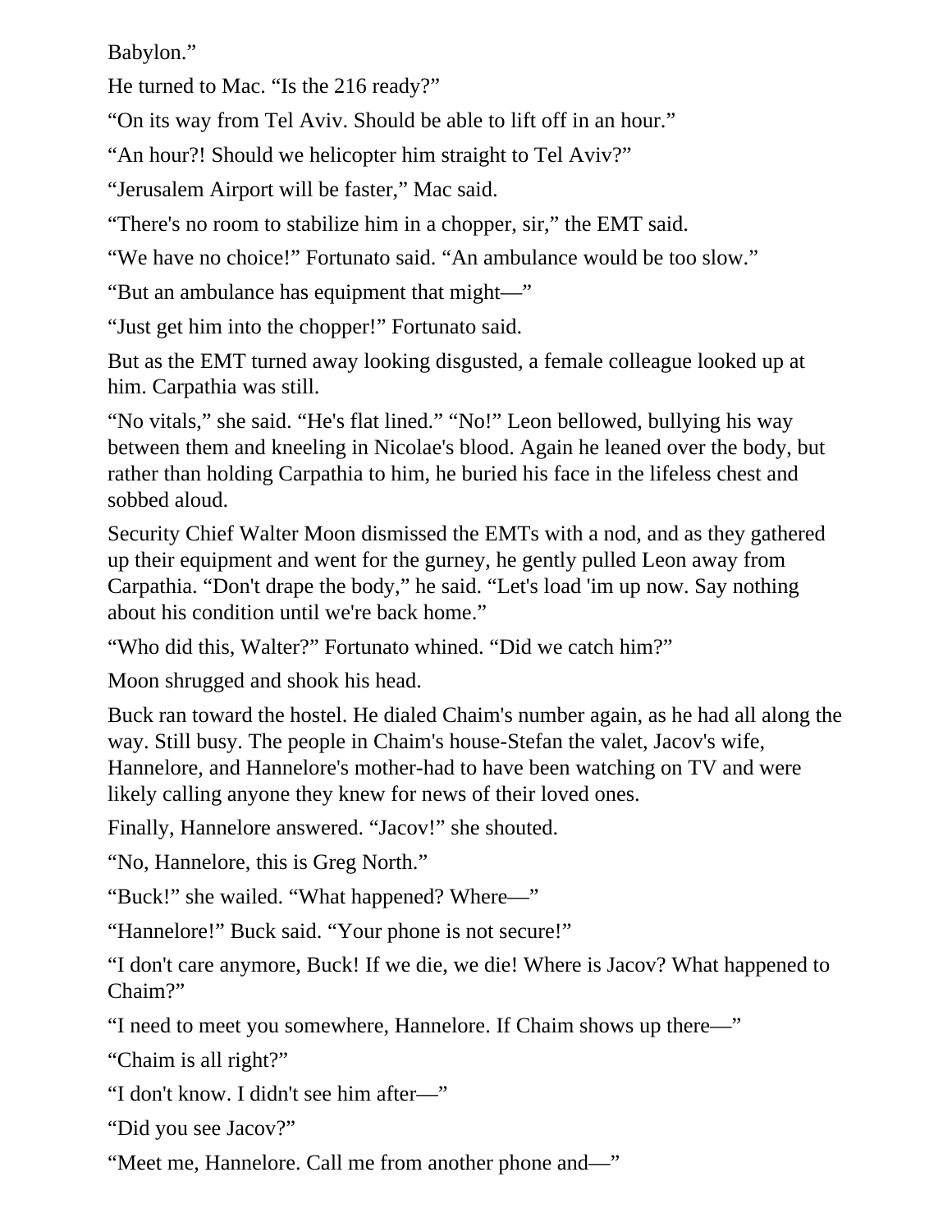Babylon."

He turned to Mac. "Is the 216 ready?"

"On its way from Tel Aviv. Should be able to lift off in an hour."

"An hour?! Should we helicopter him straight to Tel Aviv?"

"Jerusalem Airport will be faster," Mac said.

"There's no room to stabilize him in a chopper, sir," the EMT said.

"We have no choice!" Fortunato said. "An ambulance would be too slow."

"But an ambulance has equipment that might—"

"Just get him into the chopper!" Fortunato said.

But as the EMT turned away looking disgusted, a female colleague looked up at him. Carpathia was still.

"No vitals," she said. "He's flat lined." "No!" Leon bellowed, bullying his way between them and kneeling in Nicolae's blood. Again he leaned over the body, but rather than holding Carpathia to him, he buried his face in the lifeless chest and sobbed aloud.

Security Chief Walter Moon dismissed the EMTs with a nod, and as they gathered up their equipment and went for the gurney, he gently pulled Leon away from Carpathia. "Don't drape the body," he said. "Let's load 'im up now. Say nothing about his condition until we're back home."

"Who did this, Walter?" Fortunato whined. "Did we catch him?"

Moon shrugged and shook his head.

Buck ran toward the hostel. He dialed Chaim's number again, as he had all along the way. Still busy. The people in Chaim's house-Stefan the valet, Jacov's wife, Hannelore, and Hannelore's mother-had to have been watching on TV and were likely calling anyone they knew for news of their loved ones.

Finally, Hannelore answered. "Jacov!" she shouted.

"No, Hannelore, this is Greg North."

"Buck!" she wailed. "What happened? Where—"

"Hannelore!" Buck said. "Your phone is not secure!"

"I don't care anymore, Buck! If we die, we die! Where is Jacov? What happened to Chaim?"

"I need to meet you somewhere, Hannelore. If Chaim shows up there—"

"Chaim is all right?"

"I don't know. I didn't see him after—"

"Did you see Jacov?"

"Meet me, Hannelore. Call me from another phone and—"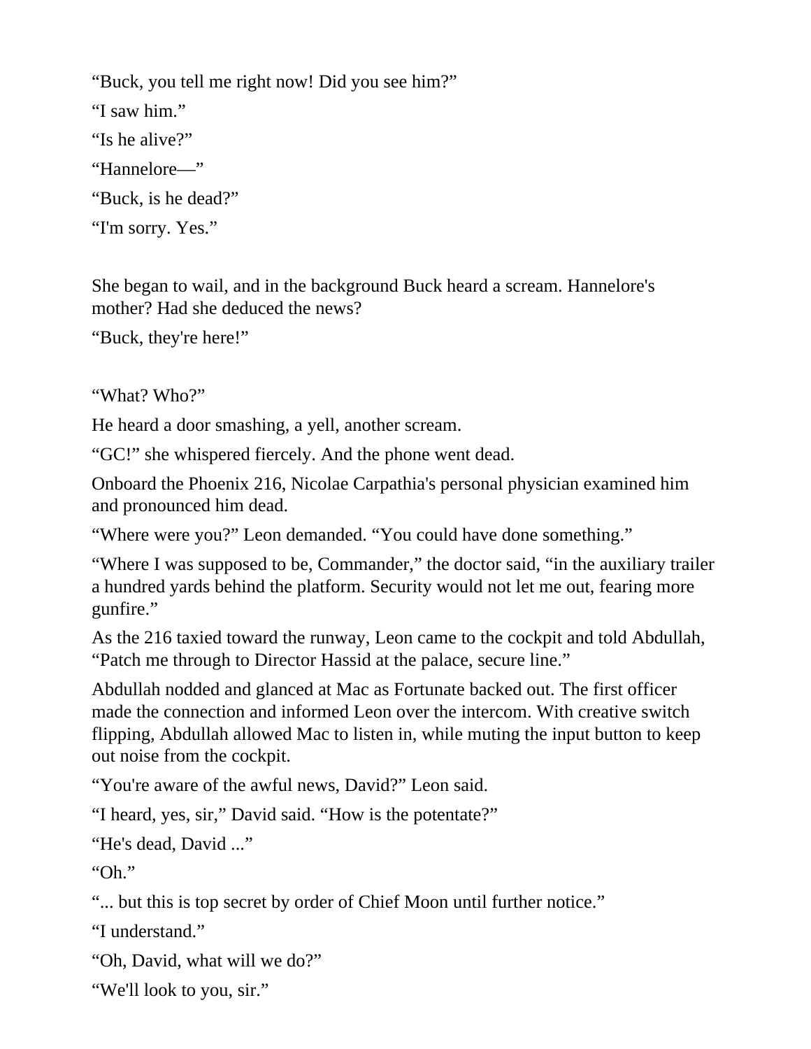"Buck, you tell me right now! Did you see him?"

"I saw him."

"Is he alive?"

"Hannelore—"

"Buck, is he dead?"

"I'm sorry. Yes."

She began to wail, and in the background Buck heard a scream. Hannelore's mother? Had she deduced the news?

"Buck, they're here!"

"What? Who?"

He heard a door smashing, a yell, another scream.

"GC!" she whispered fiercely. And the phone went dead.

Onboard the Phoenix 216, Nicolae Carpathia's personal physician examined him and pronounced him dead.

"Where were you?" Leon demanded. "You could have done something."

"Where I was supposed to be, Commander," the doctor said, "in the auxiliary trailer a hundred yards behind the platform. Security would not let me out, fearing more gunfire."

As the 216 taxied toward the runway, Leon came to the cockpit and told Abdullah, "Patch me through to Director Hassid at the palace, secure line."

Abdullah nodded and glanced at Mac as Fortunate backed out. The first officer made the connection and informed Leon over the intercom. With creative switch flipping, Abdullah allowed Mac to listen in, while muting the input button to keep out noise from the cockpit.

"You're aware of the awful news, David?" Leon said.

"I heard, yes, sir," David said. "How is the potentate?"

"He's dead, David ..."

"Oh."

"... but this is top secret by order of Chief Moon until further notice."

"I understand."

"Oh, David, what will we do?"

"We'll look to you, sir."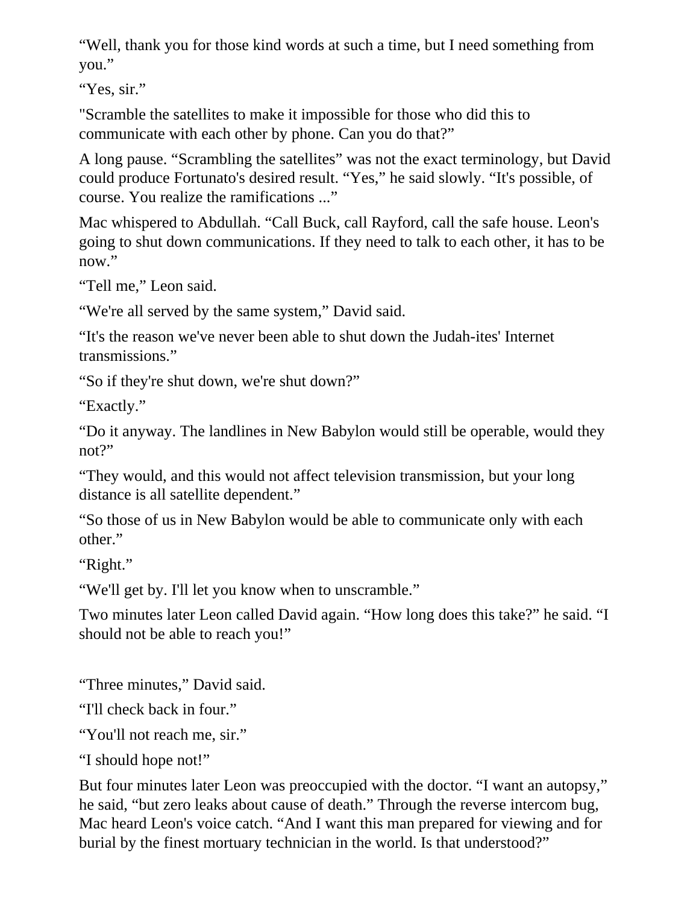“Well, thank you for those kind words at such a time, but I need something from you.”

“Yes, sir.”

"Scramble the satellites to make it impossible for those who did this to communicate with each other by phone. Can you do that?”

A long pause. “Scrambling the satellites” was not the exact terminology, but David could produce Fortunato's desired result. “Yes,” he said slowly. “It's possible, of course. You realize the ramifications ...”

Mac whispered to Abdullah. “Call Buck, call Rayford, call the safe house. Leon's going to shut down communications. If they need to talk to each other, it has to be now.”

“Tell me,” Leon said.

“We're all served by the same system,” David said.

“It's the reason we've never been able to shut down the Judah-ites' Internet transmissions.”

“So if they're shut down, we're shut down?”

“Exactly.”

“Do it anyway. The landlines in New Babylon would still be operable, would they not?”

“They would, and this would not affect television transmission, but your long distance is all satellite dependent.”

“So those of us in New Babylon would be able to communicate only with each other.”

“Right.”

“We'll get by. I'll let you know when to unscramble.”

Two minutes later Leon called David again. “How long does this take?” he said. “I should not be able to reach you!”

“Three minutes,” David said.

“I'll check back in four.”

“You'll not reach me, sir.”

“I should hope not!”

But four minutes later Leon was preoccupied with the doctor. “I want an autopsy,” he said, “but zero leaks about cause of death.” Through the reverse intercom bug, Mac heard Leon's voice catch. “And I want this man prepared for viewing and for burial by the finest mortuary technician in the world. Is that understood?”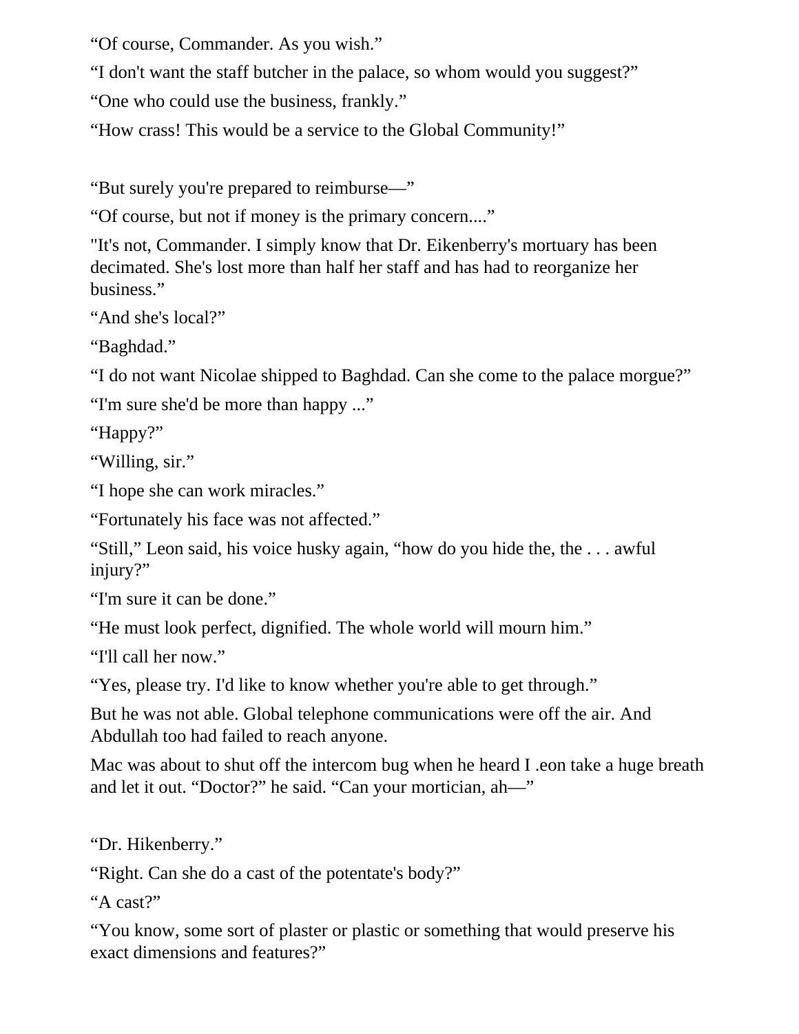“Of course, Commander. As you wish.”

“I don't want the staff butcher in the palace, so whom would you suggest?”

“One who could use the business, frankly.”

“How crass! This would be a service to the Global Community!”

“But surely you're prepared to reimburse—”

“Of course, but not if money is the primary concern....”

"It's not, Commander. I simply know that Dr. Eikenberry's mortuary has been decimated. She's lost more than half her staff and has had to reorganize her business.”

“And she's local?”

“Baghdad.”

“I do not want Nicolae shipped to Baghdad. Can she come to the palace morgue?”

“I'm sure she'd be more than happy ...”

“Happy?”

“Willing, sir.”

“I hope she can work miracles.”

“Fortunately his face was not affected.”

“Still,” Leon said, his voice husky again, “how do you hide the, the . . . awful injury?”

“I'm sure it can be done.”

“He must look perfect, dignified. The whole world will mourn him.”

“I'll call her now.”

“Yes, please try. I'd like to know whether you're able to get through.”

But he was not able. Global telephone communications were off the air. And Abdullah too had failed to reach anyone.

Mac was about to shut off the intercom bug when he heard I .eon take a huge breath and let it out. “Doctor?” he said. “Can your mortician, ah—”

“Dr. Hikenberry.”

“Right. Can she do a cast of the potentate's body?”

“A cast?”

“You know, some sort of plaster or plastic or something that would preserve his exact dimensions and features?”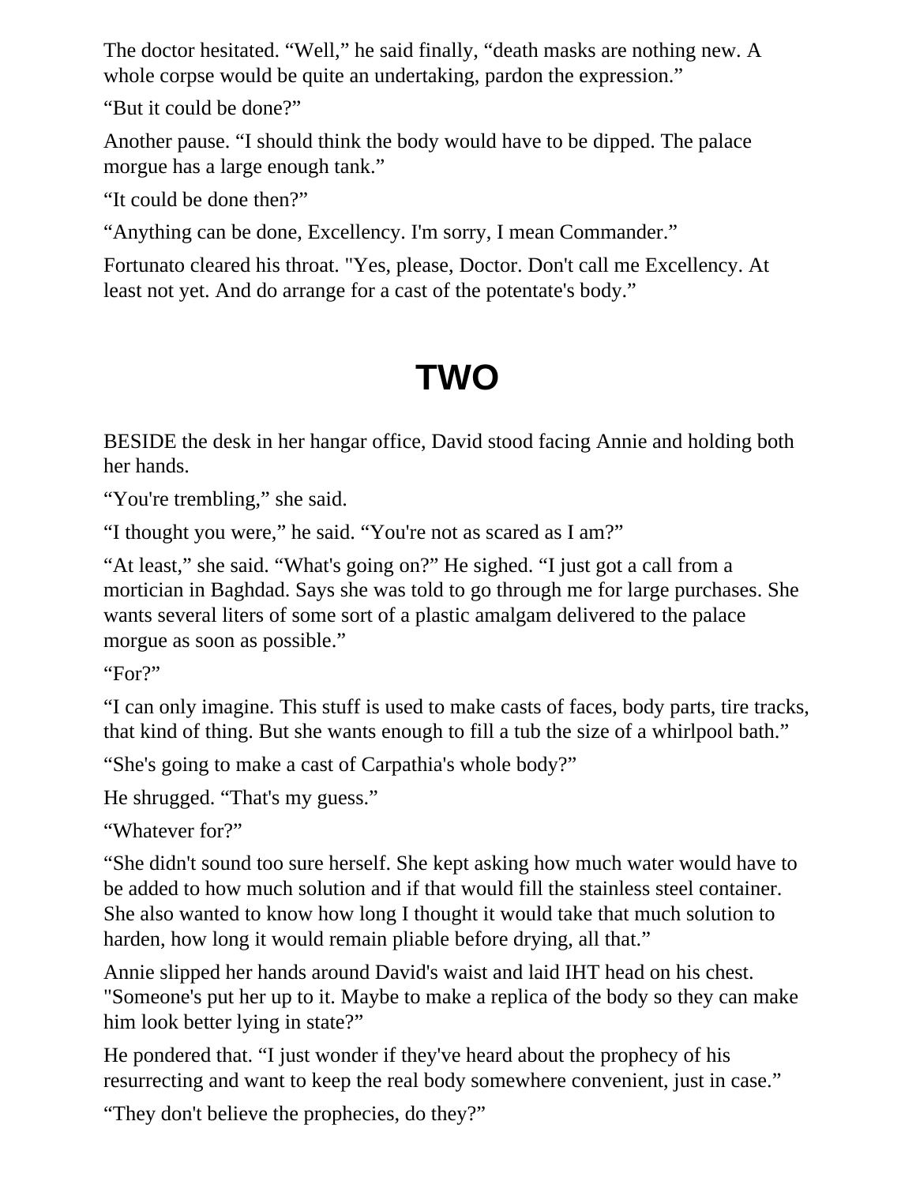The doctor hesitated. “Well,” he said finally, “death masks are nothing new. A whole corpse would be quite an undertaking, pardon the expression.”

“But it could be done?”

Another pause. “I should think the body would have to be dipped. The palace morgue has a large enough tank.”

“It could be done then?”

“Anything can be done, Excellency. I'm sorry, I mean Commander.”

Fortunato cleared his throat. "Yes, please, Doctor. Don't call me Excellency. At least not yet. And do arrange for a cast of the potentate's body.”

# TWO

BESIDE the desk in her hangar office, David stood facing Annie and holding both her hands.

“You're trembling,” she said.

“I thought you were,” he said. “You're not as scared as I am?”

“At least,” she said. “What's going on?” He sighed. “I just got a call from a mortician in Baghdad. Says she was told to go through me for large purchases. She wants several liters of some sort of a plastic amalgam delivered to the palace morgue as soon as possible.”

“For?”

“I can only imagine. This stuff is used to make casts of faces, body parts, tire tracks, that kind of thing. But she wants enough to fill a tub the size of a whirlpool bath.”

“She's going to make a cast of Carpathia's whole body?”

He shrugged. “That's my guess.”

“Whatever for?”

“She didn't sound too sure herself. She kept asking how much water would have to be added to how much solution and if that would fill the stainless steel container. She also wanted to know how long I thought it would take that much solution to harden, how long it would remain pliable before drying, all that.”

Annie slipped her hands around David's waist and laid IHT head on his chest. "Someone's put her up to it. Maybe to make a replica of the body so they can make him look better lying in state?”

He pondered that. “I just wonder if they've heard about the prophecy of his resurrecting and want to keep the real body somewhere convenient, just in case.”

“They don't believe the prophecies, do they?”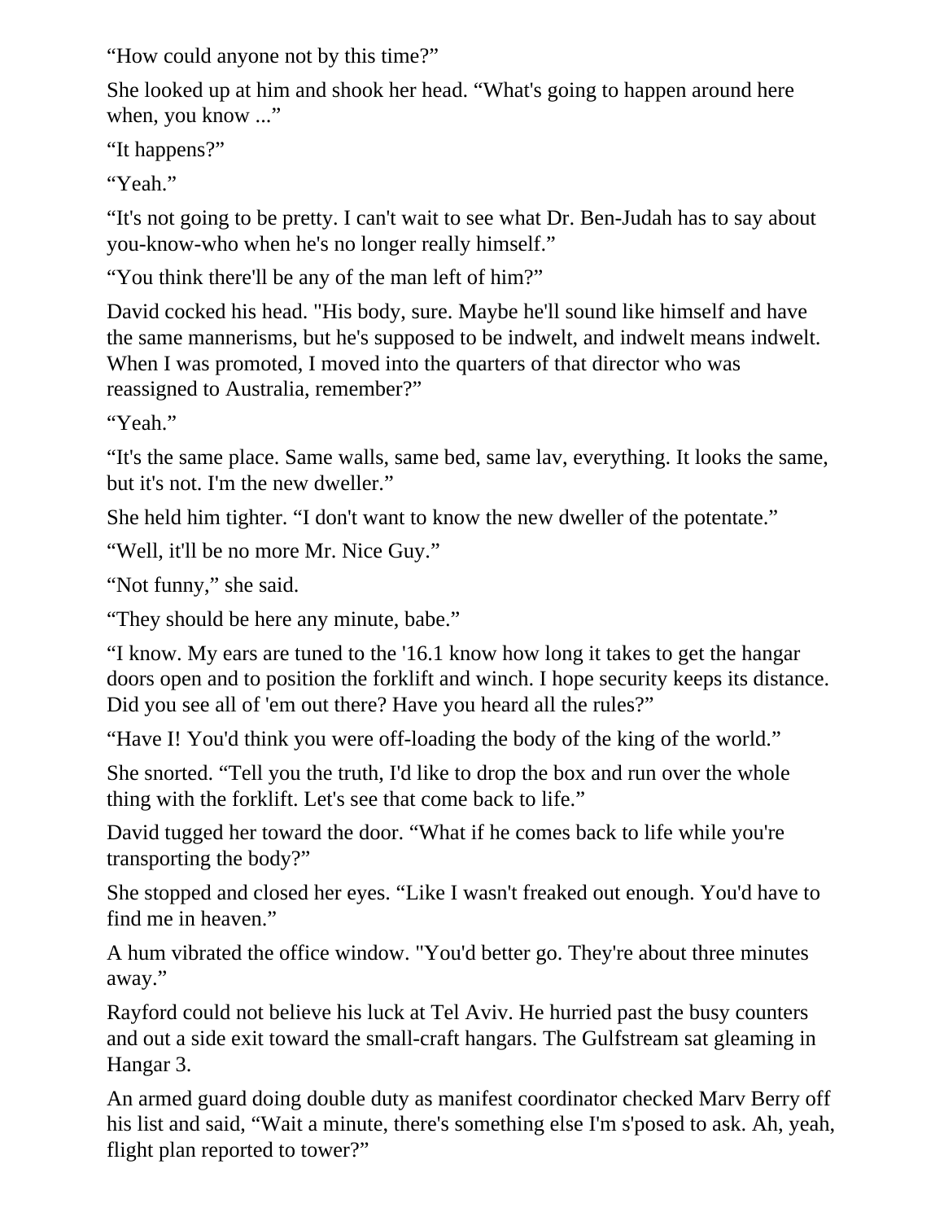“How could anyone not by this time?”

She looked up at him and shook her head. “What's going to happen around here when, you know ...”

“It happens?”

“Yeah.”

“It's not going to be pretty. I can't wait to see what Dr. Ben-Judah has to say about you-know-who when he's no longer really himself.”

“You think there'll be any of the man left of him?”

David cocked his head. "His body, sure. Maybe he'll sound like himself and have the same mannerisms, but he's supposed to be indwelt, and indwelt means indwelt. When I was promoted, I moved into the quarters of that director who was reassigned to Australia, remember?”

“Yeah.”

“It's the same place. Same walls, same bed, same lav, everything. It looks the same, but it's not. I'm the new dweller.”

She held him tighter. “I don't want to know the new dweller of the potentate.”

“Well, it'll be no more Mr. Nice Guy.”

“Not funny,” she said.

“They should be here any minute, babe.”

“I know. My ears are tuned to the '16.1 know how long it takes to get the hangar doors open and to position the forklift and winch. I hope security keeps its distance. Did you see all of 'em out there? Have you heard all the rules?”

“Have I! You'd think you were off-loading the body of the king of the world.”

She snorted. “Tell you the truth, I'd like to drop the box and run over the whole thing with the forklift. Let's see that come back to life.”

David tugged her toward the door. “What if he comes back to life while you're transporting the body?”

She stopped and closed her eyes. “Like I wasn't freaked out enough. You'd have to find me in heaven.”

A hum vibrated the office window. "You'd better go. They're about three minutes away.”

Rayford could not believe his luck at Tel Aviv. He hurried past the busy counters and out a side exit toward the small-craft hangars. The Gulfstream sat gleaming in Hangar 3.

An armed guard doing double duty as manifest coordinator checked Marv Berry off his list and said, “Wait a minute, there's something else I'm s'posed to ask. Ah, yeah, flight plan reported to tower?”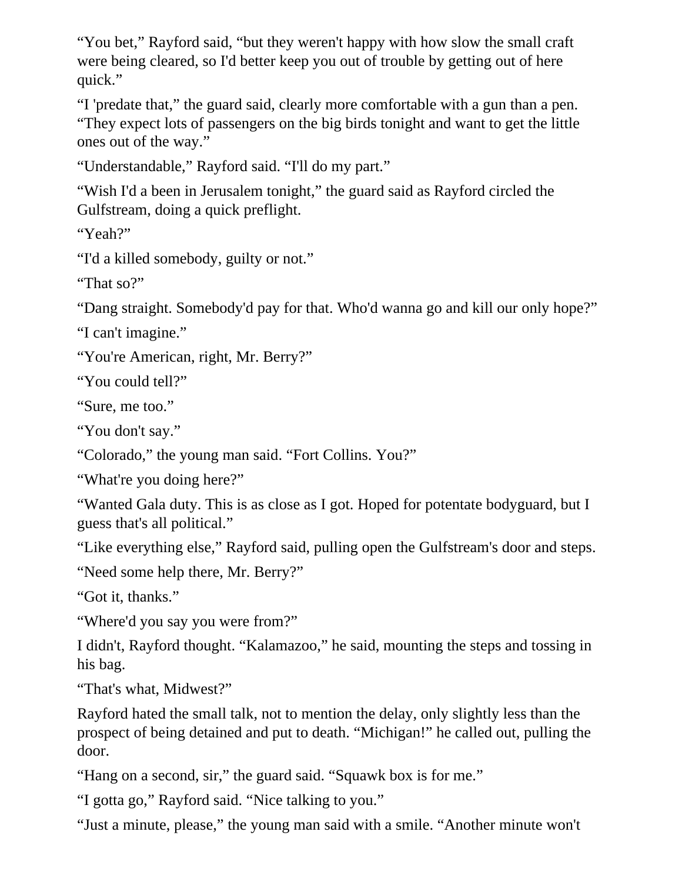“You bet,” Rayford said, “but they weren't happy with how slow the small craft were being cleared, so I'd better keep you out of trouble by getting out of here quick.”

“I 'predate that,” the guard said, clearly more comfortable with a gun than a pen. “They expect lots of passengers on the big birds tonight and want to get the little ones out of the way.”

“Understandable,” Rayford said. “I'll do my part.”

“Wish I'd a been in Jerusalem tonight,” the guard said as Rayford circled the Gulfstream, doing a quick preflight.

“Yeah?”

“I'd a killed somebody, guilty or not.”

“That so?”

“Dang straight. Somebody'd pay for that. Who'd wanna go and kill our only hope?”

“I can't imagine.”

“You're American, right, Mr. Berry?”

“You could tell?”

“Sure, me too.”

“You don't say.”

“Colorado,” the young man said. “Fort Collins. You?”

“What're you doing here?”

“Wanted Gala duty. This is as close as I got. Hoped for potentate bodyguard, but I guess that's all political.”

“Like everything else,” Rayford said, pulling open the Gulfstream's door and steps.

“Need some help there, Mr. Berry?”

“Got it, thanks.”

“Where'd you say you were from?”

I didn't, Rayford thought. “Kalamazoo,” he said, mounting the steps and tossing in his bag.

“That's what, Midwest?”

Rayford hated the small talk, not to mention the delay, only slightly less than the prospect of being detained and put to death. “Michigan!” he called out, pulling the door.

“Hang on a second, sir,” the guard said. “Squawk box is for me.”

“I gotta go,” Rayford said. “Nice talking to you.”

“Just a minute, please,” the young man said with a smile. “Another minute won't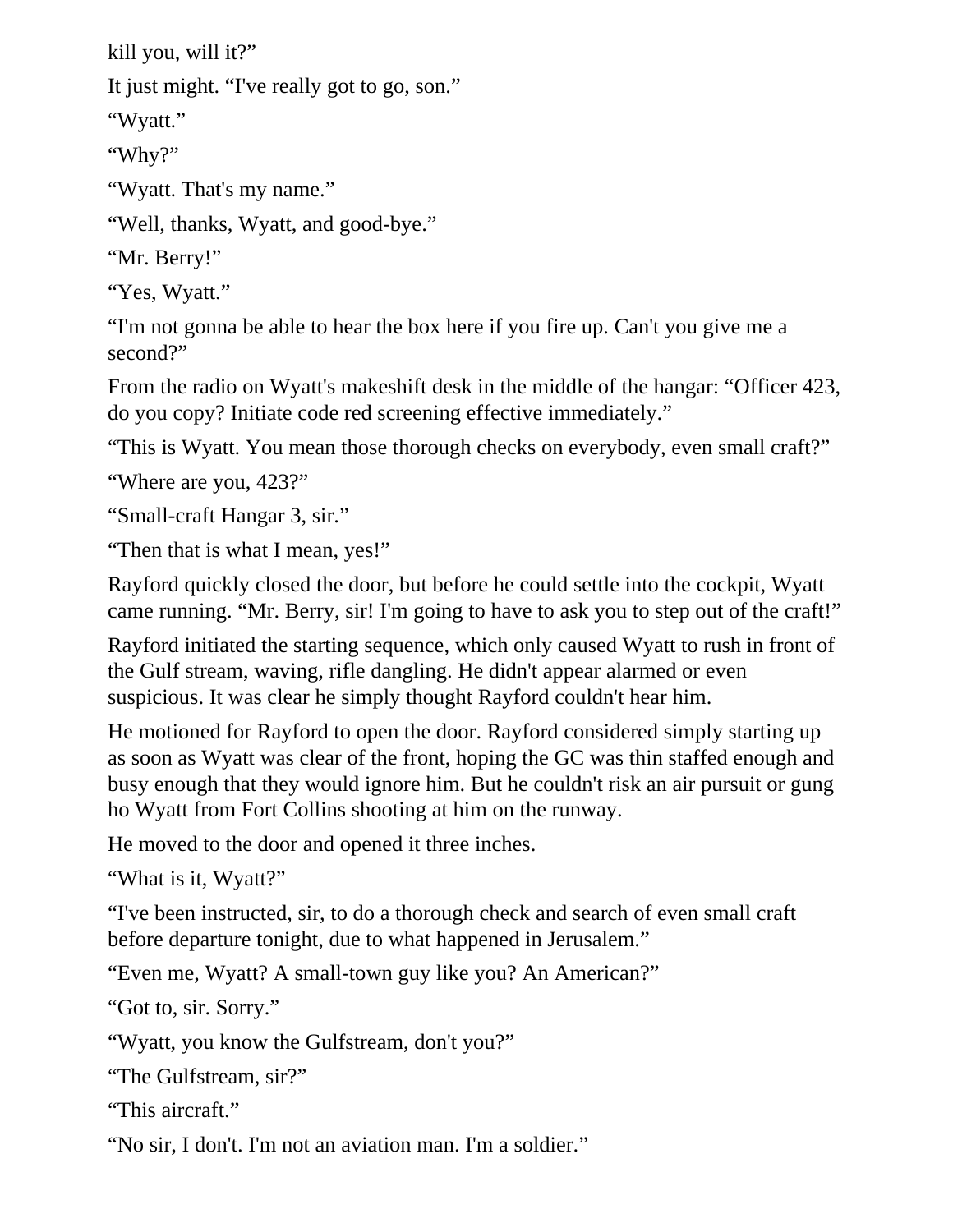kill you, will it?”

It just might. “I've really got to go, son.”

“Wyatt.”

“Why?”

“Wyatt. That's my name.”

“Well, thanks, Wyatt, and good-bye.”

“Mr. Berry!”

“Yes, Wyatt.”

“I'm not gonna be able to hear the box here if you fire up. Can't you give me a second?”

From the radio on Wyatt's makeshift desk in the middle of the hangar: “Officer 423, do you copy? Initiate code red screening effective immediately.”

“This is Wyatt. You mean those thorough checks on everybody, even small craft?”

“Where are you, 423?”

“Small-craft Hangar 3, sir.”

“Then that is what I mean, yes!”

Rayford quickly closed the door, but before he could settle into the cockpit, Wyatt came running. “Mr. Berry, sir! I'm going to have to ask you to step out of the craft!”

Rayford initiated the starting sequence, which only caused Wyatt to rush in front of the Gulf stream, waving, rifle dangling. He didn't appear alarmed or even suspicious. It was clear he simply thought Rayford couldn't hear him.

He motioned for Rayford to open the door. Rayford considered simply starting up as soon as Wyatt was clear of the front, hoping the GC was thin staffed enough and busy enough that they would ignore him. But he couldn't risk an air pursuit or gung ho Wyatt from Fort Collins shooting at him on the runway.

He moved to the door and opened it three inches.

“What is it, Wyatt?”

“I've been instructed, sir, to do a thorough check and search of even small craft before departure tonight, due to what happened in Jerusalem.”

“Even me, Wyatt? A small-town guy like you? An American?”

“Got to, sir. Sorry.”

“Wyatt, you know the Gulfstream, don't you?”

“The Gulfstream, sir?”

“This aircraft.”

“No sir, I don't. I'm not an aviation man. I'm a soldier.”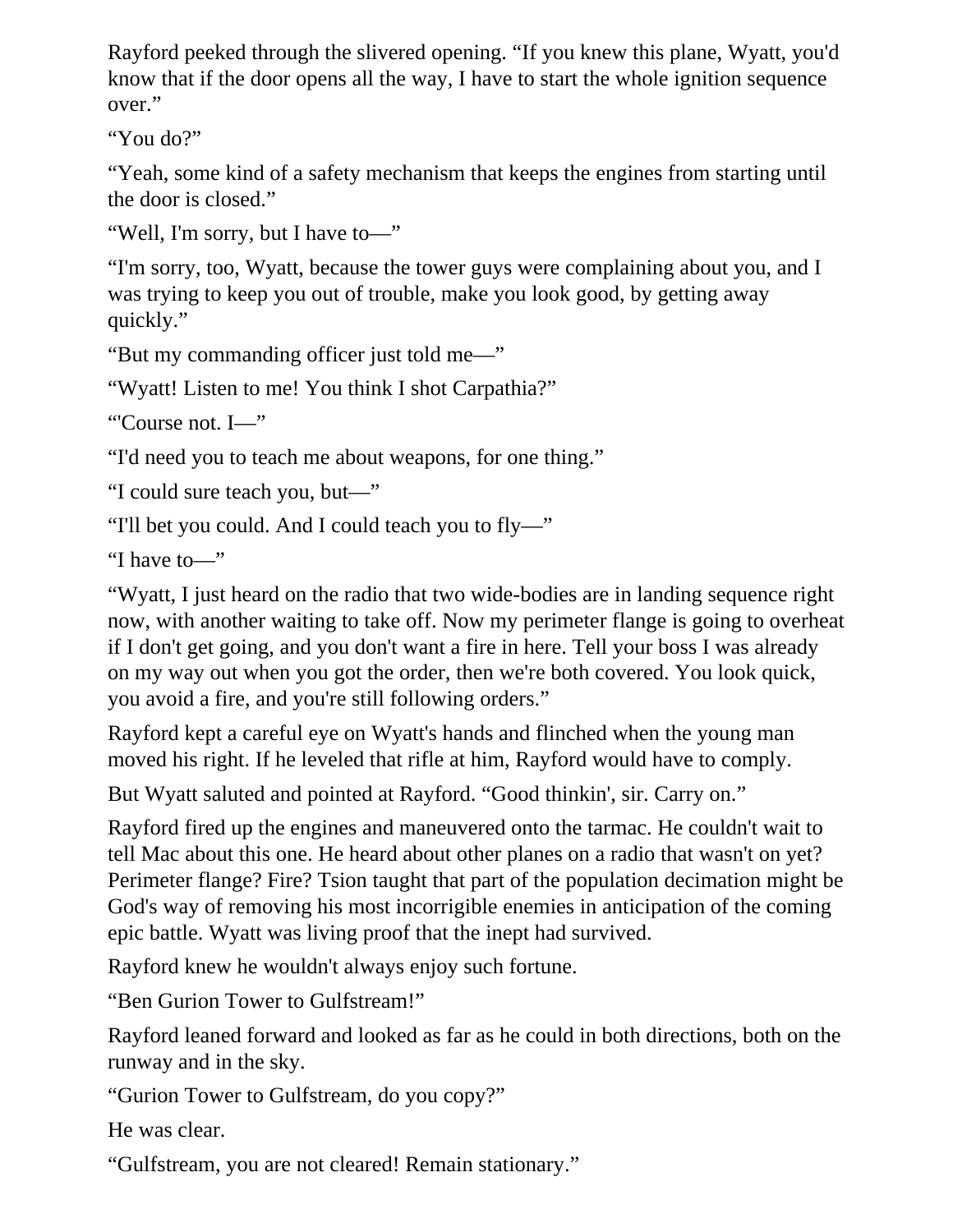Rayford peeked through the slivered opening. “If you knew this plane, Wyatt, you'd know that if the door opens all the way, I have to start the whole ignition sequence over.”

“You do?”

“Yeah, some kind of a safety mechanism that keeps the engines from starting until the door is closed.”

“Well, I'm sorry, but I have to—”

“I'm sorry, too, Wyatt, because the tower guys were complaining about you, and I was trying to keep you out of trouble, make you look good, by getting away quickly.”

“But my commanding officer just told me—”

“Wyatt! Listen to me! You think I shot Carpathia?”

“'Course not. I—”

“I'd need you to teach me about weapons, for one thing.”

“I could sure teach you, but—”

“I'll bet you could. And I could teach you to fly—”

“I have to—”

“Wyatt, I just heard on the radio that two wide-bodies are in landing sequence right now, with another waiting to take off. Now my perimeter flange is going to overheat if I don't get going, and you don't want a fire in here. Tell your boss I was already on my way out when you got the order, then we're both covered. You look quick, you avoid a fire, and you're still following orders.”

Rayford kept a careful eye on Wyatt's hands and flinched when the young man moved his right. If he leveled that rifle at him, Rayford would have to comply.

But Wyatt saluted and pointed at Rayford. “Good thinkin', sir. Carry on.”

Rayford fired up the engines and maneuvered onto the tarmac. He couldn't wait to tell Mac about this one. He heard about other planes on a radio that wasn't on yet? Perimeter flange? Fire? Tsion taught that part of the population decimation might be God's way of removing his most incorrigible enemies in anticipation of the coming epic battle. Wyatt was living proof that the inept had survived.

Rayford knew he wouldn't always enjoy such fortune.

“Ben Gurion Tower to Gulfstream!”

Rayford leaned forward and looked as far as he could in both directions, both on the runway and in the sky.

“Gurion Tower to Gulfstream, do you copy?”

He was clear.

“Gulfstream, you are not cleared! Remain stationary.”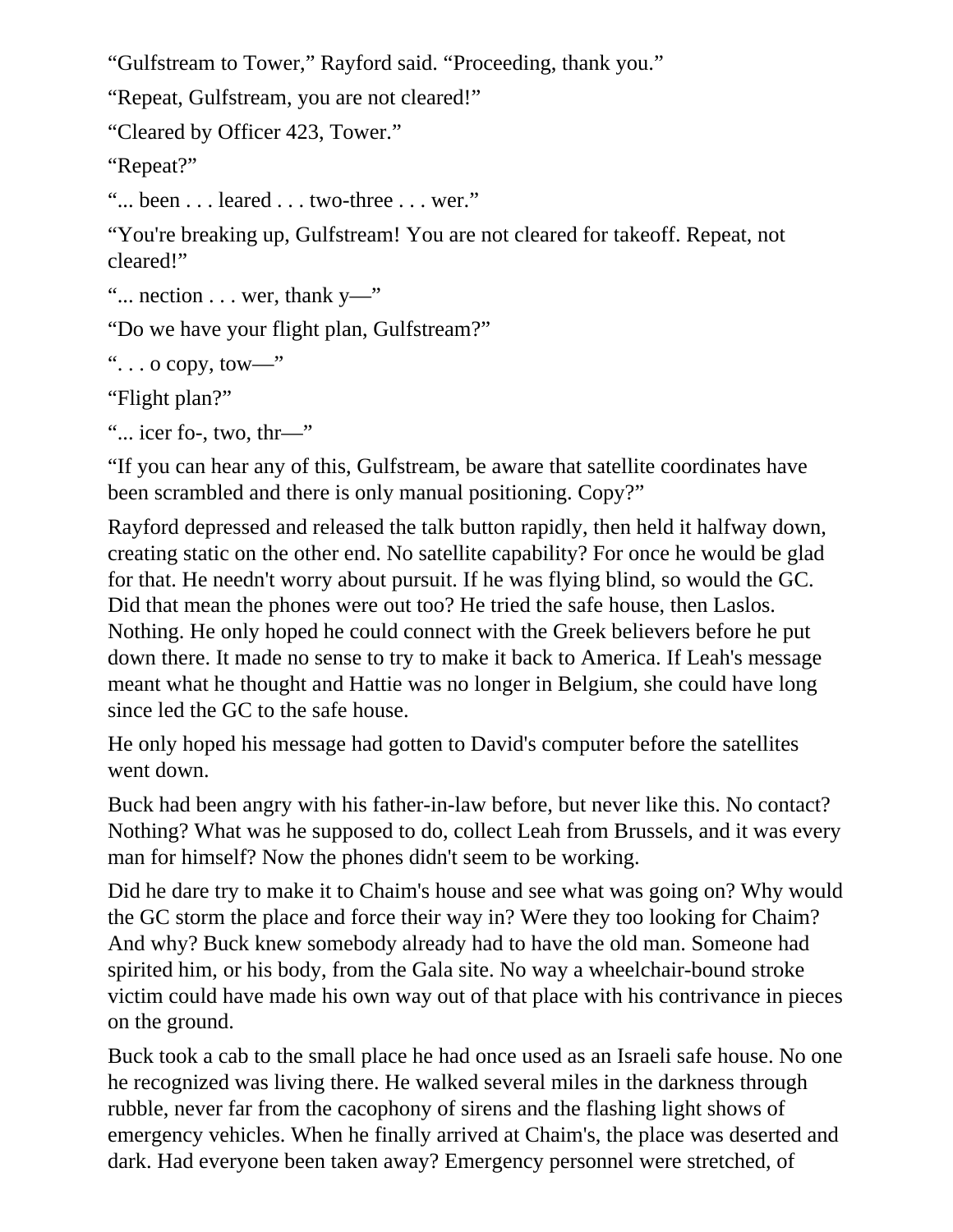“Gulfstream to Tower,” Rayford said. “Proceeding, thank you.”

“Repeat, Gulfstream, you are not cleared!”

“Cleared by Officer 423, Tower.”

“Repeat?”

“... been . . . leared . . . two-three . . . wer.”

“You're breaking up, Gulfstream! You are not cleared for takeoff. Repeat, not cleared!”

“... nection . . . wer, thank y—”

“Do we have your flight plan, Gulfstream?”

“. . . o copy, tow—”

“Flight plan?”

“... icer fo-, two, thr—”

“If you can hear any of this, Gulfstream, be aware that satellite coordinates have been scrambled and there is only manual positioning. Copy?”

Rayford depressed and released the talk button rapidly, then held it halfway down, creating static on the other end. No satellite capability? For once he would be glad for that. He needn't worry about pursuit. If he was flying blind, so would the GC. Did that mean the phones were out too? He tried the safe house, then Laslos. Nothing. He only hoped he could connect with the Greek believers before he put down there. It made no sense to try to make it back to America. If Leah's message meant what he thought and Hattie was no longer in Belgium, she could have long since led the GC to the safe house.

He only hoped his message had gotten to David's computer before the satellites went down.

Buck had been angry with his father-in-law before, but never like this. No contact? Nothing? What was he supposed to do, collect Leah from Brussels, and it was every man for himself? Now the phones didn't seem to be working.

Did he dare try to make it to Chaim's house and see what was going on? Why would the GC storm the place and force their way in? Were they too looking for Chaim? And why? Buck knew somebody already had to have the old man. Someone had spirited him, or his body, from the Gala site. No way a wheelchair-bound stroke victim could have made his own way out of that place with his contrivance in pieces on the ground.

Buck took a cab to the small place he had once used as an Israeli safe house. No one he recognized was living there. He walked several miles in the darkness through rubble, never far from the cacophony of sirens and the flashing light shows of emergency vehicles. When he finally arrived at Chaim's, the place was deserted and dark. Had everyone been taken away? Emergency personnel were stretched, of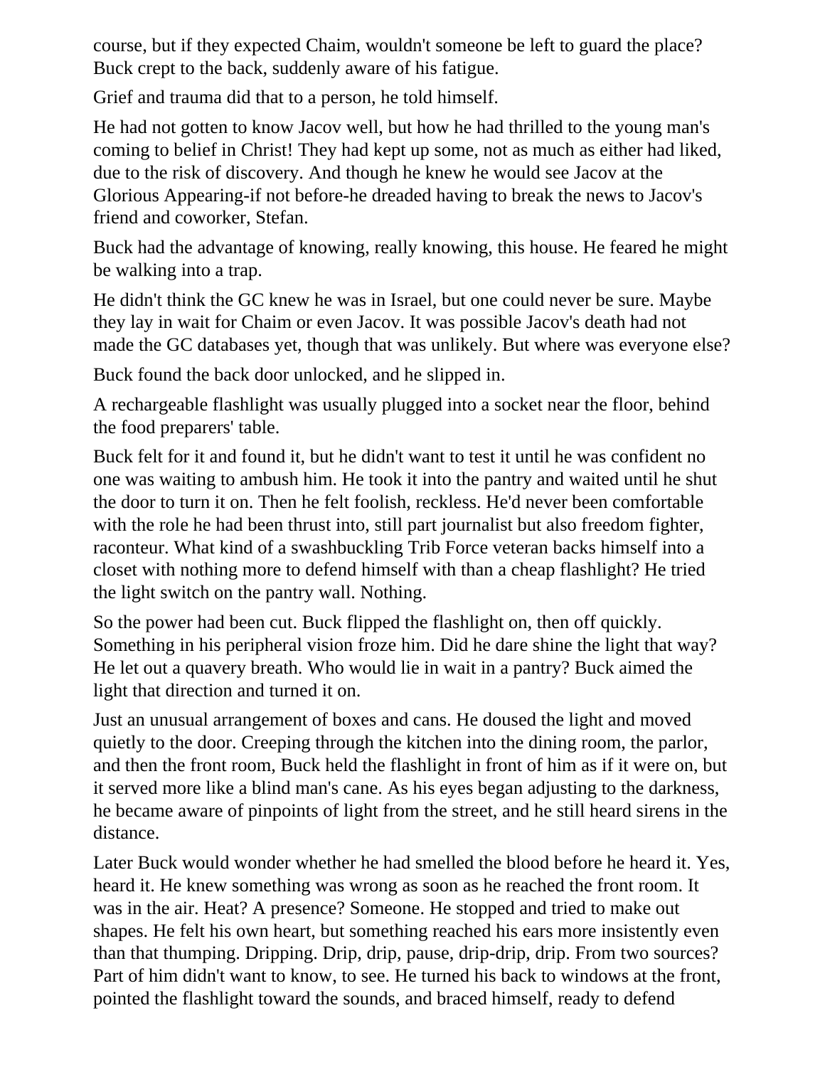course, but if they expected Chaim, wouldn't someone be left to guard the place? Buck crept to the back, suddenly aware of his fatigue.

Grief and trauma did that to a person, he told himself.

He had not gotten to know Jacov well, but how he had thrilled to the young man's coming to belief in Christ! They had kept up some, not as much as either had liked, due to the risk of discovery. And though he knew he would see Jacov at the Glorious Appearing-if not before-he dreaded having to break the news to Jacov's friend and coworker, Stefan.

Buck had the advantage of knowing, really knowing, this house. He feared he might be walking into a trap.

He didn't think the GC knew he was in Israel, but one could never be sure. Maybe they lay in wait for Chaim or even Jacov. It was possible Jacov's death had not made the GC databases yet, though that was unlikely. But where was everyone else?

Buck found the back door unlocked, and he slipped in.

A rechargeable flashlight was usually plugged into a socket near the floor, behind the food preparers' table.

Buck felt for it and found it, but he didn't want to test it until he was confident no one was waiting to ambush him. He took it into the pantry and waited until he shut the door to turn it on. Then he felt foolish, reckless. He'd never been comfortable with the role he had been thrust into, still part journalist but also freedom fighter, raconteur. What kind of a swashbuckling Trib Force veteran backs himself into a closet with nothing more to defend himself with than a cheap flashlight? He tried the light switch on the pantry wall. Nothing.

So the power had been cut. Buck flipped the flashlight on, then off quickly. Something in his peripheral vision froze him. Did he dare shine the light that way? He let out a quavery breath. Who would lie in wait in a pantry? Buck aimed the light that direction and turned it on.

Just an unusual arrangement of boxes and cans. He doused the light and moved quietly to the door. Creeping through the kitchen into the dining room, the parlor, and then the front room, Buck held the flashlight in front of him as if it were on, but it served more like a blind man's cane. As his eyes began adjusting to the darkness, he became aware of pinpoints of light from the street, and he still heard sirens in the distance.

Later Buck would wonder whether he had smelled the blood before he heard it. Yes, heard it. He knew something was wrong as soon as he reached the front room. It was in the air. Heat? A presence? Someone. He stopped and tried to make out shapes. He felt his own heart, but something reached his ears more insistently even than that thumping. Dripping. Drip, drip, pause, drip-drip, drip. From two sources? Part of him didn't want to know, to see. He turned his back to windows at the front, pointed the flashlight toward the sounds, and braced himself, ready to defend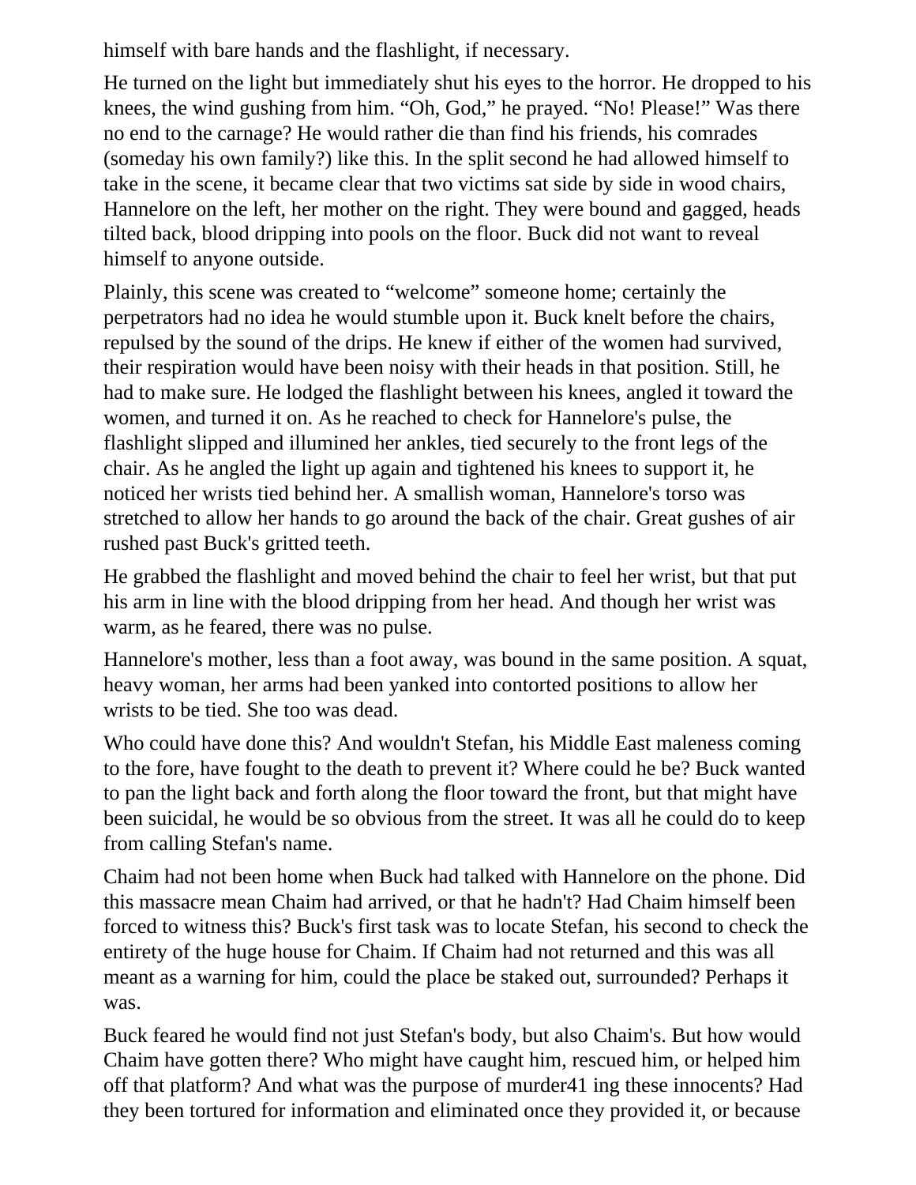himself with bare hands and the flashlight, if necessary.

He turned on the light but immediately shut his eyes to the horror. He dropped to his knees, the wind gushing from him. “Oh, God,” he prayed. “No! Please!” Was there no end to the carnage? He would rather die than find his friends, his comrades (someday his own family?) like this. In the split second he had allowed himself to take in the scene, it became clear that two victims sat side by side in wood chairs, Hannelore on the left, her mother on the right. They were bound and gagged, heads tilted back, blood dripping into pools on the floor. Buck did not want to reveal himself to anyone outside.

Plainly, this scene was created to “welcome” someone home; certainly the perpetrators had no idea he would stumble upon it. Buck knelt before the chairs, repulsed by the sound of the drips. He knew if either of the women had survived, their respiration would have been noisy with their heads in that position. Still, he had to make sure. He lodged the flashlight between his knees, angled it toward the women, and turned it on. As he reached to check for Hannelore's pulse, the flashlight slipped and illumined her ankles, tied securely to the front legs of the chair. As he angled the light up again and tightened his knees to support it, he noticed her wrists tied behind her. A smallish woman, Hannelore's torso was stretched to allow her hands to go around the back of the chair. Great gushes of air rushed past Buck's gritted teeth.

He grabbed the flashlight and moved behind the chair to feel her wrist, but that put his arm in line with the blood dripping from her head. And though her wrist was warm, as he feared, there was no pulse.

Hannelore's mother, less than a foot away, was bound in the same position. A squat, heavy woman, her arms had been yanked into contorted positions to allow her wrists to be tied. She too was dead.

Who could have done this? And wouldn't Stefan, his Middle East maleness coming to the fore, have fought to the death to prevent it? Where could he be? Buck wanted to pan the light back and forth along the floor toward the front, but that might have been suicidal, he would be so obvious from the street. It was all he could do to keep from calling Stefan's name.

Chaim had not been home when Buck had talked with Hannelore on the phone. Did this massacre mean Chaim had arrived, or that he hadn't? Had Chaim himself been forced to witness this? Buck's first task was to locate Stefan, his second to check the entirety of the huge house for Chaim. If Chaim had not returned and this was all meant as a warning for him, could the place be staked out, surrounded? Perhaps it was.

Buck feared he would find not just Stefan's body, but also Chaim's. But how would Chaim have gotten there? Who might have caught him, rescued him, or helped him off that platform? And what was the purpose of murder41 ing these innocents? Had they been tortured for information and eliminated once they provided it, or because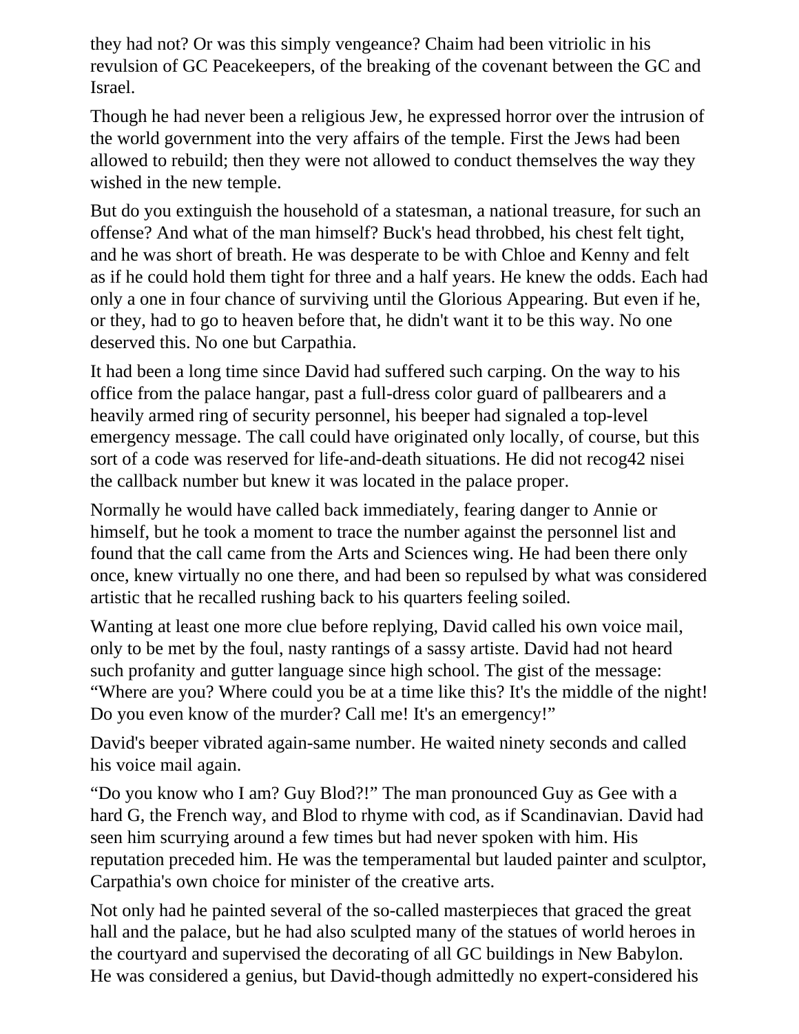they had not? Or was this simply vengeance? Chaim had been vitriolic in his revulsion of GC Peacekeepers, of the breaking of the covenant between the GC and Israel.

Though he had never been a religious Jew, he expressed horror over the intrusion of the world government into the very affairs of the temple. First the Jews had been allowed to rebuild; then they were not allowed to conduct themselves the way they wished in the new temple.

But do you extinguish the household of a statesman, a national treasure, for such an offense? And what of the man himself? Buck's head throbbed, his chest felt tight, and he was short of breath. He was desperate to be with Chloe and Kenny and felt as if he could hold them tight for three and a half years. He knew the odds. Each had only a one in four chance of surviving until the Glorious Appearing. But even if he, or they, had to go to heaven before that, he didn't want it to be this way. No one deserved this. No one but Carpathia.

It had been a long time since David had suffered such carping. On the way to his office from the palace hangar, past a full-dress color guard of pallbearers and a heavily armed ring of security personnel, his beeper had signaled a top-level emergency message. The call could have originated only locally, of course, but this sort of a code was reserved for life-and-death situations. He did not recog42 nisei the callback number but knew it was located in the palace proper.

Normally he would have called back immediately, fearing danger to Annie or himself, but he took a moment to trace the number against the personnel list and found that the call came from the Arts and Sciences wing. He had been there only once, knew virtually no one there, and had been so repulsed by what was considered artistic that he recalled rushing back to his quarters feeling soiled.

Wanting at least one more clue before replying, David called his own voice mail, only to be met by the foul, nasty rantings of a sassy artiste. David had not heard such profanity and gutter language since high school. The gist of the message: “Where are you? Where could you be at a time like this? It's the middle of the night! Do you even know of the murder? Call me! It's an emergency!”

David's beeper vibrated again-same number. He waited ninety seconds and called his voice mail again.

“Do you know who I am? Guy Blod?!” The man pronounced Guy as Gee with a hard G, the French way, and Blod to rhyme with cod, as if Scandinavian. David had seen him scurrying around a few times but had never spoken with him. His reputation preceded him. He was the temperamental but lauded painter and sculptor, Carpathia's own choice for minister of the creative arts.

Not only had he painted several of the so-called masterpieces that graced the great hall and the palace, but he had also sculpted many of the statues of world heroes in the courtyard and supervised the decorating of all GC buildings in New Babylon. He was considered a genius, but David-though admittedly no expert-considered his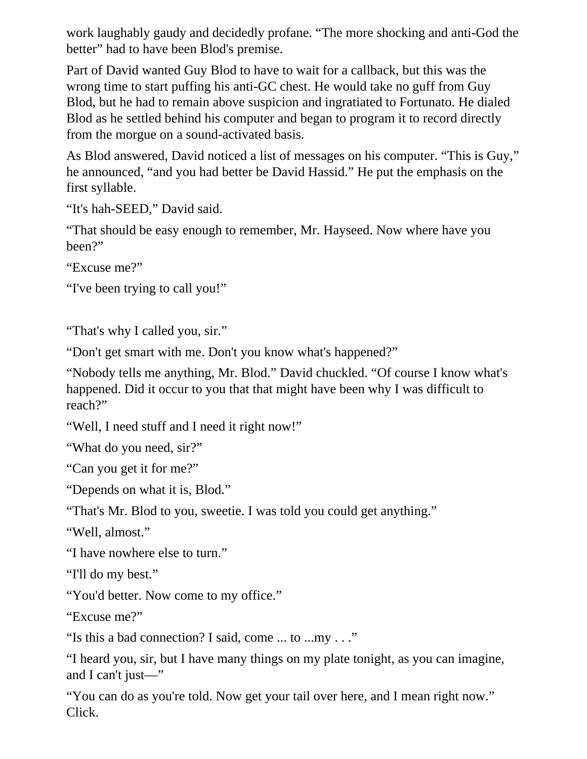work laughably gaudy and decidedly profane. “The more shocking and anti-God the better” had to have been Blod's premise.

Part of David wanted Guy Blod to have to wait for a callback, but this was the wrong time to start puffing his anti-GC chest. He would take no guff from Guy Blod, but he had to remain above suspicion and ingratiated to Fortunato. He dialed Blod as he settled behind his computer and began to program it to record directly from the morgue on a sound-activated basis.

As Blod answered, David noticed a list of messages on his computer. “This is Guy,” he announced, “and you had better be David Hassid.” He put the emphasis on the first syllable.

“It's hah-SEED,” David said.

“That should be easy enough to remember, Mr. Hayseed. Now where have you been?”

“Excuse me?”

“I've been trying to call you!”

“That's why I called you, sir.”

“Don't get smart with me. Don't you know what's happened?”

“Nobody tells me anything, Mr. Blod.” David chuckled. “Of course I know what's happened. Did it occur to you that that might have been why I was difficult to reach?”

“Well, I need stuff and I need it right now!”

“What do you need, sir?”

“Can you get it for me?”

“Depends on what it is, Blod.”

“That's Mr. Blod to you, sweetie. I was told you could get anything.”

“Well, almost.”

“I have nowhere else to turn.”

“I'll do my best.”

“You'd better. Now come to my office.”

“Excuse me?”

“Is this a bad connection? I said, come ... to ...my . . .”

“I heard you, sir, but I have many things on my plate tonight, as you can imagine, and I can't just—”

“You can do as you're told. Now get your tail over here, and I mean right now.” Click.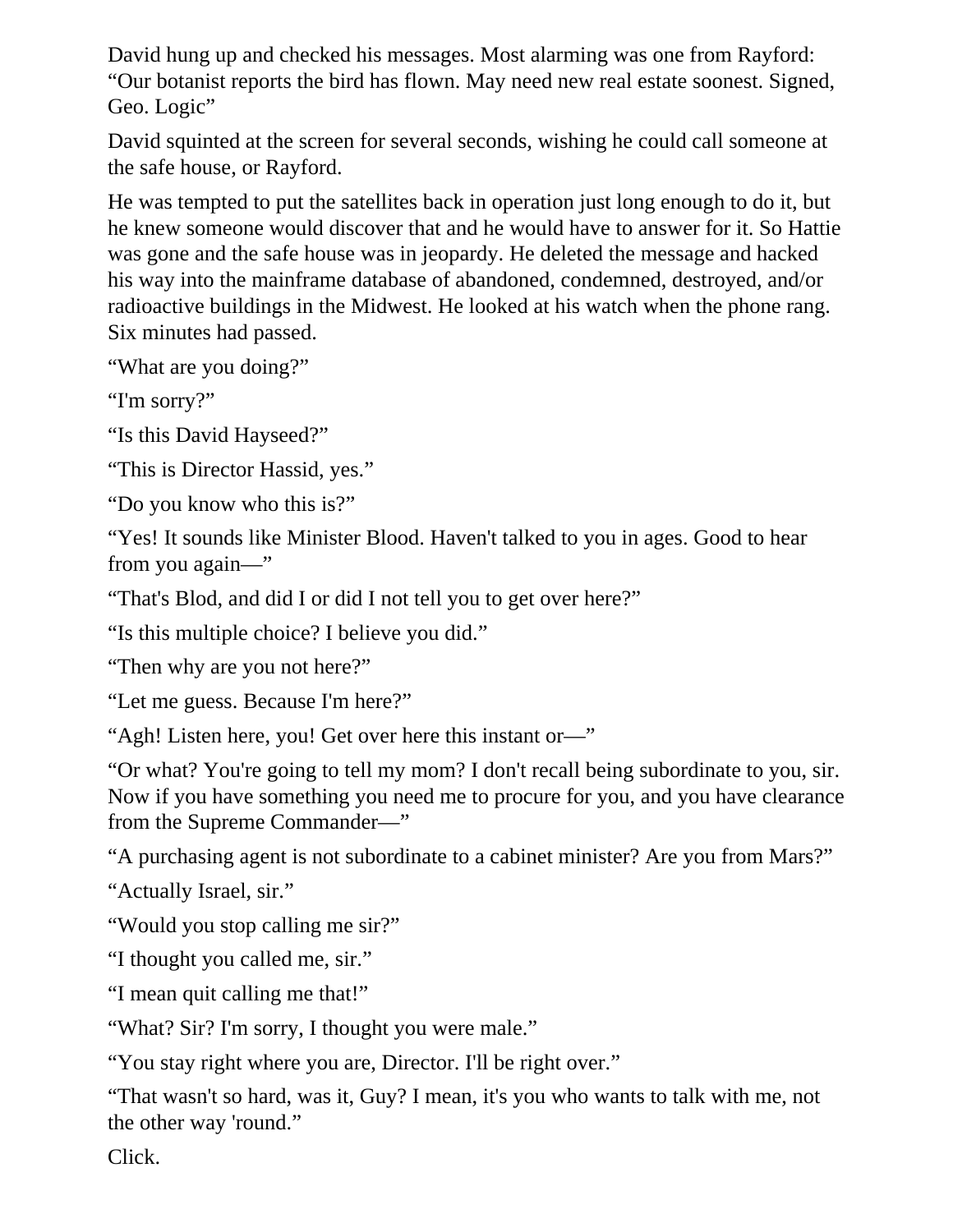David hung up and checked his messages. Most alarming was one from Rayford: “Our botanist reports the bird has flown. May need new real estate soonest. Signed, Geo. Logic”

David squinted at the screen for several seconds, wishing he could call someone at the safe house, or Rayford.

He was tempted to put the satellites back in operation just long enough to do it, but he knew someone would discover that and he would have to answer for it. So Hattie was gone and the safe house was in jeopardy. He deleted the message and hacked his way into the mainframe database of abandoned, condemned, destroyed, and/or radioactive buildings in the Midwest. He looked at his watch when the phone rang. Six minutes had passed.

“What are you doing?”

“I'm sorry?”

“Is this David Hayseed?”

“This is Director Hassid, yes.”

“Do you know who this is?”

“Yes! It sounds like Minister Blood. Haven't talked to you in ages. Good to hear from you again—”

“That's Blod, and did I or did I not tell you to get over here?”

“Is this multiple choice? I believe you did.”

“Then why are you not here?”

“Let me guess. Because I'm here?”

“Agh! Listen here, you! Get over here this instant or—”

“Or what? You're going to tell my mom? I don't recall being subordinate to you, sir. Now if you have something you need me to procure for you, and you have clearance from the Supreme Commander—”

“A purchasing agent is not subordinate to a cabinet minister? Are you from Mars?”

“Actually Israel, sir.”

“Would you stop calling me sir?”

“I thought you called me, sir.”

“I mean quit calling me that!”

“What? Sir? I'm sorry, I thought you were male.”

“You stay right where you are, Director. I'll be right over.”

“That wasn't so hard, was it, Guy? I mean, it's you who wants to talk with me, not the other way 'round.”

Click.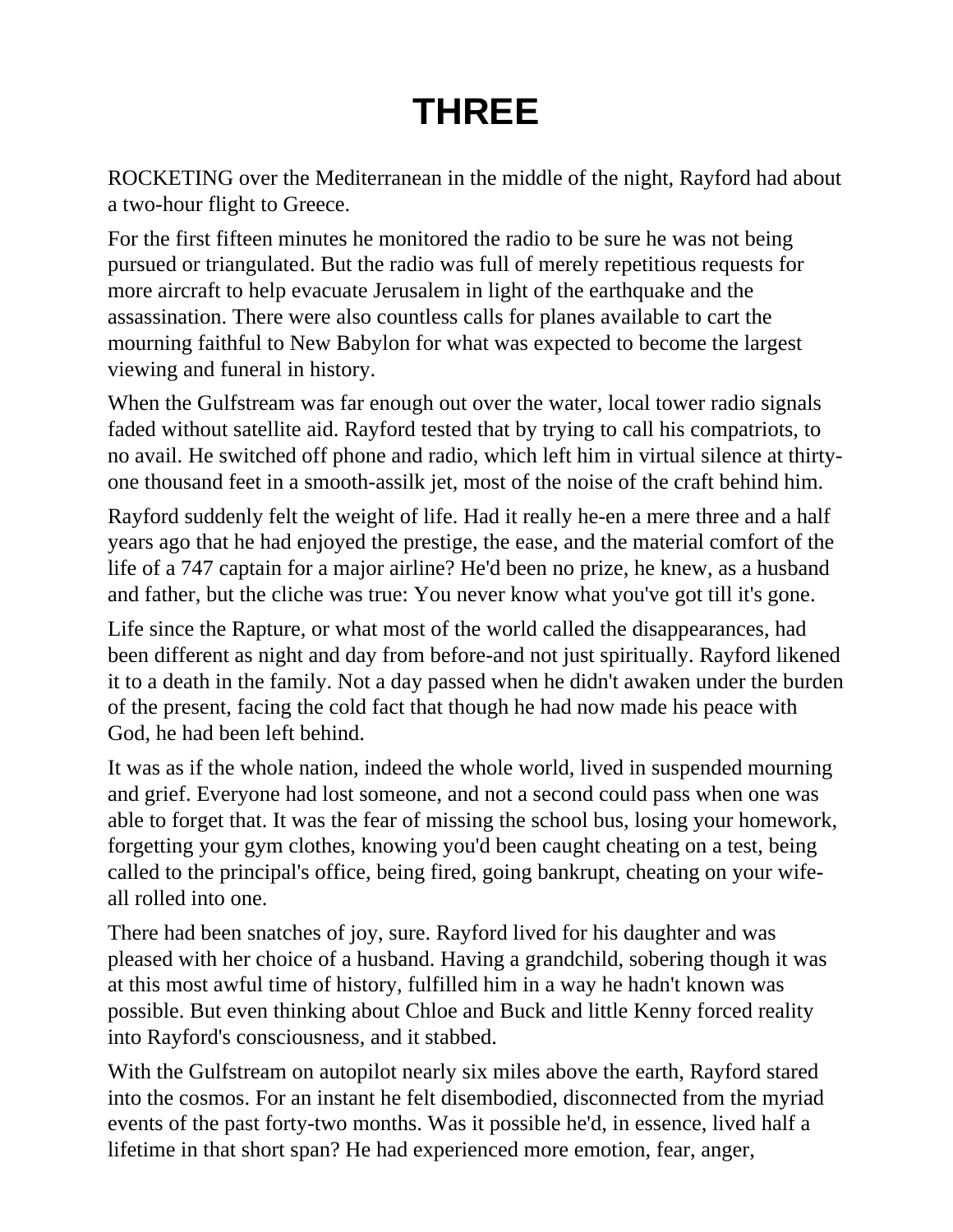# THREE

ROCKETING over the Mediterranean in the middle of the night, Rayford had about a two-hour flight to Greece.

For the first fifteen minutes he monitored the radio to be sure he was not being pursued or triangulated. But the radio was full of merely repetitious requests for more aircraft to help evacuate Jerusalem in light of the earthquake and the assassination. There were also countless calls for planes available to cart the mourning faithful to New Babylon for what was expected to become the largest viewing and funeral in history.

When the Gulfstream was far enough out over the water, local tower radio signals faded without satellite aid. Rayford tested that by trying to call his compatriots, to no avail. He switched off phone and radio, which left him in virtual silence at thirty-one thousand feet in a smooth-assilk jet, most of the noise of the craft behind him.

Rayford suddenly felt the weight of life. Had it really he-en a mere three and a half years ago that he had enjoyed the prestige, the ease, and the material comfort of the life of a 747 captain for a major airline? He'd been no prize, he knew, as a husband and father, but the cliche was true: You never know what you've got till it's gone.

Life since the Rapture, or what most of the world called the disappearances, had been different as night and day from before-and not just spiritually. Rayford likened it to a death in the family. Not a day passed when he didn't awaken under the burden of the present, facing the cold fact that though he had now made his peace with God, he had been left behind.

It was as if the whole nation, indeed the whole world, lived in suspended mourning and grief. Everyone had lost someone, and not a second could pass when one was able to forget that. It was the fear of missing the school bus, losing your homework, forgetting your gym clothes, knowing you'd been caught cheating on a test, being called to the principal's office, being fired, going bankrupt, cheating on your wife-all rolled into one.

There had been snatches of joy, sure. Rayford lived for his daughter and was pleased with her choice of a husband. Having a grandchild, sobering though it was at this most awful time of history, fulfilled him in a way he hadn't known was possible. But even thinking about Chloe and Buck and little Kenny forced reality into Rayford's consciousness, and it stabbed.

With the Gulfstream on autopilot nearly six miles above the earth, Rayford stared into the cosmos. For an instant he felt disembodied, disconnected from the myriad events of the past forty-two months. Was it possible he'd, in essence, lived half a lifetime in that short span? He had experienced more emotion, fear, anger,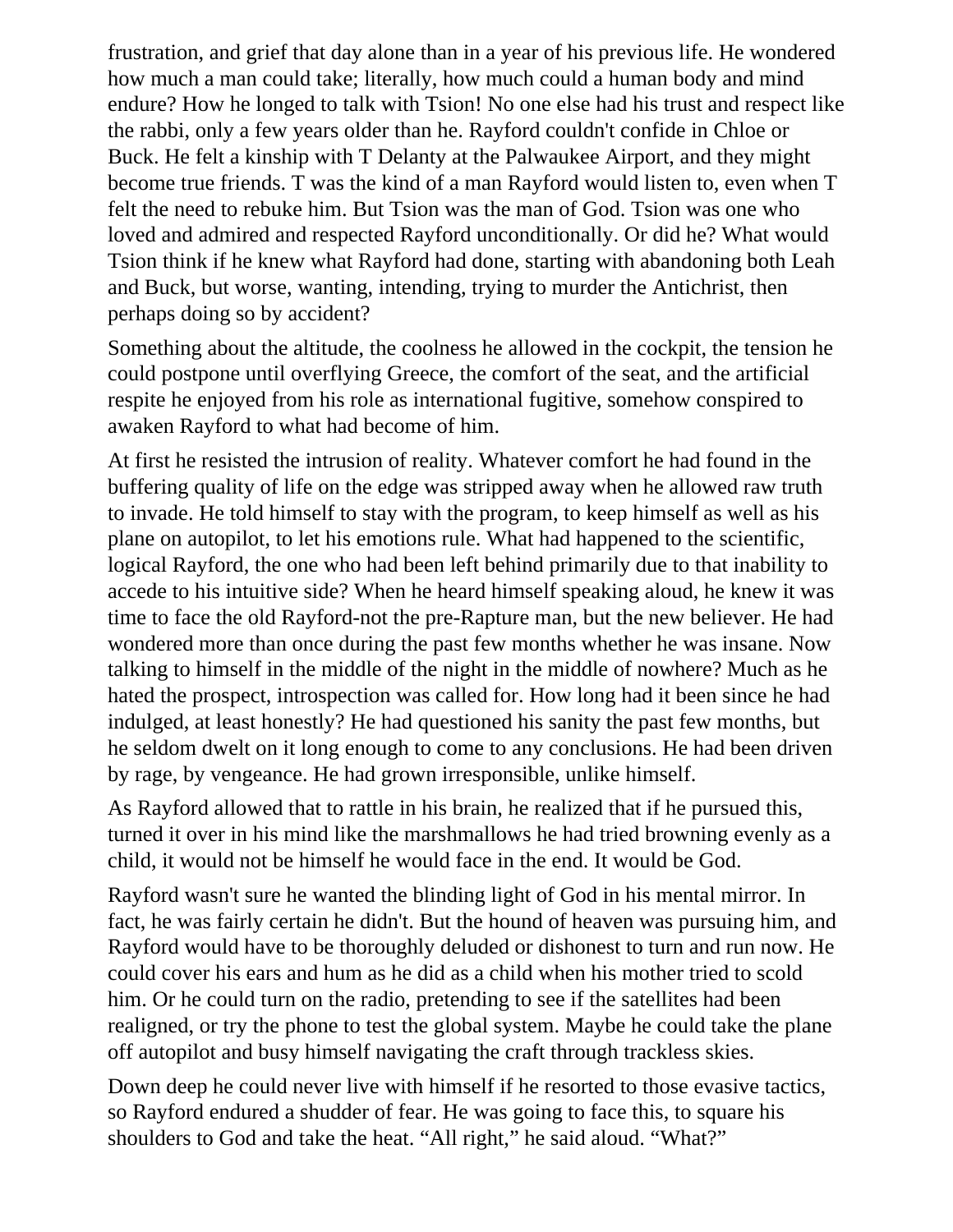frustration, and grief that day alone than in a year of his previous life. He wondered how much a man could take; literally, how much could a human body and mind endure? How he longed to talk with Tsion! No one else had his trust and respect like the rabbi, only a few years older than he. Rayford couldn't confide in Chloe or Buck. He felt a kinship with T Delanty at the Palwaukee Airport, and they might become true friends. T was the kind of a man Rayford would listen to, even when T felt the need to rebuke him. But Tsion was the man of God. Tsion was one who loved and admired and respected Rayford unconditionally. Or did he? What would Tsion think if he knew what Rayford had done, starting with abandoning both Leah and Buck, but worse, wanting, intending, trying to murder the Antichrist, then perhaps doing so by accident?

Something about the altitude, the coolness he allowed in the cockpit, the tension he could postpone until overflying Greece, the comfort of the seat, and the artificial respite he enjoyed from his role as international fugitive, somehow conspired to awaken Rayford to what had become of him.

At first he resisted the intrusion of reality. Whatever comfort he had found in the buffering quality of life on the edge was stripped away when he allowed raw truth to invade. He told himself to stay with the program, to keep himself as well as his plane on autopilot, to let his emotions rule. What had happened to the scientific, logical Rayford, the one who had been left behind primarily due to that inability to accede to his intuitive side? When he heard himself speaking aloud, he knew it was time to face the old Rayford-not the pre-Rapture man, but the new believer. He had wondered more than once during the past few months whether he was insane. Now talking to himself in the middle of the night in the middle of nowhere? Much as he hated the prospect, introspection was called for. How long had it been since he had indulged, at least honestly? He had questioned his sanity the past few months, but he seldom dwelt on it long enough to come to any conclusions. He had been driven by rage, by vengeance. He had grown irresponsible, unlike himself.

As Rayford allowed that to rattle in his brain, he realized that if he pursued this, turned it over in his mind like the marshmallows he had tried browning evenly as a child, it would not be himself he would face in the end. It would be God.

Rayford wasn't sure he wanted the blinding light of God in his mental mirror. In fact, he was fairly certain he didn't. But the hound of heaven was pursuing him, and Rayford would have to be thoroughly deluded or dishonest to turn and run now. He could cover his ears and hum as he did as a child when his mother tried to scold him. Or he could turn on the radio, pretending to see if the satellites had been realigned, or try the phone to test the global system. Maybe he could take the plane off autopilot and busy himself navigating the craft through trackless skies.

Down deep he could never live with himself if he resorted to those evasive tactics, so Rayford endured a shudder of fear. He was going to face this, to square his shoulders to God and take the heat. “All right,” he said aloud. “What?”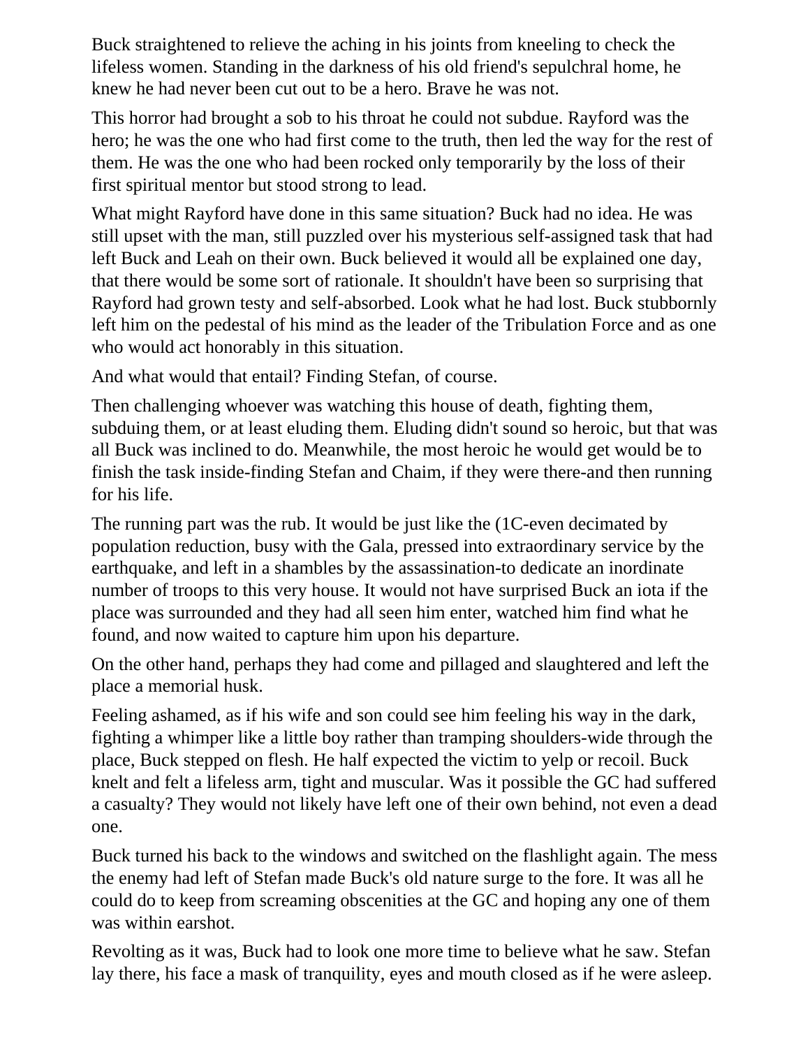Buck straightened to relieve the aching in his joints from kneeling to check the lifeless women. Standing in the darkness of his old friend's sepulchral home, he knew he had never been cut out to be a hero. Brave he was not.

This horror had brought a sob to his throat he could not subdue. Rayford was the hero; he was the one who had first come to the truth, then led the way for the rest of them. He was the one who had been rocked only temporarily by the loss of their first spiritual mentor but stood strong to lead.

What might Rayford have done in this same situation? Buck had no idea. He was still upset with the man, still puzzled over his mysterious self-assigned task that had left Buck and Leah on their own. Buck believed it would all be explained one day, that there would be some sort of rationale. It shouldn't have been so surprising that Rayford had grown testy and self-absorbed. Look what he had lost. Buck stubbornly left him on the pedestal of his mind as the leader of the Tribulation Force and as one who would act honorably in this situation.

And what would that entail? Finding Stefan, of course.

Then challenging whoever was watching this house of death, fighting them, subduing them, or at least eluding them. Eluding didn't sound so heroic, but that was all Buck was inclined to do. Meanwhile, the most heroic he would get would be to finish the task inside-finding Stefan and Chaim, if they were there-and then running for his life.

The running part was the rub. It would be just like the (1C-even decimated by population reduction, busy with the Gala, pressed into extraordinary service by the earthquake, and left in a shambles by the assassination-to dedicate an inordinate number of troops to this very house. It would not have surprised Buck an iota if the place was surrounded and they had all seen him enter, watched him find what he found, and now waited to capture him upon his departure.

On the other hand, perhaps they had come and pillaged and slaughtered and left the place a memorial husk.

Feeling ashamed, as if his wife and son could see him feeling his way in the dark, fighting a whimper like a little boy rather than tramping shoulders-wide through the place, Buck stepped on flesh. He half expected the victim to yelp or recoil. Buck knelt and felt a lifeless arm, tight and muscular. Was it possible the GC had suffered a casualty? They would not likely have left one of their own behind, not even a dead one.

Buck turned his back to the windows and switched on the flashlight again. The mess the enemy had left of Stefan made Buck's old nature surge to the fore. It was all he could do to keep from screaming obscenities at the GC and hoping any one of them was within earshot.

Revolting as it was, Buck had to look one more time to believe what he saw. Stefan lay there, his face a mask of tranquility, eyes and mouth closed as if he were asleep.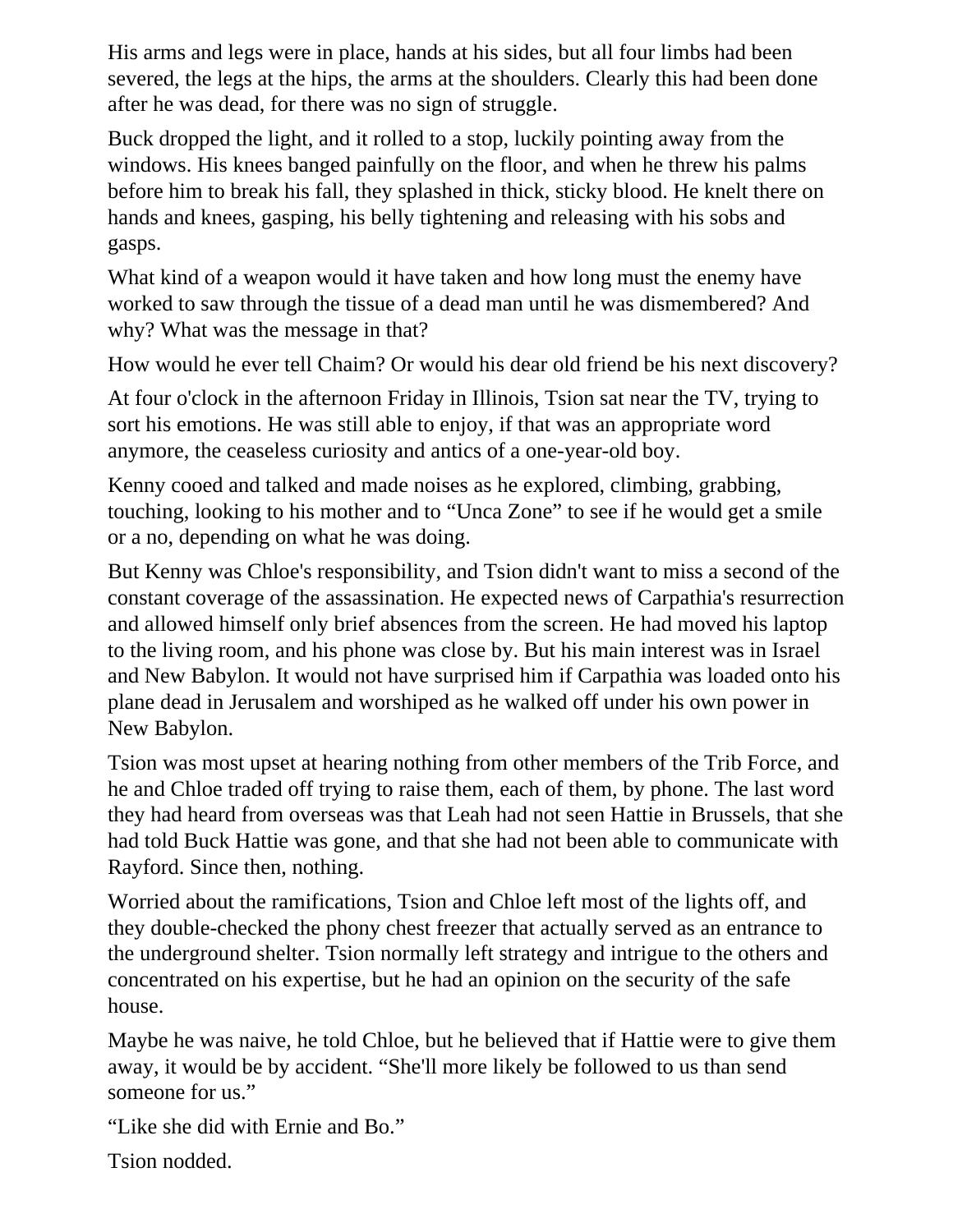His arms and legs were in place, hands at his sides, but all four limbs had been severed, the legs at the hips, the arms at the shoulders. Clearly this had been done after he was dead, for there was no sign of struggle.

Buck dropped the light, and it rolled to a stop, luckily pointing away from the windows. His knees banged painfully on the floor, and when he threw his palms before him to break his fall, they splashed in thick, sticky blood. He knelt there on hands and knees, gasping, his belly tightening and releasing with his sobs and gasps.

What kind of a weapon would it have taken and how long must the enemy have worked to saw through the tissue of a dead man until he was dismembered? And why? What was the message in that?

How would he ever tell Chaim? Or would his dear old friend be his next discovery?

At four o'clock in the afternoon Friday in Illinois, Tsion sat near the TV, trying to sort his emotions. He was still able to enjoy, if that was an appropriate word anymore, the ceaseless curiosity and antics of a one-year-old boy.

Kenny cooed and talked and made noises as he explored, climbing, grabbing, touching, looking to his mother and to "Unca Zone" to see if he would get a smile or a no, depending on what he was doing.

But Kenny was Chloe's responsibility, and Tsion didn't want to miss a second of the constant coverage of the assassination. He expected news of Carpathia's resurrection and allowed himself only brief absences from the screen. He had moved his laptop to the living room, and his phone was close by. But his main interest was in Israel and New Babylon. It would not have surprised him if Carpathia was loaded onto his plane dead in Jerusalem and worshiped as he walked off under his own power in New Babylon.

Tsion was most upset at hearing nothing from other members of the Trib Force, and he and Chloe traded off trying to raise them, each of them, by phone. The last word they had heard from overseas was that Leah had not seen Hattie in Brussels, that she had told Buck Hattie was gone, and that she had not been able to communicate with Rayford. Since then, nothing.

Worried about the ramifications, Tsion and Chloe left most of the lights off, and they double-checked the phony chest freezer that actually served as an entrance to the underground shelter. Tsion normally left strategy and intrigue to the others and concentrated on his expertise, but he had an opinion on the security of the safe house.

Maybe he was naive, he told Chloe, but he believed that if Hattie were to give them away, it would be by accident. "She'll more likely be followed to us than send someone for us."

"Like she did with Ernie and Bo."

Tsion nodded.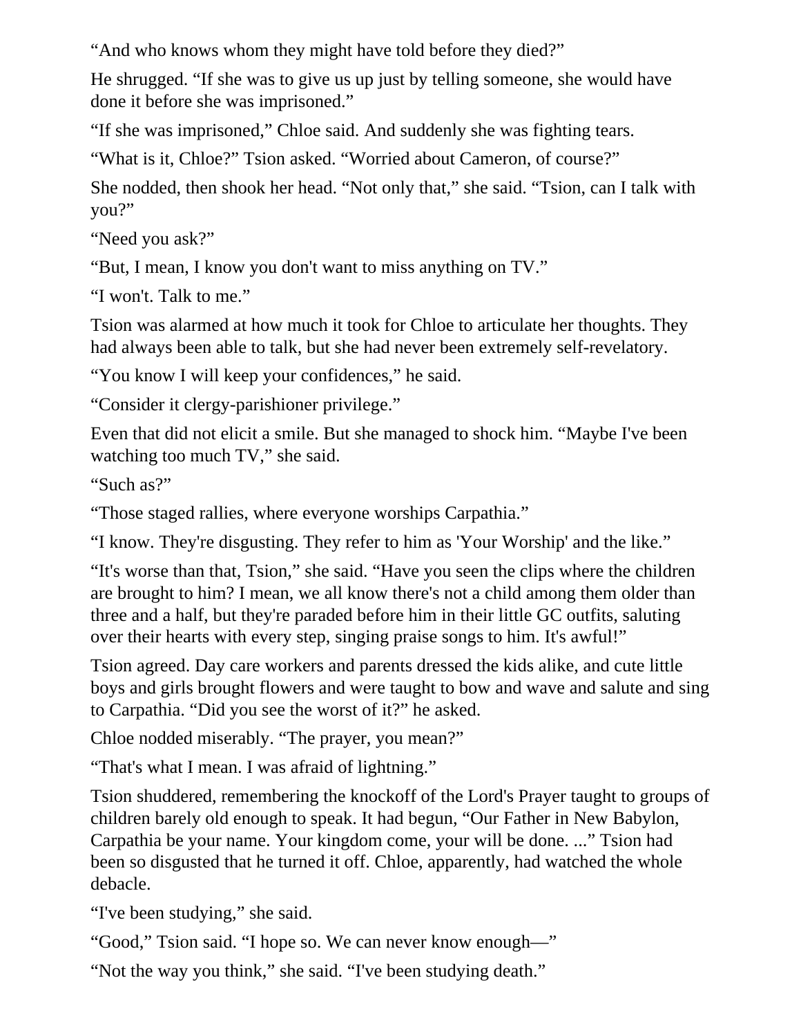“And who knows whom they might have told before they died?”

He shrugged. “If she was to give us up just by telling someone, she would have done it before she was imprisoned.”

“If she was imprisoned,” Chloe said. And suddenly she was fighting tears.

“What is it, Chloe?” Tsion asked. “Worried about Cameron, of course?”

She nodded, then shook her head. “Not only that,” she said. “Tsion, can I talk with you?”

“Need you ask?”

“But, I mean, I know you don't want to miss anything on TV.”

“I won't. Talk to me.”

Tsion was alarmed at how much it took for Chloe to articulate her thoughts. They had always been able to talk, but she had never been extremely self-revelatory.

“You know I will keep your confidences,” he said.

“Consider it clergy-parishioner privilege.”

Even that did not elicit a smile. But she managed to shock him. “Maybe I've been watching too much TV,” she said.

“Such as?”

“Those staged rallies, where everyone worships Carpathia.”

“I know. They're disgusting. They refer to him as 'Your Worship' and the like.”

“It's worse than that, Tsion,” she said. “Have you seen the clips where the children are brought to him? I mean, we all know there's not a child among them older than three and a half, but they're paraded before him in their little GC outfits, saluting over their hearts with every step, singing praise songs to him. It's awful!”

Tsion agreed. Day care workers and parents dressed the kids alike, and cute little boys and girls brought flowers and were taught to bow and wave and salute and sing to Carpathia. “Did you see the worst of it?” he asked.

Chloe nodded miserably. “The prayer, you mean?”

“That's what I mean. I was afraid of lightning.”

Tsion shuddered, remembering the knockoff of the Lord's Prayer taught to groups of children barely old enough to speak. It had begun, “Our Father in New Babylon, Carpathia be your name. Your kingdom come, your will be done. ...” Tsion had been so disgusted that he turned it off. Chloe, apparently, had watched the whole debacle.

“I've been studying,” she said.

“Good,” Tsion said. “I hope so. We can never know enough—”

“Not the way you think,” she said. “I've been studying death.”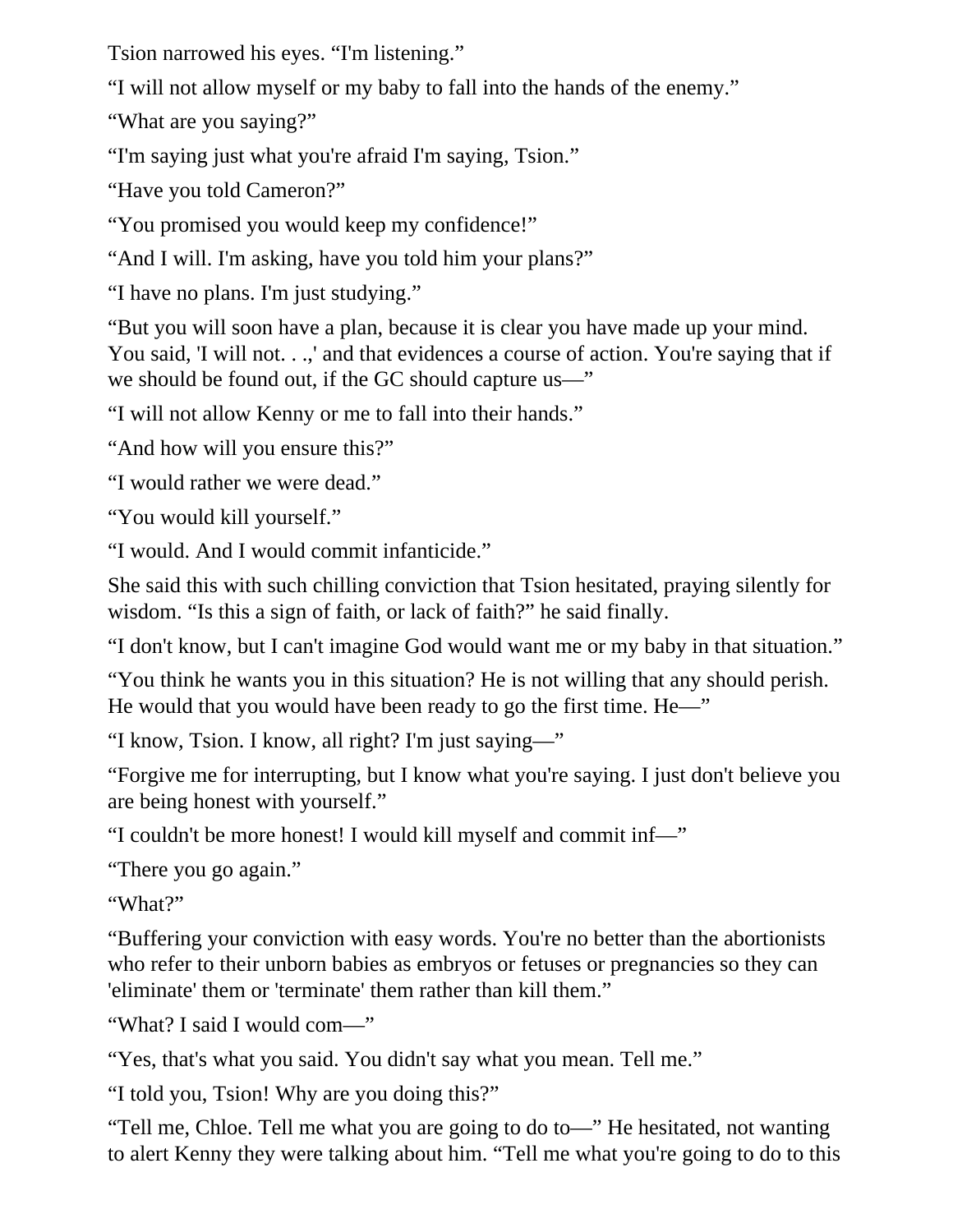Tsion narrowed his eyes. “I'm listening.”

“I will not allow myself or my baby to fall into the hands of the enemy.”

“What are you saying?”

“I'm saying just what you're afraid I'm saying, Tsion.”

“Have you told Cameron?”

“You promised you would keep my confidence!”

“And I will. I'm asking, have you told him your plans?”

“I have no plans. I'm just studying.”

“But you will soon have a plan, because it is clear you have made up your mind. You said, 'I will not. . .,' and that evidences a course of action. You're saying that if we should be found out, if the GC should capture us—”

“I will not allow Kenny or me to fall into their hands.”

“And how will you ensure this?”

“I would rather we were dead.”

“You would kill yourself.”

“I would. And I would commit infanticide.”

She said this with such chilling conviction that Tsion hesitated, praying silently for wisdom. “Is this a sign of faith, or lack of faith?” he said finally.

“I don't know, but I can't imagine God would want me or my baby in that situation.”

“You think he wants you in this situation? He is not willing that any should perish. He would that you would have been ready to go the first time. He—”

“I know, Tsion. I know, all right? I'm just saying—”

“Forgive me for interrupting, but I know what you're saying. I just don't believe you are being honest with yourself.”

“I couldn't be more honest! I would kill myself and commit inf—”

“There you go again.”

“What?”

“Buffering your conviction with easy words. You're no better than the abortionists who refer to their unborn babies as embryos or fetuses or pregnancies so they can 'eliminate' them or 'terminate' them rather than kill them.”

“What? I said I would com—”

“Yes, that's what you said. You didn't say what you mean. Tell me.”

“I told you, Tsion! Why are you doing this?”

“Tell me, Chloe. Tell me what you are going to do to—” He hesitated, not wanting to alert Kenny they were talking about him. “Tell me what you're going to do to this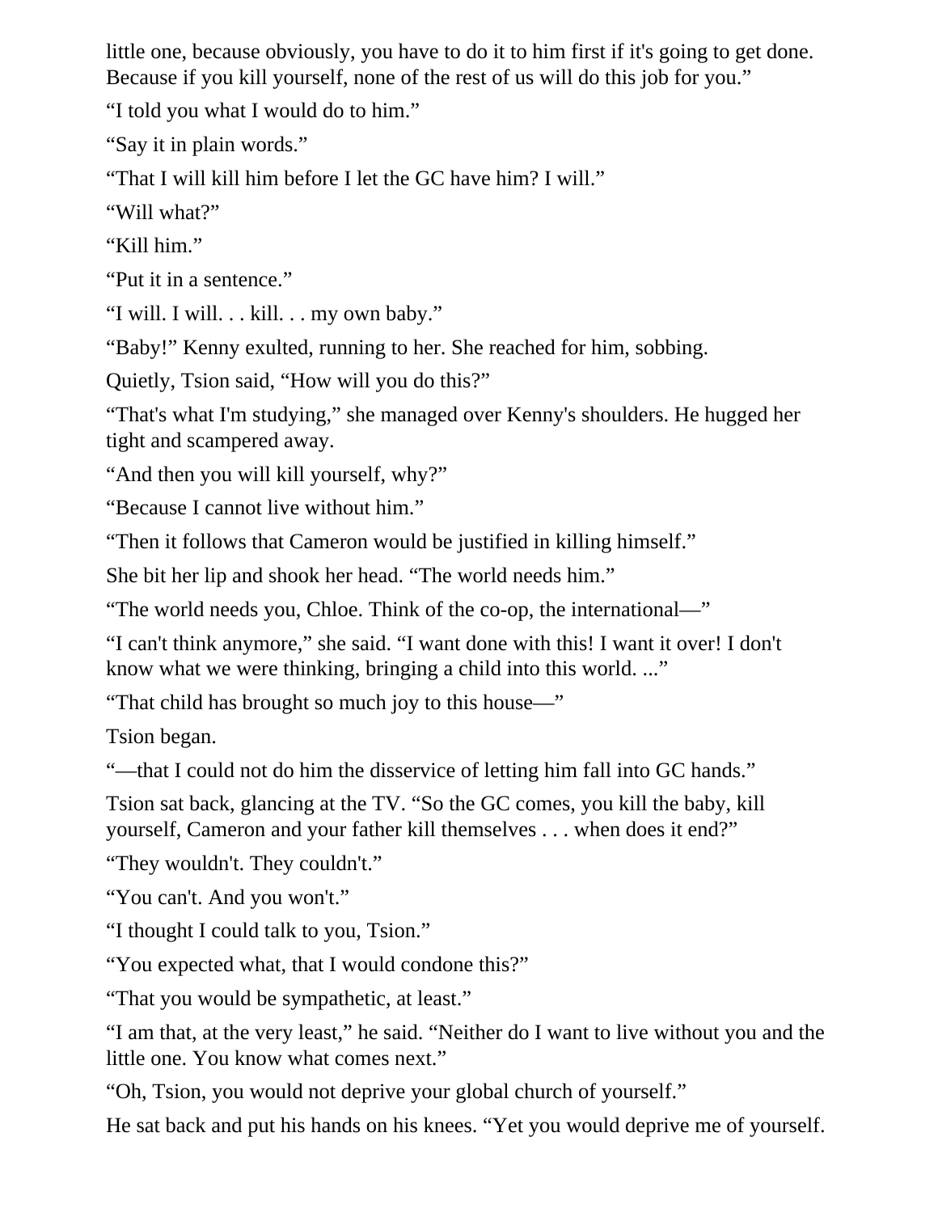little one, because obviously, you have to do it to him first if it's going to get done. Because if you kill yourself, none of the rest of us will do this job for you."

"I told you what I would do to him."

"Say it in plain words."

"That I will kill him before I let the GC have him? I will."

"Will what?"

"Kill him."

"Put it in a sentence."

"I will. I will. . . kill. . . my own baby."

"Baby!" Kenny exulted, running to her. She reached for him, sobbing.

Quietly, Tsion said, "How will you do this?"

"That's what I'm studying," she managed over Kenny's shoulders. He hugged her tight and scampered away.

"And then you will kill yourself, why?"

"Because I cannot live without him."

"Then it follows that Cameron would be justified in killing himself."

She bit her lip and shook her head. "The world needs him."

"The world needs you, Chloe. Think of the co-op, the international—"

"I can't think anymore," she said. "I want done with this! I want it over! I don't know what we were thinking, bringing a child into this world. ..."

"That child has brought so much joy to this house—"

Tsion began.

"—that I could not do him the disservice of letting him fall into GC hands."

Tsion sat back, glancing at the TV. "So the GC comes, you kill the baby, kill yourself, Cameron and your father kill themselves . . . when does it end?"

"They wouldn't. They couldn't."

"You can't. And you won't."

"I thought I could talk to you, Tsion."

"You expected what, that I would condone this?"

"That you would be sympathetic, at least."

"I am that, at the very least," he said. "Neither do I want to live without you and the little one. You know what comes next."

"Oh, Tsion, you would not deprive your global church of yourself."

He sat back and put his hands on his knees. "Yet you would deprive me of yourself.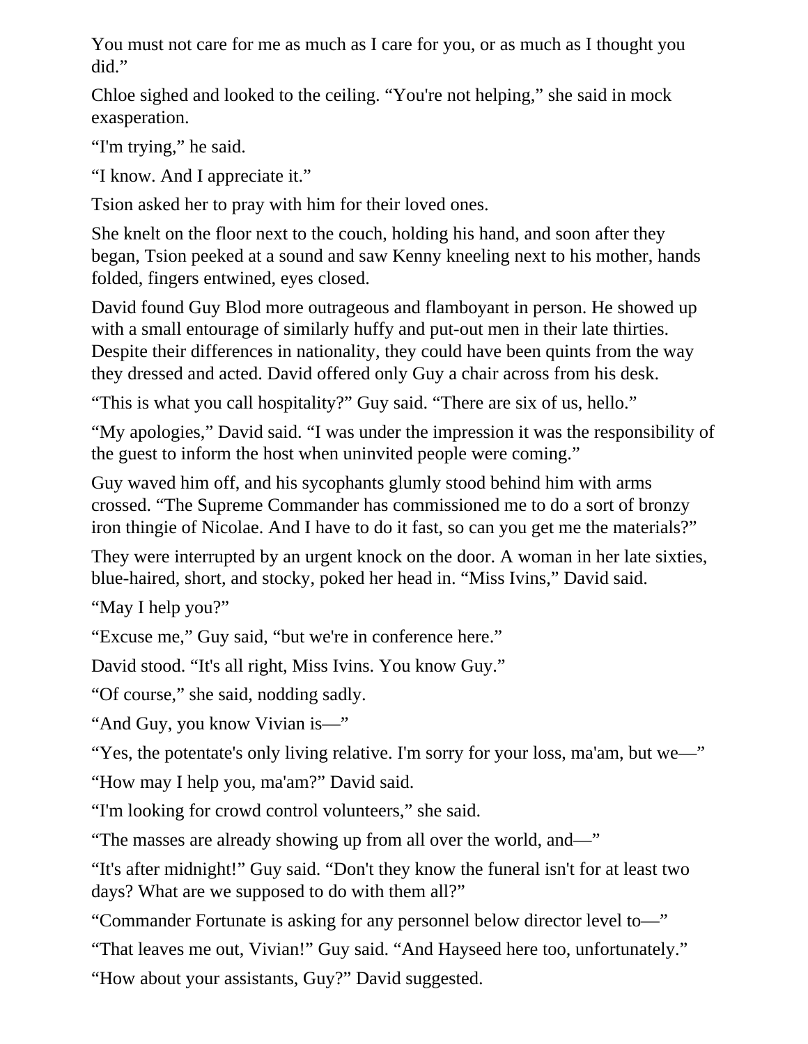You must not care for me as much as I care for you, or as much as I thought you did."

Chloe sighed and looked to the ceiling. "You're not helping," she said in mock exasperation.

"I'm trying," he said.

"I know. And I appreciate it."

Tsion asked her to pray with him for their loved ones.

She knelt on the floor next to the couch, holding his hand, and soon after they began, Tsion peeked at a sound and saw Kenny kneeling next to his mother, hands folded, fingers entwined, eyes closed.

David found Guy Blod more outrageous and flamboyant in person. He showed up with a small entourage of similarly huffy and put-out men in their late thirties. Despite their differences in nationality, they could have been quints from the way they dressed and acted. David offered only Guy a chair across from his desk.

"This is what you call hospitality?" Guy said. "There are six of us, hello."

"My apologies," David said. "I was under the impression it was the responsibility of the guest to inform the host when uninvited people were coming."

Guy waved him off, and his sycophants glumly stood behind him with arms crossed. "The Supreme Commander has commissioned me to do a sort of bronzy iron thingie of Nicolae. And I have to do it fast, so can you get me the materials?"

They were interrupted by an urgent knock on the door. A woman in her late sixties, blue-haired, short, and stocky, poked her head in. "Miss Ivins," David said.

"May I help you?"

"Excuse me," Guy said, "but we're in conference here."

David stood. "It's all right, Miss Ivins. You know Guy."

"Of course," she said, nodding sadly.

"And Guy, you know Vivian is—"

"Yes, the potentate's only living relative. I'm sorry for your loss, ma'am, but we—"

"How may I help you, ma'am?" David said.

"I'm looking for crowd control volunteers," she said.

"The masses are already showing up from all over the world, and—"

"It's after midnight!" Guy said. "Don't they know the funeral isn't for at least two days? What are we supposed to do with them all?"

"Commander Fortunate is asking for any personnel below director level to—"

"That leaves me out, Vivian!" Guy said. "And Hayseed here too, unfortunately."

"How about your assistants, Guy?" David suggested.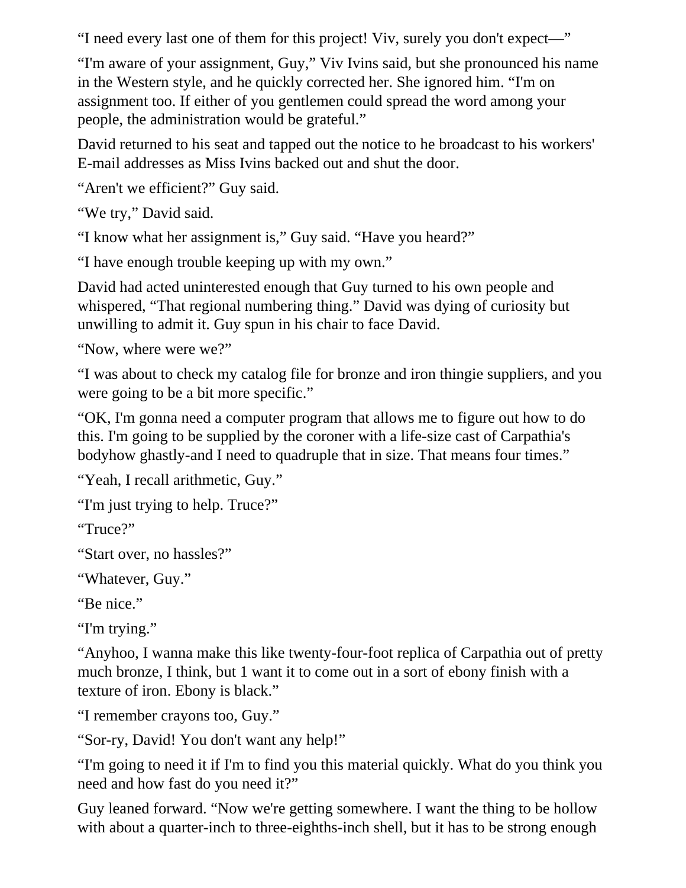“I need every last one of them for this project! Viv, surely you don't expect—”

“I'm aware of your assignment, Guy,” Viv Ivins said, but she pronounced his name in the Western style, and he quickly corrected her. She ignored him. “I'm on assignment too. If either of you gentlemen could spread the word among your people, the administration would be grateful.”

David returned to his seat and tapped out the notice to he broadcast to his workers' E-mail addresses as Miss Ivins backed out and shut the door.

“Aren't we efficient?” Guy said.

“We try,” David said.

“I know what her assignment is,” Guy said. “Have you heard?”

“I have enough trouble keeping up with my own.”

David had acted uninterested enough that Guy turned to his own people and whispered, “That regional numbering thing.” David was dying of curiosity but unwilling to admit it. Guy spun in his chair to face David.

“Now, where were we?”

“I was about to check my catalog file for bronze and iron thingie suppliers, and you were going to be a bit more specific.”

“OK, I'm gonna need a computer program that allows me to figure out how to do this. I'm going to be supplied by the coroner with a life-size cast of Carpathia's bodyhow ghastly-and I need to quadruple that in size. That means four times.”

“Yeah, I recall arithmetic, Guy.”

“I'm just trying to help. Truce?”

“Truce?”

“Start over, no hassles?”

“Whatever, Guy.”

“Be nice.”

“I'm trying.”

“Anyhoo, I wanna make this like twenty-four-foot replica of Carpathia out of pretty much bronze, I think, but 1 want it to come out in a sort of ebony finish with a texture of iron. Ebony is black.”

“I remember crayons too, Guy.”

“Sor-ry, David! You don't want any help!”

“I'm going to need it if I'm to find you this material quickly. What do you think you need and how fast do you need it?”

Guy leaned forward. “Now we're getting somewhere. I want the thing to be hollow with about a quarter-inch to three-eighths-inch shell, but it has to be strong enough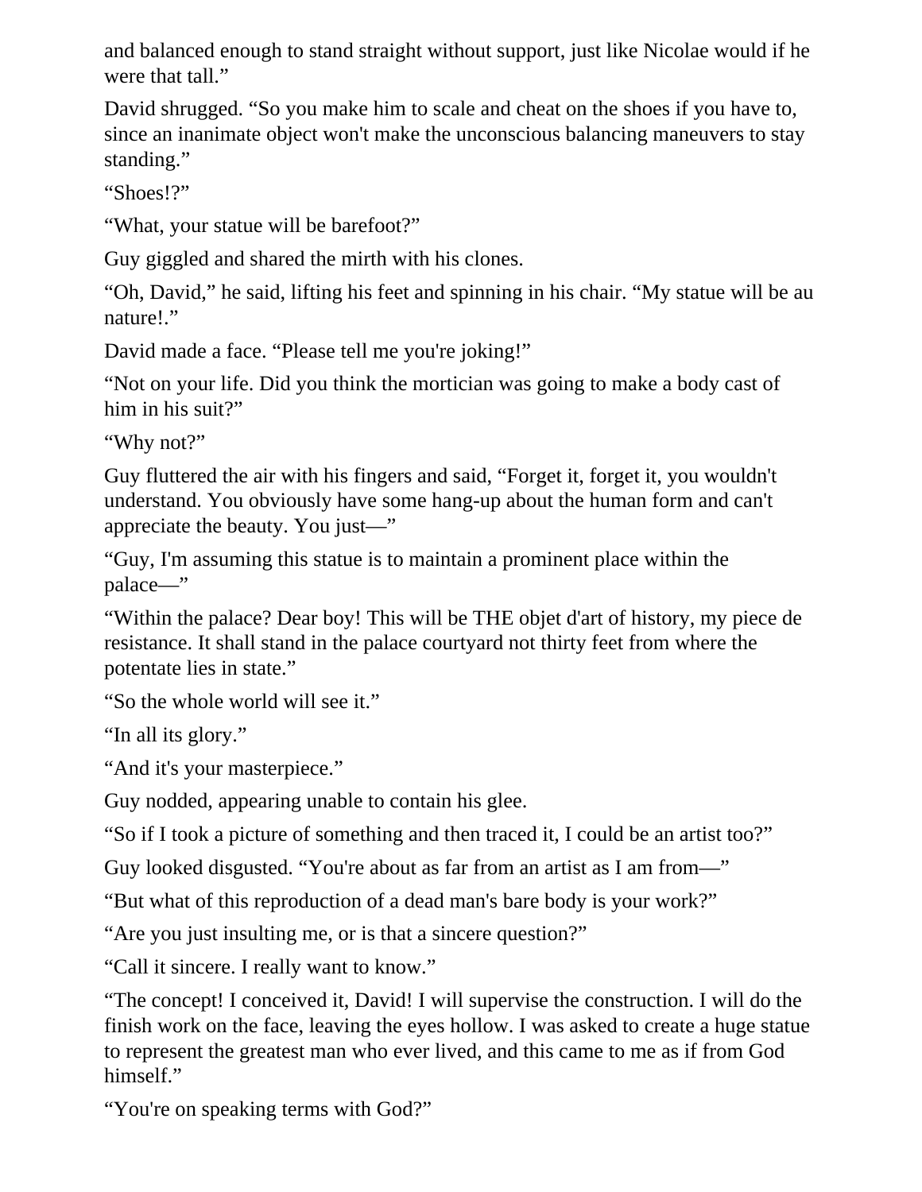and balanced enough to stand straight without support, just like Nicolae would if he were that tall."

David shrugged. "So you make him to scale and cheat on the shoes if you have to, since an inanimate object won't make the unconscious balancing maneuvers to stay standing."

"Shoes!?"

"What, your statue will be barefoot?"

Guy giggled and shared the mirth with his clones.

"Oh, David," he said, lifting his feet and spinning in his chair. "My statue will be au nature!."

David made a face. "Please tell me you're joking!"

"Not on your life. Did you think the mortician was going to make a body cast of him in his suit?"

"Why not?"

Guy fluttered the air with his fingers and said, "Forget it, forget it, you wouldn't understand. You obviously have some hang-up about the human form and can't appreciate the beauty. You just—"

"Guy, I'm assuming this statue is to maintain a prominent place within the palace—"

"Within the palace? Dear boy! This will be THE objet d'art of history, my piece de resistance. It shall stand in the palace courtyard not thirty feet from where the potentate lies in state."

"So the whole world will see it."

"In all its glory."

"And it's your masterpiece."

Guy nodded, appearing unable to contain his glee.

"So if I took a picture of something and then traced it, I could be an artist too?"

Guy looked disgusted. "You're about as far from an artist as I am from—"

"But what of this reproduction of a dead man's bare body is your work?"

"Are you just insulting me, or is that a sincere question?"

"Call it sincere. I really want to know."

"The concept! I conceived it, David! I will supervise the construction. I will do the finish work on the face, leaving the eyes hollow. I was asked to create a huge statue to represent the greatest man who ever lived, and this came to me as if from God himself."

"You're on speaking terms with God?"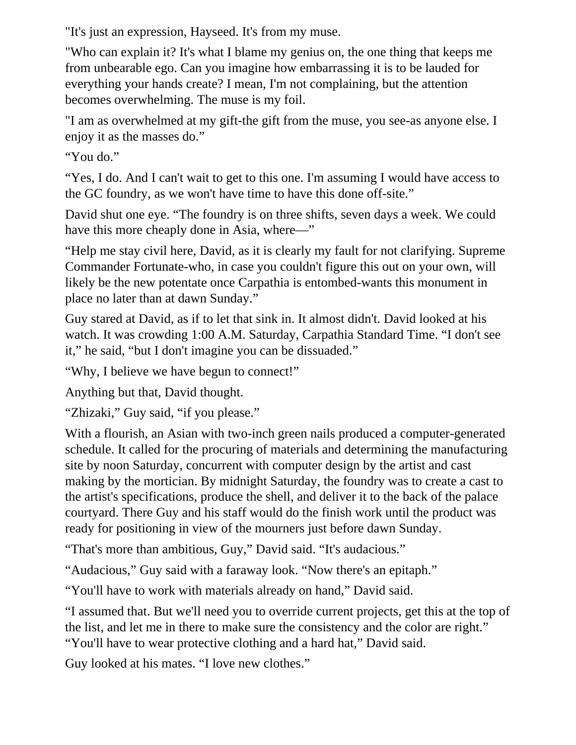"It's just an expression, Hayseed. It's from my muse.

"Who can explain it? It's what I blame my genius on, the one thing that keeps me from unbearable ego. Can you imagine how embarrassing it is to be lauded for everything your hands create? I mean, I'm not complaining, but the attention becomes overwhelming. The muse is my foil.

"I am as overwhelmed at my gift-the gift from the muse, you see-as anyone else. I enjoy it as the masses do."

"You do."

"Yes, I do. And I can't wait to get to this one. I'm assuming I would have access to the GC foundry, as we won't have time to have this done off-site."

David shut one eye. "The foundry is on three shifts, seven days a week. We could have this more cheaply done in Asia, where—"

"Help me stay civil here, David, as it is clearly my fault for not clarifying. Supreme Commander Fortunate-who, in case you couldn't figure this out on your own, will likely be the new potentate once Carpathia is entombed-wants this monument in place no later than at dawn Sunday."

Guy stared at David, as if to let that sink in. It almost didn't. David looked at his watch. It was crowding 1:00 A.M. Saturday, Carpathia Standard Time. "I don't see it," he said, "but I don't imagine you can be dissuaded."

"Why, I believe we have begun to connect!"

Anything but that, David thought.

"Zhizaki," Guy said, "if you please."

With a flourish, an Asian with two-inch green nails produced a computer-generated schedule. It called for the procuring of materials and determining the manufacturing site by noon Saturday, concurrent with computer design by the artist and cast making by the mortician. By midnight Saturday, the foundry was to create a cast to the artist's specifications, produce the shell, and deliver it to the back of the palace courtyard. There Guy and his staff would do the finish work until the product was ready for positioning in view of the mourners just before dawn Sunday.

"That's more than ambitious, Guy," David said. "It's audacious."

"Audacious," Guy said with a faraway look. "Now there's an epitaph."

"You'll have to work with materials already on hand," David said.

"I assumed that. But we'll need you to override current projects, get this at the top of the list, and let me in there to make sure the consistency and the color are right."

"You'll have to wear protective clothing and a hard hat," David said.

Guy looked at his mates. "I love new clothes."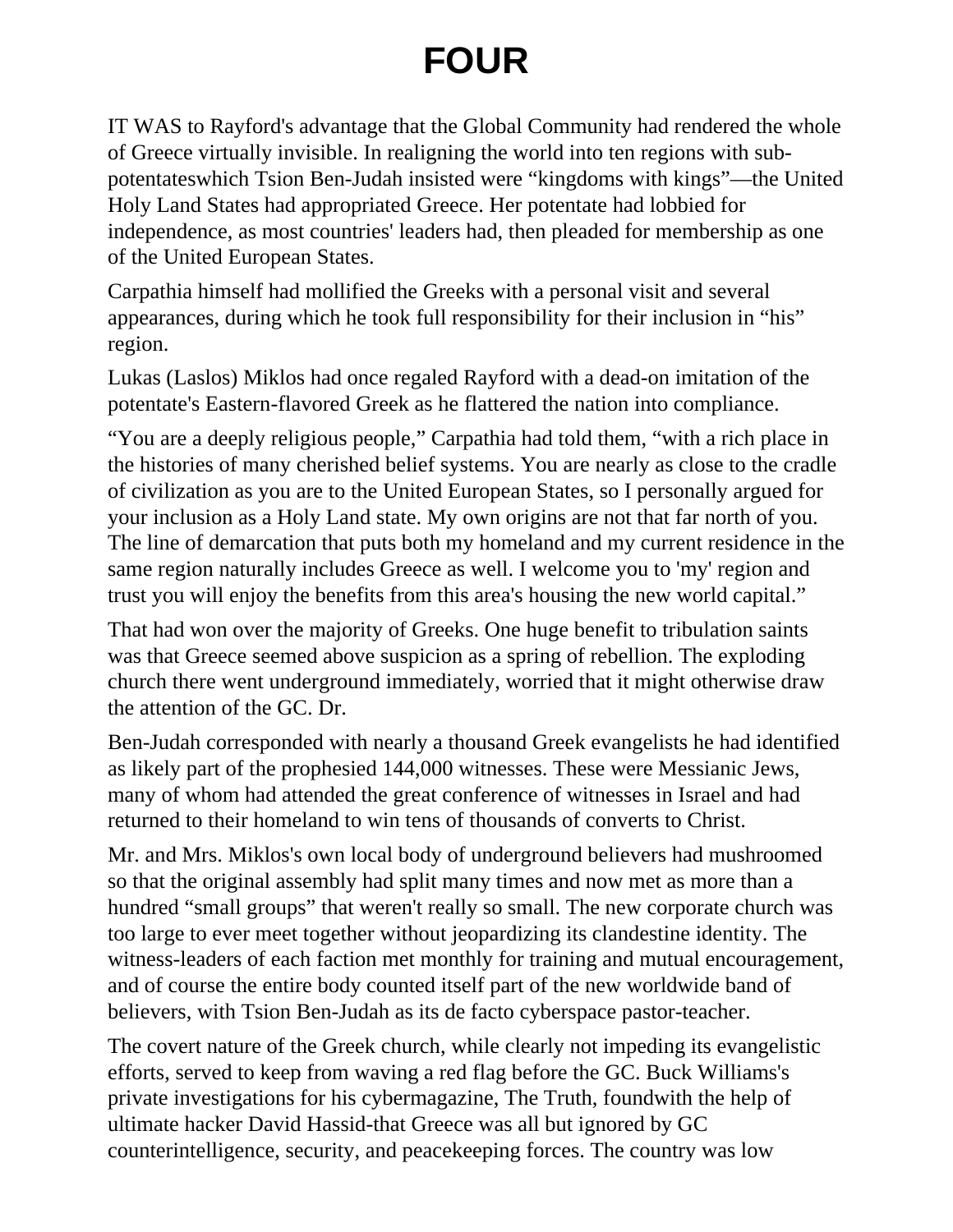# FOUR

IT WAS to Rayford's advantage that the Global Community had rendered the whole of Greece virtually invisible. In realigning the world into ten regions with sub-potentateswhich Tsion Ben-Judah insisted were “kingdoms with kings”—the United Holy Land States had appropriated Greece. Her potentate had lobbied for independence, as most countries' leaders had, then pleaded for membership as one of the United European States.

Carpathia himself had mollified the Greeks with a personal visit and several appearances, during which he took full responsibility for their inclusion in “his” region.

Lukas (Laslos) Miklos had once regaled Rayford with a dead-on imitation of the potentate's Eastern-flavored Greek as he flattered the nation into compliance.

“You are a deeply religious people,” Carpathia had told them, “with a rich place in the histories of many cherished belief systems. You are nearly as close to the cradle of civilization as you are to the United European States, so I personally argued for your inclusion as a Holy Land state. My own origins are not that far north of you. The line of demarcation that puts both my homeland and my current residence in the same region naturally includes Greece as well. I welcome you to 'my' region and trust you will enjoy the benefits from this area's housing the new world capital.”

That had won over the majority of Greeks. One huge benefit to tribulation saints was that Greece seemed above suspicion as a spring of rebellion. The exploding church there went underground immediately, worried that it might otherwise draw the attention of the GC. Dr.

Ben-Judah corresponded with nearly a thousand Greek evangelists he had identified as likely part of the prophesied 144,000 witnesses. These were Messianic Jews, many of whom had attended the great conference of witnesses in Israel and had returned to their homeland to win tens of thousands of converts to Christ.

Mr. and Mrs. Miklos's own local body of underground believers had mushroomed so that the original assembly had split many times and now met as more than a hundred “small groups” that weren't really so small. The new corporate church was too large to ever meet together without jeopardizing its clandestine identity. The witness-leaders of each faction met monthly for training and mutual encouragement, and of course the entire body counted itself part of the new worldwide band of believers, with Tsion Ben-Judah as its de facto cyberspace pastor-teacher.

The covert nature of the Greek church, while clearly not impeding its evangelistic efforts, served to keep from waving a red flag before the GC. Buck Williams's private investigations for his cybermagazine, The Truth, foundwith the help of ultimate hacker David Hassid-that Greece was all but ignored by GC counterintelligence, security, and peacekeeping forces. The country was low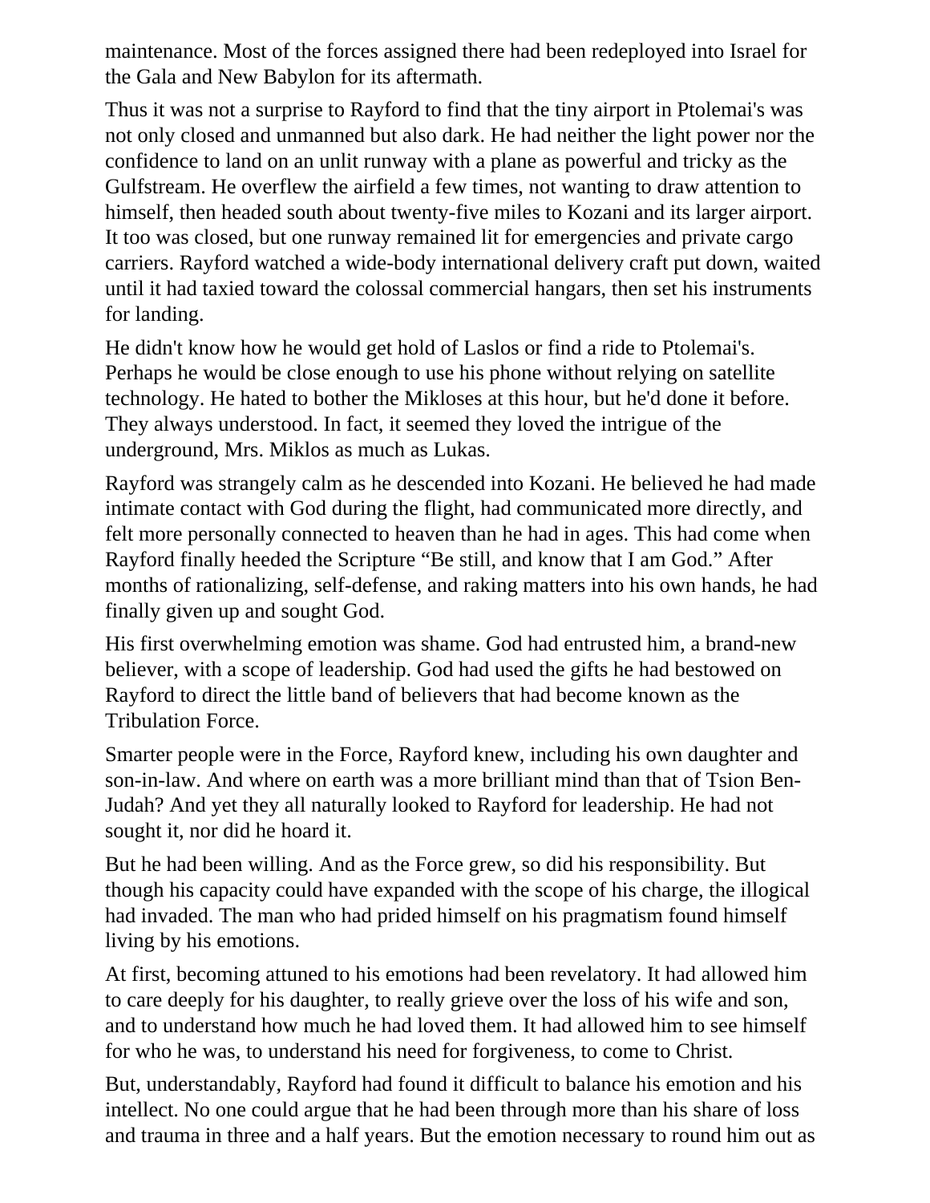maintenance. Most of the forces assigned there had been redeployed into Israel for the Gala and New Babylon for its aftermath.

Thus it was not a surprise to Rayford to find that the tiny airport in Ptolemai's was not only closed and unmanned but also dark. He had neither the light power nor the confidence to land on an unlit runway with a plane as powerful and tricky as the Gulfstream. He overflew the airfield a few times, not wanting to draw attention to himself, then headed south about twenty-five miles to Kozani and its larger airport. It too was closed, but one runway remained lit for emergencies and private cargo carriers. Rayford watched a wide-body international delivery craft put down, waited until it had taxied toward the colossal commercial hangars, then set his instruments for landing.

He didn't know how he would get hold of Laslos or find a ride to Ptolemai's. Perhaps he would be close enough to use his phone without relying on satellite technology. He hated to bother the Mikloses at this hour, but he'd done it before. They always understood. In fact, it seemed they loved the intrigue of the underground, Mrs. Miklos as much as Lukas.

Rayford was strangely calm as he descended into Kozani. He believed he had made intimate contact with God during the flight, had communicated more directly, and felt more personally connected to heaven than he had in ages. This had come when Rayford finally heeded the Scripture "Be still, and know that I am God." After months of rationalizing, self-defense, and raking matters into his own hands, he had finally given up and sought God.

His first overwhelming emotion was shame. God had entrusted him, a brand-new believer, with a scope of leadership. God had used the gifts he had bestowed on Rayford to direct the little band of believers that had become known as the Tribulation Force.

Smarter people were in the Force, Rayford knew, including his own daughter and son-in-law. And where on earth was a more brilliant mind than that of Tsion Ben-Judah? And yet they all naturally looked to Rayford for leadership. He had not sought it, nor did he hoard it.

But he had been willing. And as the Force grew, so did his responsibility. But though his capacity could have expanded with the scope of his charge, the illogical had invaded. The man who had prided himself on his pragmatism found himself living by his emotions.

At first, becoming attuned to his emotions had been revelatory. It had allowed him to care deeply for his daughter, to really grieve over the loss of his wife and son, and to understand how much he had loved them. It had allowed him to see himself for who he was, to understand his need for forgiveness, to come to Christ.

But, understandably, Rayford had found it difficult to balance his emotion and his intellect. No one could argue that he had been through more than his share of loss and trauma in three and a half years. But the emotion necessary to round him out as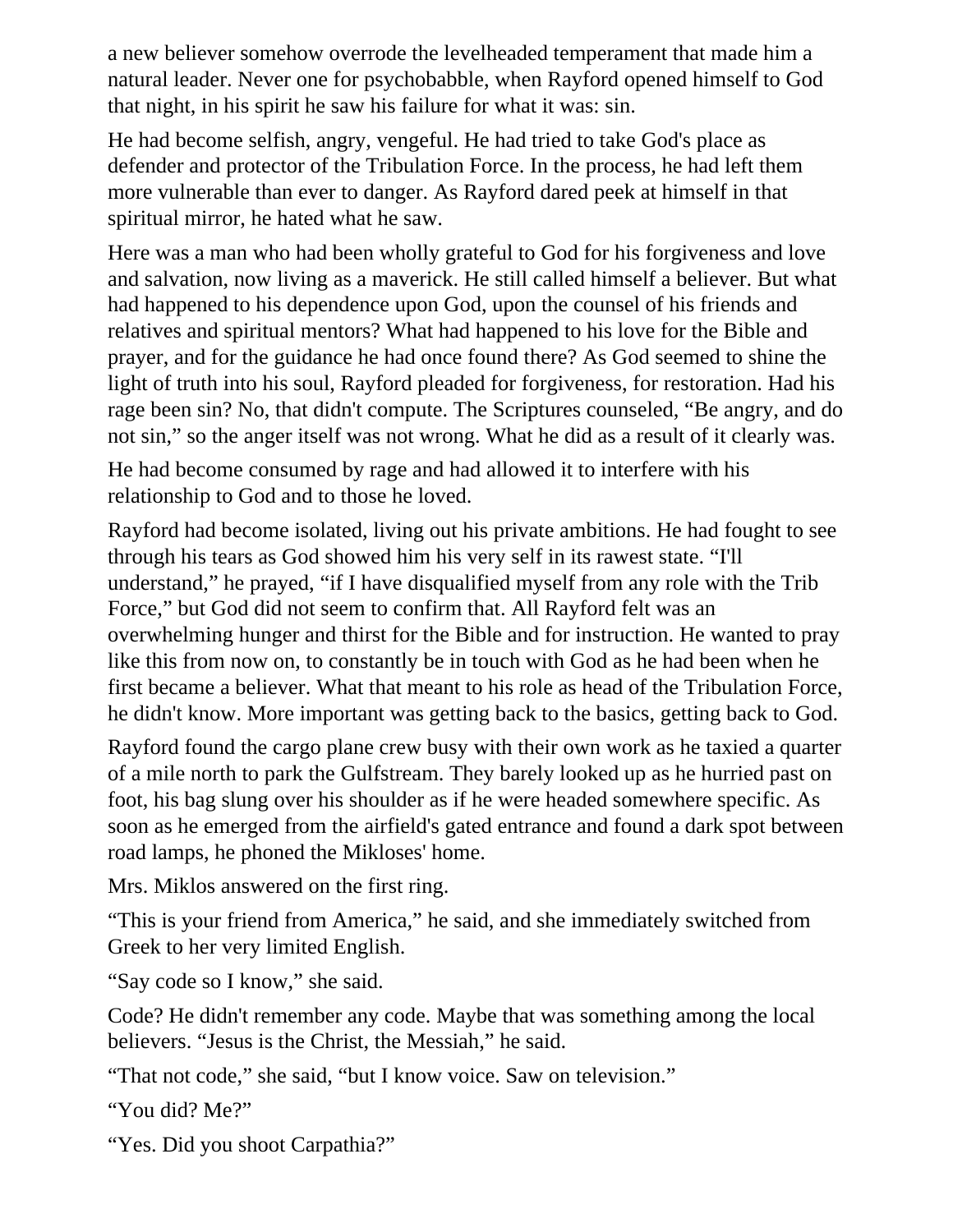a new believer somehow overrode the levelheaded temperament that made him a natural leader. Never one for psychobabble, when Rayford opened himself to God that night, in his spirit he saw his failure for what it was: sin.

He had become selfish, angry, vengeful. He had tried to take God's place as defender and protector of the Tribulation Force. In the process, he had left them more vulnerable than ever to danger. As Rayford dared peek at himself in that spiritual mirror, he hated what he saw.

Here was a man who had been wholly grateful to God for his forgiveness and love and salvation, now living as a maverick. He still called himself a believer. But what had happened to his dependence upon God, upon the counsel of his friends and relatives and spiritual mentors? What had happened to his love for the Bible and prayer, and for the guidance he had once found there? As God seemed to shine the light of truth into his soul, Rayford pleaded for forgiveness, for restoration. Had his rage been sin? No, that didn't compute. The Scriptures counseled, “Be angry, and do not sin,” so the anger itself was not wrong. What he did as a result of it clearly was.

He had become consumed by rage and had allowed it to interfere with his relationship to God and to those he loved.

Rayford had become isolated, living out his private ambitions. He had fought to see through his tears as God showed him his very self in its rawest state. “I'll understand,” he prayed, “if I have disqualified myself from any role with the Trib Force,” but God did not seem to confirm that. All Rayford felt was an overwhelming hunger and thirst for the Bible and for instruction. He wanted to pray like this from now on, to constantly be in touch with God as he had been when he first became a believer. What that meant to his role as head of the Tribulation Force, he didn't know. More important was getting back to the basics, getting back to God.

Rayford found the cargo plane crew busy with their own work as he taxied a quarter of a mile north to park the Gulfstream. They barely looked up as he hurried past on foot, his bag slung over his shoulder as if he were headed somewhere specific. As soon as he emerged from the airfield's gated entrance and found a dark spot between road lamps, he phoned the Mikloses' home.

Mrs. Miklos answered on the first ring.

“This is your friend from America,” he said, and she immediately switched from Greek to her very limited English.

“Say code so I know,” she said.

Code? He didn't remember any code. Maybe that was something among the local believers. “Jesus is the Christ, the Messiah,” he said.

“That not code,” she said, “but I know voice. Saw on television.”

“You did? Me?”

“Yes. Did you shoot Carpathia?”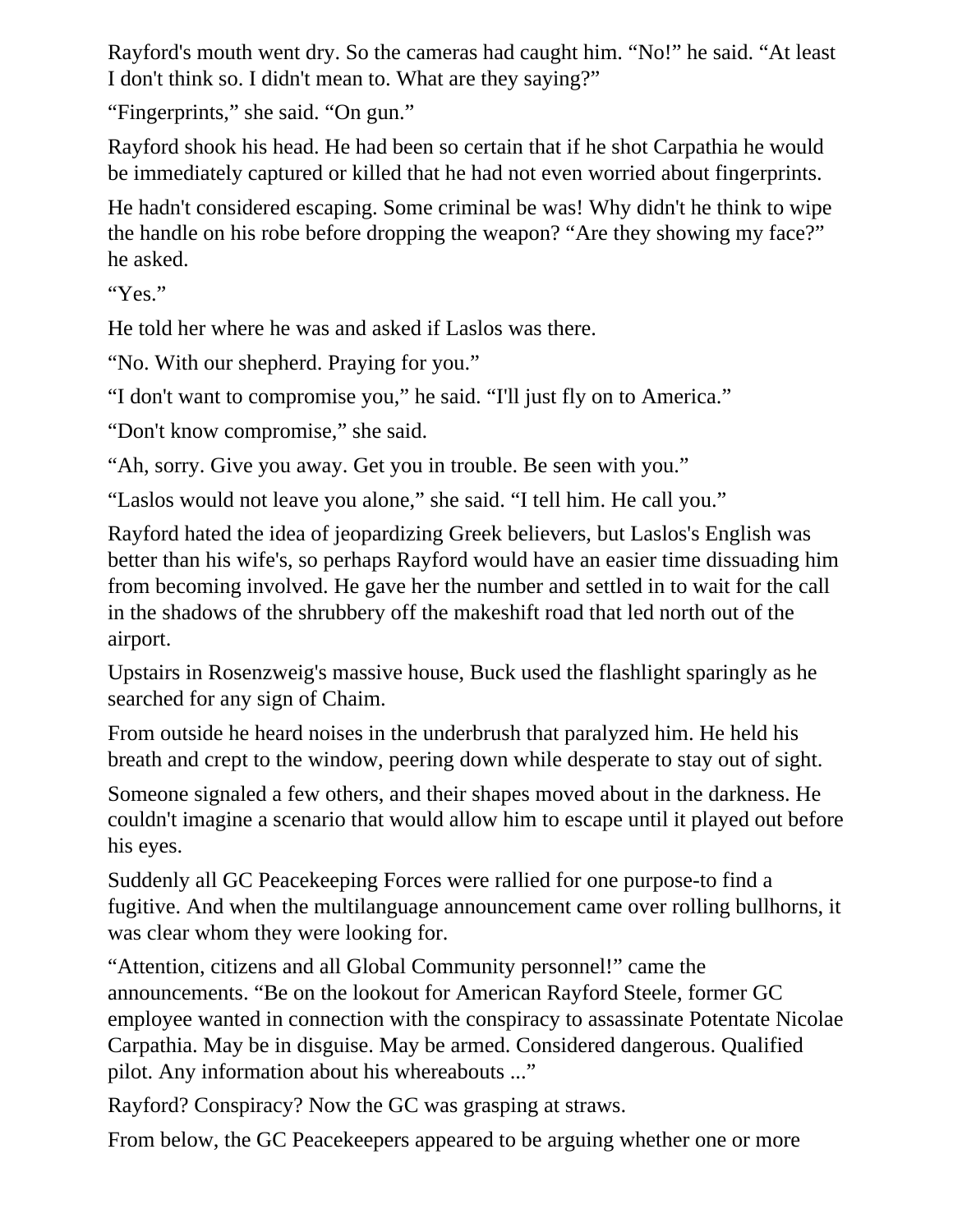Rayford's mouth went dry. So the cameras had caught him. “No!” he said. “At least I don't think so. I didn't mean to. What are they saying?”

“Fingerprints,” she said. “On gun.”

Rayford shook his head. He had been so certain that if he shot Carpathia he would be immediately captured or killed that he had not even worried about fingerprints.

He hadn't considered escaping. Some criminal be was! Why didn't he think to wipe the handle on his robe before dropping the weapon? “Are they showing my face?” he asked.

“Yes.”

He told her where he was and asked if Laslos was there.

“No. With our shepherd. Praying for you.”

“I don't want to compromise you,” he said. “I'll just fly on to America.”

“Don't know compromise,” she said.

“Ah, sorry. Give you away. Get you in trouble. Be seen with you.”

“Laslos would not leave you alone,” she said. “I tell him. He call you.”

Rayford hated the idea of jeopardizing Greek believers, but Laslos's English was better than his wife's, so perhaps Rayford would have an easier time dissuading him from becoming involved. He gave her the number and settled in to wait for the call in the shadows of the shrubbery off the makeshift road that led north out of the airport.

Upstairs in Rosenzweig's massive house, Buck used the flashlight sparingly as he searched for any sign of Chaim.

From outside he heard noises in the underbrush that paralyzed him. He held his breath and crept to the window, peering down while desperate to stay out of sight.

Someone signaled a few others, and their shapes moved about in the darkness. He couldn't imagine a scenario that would allow him to escape until it played out before his eyes.

Suddenly all GC Peacekeeping Forces were rallied for one purpose-to find a fugitive. And when the multilanguage announcement came over rolling bullhorns, it was clear whom they were looking for.

“Attention, citizens and all Global Community personnel!” came the announcements. “Be on the lookout for American Rayford Steele, former GC employee wanted in connection with the conspiracy to assassinate Potentate Nicolae Carpathia. May be in disguise. May be armed. Considered dangerous. Qualified pilot. Any information about his whereabouts ...”

Rayford? Conspiracy? Now the GC was grasping at straws.

From below, the GC Peacekeepers appeared to be arguing whether one or more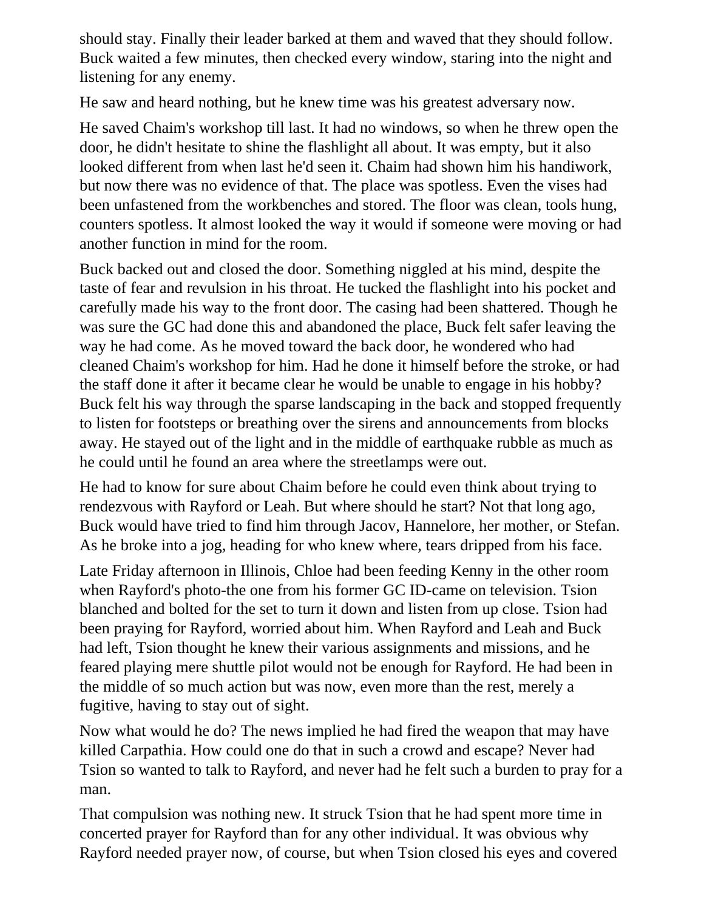should stay. Finally their leader barked at them and waved that they should follow. Buck waited a few minutes, then checked every window, staring into the night and listening for any enemy.

He saw and heard nothing, but he knew time was his greatest adversary now.

He saved Chaim's workshop till last. It had no windows, so when he threw open the door, he didn't hesitate to shine the flashlight all about. It was empty, but it also looked different from when last he'd seen it. Chaim had shown him his handiwork, but now there was no evidence of that. The place was spotless. Even the vises had been unfastened from the workbenches and stored. The floor was clean, tools hung, counters spotless. It almost looked the way it would if someone were moving or had another function in mind for the room.

Buck backed out and closed the door. Something niggled at his mind, despite the taste of fear and revulsion in his throat. He tucked the flashlight into his pocket and carefully made his way to the front door. The casing had been shattered. Though he was sure the GC had done this and abandoned the place, Buck felt safer leaving the way he had come. As he moved toward the back door, he wondered who had cleaned Chaim's workshop for him. Had he done it himself before the stroke, or had the staff done it after it became clear he would be unable to engage in his hobby? Buck felt his way through the sparse landscaping in the back and stopped frequently to listen for footsteps or breathing over the sirens and announcements from blocks away. He stayed out of the light and in the middle of earthquake rubble as much as he could until he found an area where the streetlamps were out.

He had to know for sure about Chaim before he could even think about trying to rendezvous with Rayford or Leah. But where should he start? Not that long ago, Buck would have tried to find him through Jacov, Hannelore, her mother, or Stefan. As he broke into a jog, heading for who knew where, tears dripped from his face.

Late Friday afternoon in Illinois, Chloe had been feeding Kenny in the other room when Rayford's photo-the one from his former GC ID-came on television. Tsion blanched and bolted for the set to turn it down and listen from up close. Tsion had been praying for Rayford, worried about him. When Rayford and Leah and Buck had left, Tsion thought he knew their various assignments and missions, and he feared playing mere shuttle pilot would not be enough for Rayford. He had been in the middle of so much action but was now, even more than the rest, merely a fugitive, having to stay out of sight.

Now what would he do? The news implied he had fired the weapon that may have killed Carpathia. How could one do that in such a crowd and escape? Never had Tsion so wanted to talk to Rayford, and never had he felt such a burden to pray for a man.

That compulsion was nothing new. It struck Tsion that he had spent more time in concerted prayer for Rayford than for any other individual. It was obvious why Rayford needed prayer now, of course, but when Tsion closed his eyes and covered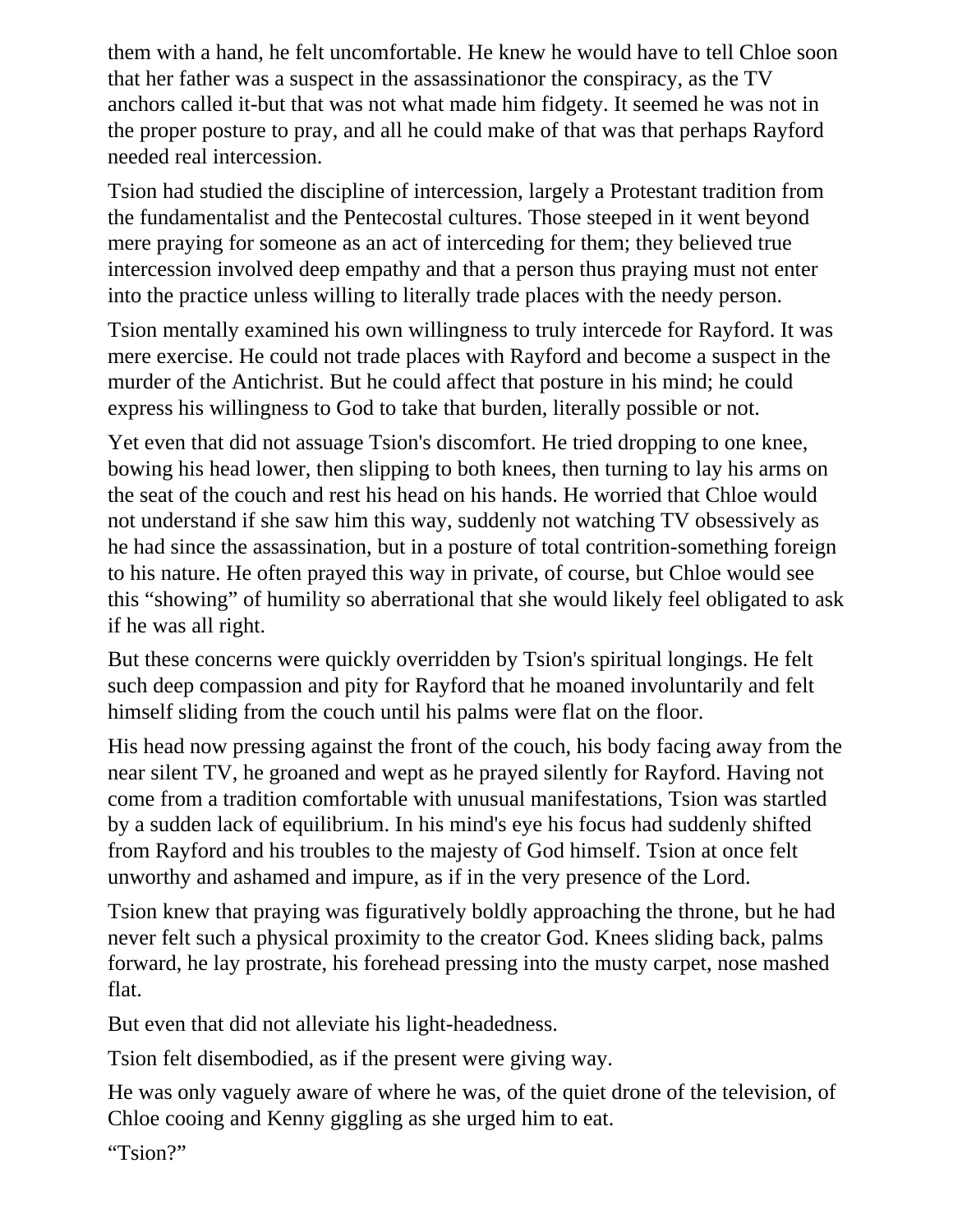them with a hand, he felt uncomfortable. He knew he would have to tell Chloe soon that her father was a suspect in the assassinationor the conspiracy, as the TV anchors called it-but that was not what made him fidgety. It seemed he was not in the proper posture to pray, and all he could make of that was that perhaps Rayford needed real intercession.

Tsion had studied the discipline of intercession, largely a Protestant tradition from the fundamentalist and the Pentecostal cultures. Those steeped in it went beyond mere praying for someone as an act of interceding for them; they believed true intercession involved deep empathy and that a person thus praying must not enter into the practice unless willing to literally trade places with the needy person.

Tsion mentally examined his own willingness to truly intercede for Rayford. It was mere exercise. He could not trade places with Rayford and become a suspect in the murder of the Antichrist. But he could affect that posture in his mind; he could express his willingness to God to take that burden, literally possible or not.

Yet even that did not assuage Tsion's discomfort. He tried dropping to one knee, bowing his head lower, then slipping to both knees, then turning to lay his arms on the seat of the couch and rest his head on his hands. He worried that Chloe would not understand if she saw him this way, suddenly not watching TV obsessively as he had since the assassination, but in a posture of total contrition-something foreign to his nature. He often prayed this way in private, of course, but Chloe would see this "showing" of humility so aberrational that she would likely feel obligated to ask if he was all right.

But these concerns were quickly overridden by Tsion's spiritual longings. He felt such deep compassion and pity for Rayford that he moaned involuntarily and felt himself sliding from the couch until his palms were flat on the floor.

His head now pressing against the front of the couch, his body facing away from the near silent TV, he groaned and wept as he prayed silently for Rayford. Having not come from a tradition comfortable with unusual manifestations, Tsion was startled by a sudden lack of equilibrium. In his mind's eye his focus had suddenly shifted from Rayford and his troubles to the majesty of God himself. Tsion at once felt unworthy and ashamed and impure, as if in the very presence of the Lord.

Tsion knew that praying was figuratively boldly approaching the throne, but he had never felt such a physical proximity to the creator God. Knees sliding back, palms forward, he lay prostrate, his forehead pressing into the musty carpet, nose mashed flat.

But even that did not alleviate his light-headedness.

Tsion felt disembodied, as if the present were giving way.

He was only vaguely aware of where he was, of the quiet drone of the television, of Chloe cooing and Kenny giggling as she urged him to eat.

"Tsion?"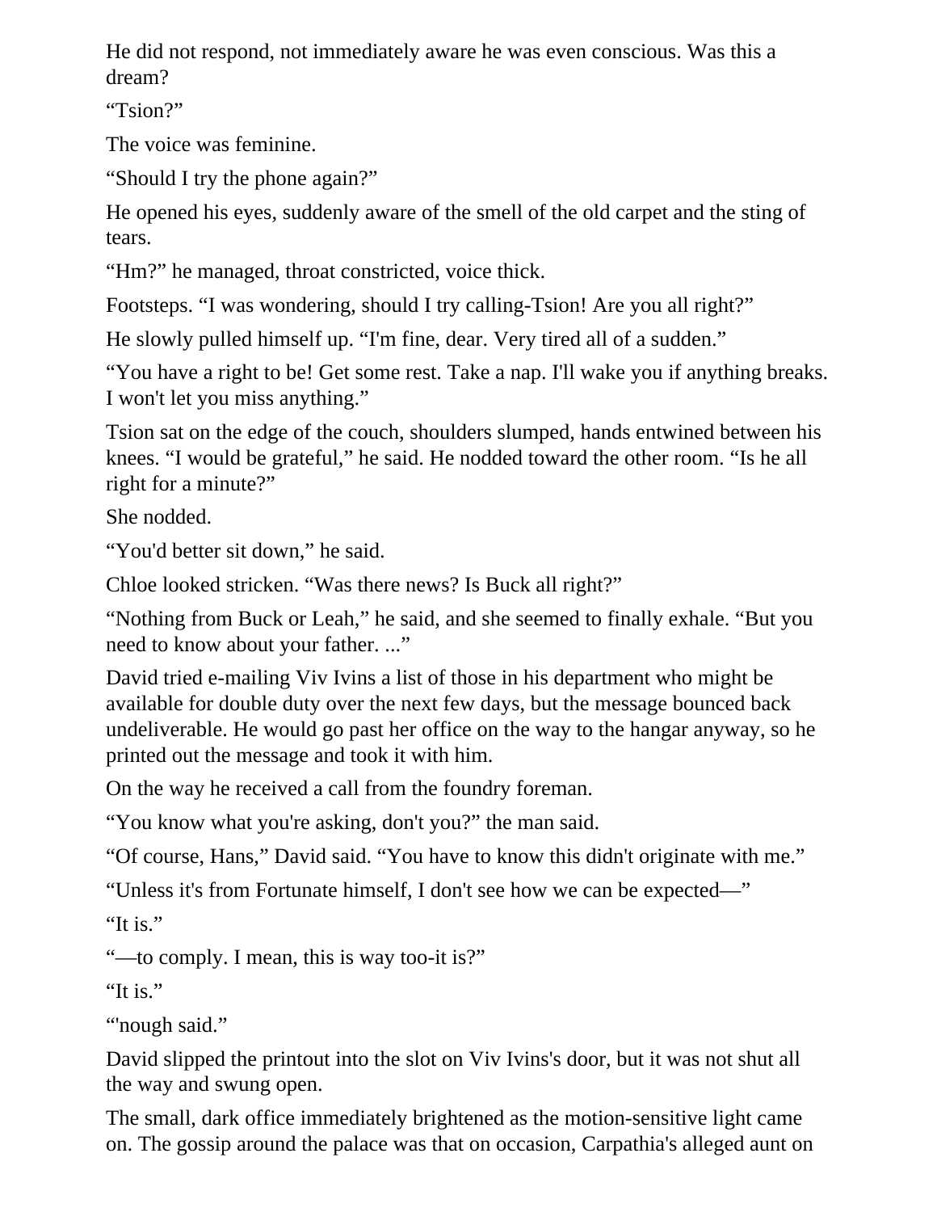He did not respond, not immediately aware he was even conscious. Was this a dream?

"Tsion?"

The voice was feminine.

"Should I try the phone again?"

He opened his eyes, suddenly aware of the smell of the old carpet and the sting of tears.

"Hm?" he managed, throat constricted, voice thick.

Footsteps. "I was wondering, should I try calling-Tsion! Are you all right?"

He slowly pulled himself up. "I'm fine, dear. Very tired all of a sudden."

"You have a right to be! Get some rest. Take a nap. I'll wake you if anything breaks. I won't let you miss anything."

Tsion sat on the edge of the couch, shoulders slumped, hands entwined between his knees. "I would be grateful," he said. He nodded toward the other room. "Is he all right for a minute?"

She nodded.

"You'd better sit down," he said.

Chloe looked stricken. "Was there news? Is Buck all right?"

"Nothing from Buck or Leah," he said, and she seemed to finally exhale. "But you need to know about your father. ..."

David tried e-mailing Viv Ivins a list of those in his department who might be available for double duty over the next few days, but the message bounced back undeliverable. He would go past her office on the way to the hangar anyway, so he printed out the message and took it with him.

On the way he received a call from the foundry foreman.

"You know what you're asking, don't you?" the man said.

"Of course, Hans," David said. "You have to know this didn't originate with me."

"Unless it's from Fortunate himself, I don't see how we can be expected—"

"It is."

"—to comply. I mean, this is way too-it is?"

"It is."

"'nough said."

David slipped the printout into the slot on Viv Ivins's door, but it was not shut all the way and swung open.

The small, dark office immediately brightened as the motion-sensitive light came on. The gossip around the palace was that on occasion, Carpathia's alleged aunt on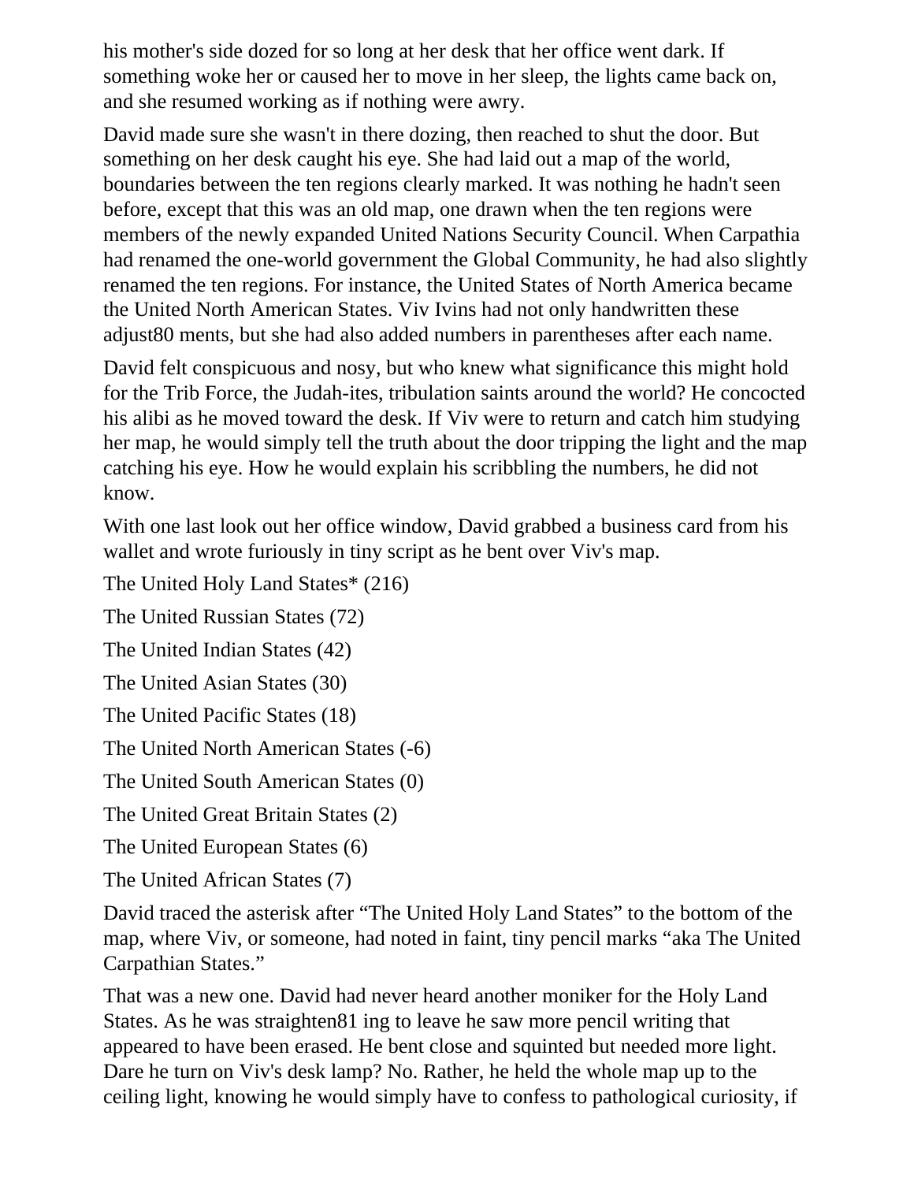his mother's side dozed for so long at her desk that her office went dark. If something woke her or caused her to move in her sleep, the lights came back on, and she resumed working as if nothing were awry.

David made sure she wasn't in there dozing, then reached to shut the door. But something on her desk caught his eye. She had laid out a map of the world, boundaries between the ten regions clearly marked. It was nothing he hadn't seen before, except that this was an old map, one drawn when the ten regions were members of the newly expanded United Nations Security Council. When Carpathia had renamed the one-world government the Global Community, he had also slightly renamed the ten regions. For instance, the United States of North America became the United North American States. Viv Ivins had not only handwritten these adjust80 ments, but she had also added numbers in parentheses after each name.

David felt conspicuous and nosy, but who knew what significance this might hold for the Trib Force, the Judah-ites, tribulation saints around the world? He concocted his alibi as he moved toward the desk. If Viv were to return and catch him studying her map, he would simply tell the truth about the door tripping the light and the map catching his eye. How he would explain his scribbling the numbers, he did not know.

With one last look out her office window, David grabbed a business card from his wallet and wrote furiously in tiny script as he bent over Viv's map.

The United Holy Land States* (216)

The United Russian States (72)

The United Indian States (42)

The United Asian States (30)

The United Pacific States (18)

The United North American States (-6)

The United South American States (0)

The United Great Britain States (2)

The United European States (6)

The United African States (7)

David traced the asterisk after "The United Holy Land States" to the bottom of the map, where Viv, or someone, had noted in faint, tiny pencil marks "aka The United Carpathian States."

That was a new one. David had never heard another moniker for the Holy Land States. As he was straighten81 ing to leave he saw more pencil writing that appeared to have been erased. He bent close and squinted but needed more light. Dare he turn on Viv's desk lamp? No. Rather, he held the whole map up to the ceiling light, knowing he would simply have to confess to pathological curiosity, if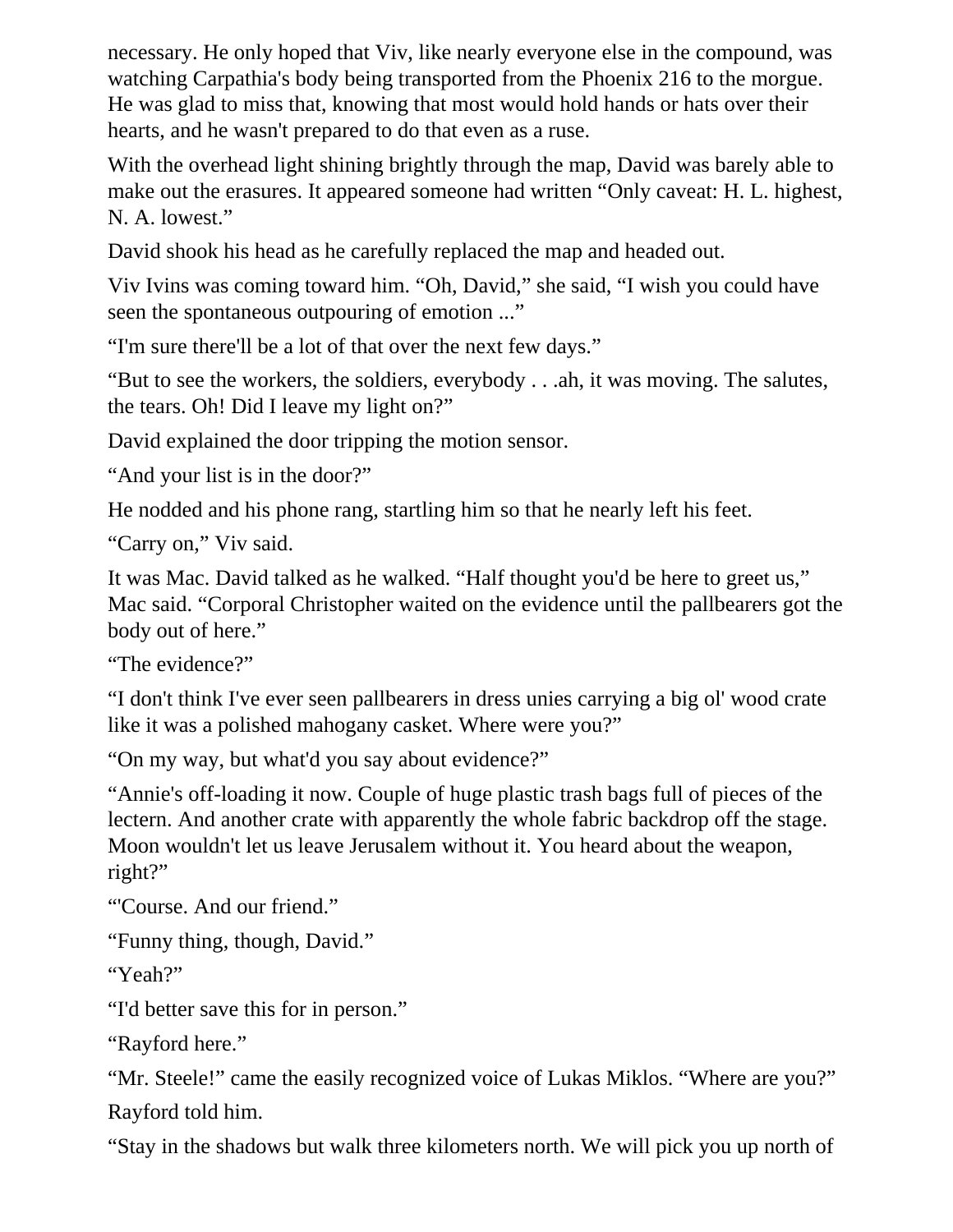necessary. He only hoped that Viv, like nearly everyone else in the compound, was watching Carpathia's body being transported from the Phoenix 216 to the morgue. He was glad to miss that, knowing that most would hold hands or hats over their hearts, and he wasn't prepared to do that even as a ruse.

With the overhead light shining brightly through the map, David was barely able to make out the erasures. It appeared someone had written "Only caveat: H. L. highest, N. A. lowest."

David shook his head as he carefully replaced the map and headed out.

Viv Ivins was coming toward him. "Oh, David," she said, "I wish you could have seen the spontaneous outpouring of emotion ..."

"I'm sure there'll be a lot of that over the next few days."

"But to see the workers, the soldiers, everybody . . .ah, it was moving. The salutes, the tears. Oh! Did I leave my light on?"

David explained the door tripping the motion sensor.

"And your list is in the door?"

He nodded and his phone rang, startling him so that he nearly left his feet.

"Carry on," Viv said.

It was Mac. David talked as he walked. "Half thought you'd be here to greet us," Mac said. "Corporal Christopher waited on the evidence until the pallbearers got the body out of here."

"The evidence?"

"I don't think I've ever seen pallbearers in dress unies carrying a big ol' wood crate like it was a polished mahogany casket. Where were you?"

"On my way, but what'd you say about evidence?"

"Annie's off-loading it now. Couple of huge plastic trash bags full of pieces of the lectern. And another crate with apparently the whole fabric backdrop off the stage. Moon wouldn't let us leave Jerusalem without it. You heard about the weapon, right?"

"'Course. And our friend."

"Funny thing, though, David."

"Yeah?"

"I'd better save this for in person."

"Rayford here."

"Mr. Steele!" came the easily recognized voice of Lukas Miklos. "Where are you?"

Rayford told him.

"Stay in the shadows but walk three kilometers north. We will pick you up north of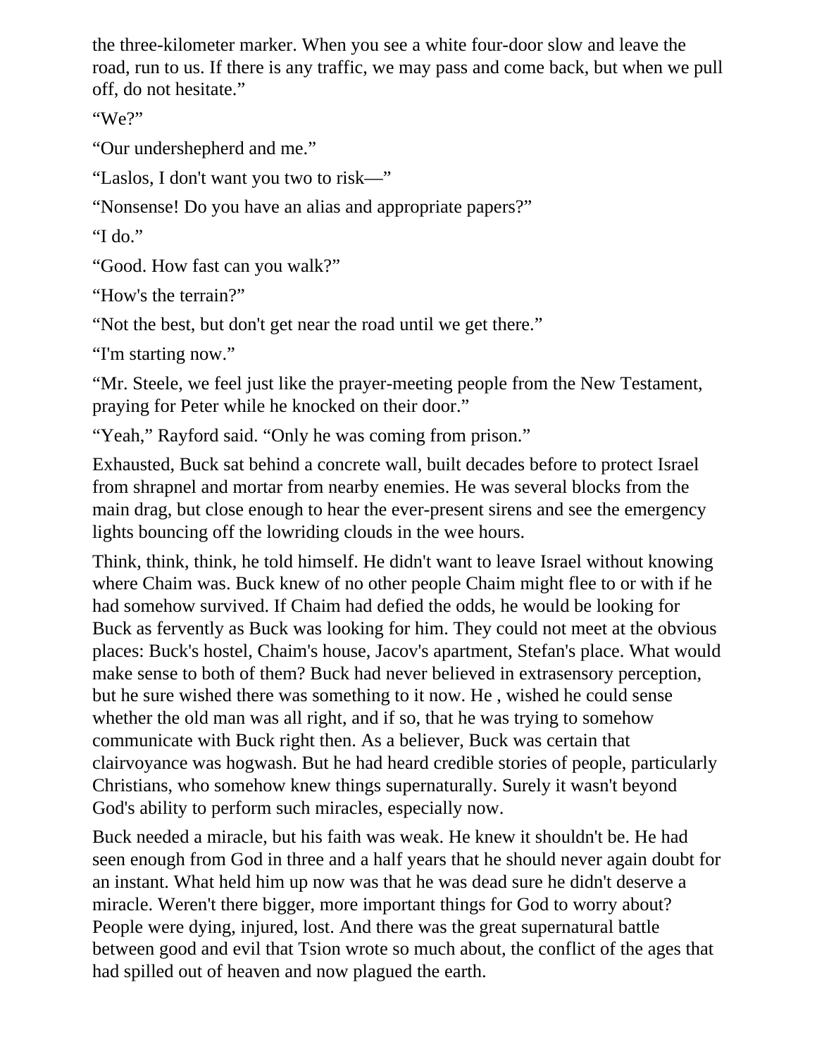the three-kilometer marker. When you see a white four-door slow and leave the road, run to us. If there is any traffic, we may pass and come back, but when we pull off, do not hesitate."

"We?"

"Our undershepherd and me."

"Laslos, I don't want you two to risk—"

"Nonsense! Do you have an alias and appropriate papers?"

"I do."

"Good. How fast can you walk?"

"How's the terrain?"

"Not the best, but don't get near the road until we get there."

"I'm starting now."

"Mr. Steele, we feel just like the prayer-meeting people from the New Testament, praying for Peter while he knocked on their door."

"Yeah," Rayford said. "Only he was coming from prison."

Exhausted, Buck sat behind a concrete wall, built decades before to protect Israel from shrapnel and mortar from nearby enemies. He was several blocks from the main drag, but close enough to hear the ever-present sirens and see the emergency lights bouncing off the lowriding clouds in the wee hours.

Think, think, think, he told himself. He didn't want to leave Israel without knowing where Chaim was. Buck knew of no other people Chaim might flee to or with if he had somehow survived. If Chaim had defied the odds, he would be looking for Buck as fervently as Buck was looking for him. They could not meet at the obvious places: Buck's hostel, Chaim's house, Jacov's apartment, Stefan's place. What would make sense to both of them? Buck had never believed in extrasensory perception, but he sure wished there was something to it now. He , wished he could sense whether the old man was all right, and if so, that he was trying to somehow communicate with Buck right then. As a believer, Buck was certain that clairvoyance was hogwash. But he had heard credible stories of people, particularly Christians, who somehow knew things supernaturally. Surely it wasn't beyond God's ability to perform such miracles, especially now.

Buck needed a miracle, but his faith was weak. He knew it shouldn't be. He had seen enough from God in three and a half years that he should never again doubt for an instant. What held him up now was that he was dead sure he didn't deserve a miracle. Weren't there bigger, more important things for God to worry about? People were dying, injured, lost. And there was the great supernatural battle between good and evil that Tsion wrote so much about, the conflict of the ages that had spilled out of heaven and now plagued the earth.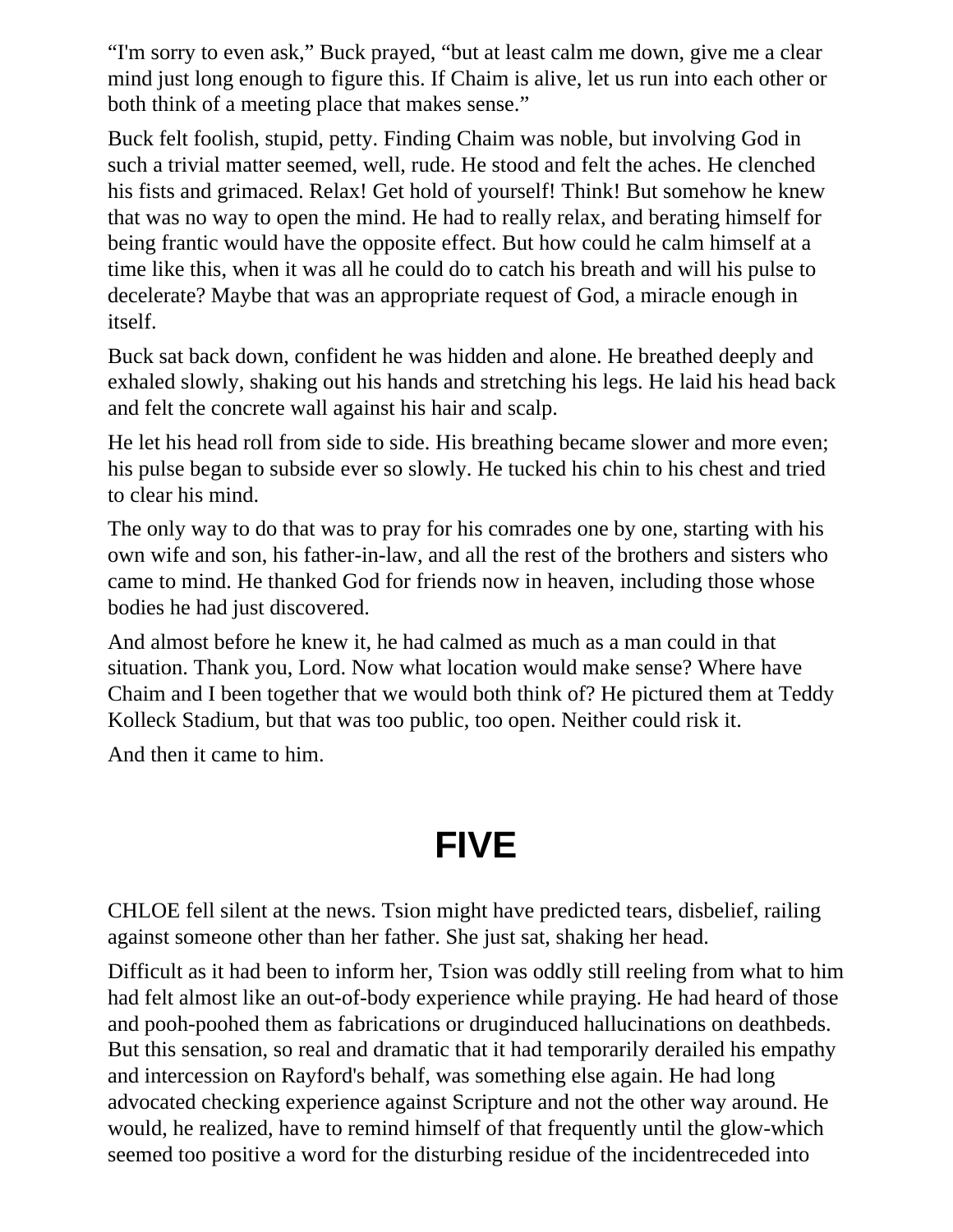"I'm sorry to even ask," Buck prayed, "but at least calm me down, give me a clear mind just long enough to figure this. If Chaim is alive, let us run into each other or both think of a meeting place that makes sense."

Buck felt foolish, stupid, petty. Finding Chaim was noble, but involving God in such a trivial matter seemed, well, rude. He stood and felt the aches. He clenched his fists and grimaced. Relax! Get hold of yourself! Think! But somehow he knew that was no way to open the mind. He had to really relax, and berating himself for being frantic would have the opposite effect. But how could he calm himself at a time like this, when it was all he could do to catch his breath and will his pulse to decelerate? Maybe that was an appropriate request of God, a miracle enough in itself.

Buck sat back down, confident he was hidden and alone. He breathed deeply and exhaled slowly, shaking out his hands and stretching his legs. He laid his head back and felt the concrete wall against his hair and scalp.

He let his head roll from side to side. His breathing became slower and more even; his pulse began to subside ever so slowly. He tucked his chin to his chest and tried to clear his mind.

The only way to do that was to pray for his comrades one by one, starting with his own wife and son, his father-in-law, and all the rest of the brothers and sisters who came to mind. He thanked God for friends now in heaven, including those whose bodies he had just discovered.

And almost before he knew it, he had calmed as much as a man could in that situation. Thank you, Lord. Now what location would make sense? Where have Chaim and I been together that we would both think of? He pictured them at Teddy Kolleck Stadium, but that was too public, too open. Neither could risk it.

And then it came to him.

# FIVE

CHLOE fell silent at the news. Tsion might have predicted tears, disbelief, railing against someone other than her father. She just sat, shaking her head.

Difficult as it had been to inform her, Tsion was oddly still reeling from what to him had felt almost like an out-of-body experience while praying. He had heard of those and pooh-poohed them as fabrications or druginduced hallucinations on deathbeds. But this sensation, so real and dramatic that it had temporarily derailed his empathy and intercession on Rayford's behalf, was something else again. He had long advocated checking experience against Scripture and not the other way around. He would, he realized, have to remind himself of that frequently until the glow-which seemed too positive a word for the disturbing residue of the incidentreceded into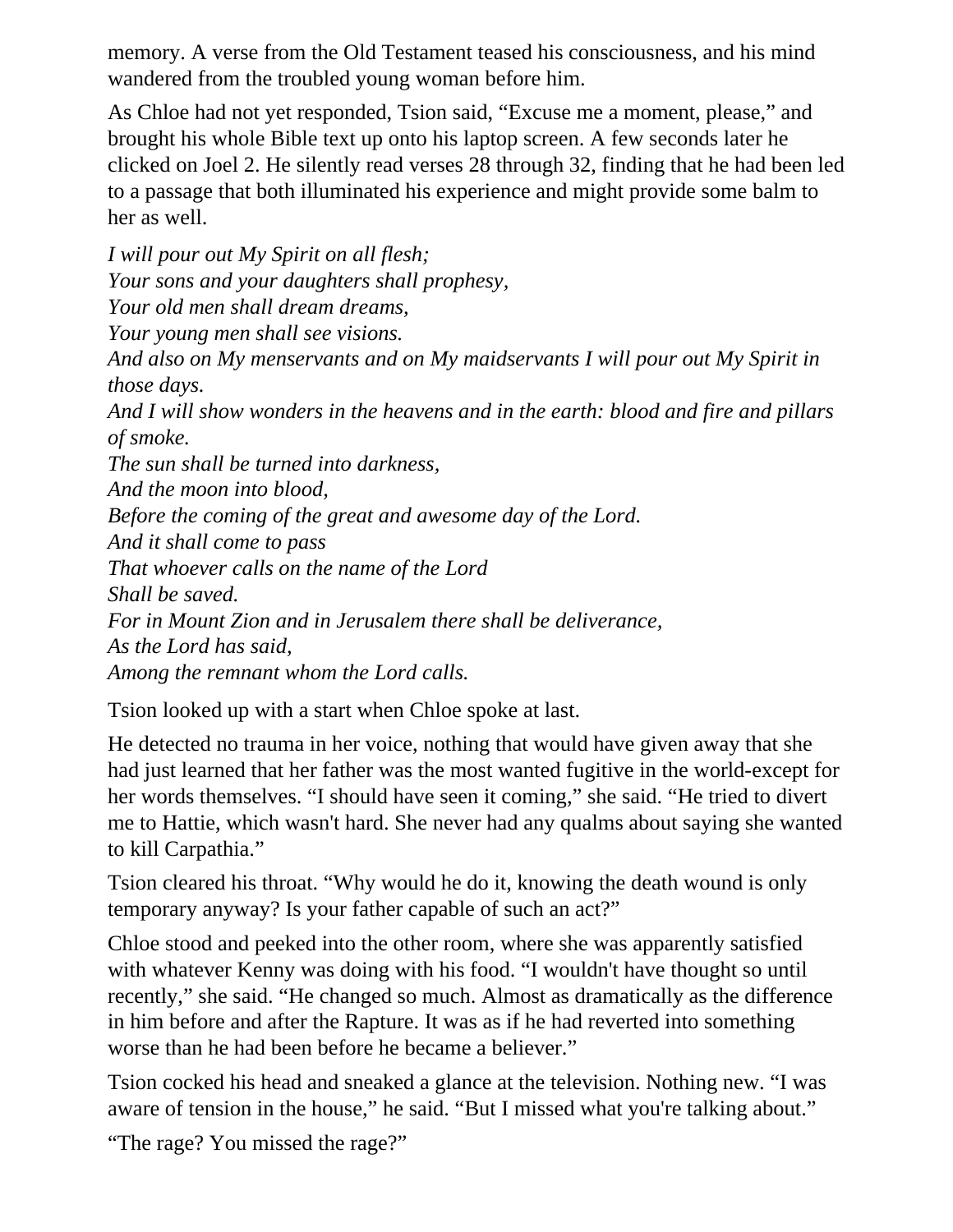memory. A verse from the Old Testament teased his consciousness, and his mind wandered from the troubled young woman before him.

As Chloe had not yet responded, Tsion said, “Excuse me a moment, please,” and brought his whole Bible text up onto his laptop screen. A few seconds later he clicked on Joel 2. He silently read verses 28 through 32, finding that he had been led to a passage that both illuminated his experience and might provide some balm to her as well.

*I will pour out My Spirit on all flesh;*
*Your sons and your daughters shall prophesy,*
*Your old men shall dream dreams,*
*Your young men shall see visions.*
*And also on My menservants and on My maidservants I will pour out My Spirit in those days.*
*And I will show wonders in the heavens and in the earth: blood and fire and pillars of smoke.*
*The sun shall be turned into darkness,*
*And the moon into blood,*
*Before the coming of the great and awesome day of the Lord.*
*And it shall come to pass*
*That whoever calls on the name of the Lord*
*Shall be saved.*
*For in Mount Zion and in Jerusalem there shall be deliverance,*
*As the Lord has said,*
*Among the remnant whom the Lord calls.*

Tsion looked up with a start when Chloe spoke at last.

He detected no trauma in her voice, nothing that would have given away that she had just learned that her father was the most wanted fugitive in the world-except for her words themselves. “I should have seen it coming,” she said. “He tried to divert me to Hattie, which wasn't hard. She never had any qualms about saying she wanted to kill Carpathia.”

Tsion cleared his throat. “Why would he do it, knowing the death wound is only temporary anyway? Is your father capable of such an act?”

Chloe stood and peeked into the other room, where she was apparently satisfied with whatever Kenny was doing with his food. “I wouldn't have thought so until recently,” she said. “He changed so much. Almost as dramatically as the difference in him before and after the Rapture. It was as if he had reverted into something worse than he had been before he became a believer.”

Tsion cocked his head and sneaked a glance at the television. Nothing new. “I was aware of tension in the house,” he said. “But I missed what you're talking about.”

“The rage? You missed the rage?”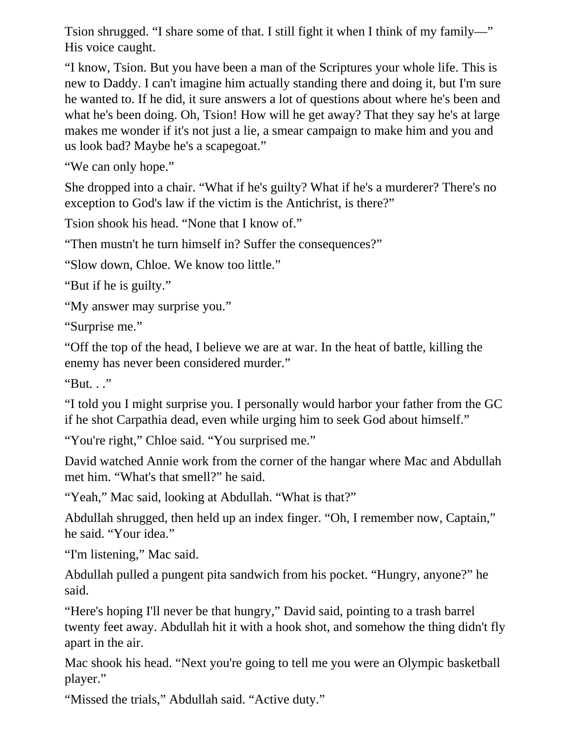Tsion shrugged. “I share some of that. I still fight it when I think of my family—” His voice caught.

“I know, Tsion. But you have been a man of the Scriptures your whole life. This is new to Daddy. I can't imagine him actually standing there and doing it, but I'm sure he wanted to. If he did, it sure answers a lot of questions about where he's been and what he's been doing. Oh, Tsion! How will he get away? That they say he's at large makes me wonder if it's not just a lie, a smear campaign to make him and you and us look bad? Maybe he's a scapegoat.”

“We can only hope.”

She dropped into a chair. “What if he's guilty? What if he's a murderer? There's no exception to God's law if the victim is the Antichrist, is there?”

Tsion shook his head. “None that I know of.”

“Then mustn't he turn himself in? Suffer the consequences?”

“Slow down, Chloe. We know too little.”

“But if he is guilty.”

“My answer may surprise you.”

“Surprise me.”

“Off the top of the head, I believe we are at war. In the heat of battle, killing the enemy has never been considered murder.”

“But. . .”

“I told you I might surprise you. I personally would harbor your father from the GC if he shot Carpathia dead, even while urging him to seek God about himself.”

“You're right,” Chloe said. “You surprised me.”

David watched Annie work from the corner of the hangar where Mac and Abdullah met him. “What's that smell?” he said.

“Yeah,” Mac said, looking at Abdullah. “What is that?”

Abdullah shrugged, then held up an index finger. “Oh, I remember now, Captain,” he said. “Your idea.”

“I'm listening,” Mac said.

Abdullah pulled a pungent pita sandwich from his pocket. “Hungry, anyone?” he said.

“Here's hoping I'll never be that hungry,” David said, pointing to a trash barrel twenty feet away. Abdullah hit it with a hook shot, and somehow the thing didn't fly apart in the air.

Mac shook his head. “Next you're going to tell me you were an Olympic basketball player.”

“Missed the trials,” Abdullah said. “Active duty.”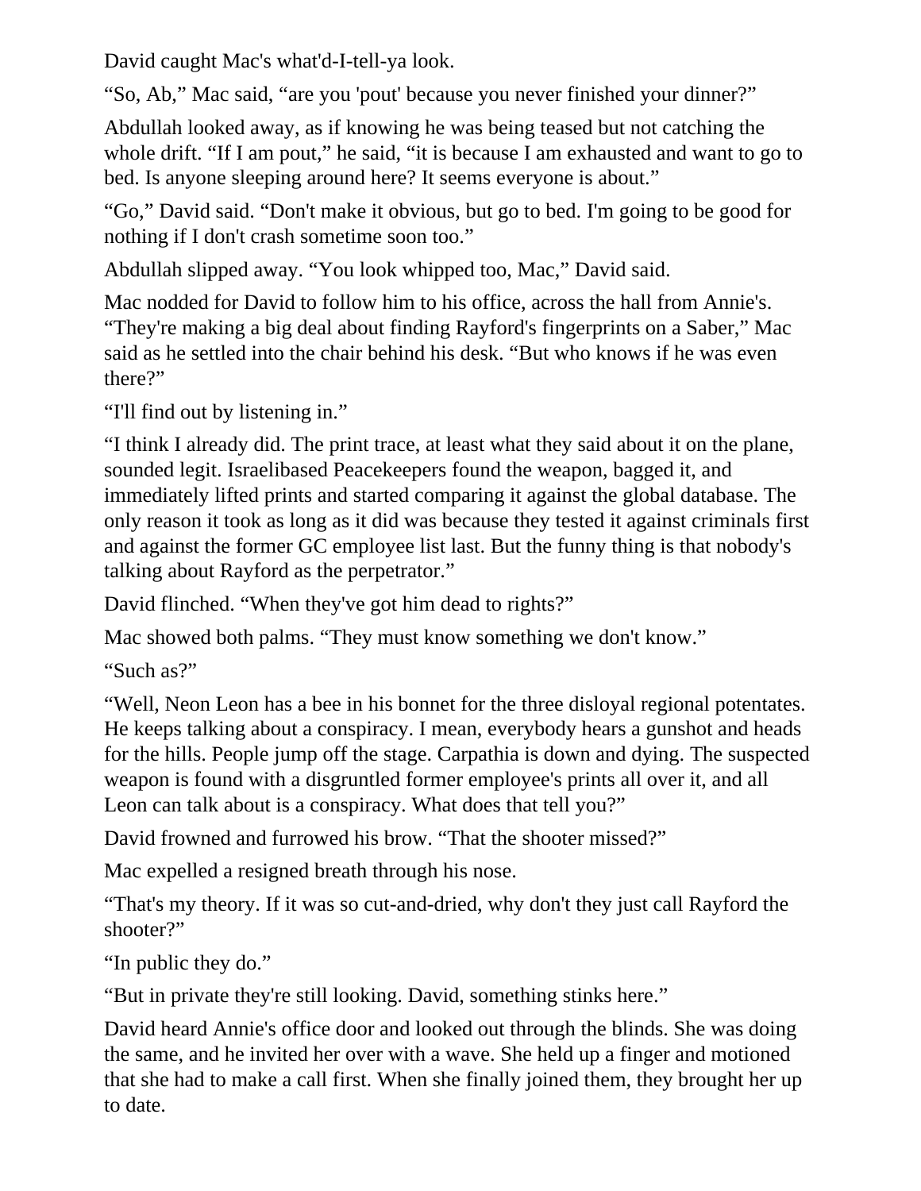David caught Mac's what'd-I-tell-ya look.

“So, Ab,” Mac said, “are you 'pout' because you never finished your dinner?”

Abdullah looked away, as if knowing he was being teased but not catching the whole drift. “If I am pout,” he said, “it is because I am exhausted and want to go to bed. Is anyone sleeping around here? It seems everyone is about.”

“Go,” David said. “Don't make it obvious, but go to bed. I'm going to be good for nothing if I don't crash sometime soon too.”

Abdullah slipped away. “You look whipped too, Mac,” David said.

Mac nodded for David to follow him to his office, across the hall from Annie's. “They're making a big deal about finding Rayford's fingerprints on a Saber,” Mac said as he settled into the chair behind his desk. “But who knows if he was even there?”

“I'll find out by listening in.”

“I think I already did. The print trace, at least what they said about it on the plane, sounded legit. Israelibased Peacekeepers found the weapon, bagged it, and immediately lifted prints and started comparing it against the global database. The only reason it took as long as it did was because they tested it against criminals first and against the former GC employee list last. But the funny thing is that nobody's talking about Rayford as the perpetrator.”

David flinched. “When they've got him dead to rights?”

Mac showed both palms. “They must know something we don't know.”

“Such as?”

“Well, Neon Leon has a bee in his bonnet for the three disloyal regional potentates. He keeps talking about a conspiracy. I mean, everybody hears a gunshot and heads for the hills. People jump off the stage. Carpathia is down and dying. The suspected weapon is found with a disgruntled former employee's prints all over it, and all Leon can talk about is a conspiracy. What does that tell you?”

David frowned and furrowed his brow. “That the shooter missed?”

Mac expelled a resigned breath through his nose.

“That's my theory. If it was so cut-and-dried, why don't they just call Rayford the shooter?”

“In public they do.”

“But in private they're still looking. David, something stinks here.”

David heard Annie's office door and looked out through the blinds. She was doing the same, and he invited her over with a wave. She held up a finger and motioned that she had to make a call first. When she finally joined them, they brought her up to date.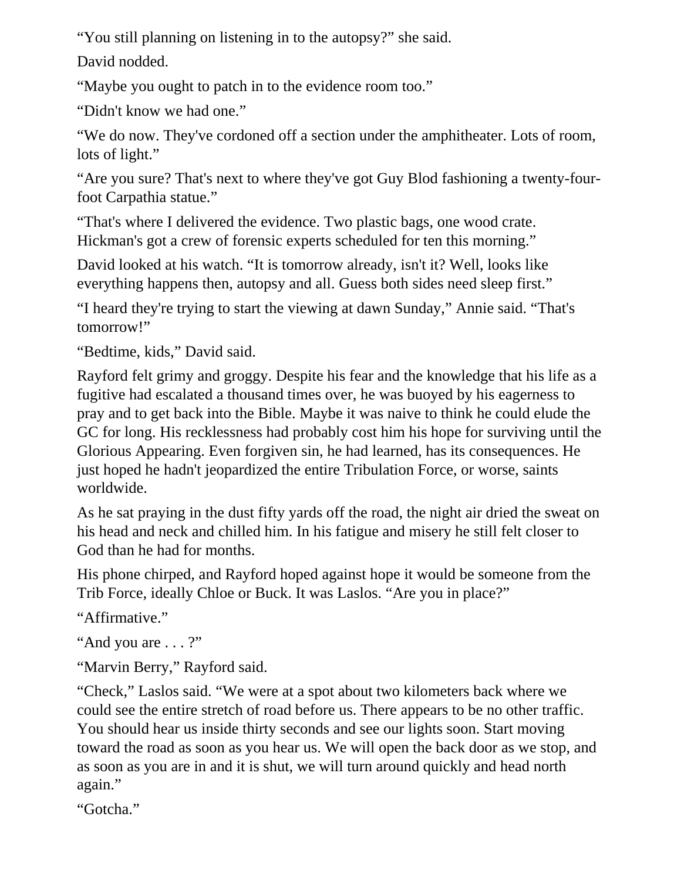“You still planning on listening in to the autopsy?” she said.

David nodded.

“Maybe you ought to patch in to the evidence room too.”

“Didn't know we had one.”

“We do now. They've cordoned off a section under the amphitheater. Lots of room, lots of light.”

“Are you sure? That's next to where they've got Guy Blod fashioning a twenty-four-foot Carpathia statue.”

“That's where I delivered the evidence. Two plastic bags, one wood crate. Hickman's got a crew of forensic experts scheduled for ten this morning.”

David looked at his watch. “It is tomorrow already, isn't it? Well, looks like everything happens then, autopsy and all. Guess both sides need sleep first.”

“I heard they're trying to start the viewing at dawn Sunday,” Annie said. “That's tomorrow!”

“Bedtime, kids,” David said.

Rayford felt grimy and groggy. Despite his fear and the knowledge that his life as a fugitive had escalated a thousand times over, he was buoyed by his eagerness to pray and to get back into the Bible. Maybe it was naive to think he could elude the GC for long. His recklessness had probably cost him his hope for surviving until the Glorious Appearing. Even forgiven sin, he had learned, has its consequences. He just hoped he hadn't jeopardized the entire Tribulation Force, or worse, saints worldwide.

As he sat praying in the dust fifty yards off the road, the night air dried the sweat on his head and neck and chilled him. In his fatigue and misery he still felt closer to God than he had for months.

His phone chirped, and Rayford hoped against hope it would be someone from the Trib Force, ideally Chloe or Buck. It was Laslos. “Are you in place?”

“Affirmative.”

“And you are . . . ?”

“Marvin Berry,” Rayford said.

“Check,” Laslos said. “We were at a spot about two kilometers back where we could see the entire stretch of road before us. There appears to be no other traffic. You should hear us inside thirty seconds and see our lights soon. Start moving toward the road as soon as you hear us. We will open the back door as we stop, and as soon as you are in and it is shut, we will turn around quickly and head north again.”

“Gotcha.”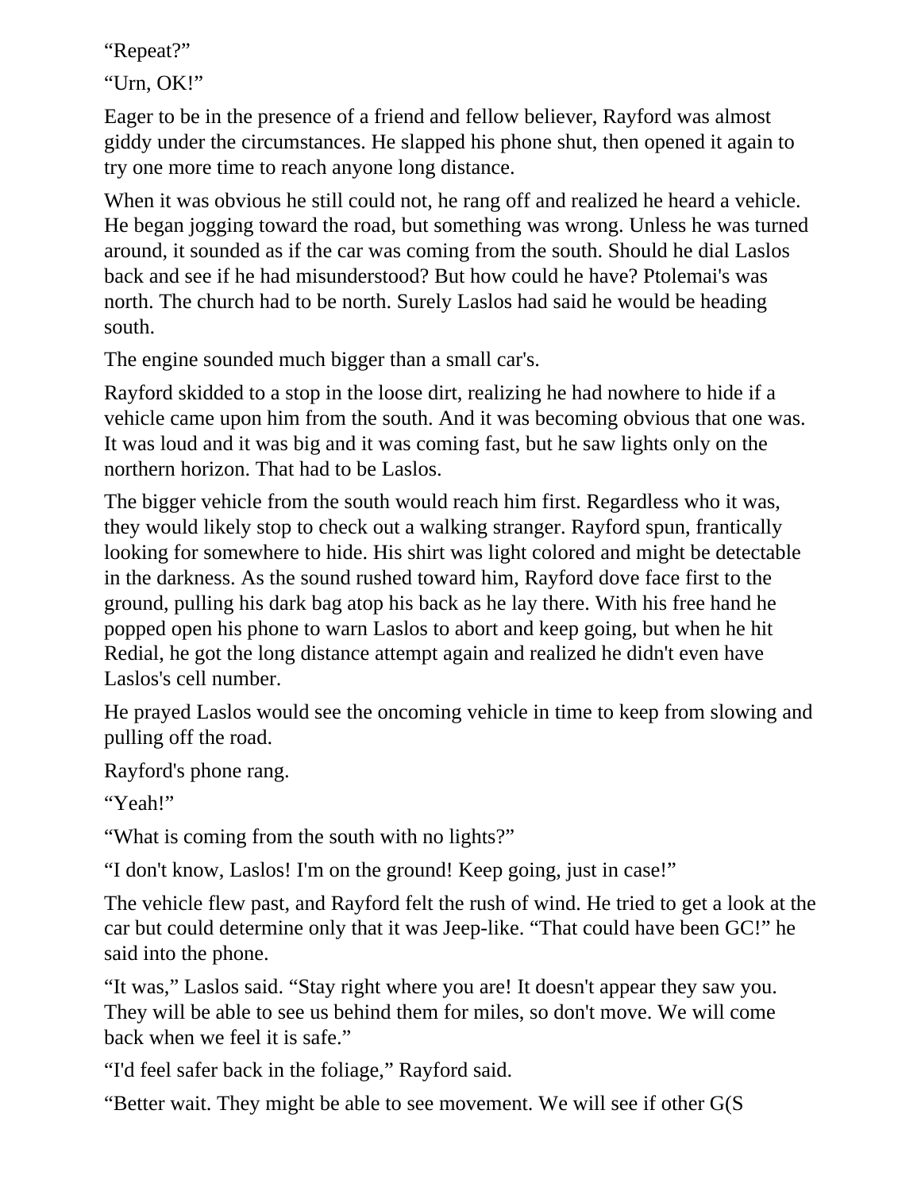"Repeat?"

"Urn, OK!"

Eager to be in the presence of a friend and fellow believer, Rayford was almost giddy under the circumstances. He slapped his phone shut, then opened it again to try one more time to reach anyone long distance.

When it was obvious he still could not, he rang off and realized he heard a vehicle. He began jogging toward the road, but something was wrong. Unless he was turned around, it sounded as if the car was coming from the south. Should he dial Laslos back and see if he had misunderstood? But how could he have? Ptolemai's was north. The church had to be north. Surely Laslos had said he would be heading south.

The engine sounded much bigger than a small car's.

Rayford skidded to a stop in the loose dirt, realizing he had nowhere to hide if a vehicle came upon him from the south. And it was becoming obvious that one was. It was loud and it was big and it was coming fast, but he saw lights only on the northern horizon. That had to be Laslos.

The bigger vehicle from the south would reach him first. Regardless who it was, they would likely stop to check out a walking stranger. Rayford spun, frantically looking for somewhere to hide. His shirt was light colored and might be detectable in the darkness. As the sound rushed toward him, Rayford dove face first to the ground, pulling his dark bag atop his back as he lay there. With his free hand he popped open his phone to warn Laslos to abort and keep going, but when he hit Redial, he got the long distance attempt again and realized he didn't even have Laslos's cell number.

He prayed Laslos would see the oncoming vehicle in time to keep from slowing and pulling off the road.

Rayford's phone rang.

"Yeah!"

"What is coming from the south with no lights?"

"I don't know, Laslos! I'm on the ground! Keep going, just in case!"

The vehicle flew past, and Rayford felt the rush of wind. He tried to get a look at the car but could determine only that it was Jeep-like. "That could have been GC!" he said into the phone.

"It was," Laslos said. "Stay right where you are! It doesn't appear they saw you. They will be able to see us behind them for miles, so don't move. We will come back when we feel it is safe."

"I'd feel safer back in the foliage," Rayford said.

"Better wait. They might be able to see movement. We will see if other G(S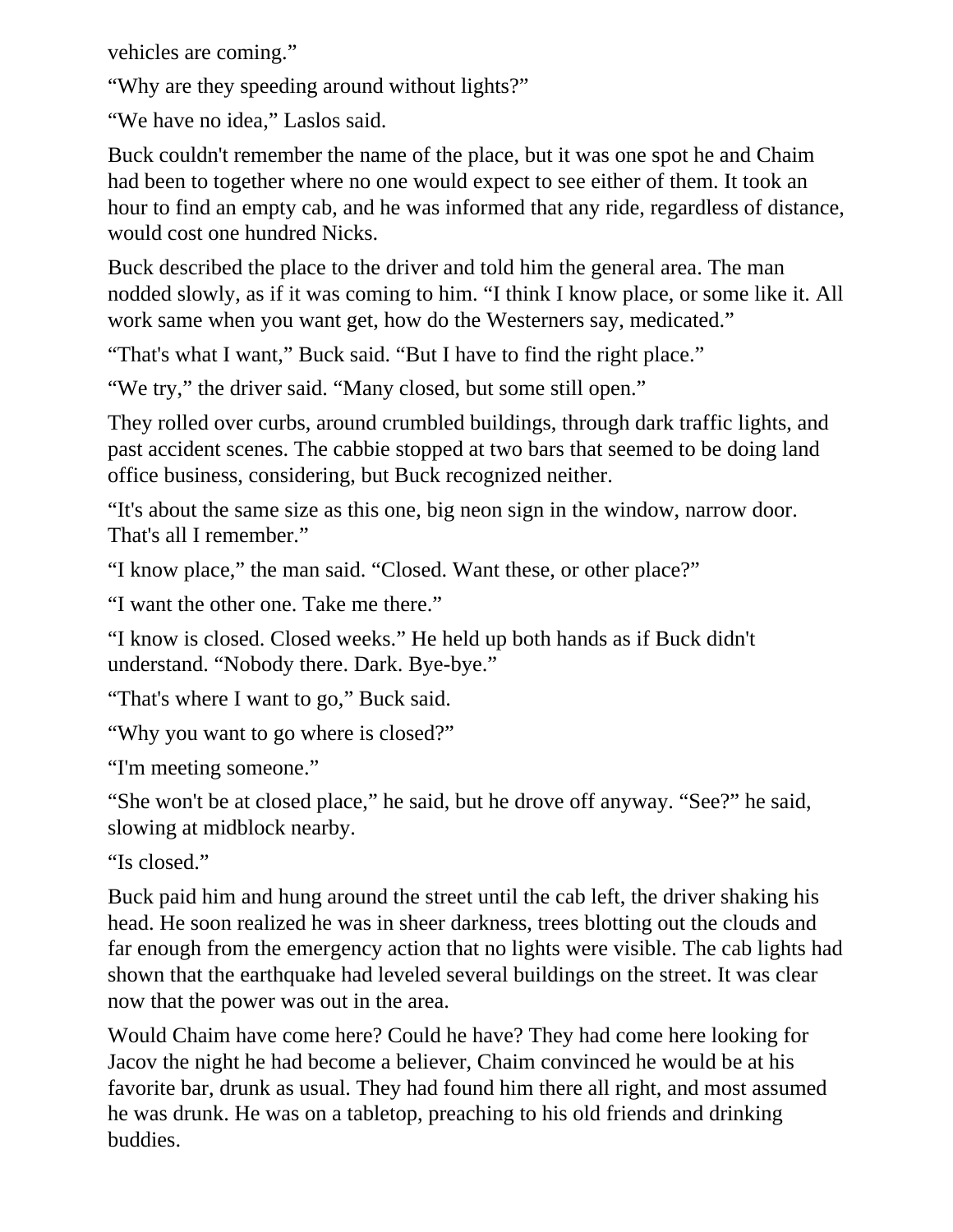vehicles are coming."

"Why are they speeding around without lights?"

"We have no idea," Laslos said.

Buck couldn't remember the name of the place, but it was one spot he and Chaim had been to together where no one would expect to see either of them. It took an hour to find an empty cab, and he was informed that any ride, regardless of distance, would cost one hundred Nicks.

Buck described the place to the driver and told him the general area. The man nodded slowly, as if it was coming to him. "I think I know place, or some like it. All work same when you want get, how do the Westerners say, medicated."

"That's what I want," Buck said. "But I have to find the right place."

"We try," the driver said. "Many closed, but some still open."

They rolled over curbs, around crumbled buildings, through dark traffic lights, and past accident scenes. The cabbie stopped at two bars that seemed to be doing land office business, considering, but Buck recognized neither.

"It's about the same size as this one, big neon sign in the window, narrow door. That's all I remember."

"I know place," the man said. "Closed. Want these, or other place?"

"I want the other one. Take me there."

"I know is closed. Closed weeks." He held up both hands as if Buck didn't understand. "Nobody there. Dark. Bye-bye."

"That's where I want to go," Buck said.

"Why you want to go where is closed?"

"I'm meeting someone."

"She won't be at closed place," he said, but he drove off anyway. "See?" he said, slowing at midblock nearby.

"Is closed."

Buck paid him and hung around the street until the cab left, the driver shaking his head. He soon realized he was in sheer darkness, trees blotting out the clouds and far enough from the emergency action that no lights were visible. The cab lights had shown that the earthquake had leveled several buildings on the street. It was clear now that the power was out in the area.

Would Chaim have come here? Could he have? They had come here looking for Jacov the night he had become a believer, Chaim convinced he would be at his favorite bar, drunk as usual. They had found him there all right, and most assumed he was drunk. He was on a tabletop, preaching to his old friends and drinking buddies.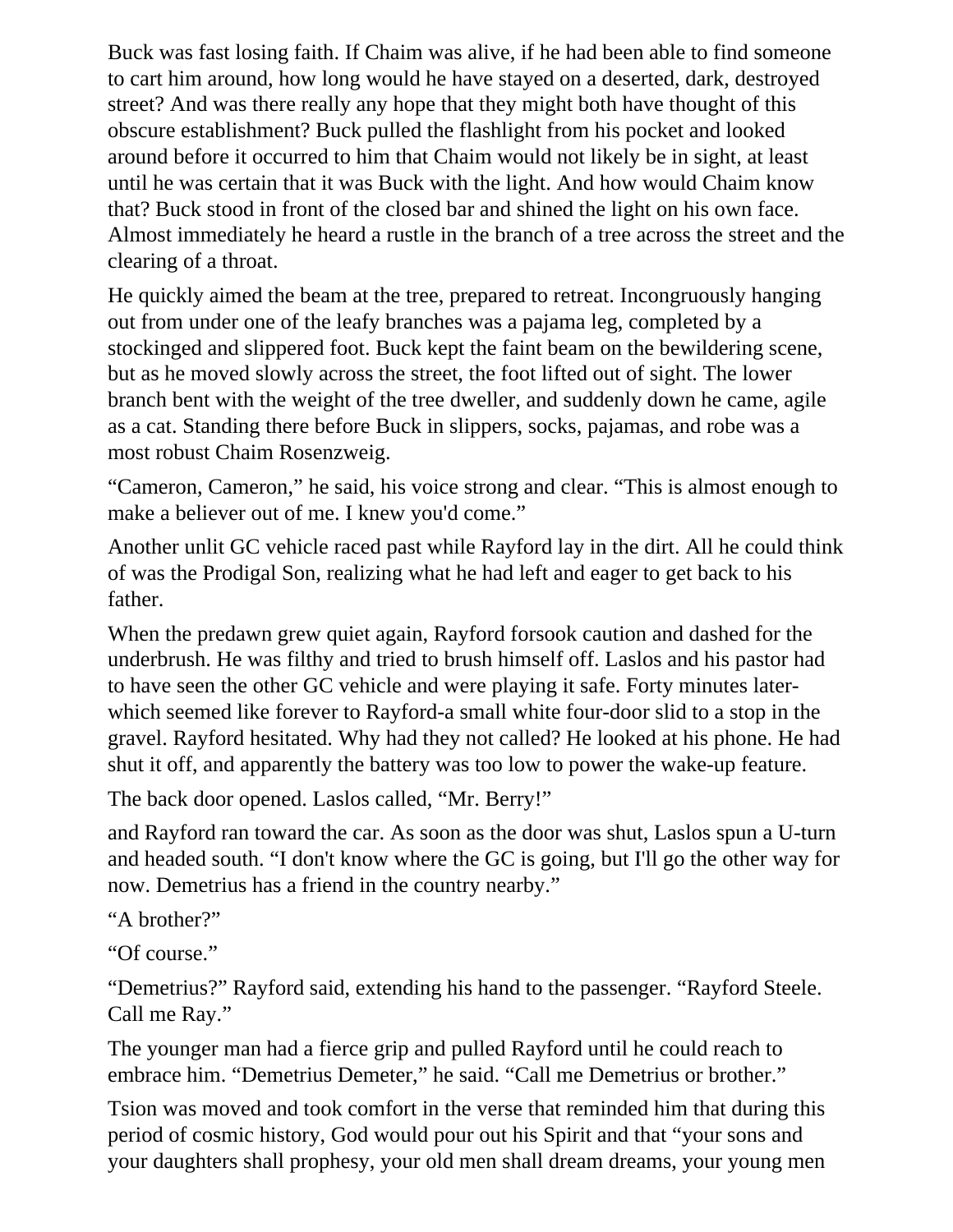Buck was fast losing faith. If Chaim was alive, if he had been able to find someone to cart him around, how long would he have stayed on a deserted, dark, destroyed street? And was there really any hope that they might both have thought of this obscure establishment? Buck pulled the flashlight from his pocket and looked around before it occurred to him that Chaim would not likely be in sight, at least until he was certain that it was Buck with the light. And how would Chaim know that? Buck stood in front of the closed bar and shined the light on his own face. Almost immediately he heard a rustle in the branch of a tree across the street and the clearing of a throat.

He quickly aimed the beam at the tree, prepared to retreat. Incongruously hanging out from under one of the leafy branches was a pajama leg, completed by a stockinged and slippered foot. Buck kept the faint beam on the bewildering scene, but as he moved slowly across the street, the foot lifted out of sight. The lower branch bent with the weight of the tree dweller, and suddenly down he came, agile as a cat. Standing there before Buck in slippers, socks, pajamas, and robe was a most robust Chaim Rosenzweig.

“Cameron, Cameron,” he said, his voice strong and clear. “This is almost enough to make a believer out of me. I knew you'd come.”

Another unlit GC vehicle raced past while Rayford lay in the dirt. All he could think of was the Prodigal Son, realizing what he had left and eager to get back to his father.

When the predawn grew quiet again, Rayford forsook caution and dashed for the underbrush. He was filthy and tried to brush himself off. Laslos and his pastor had to have seen the other GC vehicle and were playing it safe. Forty minutes later-which seemed like forever to Rayford-a small white four-door slid to a stop in the gravel. Rayford hesitated. Why had they not called? He looked at his phone. He had shut it off, and apparently the battery was too low to power the wake-up feature.

The back door opened. Laslos called, “Mr. Berry!”

and Rayford ran toward the car. As soon as the door was shut, Laslos spun a U-turn and headed south. “I don't know where the GC is going, but I'll go the other way for now. Demetrius has a friend in the country nearby.”

“A brother?”

“Of course.”

“Demetrius?” Rayford said, extending his hand to the passenger. “Rayford Steele. Call me Ray.”

The younger man had a fierce grip and pulled Rayford until he could reach to embrace him. “Demetrius Demeter,” he said. “Call me Demetrius or brother.”

Tsion was moved and took comfort in the verse that reminded him that during this period of cosmic history, God would pour out his Spirit and that “your sons and your daughters shall prophesy, your old men shall dream dreams, your young men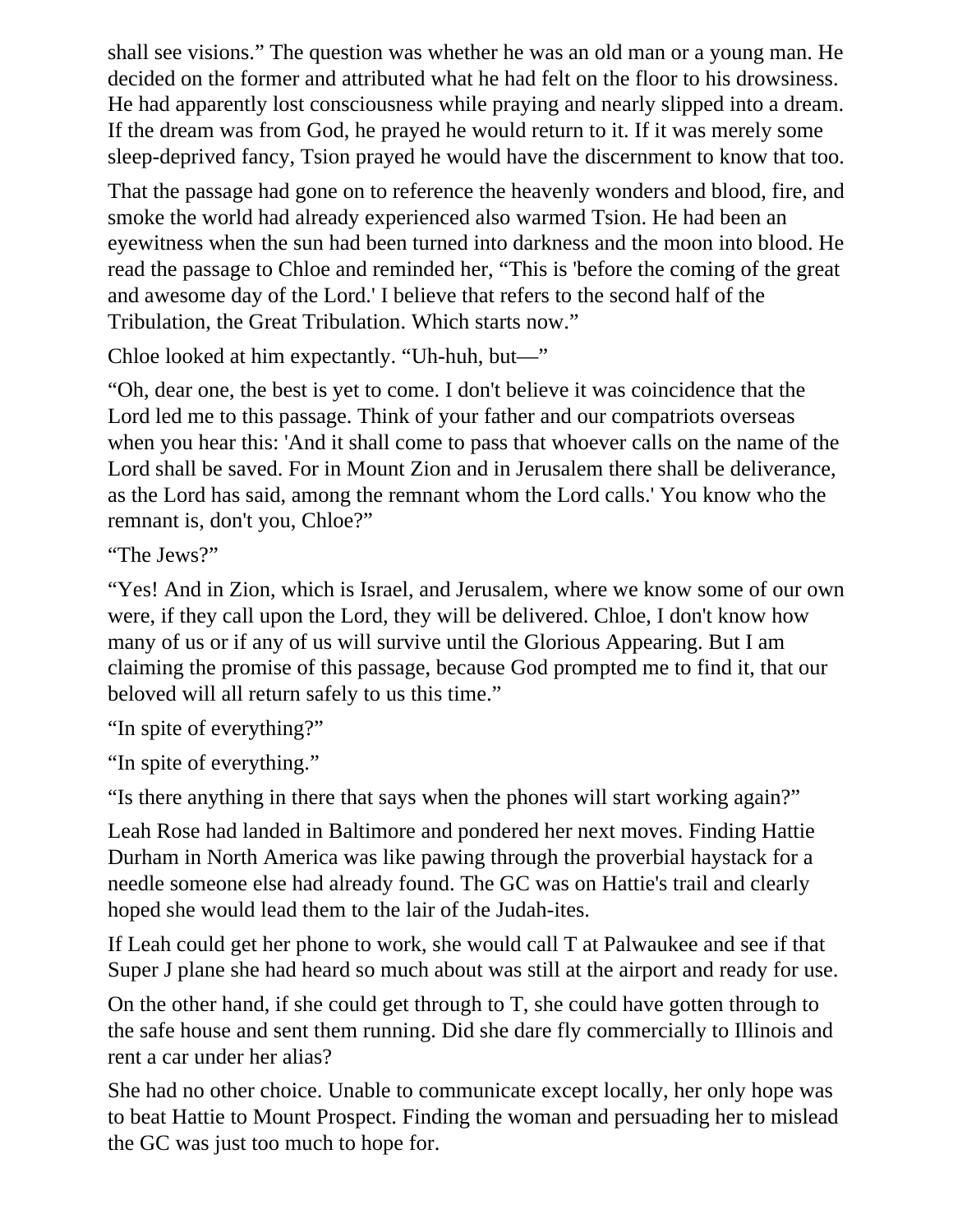shall see visions." The question was whether he was an old man or a young man. He decided on the former and attributed what he had felt on the floor to his drowsiness. He had apparently lost consciousness while praying and nearly slipped into a dream. If the dream was from God, he prayed he would return to it. If it was merely some sleep-deprived fancy, Tsion prayed he would have the discernment to know that too.

That the passage had gone on to reference the heavenly wonders and blood, fire, and smoke the world had already experienced also warmed Tsion. He had been an eyewitness when the sun had been turned into darkness and the moon into blood. He read the passage to Chloe and reminded her, "This is 'before the coming of the great and awesome day of the Lord.' I believe that refers to the second half of the Tribulation, the Great Tribulation. Which starts now."

Chloe looked at him expectantly. "Uh-huh, but—"

"Oh, dear one, the best is yet to come. I don't believe it was coincidence that the Lord led me to this passage. Think of your father and our compatriots overseas when you hear this: 'And it shall come to pass that whoever calls on the name of the Lord shall be saved. For in Mount Zion and in Jerusalem there shall be deliverance, as the Lord has said, among the remnant whom the Lord calls.' You know who the remnant is, don't you, Chloe?"

"The Jews?"

"Yes! And in Zion, which is Israel, and Jerusalem, where we know some of our own were, if they call upon the Lord, they will be delivered. Chloe, I don't know how many of us or if any of us will survive until the Glorious Appearing. But I am claiming the promise of this passage, because God prompted me to find it, that our beloved will all return safely to us this time."

"In spite of everything?"

"In spite of everything."

"Is there anything in there that says when the phones will start working again?"

Leah Rose had landed in Baltimore and pondered her next moves. Finding Hattie Durham in North America was like pawing through the proverbial haystack for a needle someone else had already found. The GC was on Hattie's trail and clearly hoped she would lead them to the lair of the Judah-ites.

If Leah could get her phone to work, she would call T at Palwaukee and see if that Super J plane she had heard so much about was still at the airport and ready for use.

On the other hand, if she could get through to T, she could have gotten through to the safe house and sent them running. Did she dare fly commercially to Illinois and rent a car under her alias?

She had no other choice. Unable to communicate except locally, her only hope was to beat Hattie to Mount Prospect. Finding the woman and persuading her to mislead the GC was just too much to hope for.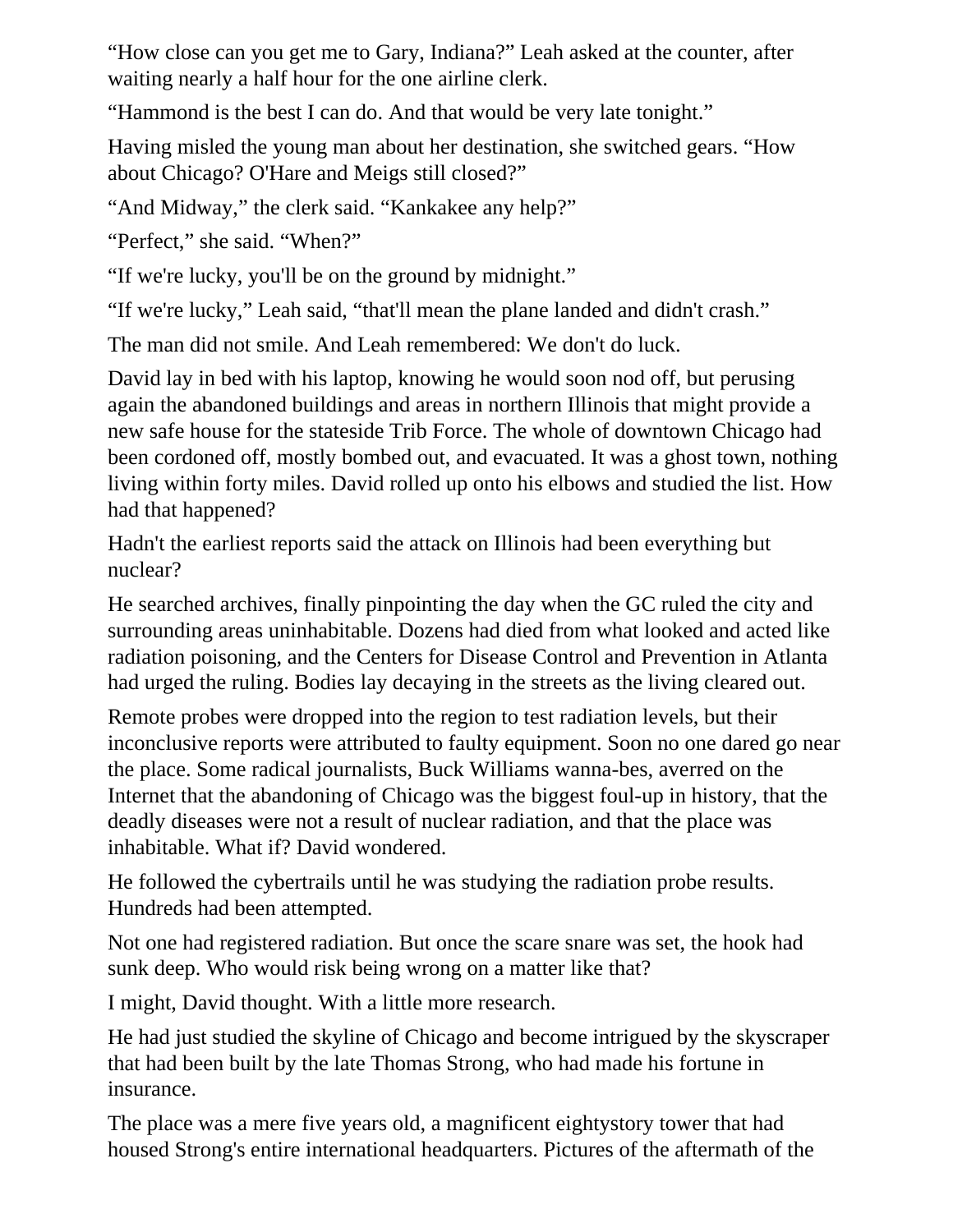"How close can you get me to Gary, Indiana?" Leah asked at the counter, after waiting nearly a half hour for the one airline clerk.

"Hammond is the best I can do. And that would be very late tonight."

Having misled the young man about her destination, she switched gears. "How about Chicago? O'Hare and Meigs still closed?"

"And Midway," the clerk said. "Kankakee any help?"

"Perfect," she said. "When?"

"If we're lucky, you'll be on the ground by midnight."

"If we're lucky," Leah said, "that'll mean the plane landed and didn't crash."

The man did not smile. And Leah remembered: We don't do luck.

David lay in bed with his laptop, knowing he would soon nod off, but perusing again the abandoned buildings and areas in northern Illinois that might provide a new safe house for the stateside Trib Force. The whole of downtown Chicago had been cordoned off, mostly bombed out, and evacuated. It was a ghost town, nothing living within forty miles. David rolled up onto his elbows and studied the list. How had that happened?

Hadn't the earliest reports said the attack on Illinois had been everything but nuclear?

He searched archives, finally pinpointing the day when the GC ruled the city and surrounding areas uninhabitable. Dozens had died from what looked and acted like radiation poisoning, and the Centers for Disease Control and Prevention in Atlanta had urged the ruling. Bodies lay decaying in the streets as the living cleared out.

Remote probes were dropped into the region to test radiation levels, but their inconclusive reports were attributed to faulty equipment. Soon no one dared go near the place. Some radical journalists, Buck Williams wanna-bes, averred on the Internet that the abandoning of Chicago was the biggest foul-up in history, that the deadly diseases were not a result of nuclear radiation, and that the place was inhabitable. What if? David wondered.

He followed the cybertrails until he was studying the radiation probe results. Hundreds had been attempted.

Not one had registered radiation. But once the scare snare was set, the hook had sunk deep. Who would risk being wrong on a matter like that?

I might, David thought. With a little more research.

He had just studied the skyline of Chicago and become intrigued by the skyscraper that had been built by the late Thomas Strong, who had made his fortune in insurance.

The place was a mere five years old, a magnificent eightystory tower that had housed Strong's entire international headquarters. Pictures of the aftermath of the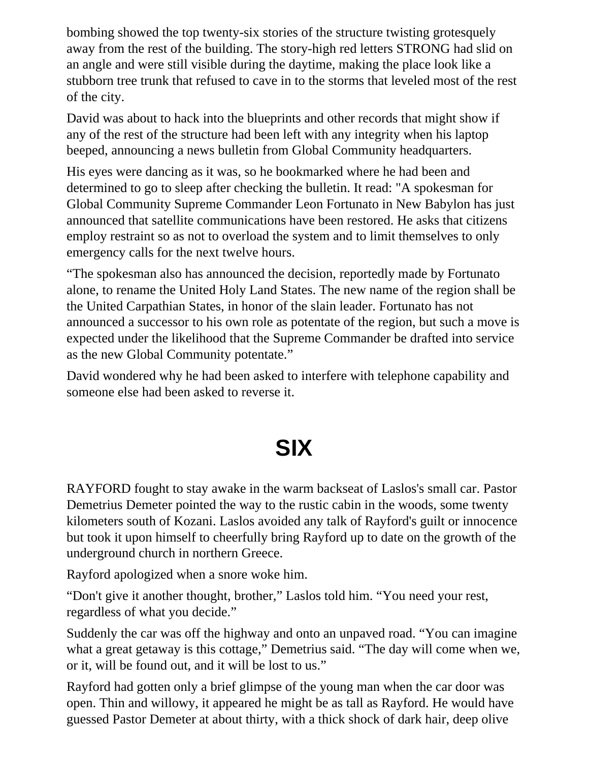bombing showed the top twenty-six stories of the structure twisting grotesquely away from the rest of the building. The story-high red letters STRONG had slid on an angle and were still visible during the daytime, making the place look like a stubborn tree trunk that refused to cave in to the storms that leveled most of the rest of the city.

David was about to hack into the blueprints and other records that might show if any of the rest of the structure had been left with any integrity when his laptop beeped, announcing a news bulletin from Global Community headquarters.

His eyes were dancing as it was, so he bookmarked where he had been and determined to go to sleep after checking the bulletin. It read: "A spokesman for Global Community Supreme Commander Leon Fortunato in New Babylon has just announced that satellite communications have been restored. He asks that citizens employ restraint so as not to overload the system and to limit themselves to only emergency calls for the next twelve hours.

“The spokesman also has announced the decision, reportedly made by Fortunato alone, to rename the United Holy Land States. The new name of the region shall be the United Carpathian States, in honor of the slain leader. Fortunato has not announced a successor to his own role as potentate of the region, but such a move is expected under the likelihood that the Supreme Commander be drafted into service as the new Global Community potentate.”

David wondered why he had been asked to interfere with telephone capability and someone else had been asked to reverse it.

# SIX

RAYFORD fought to stay awake in the warm backseat of Laslos's small car. Pastor Demetrius Demeter pointed the way to the rustic cabin in the woods, some twenty kilometers south of Kozani. Laslos avoided any talk of Rayford's guilt or innocence but took it upon himself to cheerfully bring Rayford up to date on the growth of the underground church in northern Greece.

Rayford apologized when a snore woke him.

“Don't give it another thought, brother,” Laslos told him. “You need your rest, regardless of what you decide.”

Suddenly the car was off the highway and onto an unpaved road. “You can imagine what a great getaway is this cottage,” Demetrius said. “The day will come when we, or it, will be found out, and it will be lost to us.”

Rayford had gotten only a brief glimpse of the young man when the car door was open. Thin and willowy, it appeared he might be as tall as Rayford. He would have guessed Pastor Demeter at about thirty, with a thick shock of dark hair, deep olive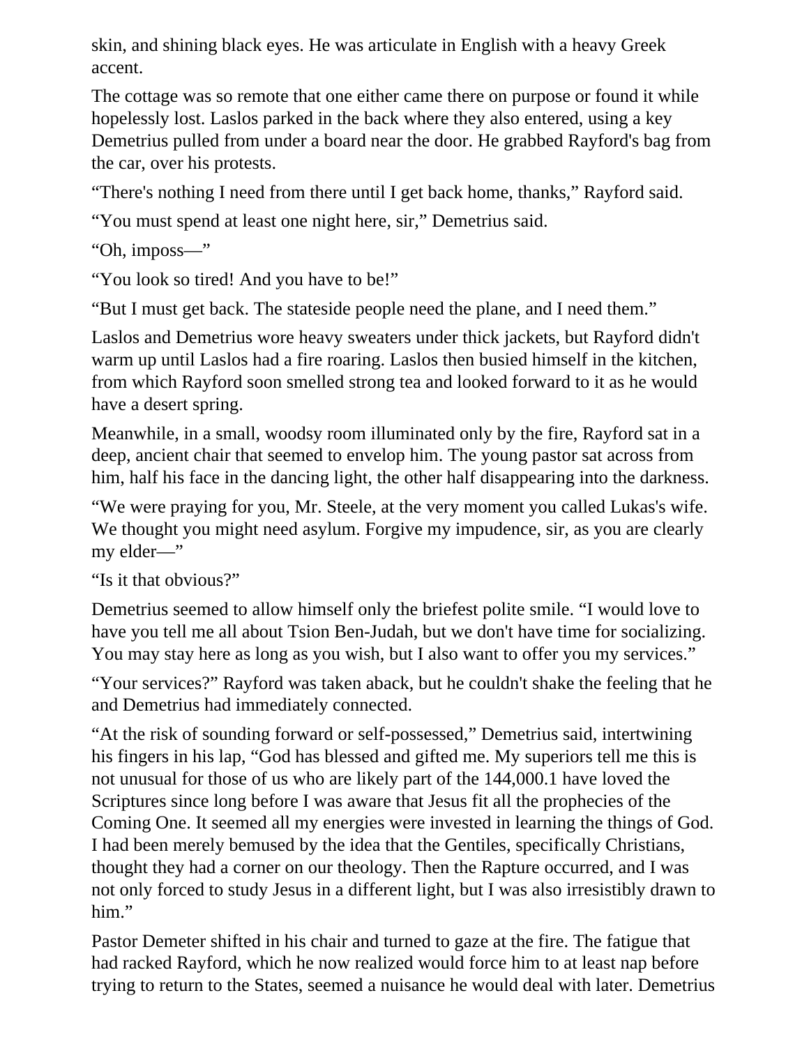skin, and shining black eyes. He was articulate in English with a heavy Greek accent.

The cottage was so remote that one either came there on purpose or found it while hopelessly lost. Laslos parked in the back where they also entered, using a key Demetrius pulled from under a board near the door. He grabbed Rayford's bag from the car, over his protests.

“There's nothing I need from there until I get back home, thanks,” Rayford said.

“You must spend at least one night here, sir,” Demetrius said.

“Oh, imposs—”

“You look so tired! And you have to be!”

“But I must get back. The stateside people need the plane, and I need them.”

Laslos and Demetrius wore heavy sweaters under thick jackets, but Rayford didn't warm up until Laslos had a fire roaring. Laslos then busied himself in the kitchen, from which Rayford soon smelled strong tea and looked forward to it as he would have a desert spring.

Meanwhile, in a small, woodsy room illuminated only by the fire, Rayford sat in a deep, ancient chair that seemed to envelop him. The young pastor sat across from him, half his face in the dancing light, the other half disappearing into the darkness.

“We were praying for you, Mr. Steele, at the very moment you called Lukas's wife. We thought you might need asylum. Forgive my impudence, sir, as you are clearly my elder—”

“Is it that obvious?”

Demetrius seemed to allow himself only the briefest polite smile. “I would love to have you tell me all about Tsion Ben-Judah, but we don't have time for socializing. You may stay here as long as you wish, but I also want to offer you my services.”

“Your services?” Rayford was taken aback, but he couldn't shake the feeling that he and Demetrius had immediately connected.

“At the risk of sounding forward or self-possessed,” Demetrius said, intertwining his fingers in his lap, “God has blessed and gifted me. My superiors tell me this is not unusual for those of us who are likely part of the 144,000.1 have loved the Scriptures since long before I was aware that Jesus fit all the prophecies of the Coming One. It seemed all my energies were invested in learning the things of God. I had been merely bemused by the idea that the Gentiles, specifically Christians, thought they had a corner on our theology. Then the Rapture occurred, and I was not only forced to study Jesus in a different light, but I was also irresistibly drawn to him.”

Pastor Demeter shifted in his chair and turned to gaze at the fire. The fatigue that had racked Rayford, which he now realized would force him to at least nap before trying to return to the States, seemed a nuisance he would deal with later. Demetrius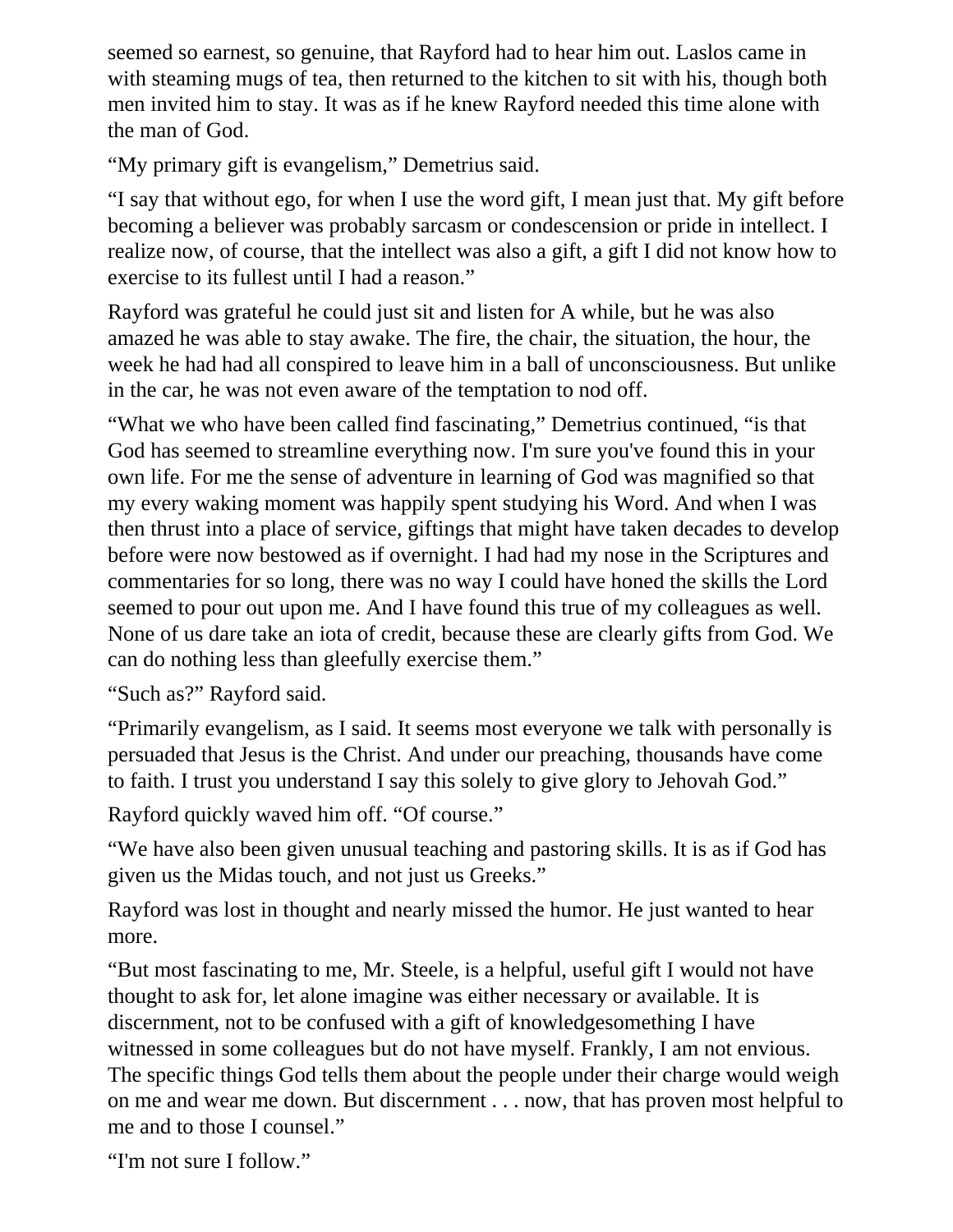seemed so earnest, so genuine, that Rayford had to hear him out. Laslos came in with steaming mugs of tea, then returned to the kitchen to sit with his, though both men invited him to stay. It was as if he knew Rayford needed this time alone with the man of God.

“My primary gift is evangelism,” Demetrius said.

“I say that without ego, for when I use the word gift, I mean just that. My gift before becoming a believer was probably sarcasm or condescension or pride in intellect. I realize now, of course, that the intellect was also a gift, a gift I did not know how to exercise to its fullest until I had a reason.”

Rayford was grateful he could just sit and listen for A while, but he was also amazed he was able to stay awake. The fire, the chair, the situation, the hour, the week he had had all conspired to leave him in a ball of unconsciousness. But unlike in the car, he was not even aware of the temptation to nod off.

“What we who have been called find fascinating,” Demetrius continued, “is that God has seemed to streamline everything now. I'm sure you've found this in your own life. For me the sense of adventure in learning of God was magnified so that my every waking moment was happily spent studying his Word. And when I was then thrust into a place of service, giftings that might have taken decades to develop before were now bestowed as if overnight. I had had my nose in the Scriptures and commentaries for so long, there was no way I could have honed the skills the Lord seemed to pour out upon me. And I have found this true of my colleagues as well. None of us dare take an iota of credit, because these are clearly gifts from God. We can do nothing less than gleefully exercise them.”

“Such as?” Rayford said.

“Primarily evangelism, as I said. It seems most everyone we talk with personally is persuaded that Jesus is the Christ. And under our preaching, thousands have come to faith. I trust you understand I say this solely to give glory to Jehovah God.”

Rayford quickly waved him off. “Of course.”

“We have also been given unusual teaching and pastoring skills. It is as if God has given us the Midas touch, and not just us Greeks.”

Rayford was lost in thought and nearly missed the humor. He just wanted to hear more.

“But most fascinating to me, Mr. Steele, is a helpful, useful gift I would not have thought to ask for, let alone imagine was either necessary or available. It is discernment, not to be confused with a gift of knowledgesomething I have witnessed in some colleagues but do not have myself. Frankly, I am not envious. The specific things God tells them about the people under their charge would weigh on me and wear me down. But discernment . . . now, that has proven most helpful to me and to those I counsel.”

“I'm not sure I follow.”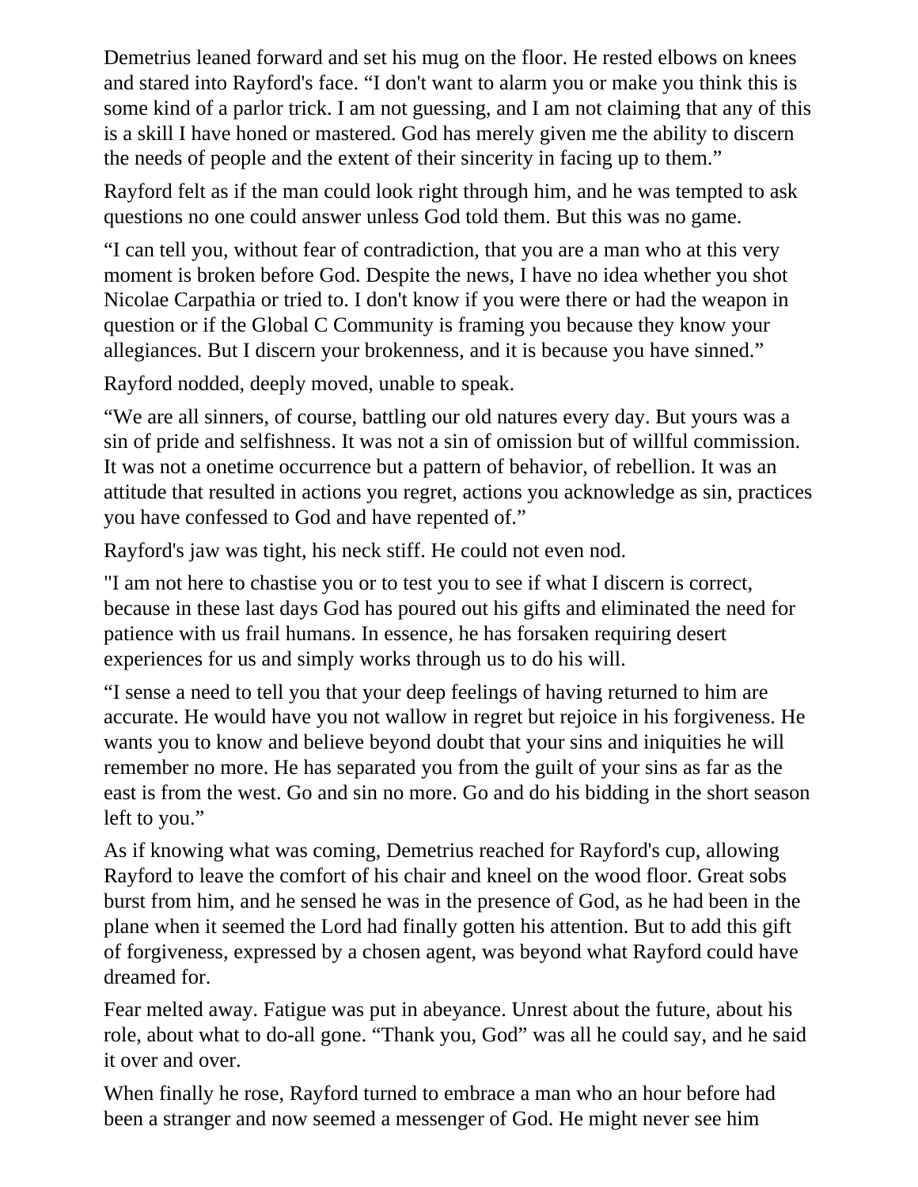Demetrius leaned forward and set his mug on the floor. He rested elbows on knees and stared into Rayford's face. “I don't want to alarm you or make you think this is some kind of a parlor trick. I am not guessing, and I am not claiming that any of this is a skill I have honed or mastered. God has merely given me the ability to discern the needs of people and the extent of their sincerity in facing up to them.”

Rayford felt as if the man could look right through him, and he was tempted to ask questions no one could answer unless God told them. But this was no game.

“I can tell you, without fear of contradiction, that you are a man who at this very moment is broken before God. Despite the news, I have no idea whether you shot Nicolae Carpathia or tried to. I don't know if you were there or had the weapon in question or if the Global C Community is framing you because they know your allegiances. But I discern your brokenness, and it is because you have sinned.”

Rayford nodded, deeply moved, unable to speak.

“We are all sinners, of course, battling our old natures every day. But yours was a sin of pride and selfishness. It was not a sin of omission but of willful commission. It was not a onetime occurrence but a pattern of behavior, of rebellion. It was an attitude that resulted in actions you regret, actions you acknowledge as sin, practices you have confessed to God and have repented of.”

Rayford's jaw was tight, his neck stiff. He could not even nod.

"I am not here to chastise you or to test you to see if what I discern is correct, because in these last days God has poured out his gifts and eliminated the need for patience with us frail humans. In essence, he has forsaken requiring desert experiences for us and simply works through us to do his will.

“I sense a need to tell you that your deep feelings of having returned to him are accurate. He would have you not wallow in regret but rejoice in his forgiveness. He wants you to know and believe beyond doubt that your sins and iniquities he will remember no more. He has separated you from the guilt of your sins as far as the east is from the west. Go and sin no more. Go and do his bidding in the short season left to you.”

As if knowing what was coming, Demetrius reached for Rayford's cup, allowing Rayford to leave the comfort of his chair and kneel on the wood floor. Great sobs burst from him, and he sensed he was in the presence of God, as he had been in the plane when it seemed the Lord had finally gotten his attention. But to add this gift of forgiveness, expressed by a chosen agent, was beyond what Rayford could have dreamed for.

Fear melted away. Fatigue was put in abeyance. Unrest about the future, about his role, about what to do-all gone. “Thank you, God” was all he could say, and he said it over and over.

When finally he rose, Rayford turned to embrace a man who an hour before had been a stranger and now seemed a messenger of God. He might never see him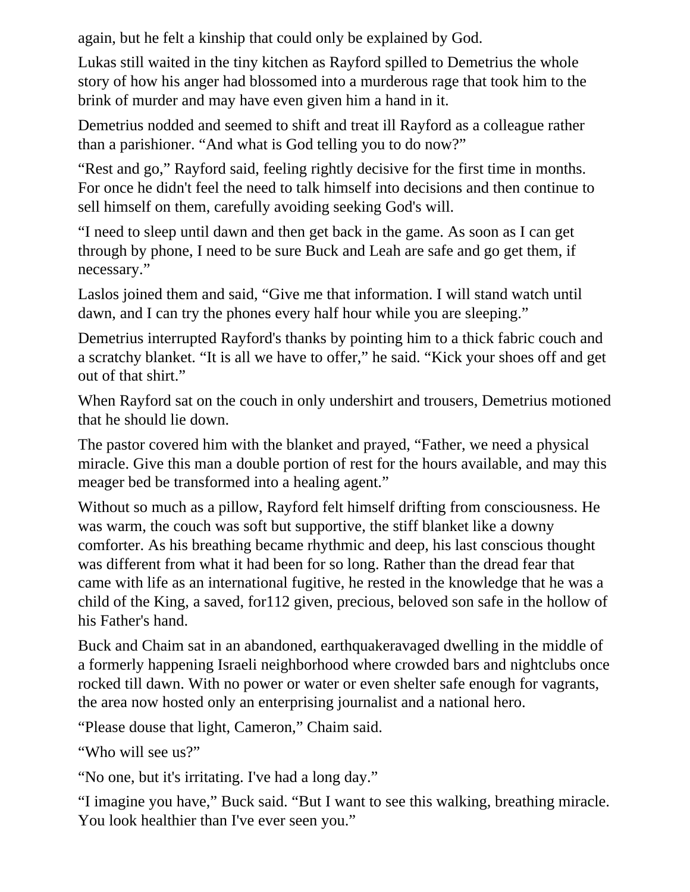again, but he felt a kinship that could only be explained by God.

Lukas still waited in the tiny kitchen as Rayford spilled to Demetrius the whole story of how his anger had blossomed into a murderous rage that took him to the brink of murder and may have even given him a hand in it.

Demetrius nodded and seemed to shift and treat ill Rayford as a colleague rather than a parishioner. “And what is God telling you to do now?”

“Rest and go,” Rayford said, feeling rightly decisive for the first time in months. For once he didn't feel the need to talk himself into decisions and then continue to sell himself on them, carefully avoiding seeking God's will.

“I need to sleep until dawn and then get back in the game. As soon as I can get through by phone, I need to be sure Buck and Leah are safe and go get them, if necessary.”

Laslos joined them and said, “Give me that information. I will stand watch until dawn, and I can try the phones every half hour while you are sleeping.”

Demetrius interrupted Rayford's thanks by pointing him to a thick fabric couch and a scratchy blanket. “It is all we have to offer,” he said. “Kick your shoes off and get out of that shirt.”

When Rayford sat on the couch in only undershirt and trousers, Demetrius motioned that he should lie down.

The pastor covered him with the blanket and prayed, “Father, we need a physical miracle. Give this man a double portion of rest for the hours available, and may this meager bed be transformed into a healing agent.”

Without so much as a pillow, Rayford felt himself drifting from consciousness. He was warm, the couch was soft but supportive, the stiff blanket like a downy comforter. As his breathing became rhythmic and deep, his last conscious thought was different from what it had been for so long. Rather than the dread fear that came with life as an international fugitive, he rested in the knowledge that he was a child of the King, a saved, for112 given, precious, beloved son safe in the hollow of his Father's hand.

Buck and Chaim sat in an abandoned, earthquakeravaged dwelling in the middle of a formerly happening Israeli neighborhood where crowded bars and nightclubs once rocked till dawn. With no power or water or even shelter safe enough for vagrants, the area now hosted only an enterprising journalist and a national hero.

“Please douse that light, Cameron,” Chaim said.

“Who will see us?”

“No one, but it's irritating. I've had a long day.”

“I imagine you have,” Buck said. “But I want to see this walking, breathing miracle. You look healthier than I've ever seen you.”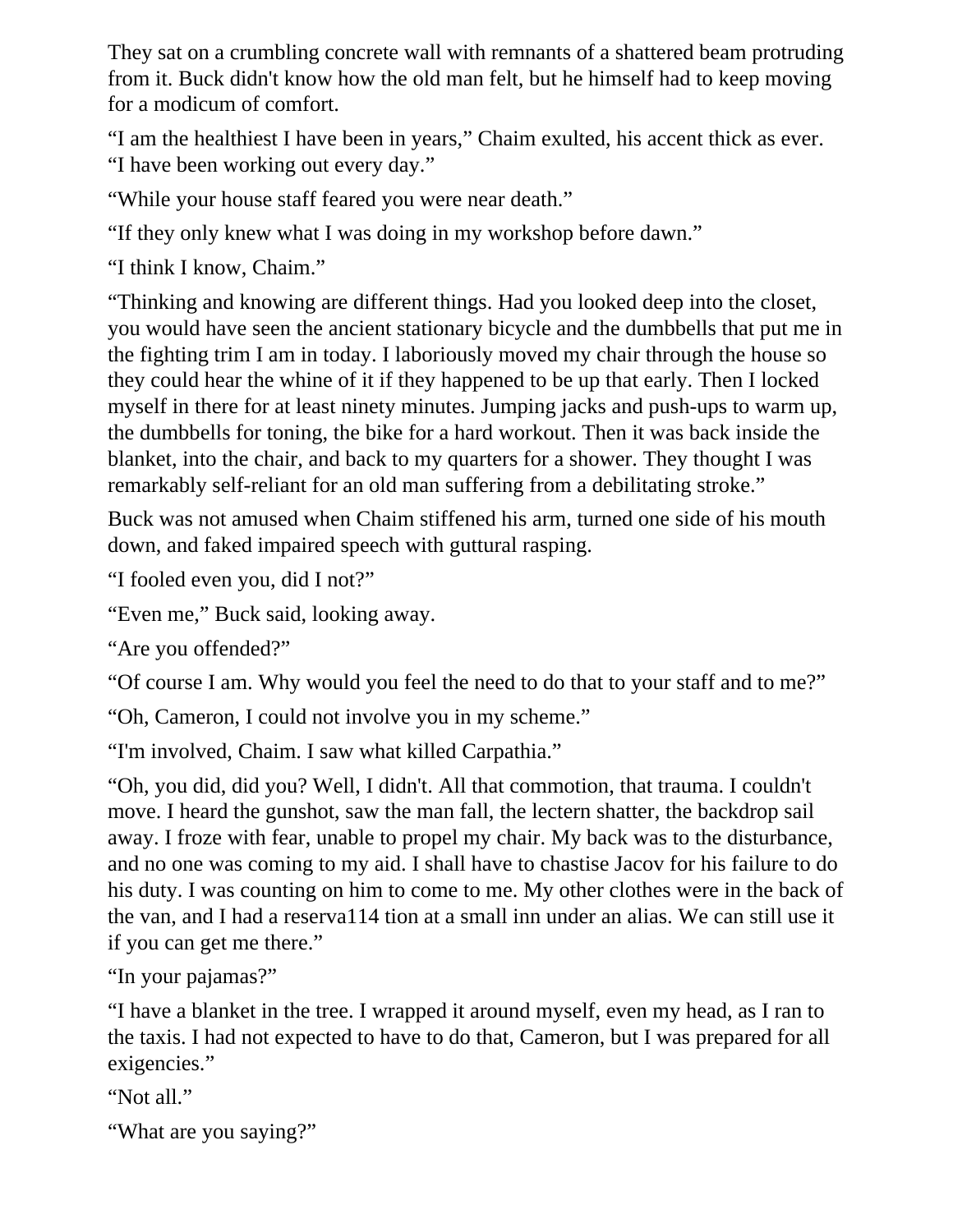They sat on a crumbling concrete wall with remnants of a shattered beam protruding from it. Buck didn't know how the old man felt, but he himself had to keep moving for a modicum of comfort.

"I am the healthiest I have been in years," Chaim exulted, his accent thick as ever. "I have been working out every day."

"While your house staff feared you were near death."

"If they only knew what I was doing in my workshop before dawn."

"I think I know, Chaim."

"Thinking and knowing are different things. Had you looked deep into the closet, you would have seen the ancient stationary bicycle and the dumbbells that put me in the fighting trim I am in today. I laboriously moved my chair through the house so they could hear the whine of it if they happened to be up that early. Then I locked myself in there for at least ninety minutes. Jumping jacks and push-ups to warm up, the dumbbells for toning, the bike for a hard workout. Then it was back inside the blanket, into the chair, and back to my quarters for a shower. They thought I was remarkably self-reliant for an old man suffering from a debilitating stroke."

Buck was not amused when Chaim stiffened his arm, turned one side of his mouth down, and faked impaired speech with guttural rasping.

"I fooled even you, did I not?"

"Even me," Buck said, looking away.

"Are you offended?"

"Of course I am. Why would you feel the need to do that to your staff and to me?"

"Oh, Cameron, I could not involve you in my scheme."

"I'm involved, Chaim. I saw what killed Carpathia."

"Oh, you did, did you? Well, I didn't. All that commotion, that trauma. I couldn't move. I heard the gunshot, saw the man fall, the lectern shatter, the backdrop sail away. I froze with fear, unable to propel my chair. My back was to the disturbance, and no one was coming to my aid. I shall have to chastise Jacov for his failure to do his duty. I was counting on him to come to me. My other clothes were in the back of the van, and I had a reserva114 tion at a small inn under an alias. We can still use it if you can get me there."

"In your pajamas?"

"I have a blanket in the tree. I wrapped it around myself, even my head, as I ran to the taxis. I had not expected to have to do that, Cameron, but I was prepared for all exigencies."

"Not all."

"What are you saying?"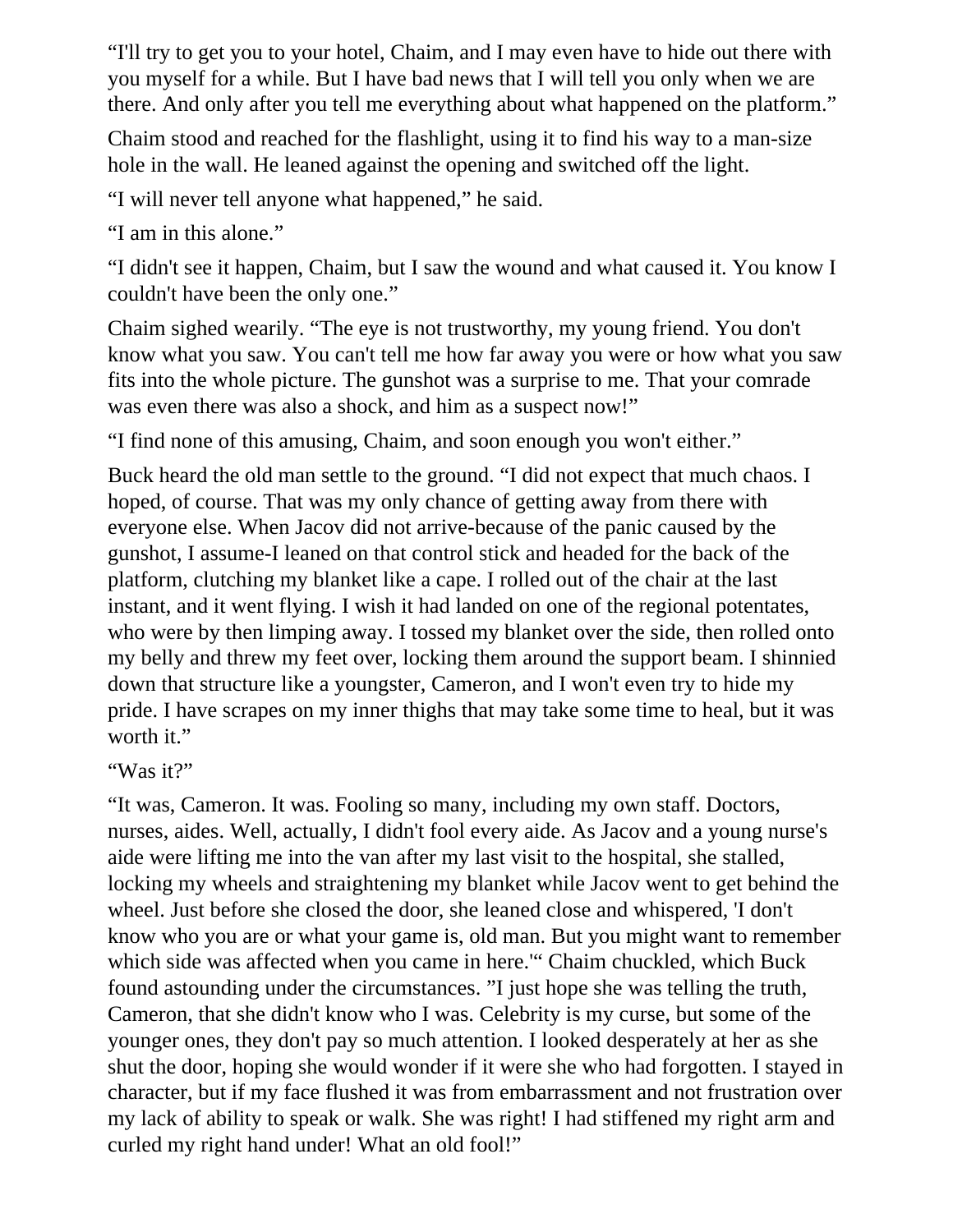"I'll try to get you to your hotel, Chaim, and I may even have to hide out there with you myself for a while. But I have bad news that I will tell you only when we are there. And only after you tell me everything about what happened on the platform."

Chaim stood and reached for the flashlight, using it to find his way to a man-size hole in the wall. He leaned against the opening and switched off the light.

"I will never tell anyone what happened," he said.

"I am in this alone."

"I didn't see it happen, Chaim, but I saw the wound and what caused it. You know I couldn't have been the only one."

Chaim sighed wearily. "The eye is not trustworthy, my young friend. You don't know what you saw. You can't tell me how far away you were or how what you saw fits into the whole picture. The gunshot was a surprise to me. That your comrade was even there was also a shock, and him as a suspect now!"

"I find none of this amusing, Chaim, and soon enough you won't either."

Buck heard the old man settle to the ground. "I did not expect that much chaos. I hoped, of course. That was my only chance of getting away from there with everyone else. When Jacov did not arrive-because of the panic caused by the gunshot, I assume-I leaned on that control stick and headed for the back of the platform, clutching my blanket like a cape. I rolled out of the chair at the last instant, and it went flying. I wish it had landed on one of the regional potentates, who were by then limping away. I tossed my blanket over the side, then rolled onto my belly and threw my feet over, locking them around the support beam. I shinnied down that structure like a youngster, Cameron, and I won't even try to hide my pride. I have scrapes on my inner thighs that may take some time to heal, but it was worth it."

"Was it?"

"It was, Cameron. It was. Fooling so many, including my own staff. Doctors, nurses, aides. Well, actually, I didn't fool every aide. As Jacov and a young nurse's aide were lifting me into the van after my last visit to the hospital, she stalled, locking my wheels and straightening my blanket while Jacov went to get behind the wheel. Just before she closed the door, she leaned close and whispered, 'I don't know who you are or what your game is, old man. But you might want to remember which side was affected when you came in here.'" Chaim chuckled, which Buck found astounding under the circumstances. "I just hope she was telling the truth, Cameron, that she didn't know who I was. Celebrity is my curse, but some of the younger ones, they don't pay so much attention. I looked desperately at her as she shut the door, hoping she would wonder if it were she who had forgotten. I stayed in character, but if my face flushed it was from embarrassment and not frustration over my lack of ability to speak or walk. She was right! I had stiffened my right arm and curled my right hand under! What an old fool!"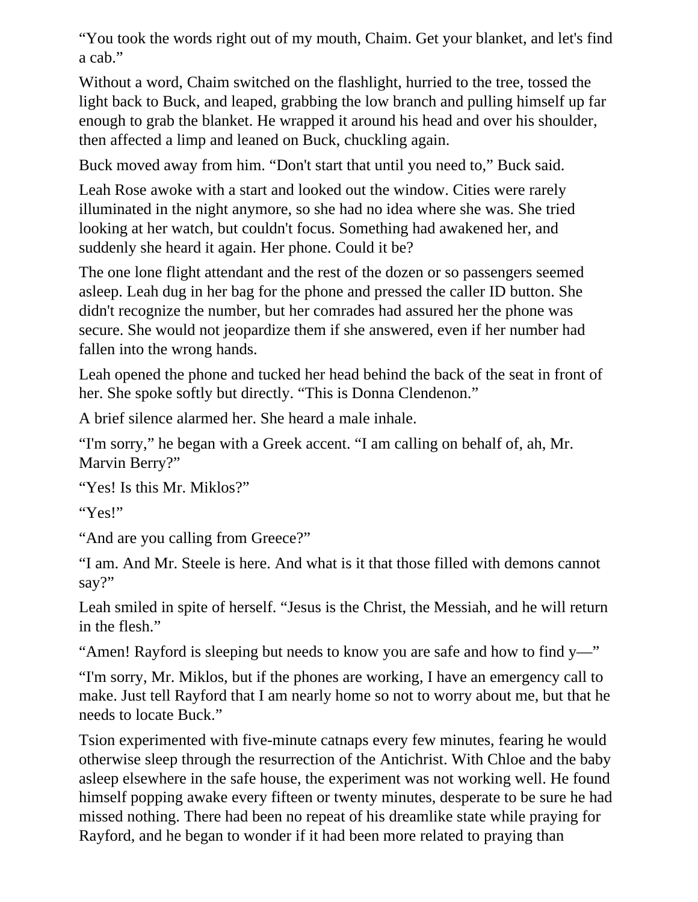“You took the words right out of my mouth, Chaim. Get your blanket, and let's find a cab.”

Without a word, Chaim switched on the flashlight, hurried to the tree, tossed the light back to Buck, and leaped, grabbing the low branch and pulling himself up far enough to grab the blanket. He wrapped it around his head and over his shoulder, then affected a limp and leaned on Buck, chuckling again.

Buck moved away from him. “Don't start that until you need to,” Buck said.

Leah Rose awoke with a start and looked out the window. Cities were rarely illuminated in the night anymore, so she had no idea where she was. She tried looking at her watch, but couldn't focus. Something had awakened her, and suddenly she heard it again. Her phone. Could it be?

The one lone flight attendant and the rest of the dozen or so passengers seemed asleep. Leah dug in her bag for the phone and pressed the caller ID button. She didn't recognize the number, but her comrades had assured her the phone was secure. She would not jeopardize them if she answered, even if her number had fallen into the wrong hands.

Leah opened the phone and tucked her head behind the back of the seat in front of her. She spoke softly but directly. “This is Donna Clendenon.”

A brief silence alarmed her. She heard a male inhale.

“I'm sorry,” he began with a Greek accent. “I am calling on behalf of, ah, Mr. Marvin Berry?”

“Yes! Is this Mr. Miklos?”

“Yes!”

“And are you calling from Greece?”

“I am. And Mr. Steele is here. And what is it that those filled with demons cannot say?”

Leah smiled in spite of herself. “Jesus is the Christ, the Messiah, and he will return in the flesh.”

“Amen! Rayford is sleeping but needs to know you are safe and how to find y—”

“I'm sorry, Mr. Miklos, but if the phones are working, I have an emergency call to make. Just tell Rayford that I am nearly home so not to worry about me, but that he needs to locate Buck.”

Tsion experimented with five-minute catnaps every few minutes, fearing he would otherwise sleep through the resurrection of the Antichrist. With Chloe and the baby asleep elsewhere in the safe house, the experiment was not working well. He found himself popping awake every fifteen or twenty minutes, desperate to be sure he had missed nothing. There had been no repeat of his dreamlike state while praying for Rayford, and he began to wonder if it had been more related to praying than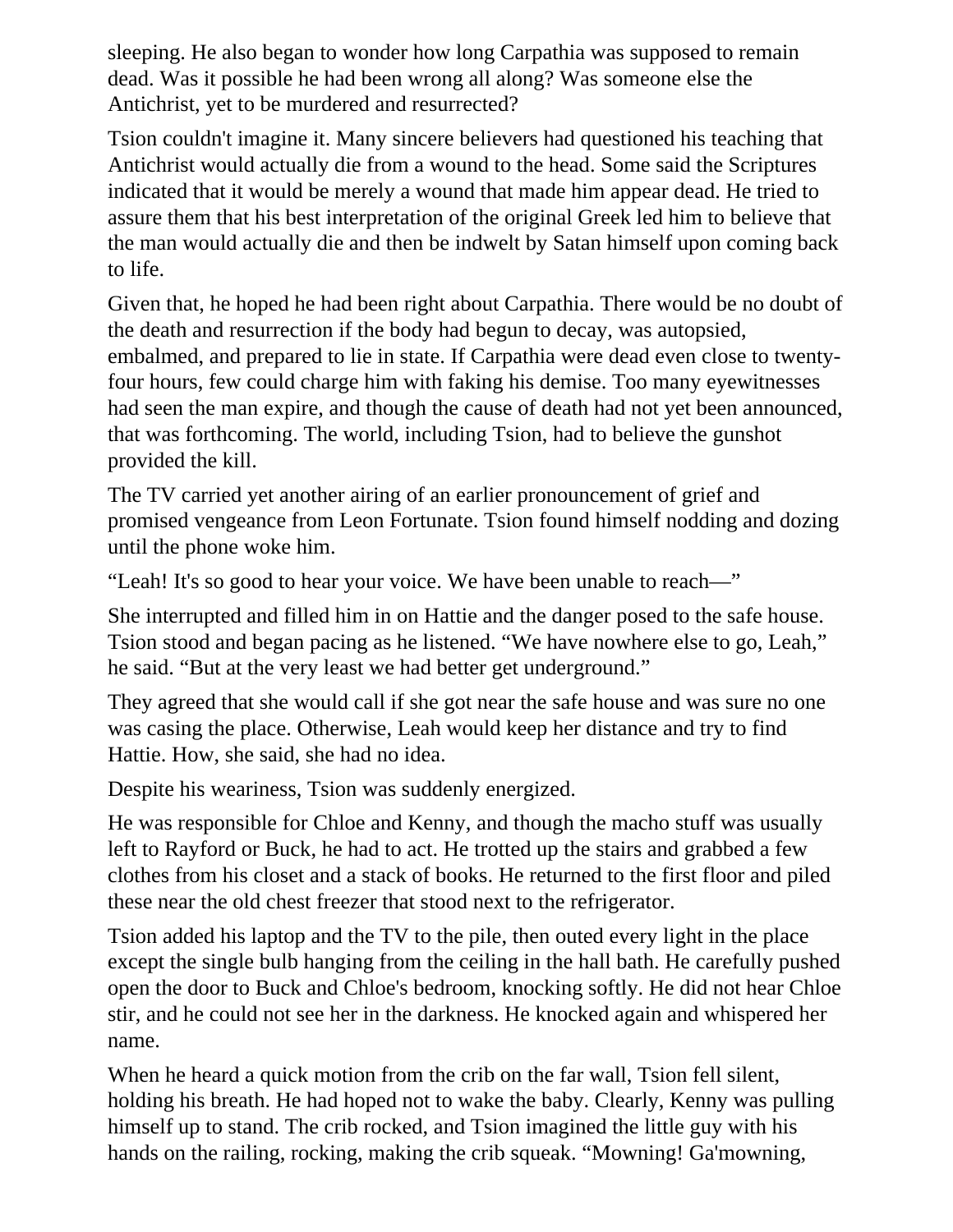sleeping. He also began to wonder how long Carpathia was supposed to remain dead. Was it possible he had been wrong all along? Was someone else the Antichrist, yet to be murdered and resurrected?

Tsion couldn't imagine it. Many sincere believers had questioned his teaching that Antichrist would actually die from a wound to the head. Some said the Scriptures indicated that it would be merely a wound that made him appear dead. He tried to assure them that his best interpretation of the original Greek led him to believe that the man would actually die and then be indwelt by Satan himself upon coming back to life.

Given that, he hoped he had been right about Carpathia. There would be no doubt of the death and resurrection if the body had begun to decay, was autopsied, embalmed, and prepared to lie in state. If Carpathia were dead even close to twenty-four hours, few could charge him with faking his demise. Too many eyewitnesses had seen the man expire, and though the cause of death had not yet been announced, that was forthcoming. The world, including Tsion, had to believe the gunshot provided the kill.

The TV carried yet another airing of an earlier pronouncement of grief and promised vengeance from Leon Fortunate. Tsion found himself nodding and dozing until the phone woke him.

"Leah! It's so good to hear your voice. We have been unable to reach—"

She interrupted and filled him in on Hattie and the danger posed to the safe house. Tsion stood and began pacing as he listened. "We have nowhere else to go, Leah," he said. "But at the very least we had better get underground."

They agreed that she would call if she got near the safe house and was sure no one was casing the place. Otherwise, Leah would keep her distance and try to find Hattie. How, she said, she had no idea.

Despite his weariness, Tsion was suddenly energized.

He was responsible for Chloe and Kenny, and though the macho stuff was usually left to Rayford or Buck, he had to act. He trotted up the stairs and grabbed a few clothes from his closet and a stack of books. He returned to the first floor and piled these near the old chest freezer that stood next to the refrigerator.

Tsion added his laptop and the TV to the pile, then outed every light in the place except the single bulb hanging from the ceiling in the hall bath. He carefully pushed open the door to Buck and Chloe's bedroom, knocking softly. He did not hear Chloe stir, and he could not see her in the darkness. He knocked again and whispered her name.

When he heard a quick motion from the crib on the far wall, Tsion fell silent, holding his breath. He had hoped not to wake the baby. Clearly, Kenny was pulling himself up to stand. The crib rocked, and Tsion imagined the little guy with his hands on the railing, rocking, making the crib squeak. "Mowning! Ga'mowning,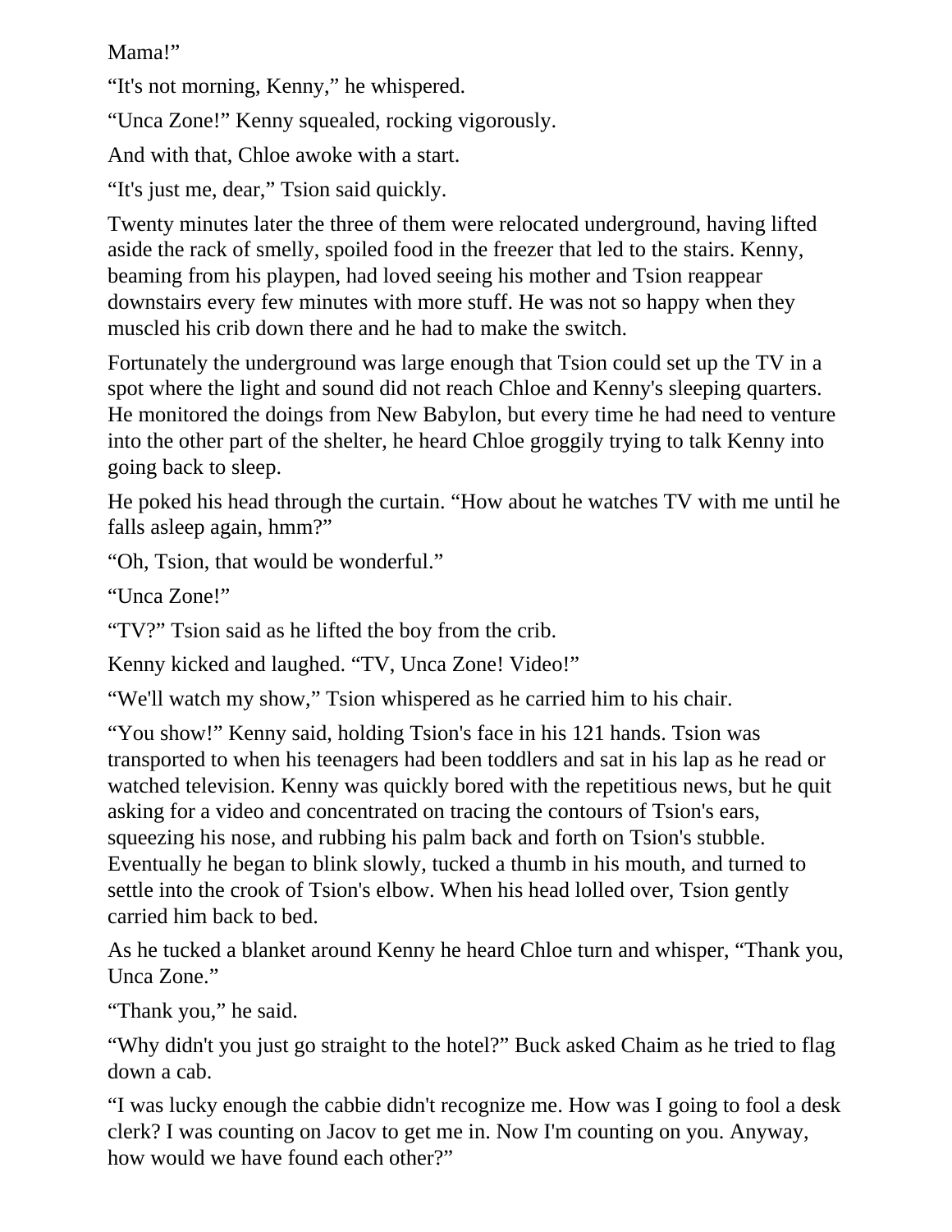Mama!"

"It's not morning, Kenny," he whispered.

"Unca Zone!" Kenny squealed, rocking vigorously.

And with that, Chloe awoke with a start.

"It's just me, dear," Tsion said quickly.

Twenty minutes later the three of them were relocated underground, having lifted aside the rack of smelly, spoiled food in the freezer that led to the stairs. Kenny, beaming from his playpen, had loved seeing his mother and Tsion reappear downstairs every few minutes with more stuff. He was not so happy when they muscled his crib down there and he had to make the switch.

Fortunately the underground was large enough that Tsion could set up the TV in a spot where the light and sound did not reach Chloe and Kenny's sleeping quarters. He monitored the doings from New Babylon, but every time he had need to venture into the other part of the shelter, he heard Chloe groggily trying to talk Kenny into going back to sleep.

He poked his head through the curtain. "How about he watches TV with me until he falls asleep again, hmm?"

"Oh, Tsion, that would be wonderful."

"Unca Zone!"

"TV?" Tsion said as he lifted the boy from the crib.

Kenny kicked and laughed. "TV, Unca Zone! Video!"

"We'll watch my show," Tsion whispered as he carried him to his chair.

"You show!" Kenny said, holding Tsion's face in his 121 hands. Tsion was transported to when his teenagers had been toddlers and sat in his lap as he read or watched television. Kenny was quickly bored with the repetitious news, but he quit asking for a video and concentrated on tracing the contours of Tsion's ears, squeezing his nose, and rubbing his palm back and forth on Tsion's stubble. Eventually he began to blink slowly, tucked a thumb in his mouth, and turned to settle into the crook of Tsion's elbow. When his head lolled over, Tsion gently carried him back to bed.

As he tucked a blanket around Kenny he heard Chloe turn and whisper, "Thank you, Unca Zone."

"Thank you," he said.

"Why didn't you just go straight to the hotel?" Buck asked Chaim as he tried to flag down a cab.

"I was lucky enough the cabbie didn't recognize me. How was I going to fool a desk clerk? I was counting on Jacov to get me in. Now I'm counting on you. Anyway, how would we have found each other?"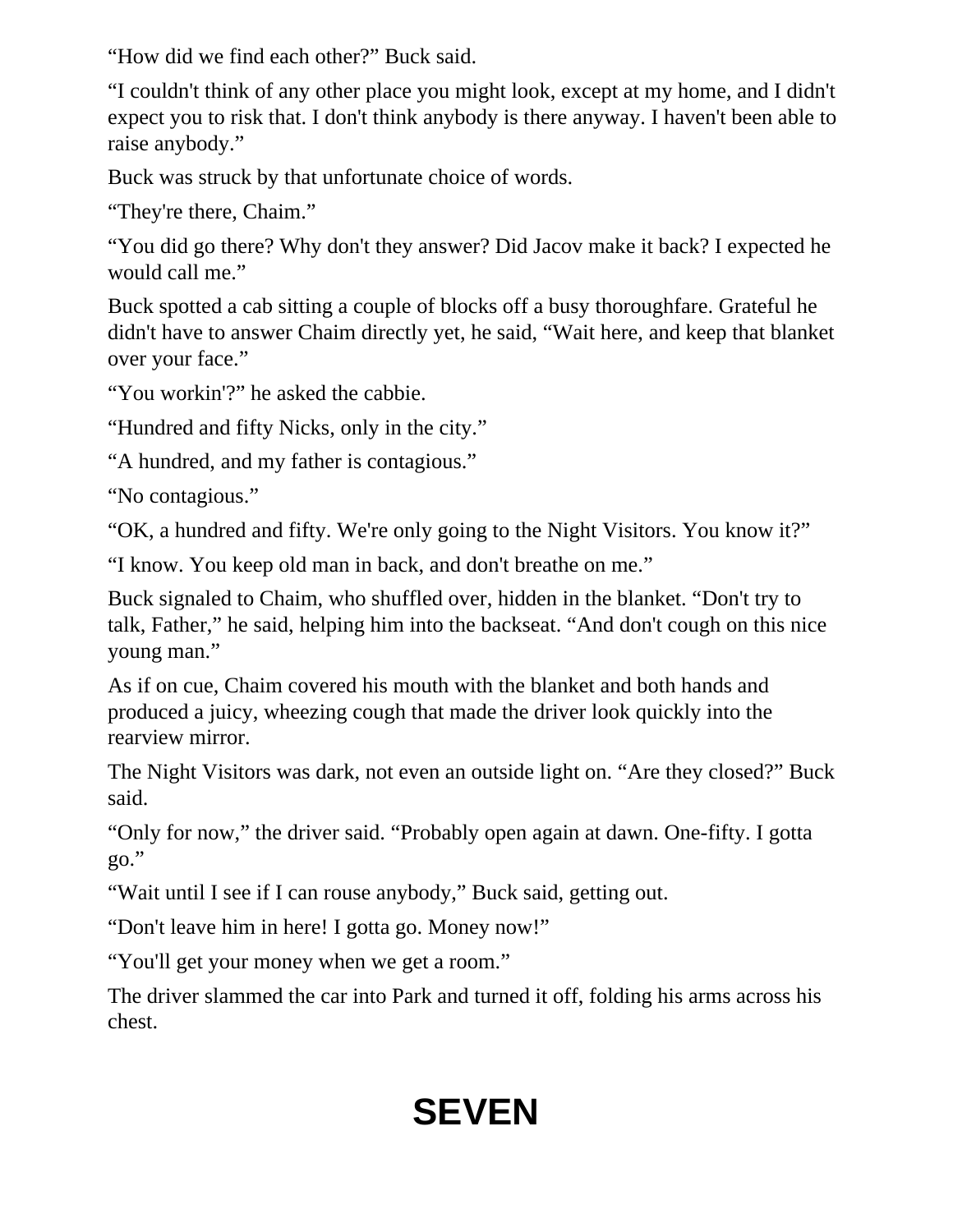“How did we find each other?” Buck said.

“I couldn't think of any other place you might look, except at my home, and I didn't expect you to risk that. I don't think anybody is there anyway. I haven't been able to raise anybody.”

Buck was struck by that unfortunate choice of words.

“They're there, Chaim.”

“You did go there? Why don't they answer? Did Jacov make it back? I expected he would call me.”

Buck spotted a cab sitting a couple of blocks off a busy thoroughfare. Grateful he didn't have to answer Chaim directly yet, he said, “Wait here, and keep that blanket over your face.”

“You workin'?” he asked the cabbie.

“Hundred and fifty Nicks, only in the city.”

“A hundred, and my father is contagious.”

“No contagious.”

“OK, a hundred and fifty. We're only going to the Night Visitors. You know it?”

“I know. You keep old man in back, and don't breathe on me.”

Buck signaled to Chaim, who shuffled over, hidden in the blanket. “Don't try to talk, Father,” he said, helping him into the backseat. “And don't cough on this nice young man.”

As if on cue, Chaim covered his mouth with the blanket and both hands and produced a juicy, wheezing cough that made the driver look quickly into the rearview mirror.

The Night Visitors was dark, not even an outside light on. “Are they closed?” Buck said.

“Only for now,” the driver said. “Probably open again at dawn. One-fifty. I gotta go.”

“Wait until I see if I can rouse anybody,” Buck said, getting out.

“Don't leave him in here! I gotta go. Money now!”

“You'll get your money when we get a room.”

The driver slammed the car into Park and turned it off, folding his arms across his chest.

# SEVEN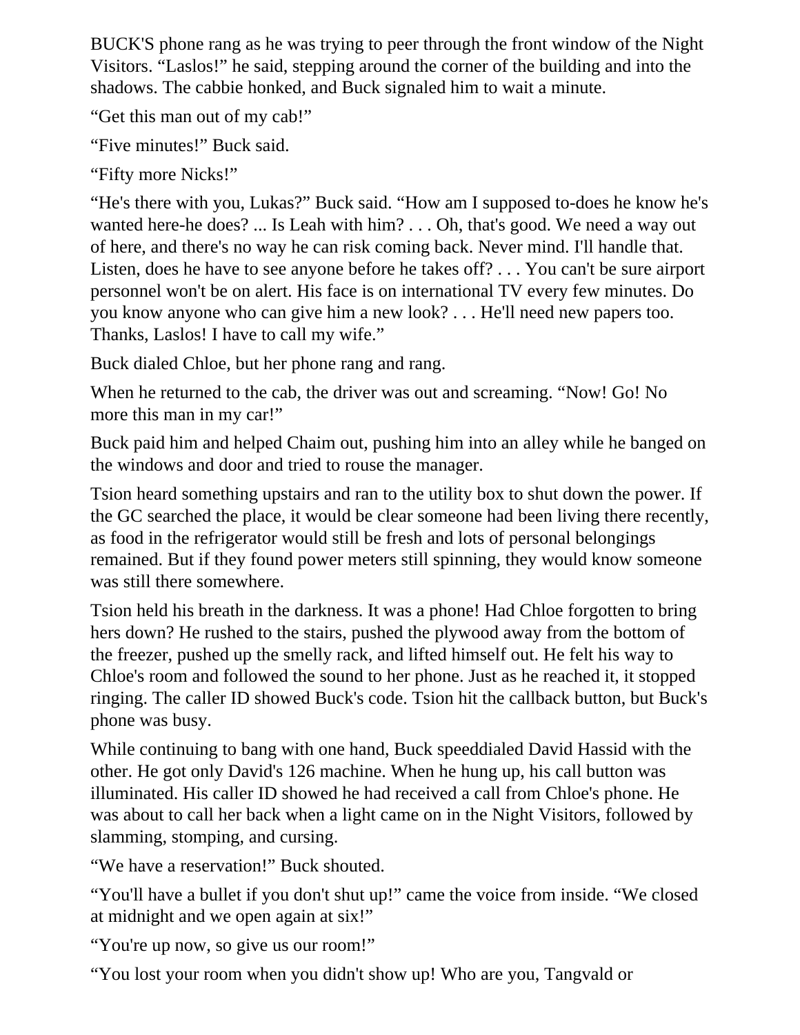BUCK'S phone rang as he was trying to peer through the front window of the Night Visitors. "Laslos!" he said, stepping around the corner of the building and into the shadows. The cabbie honked, and Buck signaled him to wait a minute.

"Get this man out of my cab!"

"Five minutes!" Buck said.

"Fifty more Nicks!"

"He's there with you, Lukas?" Buck said. "How am I supposed to-does he know he's wanted here-he does? ... Is Leah with him? . . . Oh, that's good. We need a way out of here, and there's no way he can risk coming back. Never mind. I'll handle that. Listen, does he have to see anyone before he takes off? . . . You can't be sure airport personnel won't be on alert. His face is on international TV every few minutes. Do you know anyone who can give him a new look? . . . He'll need new papers too. Thanks, Laslos! I have to call my wife."

Buck dialed Chloe, but her phone rang and rang.

When he returned to the cab, the driver was out and screaming. "Now! Go! No more this man in my car!"

Buck paid him and helped Chaim out, pushing him into an alley while he banged on the windows and door and tried to rouse the manager.

Tsion heard something upstairs and ran to the utility box to shut down the power. If the GC searched the place, it would be clear someone had been living there recently, as food in the refrigerator would still be fresh and lots of personal belongings remained. But if they found power meters still spinning, they would know someone was still there somewhere.

Tsion held his breath in the darkness. It was a phone! Had Chloe forgotten to bring hers down? He rushed to the stairs, pushed the plywood away from the bottom of the freezer, pushed up the smelly rack, and lifted himself out. He felt his way to Chloe's room and followed the sound to her phone. Just as he reached it, it stopped ringing. The caller ID showed Buck's code. Tsion hit the callback button, but Buck's phone was busy.

While continuing to bang with one hand, Buck speeddialed David Hassid with the other. He got only David's 126 machine. When he hung up, his call button was illuminated. His caller ID showed he had received a call from Chloe's phone. He was about to call her back when a light came on in the Night Visitors, followed by slamming, stomping, and cursing.

"We have a reservation!" Buck shouted.

"You'll have a bullet if you don't shut up!" came the voice from inside. "We closed at midnight and we open again at six!"

"You're up now, so give us our room!"

"You lost your room when you didn't show up! Who are you, Tangvald or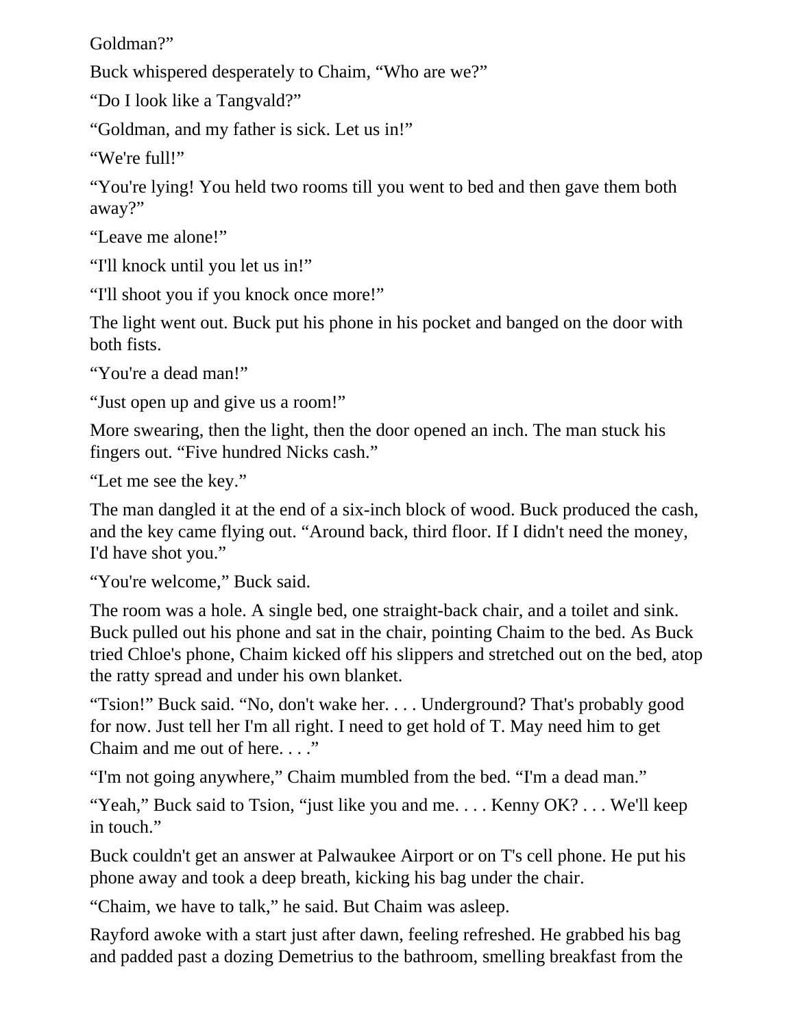Goldman?"

Buck whispered desperately to Chaim, "Who are we?"

"Do I look like a Tangvald?"

"Goldman, and my father is sick. Let us in!"

"We're full!"

"You're lying! You held two rooms till you went to bed and then gave them both away?"

"Leave me alone!"

"I'll knock until you let us in!"

"I'll shoot you if you knock once more!"

The light went out. Buck put his phone in his pocket and banged on the door with both fists.

"You're a dead man!"

"Just open up and give us a room!"

More swearing, then the light, then the door opened an inch. The man stuck his fingers out. "Five hundred Nicks cash."

"Let me see the key."

The man dangled it at the end of a six-inch block of wood. Buck produced the cash, and the key came flying out. "Around back, third floor. If I didn't need the money, I'd have shot you."

"You're welcome," Buck said.

The room was a hole. A single bed, one straight-back chair, and a toilet and sink. Buck pulled out his phone and sat in the chair, pointing Chaim to the bed. As Buck tried Chloe's phone, Chaim kicked off his slippers and stretched out on the bed, atop the ratty spread and under his own blanket.

"Tsion!" Buck said. "No, don't wake her. . . . Underground? That's probably good for now. Just tell her I'm all right. I need to get hold of T. May need him to get Chaim and me out of here. . . ."

"I'm not going anywhere," Chaim mumbled from the bed. "I'm a dead man."

"Yeah," Buck said to Tsion, "just like you and me. . . . Kenny OK? . . . We'll keep in touch."

Buck couldn't get an answer at Palwaukee Airport or on T's cell phone. He put his phone away and took a deep breath, kicking his bag under the chair.

"Chaim, we have to talk," he said. But Chaim was asleep.

Rayford awoke with a start just after dawn, feeling refreshed. He grabbed his bag and padded past a dozing Demetrius to the bathroom, smelling breakfast from the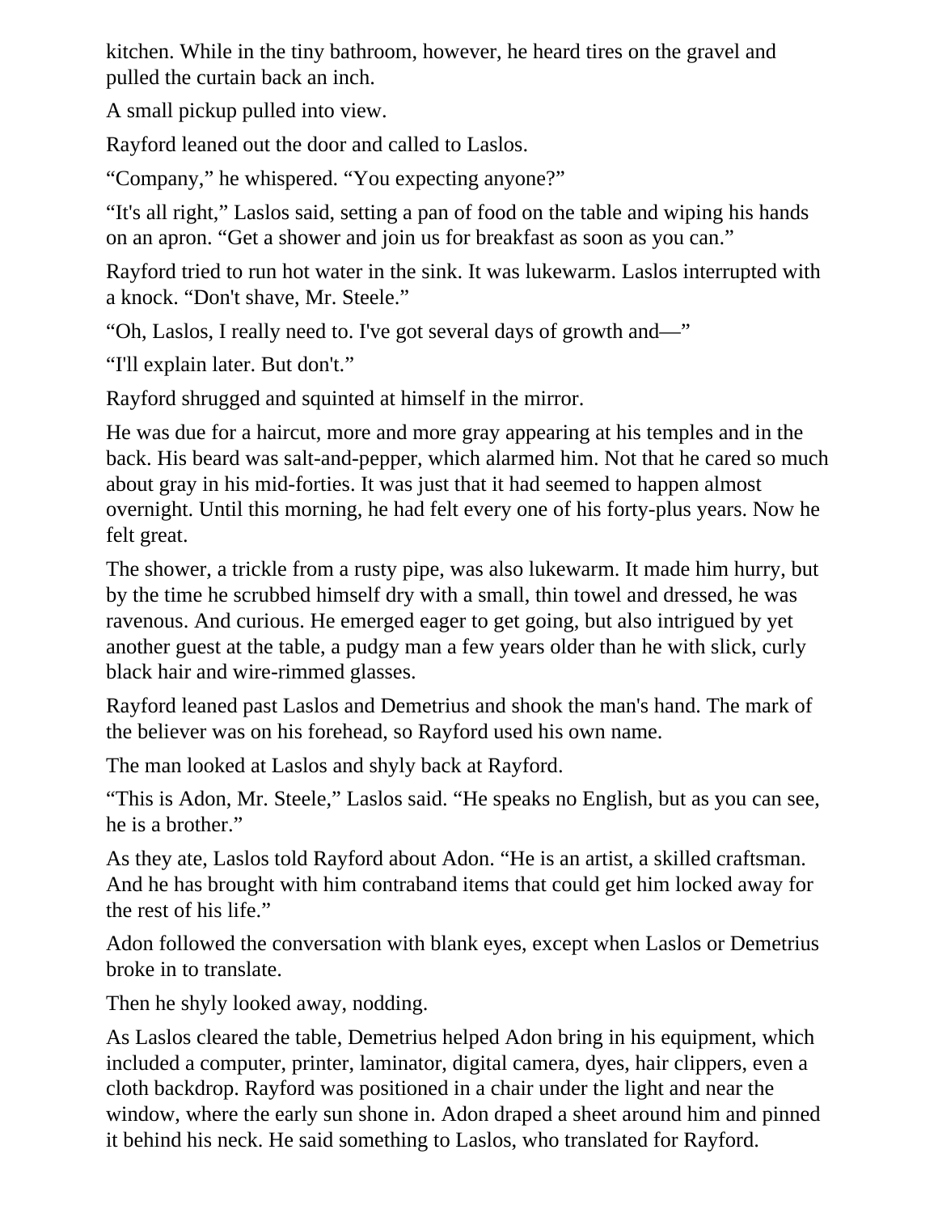kitchen. While in the tiny bathroom, however, he heard tires on the gravel and pulled the curtain back an inch.

A small pickup pulled into view.

Rayford leaned out the door and called to Laslos.

“Company,” he whispered. “You expecting anyone?”

“It's all right,” Laslos said, setting a pan of food on the table and wiping his hands on an apron. “Get a shower and join us for breakfast as soon as you can.”

Rayford tried to run hot water in the sink. It was lukewarm. Laslos interrupted with a knock. “Don't shave, Mr. Steele.”

“Oh, Laslos, I really need to. I've got several days of growth and—”

“I'll explain later. But don't.”

Rayford shrugged and squinted at himself in the mirror.

He was due for a haircut, more and more gray appearing at his temples and in the back. His beard was salt-and-pepper, which alarmed him. Not that he cared so much about gray in his mid-forties. It was just that it had seemed to happen almost overnight. Until this morning, he had felt every one of his forty-plus years. Now he felt great.

The shower, a trickle from a rusty pipe, was also lukewarm. It made him hurry, but by the time he scrubbed himself dry with a small, thin towel and dressed, he was ravenous. And curious. He emerged eager to get going, but also intrigued by yet another guest at the table, a pudgy man a few years older than he with slick, curly black hair and wire-rimmed glasses.

Rayford leaned past Laslos and Demetrius and shook the man's hand. The mark of the believer was on his forehead, so Rayford used his own name.

The man looked at Laslos and shyly back at Rayford.

“This is Adon, Mr. Steele,” Laslos said. “He speaks no English, but as you can see, he is a brother.”

As they ate, Laslos told Rayford about Adon. “He is an artist, a skilled craftsman. And he has brought with him contraband items that could get him locked away for the rest of his life.”

Adon followed the conversation with blank eyes, except when Laslos or Demetrius broke in to translate.

Then he shyly looked away, nodding.

As Laslos cleared the table, Demetrius helped Adon bring in his equipment, which included a computer, printer, laminator, digital camera, dyes, hair clippers, even a cloth backdrop. Rayford was positioned in a chair under the light and near the window, where the early sun shone in. Adon draped a sheet around him and pinned it behind his neck. He said something to Laslos, who translated for Rayford.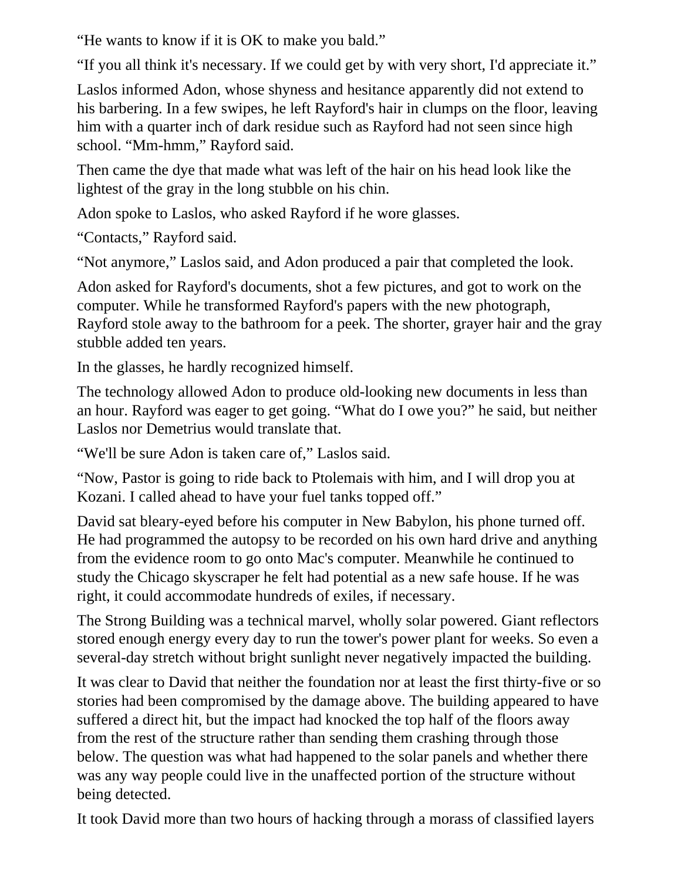“He wants to know if it is OK to make you bald.”

“If you all think it's necessary. If we could get by with very short, I'd appreciate it.”

Laslos informed Adon, whose shyness and hesitance apparently did not extend to his barbering. In a few swipes, he left Rayford's hair in clumps on the floor, leaving him with a quarter inch of dark residue such as Rayford had not seen since high school. “Mm-hmm,” Rayford said.

Then came the dye that made what was left of the hair on his head look like the lightest of the gray in the long stubble on his chin.

Adon spoke to Laslos, who asked Rayford if he wore glasses.

“Contacts,” Rayford said.

“Not anymore,” Laslos said, and Adon produced a pair that completed the look.

Adon asked for Rayford's documents, shot a few pictures, and got to work on the computer. While he transformed Rayford's papers with the new photograph, Rayford stole away to the bathroom for a peek. The shorter, grayer hair and the gray stubble added ten years.

In the glasses, he hardly recognized himself.

The technology allowed Adon to produce old-looking new documents in less than an hour. Rayford was eager to get going. “What do I owe you?” he said, but neither Laslos nor Demetrius would translate that.

“We'll be sure Adon is taken care of,” Laslos said.

“Now, Pastor is going to ride back to Ptolemais with him, and I will drop you at Kozani. I called ahead to have your fuel tanks topped off.”

David sat bleary-eyed before his computer in New Babylon, his phone turned off. He had programmed the autopsy to be recorded on his own hard drive and anything from the evidence room to go onto Mac's computer. Meanwhile he continued to study the Chicago skyscraper he felt had potential as a new safe house. If he was right, it could accommodate hundreds of exiles, if necessary.

The Strong Building was a technical marvel, wholly solar powered. Giant reflectors stored enough energy every day to run the tower's power plant for weeks. So even a several-day stretch without bright sunlight never negatively impacted the building.

It was clear to David that neither the foundation nor at least the first thirty-five or so stories had been compromised by the damage above. The building appeared to have suffered a direct hit, but the impact had knocked the top half of the floors away from the rest of the structure rather than sending them crashing through those below. The question was what had happened to the solar panels and whether there was any way people could live in the unaffected portion of the structure without being detected.

It took David more than two hours of hacking through a morass of classified layers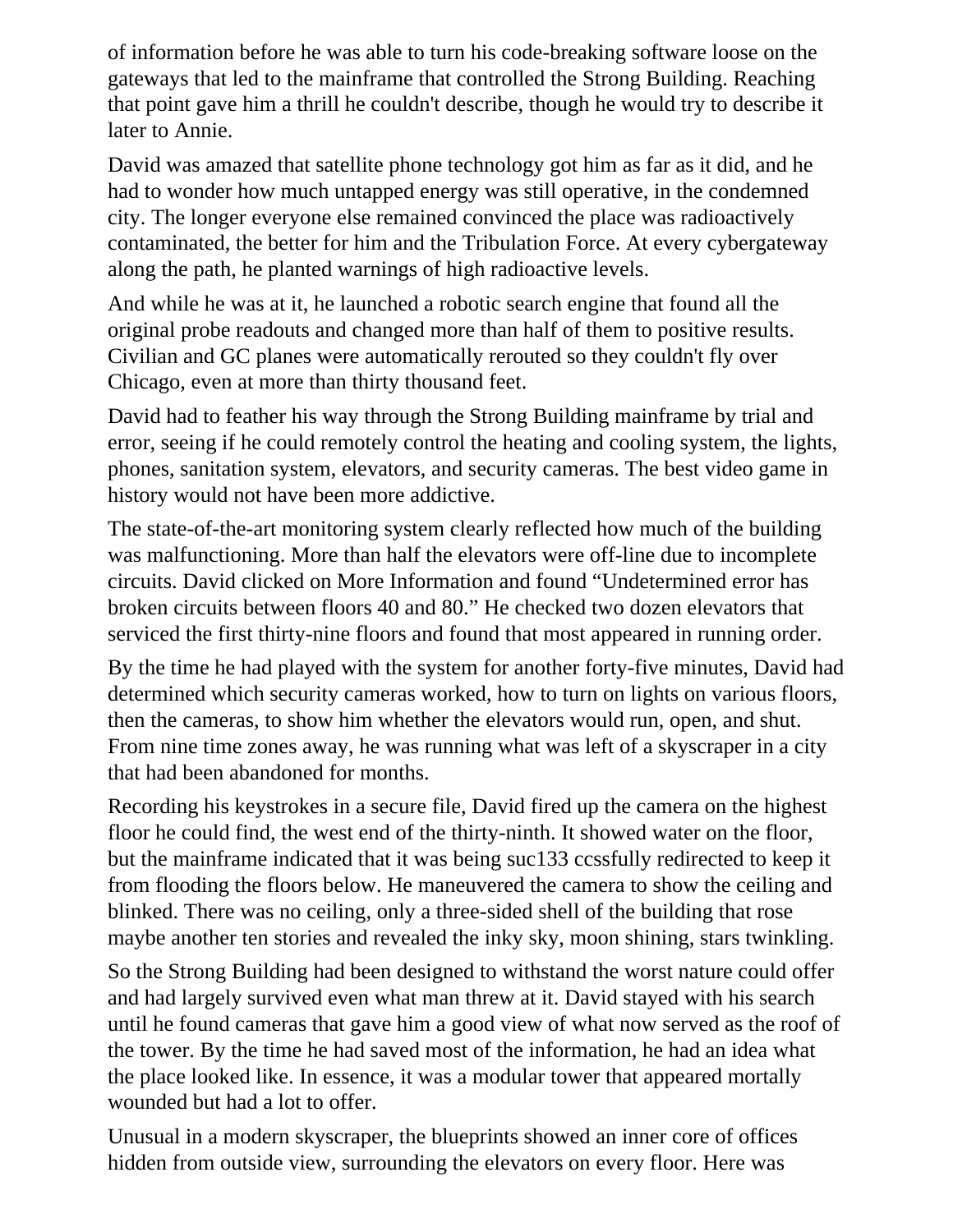of information before he was able to turn his code-breaking software loose on the gateways that led to the mainframe that controlled the Strong Building. Reaching that point gave him a thrill he couldn't describe, though he would try to describe it later to Annie.

David was amazed that satellite phone technology got him as far as it did, and he had to wonder how much untapped energy was still operative, in the condemned city. The longer everyone else remained convinced the place was radioactively contaminated, the better for him and the Tribulation Force. At every cybergateway along the path, he planted warnings of high radioactive levels.

And while he was at it, he launched a robotic search engine that found all the original probe readouts and changed more than half of them to positive results. Civilian and GC planes were automatically rerouted so they couldn't fly over Chicago, even at more than thirty thousand feet.

David had to feather his way through the Strong Building mainframe by trial and error, seeing if he could remotely control the heating and cooling system, the lights, phones, sanitation system, elevators, and security cameras. The best video game in history would not have been more addictive.

The state-of-the-art monitoring system clearly reflected how much of the building was malfunctioning. More than half the elevators were off-line due to incomplete circuits. David clicked on More Information and found "Undetermined error has broken circuits between floors 40 and 80." He checked two dozen elevators that serviced the first thirty-nine floors and found that most appeared in running order.

By the time he had played with the system for another forty-five minutes, David had determined which security cameras worked, how to turn on lights on various floors, then the cameras, to show him whether the elevators would run, open, and shut. From nine time zones away, he was running what was left of a skyscraper in a city that had been abandoned for months.

Recording his keystrokes in a secure file, David fired up the camera on the highest floor he could find, the west end of the thirty-ninth. It showed water on the floor, but the mainframe indicated that it was being suc133 ccssfully redirected to keep it from flooding the floors below. He maneuvered the camera to show the ceiling and blinked. There was no ceiling, only a three-sided shell of the building that rose maybe another ten stories and revealed the inky sky, moon shining, stars twinkling.

So the Strong Building had been designed to withstand the worst nature could offer and had largely survived even what man threw at it. David stayed with his search until he found cameras that gave him a good view of what now served as the roof of the tower. By the time he had saved most of the information, he had an idea what the place looked like. In essence, it was a modular tower that appeared mortally wounded but had a lot to offer.

Unusual in a modern skyscraper, the blueprints showed an inner core of offices hidden from outside view, surrounding the elevators on every floor. Here was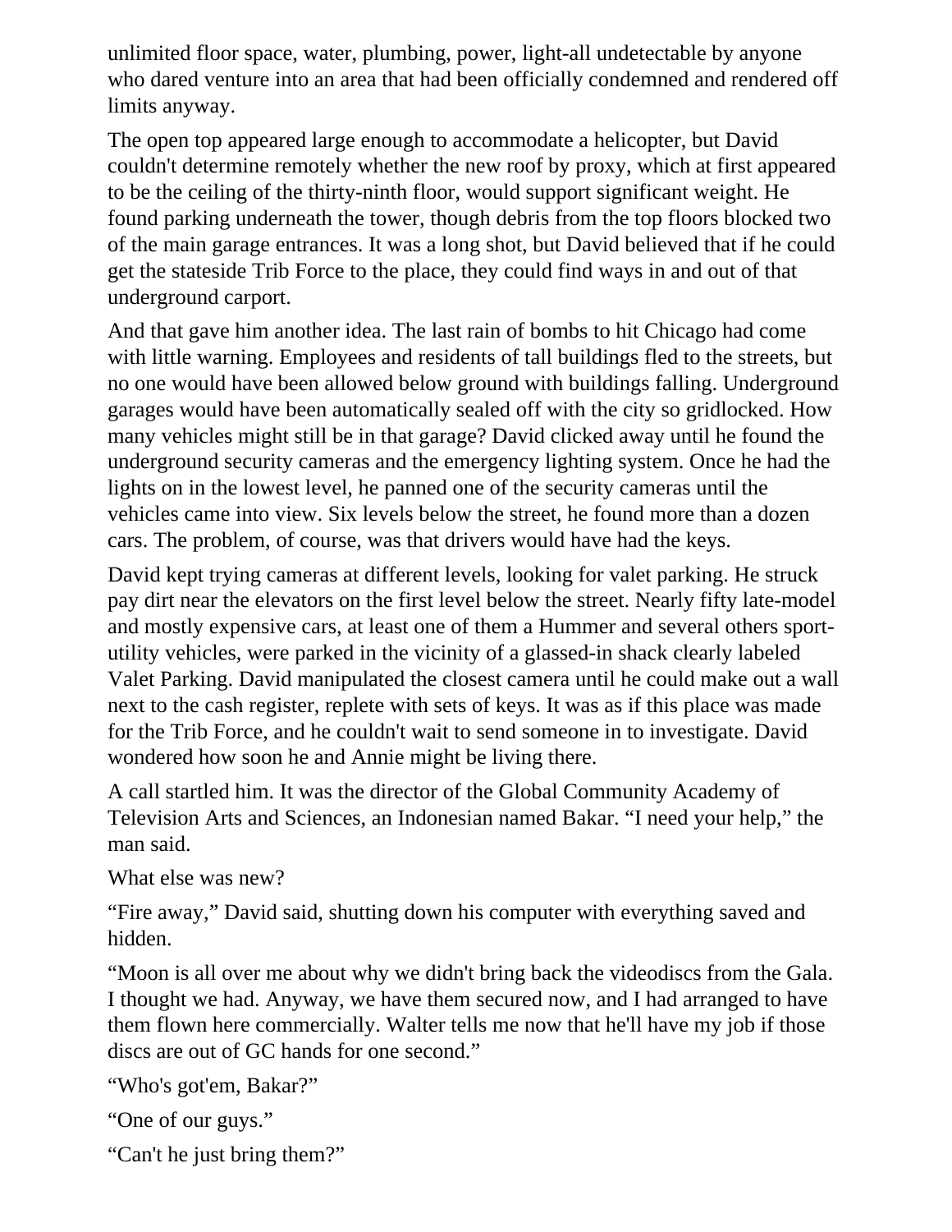unlimited floor space, water, plumbing, power, light-all undetectable by anyone who dared venture into an area that had been officially condemned and rendered off limits anyway.

The open top appeared large enough to accommodate a helicopter, but David couldn't determine remotely whether the new roof by proxy, which at first appeared to be the ceiling of the thirty-ninth floor, would support significant weight. He found parking underneath the tower, though debris from the top floors blocked two of the main garage entrances. It was a long shot, but David believed that if he could get the stateside Trib Force to the place, they could find ways in and out of that underground carport.

And that gave him another idea. The last rain of bombs to hit Chicago had come with little warning. Employees and residents of tall buildings fled to the streets, but no one would have been allowed below ground with buildings falling. Underground garages would have been automatically sealed off with the city so gridlocked. How many vehicles might still be in that garage? David clicked away until he found the underground security cameras and the emergency lighting system. Once he had the lights on in the lowest level, he panned one of the security cameras until the vehicles came into view. Six levels below the street, he found more than a dozen cars. The problem, of course, was that drivers would have had the keys.

David kept trying cameras at different levels, looking for valet parking. He struck pay dirt near the elevators on the first level below the street. Nearly fifty late-model and mostly expensive cars, at least one of them a Hummer and several others sport-utility vehicles, were parked in the vicinity of a glassed-in shack clearly labeled Valet Parking. David manipulated the closest camera until he could make out a wall next to the cash register, replete with sets of keys. It was as if this place was made for the Trib Force, and he couldn't wait to send someone in to investigate. David wondered how soon he and Annie might be living there.

A call startled him. It was the director of the Global Community Academy of Television Arts and Sciences, an Indonesian named Bakar. "I need your help," the man said.

What else was new?

"Fire away," David said, shutting down his computer with everything saved and hidden.

"Moon is all over me about why we didn't bring back the videodiscs from the Gala. I thought we had. Anyway, we have them secured now, and I had arranged to have them flown here commercially. Walter tells me now that he'll have my job if those discs are out of GC hands for one second."

"Who's got'em, Bakar?"

"One of our guys."

"Can't he just bring them?"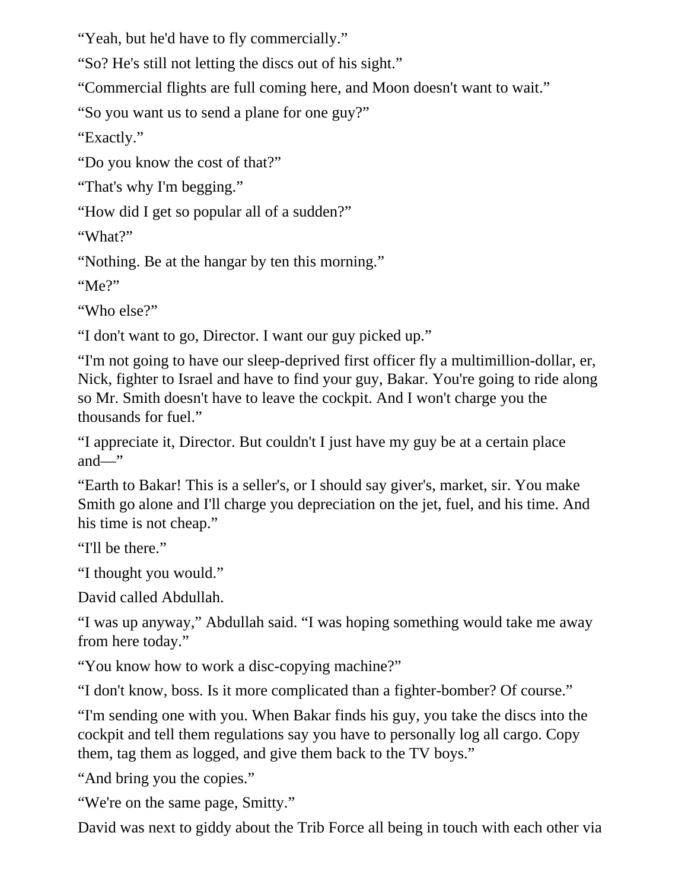"Yeah, but he'd have to fly commercially."

"So? He's still not letting the discs out of his sight."

"Commercial flights are full coming here, and Moon doesn't want to wait."

"So you want us to send a plane for one guy?"

"Exactly."

"Do you know the cost of that?"

"That's why I'm begging."

"How did I get so popular all of a sudden?"

"What?"

"Nothing. Be at the hangar by ten this morning."

"Me?"

"Who else?"

"I don't want to go, Director. I want our guy picked up."

"I'm not going to have our sleep-deprived first officer fly a multimillion-dollar, er, Nick, fighter to Israel and have to find your guy, Bakar. You're going to ride along so Mr. Smith doesn't have to leave the cockpit. And I won't charge you the thousands for fuel."

"I appreciate it, Director. But couldn't I just have my guy be at a certain place and—"

"Earth to Bakar! This is a seller's, or I should say giver's, market, sir. You make Smith go alone and I'll charge you depreciation on the jet, fuel, and his time. And his time is not cheap."

"I'll be there."

"I thought you would."

David called Abdullah.

"I was up anyway," Abdullah said. "I was hoping something would take me away from here today."

"You know how to work a disc-copying machine?"

"I don't know, boss. Is it more complicated than a fighter-bomber? Of course."

"I'm sending one with you. When Bakar finds his guy, you take the discs into the cockpit and tell them regulations say you have to personally log all cargo. Copy them, tag them as logged, and give them back to the TV boys."

"And bring you the copies."

"We're on the same page, Smitty."

David was next to giddy about the Trib Force all being in touch with each other via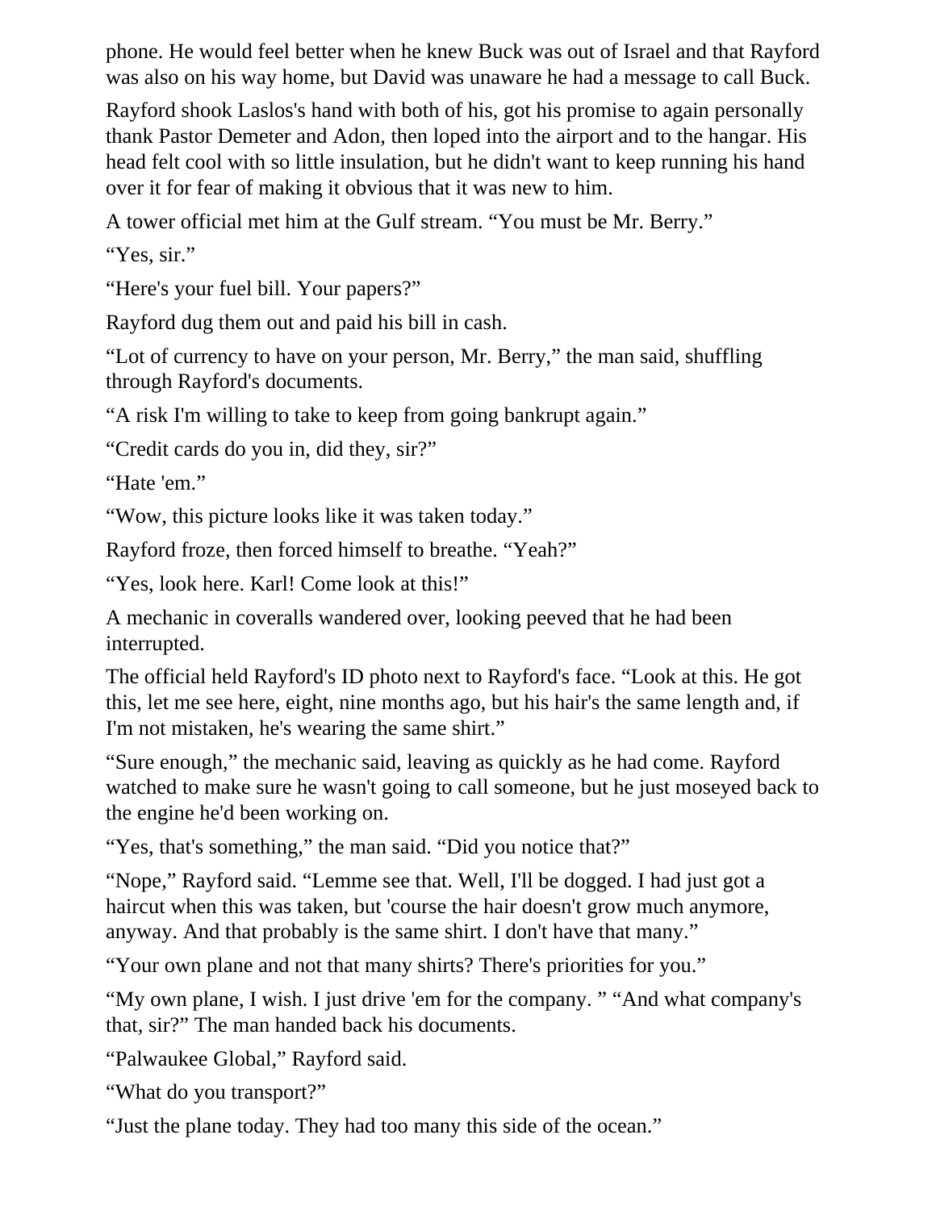phone. He would feel better when he knew Buck was out of Israel and that Rayford was also on his way home, but David was unaware he had a message to call Buck.

Rayford shook Laslos's hand with both of his, got his promise to again personally thank Pastor Demeter and Adon, then loped into the airport and to the hangar. His head felt cool with so little insulation, but he didn't want to keep running his hand over it for fear of making it obvious that it was new to him.

A tower official met him at the Gulf stream. “You must be Mr. Berry.”

“Yes, sir.”

“Here's your fuel bill. Your papers?”

Rayford dug them out and paid his bill in cash.

“Lot of currency to have on your person, Mr. Berry,” the man said, shuffling through Rayford's documents.

“A risk I'm willing to take to keep from going bankrupt again.”

“Credit cards do you in, did they, sir?”

“Hate 'em.”

“Wow, this picture looks like it was taken today.”

Rayford froze, then forced himself to breathe. “Yeah?”

“Yes, look here. Karl! Come look at this!”

A mechanic in coveralls wandered over, looking peeved that he had been interrupted.

The official held Rayford's ID photo next to Rayford's face. “Look at this. He got this, let me see here, eight, nine months ago, but his hair's the same length and, if I'm not mistaken, he's wearing the same shirt.”

“Sure enough,” the mechanic said, leaving as quickly as he had come. Rayford watched to make sure he wasn't going to call someone, but he just moseyed back to the engine he'd been working on.

“Yes, that's something,” the man said. “Did you notice that?”

“Nope,” Rayford said. “Lemme see that. Well, I'll be dogged. I had just got a haircut when this was taken, but 'course the hair doesn't grow much anymore, anyway. And that probably is the same shirt. I don't have that many.”

“Your own plane and not that many shirts? There's priorities for you.”

“My own plane, I wish. I just drive 'em for the company. ” “And what company's that, sir?” The man handed back his documents.

“Palwaukee Global,” Rayford said.

“What do you transport?”

“Just the plane today. They had too many this side of the ocean.”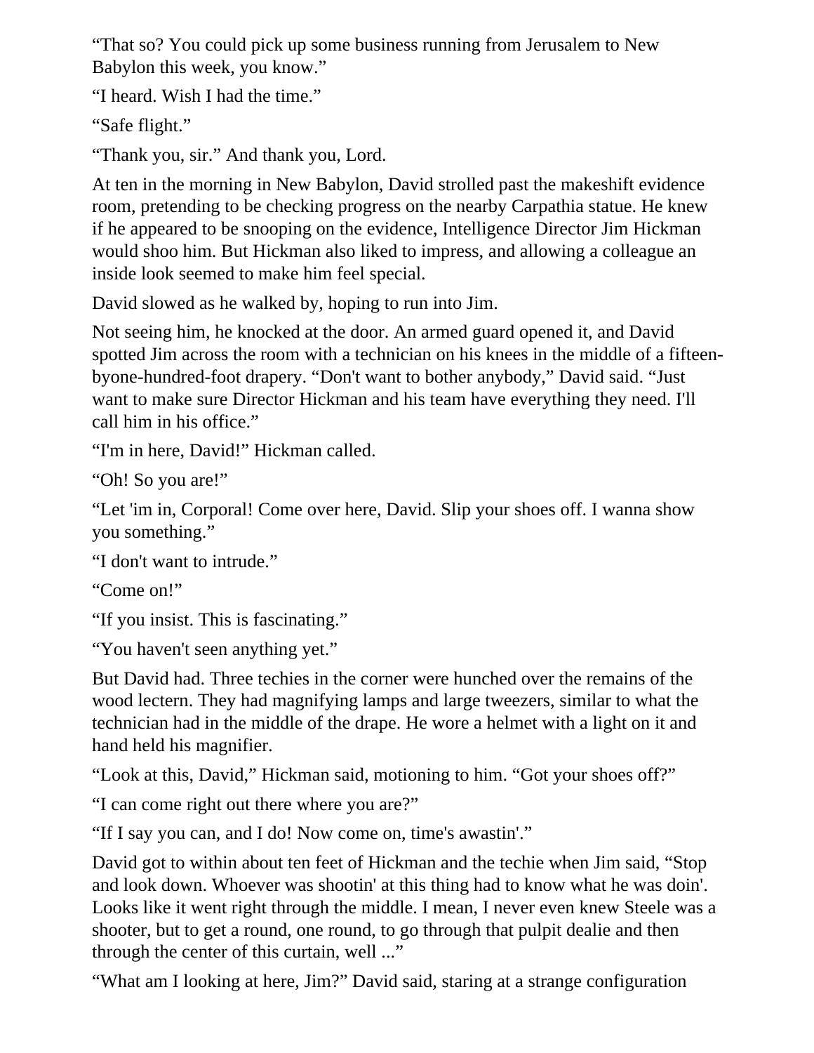"That so? You could pick up some business running from Jerusalem to New Babylon this week, you know."

"I heard. Wish I had the time."

"Safe flight."

"Thank you, sir." And thank you, Lord.

At ten in the morning in New Babylon, David strolled past the makeshift evidence room, pretending to be checking progress on the nearby Carpathia statue. He knew if he appeared to be snooping on the evidence, Intelligence Director Jim Hickman would shoo him. But Hickman also liked to impress, and allowing a colleague an inside look seemed to make him feel special.

David slowed as he walked by, hoping to run into Jim.

Not seeing him, he knocked at the door. An armed guard opened it, and David spotted Jim across the room with a technician on his knees in the middle of a fifteen-byone-hundred-foot drapery. "Don't want to bother anybody," David said. "Just want to make sure Director Hickman and his team have everything they need. I'll call him in his office."

"I'm in here, David!" Hickman called.

"Oh! So you are!"

"Let 'im in, Corporal! Come over here, David. Slip your shoes off. I wanna show you something."

"I don't want to intrude."

"Come on!"

"If you insist. This is fascinating."

"You haven't seen anything yet."

But David had. Three techies in the corner were hunched over the remains of the wood lectern. They had magnifying lamps and large tweezers, similar to what the technician had in the middle of the drape. He wore a helmet with a light on it and hand held his magnifier.

"Look at this, David," Hickman said, motioning to him. "Got your shoes off?"

"I can come right out there where you are?"

"If I say you can, and I do! Now come on, time's awastin'."

David got to within about ten feet of Hickman and the techie when Jim said, "Stop and look down. Whoever was shootin' at this thing had to know what he was doin'. Looks like it went right through the middle. I mean, I never even knew Steele was a shooter, but to get a round, one round, to go through that pulpit dealie and then through the center of this curtain, well ..."

"What am I looking at here, Jim?" David said, staring at a strange configuration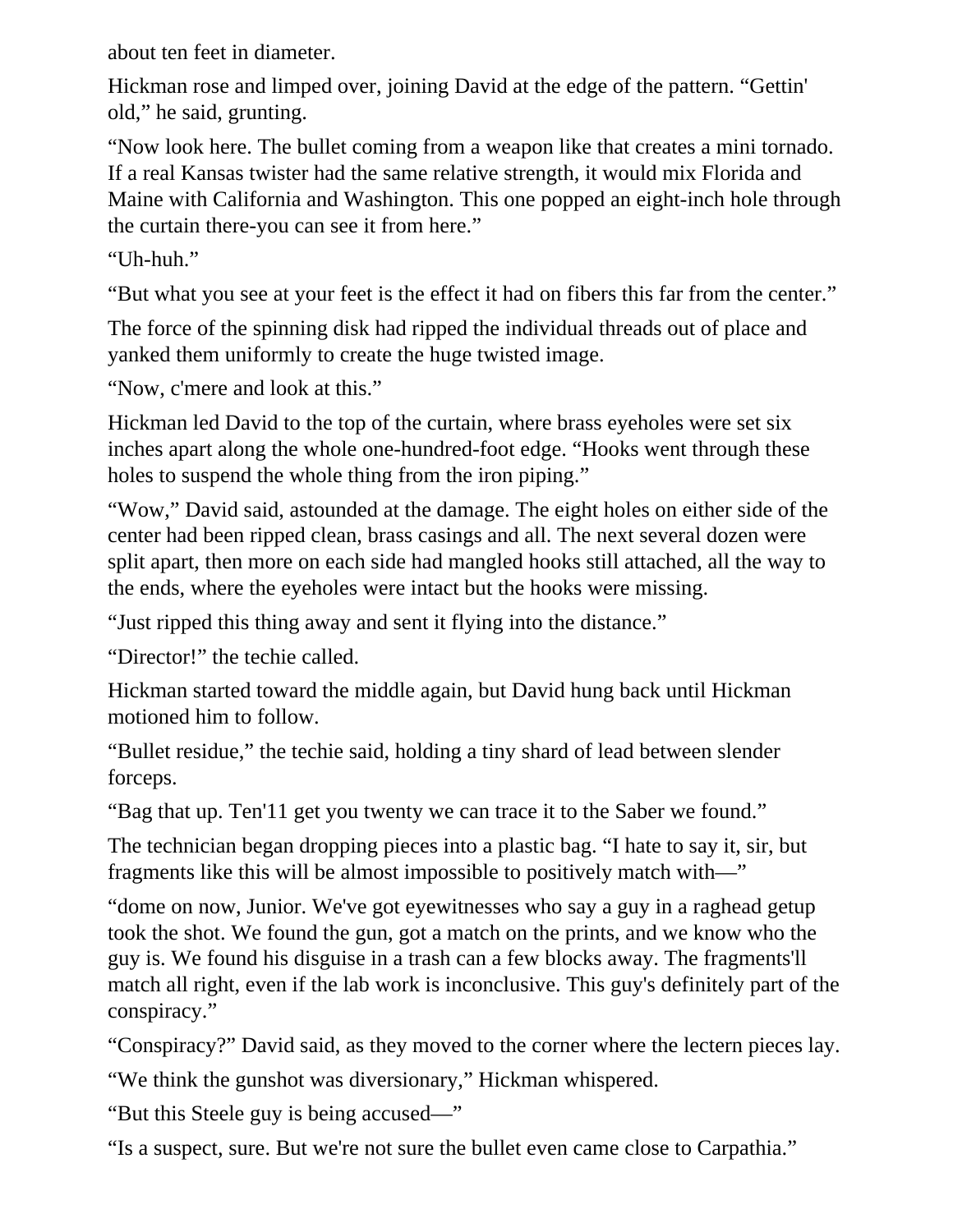about ten feet in diameter.

Hickman rose and limped over, joining David at the edge of the pattern. “Gettin' old,” he said, grunting.

“Now look here. The bullet coming from a weapon like that creates a mini tornado. If a real Kansas twister had the same relative strength, it would mix Florida and Maine with California and Washington. This one popped an eight-inch hole through the curtain there-you can see it from here.”

“Uh-huh.”

“But what you see at your feet is the effect it had on fibers this far from the center.”

The force of the spinning disk had ripped the individual threads out of place and yanked them uniformly to create the huge twisted image.

“Now, c'mere and look at this.”

Hickman led David to the top of the curtain, where brass eyeholes were set six inches apart along the whole one-hundred-foot edge. “Hooks went through these holes to suspend the whole thing from the iron piping.”

“Wow,” David said, astounded at the damage. The eight holes on either side of the center had been ripped clean, brass casings and all. The next several dozen were split apart, then more on each side had mangled hooks still attached, all the way to the ends, where the eyeholes were intact but the hooks were missing.

“Just ripped this thing away and sent it flying into the distance.”

“Director!” the techie called.

Hickman started toward the middle again, but David hung back until Hickman motioned him to follow.

“Bullet residue,” the techie said, holding a tiny shard of lead between slender forceps.

“Bag that up. Ten'11 get you twenty we can trace it to the Saber we found.”

The technician began dropping pieces into a plastic bag. “I hate to say it, sir, but fragments like this will be almost impossible to positively match with—”

“dome on now, Junior. We've got eyewitnesses who say a guy in a raghead getup took the shot. We found the gun, got a match on the prints, and we know who the guy is. We found his disguise in a trash can a few blocks away. The fragments'll match all right, even if the lab work is inconclusive. This guy's definitely part of the conspiracy.”

“Conspiracy?” David said, as they moved to the corner where the lectern pieces lay.

“We think the gunshot was diversionary,” Hickman whispered.

“But this Steele guy is being accused—”

“Is a suspect, sure. But we're not sure the bullet even came close to Carpathia.”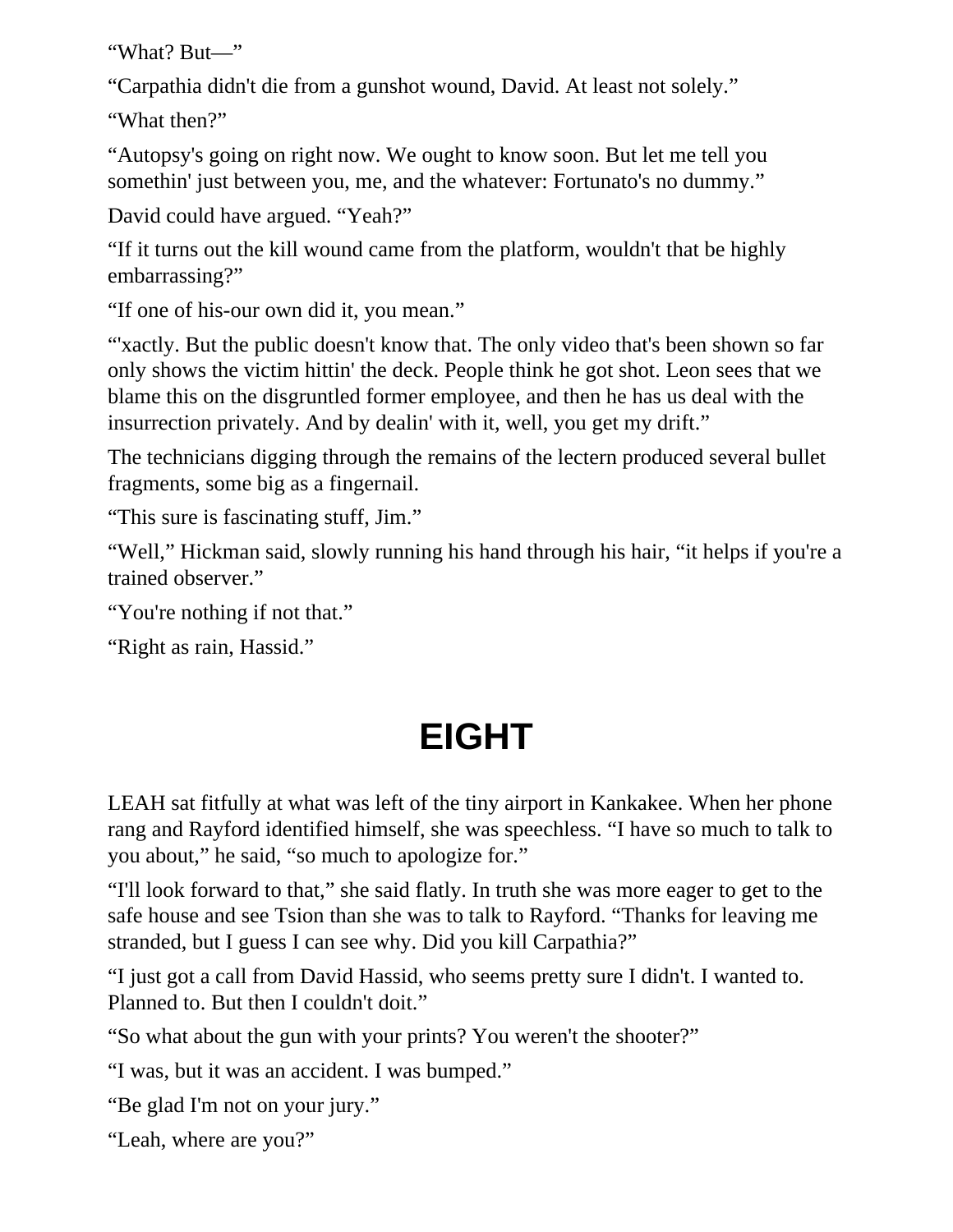“What? But—”

“Carpathia didn't die from a gunshot wound, David. At least not solely.”

“What then?”

“Autopsy's going on right now. We ought to know soon. But let me tell you somethin' just between you, me, and the whatever: Fortunato's no dummy.”

David could have argued. “Yeah?”

“If it turns out the kill wound came from the platform, wouldn't that be highly embarrassing?”

“If one of his-our own did it, you mean.”

“'xactly. But the public doesn't know that. The only video that's been shown so far only shows the victim hittin' the deck. People think he got shot. Leon sees that we blame this on the disgruntled former employee, and then he has us deal with the insurrection privately. And by dealin' with it, well, you get my drift.”

The technicians digging through the remains of the lectern produced several bullet fragments, some big as a fingernail.

“This sure is fascinating stuff, Jim.”

“Well,” Hickman said, slowly running his hand through his hair, “it helps if you're a trained observer.”

“You're nothing if not that.”

“Right as rain, Hassid.”

# EIGHT

LEAH sat fitfully at what was left of the tiny airport in Kankakee. When her phone rang and Rayford identified himself, she was speechless. “I have so much to talk to you about,” he said, “so much to apologize for.”

“I'll look forward to that,” she said flatly. In truth she was more eager to get to the safe house and see Tsion than she was to talk to Rayford. “Thanks for leaving me stranded, but I guess I can see why. Did you kill Carpathia?”

“I just got a call from David Hassid, who seems pretty sure I didn't. I wanted to. Planned to. But then I couldn't doit.”

“So what about the gun with your prints? You weren't the shooter?”

“I was, but it was an accident. I was bumped.”

“Be glad I'm not on your jury.”

“Leah, where are you?”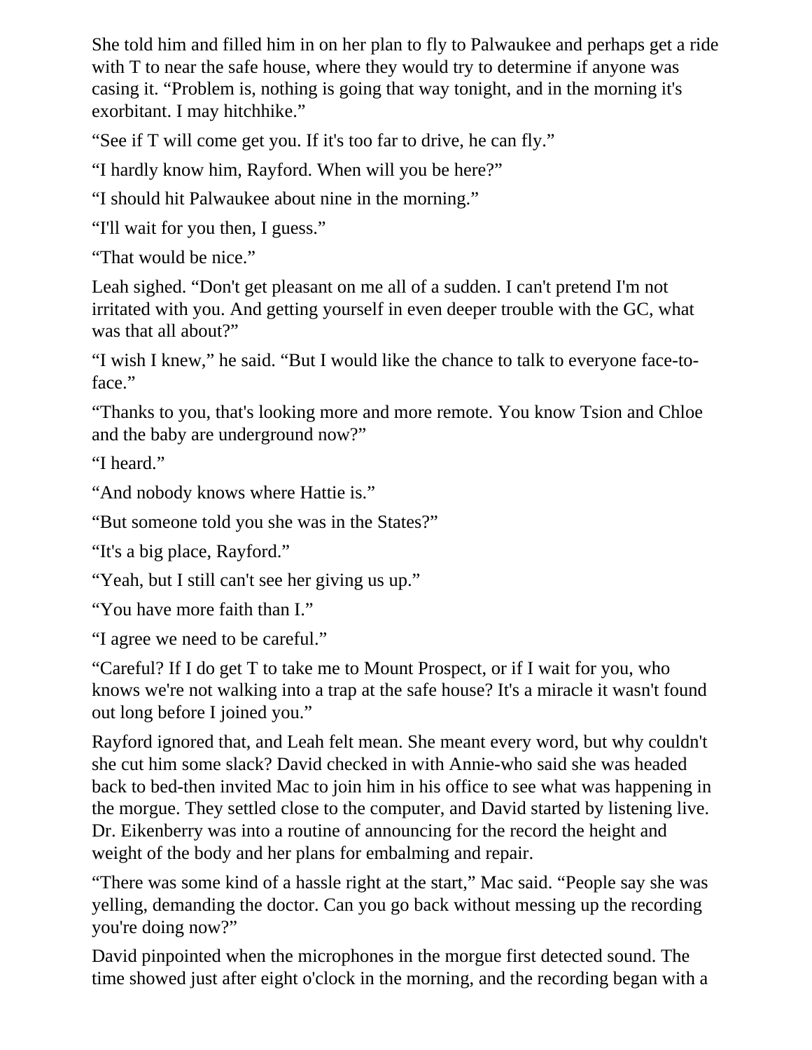She told him and filled him in on her plan to fly to Palwaukee and perhaps get a ride with T to near the safe house, where they would try to determine if anyone was casing it. “Problem is, nothing is going that way tonight, and in the morning it's exorbitant. I may hitchhike.”

“See if T will come get you. If it's too far to drive, he can fly.”

“I hardly know him, Rayford. When will you be here?”

“I should hit Palwaukee about nine in the morning.”

“I'll wait for you then, I guess.”

“That would be nice.”

Leah sighed. “Don't get pleasant on me all of a sudden. I can't pretend I'm not irritated with you. And getting yourself in even deeper trouble with the GC, what was that all about?”

“I wish I knew,” he said. “But I would like the chance to talk to everyone face-to-face.”

“Thanks to you, that's looking more and more remote. You know Tsion and Chloe and the baby are underground now?”

“I heard.”

“And nobody knows where Hattie is.”

“But someone told you she was in the States?”

“It's a big place, Rayford.”

“Yeah, but I still can't see her giving us up.”

“You have more faith than I.”

“I agree we need to be careful.”

“Careful? If I do get T to take me to Mount Prospect, or if I wait for you, who knows we're not walking into a trap at the safe house? It's a miracle it wasn't found out long before I joined you.”

Rayford ignored that, and Leah felt mean. She meant every word, but why couldn't she cut him some slack? David checked in with Annie-who said she was headed back to bed-then invited Mac to join him in his office to see what was happening in the morgue. They settled close to the computer, and David started by listening live. Dr. Eikenberry was into a routine of announcing for the record the height and weight of the body and her plans for embalming and repair.

“There was some kind of a hassle right at the start,” Mac said. “People say she was yelling, demanding the doctor. Can you go back without messing up the recording you're doing now?”

David pinpointed when the microphones in the morgue first detected sound. The time showed just after eight o'clock in the morning, and the recording began with a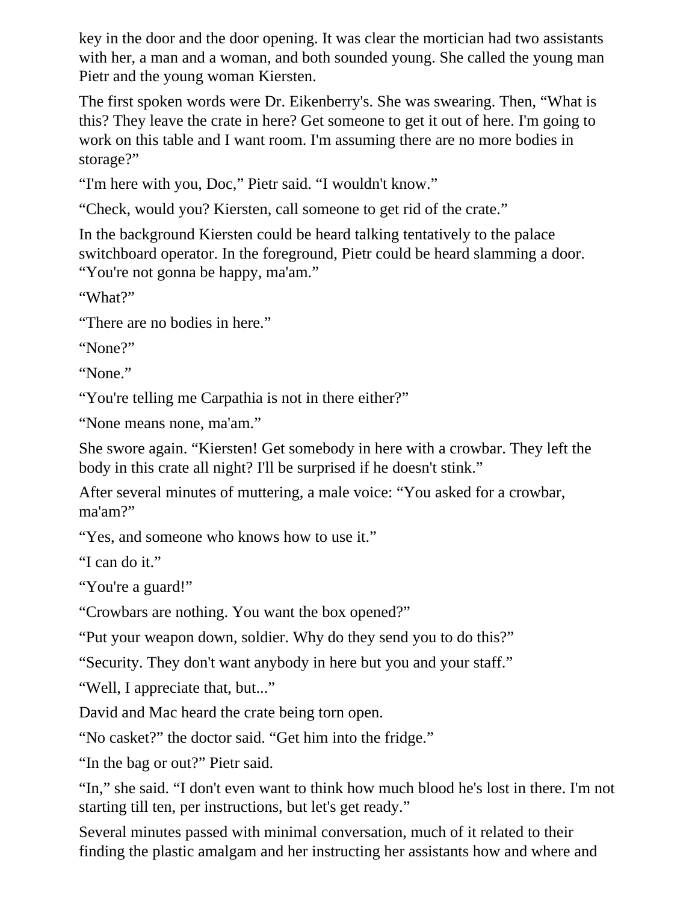key in the door and the door opening. It was clear the mortician had two assistants with her, a man and a woman, and both sounded young. She called the young man Pietr and the young woman Kiersten.

The first spoken words were Dr. Eikenberry's. She was swearing. Then, “What is this? They leave the crate in here? Get someone to get it out of here. I'm going to work on this table and I want room. I'm assuming there are no more bodies in storage?”

“I'm here with you, Doc,” Pietr said. “I wouldn't know.”

“Check, would you? Kiersten, call someone to get rid of the crate.”

In the background Kiersten could be heard talking tentatively to the palace switchboard operator. In the foreground, Pietr could be heard slamming a door. “You're not gonna be happy, ma'am.”

“What?”

“There are no bodies in here.”

“None?”

“None.”

“You're telling me Carpathia is not in there either?”

“None means none, ma'am.”

She swore again. “Kiersten! Get somebody in here with a crowbar. They left the body in this crate all night? I'll be surprised if he doesn't stink.”

After several minutes of muttering, a male voice: “You asked for a crowbar, ma'am?”

“Yes, and someone who knows how to use it.”

“I can do it.”

“You're a guard!”

“Crowbars are nothing. You want the box opened?”

“Put your weapon down, soldier. Why do they send you to do this?”

“Security. They don't want anybody in here but you and your staff.”

“Well, I appreciate that, but...”

David and Mac heard the crate being torn open.

“No casket?” the doctor said. “Get him into the fridge.”

“In the bag or out?” Pietr said.

“In,” she said. “I don't even want to think how much blood he's lost in there. I'm not starting till ten, per instructions, but let's get ready.”

Several minutes passed with minimal conversation, much of it related to their finding the plastic amalgam and her instructing her assistants how and where and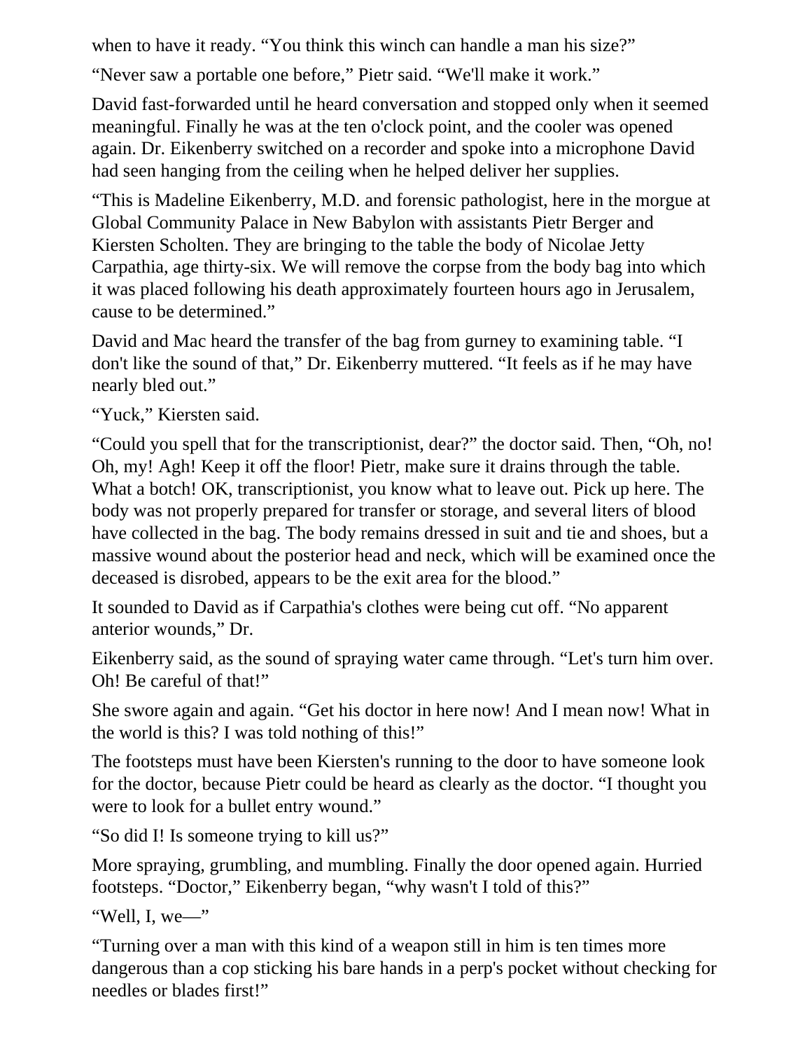when to have it ready. “You think this winch can handle a man his size?”

“Never saw a portable one before,” Pietr said. “We'll make it work.”

David fast-forwarded until he heard conversation and stopped only when it seemed meaningful. Finally he was at the ten o'clock point, and the cooler was opened again. Dr. Eikenberry switched on a recorder and spoke into a microphone David had seen hanging from the ceiling when he helped deliver her supplies.

“This is Madeline Eikenberry, M.D. and forensic pathologist, here in the morgue at Global Community Palace in New Babylon with assistants Pietr Berger and Kiersten Scholten. They are bringing to the table the body of Nicolae Jetty Carpathia, age thirty-six. We will remove the corpse from the body bag into which it was placed following his death approximately fourteen hours ago in Jerusalem, cause to be determined.”

David and Mac heard the transfer of the bag from gurney to examining table. “I don't like the sound of that,” Dr. Eikenberry muttered. “It feels as if he may have nearly bled out.”

“Yuck,” Kiersten said.

“Could you spell that for the transcriptionist, dear?” the doctor said. Then, “Oh, no! Oh, my! Agh! Keep it off the floor! Pietr, make sure it drains through the table. What a botch! OK, transcriptionist, you know what to leave out. Pick up here. The body was not properly prepared for transfer or storage, and several liters of blood have collected in the bag. The body remains dressed in suit and tie and shoes, but a massive wound about the posterior head and neck, which will be examined once the deceased is disrobed, appears to be the exit area for the blood.”

It sounded to David as if Carpathia's clothes were being cut off. “No apparent anterior wounds,” Dr.

Eikenberry said, as the sound of spraying water came through. “Let's turn him over. Oh! Be careful of that!”

She swore again and again. “Get his doctor in here now! And I mean now! What in the world is this? I was told nothing of this!”

The footsteps must have been Kiersten's running to the door to have someone look for the doctor, because Pietr could be heard as clearly as the doctor. “I thought you were to look for a bullet entry wound.”

“So did I! Is someone trying to kill us?”

More spraying, grumbling, and mumbling. Finally the door opened again. Hurried footsteps. “Doctor,” Eikenberry began, “why wasn't I told of this?”

“Well, I, we—”

“Turning over a man with this kind of a weapon still in him is ten times more dangerous than a cop sticking his bare hands in a perp's pocket without checking for needles or blades first!”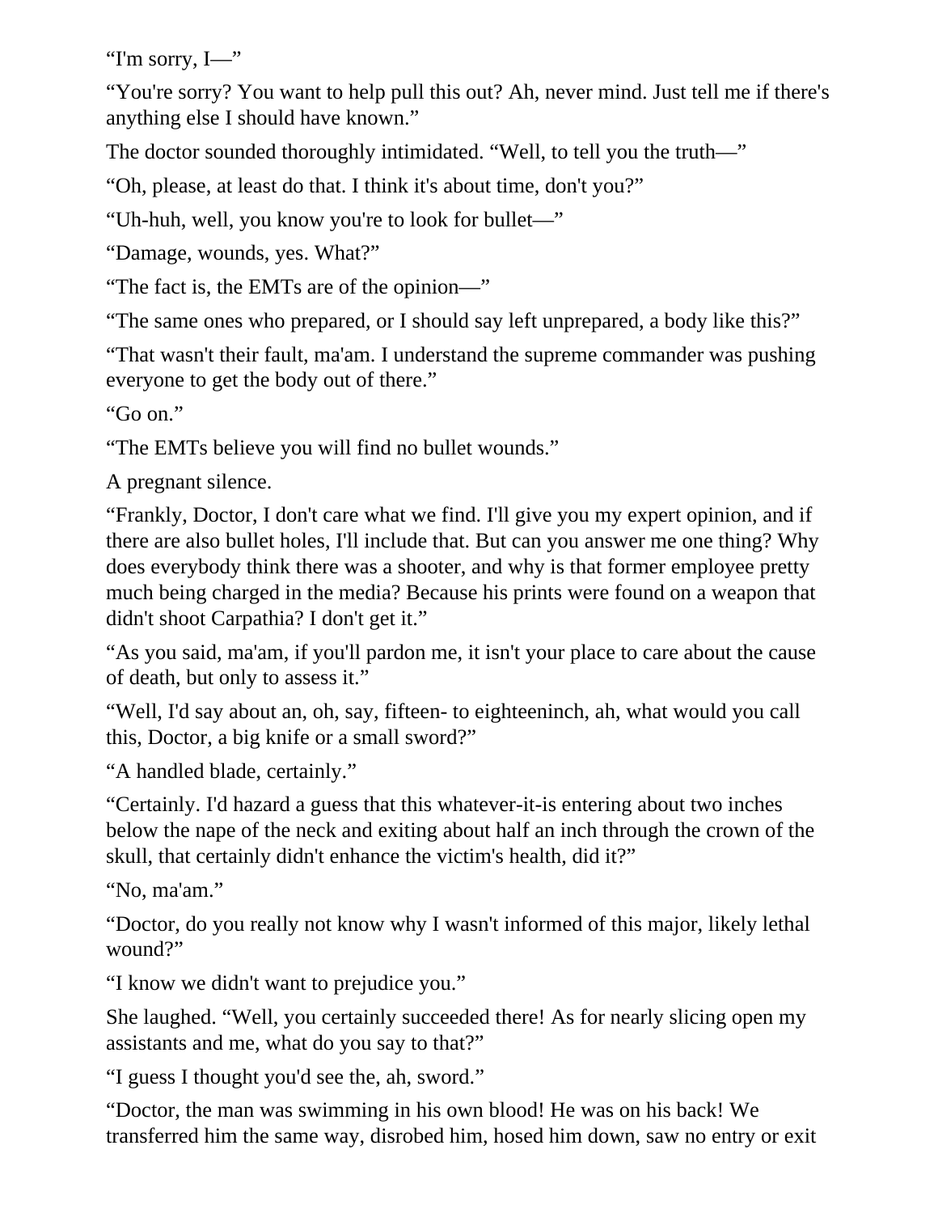“I'm sorry, I—”

“You're sorry? You want to help pull this out? Ah, never mind. Just tell me if there's anything else I should have known.”

The doctor sounded thoroughly intimidated. “Well, to tell you the truth—”

“Oh, please, at least do that. I think it's about time, don't you?”

“Uh-huh, well, you know you're to look for bullet—”

“Damage, wounds, yes. What?”

“The fact is, the EMTs are of the opinion—”

“The same ones who prepared, or I should say left unprepared, a body like this?”

“That wasn't their fault, ma'am. I understand the supreme commander was pushing everyone to get the body out of there.”

“Go on.”

“The EMTs believe you will find no bullet wounds.”

A pregnant silence.

“Frankly, Doctor, I don't care what we find. I'll give you my expert opinion, and if there are also bullet holes, I'll include that. But can you answer me one thing? Why does everybody think there was a shooter, and why is that former employee pretty much being charged in the media? Because his prints were found on a weapon that didn't shoot Carpathia? I don't get it.”

“As you said, ma'am, if you'll pardon me, it isn't your place to care about the cause of death, but only to assess it.”

“Well, I'd say about an, oh, say, fifteen- to eighteeninch, ah, what would you call this, Doctor, a big knife or a small sword?”

“A handled blade, certainly.”

“Certainly. I'd hazard a guess that this whatever-it-is entering about two inches below the nape of the neck and exiting about half an inch through the crown of the skull, that certainly didn't enhance the victim's health, did it?”

“No, ma'am.”

“Doctor, do you really not know why I wasn't informed of this major, likely lethal wound?”

“I know we didn't want to prejudice you.”

She laughed. “Well, you certainly succeeded there! As for nearly slicing open my assistants and me, what do you say to that?”

“I guess I thought you'd see the, ah, sword.”

“Doctor, the man was swimming in his own blood! He was on his back! We transferred him the same way, disrobed him, hosed him down, saw no entry or exit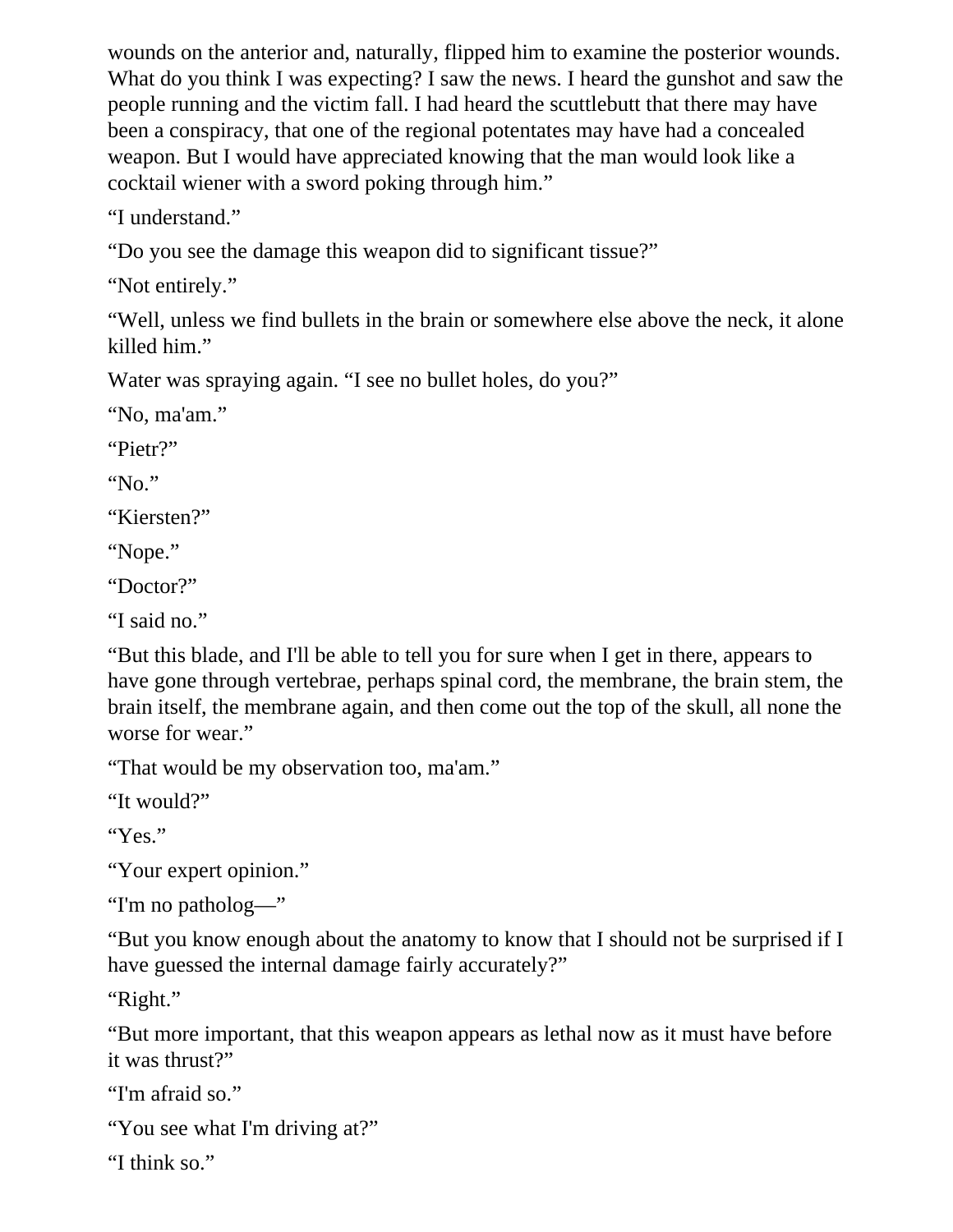wounds on the anterior and, naturally, flipped him to examine the posterior wounds. What do you think I was expecting? I saw the news. I heard the gunshot and saw the people running and the victim fall. I had heard the scuttlebutt that there may have been a conspiracy, that one of the regional potentates may have had a concealed weapon. But I would have appreciated knowing that the man would look like a cocktail wiener with a sword poking through him."

"I understand."

"Do you see the damage this weapon did to significant tissue?"

"Not entirely."

"Well, unless we find bullets in the brain or somewhere else above the neck, it alone killed him."

Water was spraying again. "I see no bullet holes, do you?"

"No, ma'am."

"Pietr?"

"No."

"Kiersten?"

"Nope."

"Doctor?"

"I said no."

"But this blade, and I'll be able to tell you for sure when I get in there, appears to have gone through vertebrae, perhaps spinal cord, the membrane, the brain stem, the brain itself, the membrane again, and then come out the top of the skull, all none the worse for wear."

"That would be my observation too, ma'am."

"It would?"

"Yes."

"Your expert opinion."

"I'm no patholog—"

"But you know enough about the anatomy to know that I should not be surprised if I have guessed the internal damage fairly accurately?"

"Right."

"But more important, that this weapon appears as lethal now as it must have before it was thrust?"

"I'm afraid so."

"You see what I'm driving at?"

"I think so."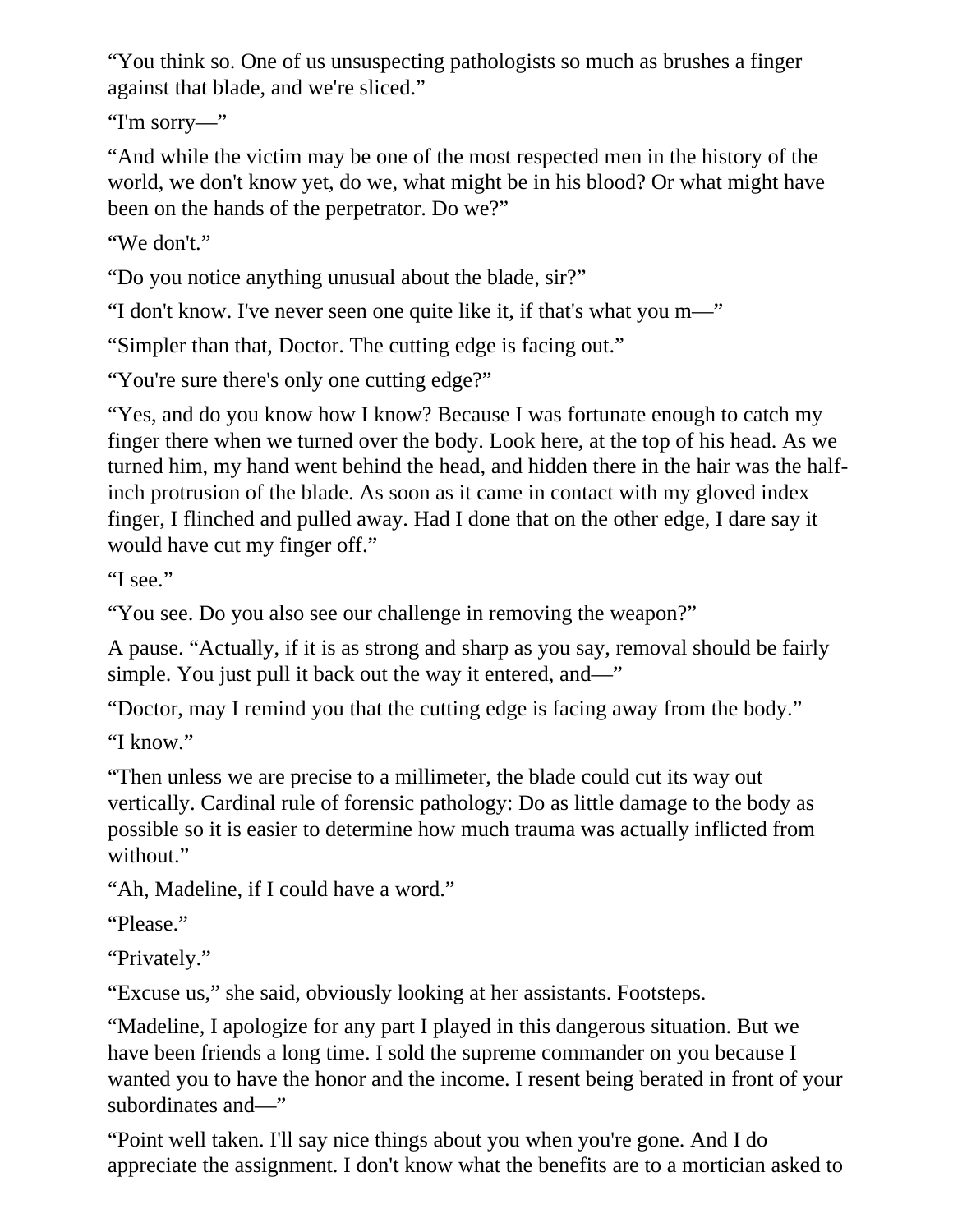“You think so. One of us unsuspecting pathologists so much as brushes a finger against that blade, and we're sliced.”

“I'm sorry—”

“And while the victim may be one of the most respected men in the history of the world, we don't know yet, do we, what might be in his blood? Or what might have been on the hands of the perpetrator. Do we?”

“We don't.”

“Do you notice anything unusual about the blade, sir?”

“I don't know. I've never seen one quite like it, if that's what you m—”

“Simpler than that, Doctor. The cutting edge is facing out.”

“You're sure there's only one cutting edge?”

“Yes, and do you know how I know? Because I was fortunate enough to catch my finger there when we turned over the body. Look here, at the top of his head. As we turned him, my hand went behind the head, and hidden there in the hair was the half-inch protrusion of the blade. As soon as it came in contact with my gloved index finger, I flinched and pulled away. Had I done that on the other edge, I dare say it would have cut my finger off.”

“I see.”

“You see. Do you also see our challenge in removing the weapon?”

A pause. “Actually, if it is as strong and sharp as you say, removal should be fairly simple. You just pull it back out the way it entered, and—”

“Doctor, may I remind you that the cutting edge is facing away from the body.”

“I know.”

“Then unless we are precise to a millimeter, the blade could cut its way out vertically. Cardinal rule of forensic pathology: Do as little damage to the body as possible so it is easier to determine how much trauma was actually inflicted from without.”

“Ah, Madeline, if I could have a word.”

“Please.”

“Privately.”

“Excuse us,” she said, obviously looking at her assistants. Footsteps.

“Madeline, I apologize for any part I played in this dangerous situation. But we have been friends a long time. I sold the supreme commander on you because I wanted you to have the honor and the income. I resent being berated in front of your subordinates and—”

“Point well taken. I'll say nice things about you when you're gone. And I do appreciate the assignment. I don't know what the benefits are to a mortician asked to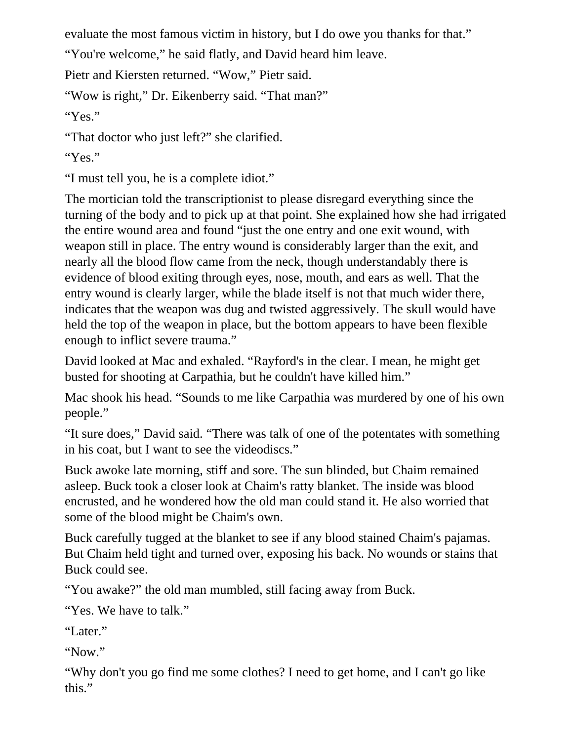evaluate the most famous victim in history, but I do owe you thanks for that."

"You're welcome," he said flatly, and David heard him leave.

Pietr and Kiersten returned. "Wow," Pietr said.

"Wow is right," Dr. Eikenberry said. "That man?"

"Yes."

"That doctor who just left?" she clarified.

"Yes."

"I must tell you, he is a complete idiot."

The mortician told the transcriptionist to please disregard everything since the turning of the body and to pick up at that point. She explained how she had irrigated the entire wound area and found "just the one entry and one exit wound, with weapon still in place. The entry wound is considerably larger than the exit, and nearly all the blood flow came from the neck, though understandably there is evidence of blood exiting through eyes, nose, mouth, and ears as well. That the entry wound is clearly larger, while the blade itself is not that much wider there, indicates that the weapon was dug and twisted aggressively. The skull would have held the top of the weapon in place, but the bottom appears to have been flexible enough to inflict severe trauma."

David looked at Mac and exhaled. "Rayford's in the clear. I mean, he might get busted for shooting at Carpathia, but he couldn't have killed him."

Mac shook his head. "Sounds to me like Carpathia was murdered by one of his own people."

"It sure does," David said. "There was talk of one of the potentates with something in his coat, but I want to see the videodiscs."

Buck awoke late morning, stiff and sore. The sun blinded, but Chaim remained asleep. Buck took a closer look at Chaim's ratty blanket. The inside was blood encrusted, and he wondered how the old man could stand it. He also worried that some of the blood might be Chaim's own.

Buck carefully tugged at the blanket to see if any blood stained Chaim's pajamas. But Chaim held tight and turned over, exposing his back. No wounds or stains that Buck could see.

"You awake?" the old man mumbled, still facing away from Buck.

"Yes. We have to talk."

"Later."

"Now."

"Why don't you go find me some clothes? I need to get home, and I can't go like this."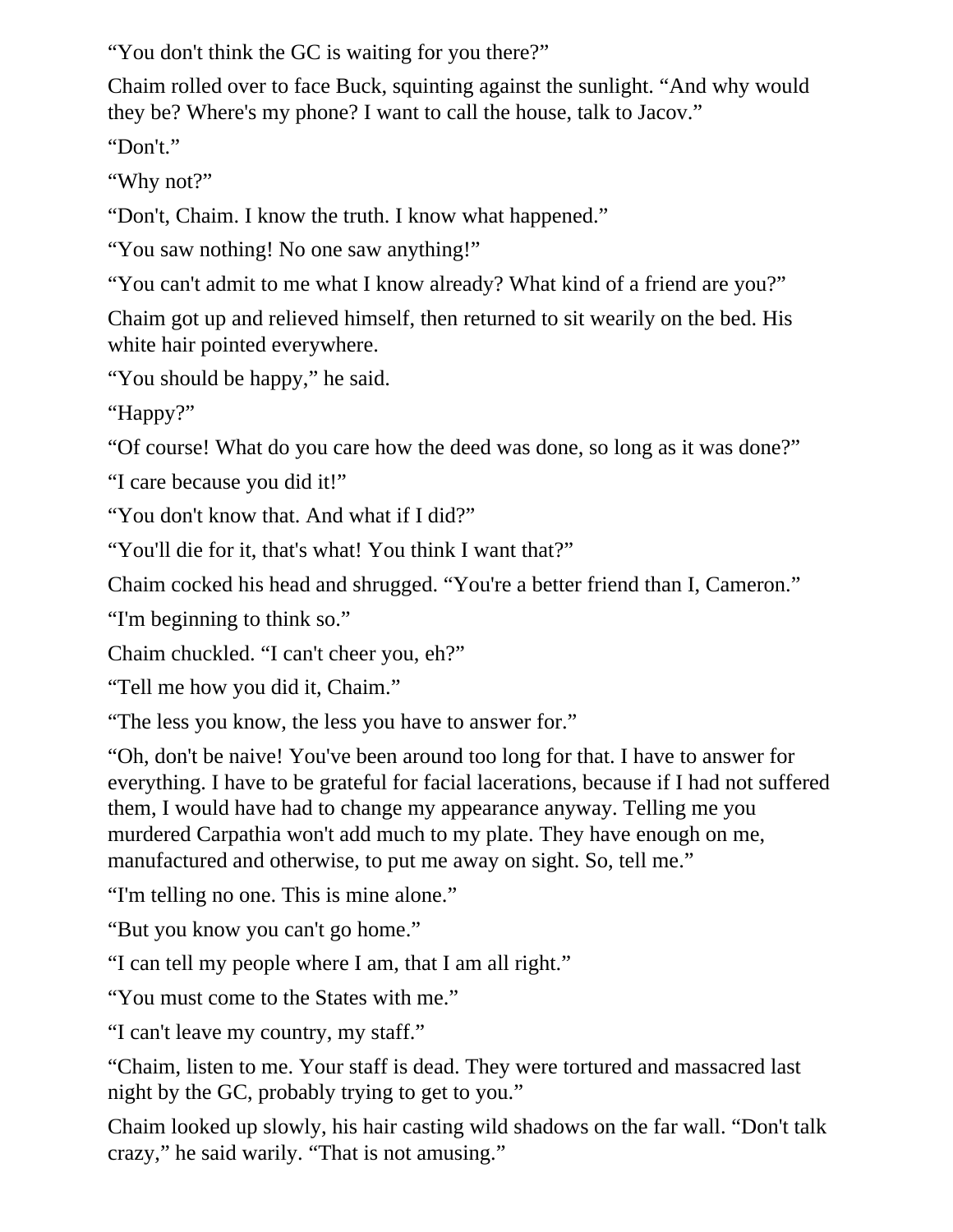“You don't think the GC is waiting for you there?”

Chaim rolled over to face Buck, squinting against the sunlight. “And why would they be? Where's my phone? I want to call the house, talk to Jacov.”

“Don't.”

“Why not?”

“Don't, Chaim. I know the truth. I know what happened.”

“You saw nothing! No one saw anything!”

“You can't admit to me what I know already? What kind of a friend are you?”

Chaim got up and relieved himself, then returned to sit wearily on the bed. His white hair pointed everywhere.

“You should be happy,” he said.

“Happy?”

“Of course! What do you care how the deed was done, so long as it was done?”

“I care because you did it!”

“You don't know that. And what if I did?”

“You'll die for it, that's what! You think I want that?”

Chaim cocked his head and shrugged. “You're a better friend than I, Cameron.”

“I'm beginning to think so.”

Chaim chuckled. “I can't cheer you, eh?”

“Tell me how you did it, Chaim.”

“The less you know, the less you have to answer for.”

“Oh, don't be naive! You've been around too long for that. I have to answer for everything. I have to be grateful for facial lacerations, because if I had not suffered them, I would have had to change my appearance anyway. Telling me you murdered Carpathia won't add much to my plate. They have enough on me, manufactured and otherwise, to put me away on sight. So, tell me.”

“I'm telling no one. This is mine alone.”

“But you know you can't go home.”

“I can tell my people where I am, that I am all right.”

“You must come to the States with me.”

“I can't leave my country, my staff.”

“Chaim, listen to me. Your staff is dead. They were tortured and massacred last night by the GC, probably trying to get to you.”

Chaim looked up slowly, his hair casting wild shadows on the far wall. “Don't talk crazy,” he said warily. “That is not amusing.”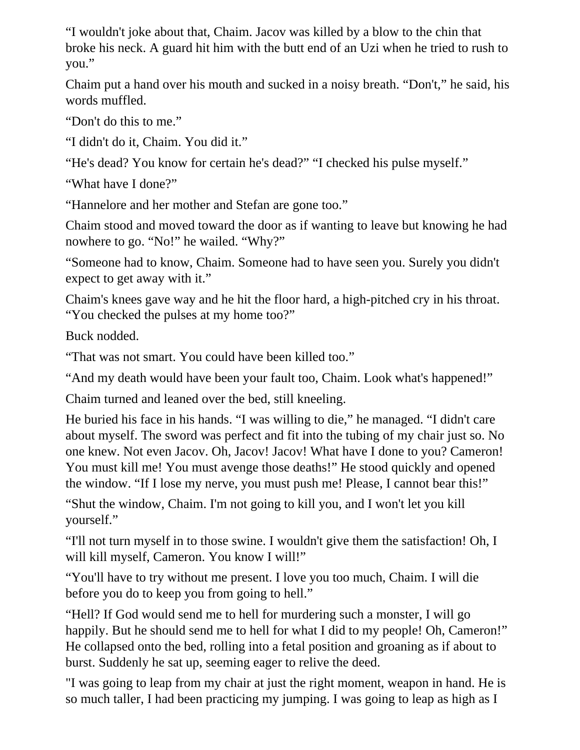“I wouldn't joke about that, Chaim. Jacov was killed by a blow to the chin that broke his neck. A guard hit him with the butt end of an Uzi when he tried to rush to you.”

Chaim put a hand over his mouth and sucked in a noisy breath. “Don't,” he said, his words muffled.

“Don't do this to me.”

“I didn't do it, Chaim. You did it.”

“He's dead? You know for certain he's dead?” “I checked his pulse myself.”

“What have I done?”

“Hannelore and her mother and Stefan are gone too.”

Chaim stood and moved toward the door as if wanting to leave but knowing he had nowhere to go. “No!” he wailed. “Why?”

“Someone had to know, Chaim. Someone had to have seen you. Surely you didn't expect to get away with it.”

Chaim's knees gave way and he hit the floor hard, a high-pitched cry in his throat. “You checked the pulses at my home too?”

Buck nodded.

“That was not smart. You could have been killed too.”

“And my death would have been your fault too, Chaim. Look what's happened!”

Chaim turned and leaned over the bed, still kneeling.

He buried his face in his hands. “I was willing to die,” he managed. “I didn't care about myself. The sword was perfect and fit into the tubing of my chair just so. No one knew. Not even Jacov. Oh, Jacov! Jacov! What have I done to you? Cameron! You must kill me! You must avenge those deaths!” He stood quickly and opened the window. “If I lose my nerve, you must push me! Please, I cannot bear this!”

“Shut the window, Chaim. I'm not going to kill you, and I won't let you kill yourself.”

“I'll not turn myself in to those swine. I wouldn't give them the satisfaction! Oh, I will kill myself, Cameron. You know I will!”

“You'll have to try without me present. I love you too much, Chaim. I will die before you do to keep you from going to hell.”

“Hell? If God would send me to hell for murdering such a monster, I will go happily. But he should send me to hell for what I did to my people! Oh, Cameron!” He collapsed onto the bed, rolling into a fetal position and groaning as if about to burst. Suddenly he sat up, seeming eager to relive the deed.

"I was going to leap from my chair at just the right moment, weapon in hand. He is so much taller, I had been practicing my jumping. I was going to leap as high as I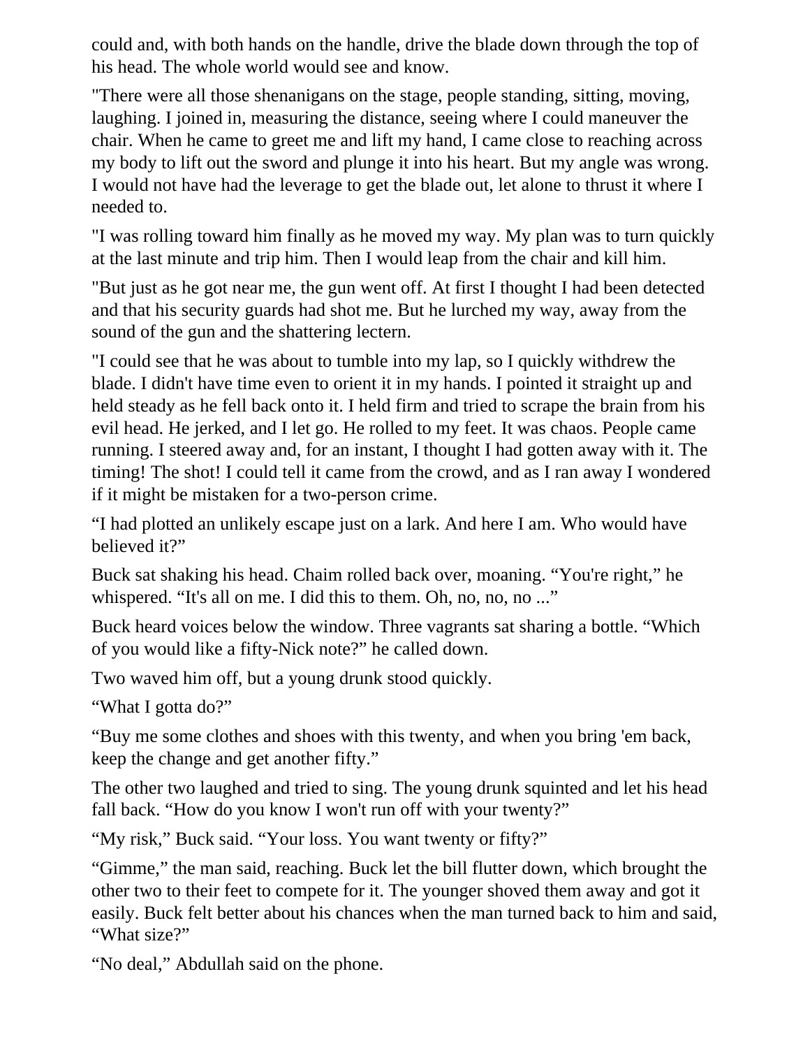could and, with both hands on the handle, drive the blade down through the top of his head. The whole world would see and know.

"There were all those shenanigans on the stage, people standing, sitting, moving, laughing. I joined in, measuring the distance, seeing where I could maneuver the chair. When he came to greet me and lift my hand, I came close to reaching across my body to lift out the sword and plunge it into his heart. But my angle was wrong. I would not have had the leverage to get the blade out, let alone to thrust it where I needed to.

"I was rolling toward him finally as he moved my way. My plan was to turn quickly at the last minute and trip him. Then I would leap from the chair and kill him.

"But just as he got near me, the gun went off. At first I thought I had been detected and that his security guards had shot me. But he lurched my way, away from the sound of the gun and the shattering lectern.

"I could see that he was about to tumble into my lap, so I quickly withdrew the blade. I didn't have time even to orient it in my hands. I pointed it straight up and held steady as he fell back onto it. I held firm and tried to scrape the brain from his evil head. He jerked, and I let go. He rolled to my feet. It was chaos. People came running. I steered away and, for an instant, I thought I had gotten away with it. The timing! The shot! I could tell it came from the crowd, and as I ran away I wondered if it might be mistaken for a two-person crime.

"I had plotted an unlikely escape just on a lark. And here I am. Who would have believed it?"

Buck sat shaking his head. Chaim rolled back over, moaning. "You're right," he whispered. "It's all on me. I did this to them. Oh, no, no, no ..."

Buck heard voices below the window. Three vagrants sat sharing a bottle. "Which of you would like a fifty-Nick note?" he called down.

Two waved him off, but a young drunk stood quickly.

"What I gotta do?"

"Buy me some clothes and shoes with this twenty, and when you bring 'em back, keep the change and get another fifty."

The other two laughed and tried to sing. The young drunk squinted and let his head fall back. "How do you know I won't run off with your twenty?"

"My risk," Buck said. "Your loss. You want twenty or fifty?"

"Gimme," the man said, reaching. Buck let the bill flutter down, which brought the other two to their feet to compete for it. The younger shoved them away and got it easily. Buck felt better about his chances when the man turned back to him and said, "What size?"

"No deal," Abdullah said on the phone.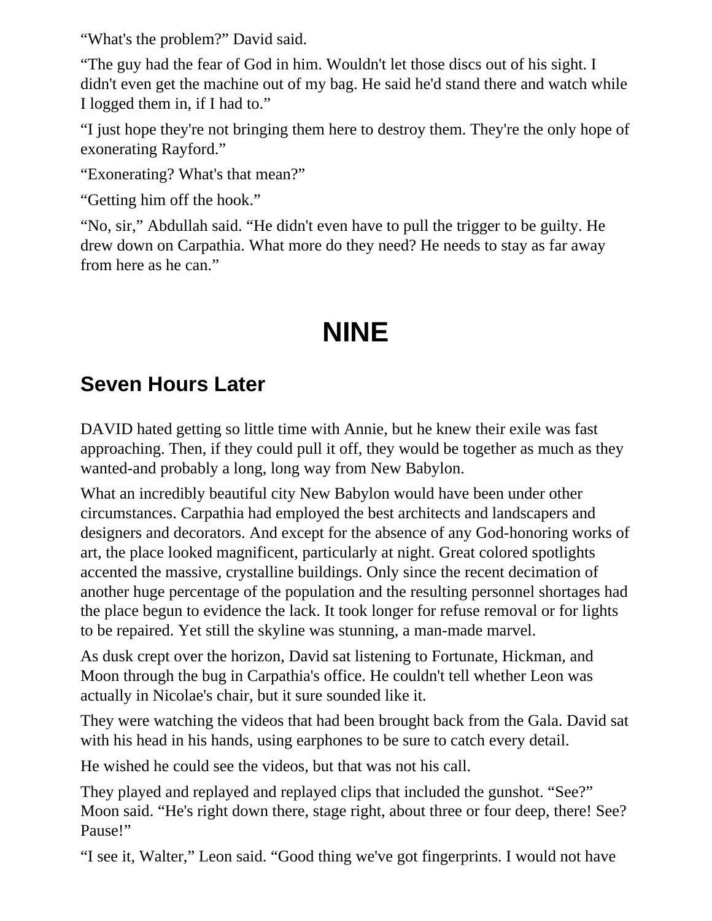“What's the problem?” David said.

“The guy had the fear of God in him. Wouldn't let those discs out of his sight. I didn't even get the machine out of my bag. He said he'd stand there and watch while I logged them in, if I had to.”

“I just hope they're not bringing them here to destroy them. They're the only hope of exonerating Rayford.”

“Exonerating? What's that mean?”

“Getting him off the hook.”

“No, sir,” Abdullah said. “He didn't even have to pull the trigger to be guilty. He drew down on Carpathia. What more do they need? He needs to stay as far away from here as he can.”

# NINE

## Seven Hours Later

DAVID hated getting so little time with Annie, but he knew their exile was fast approaching. Then, if they could pull it off, they would be together as much as they wanted-and probably a long, long way from New Babylon.

What an incredibly beautiful city New Babylon would have been under other circumstances. Carpathia had employed the best architects and landscapers and designers and decorators. And except for the absence of any God-honoring works of art, the place looked magnificent, particularly at night. Great colored spotlights accented the massive, crystalline buildings. Only since the recent decimation of another huge percentage of the population and the resulting personnel shortages had the place begun to evidence the lack. It took longer for refuse removal or for lights to be repaired. Yet still the skyline was stunning, a man-made marvel.

As dusk crept over the horizon, David sat listening to Fortunate, Hickman, and Moon through the bug in Carpathia's office. He couldn't tell whether Leon was actually in Nicolae's chair, but it sure sounded like it.

They were watching the videos that had been brought back from the Gala. David sat with his head in his hands, using earphones to be sure to catch every detail.

He wished he could see the videos, but that was not his call.

They played and replayed and replayed clips that included the gunshot. “See?” Moon said. “He's right down there, stage right, about three or four deep, there! See? Pause!”

“I see it, Walter,” Leon said. “Good thing we've got fingerprints. I would not have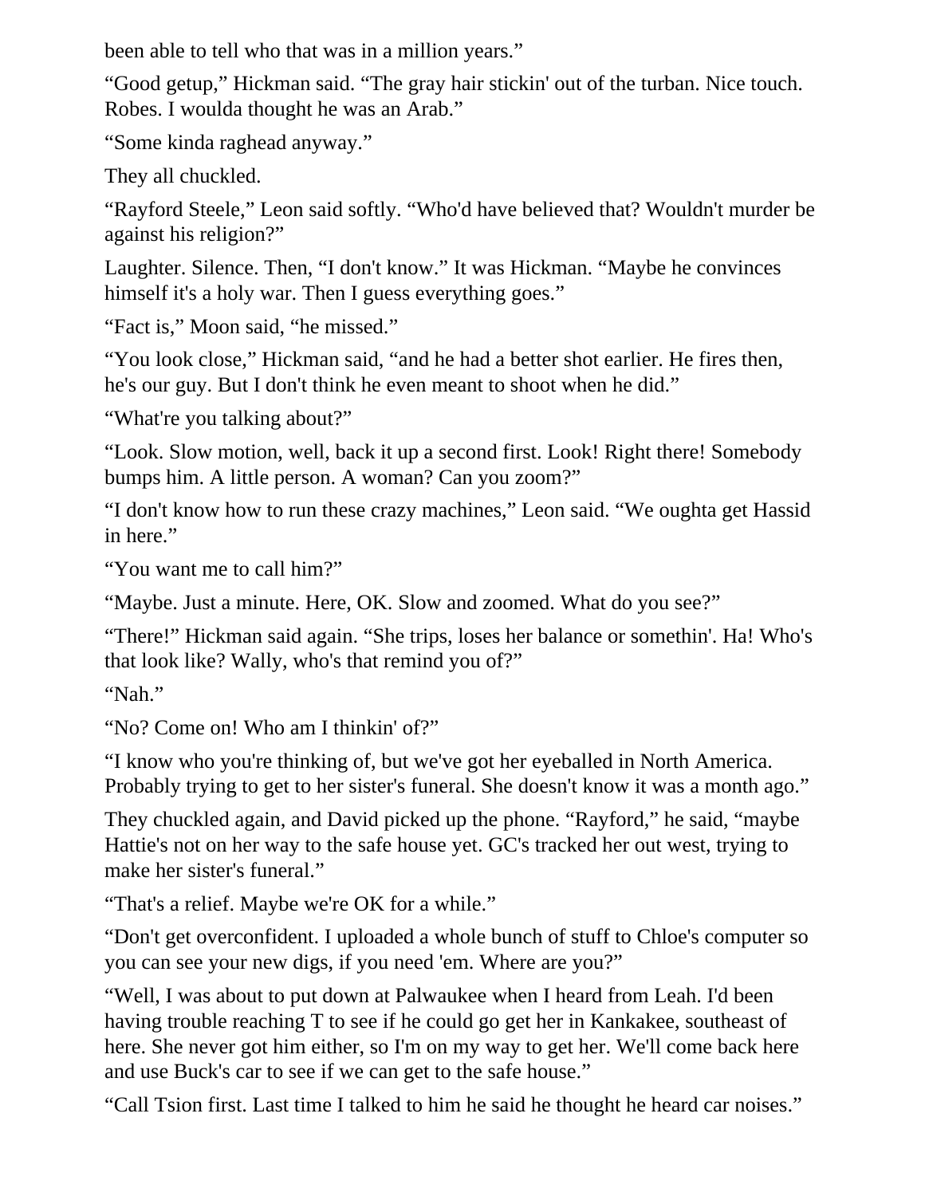been able to tell who that was in a million years."

"Good getup," Hickman said. "The gray hair stickin' out of the turban. Nice touch. Robes. I woulda thought he was an Arab."

"Some kinda raghead anyway."

They all chuckled.

"Rayford Steele," Leon said softly. "Who'd have believed that? Wouldn't murder be against his religion?"

Laughter. Silence. Then, "I don't know." It was Hickman. "Maybe he convinces himself it's a holy war. Then I guess everything goes."

"Fact is," Moon said, "he missed."

"You look close," Hickman said, "and he had a better shot earlier. He fires then, he's our guy. But I don't think he even meant to shoot when he did."

"What're you talking about?"

"Look. Slow motion, well, back it up a second first. Look! Right there! Somebody bumps him. A little person. A woman? Can you zoom?"

"I don't know how to run these crazy machines," Leon said. "We oughta get Hassid in here."

"You want me to call him?"

"Maybe. Just a minute. Here, OK. Slow and zoomed. What do you see?"

"There!" Hickman said again. "She trips, loses her balance or somethin'. Ha! Who's that look like? Wally, who's that remind you of?"

"Nah."

"No? Come on! Who am I thinkin' of?"

"I know who you're thinking of, but we've got her eyeballed in North America. Probably trying to get to her sister's funeral. She doesn't know it was a month ago."

They chuckled again, and David picked up the phone. "Rayford," he said, "maybe Hattie's not on her way to the safe house yet. GC's tracked her out west, trying to make her sister's funeral."

"That's a relief. Maybe we're OK for a while."

"Don't get overconfident. I uploaded a whole bunch of stuff to Chloe's computer so you can see your new digs, if you need 'em. Where are you?"

"Well, I was about to put down at Palwaukee when I heard from Leah. I'd been having trouble reaching T to see if he could go get her in Kankakee, southeast of here. She never got him either, so I'm on my way to get her. We'll come back here and use Buck's car to see if we can get to the safe house."

"Call Tsion first. Last time I talked to him he said he thought he heard car noises."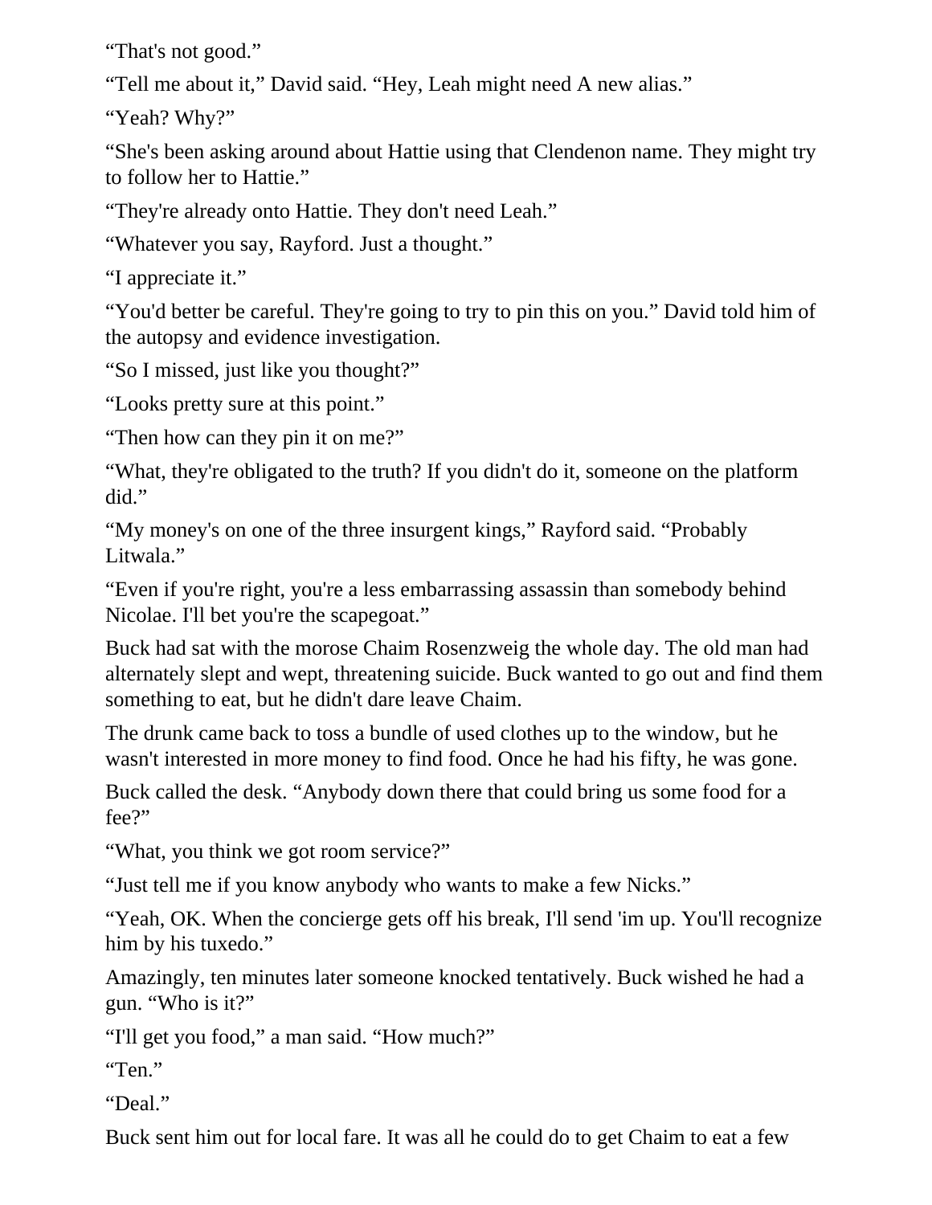“That's not good.”

“Tell me about it,” David said. “Hey, Leah might need A new alias.”

“Yeah? Why?”

“She's been asking around about Hattie using that Clendenon name. They might try to follow her to Hattie.”

“They're already onto Hattie. They don't need Leah.”

“Whatever you say, Rayford. Just a thought.”

“I appreciate it.”

“You'd better be careful. They're going to try to pin this on you.” David told him of the autopsy and evidence investigation.

“So I missed, just like you thought?”

“Looks pretty sure at this point.”

“Then how can they pin it on me?”

“What, they're obligated to the truth? If you didn't do it, someone on the platform did.”

“My money's on one of the three insurgent kings,” Rayford said. “Probably Litwala.”

“Even if you're right, you're a less embarrassing assassin than somebody behind Nicolae. I'll bet you're the scapegoat.”

Buck had sat with the morose Chaim Rosenzweig the whole day. The old man had alternately slept and wept, threatening suicide. Buck wanted to go out and find them something to eat, but he didn't dare leave Chaim.

The drunk came back to toss a bundle of used clothes up to the window, but he wasn't interested in more money to find food. Once he had his fifty, he was gone.

Buck called the desk. “Anybody down there that could bring us some food for a fee?”

“What, you think we got room service?”

“Just tell me if you know anybody who wants to make a few Nicks.”

“Yeah, OK. When the concierge gets off his break, I'll send 'im up. You'll recognize him by his tuxedo.”

Amazingly, ten minutes later someone knocked tentatively. Buck wished he had a gun. “Who is it?”

“I'll get you food,” a man said. “How much?”

“Ten.”

“Deal.”

Buck sent him out for local fare. It was all he could do to get Chaim to eat a few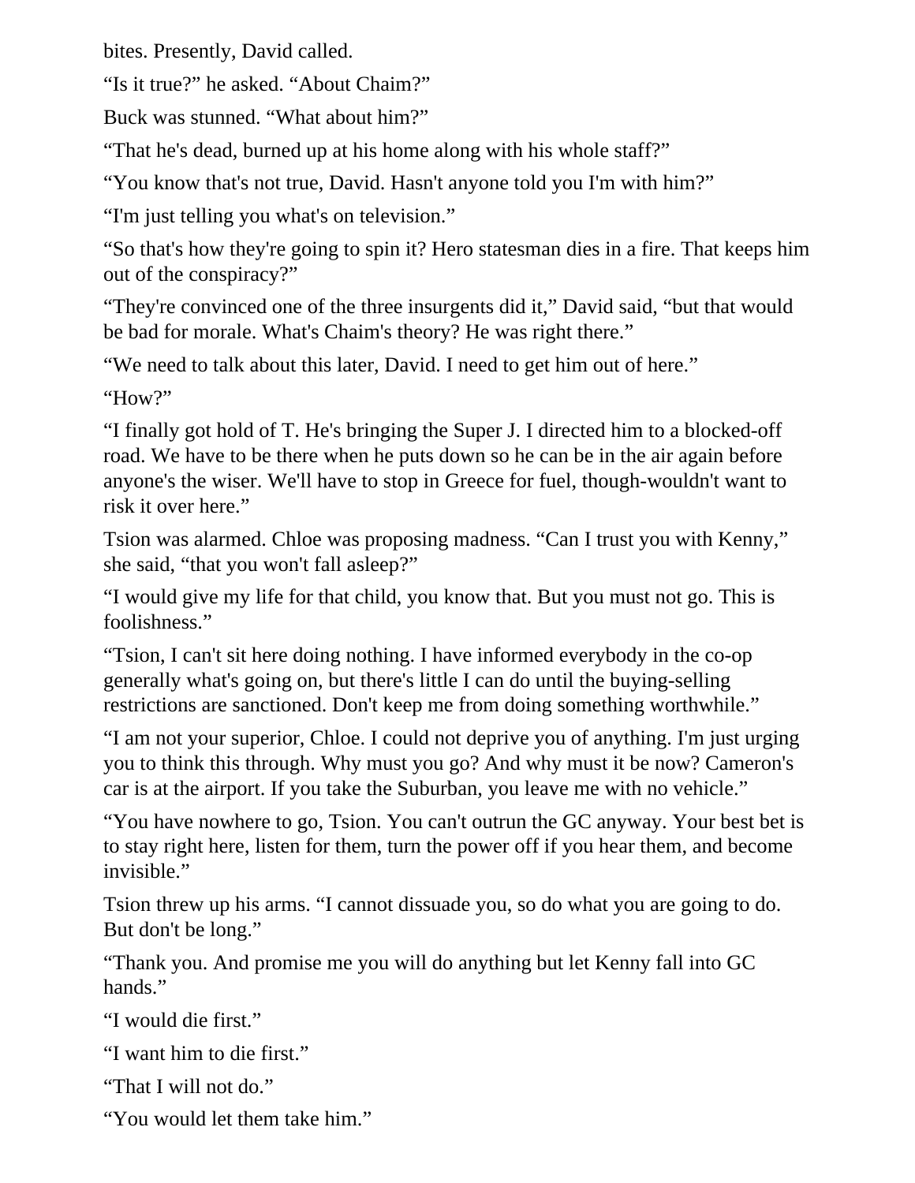bites. Presently, David called.

“Is it true?” he asked. “About Chaim?”

Buck was stunned. “What about him?”

“That he's dead, burned up at his home along with his whole staff?”

“You know that's not true, David. Hasn't anyone told you I'm with him?”

“I'm just telling you what's on television.”

“So that's how they're going to spin it? Hero statesman dies in a fire. That keeps him out of the conspiracy?”

“They're convinced one of the three insurgents did it,” David said, “but that would be bad for morale. What's Chaim's theory? He was right there.”

“We need to talk about this later, David. I need to get him out of here.”

“How?”

“I finally got hold of T. He's bringing the Super J. I directed him to a blocked-off road. We have to be there when he puts down so he can be in the air again before anyone's the wiser. We'll have to stop in Greece for fuel, though-wouldn't want to risk it over here.”

Tsion was alarmed. Chloe was proposing madness. “Can I trust you with Kenny,” she said, “that you won't fall asleep?”

“I would give my life for that child, you know that. But you must not go. This is foolishness.”

“Tsion, I can't sit here doing nothing. I have informed everybody in the co-op generally what's going on, but there's little I can do until the buying-selling restrictions are sanctioned. Don't keep me from doing something worthwhile.”

“I am not your superior, Chloe. I could not deprive you of anything. I'm just urging you to think this through. Why must you go? And why must it be now? Cameron's car is at the airport. If you take the Suburban, you leave me with no vehicle.”

“You have nowhere to go, Tsion. You can't outrun the GC anyway. Your best bet is to stay right here, listen for them, turn the power off if you hear them, and become invisible.”

Tsion threw up his arms. “I cannot dissuade you, so do what you are going to do. But don't be long.”

“Thank you. And promise me you will do anything but let Kenny fall into GC hands.”

“I would die first.”

“I want him to die first.”

“That I will not do.”

“You would let them take him.”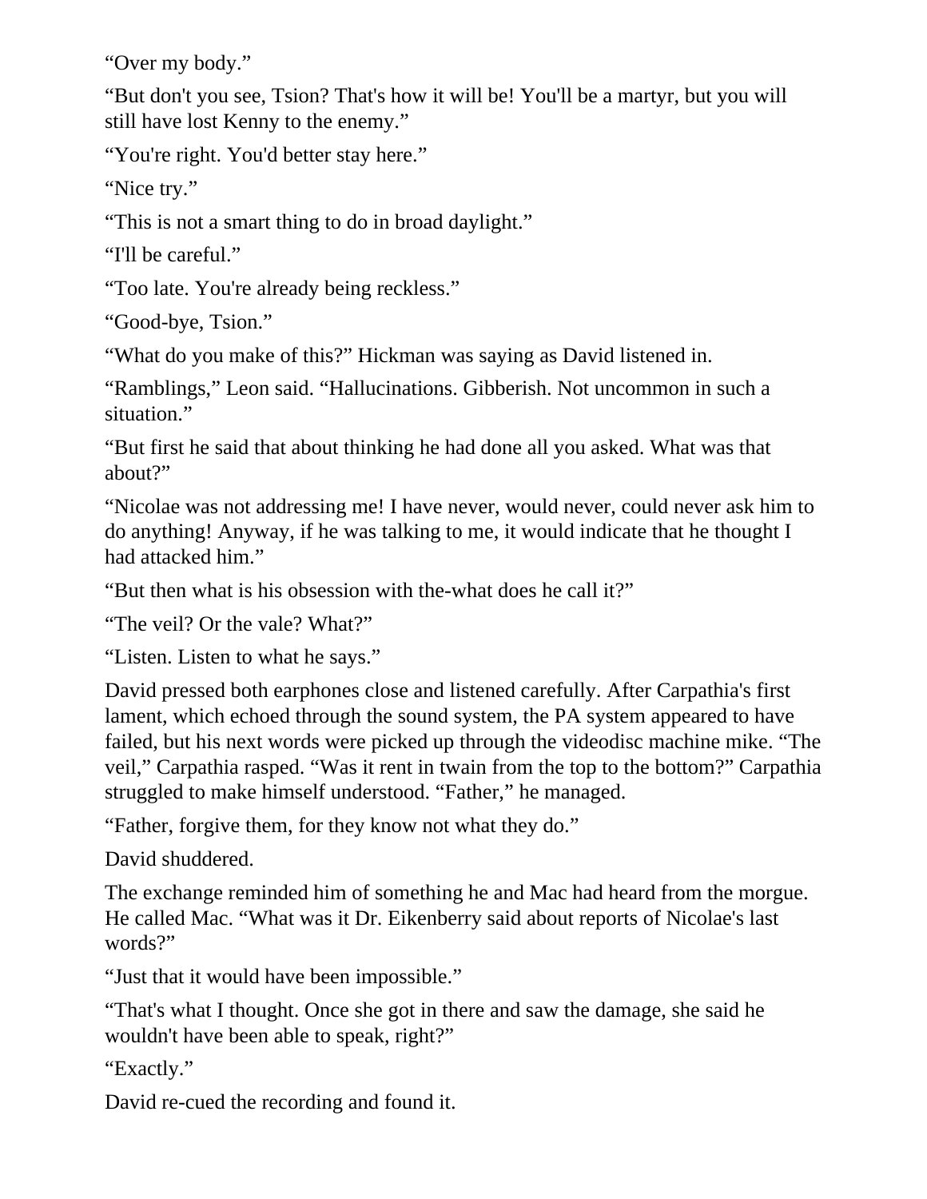“Over my body.”

“But don't you see, Tsion? That's how it will be! You'll be a martyr, but you will still have lost Kenny to the enemy.”

“You're right. You'd better stay here.”

“Nice try.”

“This is not a smart thing to do in broad daylight.”

“I'll be careful.”

“Too late. You're already being reckless.”

“Good-bye, Tsion.”

“What do you make of this?” Hickman was saying as David listened in.

“Ramblings,” Leon said. “Hallucinations. Gibberish. Not uncommon in such a situation.”

“But first he said that about thinking he had done all you asked. What was that about?”

“Nicolae was not addressing me! I have never, would never, could never ask him to do anything! Anyway, if he was talking to me, it would indicate that he thought I had attacked him.”

“But then what is his obsession with the-what does he call it?”

“The veil? Or the vale? What?”

“Listen. Listen to what he says.”

David pressed both earphones close and listened carefully. After Carpathia's first lament, which echoed through the sound system, the PA system appeared to have failed, but his next words were picked up through the videodisc machine mike. “The veil,” Carpathia rasped. “Was it rent in twain from the top to the bottom?” Carpathia struggled to make himself understood. “Father,” he managed.

“Father, forgive them, for they know not what they do.”

David shuddered.

The exchange reminded him of something he and Mac had heard from the morgue. He called Mac. “What was it Dr. Eikenberry said about reports of Nicolae's last words?”

“Just that it would have been impossible.”

“That's what I thought. Once she got in there and saw the damage, she said he wouldn't have been able to speak, right?”

“Exactly.”

David re-cued the recording and found it.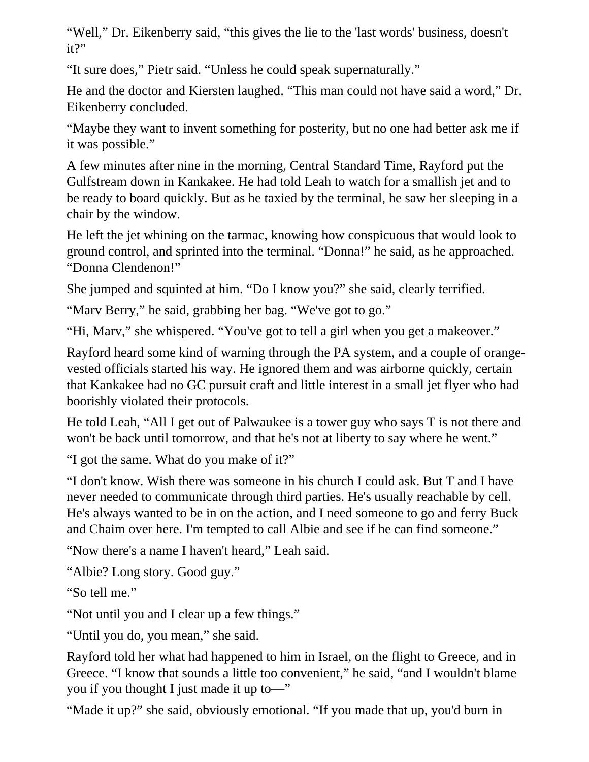“Well,” Dr. Eikenberry said, “this gives the lie to the 'last words' business, doesn't it?”

“It sure does,” Pietr said. “Unless he could speak supernaturally.”

He and the doctor and Kiersten laughed. “This man could not have said a word,” Dr. Eikenberry concluded.

“Maybe they want to invent something for posterity, but no one had better ask me if it was possible.”

A few minutes after nine in the morning, Central Standard Time, Rayford put the Gulfstream down in Kankakee. He had told Leah to watch for a smallish jet and to be ready to board quickly. But as he taxied by the terminal, he saw her sleeping in a chair by the window.

He left the jet whining on the tarmac, knowing how conspicuous that would look to ground control, and sprinted into the terminal. “Donna!” he said, as he approached. “Donna Clendenon!”

She jumped and squinted at him. “Do I know you?” she said, clearly terrified.

“Marv Berry,” he said, grabbing her bag. “We've got to go.”

“Hi, Marv,” she whispered. “You've got to tell a girl when you get a makeover.”

Rayford heard some kind of warning through the PA system, and a couple of orange-vested officials started his way. He ignored them and was airborne quickly, certain that Kankakee had no GC pursuit craft and little interest in a small jet flyer who had boorishly violated their protocols.

He told Leah, “All I get out of Palwaukee is a tower guy who says T is not there and won't be back until tomorrow, and that he's not at liberty to say where he went.”

“I got the same. What do you make of it?”

“I don't know. Wish there was someone in his church I could ask. But T and I have never needed to communicate through third parties. He's usually reachable by cell. He's always wanted to be in on the action, and I need someone to go and ferry Buck and Chaim over here. I'm tempted to call Albie and see if he can find someone.”

“Now there's a name I haven't heard,” Leah said.

“Albie? Long story. Good guy.”

“So tell me.”

“Not until you and I clear up a few things.”

“Until you do, you mean,” she said.

Rayford told her what had happened to him in Israel, on the flight to Greece, and in Greece. “I know that sounds a little too convenient,” he said, “and I wouldn't blame you if you thought I just made it up to—”

“Made it up?” she said, obviously emotional. “If you made that up, you'd burn in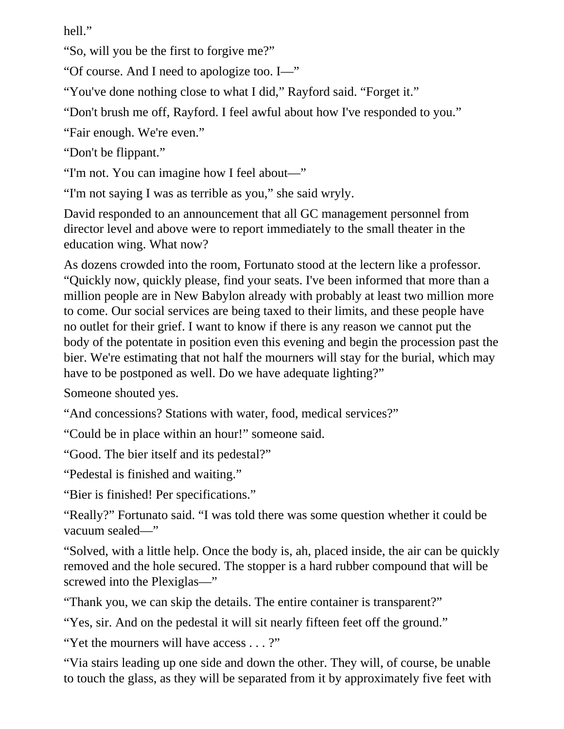hell."

"So, will you be the first to forgive me?"

"Of course. And I need to apologize too. I—"

"You've done nothing close to what I did," Rayford said. "Forget it."

"Don't brush me off, Rayford. I feel awful about how I've responded to you."

"Fair enough. We're even."

"Don't be flippant."

"I'm not. You can imagine how I feel about—"

"I'm not saying I was as terrible as you," she said wryly.

David responded to an announcement that all GC management personnel from director level and above were to report immediately to the small theater in the education wing. What now?

As dozens crowded into the room, Fortunato stood at the lectern like a professor. "Quickly now, quickly please, find your seats. I've been informed that more than a million people are in New Babylon already with probably at least two million more to come. Our social services are being taxed to their limits, and these people have no outlet for their grief. I want to know if there is any reason we cannot put the body of the potentate in position even this evening and begin the procession past the bier. We're estimating that not half the mourners will stay for the burial, which may have to be postponed as well. Do we have adequate lighting?"

Someone shouted yes.

"And concessions? Stations with water, food, medical services?"

"Could be in place within an hour!" someone said.

"Good. The bier itself and its pedestal?"

"Pedestal is finished and waiting."

"Bier is finished! Per specifications."

"Really?" Fortunato said. "I was told there was some question whether it could be vacuum sealed—"

"Solved, with a little help. Once the body is, ah, placed inside, the air can be quickly removed and the hole secured. The stopper is a hard rubber compound that will be screwed into the Plexiglas—"

"Thank you, we can skip the details. The entire container is transparent?"

"Yes, sir. And on the pedestal it will sit nearly fifteen feet off the ground."

"Yet the mourners will have access . . . ?"

"Via stairs leading up one side and down the other. They will, of course, be unable to touch the glass, as they will be separated from it by approximately five feet with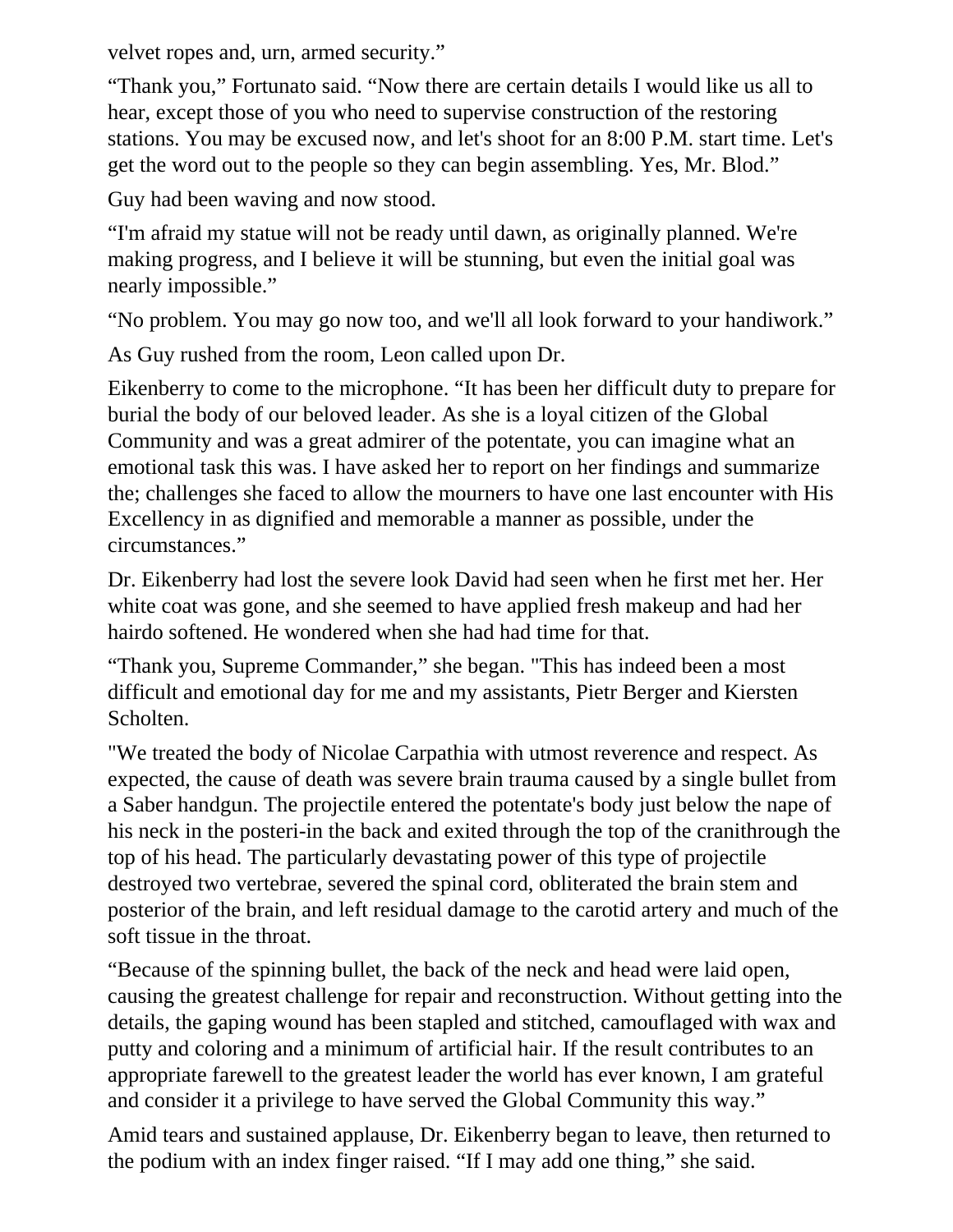velvet ropes and, urn, armed security."

"Thank you," Fortunato said. "Now there are certain details I would like us all to hear, except those of you who need to supervise construction of the restoring stations. You may be excused now, and let's shoot for an 8:00 P.M. start time. Let's get the word out to the people so they can begin assembling. Yes, Mr. Blod."

Guy had been waving and now stood.

"I'm afraid my statue will not be ready until dawn, as originally planned. We're making progress, and I believe it will be stunning, but even the initial goal was nearly impossible."

"No problem. You may go now too, and we'll all look forward to your handiwork."

As Guy rushed from the room, Leon called upon Dr.

Eikenberry to come to the microphone. "It has been her difficult duty to prepare for burial the body of our beloved leader. As she is a loyal citizen of the Global Community and was a great admirer of the potentate, you can imagine what an emotional task this was. I have asked her to report on her findings and summarize the; challenges she faced to allow the mourners to have one last encounter with His Excellency in as dignified and memorable a manner as possible, under the circumstances."

Dr. Eikenberry had lost the severe look David had seen when he first met her. Her white coat was gone, and she seemed to have applied fresh makeup and had her hairdo softened. He wondered when she had had time for that.

"Thank you, Supreme Commander," she began. "This has indeed been a most difficult and emotional day for me and my assistants, Pietr Berger and Kiersten Scholten.

"We treated the body of Nicolae Carpathia with utmost reverence and respect. As expected, the cause of death was severe brain trauma caused by a single bullet from a Saber handgun. The projectile entered the potentate's body just below the nape of his neck in the posteri-in the back and exited through the top of the cranithrough the top of his head. The particularly devastating power of this type of projectile destroyed two vertebrae, severed the spinal cord, obliterated the brain stem and posterior of the brain, and left residual damage to the carotid artery and much of the soft tissue in the throat.

"Because of the spinning bullet, the back of the neck and head were laid open, causing the greatest challenge for repair and reconstruction. Without getting into the details, the gaping wound has been stapled and stitched, camouflaged with wax and putty and coloring and a minimum of artificial hair. If the result contributes to an appropriate farewell to the greatest leader the world has ever known, I am grateful and consider it a privilege to have served the Global Community this way."

Amid tears and sustained applause, Dr. Eikenberry began to leave, then returned to the podium with an index finger raised. "If I may add one thing," she said.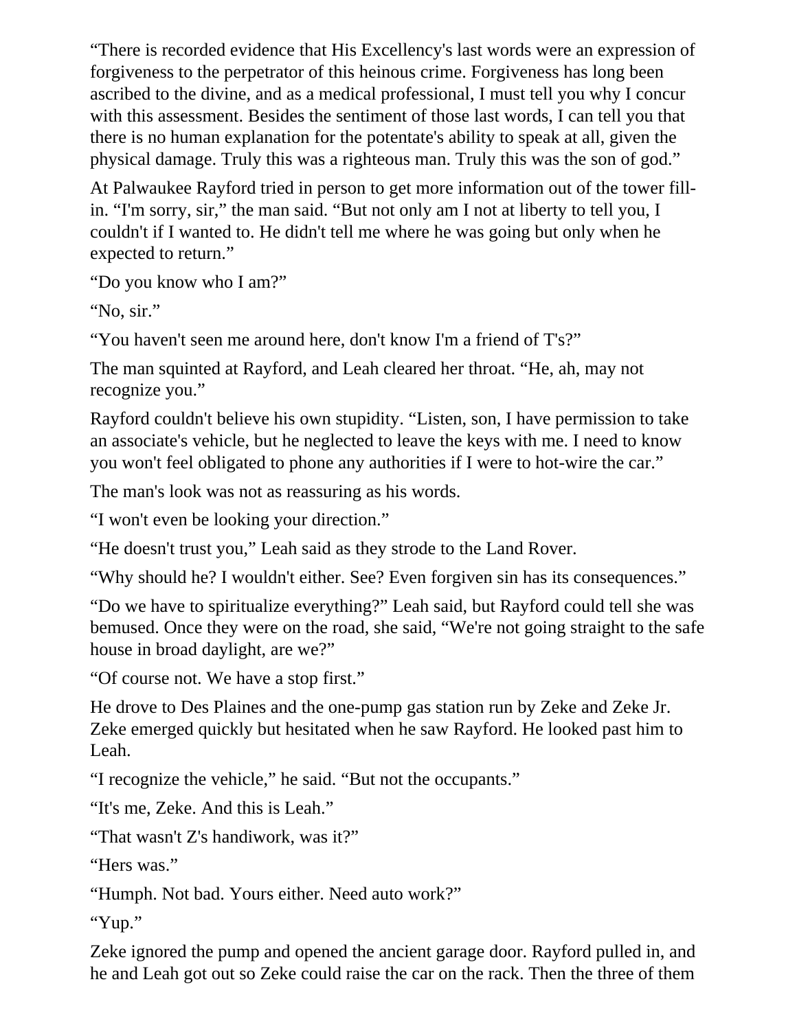“There is recorded evidence that His Excellency's last words were an expression of forgiveness to the perpetrator of this heinous crime. Forgiveness has long been ascribed to the divine, and as a medical professional, I must tell you why I concur with this assessment. Besides the sentiment of those last words, I can tell you that there is no human explanation for the potentate's ability to speak at all, given the physical damage. Truly this was a righteous man. Truly this was the son of god.”

At Palwaukee Rayford tried in person to get more information out of the tower fill-in. “I'm sorry, sir,” the man said. “But not only am I not at liberty to tell you, I couldn't if I wanted to. He didn't tell me where he was going but only when he expected to return.”

“Do you know who I am?”

“No, sir.”

“You haven't seen me around here, don't know I'm a friend of T's?”

The man squinted at Rayford, and Leah cleared her throat. “He, ah, may not recognize you.”

Rayford couldn't believe his own stupidity. “Listen, son, I have permission to take an associate's vehicle, but he neglected to leave the keys with me. I need to know you won't feel obligated to phone any authorities if I were to hot-wire the car.”

The man's look was not as reassuring as his words.

“I won't even be looking your direction.”

“He doesn't trust you,” Leah said as they strode to the Land Rover.

“Why should he? I wouldn't either. See? Even forgiven sin has its consequences.”

“Do we have to spiritualize everything?” Leah said, but Rayford could tell she was bemused. Once they were on the road, she said, “We're not going straight to the safe house in broad daylight, are we?”

“Of course not. We have a stop first.”

He drove to Des Plaines and the one-pump gas station run by Zeke and Zeke Jr. Zeke emerged quickly but hesitated when he saw Rayford. He looked past him to Leah.

“I recognize the vehicle,” he said. “But not the occupants.”

“It's me, Zeke. And this is Leah.”

“That wasn't Z's handiwork, was it?”

“Hers was.”

“Humph. Not bad. Yours either. Need auto work?”

“Yup.”

Zeke ignored the pump and opened the ancient garage door. Rayford pulled in, and he and Leah got out so Zeke could raise the car on the rack. Then the three of them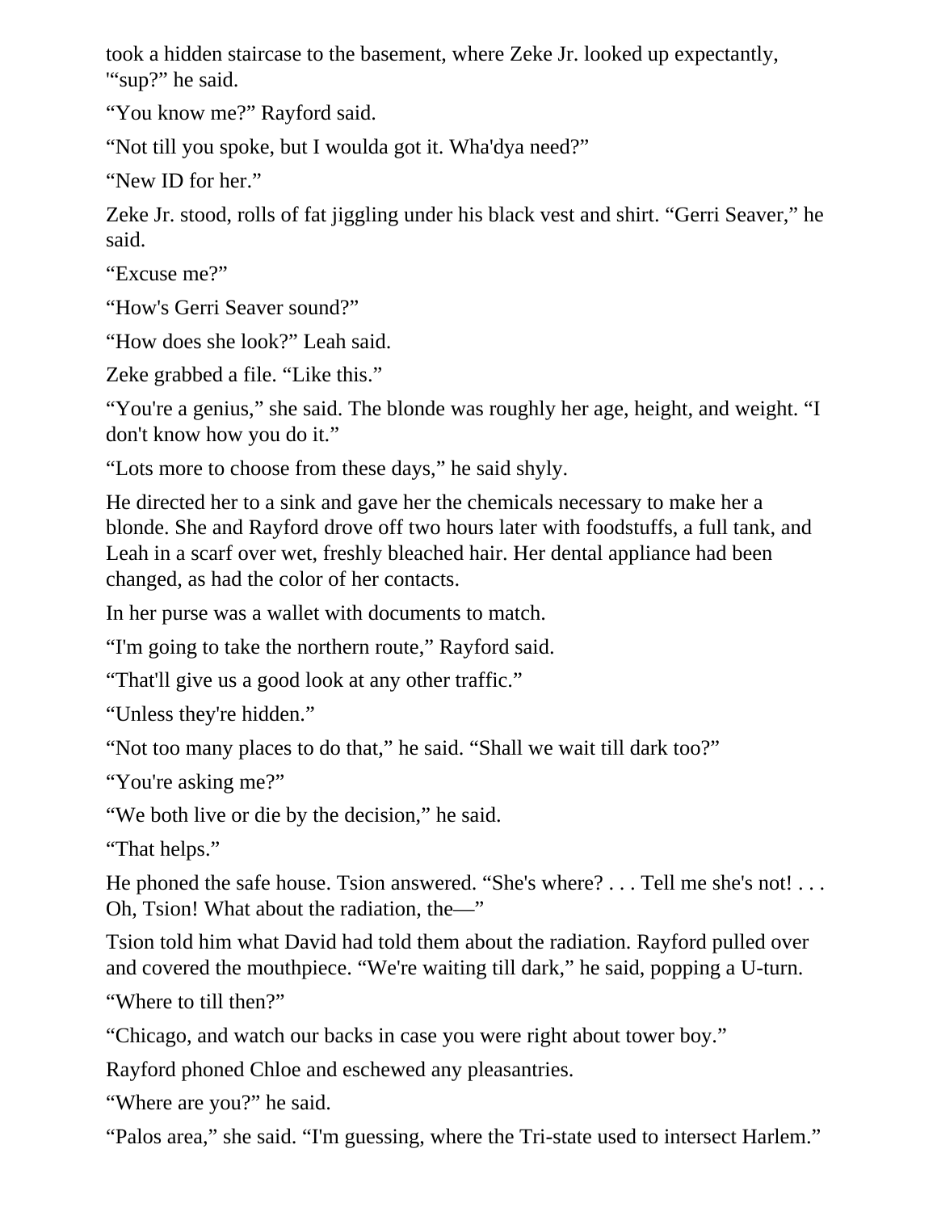took a hidden staircase to the basement, where Zeke Jr. looked up expectantly, '"sup?" he said.

"You know me?" Rayford said.

"Not till you spoke, but I woulda got it. Wha'dya need?"

"New ID for her."

Zeke Jr. stood, rolls of fat jiggling under his black vest and shirt. "Gerri Seaver," he said.

"Excuse me?"

"How's Gerri Seaver sound?"

"How does she look?" Leah said.

Zeke grabbed a file. "Like this."

"You're a genius," she said. The blonde was roughly her age, height, and weight. "I don't know how you do it."

"Lots more to choose from these days," he said shyly.

He directed her to a sink and gave her the chemicals necessary to make her a blonde. She and Rayford drove off two hours later with foodstuffs, a full tank, and Leah in a scarf over wet, freshly bleached hair. Her dental appliance had been changed, as had the color of her contacts.

In her purse was a wallet with documents to match.

"I'm going to take the northern route," Rayford said.

"That'll give us a good look at any other traffic."

"Unless they're hidden."

"Not too many places to do that," he said. "Shall we wait till dark too?"

"You're asking me?"

"We both live or die by the decision," he said.

"That helps."

He phoned the safe house. Tsion answered. "She's where? . . . Tell me she's not! . . . Oh, Tsion! What about the radiation, the—"

Tsion told him what David had told them about the radiation. Rayford pulled over and covered the mouthpiece. "We're waiting till dark," he said, popping a U-turn.

"Where to till then?"

"Chicago, and watch our backs in case you were right about tower boy."

Rayford phoned Chloe and eschewed any pleasantries.

"Where are you?" he said.

"Palos area," she said. "I'm guessing, where the Tri-state used to intersect Harlem."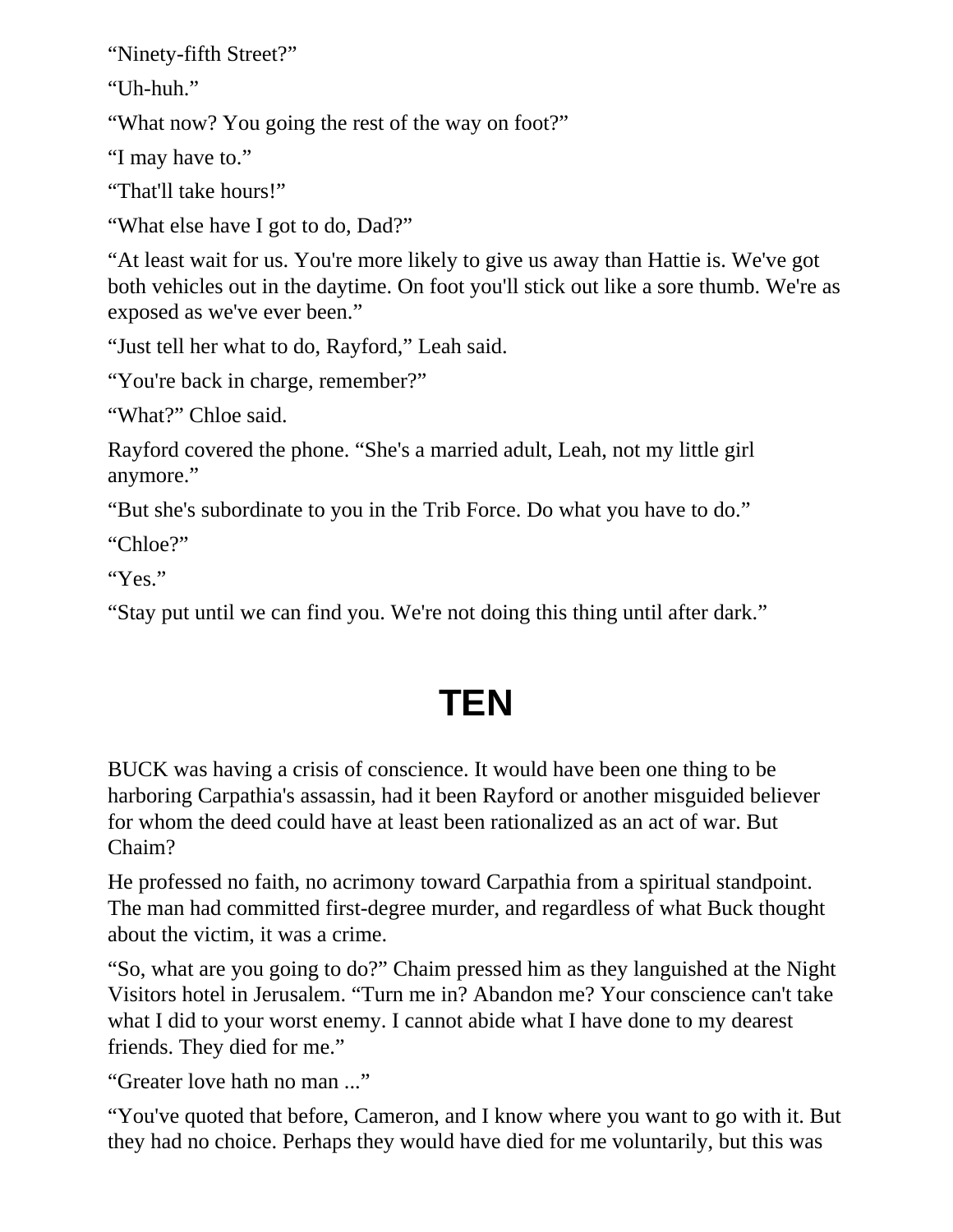“Ninety-fifth Street?”

“Uh-huh.”

“What now? You going the rest of the way on foot?”

“I may have to.”

“That'll take hours!”

“What else have I got to do, Dad?”

“At least wait for us. You're more likely to give us away than Hattie is. We've got both vehicles out in the daytime. On foot you'll stick out like a sore thumb. We're as exposed as we've ever been.”

“Just tell her what to do, Rayford,” Leah said.

“You're back in charge, remember?”

“What?” Chloe said.

Rayford covered the phone. “She's a married adult, Leah, not my little girl anymore.”

“But she's subordinate to you in the Trib Force. Do what you have to do.”

“Chloe?”

“Yes.”

“Stay put until we can find you. We're not doing this thing until after dark.”

# TEN

BUCK was having a crisis of conscience. It would have been one thing to be harboring Carpathia's assassin, had it been Rayford or another misguided believer for whom the deed could have at least been rationalized as an act of war. But Chaim?

He professed no faith, no acrimony toward Carpathia from a spiritual standpoint. The man had committed first-degree murder, and regardless of what Buck thought about the victim, it was a crime.

“So, what are you going to do?” Chaim pressed him as they languished at the Night Visitors hotel in Jerusalem. “Turn me in? Abandon me? Your conscience can't take what I did to your worst enemy. I cannot abide what I have done to my dearest friends. They died for me.”

“Greater love hath no man ...”

“You've quoted that before, Cameron, and I know where you want to go with it. But they had no choice. Perhaps they would have died for me voluntarily, but this was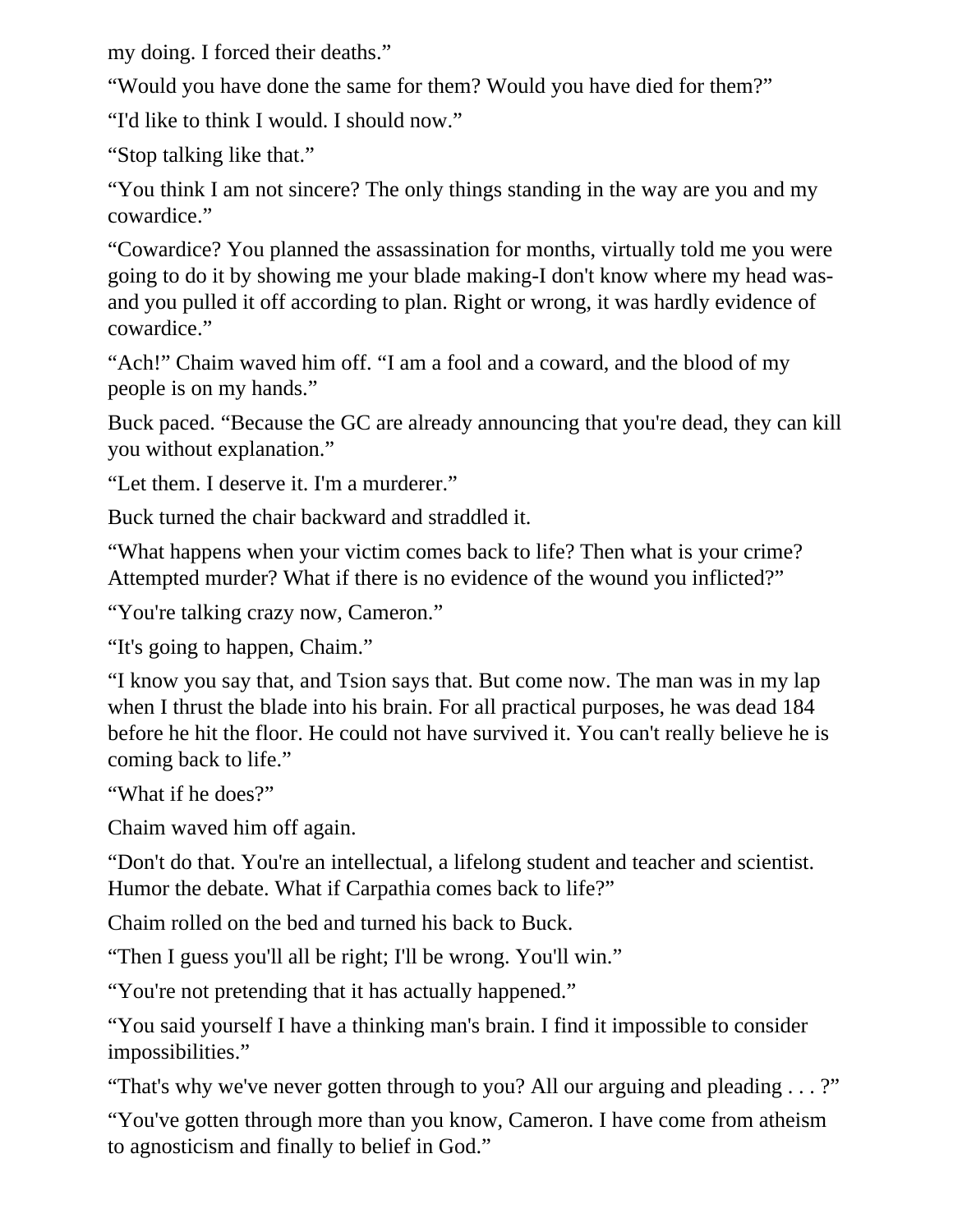my doing. I forced their deaths."

"Would you have done the same for them? Would you have died for them?"

"I'd like to think I would. I should now."

"Stop talking like that."

"You think I am not sincere? The only things standing in the way are you and my cowardice."

"Cowardice? You planned the assassination for months, virtually told me you were going to do it by showing me your blade making-I don't know where my head was-and you pulled it off according to plan. Right or wrong, it was hardly evidence of cowardice."

"Ach!" Chaim waved him off. "I am a fool and a coward, and the blood of my people is on my hands."

Buck paced. "Because the GC are already announcing that you're dead, they can kill you without explanation."

"Let them. I deserve it. I'm a murderer."

Buck turned the chair backward and straddled it.

"What happens when your victim comes back to life? Then what is your crime? Attempted murder? What if there is no evidence of the wound you inflicted?"

"You're talking crazy now, Cameron."

"It's going to happen, Chaim."

"I know you say that, and Tsion says that. But come now. The man was in my lap when I thrust the blade into his brain. For all practical purposes, he was dead 184 before he hit the floor. He could not have survived it. You can't really believe he is coming back to life."

"What if he does?"

Chaim waved him off again.

"Don't do that. You're an intellectual, a lifelong student and teacher and scientist. Humor the debate. What if Carpathia comes back to life?"

Chaim rolled on the bed and turned his back to Buck.

"Then I guess you'll all be right; I'll be wrong. You'll win."

"You're not pretending that it has actually happened."

"You said yourself I have a thinking man's brain. I find it impossible to consider impossibilities."

"That's why we've never gotten through to you? All our arguing and pleading . . . ?"

"You've gotten through more than you know, Cameron. I have come from atheism to agnosticism and finally to belief in God."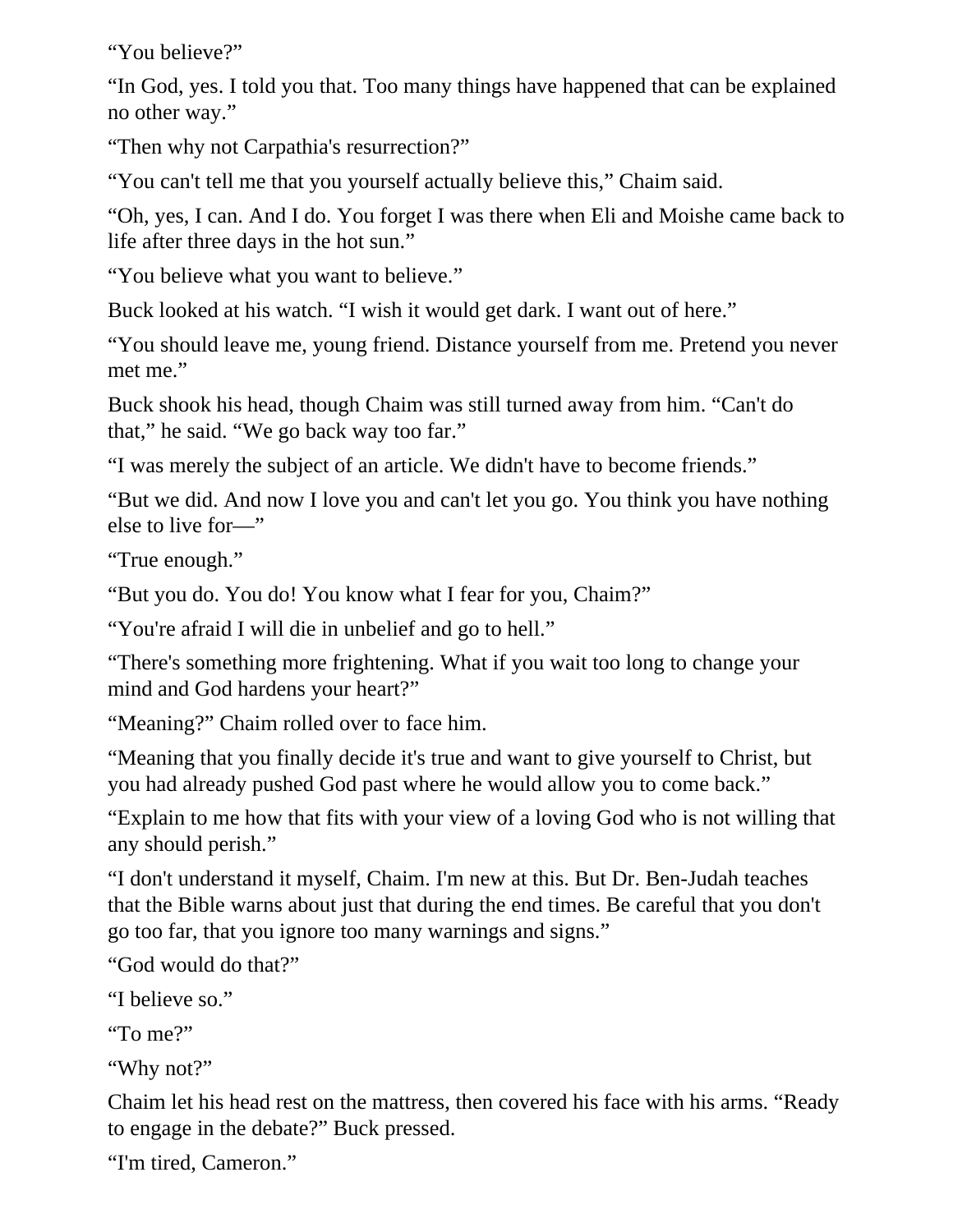“You believe?”

“In God, yes. I told you that. Too many things have happened that can be explained no other way.”

“Then why not Carpathia's resurrection?”

“You can't tell me that you yourself actually believe this,” Chaim said.

“Oh, yes, I can. And I do. You forget I was there when Eli and Moishe came back to life after three days in the hot sun.”

“You believe what you want to believe.”

Buck looked at his watch. “I wish it would get dark. I want out of here.”

“You should leave me, young friend. Distance yourself from me. Pretend you never met me.”

Buck shook his head, though Chaim was still turned away from him. “Can't do that,” he said. “We go back way too far.”

“I was merely the subject of an article. We didn't have to become friends.”

“But we did. And now I love you and can't let you go. You think you have nothing else to live for—”

“True enough.”

“But you do. You do! You know what I fear for you, Chaim?”

“You're afraid I will die in unbelief and go to hell.”

“There's something more frightening. What if you wait too long to change your mind and God hardens your heart?”

“Meaning?” Chaim rolled over to face him.

“Meaning that you finally decide it's true and want to give yourself to Christ, but you had already pushed God past where he would allow you to come back.”

“Explain to me how that fits with your view of a loving God who is not willing that any should perish.”

“I don't understand it myself, Chaim. I'm new at this. But Dr. Ben-Judah teaches that the Bible warns about just that during the end times. Be careful that you don't go too far, that you ignore too many warnings and signs.”

“God would do that?”

“I believe so.”

“To me?”

“Why not?”

Chaim let his head rest on the mattress, then covered his face with his arms. “Ready to engage in the debate?” Buck pressed.

“I'm tired, Cameron.”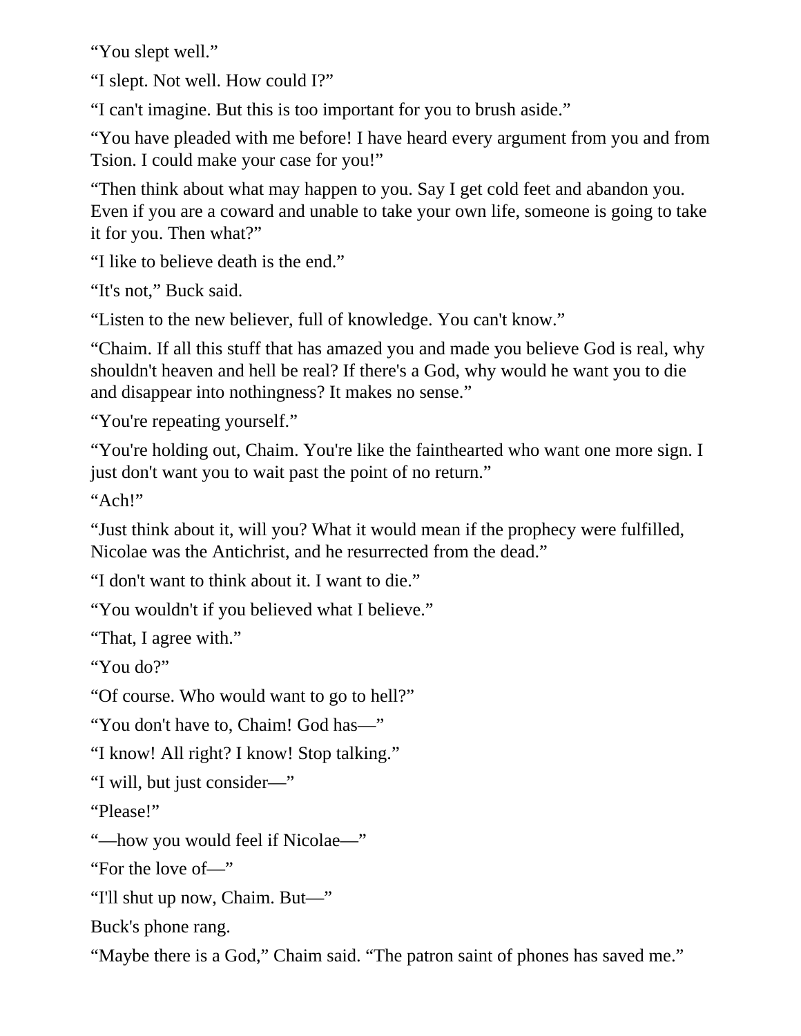“You slept well.”

“I slept. Not well. How could I?”

“I can't imagine. But this is too important for you to brush aside.”

“You have pleaded with me before! I have heard every argument from you and from Tsion. I could make your case for you!”

“Then think about what may happen to you. Say I get cold feet and abandon you. Even if you are a coward and unable to take your own life, someone is going to take it for you. Then what?”

“I like to believe death is the end.”

“It's not,” Buck said.

“Listen to the new believer, full of knowledge. You can't know.”

“Chaim. If all this stuff that has amazed you and made you believe God is real, why shouldn't heaven and hell be real? If there's a God, why would he want you to die and disappear into nothingness? It makes no sense.”

“You're repeating yourself.”

“You're holding out, Chaim. You're like the fainthearted who want one more sign. I just don't want you to wait past the point of no return.”

“Ach!”

“Just think about it, will you? What it would mean if the prophecy were fulfilled, Nicolae was the Antichrist, and he resurrected from the dead.”

“I don't want to think about it. I want to die.”

“You wouldn't if you believed what I believe.”

“That, I agree with.”

“You do?”

“Of course. Who would want to go to hell?”

“You don't have to, Chaim! God has—”

“I know! All right? I know! Stop talking.”

“I will, but just consider—”

“Please!”

“—how you would feel if Nicolae—”

“For the love of—”

“I'll shut up now, Chaim. But—”

Buck's phone rang.

“Maybe there is a God,” Chaim said. “The patron saint of phones has saved me.”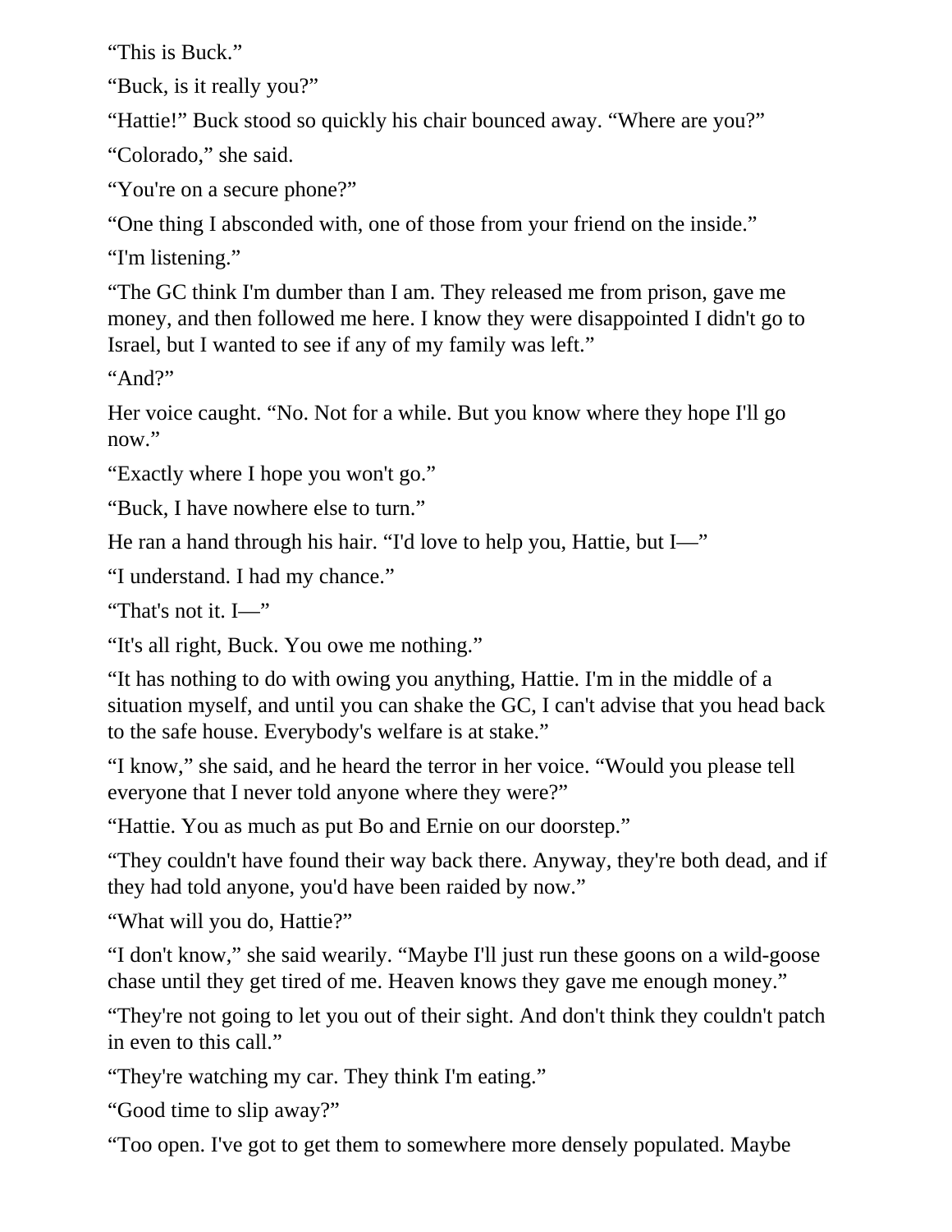“This is Buck.”

“Buck, is it really you?”

“Hattie!” Buck stood so quickly his chair bounced away. “Where are you?”

“Colorado,” she said.

“You're on a secure phone?”

“One thing I absconded with, one of those from your friend on the inside.”

“I'm listening.”

“The GC think I'm dumber than I am. They released me from prison, gave me money, and then followed me here. I know they were disappointed I didn't go to Israel, but I wanted to see if any of my family was left.”

“And?”

Her voice caught. “No. Not for a while. But you know where they hope I'll go now.”

“Exactly where I hope you won't go.”

“Buck, I have nowhere else to turn.”

He ran a hand through his hair. “I'd love to help you, Hattie, but I—”

“I understand. I had my chance.”

“That's not it. I—”

“It's all right, Buck. You owe me nothing.”

“It has nothing to do with owing you anything, Hattie. I'm in the middle of a situation myself, and until you can shake the GC, I can't advise that you head back to the safe house. Everybody's welfare is at stake.”

“I know,” she said, and he heard the terror in her voice. “Would you please tell everyone that I never told anyone where they were?”

“Hattie. You as much as put Bo and Ernie on our doorstep.”

“They couldn't have found their way back there. Anyway, they're both dead, and if they had told anyone, you'd have been raided by now.”

“What will you do, Hattie?”

“I don't know,” she said wearily. “Maybe I'll just run these goons on a wild-goose chase until they get tired of me. Heaven knows they gave me enough money.”

“They're not going to let you out of their sight. And don't think they couldn't patch in even to this call.”

“They're watching my car. They think I'm eating.”

“Good time to slip away?”

“Too open. I've got to get them to somewhere more densely populated. Maybe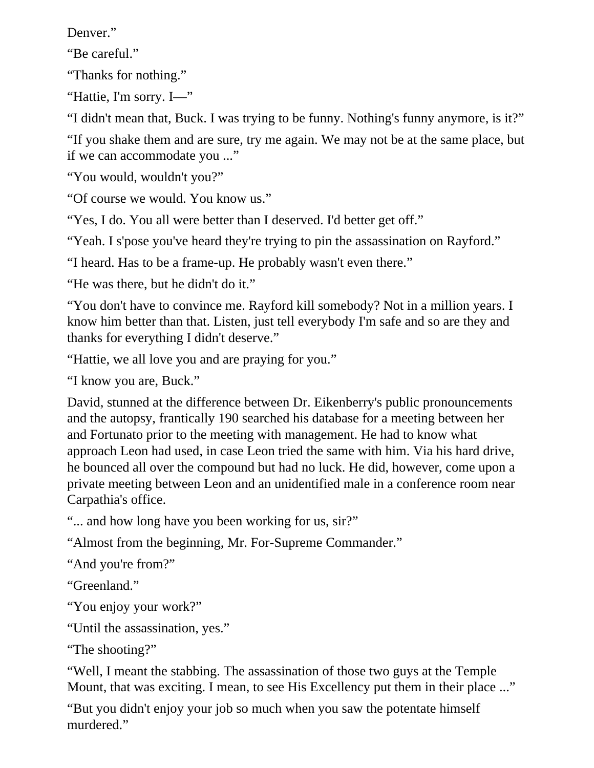Denver."

"Be careful."

"Thanks for nothing."

"Hattie, I'm sorry. I—"

"I didn't mean that, Buck. I was trying to be funny. Nothing's funny anymore, is it?"

"If you shake them and are sure, try me again. We may not be at the same place, but if we can accommodate you ..."

"You would, wouldn't you?"

"Of course we would. You know us."

"Yes, I do. You all were better than I deserved. I'd better get off."

"Yeah. I s'pose you've heard they're trying to pin the assassination on Rayford."

"I heard. Has to be a frame-up. He probably wasn't even there."

"He was there, but he didn't do it."

"You don't have to convince me. Rayford kill somebody? Not in a million years. I know him better than that. Listen, just tell everybody I'm safe and so are they and thanks for everything I didn't deserve."

"Hattie, we all love you and are praying for you."

"I know you are, Buck."

David, stunned at the difference between Dr. Eikenberry's public pronouncements and the autopsy, frantically 190 searched his database for a meeting between her and Fortunato prior to the meeting with management. He had to know what approach Leon had used, in case Leon tried the same with him. Via his hard drive, he bounced all over the compound but had no luck. He did, however, come upon a private meeting between Leon and an unidentified male in a conference room near Carpathia's office.

"... and how long have you been working for us, sir?"

"Almost from the beginning, Mr. For-Supreme Commander."

"And you're from?"

"Greenland."

"You enjoy your work?"

"Until the assassination, yes."

"The shooting?"

"Well, I meant the stabbing. The assassination of those two guys at the Temple Mount, that was exciting. I mean, to see His Excellency put them in their place ..."

"But you didn't enjoy your job so much when you saw the potentate himself murdered."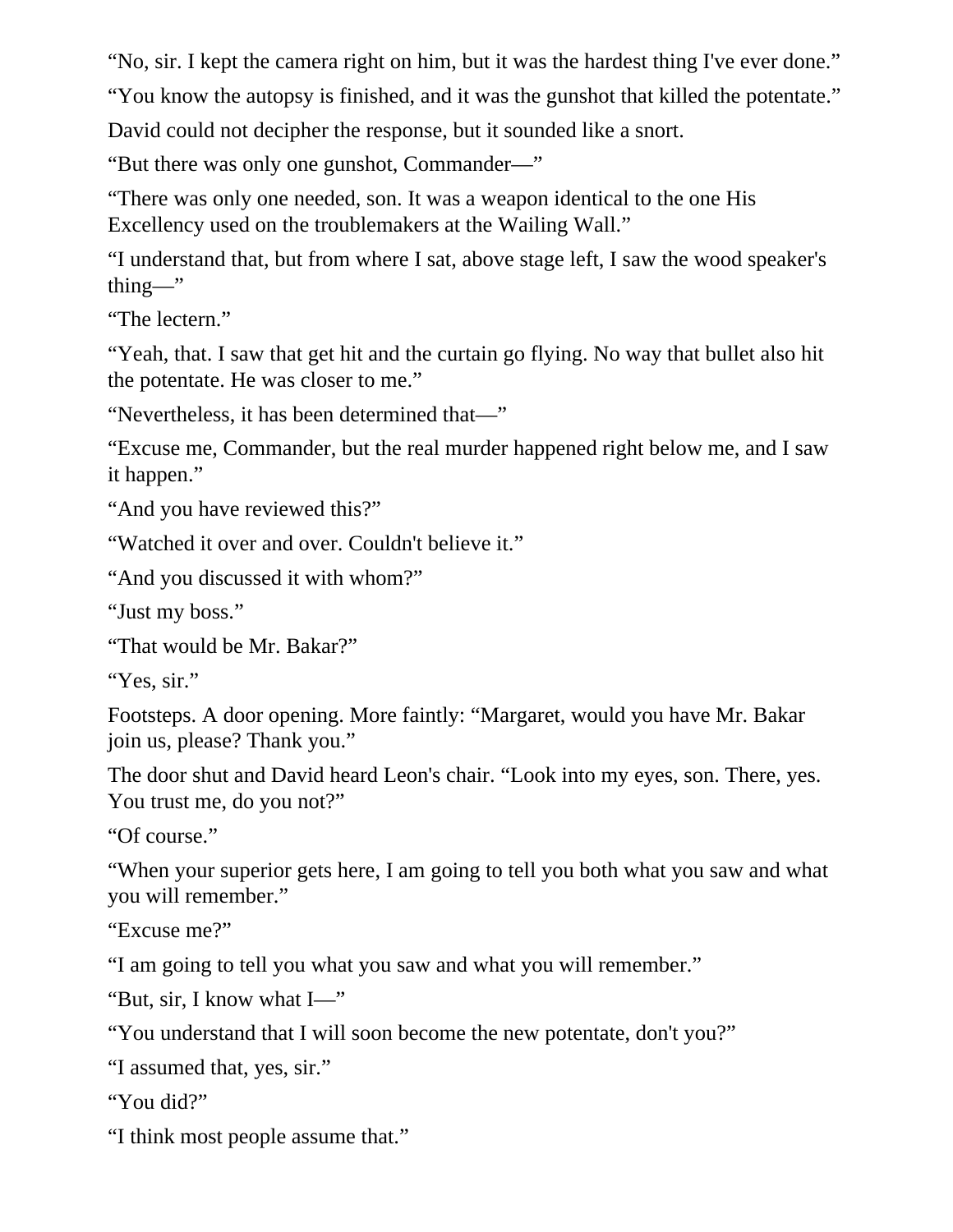“No, sir. I kept the camera right on him, but it was the hardest thing I've ever done.”

“You know the autopsy is finished, and it was the gunshot that killed the potentate.”

David could not decipher the response, but it sounded like a snort.

“But there was only one gunshot, Commander—”

“There was only one needed, son. It was a weapon identical to the one His Excellency used on the troublemakers at the Wailing Wall.”

“I understand that, but from where I sat, above stage left, I saw the wood speaker's thing—”

“The lectern.”

“Yeah, that. I saw that get hit and the curtain go flying. No way that bullet also hit the potentate. He was closer to me.”

“Nevertheless, it has been determined that—”

“Excuse me, Commander, but the real murder happened right below me, and I saw it happen.”

“And you have reviewed this?”

“Watched it over and over. Couldn't believe it.”

“And you discussed it with whom?”

“Just my boss.”

“That would be Mr. Bakar?”

“Yes, sir.”

Footsteps. A door opening. More faintly: “Margaret, would you have Mr. Bakar join us, please? Thank you.”

The door shut and David heard Leon's chair. “Look into my eyes, son. There, yes. You trust me, do you not?”

“Of course.”

“When your superior gets here, I am going to tell you both what you saw and what you will remember.”

“Excuse me?”

“I am going to tell you what you saw and what you will remember.”

“But, sir, I know what I—”

“You understand that I will soon become the new potentate, don't you?”

“I assumed that, yes, sir.”

“You did?”

“I think most people assume that.”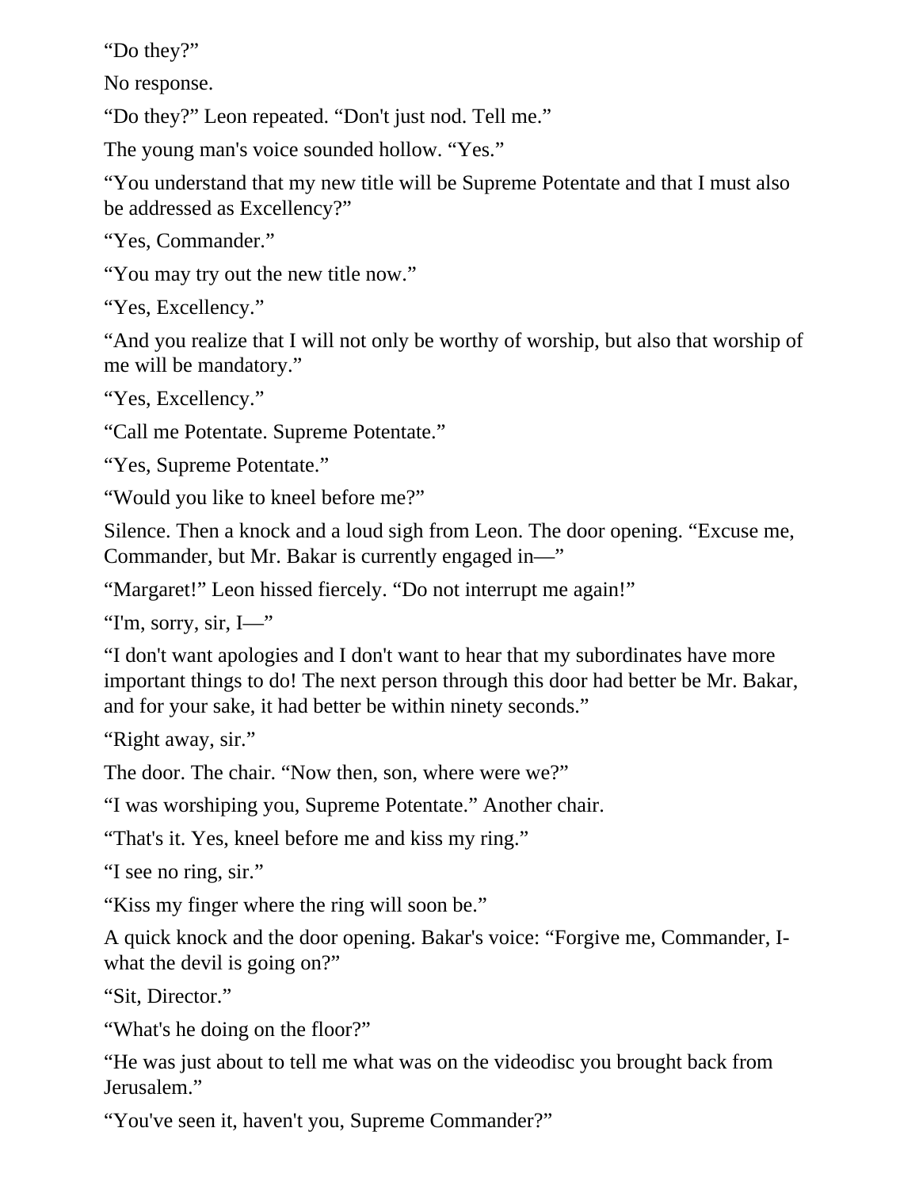“Do they?”

No response.

“Do they?” Leon repeated. “Don't just nod. Tell me.”

The young man's voice sounded hollow. “Yes.”

“You understand that my new title will be Supreme Potentate and that I must also be addressed as Excellency?”

“Yes, Commander.”

“You may try out the new title now.”

“Yes, Excellency.”

“And you realize that I will not only be worthy of worship, but also that worship of me will be mandatory.”

“Yes, Excellency.”

“Call me Potentate. Supreme Potentate.”

“Yes, Supreme Potentate.”

“Would you like to kneel before me?”

Silence. Then a knock and a loud sigh from Leon. The door opening. “Excuse me, Commander, but Mr. Bakar is currently engaged in—”

“Margaret!” Leon hissed fiercely. “Do not interrupt me again!”

“I'm, sorry, sir, I—”

“I don't want apologies and I don't want to hear that my subordinates have more important things to do! The next person through this door had better be Mr. Bakar, and for your sake, it had better be within ninety seconds.”

“Right away, sir.”

The door. The chair. “Now then, son, where were we?”

“I was worshiping you, Supreme Potentate.” Another chair.

“That's it. Yes, kneel before me and kiss my ring.”

“I see no ring, sir.”

“Kiss my finger where the ring will soon be.”

A quick knock and the door opening. Bakar's voice: “Forgive me, Commander, I- what the devil is going on?”

“Sit, Director.”

“What's he doing on the floor?”

“He was just about to tell me what was on the videodisc you brought back from Jerusalem.”

“You've seen it, haven't you, Supreme Commander?”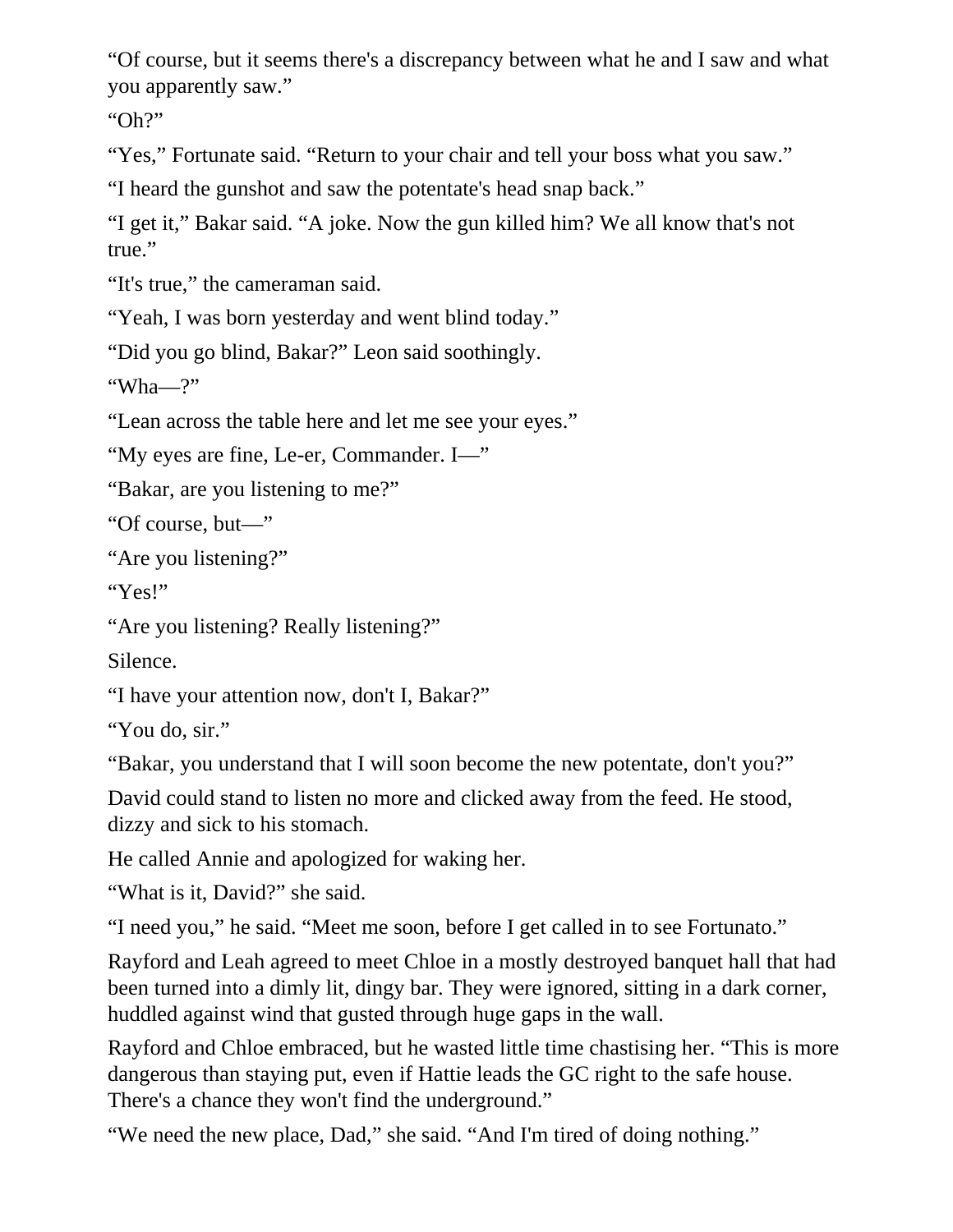"Of course, but it seems there's a discrepancy between what he and I saw and what you apparently saw."

"Oh?"

"Yes," Fortunate said. "Return to your chair and tell your boss what you saw."

"I heard the gunshot and saw the potentate's head snap back."

"I get it," Bakar said. "A joke. Now the gun killed him? We all know that's not true."

"It's true," the cameraman said.

"Yeah, I was born yesterday and went blind today."

"Did you go blind, Bakar?" Leon said soothingly.

"Wha—?"

"Lean across the table here and let me see your eyes."

"My eyes are fine, Le-er, Commander. I—"

"Bakar, are you listening to me?"

"Of course, but—"

"Are you listening?"

"Yes!"

"Are you listening? Really listening?"

Silence.

"I have your attention now, don't I, Bakar?"

"You do, sir."

"Bakar, you understand that I will soon become the new potentate, don't you?"

David could stand to listen no more and clicked away from the feed. He stood, dizzy and sick to his stomach.

He called Annie and apologized for waking her.

"What is it, David?" she said.

"I need you," he said. "Meet me soon, before I get called in to see Fortunato."

Rayford and Leah agreed to meet Chloe in a mostly destroyed banquet hall that had been turned into a dimly lit, dingy bar. They were ignored, sitting in a dark corner, huddled against wind that gusted through huge gaps in the wall.

Rayford and Chloe embraced, but he wasted little time chastising her. "This is more dangerous than staying put, even if Hattie leads the GC right to the safe house. There's a chance they won't find the underground."

"We need the new place, Dad," she said. "And I'm tired of doing nothing."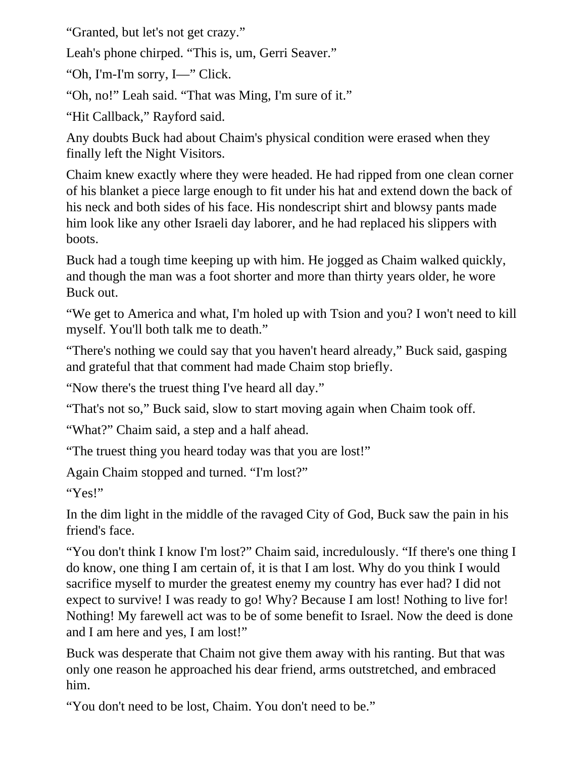“Granted, but let's not get crazy.”

Leah's phone chirped. “This is, um, Gerri Seaver.”

“Oh, I'm-I'm sorry, I—” Click.

“Oh, no!” Leah said. “That was Ming, I'm sure of it.”

“Hit Callback,” Rayford said.

Any doubts Buck had about Chaim's physical condition were erased when they finally left the Night Visitors.

Chaim knew exactly where they were headed. He had ripped from one clean corner of his blanket a piece large enough to fit under his hat and extend down the back of his neck and both sides of his face. His nondescript shirt and blowsy pants made him look like any other Israeli day laborer, and he had replaced his slippers with boots.

Buck had a tough time keeping up with him. He jogged as Chaim walked quickly, and though the man was a foot shorter and more than thirty years older, he wore Buck out.

“We get to America and what, I'm holed up with Tsion and you? I won't need to kill myself. You'll both talk me to death.”

“There's nothing we could say that you haven't heard already,” Buck said, gasping and grateful that that comment had made Chaim stop briefly.

“Now there's the truest thing I've heard all day.”

“That's not so,” Buck said, slow to start moving again when Chaim took off.

“What?” Chaim said, a step and a half ahead.

“The truest thing you heard today was that you are lost!”

Again Chaim stopped and turned. “I'm lost?”

“Yes!”

In the dim light in the middle of the ravaged City of God, Buck saw the pain in his friend's face.

“You don't think I know I'm lost?” Chaim said, incredulously. “If there's one thing I do know, one thing I am certain of, it is that I am lost. Why do you think I would sacrifice myself to murder the greatest enemy my country has ever had? I did not expect to survive! I was ready to go! Why? Because I am lost! Nothing to live for! Nothing! My farewell act was to be of some benefit to Israel. Now the deed is done and I am here and yes, I am lost!”

Buck was desperate that Chaim not give them away with his ranting. But that was only one reason he approached his dear friend, arms outstretched, and embraced him.

“You don't need to be lost, Chaim. You don't need to be.”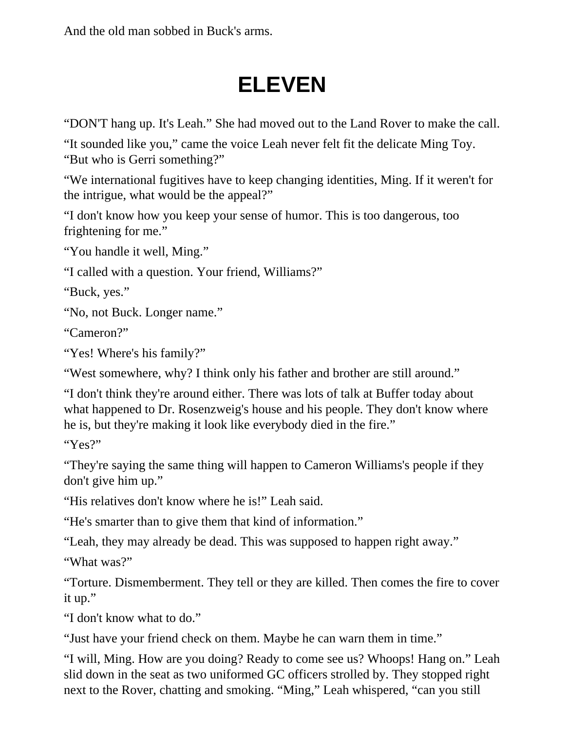And the old man sobbed in Buck's arms.

# ELEVEN

"DON'T hang up. It's Leah." She had moved out to the Land Rover to make the call.

"It sounded like you," came the voice Leah never felt fit the delicate Ming Toy. "But who is Gerri something?"

"We international fugitives have to keep changing identities, Ming. If it weren't for the intrigue, what would be the appeal?"

"I don't know how you keep your sense of humor. This is too dangerous, too frightening for me."

"You handle it well, Ming."

"I called with a question. Your friend, Williams?"

"Buck, yes."

"No, not Buck. Longer name."

"Cameron?"

"Yes! Where's his family?"

"West somewhere, why? I think only his father and brother are still around."

"I don't think they're around either. There was lots of talk at Buffer today about what happened to Dr. Rosenzweig's house and his people. They don't know where he is, but they're making it look like everybody died in the fire."

"Yes?"

"They're saying the same thing will happen to Cameron Williams's people if they don't give him up."

"His relatives don't know where he is!" Leah said.

"He's smarter than to give them that kind of information."

"Leah, they may already be dead. This was supposed to happen right away."

"What was?"

"Torture. Dismemberment. They tell or they are killed. Then comes the fire to cover it up."

"I don't know what to do."

"Just have your friend check on them. Maybe he can warn them in time."

"I will, Ming. How are you doing? Ready to come see us? Whoops! Hang on." Leah slid down in the seat as two uniformed GC officers strolled by. They stopped right next to the Rover, chatting and smoking. "Ming," Leah whispered, "can you still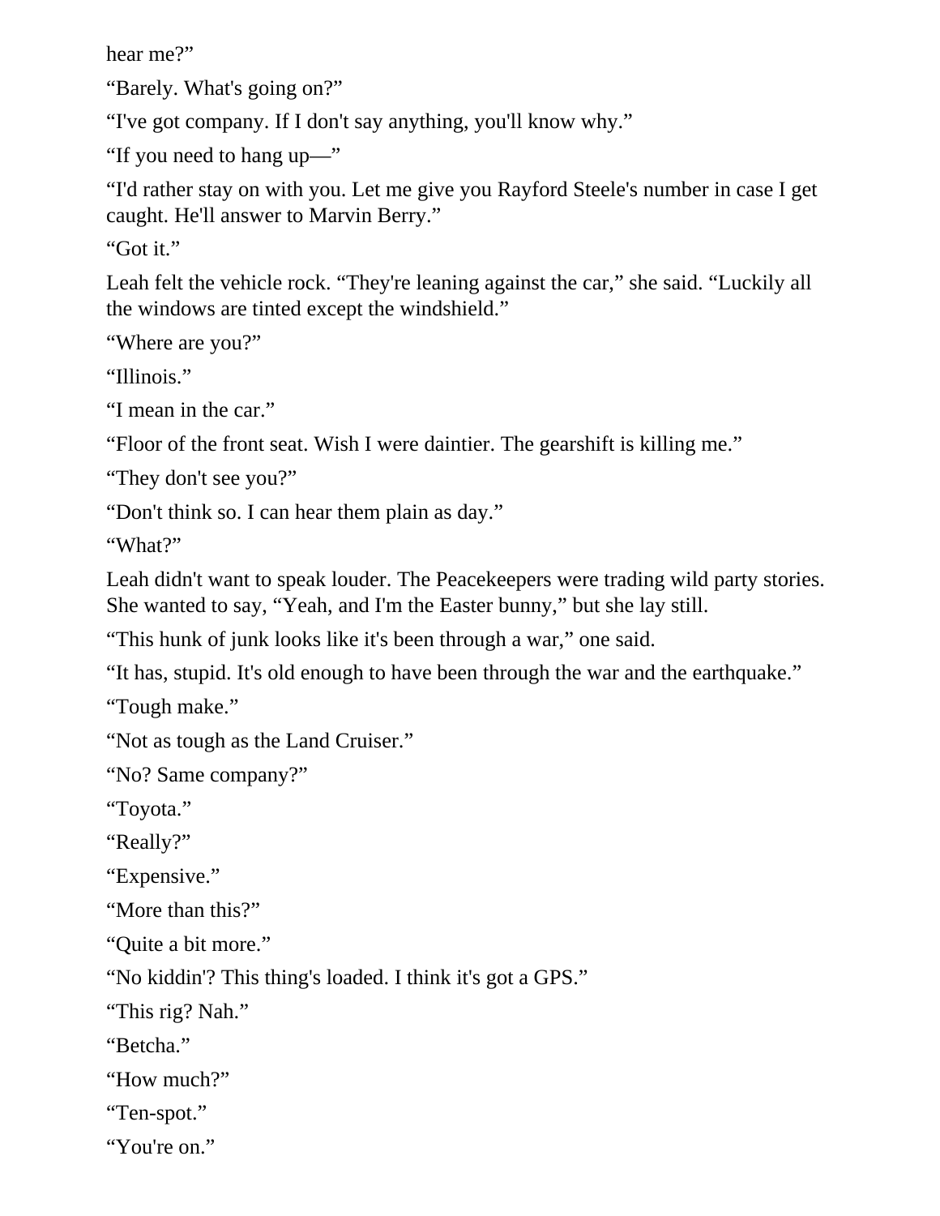hear me?”

“Barely. What's going on?”

“I've got company. If I don't say anything, you'll know why.”

“If you need to hang up—”

“I'd rather stay on with you. Let me give you Rayford Steele's number in case I get caught. He'll answer to Marvin Berry.”

“Got it.”

Leah felt the vehicle rock. “They're leaning against the car,” she said. “Luckily all the windows are tinted except the windshield.”

“Where are you?”

“Illinois.”

“I mean in the car.”

“Floor of the front seat. Wish I were daintier. The gearshift is killing me.”

“They don't see you?”

“Don't think so. I can hear them plain as day.”

“What?”

Leah didn't want to speak louder. The Peacekeepers were trading wild party stories. She wanted to say, “Yeah, and I'm the Easter bunny,” but she lay still.

“This hunk of junk looks like it's been through a war,” one said.

“It has, stupid. It's old enough to have been through the war and the earthquake.”

“Tough make.”

“Not as tough as the Land Cruiser.”

“No? Same company?”

“Toyota.”

“Really?”

“Expensive.”

“More than this?”

“Quite a bit more.”

“No kiddin'? This thing's loaded. I think it's got a GPS.”

“This rig? Nah.”

“Betcha.”

“How much?”

“Ten-spot.”

“You're on.”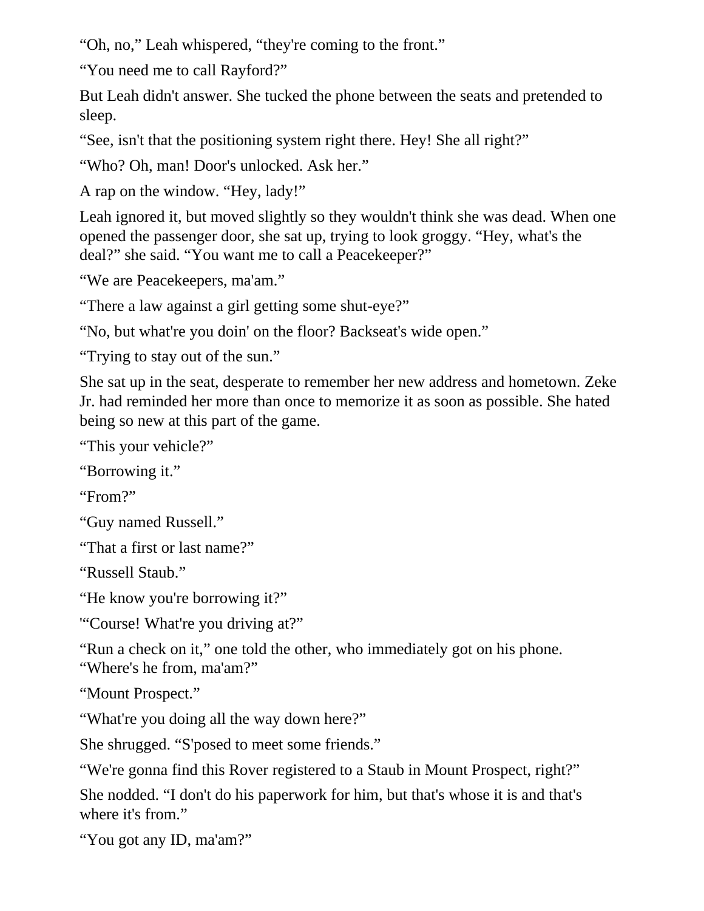"Oh, no," Leah whispered, "they're coming to the front."

"You need me to call Rayford?"

But Leah didn't answer. She tucked the phone between the seats and pretended to sleep.

"See, isn't that the positioning system right there. Hey! She all right?"

"Who? Oh, man! Door's unlocked. Ask her."

A rap on the window. "Hey, lady!"

Leah ignored it, but moved slightly so they wouldn't think she was dead. When one opened the passenger door, she sat up, trying to look groggy. "Hey, what's the deal?" she said. "You want me to call a Peacekeeper?"

"We are Peacekeepers, ma'am."

"There a law against a girl getting some shut-eye?"

"No, but what're you doin' on the floor? Backseat's wide open."

"Trying to stay out of the sun."

She sat up in the seat, desperate to remember her new address and hometown. Zeke Jr. had reminded her more than once to memorize it as soon as possible. She hated being so new at this part of the game.

"This your vehicle?"

"Borrowing it."

"From?"

"Guy named Russell."

"That a first or last name?"

"Russell Staub."

"He know you're borrowing it?"

'"Course! What're you driving at?"

"Run a check on it," one told the other, who immediately got on his phone. "Where's he from, ma'am?"

"Mount Prospect."

"What're you doing all the way down here?"

She shrugged. "S'posed to meet some friends."

"We're gonna find this Rover registered to a Staub in Mount Prospect, right?"

She nodded. "I don't do his paperwork for him, but that's whose it is and that's where it's from."

"You got any ID, ma'am?"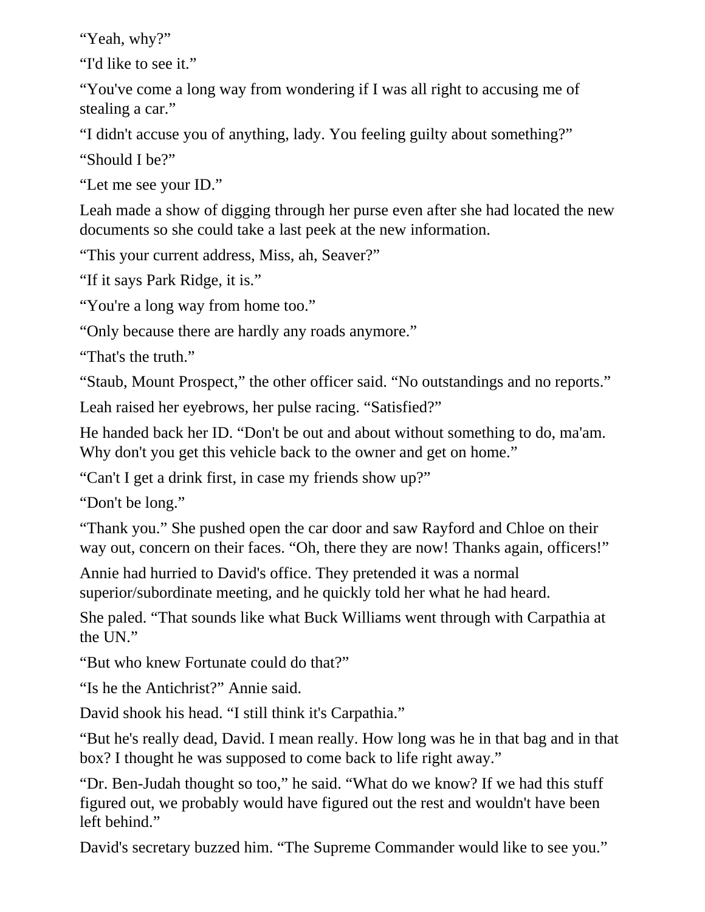"Yeah, why?"

"I'd like to see it."

"You've come a long way from wondering if I was all right to accusing me of stealing a car."

"I didn't accuse you of anything, lady. You feeling guilty about something?"

"Should I be?"

"Let me see your ID."

Leah made a show of digging through her purse even after she had located the new documents so she could take a last peek at the new information.

"This your current address, Miss, ah, Seaver?"

"If it says Park Ridge, it is."

"You're a long way from home too."

"Only because there are hardly any roads anymore."

"That's the truth."

"Staub, Mount Prospect," the other officer said. "No outstandings and no reports."

Leah raised her eyebrows, her pulse racing. "Satisfied?"

He handed back her ID. "Don't be out and about without something to do, ma'am. Why don't you get this vehicle back to the owner and get on home."

"Can't I get a drink first, in case my friends show up?"

"Don't be long."

"Thank you." She pushed open the car door and saw Rayford and Chloe on their way out, concern on their faces. "Oh, there they are now! Thanks again, officers!"

Annie had hurried to David's office. They pretended it was a normal superior/subordinate meeting, and he quickly told her what he had heard.

She paled. "That sounds like what Buck Williams went through with Carpathia at the UN."

"But who knew Fortunate could do that?"

"Is he the Antichrist?" Annie said.

David shook his head. "I still think it's Carpathia."

"But he's really dead, David. I mean really. How long was he in that bag and in that box? I thought he was supposed to come back to life right away."

"Dr. Ben-Judah thought so too," he said. "What do we know? If we had this stuff figured out, we probably would have figured out the rest and wouldn't have been left behind."

David's secretary buzzed him. "The Supreme Commander would like to see you."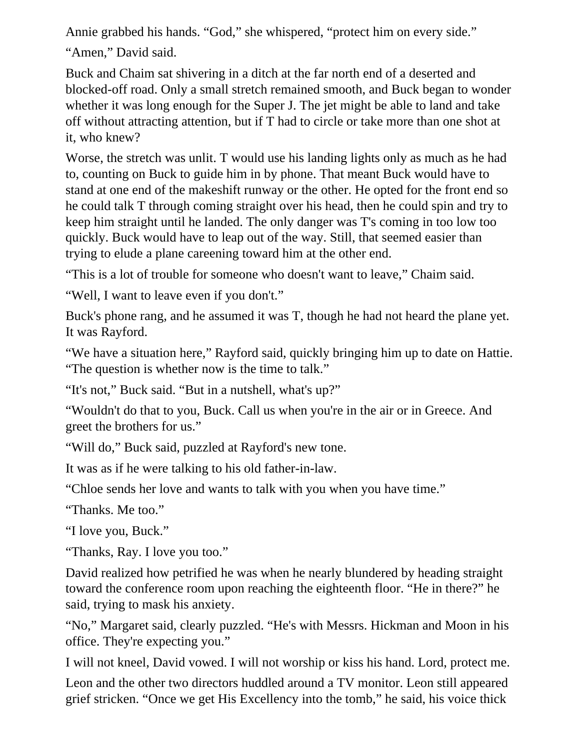Annie grabbed his hands. “God,” she whispered, “protect him on every side.”

“Amen,” David said.

Buck and Chaim sat shivering in a ditch at the far north end of a deserted and blocked-off road. Only a small stretch remained smooth, and Buck began to wonder whether it was long enough for the Super J. The jet might be able to land and take off without attracting attention, but if T had to circle or take more than one shot at it, who knew?

Worse, the stretch was unlit. T would use his landing lights only as much as he had to, counting on Buck to guide him in by phone. That meant Buck would have to stand at one end of the makeshift runway or the other. He opted for the front end so he could talk T through coming straight over his head, then he could spin and try to keep him straight until he landed. The only danger was T's coming in too low too quickly. Buck would have to leap out of the way. Still, that seemed easier than trying to elude a plane careening toward him at the other end.

“This is a lot of trouble for someone who doesn't want to leave,” Chaim said.

“Well, I want to leave even if you don't.”

Buck's phone rang, and he assumed it was T, though he had not heard the plane yet. It was Rayford.

“We have a situation here,” Rayford said, quickly bringing him up to date on Hattie. “The question is whether now is the time to talk.”

“It's not,” Buck said. “But in a nutshell, what's up?”

“Wouldn't do that to you, Buck. Call us when you're in the air or in Greece. And greet the brothers for us.”

“Will do,” Buck said, puzzled at Rayford's new tone.

It was as if he were talking to his old father-in-law.

“Chloe sends her love and wants to talk with you when you have time.”

“Thanks. Me too.”

“I love you, Buck.”

“Thanks, Ray. I love you too.”

David realized how petrified he was when he nearly blundered by heading straight toward the conference room upon reaching the eighteenth floor. “He in there?” he said, trying to mask his anxiety.

“No,” Margaret said, clearly puzzled. “He's with Messrs. Hickman and Moon in his office. They're expecting you.”

I will not kneel, David vowed. I will not worship or kiss his hand. Lord, protect me.

Leon and the other two directors huddled around a TV monitor. Leon still appeared grief stricken. “Once we get His Excellency into the tomb,” he said, his voice thick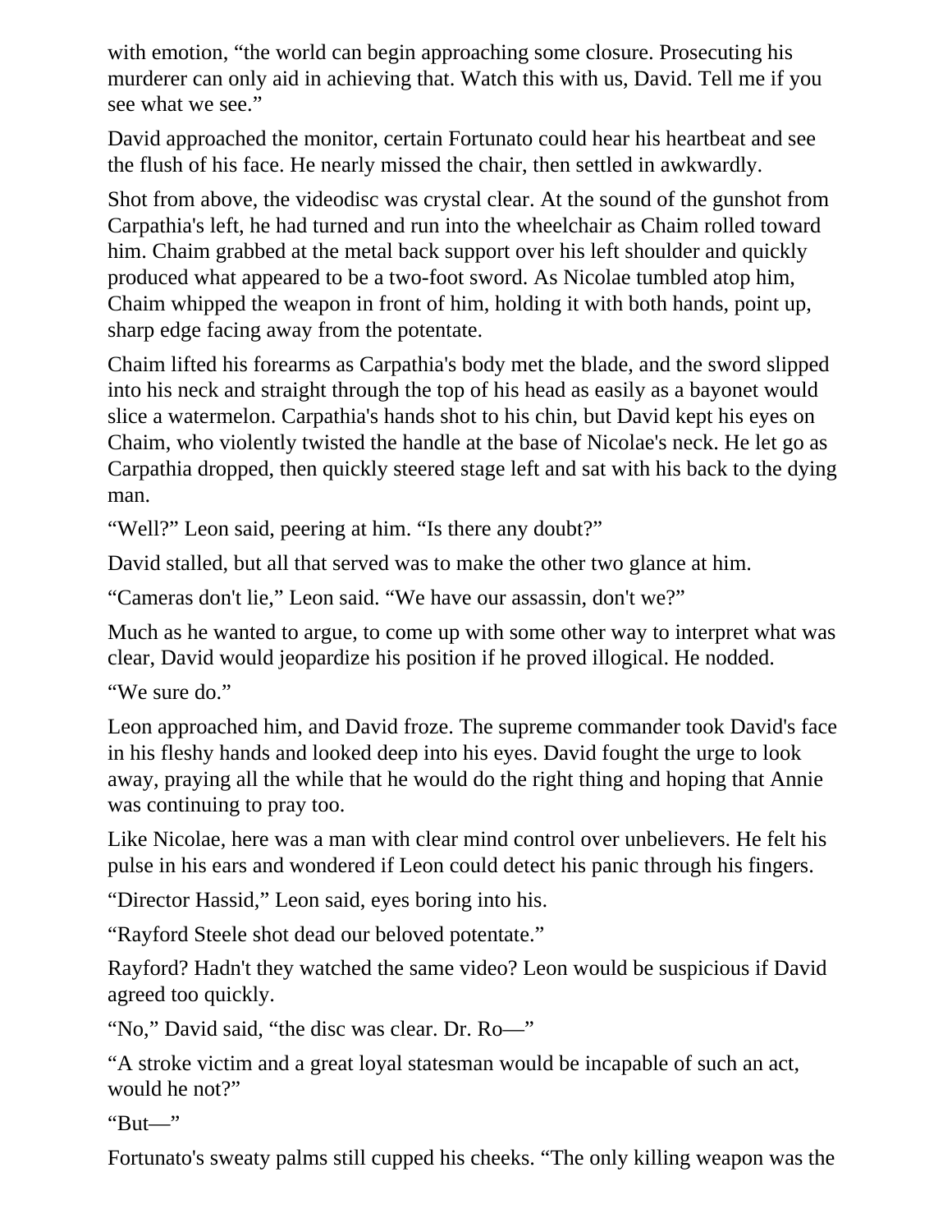with emotion, "the world can begin approaching some closure. Prosecuting his murderer can only aid in achieving that. Watch this with us, David. Tell me if you see what we see."

David approached the monitor, certain Fortunato could hear his heartbeat and see the flush of his face. He nearly missed the chair, then settled in awkwardly.

Shot from above, the videodisc was crystal clear. At the sound of the gunshot from Carpathia's left, he had turned and run into the wheelchair as Chaim rolled toward him. Chaim grabbed at the metal back support over his left shoulder and quickly produced what appeared to be a two-foot sword. As Nicolae tumbled atop him, Chaim whipped the weapon in front of him, holding it with both hands, point up, sharp edge facing away from the potentate.

Chaim lifted his forearms as Carpathia's body met the blade, and the sword slipped into his neck and straight through the top of his head as easily as a bayonet would slice a watermelon. Carpathia's hands shot to his chin, but David kept his eyes on Chaim, who violently twisted the handle at the base of Nicolae's neck. He let go as Carpathia dropped, then quickly steered stage left and sat with his back to the dying man.

"Well?" Leon said, peering at him. "Is there any doubt?"

David stalled, but all that served was to make the other two glance at him.

"Cameras don't lie," Leon said. "We have our assassin, don't we?"

Much as he wanted to argue, to come up with some other way to interpret what was clear, David would jeopardize his position if he proved illogical. He nodded.

"We sure do."

Leon approached him, and David froze. The supreme commander took David's face in his fleshy hands and looked deep into his eyes. David fought the urge to look away, praying all the while that he would do the right thing and hoping that Annie was continuing to pray too.

Like Nicolae, here was a man with clear mind control over unbelievers. He felt his pulse in his ears and wondered if Leon could detect his panic through his fingers.

"Director Hassid," Leon said, eyes boring into his.

"Rayford Steele shot dead our beloved potentate."

Rayford? Hadn't they watched the same video? Leon would be suspicious if David agreed too quickly.

"No," David said, "the disc was clear. Dr. Ro—"

"A stroke victim and a great loyal statesman would be incapable of such an act, would he not?"

"But—"

Fortunato's sweaty palms still cupped his cheeks. "The only killing weapon was the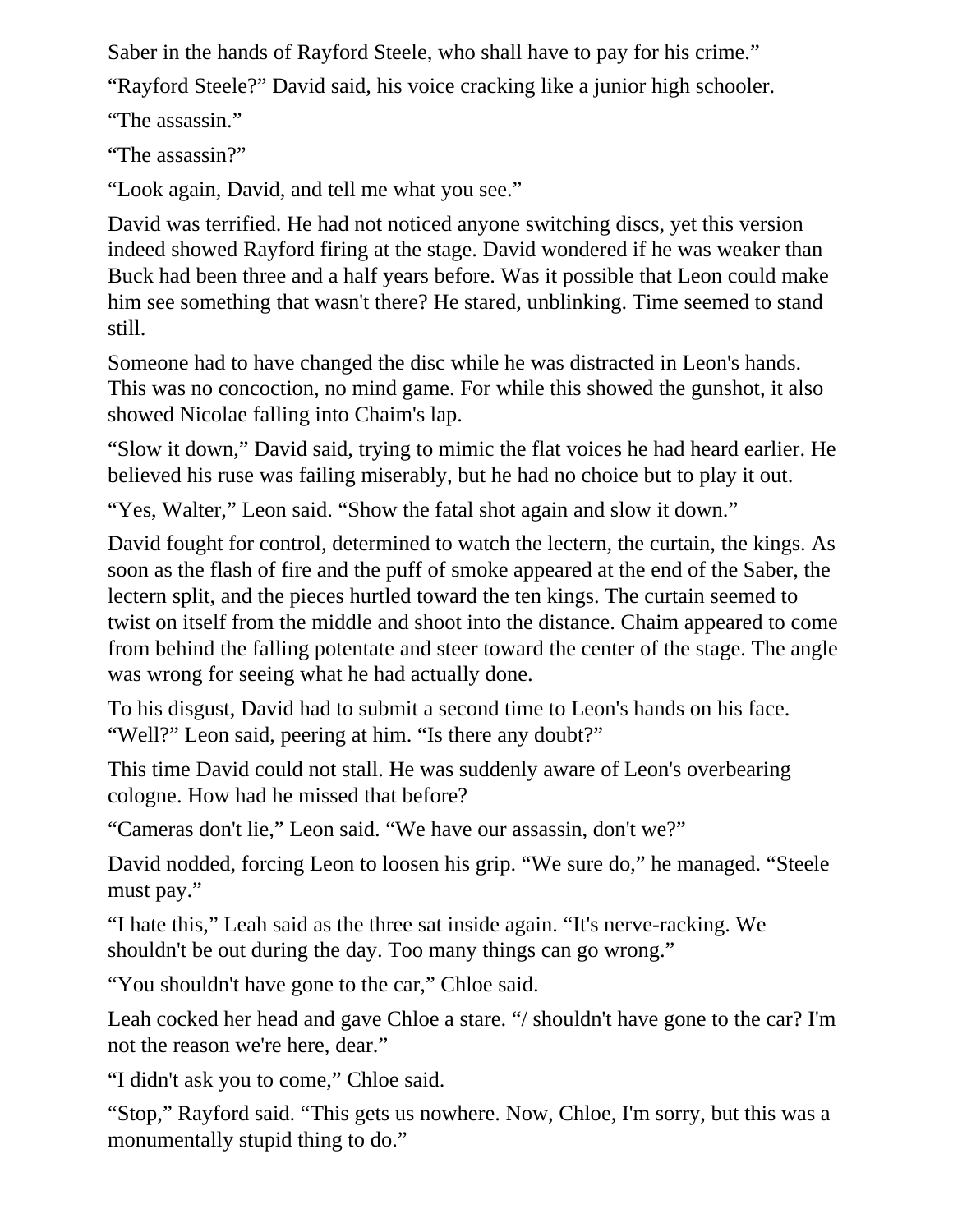Saber in the hands of Rayford Steele, who shall have to pay for his crime."

"Rayford Steele?" David said, his voice cracking like a junior high schooler.

"The assassin."

"The assassin?"

"Look again, David, and tell me what you see."

David was terrified. He had not noticed anyone switching discs, yet this version indeed showed Rayford firing at the stage. David wondered if he was weaker than Buck had been three and a half years before. Was it possible that Leon could make him see something that wasn't there? He stared, unblinking. Time seemed to stand still.

Someone had to have changed the disc while he was distracted in Leon's hands. This was no concoction, no mind game. For while this showed the gunshot, it also showed Nicolae falling into Chaim's lap.

"Slow it down," David said, trying to mimic the flat voices he had heard earlier. He believed his ruse was failing miserably, but he had no choice but to play it out.

"Yes, Walter," Leon said. "Show the fatal shot again and slow it down."

David fought for control, determined to watch the lectern, the curtain, the kings. As soon as the flash of fire and the puff of smoke appeared at the end of the Saber, the lectern split, and the pieces hurtled toward the ten kings. The curtain seemed to twist on itself from the middle and shoot into the distance. Chaim appeared to come from behind the falling potentate and steer toward the center of the stage. The angle was wrong for seeing what he had actually done.

To his disgust, David had to submit a second time to Leon's hands on his face. "Well?" Leon said, peering at him. "Is there any doubt?"

This time David could not stall. He was suddenly aware of Leon's overbearing cologne. How had he missed that before?

"Cameras don't lie," Leon said. "We have our assassin, don't we?"

David nodded, forcing Leon to loosen his grip. "We sure do," he managed. "Steele must pay."

"I hate this," Leah said as the three sat inside again. "It's nerve-racking. We shouldn't be out during the day. Too many things can go wrong."

"You shouldn't have gone to the car," Chloe said.

Leah cocked her head and gave Chloe a stare. "/ shouldn't have gone to the car? I'm not the reason we're here, dear."

"I didn't ask you to come," Chloe said.

"Stop," Rayford said. "This gets us nowhere. Now, Chloe, I'm sorry, but this was a monumentally stupid thing to do."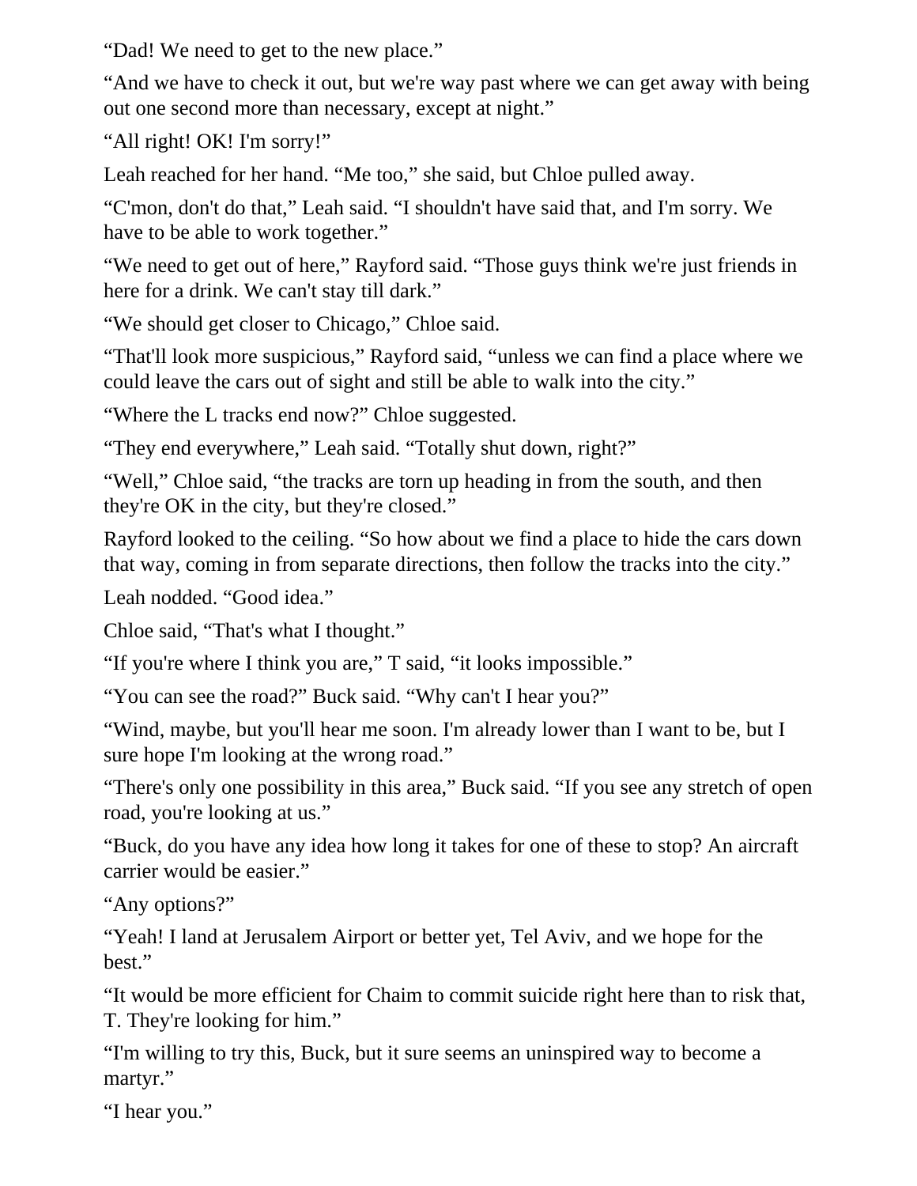"Dad! We need to get to the new place."

"And we have to check it out, but we're way past where we can get away with being out one second more than necessary, except at night."

"All right! OK! I'm sorry!"

Leah reached for her hand. "Me too," she said, but Chloe pulled away.

"C'mon, don't do that," Leah said. "I shouldn't have said that, and I'm sorry. We have to be able to work together."

"We need to get out of here," Rayford said. "Those guys think we're just friends in here for a drink. We can't stay till dark."

"We should get closer to Chicago," Chloe said.

"That'll look more suspicious," Rayford said, "unless we can find a place where we could leave the cars out of sight and still be able to walk into the city."

"Where the L tracks end now?" Chloe suggested.

"They end everywhere," Leah said. "Totally shut down, right?"

"Well," Chloe said, "the tracks are torn up heading in from the south, and then they're OK in the city, but they're closed."

Rayford looked to the ceiling. "So how about we find a place to hide the cars down that way, coming in from separate directions, then follow the tracks into the city."

Leah nodded. "Good idea."

Chloe said, "That's what I thought."

"If you're where I think you are," T said, "it looks impossible."

"You can see the road?" Buck said. "Why can't I hear you?"

"Wind, maybe, but you'll hear me soon. I'm already lower than I want to be, but I sure hope I'm looking at the wrong road."

"There's only one possibility in this area," Buck said. "If you see any stretch of open road, you're looking at us."

"Buck, do you have any idea how long it takes for one of these to stop? An aircraft carrier would be easier."

"Any options?"

"Yeah! I land at Jerusalem Airport or better yet, Tel Aviv, and we hope for the best."

"It would be more efficient for Chaim to commit suicide right here than to risk that, T. They're looking for him."

"I'm willing to try this, Buck, but it sure seems an uninspired way to become a martyr."

"I hear you."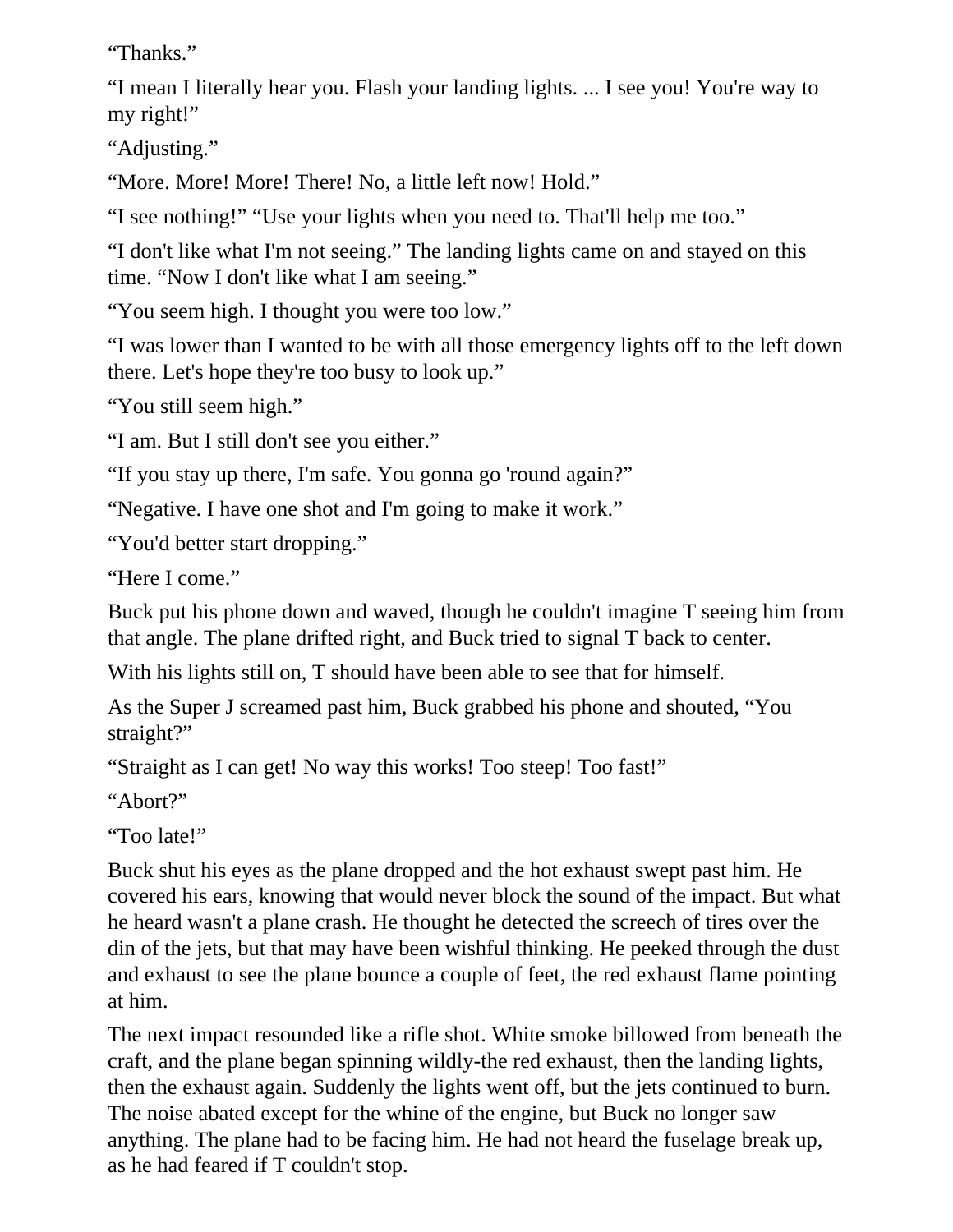“Thanks.”

“I mean I literally hear you. Flash your landing lights. ... I see you! You're way to my right!”

“Adjusting.”

“More. More! More! There! No, a little left now! Hold.”

“I see nothing!” “Use your lights when you need to. That'll help me too.”

“I don't like what I'm not seeing.” The landing lights came on and stayed on this time. “Now I don't like what I am seeing.”

“You seem high. I thought you were too low.”

“I was lower than I wanted to be with all those emergency lights off to the left down there. Let's hope they're too busy to look up.”

“You still seem high.”

“I am. But I still don't see you either.”

“If you stay up there, I'm safe. You gonna go 'round again?”

“Negative. I have one shot and I'm going to make it work.”

“You'd better start dropping.”

“Here I come.”

Buck put his phone down and waved, though he couldn't imagine T seeing him from that angle. The plane drifted right, and Buck tried to signal T back to center.

With his lights still on, T should have been able to see that for himself.

As the Super J screamed past him, Buck grabbed his phone and shouted, “You straight?”

“Straight as I can get! No way this works! Too steep! Too fast!”

“Abort?”

“Too late!”

Buck shut his eyes as the plane dropped and the hot exhaust swept past him. He covered his ears, knowing that would never block the sound of the impact. But what he heard wasn't a plane crash. He thought he detected the screech of tires over the din of the jets, but that may have been wishful thinking. He peeked through the dust and exhaust to see the plane bounce a couple of feet, the red exhaust flame pointing at him.

The next impact resounded like a rifle shot. White smoke billowed from beneath the craft, and the plane began spinning wildly-the red exhaust, then the landing lights, then the exhaust again. Suddenly the lights went off, but the jets continued to burn. The noise abated except for the whine of the engine, but Buck no longer saw anything. The plane had to be facing him. He had not heard the fuselage break up, as he had feared if T couldn't stop.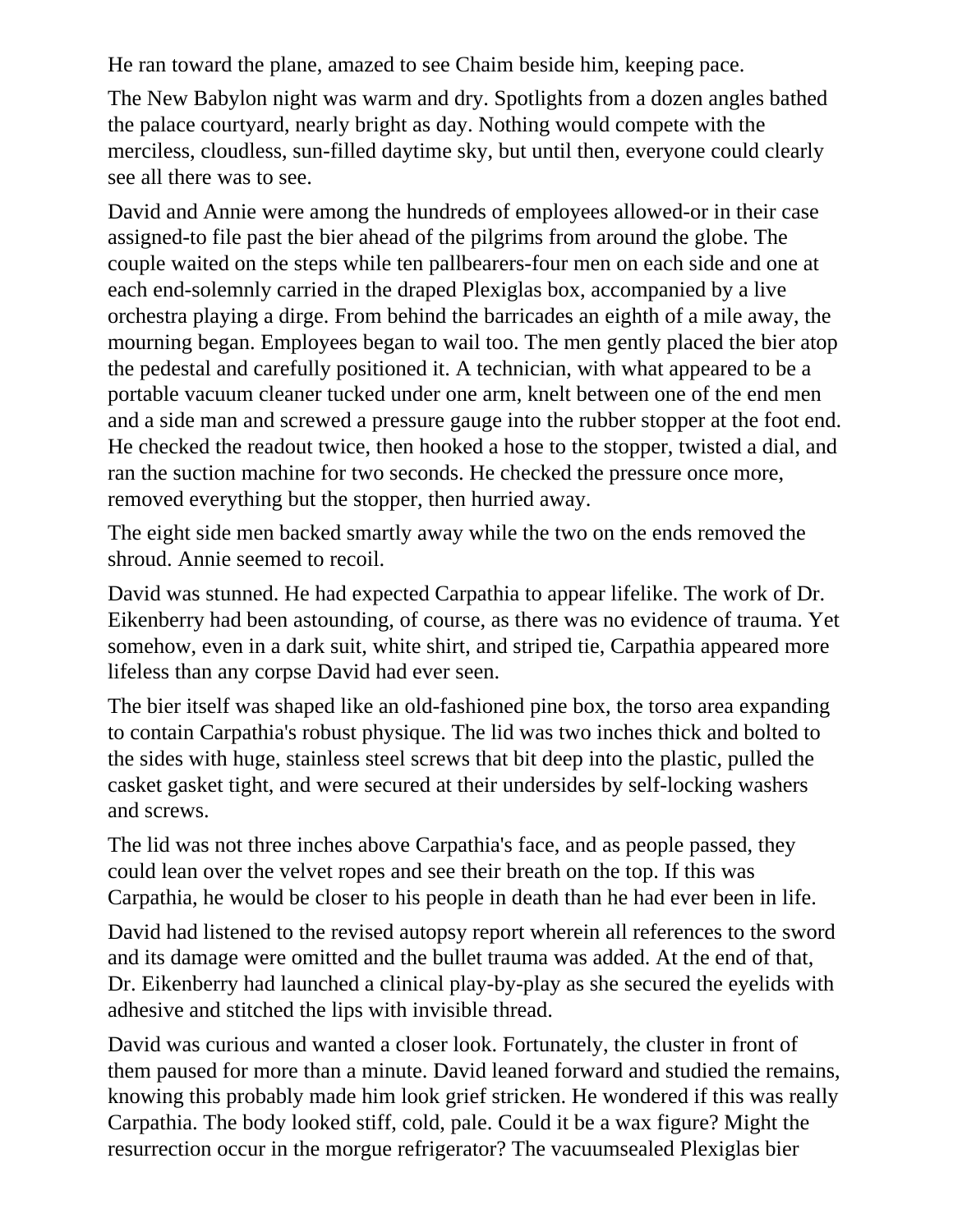He ran toward the plane, amazed to see Chaim beside him, keeping pace.

The New Babylon night was warm and dry. Spotlights from a dozen angles bathed the palace courtyard, nearly bright as day. Nothing would compete with the merciless, cloudless, sun-filled daytime sky, but until then, everyone could clearly see all there was to see.

David and Annie were among the hundreds of employees allowed-or in their case assigned-to file past the bier ahead of the pilgrims from around the globe. The couple waited on the steps while ten pallbearers-four men on each side and one at each end-solemnly carried in the draped Plexiglas box, accompanied by a live orchestra playing a dirge. From behind the barricades an eighth of a mile away, the mourning began. Employees began to wail too. The men gently placed the bier atop the pedestal and carefully positioned it. A technician, with what appeared to be a portable vacuum cleaner tucked under one arm, knelt between one of the end men and a side man and screwed a pressure gauge into the rubber stopper at the foot end. He checked the readout twice, then hooked a hose to the stopper, twisted a dial, and ran the suction machine for two seconds. He checked the pressure once more, removed everything but the stopper, then hurried away.

The eight side men backed smartly away while the two on the ends removed the shroud. Annie seemed to recoil.

David was stunned. He had expected Carpathia to appear lifelike. The work of Dr. Eikenberry had been astounding, of course, as there was no evidence of trauma. Yet somehow, even in a dark suit, white shirt, and striped tie, Carpathia appeared more lifeless than any corpse David had ever seen.

The bier itself was shaped like an old-fashioned pine box, the torso area expanding to contain Carpathia's robust physique. The lid was two inches thick and bolted to the sides with huge, stainless steel screws that bit deep into the plastic, pulled the casket gasket tight, and were secured at their undersides by self-locking washers and screws.

The lid was not three inches above Carpathia's face, and as people passed, they could lean over the velvet ropes and see their breath on the top. If this was Carpathia, he would be closer to his people in death than he had ever been in life.

David had listened to the revised autopsy report wherein all references to the sword and its damage were omitted and the bullet trauma was added. At the end of that, Dr. Eikenberry had launched a clinical play-by-play as she secured the eyelids with adhesive and stitched the lips with invisible thread.

David was curious and wanted a closer look. Fortunately, the cluster in front of them paused for more than a minute. David leaned forward and studied the remains, knowing this probably made him look grief stricken. He wondered if this was really Carpathia. The body looked stiff, cold, pale. Could it be a wax figure? Might the resurrection occur in the morgue refrigerator? The vacuumsealed Plexiglas bier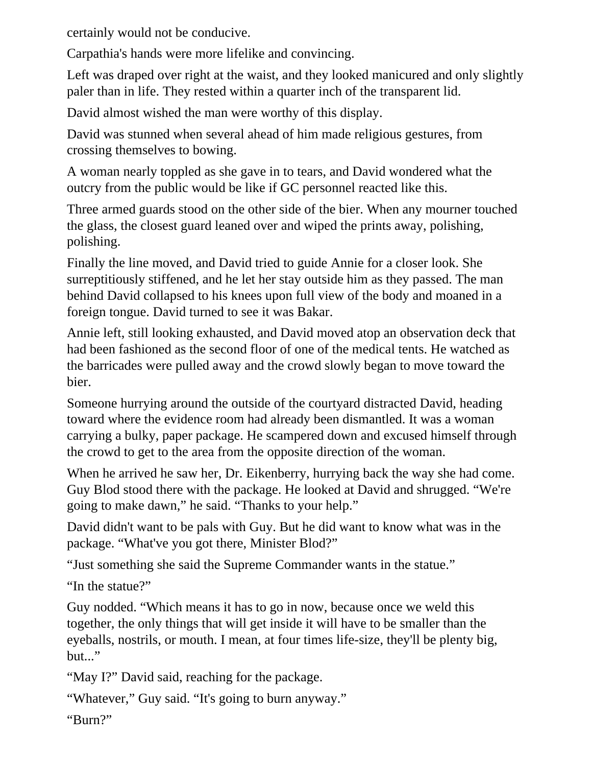certainly would not be conducive.

Carpathia's hands were more lifelike and convincing.

Left was draped over right at the waist, and they looked manicured and only slightly paler than in life. They rested within a quarter inch of the transparent lid.

David almost wished the man were worthy of this display.

David was stunned when several ahead of him made religious gestures, from crossing themselves to bowing.

A woman nearly toppled as she gave in to tears, and David wondered what the outcry from the public would be like if GC personnel reacted like this.

Three armed guards stood on the other side of the bier. When any mourner touched the glass, the closest guard leaned over and wiped the prints away, polishing, polishing.

Finally the line moved, and David tried to guide Annie for a closer look. She surreptitiously stiffened, and he let her stay outside him as they passed. The man behind David collapsed to his knees upon full view of the body and moaned in a foreign tongue. David turned to see it was Bakar.

Annie left, still looking exhausted, and David moved atop an observation deck that had been fashioned as the second floor of one of the medical tents. He watched as the barricades were pulled away and the crowd slowly began to move toward the bier.

Someone hurrying around the outside of the courtyard distracted David, heading toward where the evidence room had already been dismantled. It was a woman carrying a bulky, paper package. He scampered down and excused himself through the crowd to get to the area from the opposite direction of the woman.

When he arrived he saw her, Dr. Eikenberry, hurrying back the way she had come. Guy Blod stood there with the package. He looked at David and shrugged. "We're going to make dawn," he said. "Thanks to your help."

David didn't want to be pals with Guy. But he did want to know what was in the package. "What've you got there, Minister Blod?"

"Just something she said the Supreme Commander wants in the statue."

"In the statue?"

Guy nodded. "Which means it has to go in now, because once we weld this together, the only things that will get inside it will have to be smaller than the eyeballs, nostrils, or mouth. I mean, at four times life-size, they'll be plenty big, but..."

"May I?" David said, reaching for the package.

"Whatever," Guy said. "It's going to burn anyway."

"Burn?"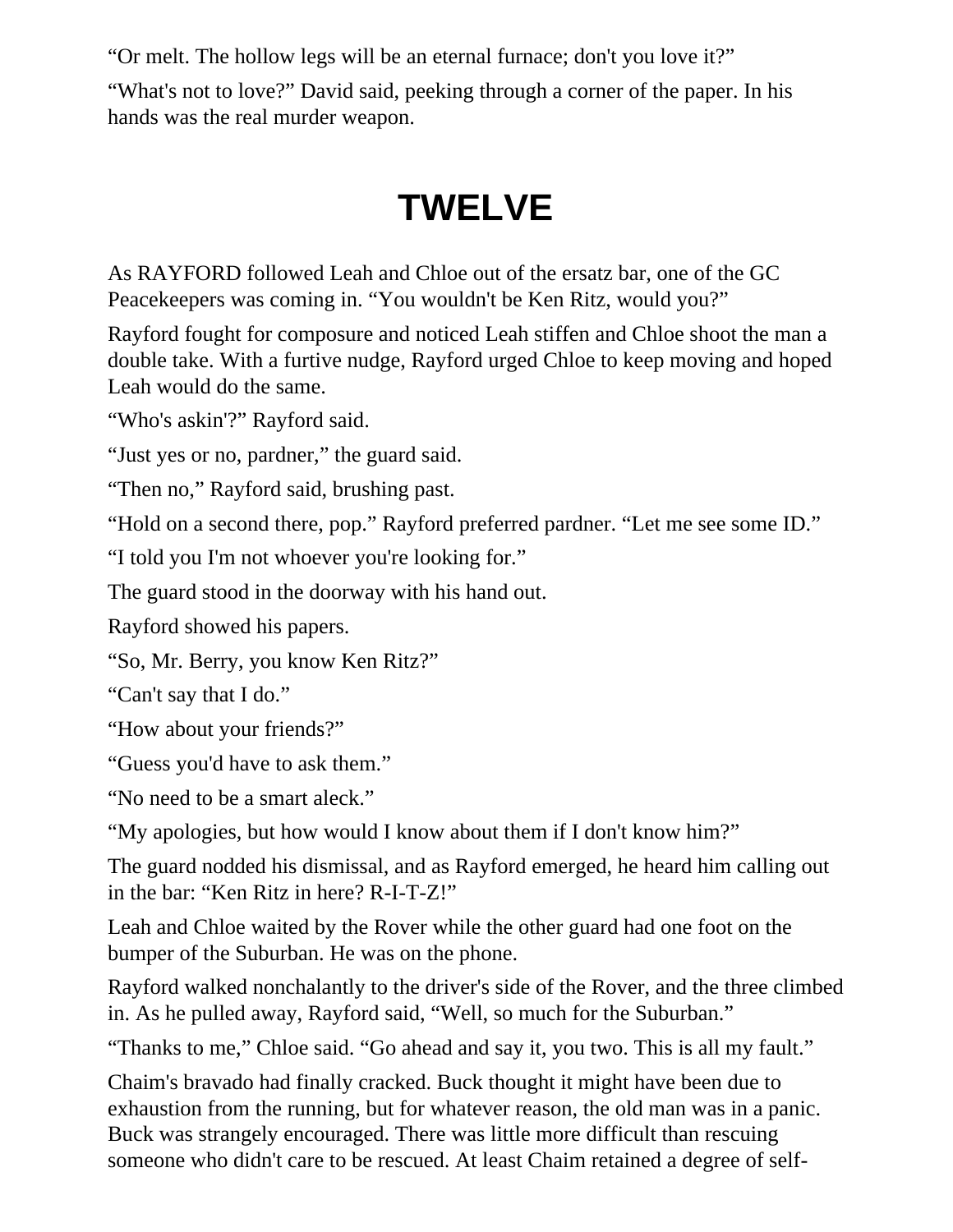“Or melt. The hollow legs will be an eternal furnace; don't you love it?”

“What's not to love?” David said, peeking through a corner of the paper. In his hands was the real murder weapon.

# TWELVE

As RAYFORD followed Leah and Chloe out of the ersatz bar, one of the GC Peacekeepers was coming in. “You wouldn't be Ken Ritz, would you?”

Rayford fought for composure and noticed Leah stiffen and Chloe shoot the man a double take. With a furtive nudge, Rayford urged Chloe to keep moving and hoped Leah would do the same.

“Who's askin'?” Rayford said.

“Just yes or no, pardner,” the guard said.

“Then no,” Rayford said, brushing past.

“Hold on a second there, pop.” Rayford preferred pardner. “Let me see some ID.”

“I told you I'm not whoever you're looking for.”

The guard stood in the doorway with his hand out.

Rayford showed his papers.

“So, Mr. Berry, you know Ken Ritz?”

“Can't say that I do.”

“How about your friends?”

“Guess you'd have to ask them.”

“No need to be a smart aleck.”

“My apologies, but how would I know about them if I don't know him?”

The guard nodded his dismissal, and as Rayford emerged, he heard him calling out in the bar: “Ken Ritz in here? R-I-T-Z!”

Leah and Chloe waited by the Rover while the other guard had one foot on the bumper of the Suburban. He was on the phone.

Rayford walked nonchalantly to the driver's side of the Rover, and the three climbed in. As he pulled away, Rayford said, “Well, so much for the Suburban.”

“Thanks to me,” Chloe said. “Go ahead and say it, you two. This is all my fault.”

Chaim's bravado had finally cracked. Buck thought it might have been due to exhaustion from the running, but for whatever reason, the old man was in a panic. Buck was strangely encouraged. There was little more difficult than rescuing someone who didn't care to be rescued. At least Chaim retained a degree of self-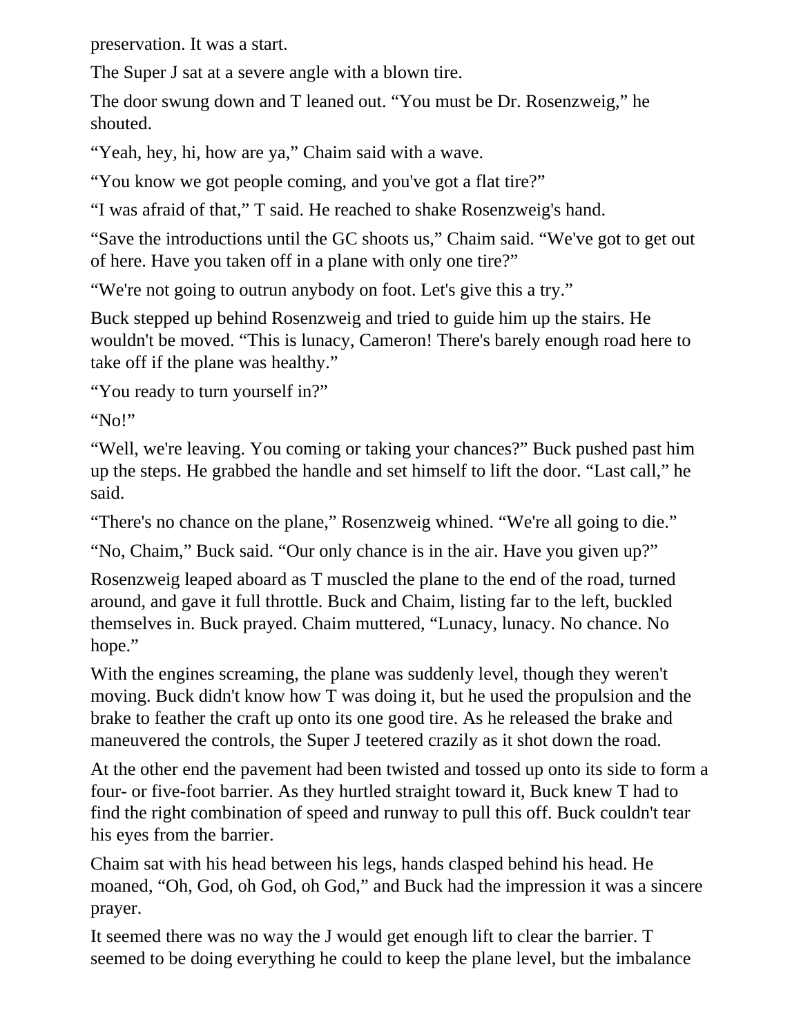preservation. It was a start.

The Super J sat at a severe angle with a blown tire.

The door swung down and T leaned out. “You must be Dr. Rosenzweig,” he shouted.

“Yeah, hey, hi, how are ya,” Chaim said with a wave.

“You know we got people coming, and you've got a flat tire?”

“I was afraid of that,” T said. He reached to shake Rosenzweig's hand.

“Save the introductions until the GC shoots us,” Chaim said. “We've got to get out of here. Have you taken off in a plane with only one tire?”

“We're not going to outrun anybody on foot. Let's give this a try.”

Buck stepped up behind Rosenzweig and tried to guide him up the stairs. He wouldn't be moved. “This is lunacy, Cameron! There's barely enough road here to take off if the plane was healthy.”

“You ready to turn yourself in?”

“No!”

“Well, we're leaving. You coming or taking your chances?” Buck pushed past him up the steps. He grabbed the handle and set himself to lift the door. “Last call,” he said.

“There's no chance on the plane,” Rosenzweig whined. “We're all going to die.”

“No, Chaim,” Buck said. “Our only chance is in the air. Have you given up?”

Rosenzweig leaped aboard as T muscled the plane to the end of the road, turned around, and gave it full throttle. Buck and Chaim, listing far to the left, buckled themselves in. Buck prayed. Chaim muttered, “Lunacy, lunacy. No chance. No hope.”

With the engines screaming, the plane was suddenly level, though they weren't moving. Buck didn't know how T was doing it, but he used the propulsion and the brake to feather the craft up onto its one good tire. As he released the brake and maneuvered the controls, the Super J teetered crazily as it shot down the road.

At the other end the pavement had been twisted and tossed up onto its side to form a four- or five-foot barrier. As they hurtled straight toward it, Buck knew T had to find the right combination of speed and runway to pull this off. Buck couldn't tear his eyes from the barrier.

Chaim sat with his head between his legs, hands clasped behind his head. He moaned, “Oh, God, oh God, oh God,” and Buck had the impression it was a sincere prayer.

It seemed there was no way the J would get enough lift to clear the barrier. T seemed to be doing everything he could to keep the plane level, but the imbalance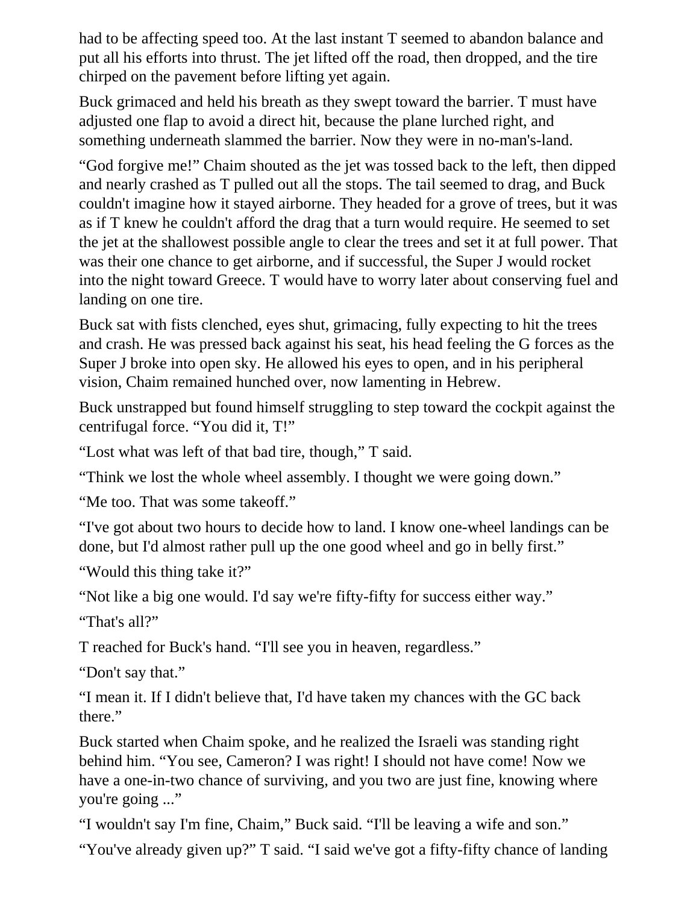had to be affecting speed too. At the last instant T seemed to abandon balance and put all his efforts into thrust. The jet lifted off the road, then dropped, and the tire chirped on the pavement before lifting yet again.

Buck grimaced and held his breath as they swept toward the barrier. T must have adjusted one flap to avoid a direct hit, because the plane lurched right, and something underneath slammed the barrier. Now they were in no-man's-land.

"God forgive me!" Chaim shouted as the jet was tossed back to the left, then dipped and nearly crashed as T pulled out all the stops. The tail seemed to drag, and Buck couldn't imagine how it stayed airborne. They headed for a grove of trees, but it was as if T knew he couldn't afford the drag that a turn would require. He seemed to set the jet at the shallowest possible angle to clear the trees and set it at full power. That was their one chance to get airborne, and if successful, the Super J would rocket into the night toward Greece. T would have to worry later about conserving fuel and landing on one tire.

Buck sat with fists clenched, eyes shut, grimacing, fully expecting to hit the trees and crash. He was pressed back against his seat, his head feeling the G forces as the Super J broke into open sky. He allowed his eyes to open, and in his peripheral vision, Chaim remained hunched over, now lamenting in Hebrew.

Buck unstrapped but found himself struggling to step toward the cockpit against the centrifugal force. "You did it, T!"

"Lost what was left of that bad tire, though," T said.

"Think we lost the whole wheel assembly. I thought we were going down."

"Me too. That was some takeoff."

"I've got about two hours to decide how to land. I know one-wheel landings can be done, but I'd almost rather pull up the one good wheel and go in belly first."

"Would this thing take it?"

"Not like a big one would. I'd say we're fifty-fifty for success either way."

"That's all?"

T reached for Buck's hand. "I'll see you in heaven, regardless."

"Don't say that."

"I mean it. If I didn't believe that, I'd have taken my chances with the GC back there."

Buck started when Chaim spoke, and he realized the Israeli was standing right behind him. "You see, Cameron? I was right! I should not have come! Now we have a one-in-two chance of surviving, and you two are just fine, knowing where you're going ..."

"I wouldn't say I'm fine, Chaim," Buck said. "I'll be leaving a wife and son."

"You've already given up?" T said. "I said we've got a fifty-fifty chance of landing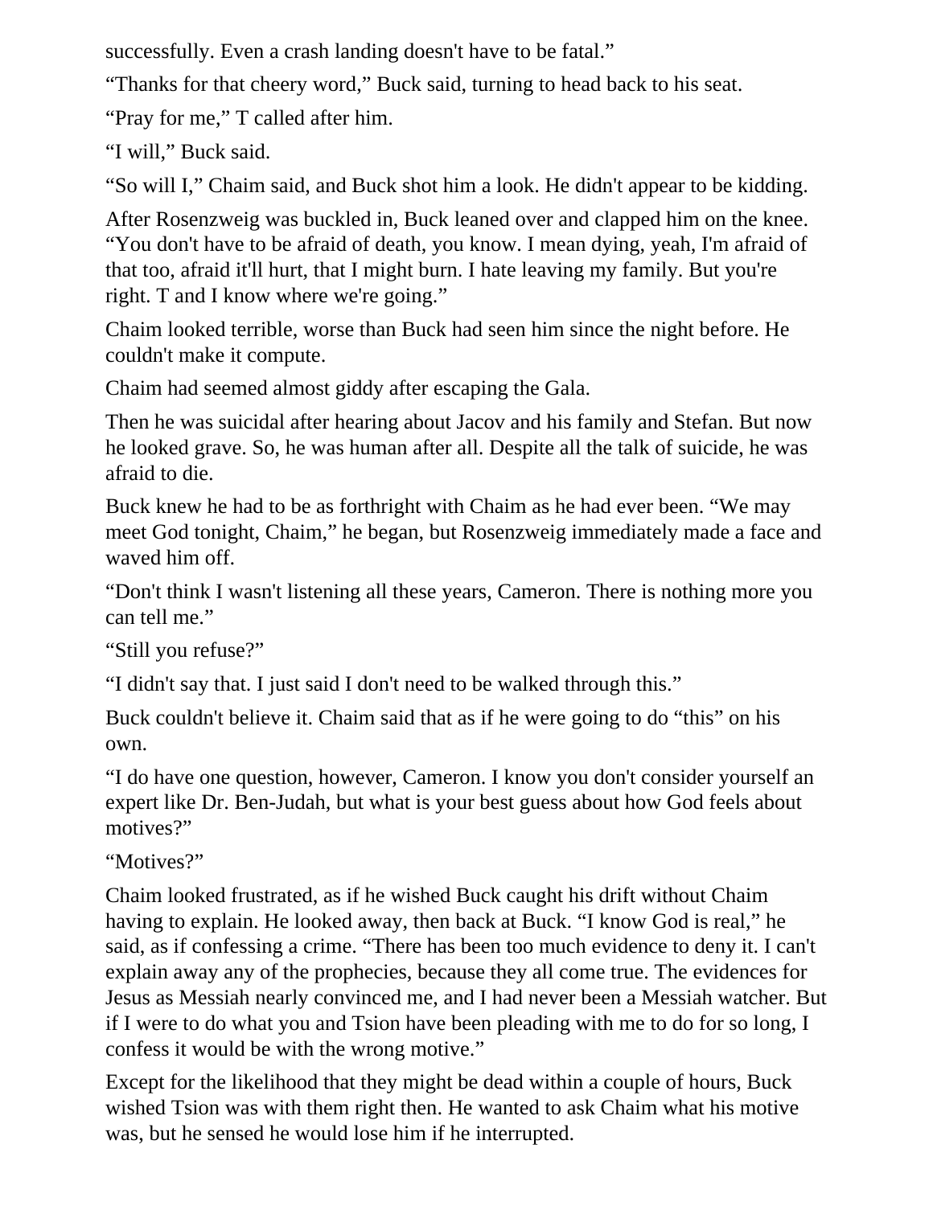successfully. Even a crash landing doesn't have to be fatal."

"Thanks for that cheery word," Buck said, turning to head back to his seat.

"Pray for me," T called after him.

"I will," Buck said.

"So will I," Chaim said, and Buck shot him a look. He didn't appear to be kidding.

After Rosenzweig was buckled in, Buck leaned over and clapped him on the knee. "You don't have to be afraid of death, you know. I mean dying, yeah, I'm afraid of that too, afraid it'll hurt, that I might burn. I hate leaving my family. But you're right. T and I know where we're going."

Chaim looked terrible, worse than Buck had seen him since the night before. He couldn't make it compute.

Chaim had seemed almost giddy after escaping the Gala.

Then he was suicidal after hearing about Jacov and his family and Stefan. But now he looked grave. So, he was human after all. Despite all the talk of suicide, he was afraid to die.

Buck knew he had to be as forthright with Chaim as he had ever been. "We may meet God tonight, Chaim," he began, but Rosenzweig immediately made a face and waved him off.

"Don't think I wasn't listening all these years, Cameron. There is nothing more you can tell me."

"Still you refuse?"

"I didn't say that. I just said I don't need to be walked through this."

Buck couldn't believe it. Chaim said that as if he were going to do "this" on his own.

"I do have one question, however, Cameron. I know you don't consider yourself an expert like Dr. Ben-Judah, but what is your best guess about how God feels about motives?"

"Motives?"

Chaim looked frustrated, as if he wished Buck caught his drift without Chaim having to explain. He looked away, then back at Buck. "I know God is real," he said, as if confessing a crime. "There has been too much evidence to deny it. I can't explain away any of the prophecies, because they all come true. The evidences for Jesus as Messiah nearly convinced me, and I had never been a Messiah watcher. But if I were to do what you and Tsion have been pleading with me to do for so long, I confess it would be with the wrong motive."

Except for the likelihood that they might be dead within a couple of hours, Buck wished Tsion was with them right then. He wanted to ask Chaim what his motive was, but he sensed he would lose him if he interrupted.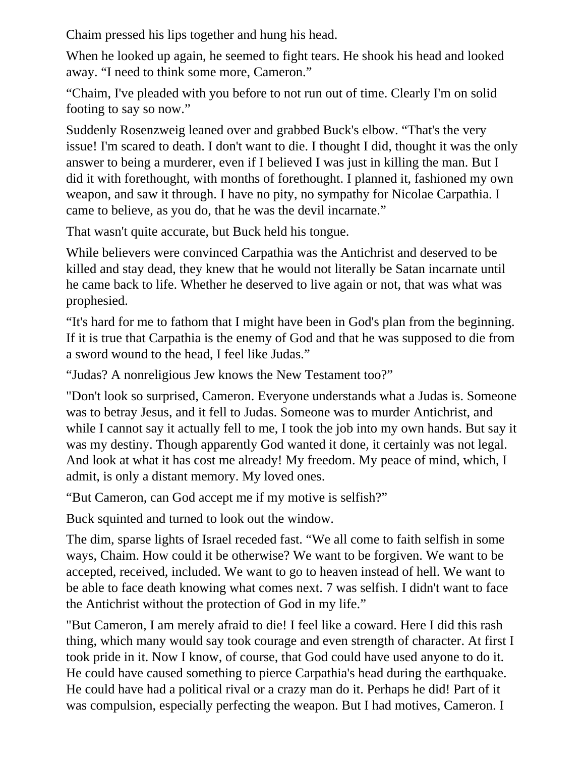Chaim pressed his lips together and hung his head.

When he looked up again, he seemed to fight tears. He shook his head and looked away. “I need to think some more, Cameron.”

“Chaim, I've pleaded with you before to not run out of time. Clearly I'm on solid footing to say so now.”

Suddenly Rosenzweig leaned over and grabbed Buck's elbow. “That's the very issue! I'm scared to death. I don't want to die. I thought I did, thought it was the only answer to being a murderer, even if I believed I was just in killing the man. But I did it with forethought, with months of forethought. I planned it, fashioned my own weapon, and saw it through. I have no pity, no sympathy for Nicolae Carpathia. I came to believe, as you do, that he was the devil incarnate.”

That wasn't quite accurate, but Buck held his tongue.

While believers were convinced Carpathia was the Antichrist and deserved to be killed and stay dead, they knew that he would not literally be Satan incarnate until he came back to life. Whether he deserved to live again or not, that was what was prophesied.

“It's hard for me to fathom that I might have been in God's plan from the beginning. If it is true that Carpathia is the enemy of God and that he was supposed to die from a sword wound to the head, I feel like Judas.”

“Judas? A nonreligious Jew knows the New Testament too?”

"Don't look so surprised, Cameron. Everyone understands what a Judas is. Someone was to betray Jesus, and it fell to Judas. Someone was to murder Antichrist, and while I cannot say it actually fell to me, I took the job into my own hands. But say it was my destiny. Though apparently God wanted it done, it certainly was not legal. And look at what it has cost me already! My freedom. My peace of mind, which, I admit, is only a distant memory. My loved ones.

“But Cameron, can God accept me if my motive is selfish?”

Buck squinted and turned to look out the window.

The dim, sparse lights of Israel receded fast. “We all come to faith selfish in some ways, Chaim. How could it be otherwise? We want to be forgiven. We want to be accepted, received, included. We want to go to heaven instead of hell. We want to be able to face death knowing what comes next. 7 was selfish. I didn't want to face the Antichrist without the protection of God in my life.”

"But Cameron, I am merely afraid to die! I feel like a coward. Here I did this rash thing, which many would say took courage and even strength of character. At first I took pride in it. Now I know, of course, that God could have used anyone to do it. He could have caused something to pierce Carpathia's head during the earthquake. He could have had a political rival or a crazy man do it. Perhaps he did! Part of it was compulsion, especially perfecting the weapon. But I had motives, Cameron. I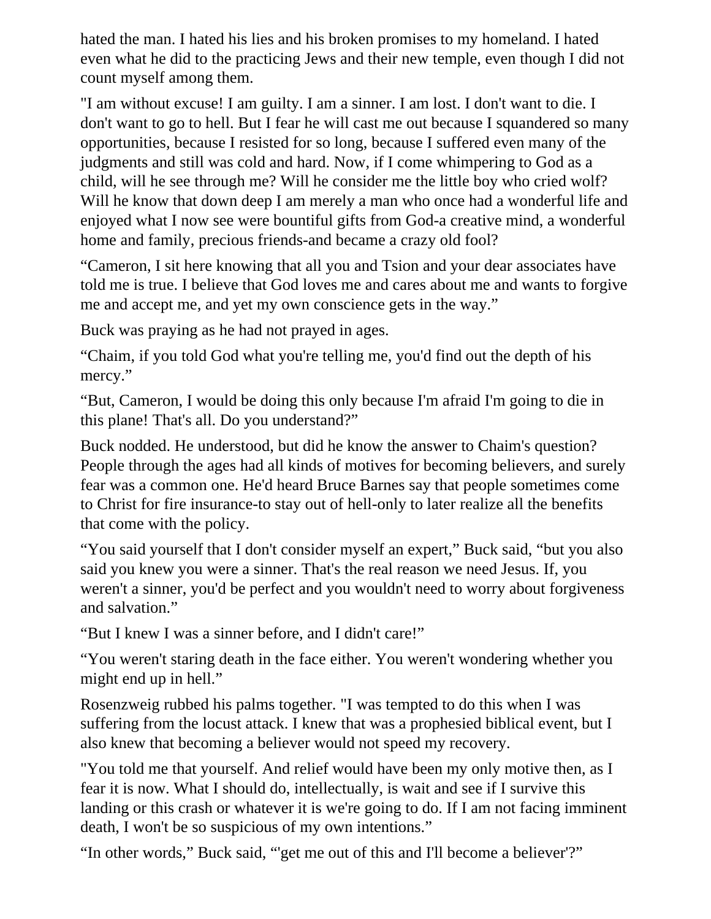hated the man. I hated his lies and his broken promises to my homeland. I hated even what he did to the practicing Jews and their new temple, even though I did not count myself among them.

"I am without excuse! I am guilty. I am a sinner. I am lost. I don't want to die. I don't want to go to hell. But I fear he will cast me out because I squandered so many opportunities, because I resisted for so long, because I suffered even many of the judgments and still was cold and hard. Now, if I come whimpering to God as a child, will he see through me? Will he consider me the little boy who cried wolf? Will he know that down deep I am merely a man who once had a wonderful life and enjoyed what I now see were bountiful gifts from God-a creative mind, a wonderful home and family, precious friends-and became a crazy old fool?

"Cameron, I sit here knowing that all you and Tsion and your dear associates have told me is true. I believe that God loves me and cares about me and wants to forgive me and accept me, and yet my own conscience gets in the way."

Buck was praying as he had not prayed in ages.

"Chaim, if you told God what you're telling me, you'd find out the depth of his mercy."

"But, Cameron, I would be doing this only because I'm afraid I'm going to die in this plane! That's all. Do you understand?"

Buck nodded. He understood, but did he know the answer to Chaim's question? People through the ages had all kinds of motives for becoming believers, and surely fear was a common one. He'd heard Bruce Barnes say that people sometimes come to Christ for fire insurance-to stay out of hell-only to later realize all the benefits that come with the policy.

"You said yourself that I don't consider myself an expert," Buck said, "but you also said you knew you were a sinner. That's the real reason we need Jesus. If, you weren't a sinner, you'd be perfect and you wouldn't need to worry about forgiveness and salvation."

"But I knew I was a sinner before, and I didn't care!"

"You weren't staring death in the face either. You weren't wondering whether you might end up in hell."

Rosenzweig rubbed his palms together. "I was tempted to do this when I was suffering from the locust attack. I knew that was a prophesied biblical event, but I also knew that becoming a believer would not speed my recovery.

"You told me that yourself. And relief would have been my only motive then, as I fear it is now. What I should do, intellectually, is wait and see if I survive this landing or this crash or whatever it is we're going to do. If I am not facing imminent death, I won't be so suspicious of my own intentions."

"In other words," Buck said, "'get me out of this and I'll become a believer'?"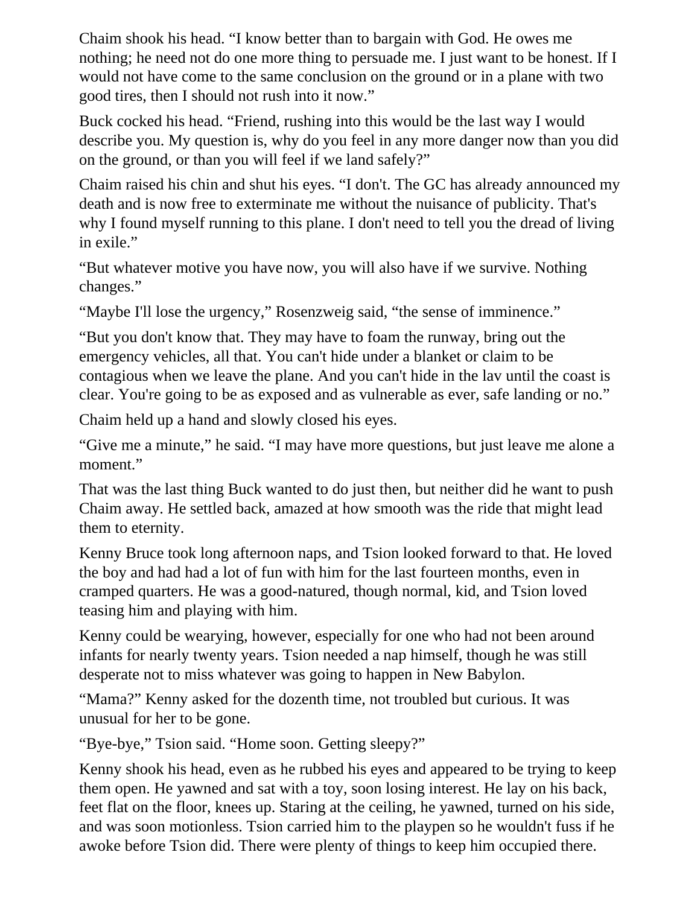Chaim shook his head. "I know better than to bargain with God. He owes me nothing; he need not do one more thing to persuade me. I just want to be honest. If I would not have come to the same conclusion on the ground or in a plane with two good tires, then I should not rush into it now."

Buck cocked his head. "Friend, rushing into this would be the last way I would describe you. My question is, why do you feel in any more danger now than you did on the ground, or than you will feel if we land safely?"

Chaim raised his chin and shut his eyes. "I don't. The GC has already announced my death and is now free to exterminate me without the nuisance of publicity. That's why I found myself running to this plane. I don't need to tell you the dread of living in exile."

"But whatever motive you have now, you will also have if we survive. Nothing changes."

"Maybe I'll lose the urgency," Rosenzweig said, "the sense of imminence."

"But you don't know that. They may have to foam the runway, bring out the emergency vehicles, all that. You can't hide under a blanket or claim to be contagious when we leave the plane. And you can't hide in the lav until the coast is clear. You're going to be as exposed and as vulnerable as ever, safe landing or no."

Chaim held up a hand and slowly closed his eyes.

"Give me a minute," he said. "I may have more questions, but just leave me alone a moment."

That was the last thing Buck wanted to do just then, but neither did he want to push Chaim away. He settled back, amazed at how smooth was the ride that might lead them to eternity.

Kenny Bruce took long afternoon naps, and Tsion looked forward to that. He loved the boy and had had a lot of fun with him for the last fourteen months, even in cramped quarters. He was a good-natured, though normal, kid, and Tsion loved teasing him and playing with him.

Kenny could be wearying, however, especially for one who had not been around infants for nearly twenty years. Tsion needed a nap himself, though he was still desperate not to miss whatever was going to happen in New Babylon.

"Mama?" Kenny asked for the dozenth time, not troubled but curious. It was unusual for her to be gone.

"Bye-bye," Tsion said. "Home soon. Getting sleepy?"

Kenny shook his head, even as he rubbed his eyes and appeared to be trying to keep them open. He yawned and sat with a toy, soon losing interest. He lay on his back, feet flat on the floor, knees up. Staring at the ceiling, he yawned, turned on his side, and was soon motionless. Tsion carried him to the playpen so he wouldn't fuss if he awoke before Tsion did. There were plenty of things to keep him occupied there.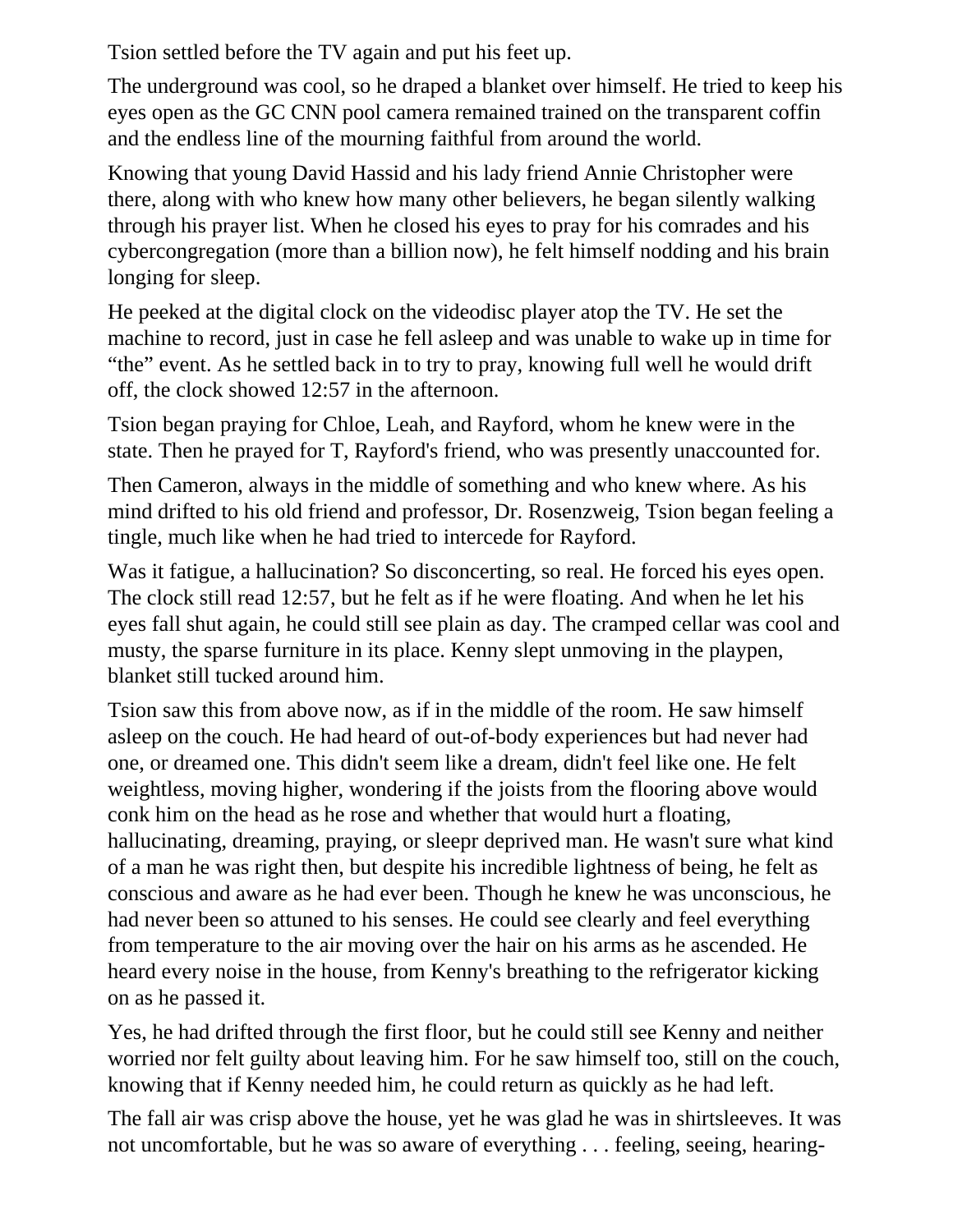Tsion settled before the TV again and put his feet up.

The underground was cool, so he draped a blanket over himself. He tried to keep his eyes open as the GC CNN pool camera remained trained on the transparent coffin and the endless line of the mourning faithful from around the world.

Knowing that young David Hassid and his lady friend Annie Christopher were there, along with who knew how many other believers, he began silently walking through his prayer list. When he closed his eyes to pray for his comrades and his cybercongregation (more than a billion now), he felt himself nodding and his brain longing for sleep.

He peeked at the digital clock on the videodisc player atop the TV. He set the machine to record, just in case he fell asleep and was unable to wake up in time for "the" event. As he settled back in to try to pray, knowing full well he would drift off, the clock showed 12:57 in the afternoon.

Tsion began praying for Chloe, Leah, and Rayford, whom he knew were in the state. Then he prayed for T, Rayford's friend, who was presently unaccounted for.

Then Cameron, always in the middle of something and who knew where. As his mind drifted to his old friend and professor, Dr. Rosenzweig, Tsion began feeling a tingle, much like when he had tried to intercede for Rayford.

Was it fatigue, a hallucination? So disconcerting, so real. He forced his eyes open. The clock still read 12:57, but he felt as if he were floating. And when he let his eyes fall shut again, he could still see plain as day. The cramped cellar was cool and musty, the sparse furniture in its place. Kenny slept unmoving in the playpen, blanket still tucked around him.

Tsion saw this from above now, as if in the middle of the room. He saw himself asleep on the couch. He had heard of out-of-body experiences but had never had one, or dreamed one. This didn't seem like a dream, didn't feel like one. He felt weightless, moving higher, wondering if the joists from the flooring above would conk him on the head as he rose and whether that would hurt a floating, hallucinating, dreaming, praying, or sleepr deprived man. He wasn't sure what kind of a man he was right then, but despite his incredible lightness of being, he felt as conscious and aware as he had ever been. Though he knew he was unconscious, he had never been so attuned to his senses. He could see clearly and feel everything from temperature to the air moving over the hair on his arms as he ascended. He heard every noise in the house, from Kenny's breathing to the refrigerator kicking on as he passed it.

Yes, he had drifted through the first floor, but he could still see Kenny and neither worried nor felt guilty about leaving him. For he saw himself too, still on the couch, knowing that if Kenny needed him, he could return as quickly as he had left.

The fall air was crisp above the house, yet he was glad he was in shirtsleeves. It was not uncomfortable, but he was so aware of everything . . . feeling, seeing, hearing-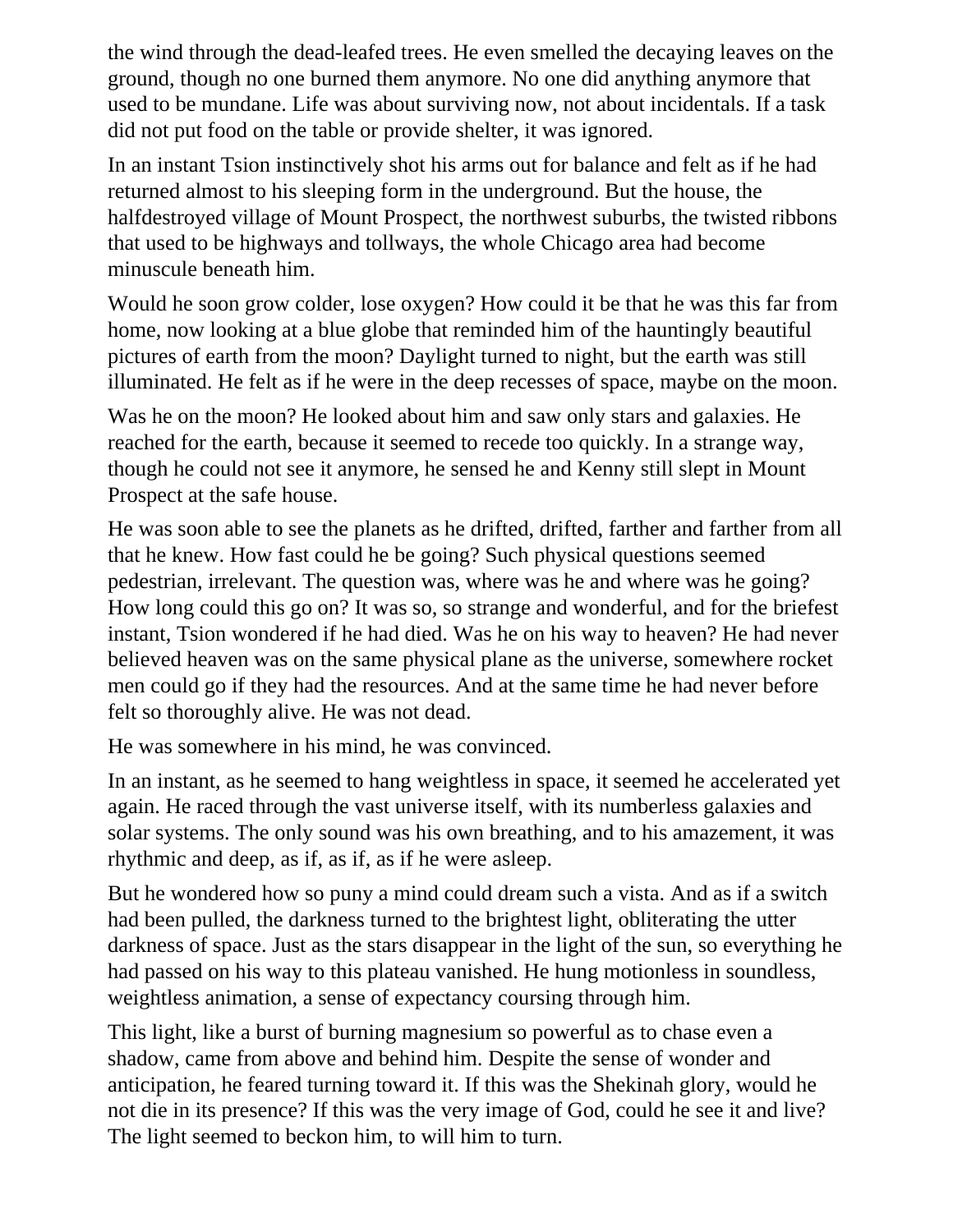the wind through the dead-leafed trees. He even smelled the decaying leaves on the ground, though no one burned them anymore. No one did anything anymore that used to be mundane. Life was about surviving now, not about incidentals. If a task did not put food on the table or provide shelter, it was ignored.

In an instant Tsion instinctively shot his arms out for balance and felt as if he had returned almost to his sleeping form in the underground. But the house, the halfdestroyed village of Mount Prospect, the northwest suburbs, the twisted ribbons that used to be highways and tollways, the whole Chicago area had become minuscule beneath him.

Would he soon grow colder, lose oxygen? How could it be that he was this far from home, now looking at a blue globe that reminded him of the hauntingly beautiful pictures of earth from the moon? Daylight turned to night, but the earth was still illuminated. He felt as if he were in the deep recesses of space, maybe on the moon.

Was he on the moon? He looked about him and saw only stars and galaxies. He reached for the earth, because it seemed to recede too quickly. In a strange way, though he could not see it anymore, he sensed he and Kenny still slept in Mount Prospect at the safe house.

He was soon able to see the planets as he drifted, drifted, farther and farther from all that he knew. How fast could he be going? Such physical questions seemed pedestrian, irrelevant. The question was, where was he and where was he going? How long could this go on? It was so, so strange and wonderful, and for the briefest instant, Tsion wondered if he had died. Was he on his way to heaven? He had never believed heaven was on the same physical plane as the universe, somewhere rocket men could go if they had the resources. And at the same time he had never before felt so thoroughly alive. He was not dead.

He was somewhere in his mind, he was convinced.

In an instant, as he seemed to hang weightless in space, it seemed he accelerated yet again. He raced through the vast universe itself, with its numberless galaxies and solar systems. The only sound was his own breathing, and to his amazement, it was rhythmic and deep, as if, as if, as if he were asleep.

But he wondered how so puny a mind could dream such a vista. And as if a switch had been pulled, the darkness turned to the brightest light, obliterating the utter darkness of space. Just as the stars disappear in the light of the sun, so everything he had passed on his way to this plateau vanished. He hung motionless in soundless, weightless animation, a sense of expectancy coursing through him.

This light, like a burst of burning magnesium so powerful as to chase even a shadow, came from above and behind him. Despite the sense of wonder and anticipation, he feared turning toward it. If this was the Shekinah glory, would he not die in its presence? If this was the very image of God, could he see it and live? The light seemed to beckon him, to will him to turn.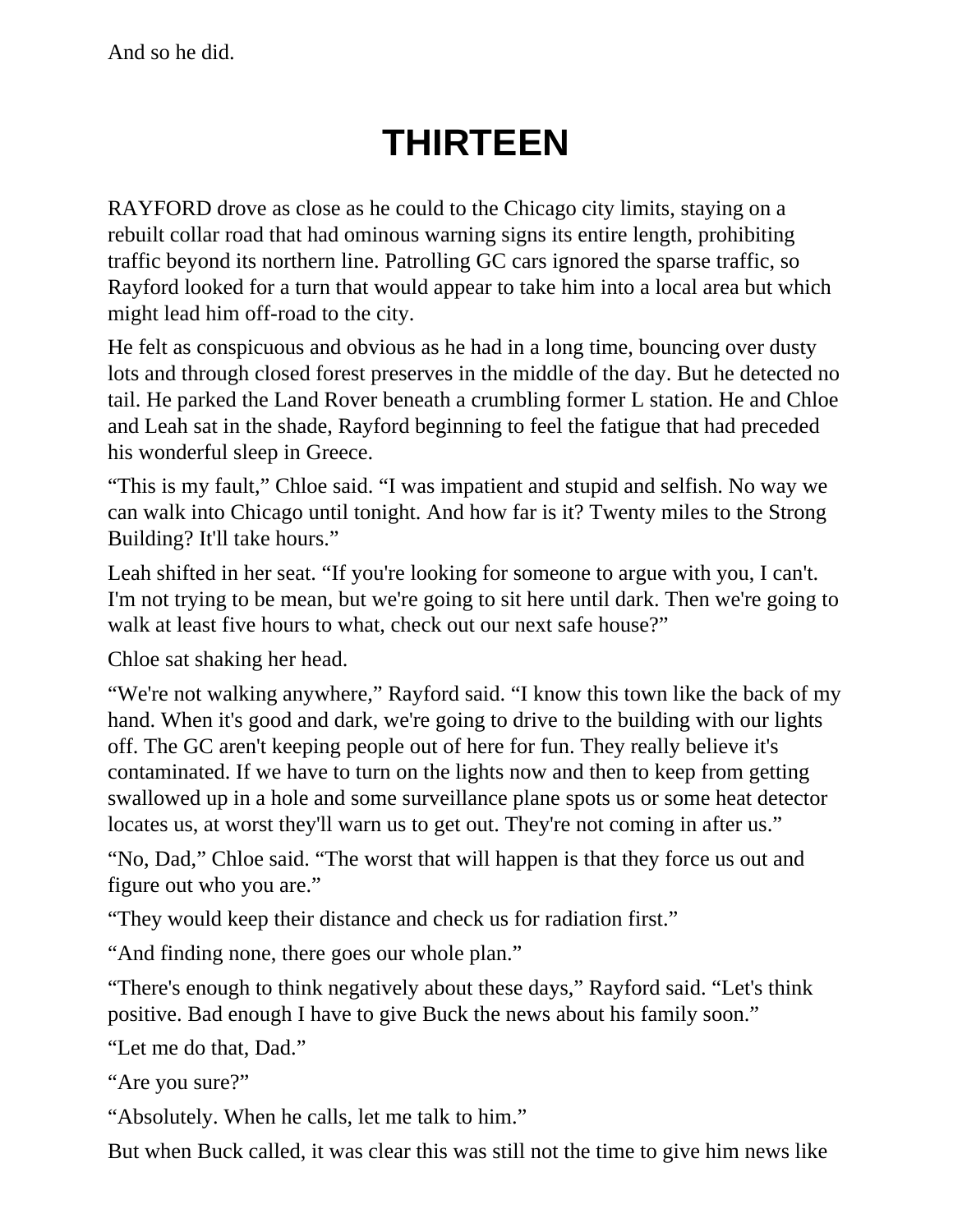And so he did.

# THIRTEEN

RAYFORD drove as close as he could to the Chicago city limits, staying on a rebuilt collar road that had ominous warning signs its entire length, prohibiting traffic beyond its northern line. Patrolling GC cars ignored the sparse traffic, so Rayford looked for a turn that would appear to take him into a local area but which might lead him off-road to the city.

He felt as conspicuous and obvious as he had in a long time, bouncing over dusty lots and through closed forest preserves in the middle of the day. But he detected no tail. He parked the Land Rover beneath a crumbling former L station. He and Chloe and Leah sat in the shade, Rayford beginning to feel the fatigue that had preceded his wonderful sleep in Greece.

“This is my fault,” Chloe said. “I was impatient and stupid and selfish. No way we can walk into Chicago until tonight. And how far is it? Twenty miles to the Strong Building? It'll take hours.”

Leah shifted in her seat. “If you're looking for someone to argue with you, I can't. I'm not trying to be mean, but we're going to sit here until dark. Then we're going to walk at least five hours to what, check out our next safe house?”

Chloe sat shaking her head.

“We're not walking anywhere,” Rayford said. “I know this town like the back of my hand. When it's good and dark, we're going to drive to the building with our lights off. The GC aren't keeping people out of here for fun. They really believe it's contaminated. If we have to turn on the lights now and then to keep from getting swallowed up in a hole and some surveillance plane spots us or some heat detector locates us, at worst they'll warn us to get out. They're not coming in after us.”

“No, Dad,” Chloe said. “The worst that will happen is that they force us out and figure out who you are.”

“They would keep their distance and check us for radiation first.”

“And finding none, there goes our whole plan.”

“There's enough to think negatively about these days,” Rayford said. “Let's think positive. Bad enough I have to give Buck the news about his family soon.”

“Let me do that, Dad.”

“Are you sure?”

“Absolutely. When he calls, let me talk to him.”

But when Buck called, it was clear this was still not the time to give him news like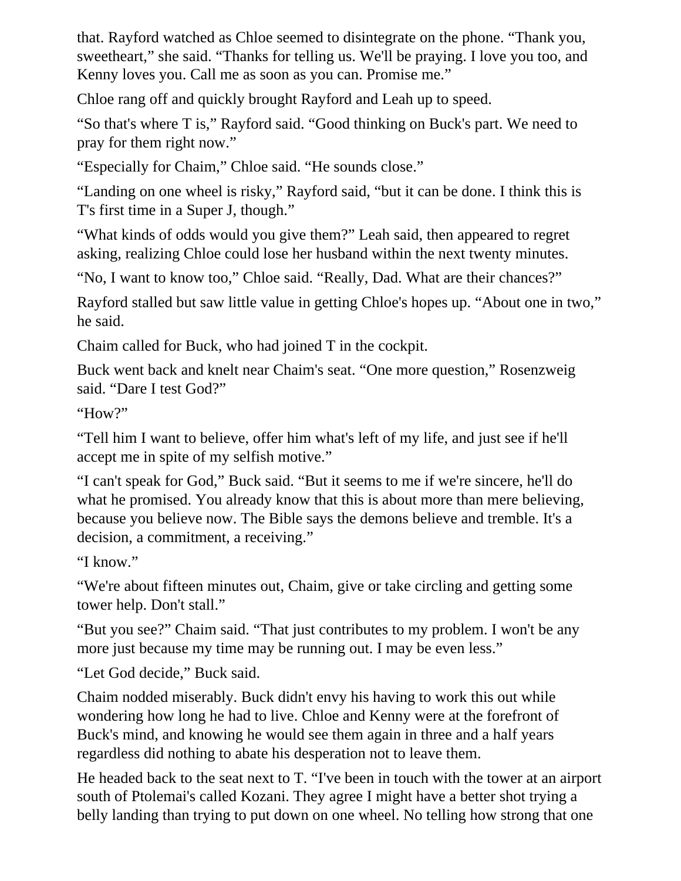that. Rayford watched as Chloe seemed to disintegrate on the phone. “Thank you, sweetheart,” she said. “Thanks for telling us. We'll be praying. I love you too, and Kenny loves you. Call me as soon as you can. Promise me.”

Chloe rang off and quickly brought Rayford and Leah up to speed.

“So that's where T is,” Rayford said. “Good thinking on Buck's part. We need to pray for them right now.”

“Especially for Chaim,” Chloe said. “He sounds close.”

“Landing on one wheel is risky,” Rayford said, “but it can be done. I think this is T's first time in a Super J, though.”

“What kinds of odds would you give them?” Leah said, then appeared to regret asking, realizing Chloe could lose her husband within the next twenty minutes.

“No, I want to know too,” Chloe said. “Really, Dad. What are their chances?”

Rayford stalled but saw little value in getting Chloe's hopes up. “About one in two,” he said.

Chaim called for Buck, who had joined T in the cockpit.

Buck went back and knelt near Chaim's seat. “One more question,” Rosenzweig said. “Dare I test God?”

“How?”

“Tell him I want to believe, offer him what's left of my life, and just see if he'll accept me in spite of my selfish motive.”

“I can't speak for God,” Buck said. “But it seems to me if we're sincere, he'll do what he promised. You already know that this is about more than mere believing, because you believe now. The Bible says the demons believe and tremble. It's a decision, a commitment, a receiving.”

“I know.”

“We're about fifteen minutes out, Chaim, give or take circling and getting some tower help. Don't stall.”

“But you see?” Chaim said. “That just contributes to my problem. I won't be any more just because my time may be running out. I may be even less.”

“Let God decide,” Buck said.

Chaim nodded miserably. Buck didn't envy his having to work this out while wondering how long he had to live. Chloe and Kenny were at the forefront of Buck's mind, and knowing he would see them again in three and a half years regardless did nothing to abate his desperation not to leave them.

He headed back to the seat next to T. “I've been in touch with the tower at an airport south of Ptolemai's called Kozani. They agree I might have a better shot trying a belly landing than trying to put down on one wheel. No telling how strong that one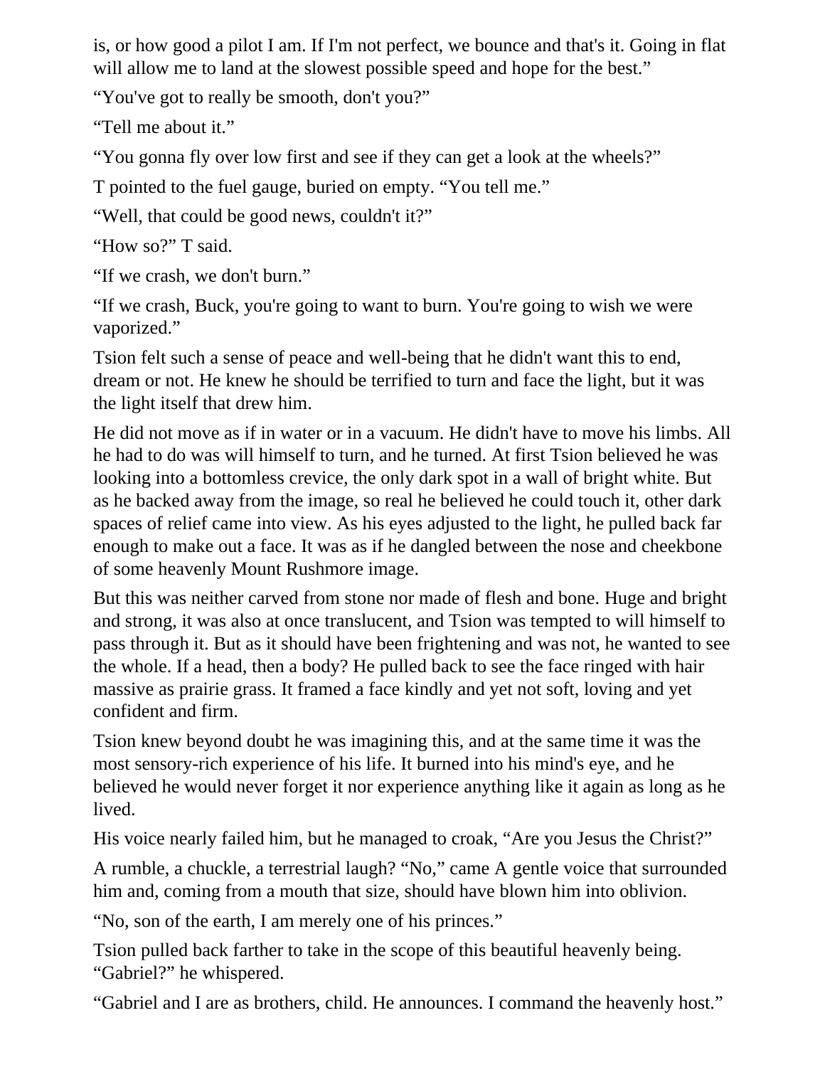is, or how good a pilot I am. If I'm not perfect, we bounce and that's it. Going in flat will allow me to land at the slowest possible speed and hope for the best."

"You've got to really be smooth, don't you?"

"Tell me about it."

"You gonna fly over low first and see if they can get a look at the wheels?"

T pointed to the fuel gauge, buried on empty. "You tell me."

"Well, that could be good news, couldn't it?"

"How so?" T said.

"If we crash, we don't burn."

"If we crash, Buck, you're going to want to burn. You're going to wish we were vaporized."

Tsion felt such a sense of peace and well-being that he didn't want this to end, dream or not. He knew he should be terrified to turn and face the light, but it was the light itself that drew him.

He did not move as if in water or in a vacuum. He didn't have to move his limbs. All he had to do was will himself to turn, and he turned. At first Tsion believed he was looking into a bottomless crevice, the only dark spot in a wall of bright white. But as he backed away from the image, so real he believed he could touch it, other dark spaces of relief came into view. As his eyes adjusted to the light, he pulled back far enough to make out a face. It was as if he dangled between the nose and cheekbone of some heavenly Mount Rushmore image.

But this was neither carved from stone nor made of flesh and bone. Huge and bright and strong, it was also at once translucent, and Tsion was tempted to will himself to pass through it. But as it should have been frightening and was not, he wanted to see the whole. If a head, then a body? He pulled back to see the face ringed with hair massive as prairie grass. It framed a face kindly and yet not soft, loving and yet confident and firm.

Tsion knew beyond doubt he was imagining this, and at the same time it was the most sensory-rich experience of his life. It burned into his mind's eye, and he believed he would never forget it nor experience anything like it again as long as he lived.

His voice nearly failed him, but he managed to croak, "Are you Jesus the Christ?"

A rumble, a chuckle, a terrestrial laugh? "No," came A gentle voice that surrounded him and, coming from a mouth that size, should have blown him into oblivion.

"No, son of the earth, I am merely one of his princes."

Tsion pulled back farther to take in the scope of this beautiful heavenly being. "Gabriel?" he whispered.

"Gabriel and I are as brothers, child. He announces. I command the heavenly host."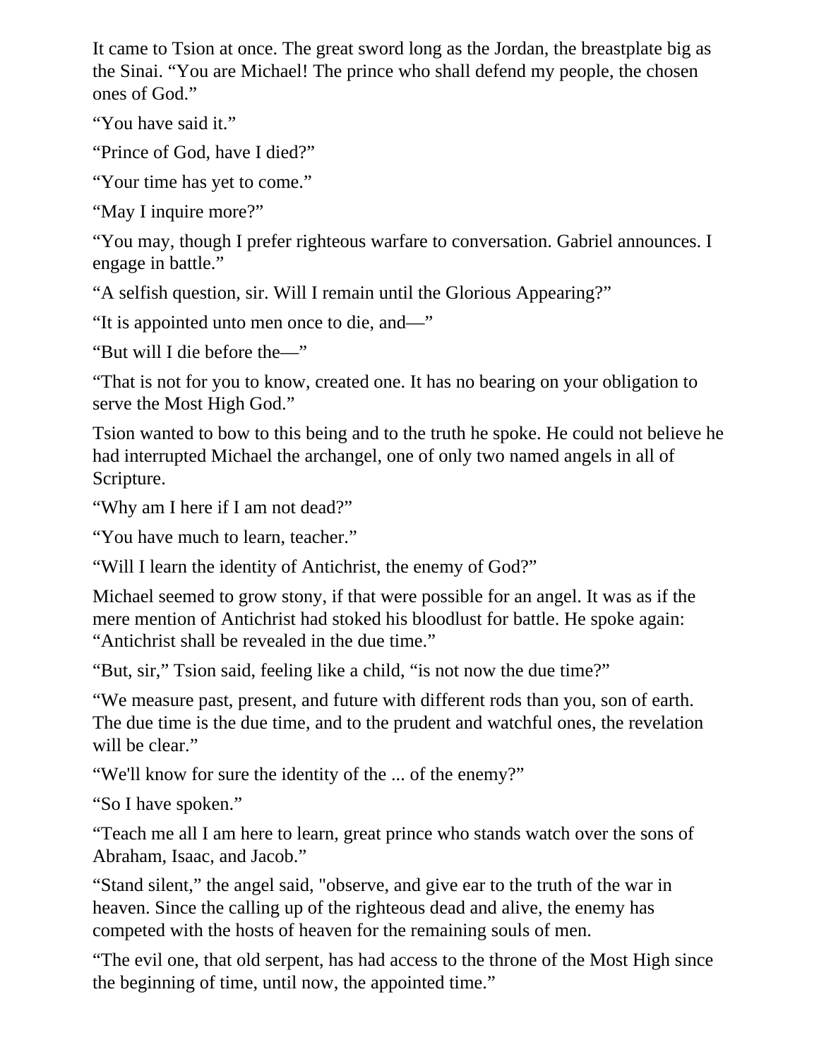It came to Tsion at once. The great sword long as the Jordan, the breastplate big as the Sinai. “You are Michael! The prince who shall defend my people, the chosen ones of God.”

“You have said it.”

“Prince of God, have I died?”

“Your time has yet to come.”

“May I inquire more?”

“You may, though I prefer righteous warfare to conversation. Gabriel announces. I engage in battle.”

“A selfish question, sir. Will I remain until the Glorious Appearing?”

“It is appointed unto men once to die, and—”

“But will I die before the—”

“That is not for you to know, created one. It has no bearing on your obligation to serve the Most High God.”

Tsion wanted to bow to this being and to the truth he spoke. He could not believe he had interrupted Michael the archangel, one of only two named angels in all of Scripture.

“Why am I here if I am not dead?”

“You have much to learn, teacher.”

“Will I learn the identity of Antichrist, the enemy of God?”

Michael seemed to grow stony, if that were possible for an angel. It was as if the mere mention of Antichrist had stoked his bloodlust for battle. He spoke again: “Antichrist shall be revealed in the due time.”

“But, sir,” Tsion said, feeling like a child, “is not now the due time?”

“We measure past, present, and future with different rods than you, son of earth. The due time is the due time, and to the prudent and watchful ones, the revelation will be clear.”

“We'll know for sure the identity of the ... of the enemy?”

“So I have spoken.”

“Teach me all I am here to learn, great prince who stands watch over the sons of Abraham, Isaac, and Jacob.”

“Stand silent,” the angel said, "observe, and give ear to the truth of the war in heaven. Since the calling up of the righteous dead and alive, the enemy has competed with the hosts of heaven for the remaining souls of men.

“The evil one, that old serpent, has had access to the throne of the Most High since the beginning of time, until now, the appointed time.”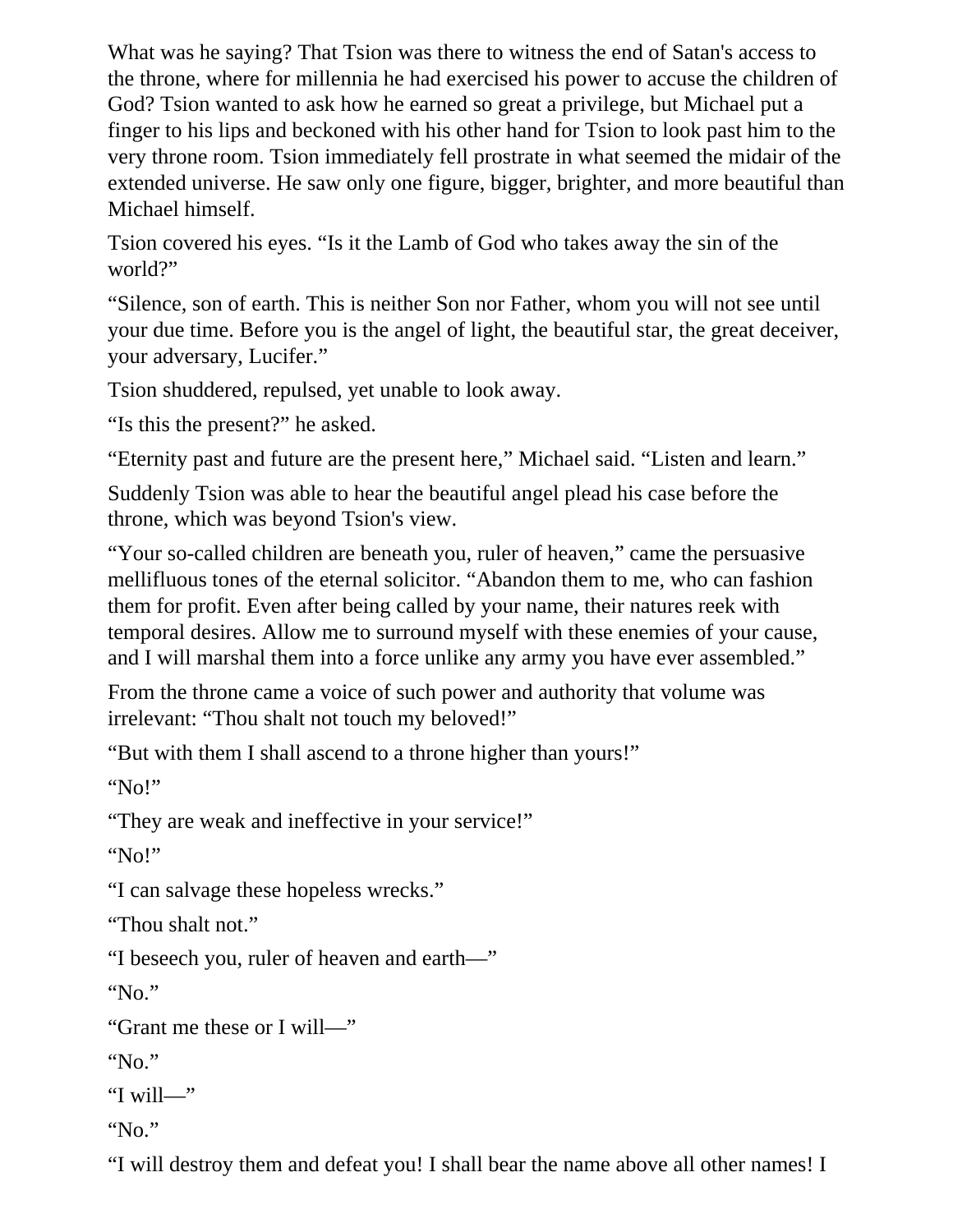What was he saying? That Tsion was there to witness the end of Satan's access to the throne, where for millennia he had exercised his power to accuse the children of God? Tsion wanted to ask how he earned so great a privilege, but Michael put a finger to his lips and beckoned with his other hand for Tsion to look past him to the very throne room. Tsion immediately fell prostrate in what seemed the midair of the extended universe. He saw only one figure, bigger, brighter, and more beautiful than Michael himself.

Tsion covered his eyes. "Is it the Lamb of God who takes away the sin of the world?"

"Silence, son of earth. This is neither Son nor Father, whom you will not see until your due time. Before you is the angel of light, the beautiful star, the great deceiver, your adversary, Lucifer."

Tsion shuddered, repulsed, yet unable to look away.

"Is this the present?" he asked.

"Eternity past and future are the present here," Michael said. "Listen and learn."

Suddenly Tsion was able to hear the beautiful angel plead his case before the throne, which was beyond Tsion's view.

"Your so-called children are beneath you, ruler of heaven," came the persuasive mellifluous tones of the eternal solicitor. "Abandon them to me, who can fashion them for profit. Even after being called by your name, their natures reek with temporal desires. Allow me to surround myself with these enemies of your cause, and I will marshal them into a force unlike any army you have ever assembled."

From the throne came a voice of such power and authority that volume was irrelevant: "Thou shalt not touch my beloved!"

"But with them I shall ascend to a throne higher than yours!"

"No!"

"They are weak and ineffective in your service!"

"No!"

"I can salvage these hopeless wrecks."

"Thou shalt not."

"I beseech you, ruler of heaven and earth—"

"No."

"Grant me these or I will—"

"No."

"I will—"

"No."

"I will destroy them and defeat you! I shall bear the name above all other names! I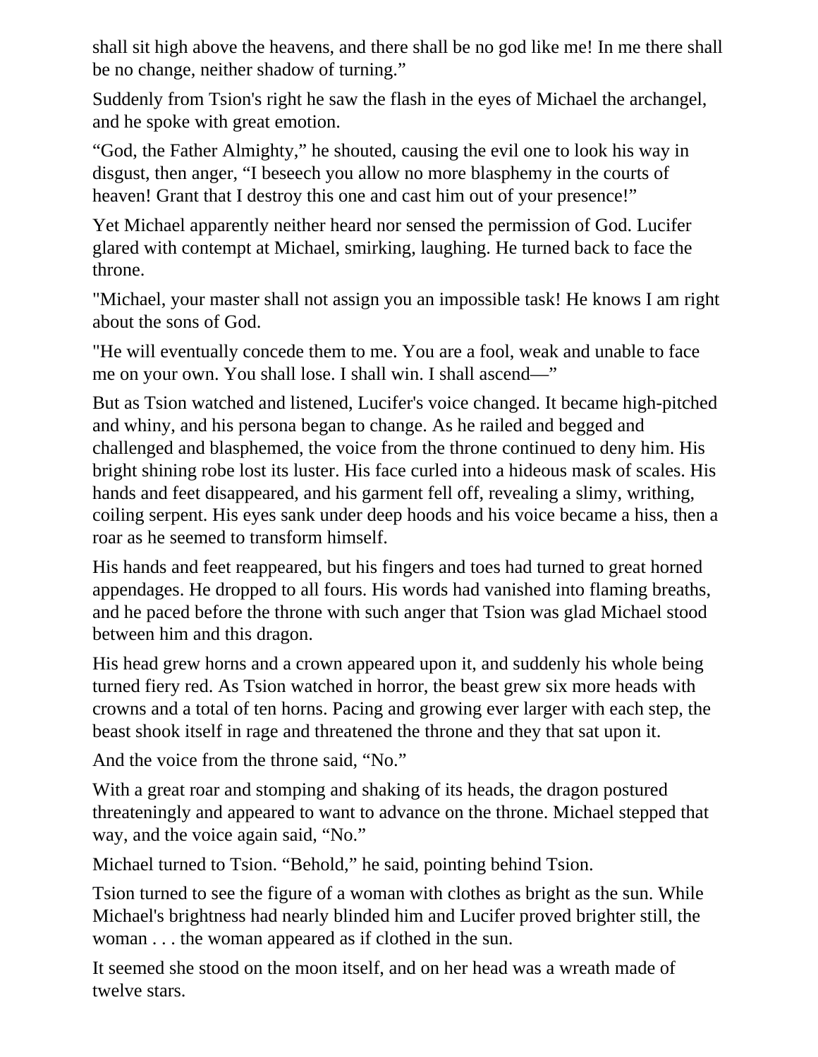shall sit high above the heavens, and there shall be no god like me! In me there shall be no change, neither shadow of turning."

Suddenly from Tsion's right he saw the flash in the eyes of Michael the archangel, and he spoke with great emotion.

"God, the Father Almighty," he shouted, causing the evil one to look his way in disgust, then anger, "I beseech you allow no more blasphemy in the courts of heaven! Grant that I destroy this one and cast him out of your presence!"

Yet Michael apparently neither heard nor sensed the permission of God. Lucifer glared with contempt at Michael, smirking, laughing. He turned back to face the throne.

"Michael, your master shall not assign you an impossible task! He knows I am right about the sons of God.

"He will eventually concede them to me. You are a fool, weak and unable to face me on your own. You shall lose. I shall win. I shall ascend—"

But as Tsion watched and listened, Lucifer's voice changed. It became high-pitched and whiny, and his persona began to change. As he railed and begged and challenged and blasphemed, the voice from the throne continued to deny him. His bright shining robe lost its luster. His face curled into a hideous mask of scales. His hands and feet disappeared, and his garment fell off, revealing a slimy, writhing, coiling serpent. His eyes sank under deep hoods and his voice became a hiss, then a roar as he seemed to transform himself.

His hands and feet reappeared, but his fingers and toes had turned to great horned appendages. He dropped to all fours. His words had vanished into flaming breaths, and he paced before the throne with such anger that Tsion was glad Michael stood between him and this dragon.

His head grew horns and a crown appeared upon it, and suddenly his whole being turned fiery red. As Tsion watched in horror, the beast grew six more heads with crowns and a total of ten horns. Pacing and growing ever larger with each step, the beast shook itself in rage and threatened the throne and they that sat upon it.

And the voice from the throne said, "No."

With a great roar and stomping and shaking of its heads, the dragon postured threateningly and appeared to want to advance on the throne. Michael stepped that way, and the voice again said, "No."

Michael turned to Tsion. "Behold," he said, pointing behind Tsion.

Tsion turned to see the figure of a woman with clothes as bright as the sun. While Michael's brightness had nearly blinded him and Lucifer proved brighter still, the woman . . . the woman appeared as if clothed in the sun.

It seemed she stood on the moon itself, and on her head was a wreath made of twelve stars.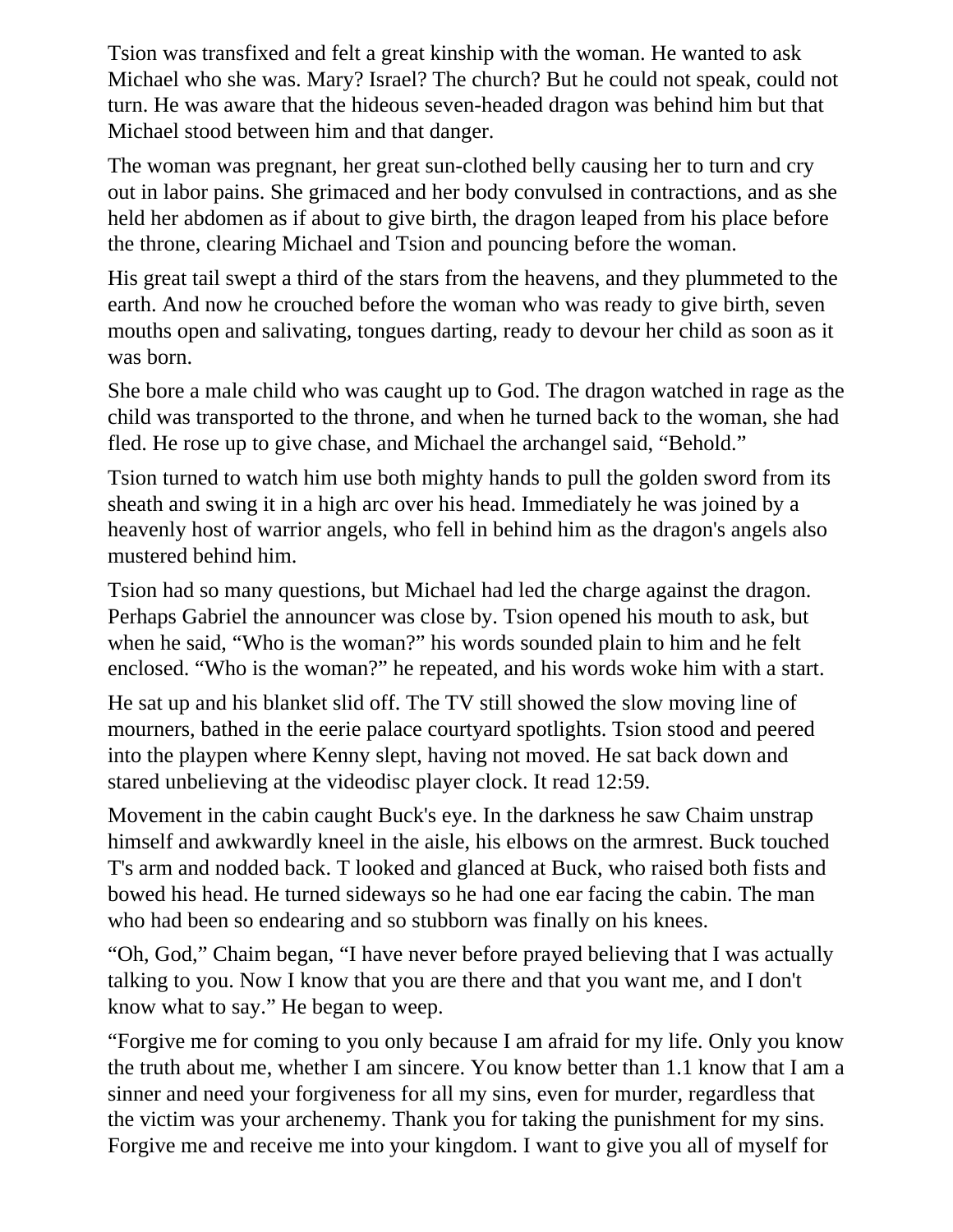Tsion was transfixed and felt a great kinship with the woman. He wanted to ask Michael who she was. Mary? Israel? The church? But he could not speak, could not turn. He was aware that the hideous seven-headed dragon was behind him but that Michael stood between him and that danger.

The woman was pregnant, her great sun-clothed belly causing her to turn and cry out in labor pains. She grimaced and her body convulsed in contractions, and as she held her abdomen as if about to give birth, the dragon leaped from his place before the throne, clearing Michael and Tsion and pouncing before the woman.

His great tail swept a third of the stars from the heavens, and they plummeted to the earth. And now he crouched before the woman who was ready to give birth, seven mouths open and salivating, tongues darting, ready to devour her child as soon as it was born.

She bore a male child who was caught up to God. The dragon watched in rage as the child was transported to the throne, and when he turned back to the woman, she had fled. He rose up to give chase, and Michael the archangel said, "Behold."

Tsion turned to watch him use both mighty hands to pull the golden sword from its sheath and swing it in a high arc over his head. Immediately he was joined by a heavenly host of warrior angels, who fell in behind him as the dragon's angels also mustered behind him.

Tsion had so many questions, but Michael had led the charge against the dragon. Perhaps Gabriel the announcer was close by. Tsion opened his mouth to ask, but when he said, "Who is the woman?" his words sounded plain to him and he felt enclosed. "Who is the woman?" he repeated, and his words woke him with a start.

He sat up and his blanket slid off. The TV still showed the slow moving line of mourners, bathed in the eerie palace courtyard spotlights. Tsion stood and peered into the playpen where Kenny slept, having not moved. He sat back down and stared unbelieving at the videodisc player clock. It read 12:59.

Movement in the cabin caught Buck's eye. In the darkness he saw Chaim unstrap himself and awkwardly kneel in the aisle, his elbows on the armrest. Buck touched T's arm and nodded back. T looked and glanced at Buck, who raised both fists and bowed his head. He turned sideways so he had one ear facing the cabin. The man who had been so endearing and so stubborn was finally on his knees.

"Oh, God," Chaim began, "I have never before prayed believing that I was actually talking to you. Now I know that you are there and that you want me, and I don't know what to say." He began to weep.

"Forgive me for coming to you only because I am afraid for my life. Only you know the truth about me, whether I am sincere. You know better than 1.1 know that I am a sinner and need your forgiveness for all my sins, even for murder, regardless that the victim was your archenemy. Thank you for taking the punishment for my sins. Forgive me and receive me into your kingdom. I want to give you all of myself for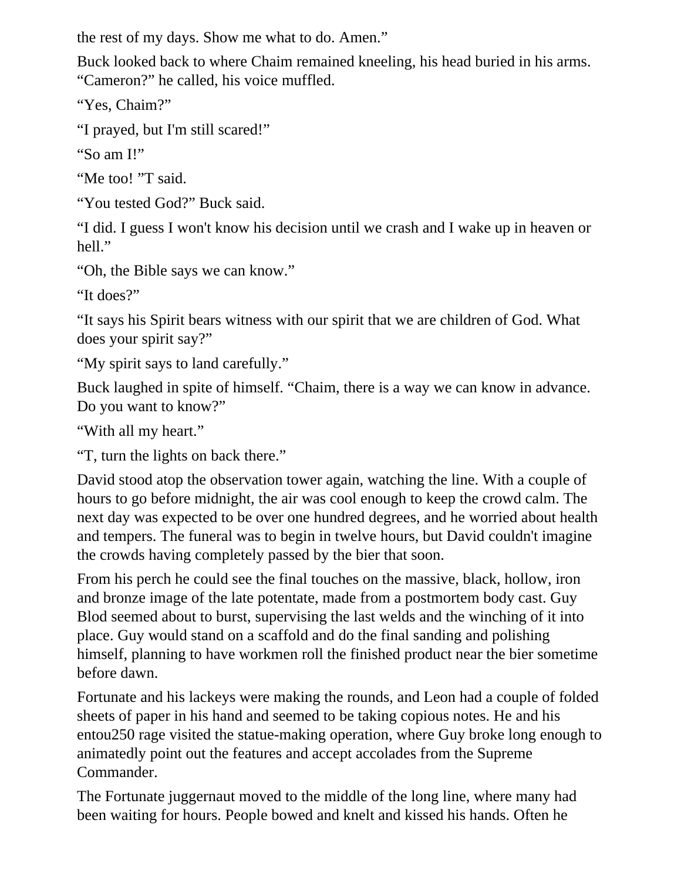the rest of my days. Show me what to do. Amen."

Buck looked back to where Chaim remained kneeling, his head buried in his arms. "Cameron?" he called, his voice muffled.

"Yes, Chaim?"

"I prayed, but I'm still scared!"

"So am I!"

"Me too! "T said.

"You tested God?" Buck said.

"I did. I guess I won't know his decision until we crash and I wake up in heaven or hell."

"Oh, the Bible says we can know."

"It does?"

"It says his Spirit bears witness with our spirit that we are children of God. What does your spirit say?"

"My spirit says to land carefully."

Buck laughed in spite of himself. "Chaim, there is a way we can know in advance. Do you want to know?"

"With all my heart."

"T, turn the lights on back there."

David stood atop the observation tower again, watching the line. With a couple of hours to go before midnight, the air was cool enough to keep the crowd calm. The next day was expected to be over one hundred degrees, and he worried about health and tempers. The funeral was to begin in twelve hours, but David couldn't imagine the crowds having completely passed by the bier that soon.

From his perch he could see the final touches on the massive, black, hollow, iron and bronze image of the late potentate, made from a postmortem body cast. Guy Blod seemed about to burst, supervising the last welds and the winching of it into place. Guy would stand on a scaffold and do the final sanding and polishing himself, planning to have workmen roll the finished product near the bier sometime before dawn.

Fortunate and his lackeys were making the rounds, and Leon had a couple of folded sheets of paper in his hand and seemed to be taking copious notes. He and his entou250 rage visited the statue-making operation, where Guy broke long enough to animatedly point out the features and accept accolades from the Supreme Commander.

The Fortunate juggernaut moved to the middle of the long line, where many had been waiting for hours. People bowed and knelt and kissed his hands. Often he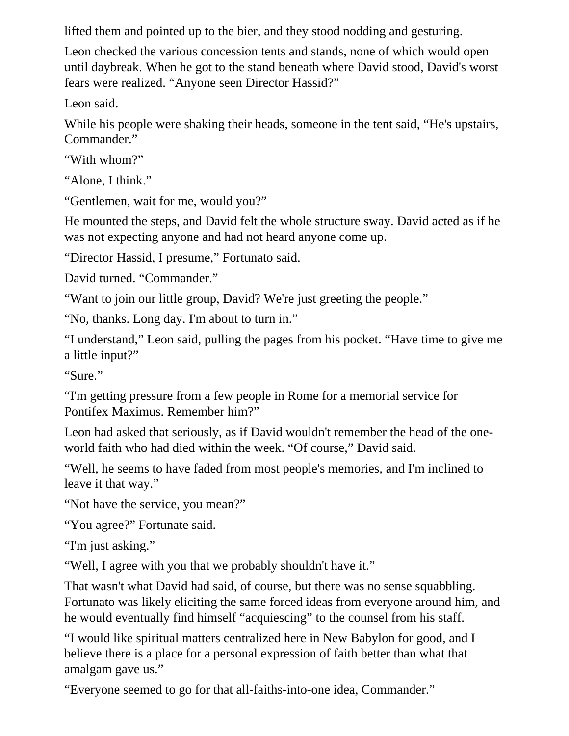lifted them and pointed up to the bier, and they stood nodding and gesturing.

Leon checked the various concession tents and stands, none of which would open until daybreak. When he got to the stand beneath where David stood, David's worst fears were realized. “Anyone seen Director Hassid?”

Leon said.

While his people were shaking their heads, someone in the tent said, “He's upstairs, Commander.”

“With whom?”

“Alone, I think.”

“Gentlemen, wait for me, would you?”

He mounted the steps, and David felt the whole structure sway. David acted as if he was not expecting anyone and had not heard anyone come up.

“Director Hassid, I presume,” Fortunato said.

David turned. “Commander.”

“Want to join our little group, David? We're just greeting the people.”

“No, thanks. Long day. I'm about to turn in.”

“I understand,” Leon said, pulling the pages from his pocket. “Have time to give me a little input?”

“Sure.”

“I'm getting pressure from a few people in Rome for a memorial service for Pontifex Maximus. Remember him?”

Leon had asked that seriously, as if David wouldn't remember the head of the one-world faith who had died within the week. “Of course,” David said.

“Well, he seems to have faded from most people's memories, and I'm inclined to leave it that way.”

“Not have the service, you mean?”

“You agree?” Fortunate said.

“I'm just asking.”

“Well, I agree with you that we probably shouldn't have it.”

That wasn't what David had said, of course, but there was no sense squabbling. Fortunato was likely eliciting the same forced ideas from everyone around him, and he would eventually find himself “acquiescing” to the counsel from his staff.

“I would like spiritual matters centralized here in New Babylon for good, and I believe there is a place for a personal expression of faith better than what that amalgam gave us.”

“Everyone seemed to go for that all-faiths-into-one idea, Commander.”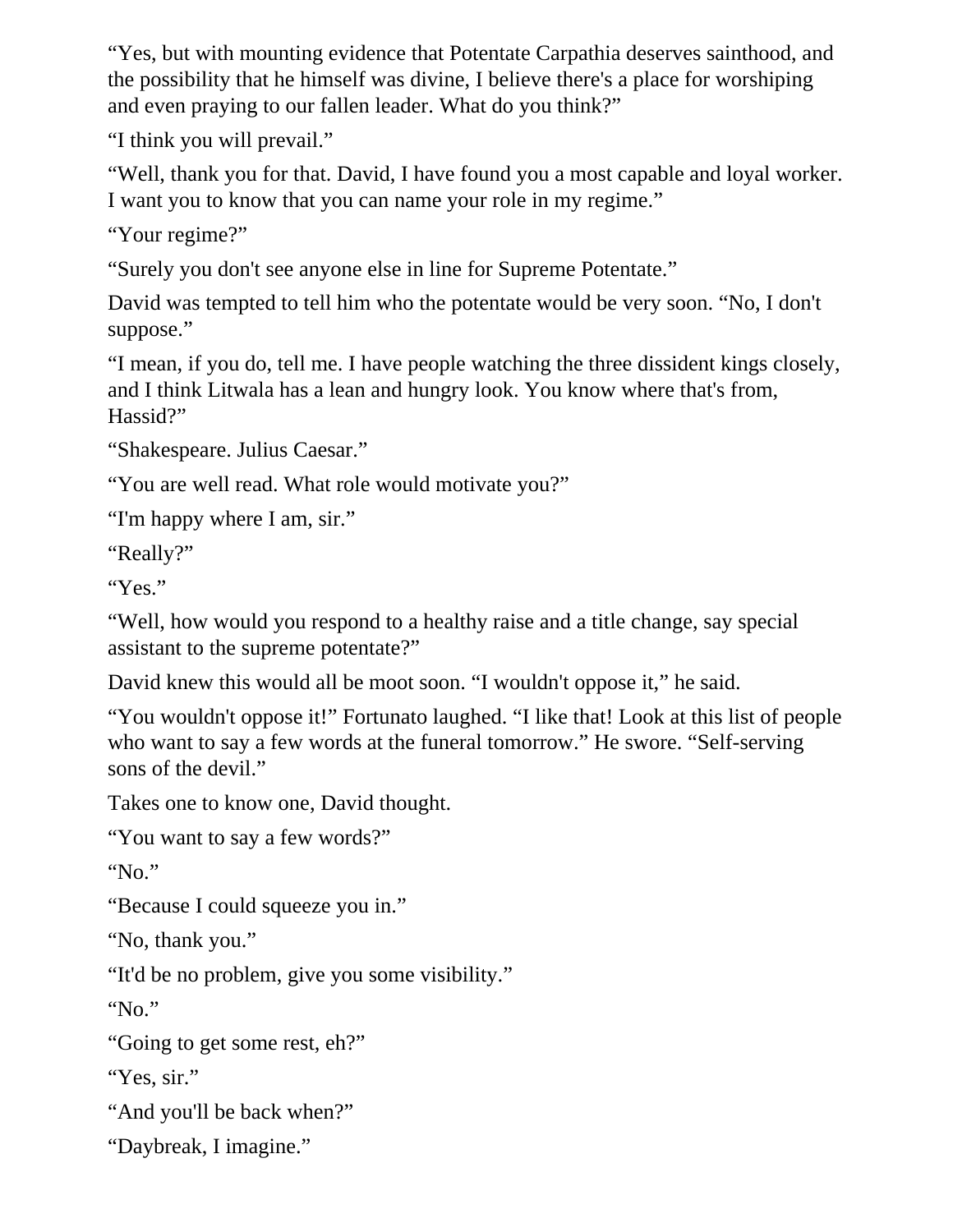“Yes, but with mounting evidence that Potentate Carpathia deserves sainthood, and the possibility that he himself was divine, I believe there's a place for worshiping and even praying to our fallen leader. What do you think?”

“I think you will prevail.”

“Well, thank you for that. David, I have found you a most capable and loyal worker. I want you to know that you can name your role in my regime.”

“Your regime?”

“Surely you don't see anyone else in line for Supreme Potentate.”

David was tempted to tell him who the potentate would be very soon. “No, I don't suppose.”

“I mean, if you do, tell me. I have people watching the three dissident kings closely, and I think Litwala has a lean and hungry look. You know where that's from, Hassid?”

“Shakespeare. Julius Caesar.”

“You are well read. What role would motivate you?”

“I'm happy where I am, sir.”

“Really?”

“Yes.”

“Well, how would you respond to a healthy raise and a title change, say special assistant to the supreme potentate?”

David knew this would all be moot soon. “I wouldn't oppose it,” he said.

“You wouldn't oppose it!” Fortunato laughed. “I like that! Look at this list of people who want to say a few words at the funeral tomorrow.” He swore. “Self-serving sons of the devil.”

Takes one to know one, David thought.

“You want to say a few words?”

“No.”

“Because I could squeeze you in.”

“No, thank you.”

“It'd be no problem, give you some visibility.”

“No.”

“Going to get some rest, eh?”

“Yes, sir.”

“And you'll be back when?”

“Daybreak, I imagine.”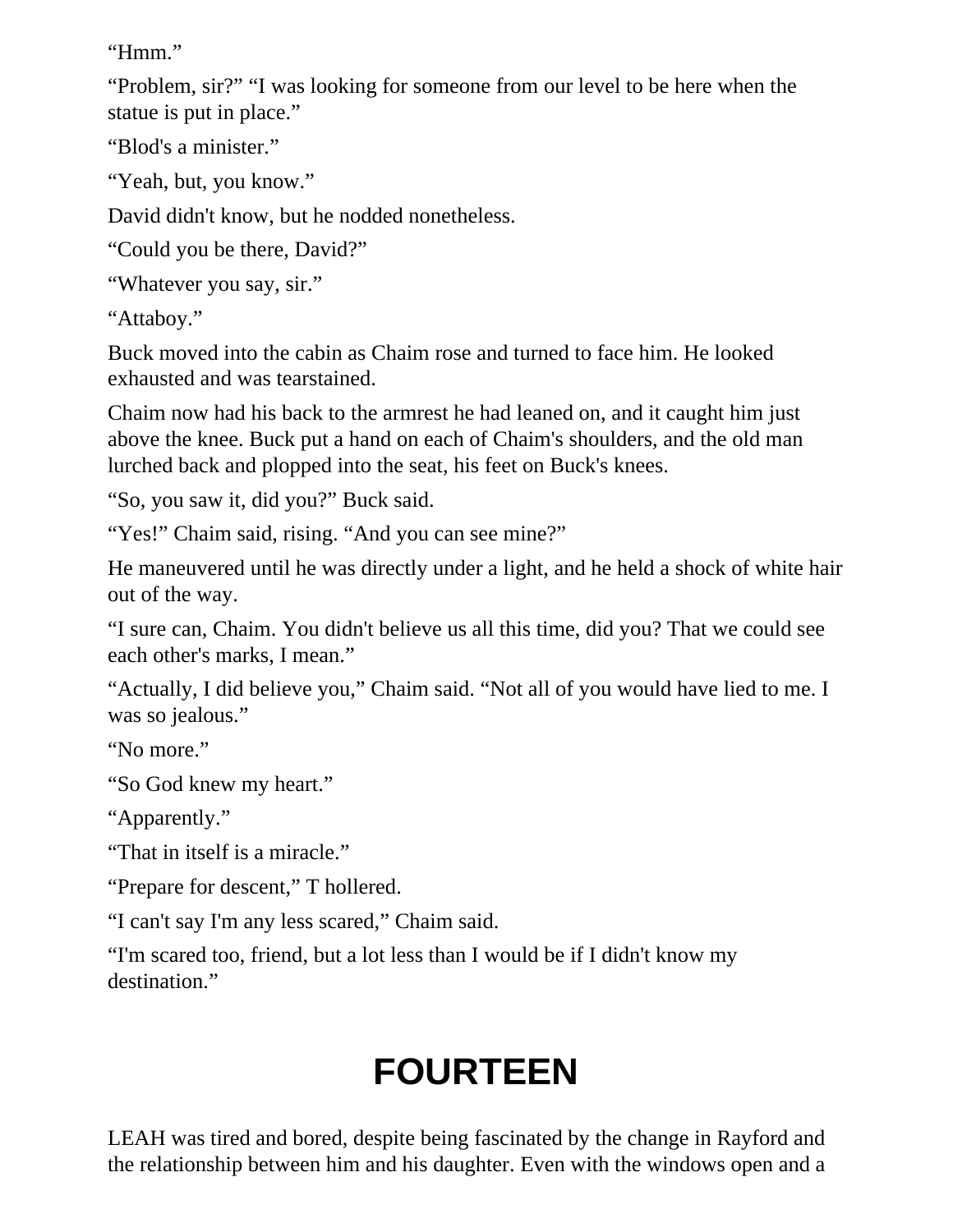"Hmm."

"Problem, sir?" "I was looking for someone from our level to be here when the statue is put in place."

"Blod's a minister."

"Yeah, but, you know."

David didn't know, but he nodded nonetheless.

"Could you be there, David?"

"Whatever you say, sir."

"Attaboy."

Buck moved into the cabin as Chaim rose and turned to face him. He looked exhausted and was tearstained.

Chaim now had his back to the armrest he had leaned on, and it caught him just above the knee. Buck put a hand on each of Chaim's shoulders, and the old man lurched back and plopped into the seat, his feet on Buck's knees.

"So, you saw it, did you?" Buck said.

"Yes!" Chaim said, rising. "And you can see mine?"

He maneuvered until he was directly under a light, and he held a shock of white hair out of the way.

"I sure can, Chaim. You didn't believe us all this time, did you? That we could see each other's marks, I mean."

"Actually, I did believe you," Chaim said. "Not all of you would have lied to me. I was so jealous."

"No more."

"So God knew my heart."

"Apparently."

"That in itself is a miracle."

"Prepare for descent," T hollered.

"I can't say I'm any less scared," Chaim said.

"I'm scared too, friend, but a lot less than I would be if I didn't know my destination."

# FOURTEEN

LEAH was tired and bored, despite being fascinated by the change in Rayford and the relationship between him and his daughter. Even with the windows open and a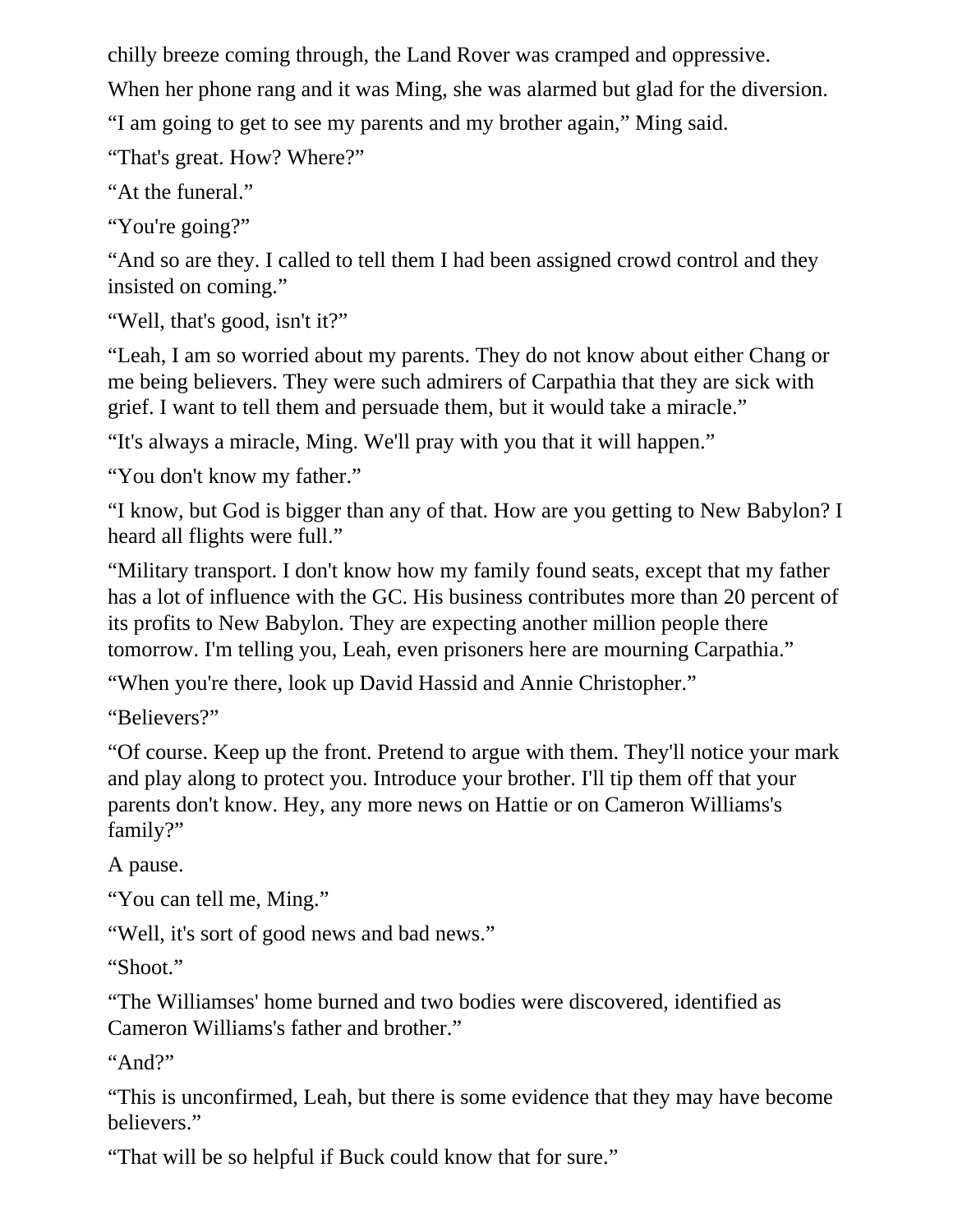chilly breeze coming through, the Land Rover was cramped and oppressive.

When her phone rang and it was Ming, she was alarmed but glad for the diversion.

“I am going to get to see my parents and my brother again,” Ming said.

“That's great. How? Where?”

“At the funeral.”

“You're going?”

“And so are they. I called to tell them I had been assigned crowd control and they insisted on coming.”

“Well, that's good, isn't it?”

“Leah, I am so worried about my parents. They do not know about either Chang or me being believers. They were such admirers of Carpathia that they are sick with grief. I want to tell them and persuade them, but it would take a miracle.”

“It's always a miracle, Ming. We'll pray with you that it will happen.”

“You don't know my father.”

“I know, but God is bigger than any of that. How are you getting to New Babylon? I heard all flights were full.”

“Military transport. I don't know how my family found seats, except that my father has a lot of influence with the GC. His business contributes more than 20 percent of its profits to New Babylon. They are expecting another million people there tomorrow. I'm telling you, Leah, even prisoners here are mourning Carpathia.”

“When you're there, look up David Hassid and Annie Christopher.”

“Believers?”

“Of course. Keep up the front. Pretend to argue with them. They'll notice your mark and play along to protect you. Introduce your brother. I'll tip them off that your parents don't know. Hey, any more news on Hattie or on Cameron Williams's family?”

A pause.

“You can tell me, Ming.”

“Well, it's sort of good news and bad news.”

“Shoot.”

“The Williamses' home burned and two bodies were discovered, identified as Cameron Williams's father and brother.”

“And?”

“This is unconfirmed, Leah, but there is some evidence that they may have become believers.”

“That will be so helpful if Buck could know that for sure.”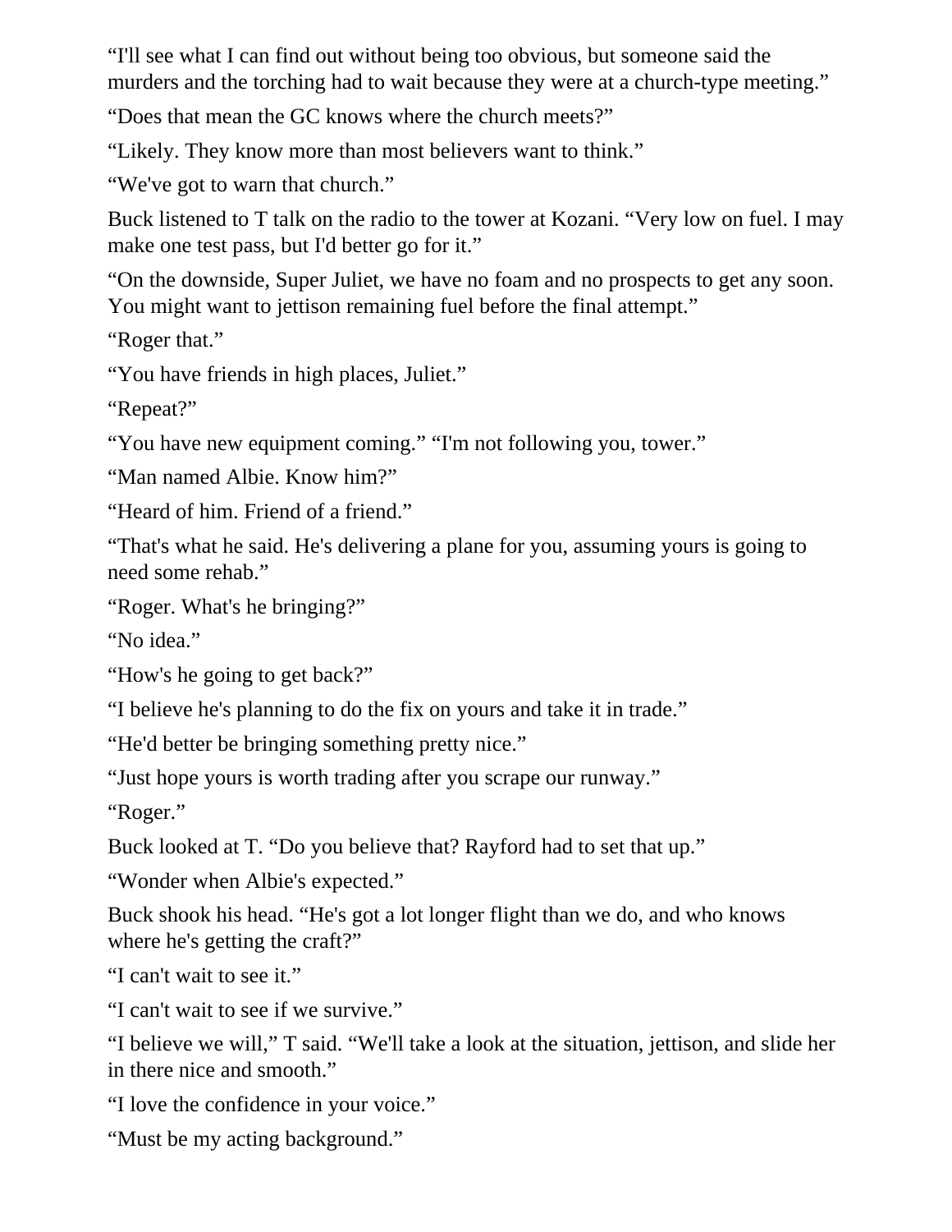“I'll see what I can find out without being too obvious, but someone said the murders and the torching had to wait because they were at a church-type meeting.”

“Does that mean the GC knows where the church meets?”

“Likely. They know more than most believers want to think.”

“We've got to warn that church.”

Buck listened to T talk on the radio to the tower at Kozani. “Very low on fuel. I may make one test pass, but I'd better go for it.”

“On the downside, Super Juliet, we have no foam and no prospects to get any soon. You might want to jettison remaining fuel before the final attempt.”

“Roger that.”

“You have friends in high places, Juliet.”

“Repeat?”

“You have new equipment coming.” “I'm not following you, tower.”

“Man named Albie. Know him?”

“Heard of him. Friend of a friend.”

“That's what he said. He's delivering a plane for you, assuming yours is going to need some rehab.”

“Roger. What's he bringing?”

“No idea.”

“How's he going to get back?”

“I believe he's planning to do the fix on yours and take it in trade.”

“He'd better be bringing something pretty nice.”

“Just hope yours is worth trading after you scrape our runway.”

“Roger.”

Buck looked at T. “Do you believe that? Rayford had to set that up.”

“Wonder when Albie's expected.”

Buck shook his head. “He's got a lot longer flight than we do, and who knows where he's getting the craft?”

“I can't wait to see it.”

“I can't wait to see if we survive.”

“I believe we will,” T said. “We'll take a look at the situation, jettison, and slide her in there nice and smooth.”

“I love the confidence in your voice.”

“Must be my acting background.”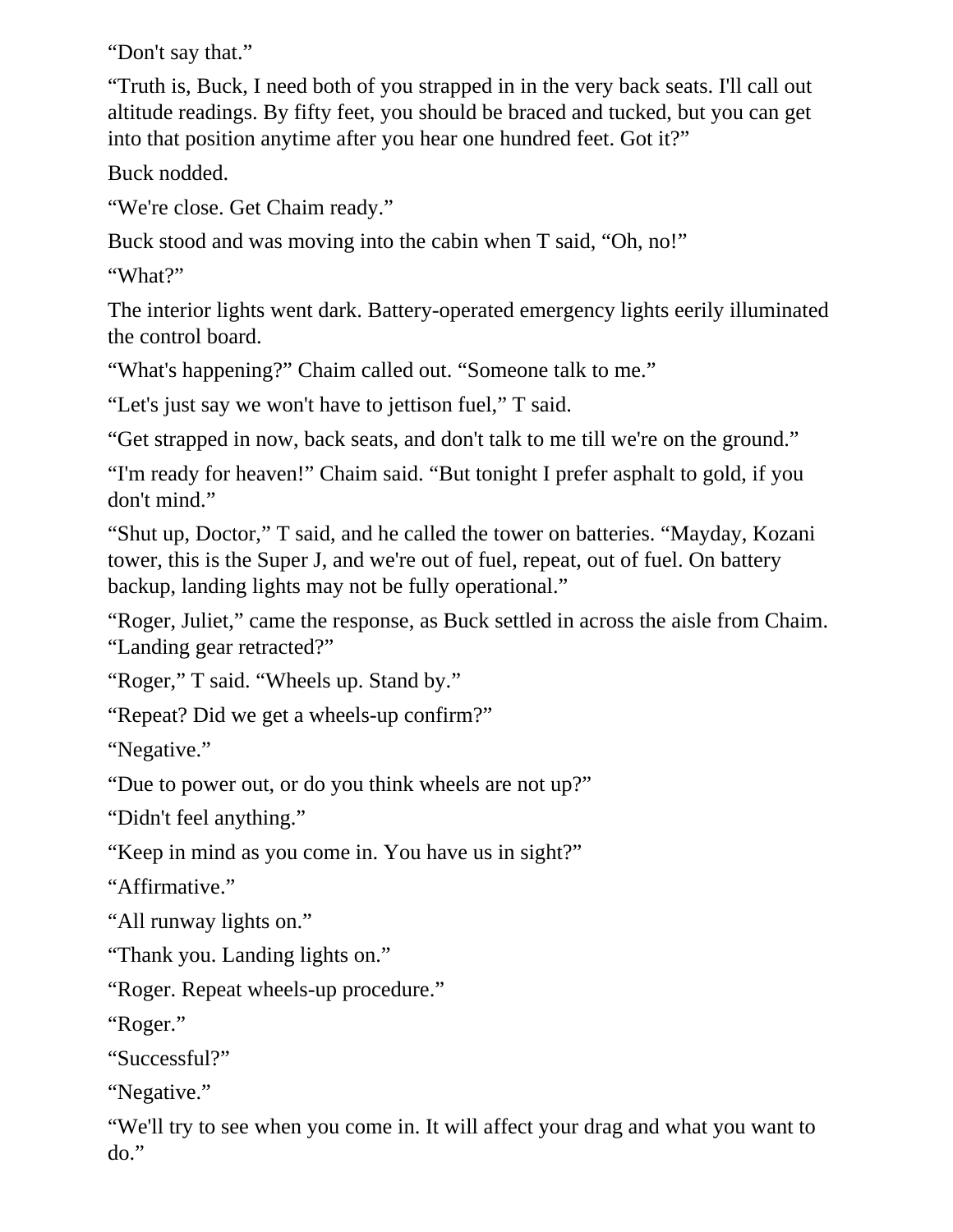“Don't say that.”

“Truth is, Buck, I need both of you strapped in in the very back seats. I'll call out altitude readings. By fifty feet, you should be braced and tucked, but you can get into that position anytime after you hear one hundred feet. Got it?”

Buck nodded.

“We're close. Get Chaim ready.”

Buck stood and was moving into the cabin when T said, “Oh, no!”

“What?”

The interior lights went dark. Battery-operated emergency lights eerily illuminated the control board.

“What's happening?” Chaim called out. “Someone talk to me.”

“Let's just say we won't have to jettison fuel,” T said.

“Get strapped in now, back seats, and don't talk to me till we're on the ground.”

“I'm ready for heaven!” Chaim said. “But tonight I prefer asphalt to gold, if you don't mind.”

“Shut up, Doctor,” T said, and he called the tower on batteries. “Mayday, Kozani tower, this is the Super J, and we're out of fuel, repeat, out of fuel. On battery backup, landing lights may not be fully operational.”

“Roger, Juliet,” came the response, as Buck settled in across the aisle from Chaim. “Landing gear retracted?”

“Roger,” T said. “Wheels up. Stand by.”

“Repeat? Did we get a wheels-up confirm?”

“Negative.”

“Due to power out, or do you think wheels are not up?”

“Didn't feel anything.”

“Keep in mind as you come in. You have us in sight?”

“Affirmative.”

“All runway lights on.”

“Thank you. Landing lights on.”

“Roger. Repeat wheels-up procedure.”

“Roger.”

“Successful?”

“Negative.”

“We'll try to see when you come in. It will affect your drag and what you want to do.”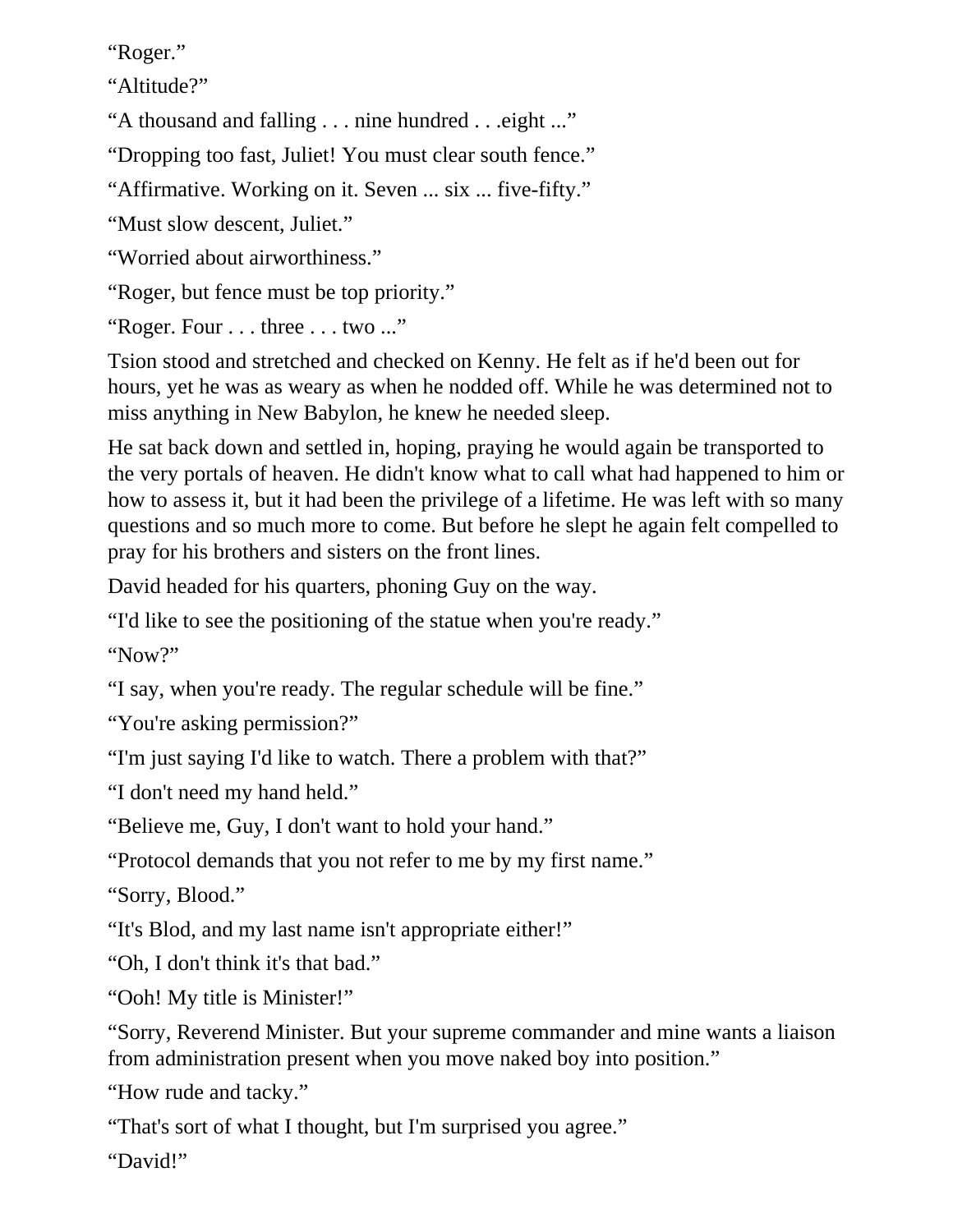"Roger."

"Altitude?"

"A thousand and falling . . . nine hundred . . .eight ..."

"Dropping too fast, Juliet! You must clear south fence."

"Affirmative. Working on it. Seven ... six ... five-fifty."

"Must slow descent, Juliet."

"Worried about airworthiness."

"Roger, but fence must be top priority."

"Roger. Four . . . three . . . two ..."

Tsion stood and stretched and checked on Kenny. He felt as if he'd been out for hours, yet he was as weary as when he nodded off. While he was determined not to miss anything in New Babylon, he knew he needed sleep.

He sat back down and settled in, hoping, praying he would again be transported to the very portals of heaven. He didn't know what to call what had happened to him or how to assess it, but it had been the privilege of a lifetime. He was left with so many questions and so much more to come. But before he slept he again felt compelled to pray for his brothers and sisters on the front lines.

David headed for his quarters, phoning Guy on the way.

"I'd like to see the positioning of the statue when you're ready."

"Now?"

"I say, when you're ready. The regular schedule will be fine."

"You're asking permission?"

"I'm just saying I'd like to watch. There a problem with that?"

"I don't need my hand held."

"Believe me, Guy, I don't want to hold your hand."

"Protocol demands that you not refer to me by my first name."

"Sorry, Blood."

"It's Blod, and my last name isn't appropriate either!"

"Oh, I don't think it's that bad."

"Ooh! My title is Minister!"

"Sorry, Reverend Minister. But your supreme commander and mine wants a liaison from administration present when you move naked boy into position."

"How rude and tacky."

"That's sort of what I thought, but I'm surprised you agree."

"David!"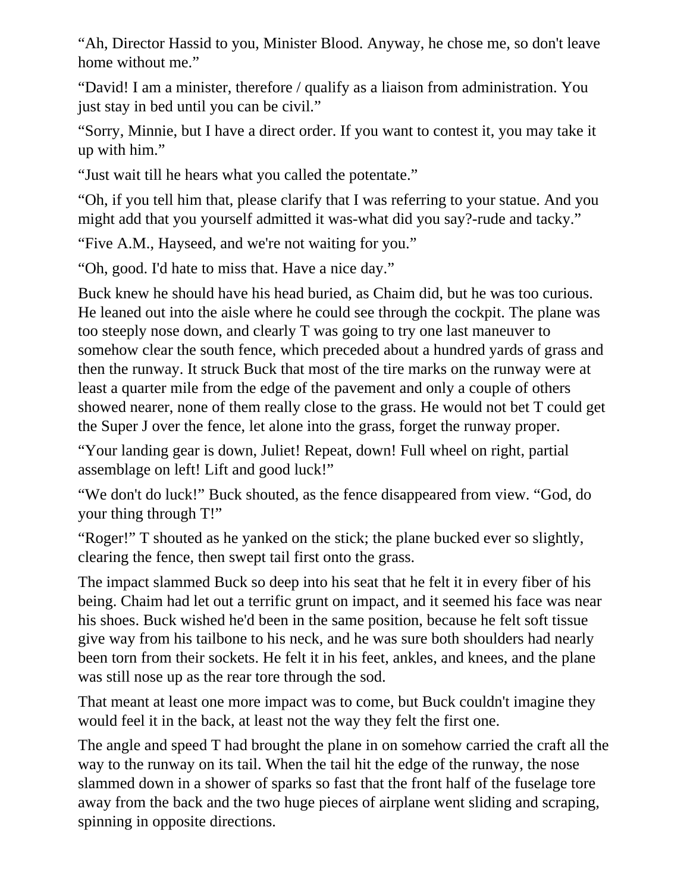“Ah, Director Hassid to you, Minister Blood. Anyway, he chose me, so don't leave home without me.”

“David! I am a minister, therefore / qualify as a liaison from administration. You just stay in bed until you can be civil.”

“Sorry, Minnie, but I have a direct order. If you want to contest it, you may take it up with him.”

“Just wait till he hears what you called the potentate.”

“Oh, if you tell him that, please clarify that I was referring to your statue. And you might add that you yourself admitted it was-what did you say?-rude and tacky.”

“Five A.M., Hayseed, and we're not waiting for you.”

“Oh, good. I'd hate to miss that. Have a nice day.”

Buck knew he should have his head buried, as Chaim did, but he was too curious. He leaned out into the aisle where he could see through the cockpit. The plane was too steeply nose down, and clearly T was going to try one last maneuver to somehow clear the south fence, which preceded about a hundred yards of grass and then the runway. It struck Buck that most of the tire marks on the runway were at least a quarter mile from the edge of the pavement and only a couple of others showed nearer, none of them really close to the grass. He would not bet T could get the Super J over the fence, let alone into the grass, forget the runway proper.

“Your landing gear is down, Juliet! Repeat, down! Full wheel on right, partial assemblage on left! Lift and good luck!”

“We don't do luck!” Buck shouted, as the fence disappeared from view. “God, do your thing through T!”

“Roger!” T shouted as he yanked on the stick; the plane bucked ever so slightly, clearing the fence, then swept tail first onto the grass.

The impact slammed Buck so deep into his seat that he felt it in every fiber of his being. Chaim had let out a terrific grunt on impact, and it seemed his face was near his shoes. Buck wished he'd been in the same position, because he felt soft tissue give way from his tailbone to his neck, and he was sure both shoulders had nearly been torn from their sockets. He felt it in his feet, ankles, and knees, and the plane was still nose up as the rear tore through the sod.

That meant at least one more impact was to come, but Buck couldn't imagine they would feel it in the back, at least not the way they felt the first one.

The angle and speed T had brought the plane in on somehow carried the craft all the way to the runway on its tail. When the tail hit the edge of the runway, the nose slammed down in a shower of sparks so fast that the front half of the fuselage tore away from the back and the two huge pieces of airplane went sliding and scraping, spinning in opposite directions.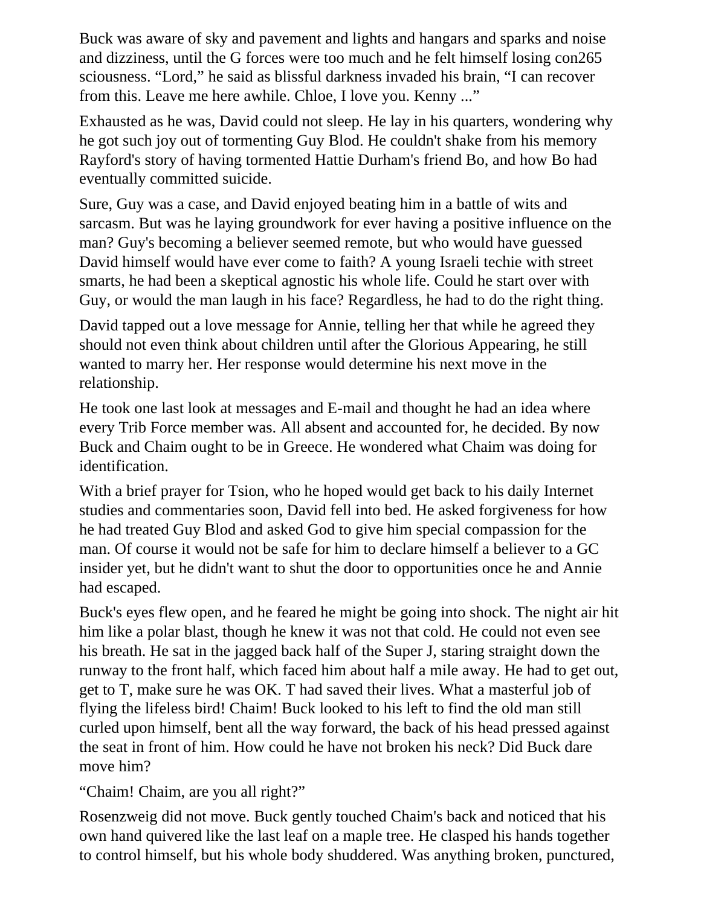Buck was aware of sky and pavement and lights and hangars and sparks and noise and dizziness, until the G forces were too much and he felt himself losing consciousness. “Lord,” he said as blissful darkness invaded his brain, “I can recover from this. Leave me here awhile. Chloe, I love you. Kenny ...”

Exhausted as he was, David could not sleep. He lay in his quarters, wondering why he got such joy out of tormenting Guy Blod. He couldn't shake from his memory Rayford's story of having tormented Hattie Durham's friend Bo, and how Bo had eventually committed suicide.

Sure, Guy was a case, and David enjoyed beating him in a battle of wits and sarcasm. But was he laying groundwork for ever having a positive influence on the man? Guy's becoming a believer seemed remote, but who would have guessed David himself would have ever come to faith? A young Israeli techie with street smarts, he had been a skeptical agnostic his whole life. Could he start over with Guy, or would the man laugh in his face? Regardless, he had to do the right thing.

David tapped out a love message for Annie, telling her that while he agreed they should not even think about children until after the Glorious Appearing, he still wanted to marry her. Her response would determine his next move in the relationship.

He took one last look at messages and E-mail and thought he had an idea where every Trib Force member was. All absent and accounted for, he decided. By now Buck and Chaim ought to be in Greece. He wondered what Chaim was doing for identification.

With a brief prayer for Tsion, who he hoped would get back to his daily Internet studies and commentaries soon, David fell into bed. He asked forgiveness for how he had treated Guy Blod and asked God to give him special compassion for the man. Of course it would not be safe for him to declare himself a believer to a GC insider yet, but he didn't want to shut the door to opportunities once he and Annie had escaped.

Buck's eyes flew open, and he feared he might be going into shock. The night air hit him like a polar blast, though he knew it was not that cold. He could not even see his breath. He sat in the jagged back half of the Super J, staring straight down the runway to the front half, which faced him about half a mile away. He had to get out, get to T, make sure he was OK. T had saved their lives. What a masterful job of flying the lifeless bird! Chaim! Buck looked to his left to find the old man still curled upon himself, bent all the way forward, the back of his head pressed against the seat in front of him. How could he have not broken his neck? Did Buck dare move him?

“Chaim! Chaim, are you all right?”

Rosenzweig did not move. Buck gently touched Chaim's back and noticed that his own hand quivered like the last leaf on a maple tree. He clasped his hands together to control himself, but his whole body shuddered. Was anything broken, punctured,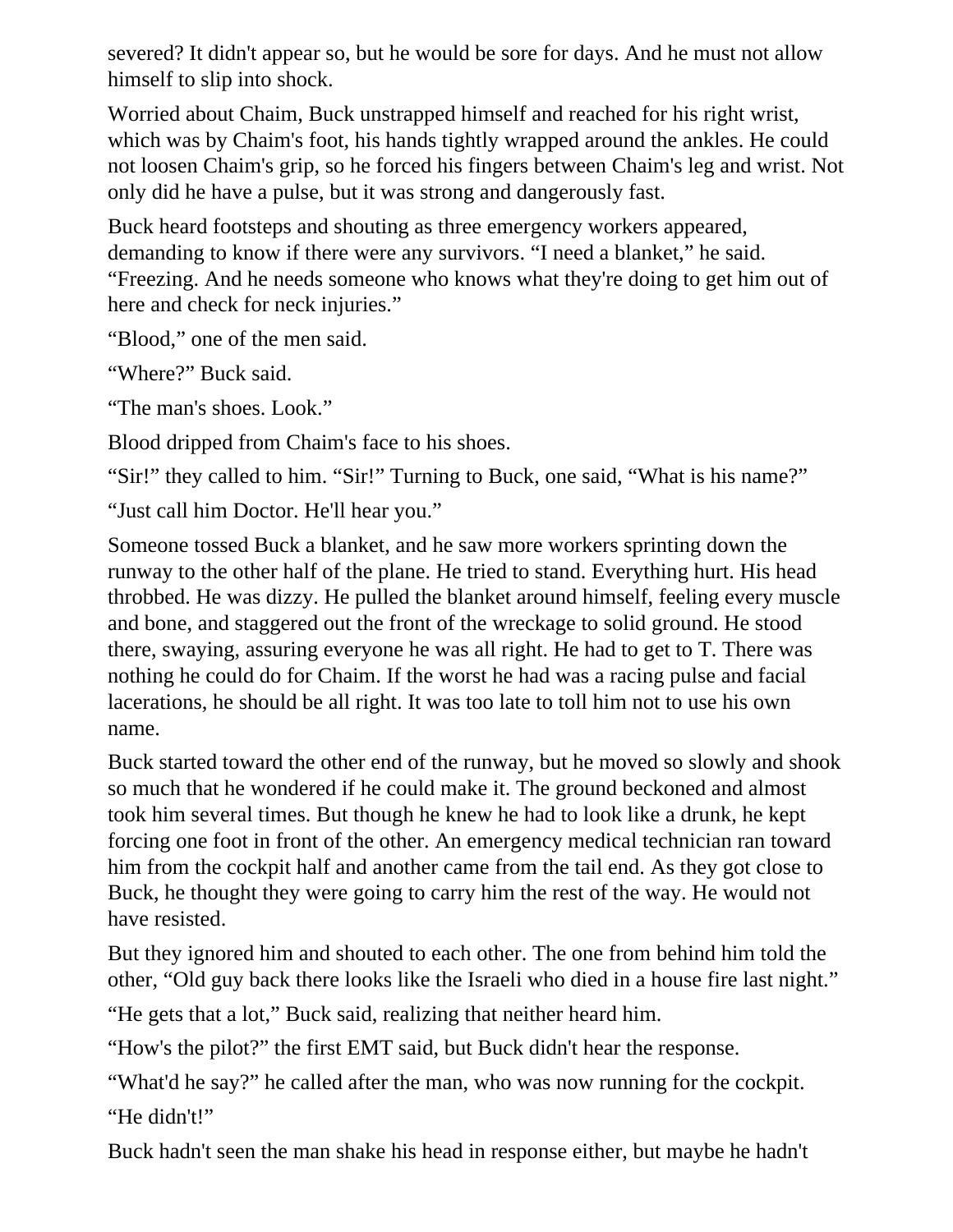severed? It didn't appear so, but he would be sore for days. And he must not allow himself to slip into shock.

Worried about Chaim, Buck unstrapped himself and reached for his right wrist, which was by Chaim's foot, his hands tightly wrapped around the ankles. He could not loosen Chaim's grip, so he forced his fingers between Chaim's leg and wrist. Not only did he have a pulse, but it was strong and dangerously fast.

Buck heard footsteps and shouting as three emergency workers appeared, demanding to know if there were any survivors. “I need a blanket,” he said. “Freezing. And he needs someone who knows what they're doing to get him out of here and check for neck injuries.”

“Blood,” one of the men said.

“Where?” Buck said.

“The man's shoes. Look.”

Blood dripped from Chaim's face to his shoes.

“Sir!” they called to him. “Sir!” Turning to Buck, one said, “What is his name?”

“Just call him Doctor. He'll hear you.”

Someone tossed Buck a blanket, and he saw more workers sprinting down the runway to the other half of the plane. He tried to stand. Everything hurt. His head throbbed. He was dizzy. He pulled the blanket around himself, feeling every muscle and bone, and staggered out the front of the wreckage to solid ground. He stood there, swaying, assuring everyone he was all right. He had to get to T. There was nothing he could do for Chaim. If the worst he had was a racing pulse and facial lacerations, he should be all right. It was too late to toll him not to use his own name.

Buck started toward the other end of the runway, but he moved so slowly and shook so much that he wondered if he could make it. The ground beckoned and almost took him several times. But though he knew he had to look like a drunk, he kept forcing one foot in front of the other. An emergency medical technician ran toward him from the cockpit half and another came from the tail end. As they got close to Buck, he thought they were going to carry him the rest of the way. He would not have resisted.

But they ignored him and shouted to each other. The one from behind him told the other, “Old guy back there looks like the Israeli who died in a house fire last night.”

“He gets that a lot,” Buck said, realizing that neither heard him.

“How's the pilot?” the first EMT said, but Buck didn't hear the response.

“What'd he say?” he called after the man, who was now running for the cockpit.

“He didn't!”

Buck hadn't seen the man shake his head in response either, but maybe he hadn't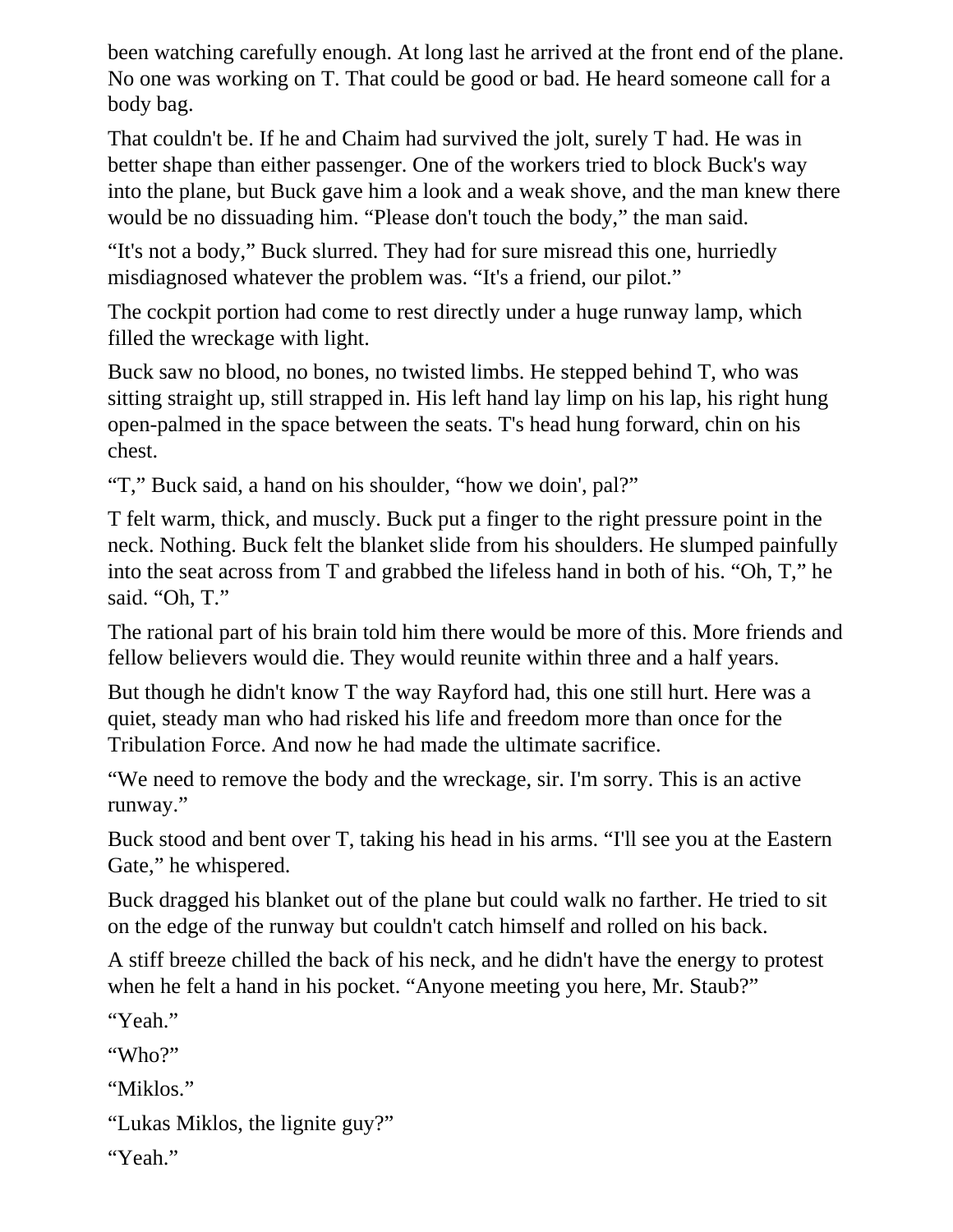been watching carefully enough. At long last he arrived at the front end of the plane. No one was working on T. That could be good or bad. He heard someone call for a body bag.

That couldn't be. If he and Chaim had survived the jolt, surely T had. He was in better shape than either passenger. One of the workers tried to block Buck's way into the plane, but Buck gave him a look and a weak shove, and the man knew there would be no dissuading him. “Please don't touch the body,” the man said.

“It's not a body,” Buck slurred. They had for sure misread this one, hurriedly misdiagnosed whatever the problem was. “It's a friend, our pilot.”

The cockpit portion had come to rest directly under a huge runway lamp, which filled the wreckage with light.

Buck saw no blood, no bones, no twisted limbs. He stepped behind T, who was sitting straight up, still strapped in. His left hand lay limp on his lap, his right hung open-palmed in the space between the seats. T's head hung forward, chin on his chest.

“T,” Buck said, a hand on his shoulder, “how we doin', pal?”

T felt warm, thick, and muscly. Buck put a finger to the right pressure point in the neck. Nothing. Buck felt the blanket slide from his shoulders. He slumped painfully into the seat across from T and grabbed the lifeless hand in both of his. “Oh, T,” he said. “Oh, T.”

The rational part of his brain told him there would be more of this. More friends and fellow believers would die. They would reunite within three and a half years.

But though he didn't know T the way Rayford had, this one still hurt. Here was a quiet, steady man who had risked his life and freedom more than once for the Tribulation Force. And now he had made the ultimate sacrifice.

“We need to remove the body and the wreckage, sir. I'm sorry. This is an active runway.”

Buck stood and bent over T, taking his head in his arms. “I'll see you at the Eastern Gate,” he whispered.

Buck dragged his blanket out of the plane but could walk no farther. He tried to sit on the edge of the runway but couldn't catch himself and rolled on his back.

A stiff breeze chilled the back of his neck, and he didn't have the energy to protest when he felt a hand in his pocket. “Anyone meeting you here, Mr. Staub?”

“Yeah.”

“Who?”

“Miklos.”

“Lukas Miklos, the lignite guy?”

“Yeah.”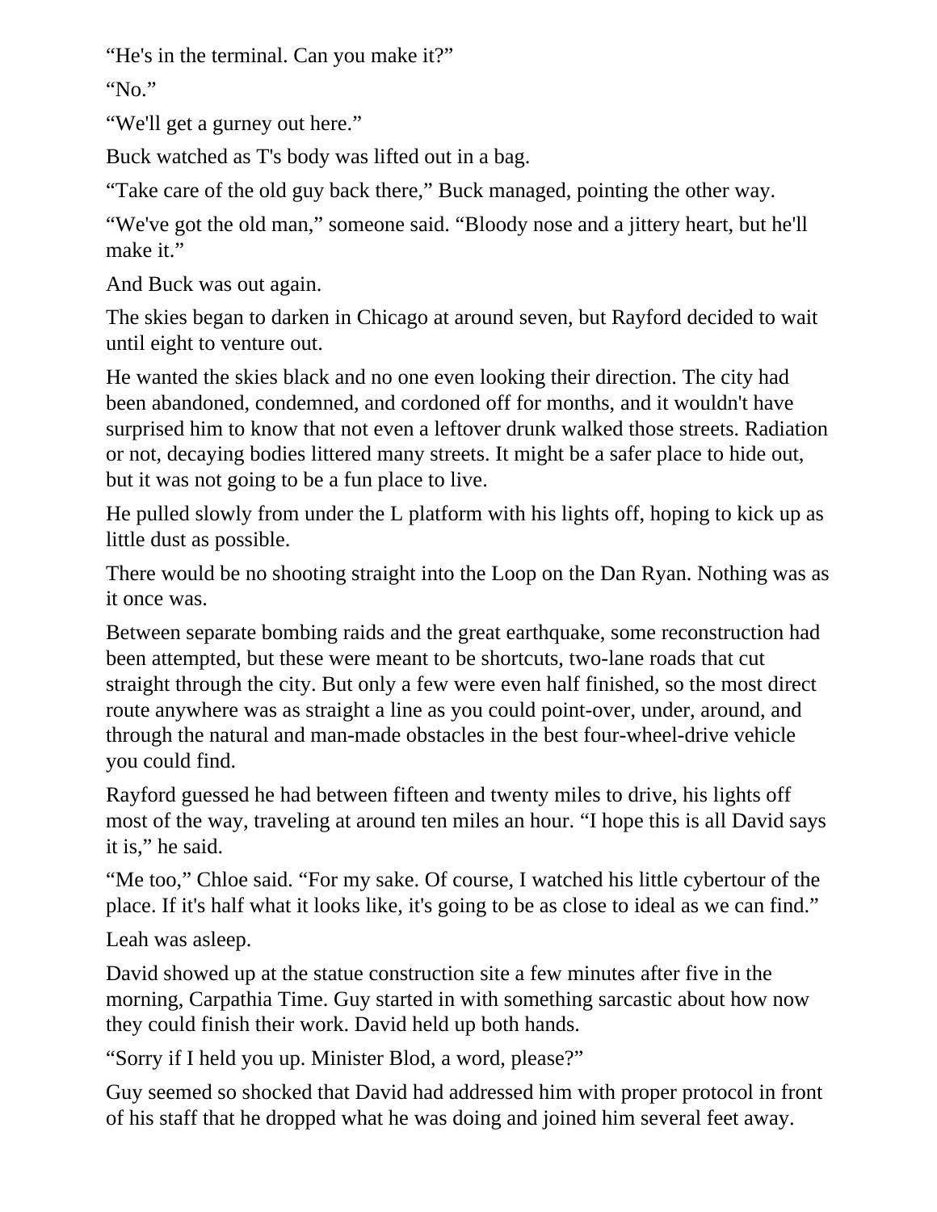“He's in the terminal. Can you make it?”

“No.”

“We'll get a gurney out here.”

Buck watched as T's body was lifted out in a bag.

“Take care of the old guy back there,” Buck managed, pointing the other way.

“We've got the old man,” someone said. “Bloody nose and a jittery heart, but he'll make it.”

And Buck was out again.

The skies began to darken in Chicago at around seven, but Rayford decided to wait until eight to venture out.

He wanted the skies black and no one even looking their direction. The city had been abandoned, condemned, and cordoned off for months, and it wouldn't have surprised him to know that not even a leftover drunk walked those streets. Radiation or not, decaying bodies littered many streets. It might be a safer place to hide out, but it was not going to be a fun place to live.

He pulled slowly from under the L platform with his lights off, hoping to kick up as little dust as possible.

There would be no shooting straight into the Loop on the Dan Ryan. Nothing was as it once was.

Between separate bombing raids and the great earthquake, some reconstruction had been attempted, but these were meant to be shortcuts, two-lane roads that cut straight through the city. But only a few were even half finished, so the most direct route anywhere was as straight a line as you could point-over, under, around, and through the natural and man-made obstacles in the best four-wheel-drive vehicle you could find.

Rayford guessed he had between fifteen and twenty miles to drive, his lights off most of the way, traveling at around ten miles an hour. “I hope this is all David says it is,” he said.

“Me too,” Chloe said. “For my sake. Of course, I watched his little cybertour of the place. If it's half what it looks like, it's going to be as close to ideal as we can find.”

Leah was asleep.

David showed up at the statue construction site a few minutes after five in the morning, Carpathia Time. Guy started in with something sarcastic about how now they could finish their work. David held up both hands.

“Sorry if I held you up. Minister Blod, a word, please?”

Guy seemed so shocked that David had addressed him with proper protocol in front of his staff that he dropped what he was doing and joined him several feet away.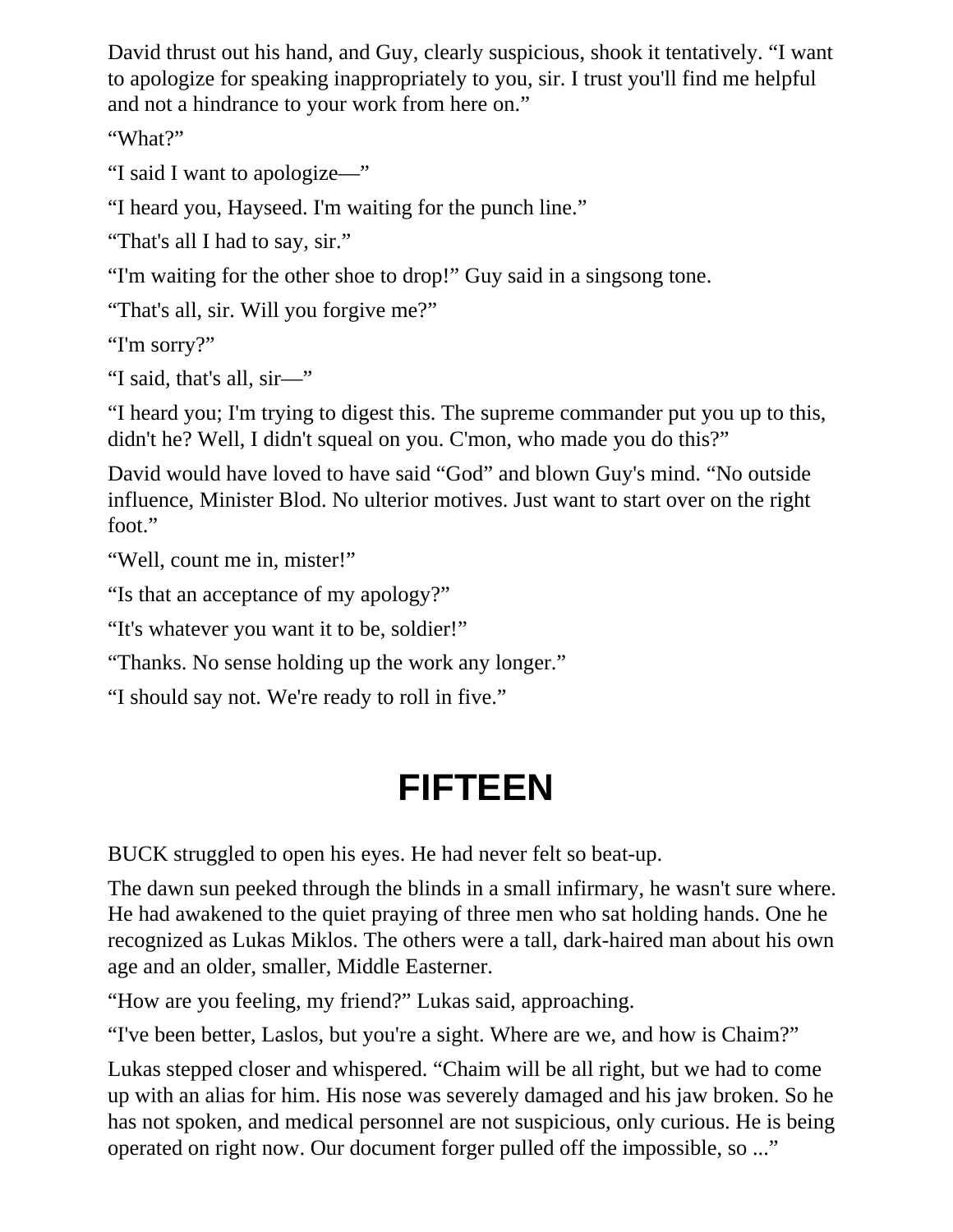David thrust out his hand, and Guy, clearly suspicious, shook it tentatively. “I want to apologize for speaking inappropriately to you, sir. I trust you'll find me helpful and not a hindrance to your work from here on.”

“What?”

“I said I want to apologize—”

“I heard you, Hayseed. I'm waiting for the punch line.”

“That's all I had to say, sir.”

“I'm waiting for the other shoe to drop!” Guy said in a singsong tone.

“That's all, sir. Will you forgive me?”

“I'm sorry?”

“I said, that's all, sir—”

“I heard you; I'm trying to digest this. The supreme commander put you up to this, didn't he? Well, I didn't squeal on you. C'mon, who made you do this?”

David would have loved to have said “God” and blown Guy's mind. “No outside influence, Minister Blod. No ulterior motives. Just want to start over on the right foot.”

“Well, count me in, mister!”

“Is that an acceptance of my apology?”

“It's whatever you want it to be, soldier!”

“Thanks. No sense holding up the work any longer.”

“I should say not. We're ready to roll in five.”

# FIFTEEN

BUCK struggled to open his eyes. He had never felt so beat-up.

The dawn sun peeked through the blinds in a small infirmary, he wasn't sure where. He had awakened to the quiet praying of three men who sat holding hands. One he recognized as Lukas Miklos. The others were a tall, dark-haired man about his own age and an older, smaller, Middle Easterner.

“How are you feeling, my friend?” Lukas said, approaching.

“I've been better, Laslos, but you're a sight. Where are we, and how is Chaim?”

Lukas stepped closer and whispered. “Chaim will be all right, but we had to come up with an alias for him. His nose was severely damaged and his jaw broken. So he has not spoken, and medical personnel are not suspicious, only curious. He is being operated on right now. Our document forger pulled off the impossible, so ...”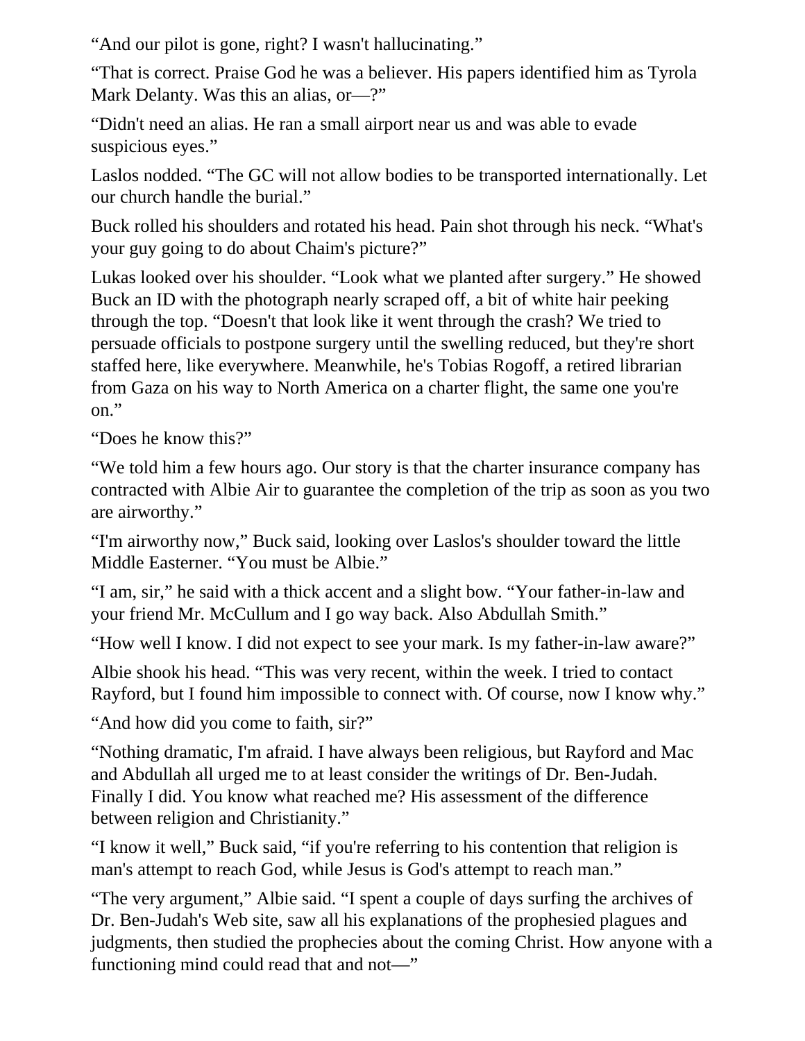“And our pilot is gone, right? I wasn't hallucinating.”

“That is correct. Praise God he was a believer. His papers identified him as Tyrola Mark Delanty. Was this an alias, or—?”

“Didn't need an alias. He ran a small airport near us and was able to evade suspicious eyes.”

Laslos nodded. “The GC will not allow bodies to be transported internationally. Let our church handle the burial.”

Buck rolled his shoulders and rotated his head. Pain shot through his neck. “What's your guy going to do about Chaim's picture?”

Lukas looked over his shoulder. “Look what we planted after surgery.” He showed Buck an ID with the photograph nearly scraped off, a bit of white hair peeking through the top. “Doesn't that look like it went through the crash? We tried to persuade officials to postpone surgery until the swelling reduced, but they're short staffed here, like everywhere. Meanwhile, he's Tobias Rogoff, a retired librarian from Gaza on his way to North America on a charter flight, the same one you're on.”

“Does he know this?”

“We told him a few hours ago. Our story is that the charter insurance company has contracted with Albie Air to guarantee the completion of the trip as soon as you two are airworthy.”

“I'm airworthy now,” Buck said, looking over Laslos's shoulder toward the little Middle Easterner. “You must be Albie.”

“I am, sir,” he said with a thick accent and a slight bow. “Your father-in-law and your friend Mr. McCullum and I go way back. Also Abdullah Smith.”

“How well I know. I did not expect to see your mark. Is my father-in-law aware?”

Albie shook his head. “This was very recent, within the week. I tried to contact Rayford, but I found him impossible to connect with. Of course, now I know why.”

“And how did you come to faith, sir?”

“Nothing dramatic, I'm afraid. I have always been religious, but Rayford and Mac and Abdullah all urged me to at least consider the writings of Dr. Ben-Judah. Finally I did. You know what reached me? His assessment of the difference between religion and Christianity.”

“I know it well,” Buck said, “if you're referring to his contention that religion is man's attempt to reach God, while Jesus is God's attempt to reach man.”

“The very argument,” Albie said. “I spent a couple of days surfing the archives of Dr. Ben-Judah's Web site, saw all his explanations of the prophesied plagues and judgments, then studied the prophecies about the coming Christ. How anyone with a functioning mind could read that and not—”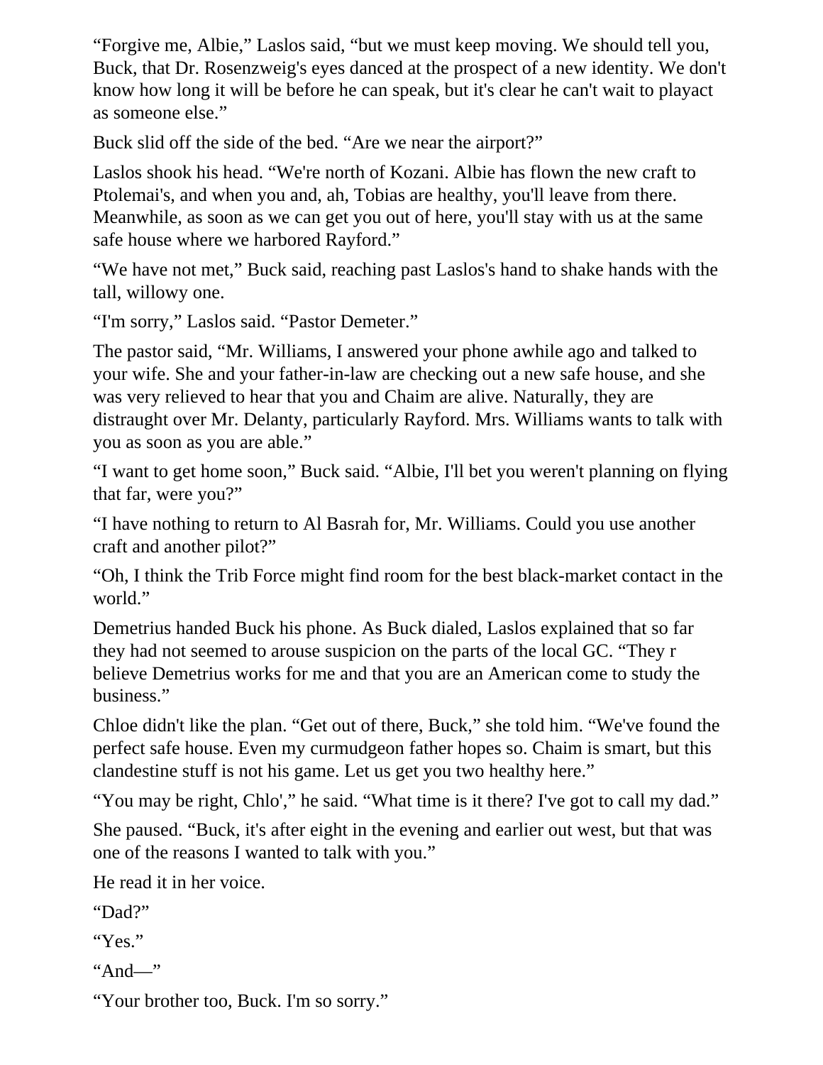"Forgive me, Albie," Laslos said, "but we must keep moving. We should tell you, Buck, that Dr. Rosenzweig's eyes danced at the prospect of a new identity. We don't know how long it will be before he can speak, but it's clear he can't wait to playact as someone else."

Buck slid off the side of the bed. "Are we near the airport?"

Laslos shook his head. "We're north of Kozani. Albie has flown the new craft to Ptolemai's, and when you and, ah, Tobias are healthy, you'll leave from there. Meanwhile, as soon as we can get you out of here, you'll stay with us at the same safe house where we harbored Rayford."

"We have not met," Buck said, reaching past Laslos's hand to shake hands with the tall, willowy one.

"I'm sorry," Laslos said. "Pastor Demeter."

The pastor said, "Mr. Williams, I answered your phone awhile ago and talked to your wife. She and your father-in-law are checking out a new safe house, and she was very relieved to hear that you and Chaim are alive. Naturally, they are distraught over Mr. Delanty, particularly Rayford. Mrs. Williams wants to talk with you as soon as you are able."

"I want to get home soon," Buck said. "Albie, I'll bet you weren't planning on flying that far, were you?"

"I have nothing to return to Al Basrah for, Mr. Williams. Could you use another craft and another pilot?"

"Oh, I think the Trib Force might find room for the best black-market contact in the world."

Demetrius handed Buck his phone. As Buck dialed, Laslos explained that so far they had not seemed to arouse suspicion on the parts of the local GC. "They r believe Demetrius works for me and that you are an American come to study the business."

Chloe didn't like the plan. "Get out of there, Buck," she told him. "We've found the perfect safe house. Even my curmudgeon father hopes so. Chaim is smart, but this clandestine stuff is not his game. Let us get you two healthy here."

"You may be right, Chlo'," he said. "What time is it there? I've got to call my dad."

She paused. "Buck, it's after eight in the evening and earlier out west, but that was one of the reasons I wanted to talk with you."

He read it in her voice.

"Dad?"

"Yes."

"And—"

"Your brother too, Buck. I'm so sorry."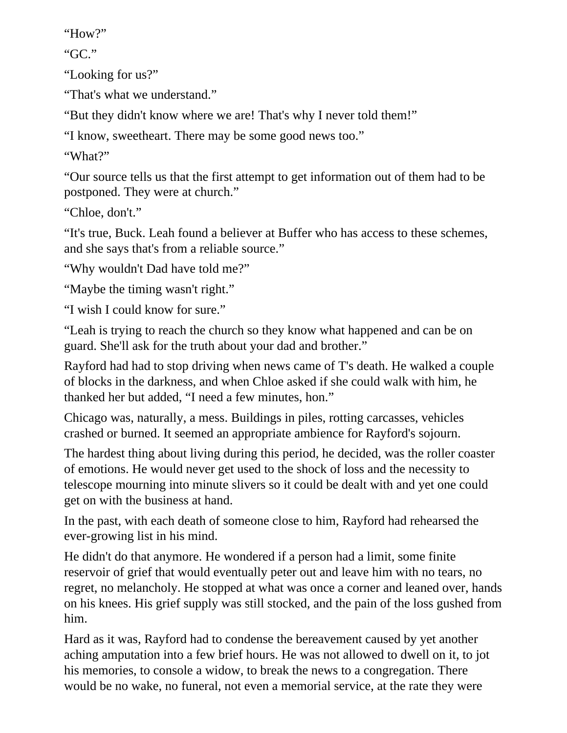“How?”

“GC.”

“Looking for us?”

“That's what we understand.”

“But they didn't know where we are! That's why I never told them!”

“I know, sweetheart. There may be some good news too.”

“What?”

“Our source tells us that the first attempt to get information out of them had to be postponed. They were at church.”

“Chloe, don't.”

“It's true, Buck. Leah found a believer at Buffer who has access to these schemes, and she says that's from a reliable source.”

“Why wouldn't Dad have told me?”

“Maybe the timing wasn't right.”

“I wish I could know for sure.”

“Leah is trying to reach the church so they know what happened and can be on guard. She'll ask for the truth about your dad and brother.”

Rayford had had to stop driving when news came of T's death. He walked a couple of blocks in the darkness, and when Chloe asked if she could walk with him, he thanked her but added, “I need a few minutes, hon.”

Chicago was, naturally, a mess. Buildings in piles, rotting carcasses, vehicles crashed or burned. It seemed an appropriate ambience for Rayford's sojourn.

The hardest thing about living during this period, he decided, was the roller coaster of emotions. He would never get used to the shock of loss and the necessity to telescope mourning into minute slivers so it could be dealt with and yet one could get on with the business at hand.

In the past, with each death of someone close to him, Rayford had rehearsed the ever-growing list in his mind.

He didn't do that anymore. He wondered if a person had a limit, some finite reservoir of grief that would eventually peter out and leave him with no tears, no regret, no melancholy. He stopped at what was once a corner and leaned over, hands on his knees. His grief supply was still stocked, and the pain of the loss gushed from him.

Hard as it was, Rayford had to condense the bereavement caused by yet another aching amputation into a few brief hours. He was not allowed to dwell on it, to jot his memories, to console a widow, to break the news to a congregation. There would be no wake, no funeral, not even a memorial service, at the rate they were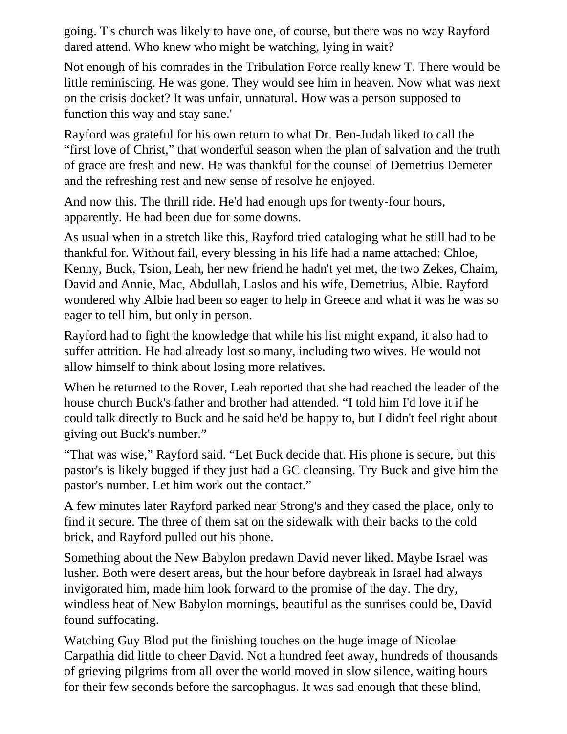going. T's church was likely to have one, of course, but there was no way Rayford dared attend. Who knew who might be watching, lying in wait?

Not enough of his comrades in the Tribulation Force really knew T. There would be little reminiscing. He was gone. They would see him in heaven. Now what was next on the crisis docket? It was unfair, unnatural. How was a person supposed to function this way and stay sane.'

Rayford was grateful for his own return to what Dr. Ben-Judah liked to call the "first love of Christ," that wonderful season when the plan of salvation and the truth of grace are fresh and new. He was thankful for the counsel of Demetrius Demeter and the refreshing rest and new sense of resolve he enjoyed.

And now this. The thrill ride. He'd had enough ups for twenty-four hours, apparently. He had been due for some downs.

As usual when in a stretch like this, Rayford tried cataloging what he still had to be thankful for. Without fail, every blessing in his life had a name attached: Chloe, Kenny, Buck, Tsion, Leah, her new friend he hadn't yet met, the two Zekes, Chaim, David and Annie, Mac, Abdullah, Laslos and his wife, Demetrius, Albie. Rayford wondered why Albie had been so eager to help in Greece and what it was he was so eager to tell him, but only in person.

Rayford had to fight the knowledge that while his list might expand, it also had to suffer attrition. He had already lost so many, including two wives. He would not allow himself to think about losing more relatives.

When he returned to the Rover, Leah reported that she had reached the leader of the house church Buck's father and brother had attended. "I told him I'd love it if he could talk directly to Buck and he said he'd be happy to, but I didn't feel right about giving out Buck's number."

"That was wise," Rayford said. "Let Buck decide that. His phone is secure, but this pastor's is likely bugged if they just had a GC cleansing. Try Buck and give him the pastor's number. Let him work out the contact."

A few minutes later Rayford parked near Strong's and they cased the place, only to find it secure. The three of them sat on the sidewalk with their backs to the cold brick, and Rayford pulled out his phone.

Something about the New Babylon predawn David never liked. Maybe Israel was lusher. Both were desert areas, but the hour before daybreak in Israel had always invigorated him, made him look forward to the promise of the day. The dry, windless heat of New Babylon mornings, beautiful as the sunrises could be, David found suffocating.

Watching Guy Blod put the finishing touches on the huge image of Nicolae Carpathia did little to cheer David. Not a hundred feet away, hundreds of thousands of grieving pilgrims from all over the world moved in slow silence, waiting hours for their few seconds before the sarcophagus. It was sad enough that these blind,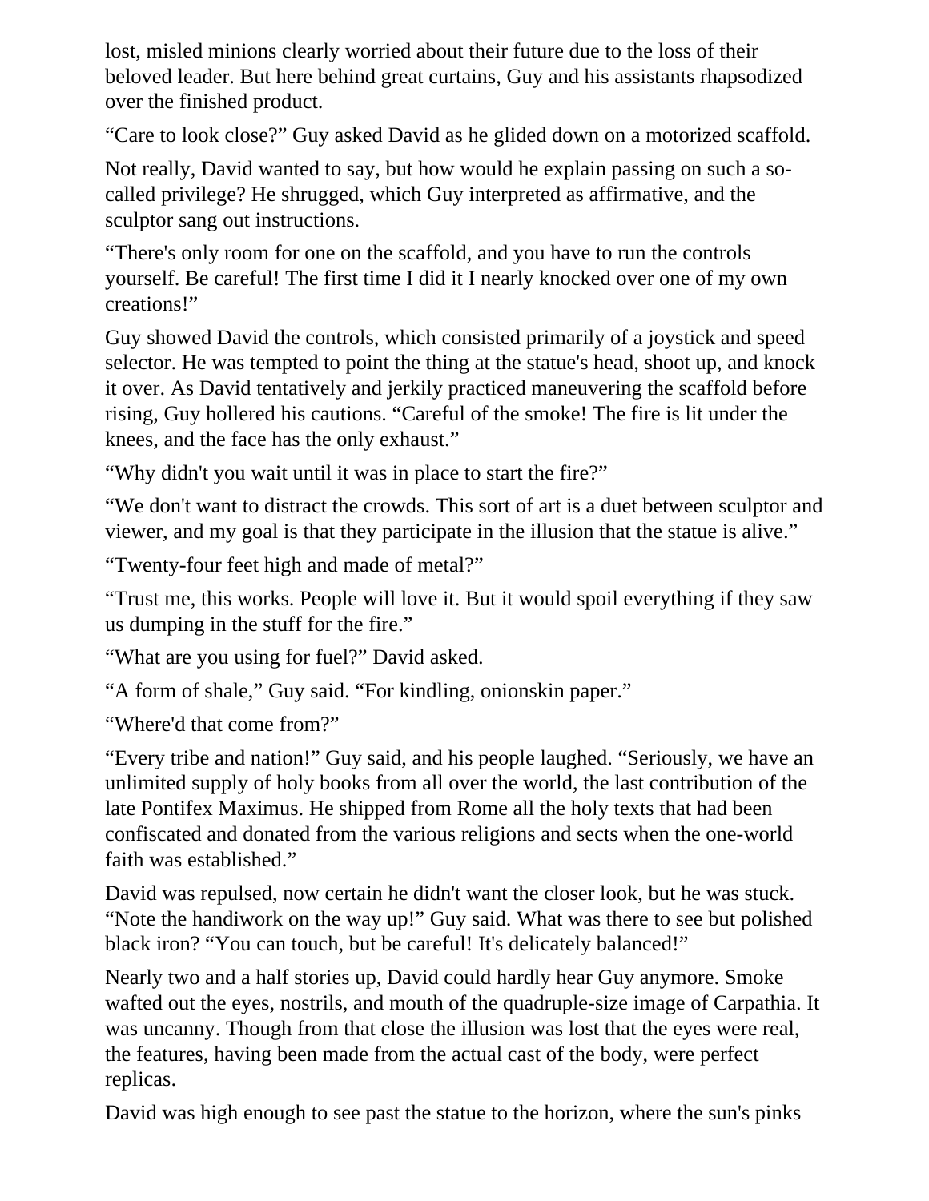lost, misled minions clearly worried about their future due to the loss of their beloved leader. But here behind great curtains, Guy and his assistants rhapsodized over the finished product.

“Care to look close?” Guy asked David as he glided down on a motorized scaffold.

Not really, David wanted to say, but how would he explain passing on such a so-called privilege? He shrugged, which Guy interpreted as affirmative, and the sculptor sang out instructions.

“There's only room for one on the scaffold, and you have to run the controls yourself. Be careful! The first time I did it I nearly knocked over one of my own creations!”

Guy showed David the controls, which consisted primarily of a joystick and speed selector. He was tempted to point the thing at the statue's head, shoot up, and knock it over. As David tentatively and jerkily practiced maneuvering the scaffold before rising, Guy hollered his cautions. “Careful of the smoke! The fire is lit under the knees, and the face has the only exhaust.”

“Why didn't you wait until it was in place to start the fire?”

“We don't want to distract the crowds. This sort of art is a duet between sculptor and viewer, and my goal is that they participate in the illusion that the statue is alive.”

“Twenty-four feet high and made of metal?”

“Trust me, this works. People will love it. But it would spoil everything if they saw us dumping in the stuff for the fire.”

“What are you using for fuel?” David asked.

“A form of shale,” Guy said. “For kindling, onionskin paper.”

“Where'd that come from?”

“Every tribe and nation!” Guy said, and his people laughed. “Seriously, we have an unlimited supply of holy books from all over the world, the last contribution of the late Pontifex Maximus. He shipped from Rome all the holy texts that had been confiscated and donated from the various religions and sects when the one-world faith was established.”

David was repulsed, now certain he didn't want the closer look, but he was stuck. “Note the handiwork on the way up!” Guy said. What was there to see but polished black iron? “You can touch, but be careful! It's delicately balanced!”

Nearly two and a half stories up, David could hardly hear Guy anymore. Smoke wafted out the eyes, nostrils, and mouth of the quadruple-size image of Carpathia. It was uncanny. Though from that close the illusion was lost that the eyes were real, the features, having been made from the actual cast of the body, were perfect replicas.

David was high enough to see past the statue to the horizon, where the sun's pinks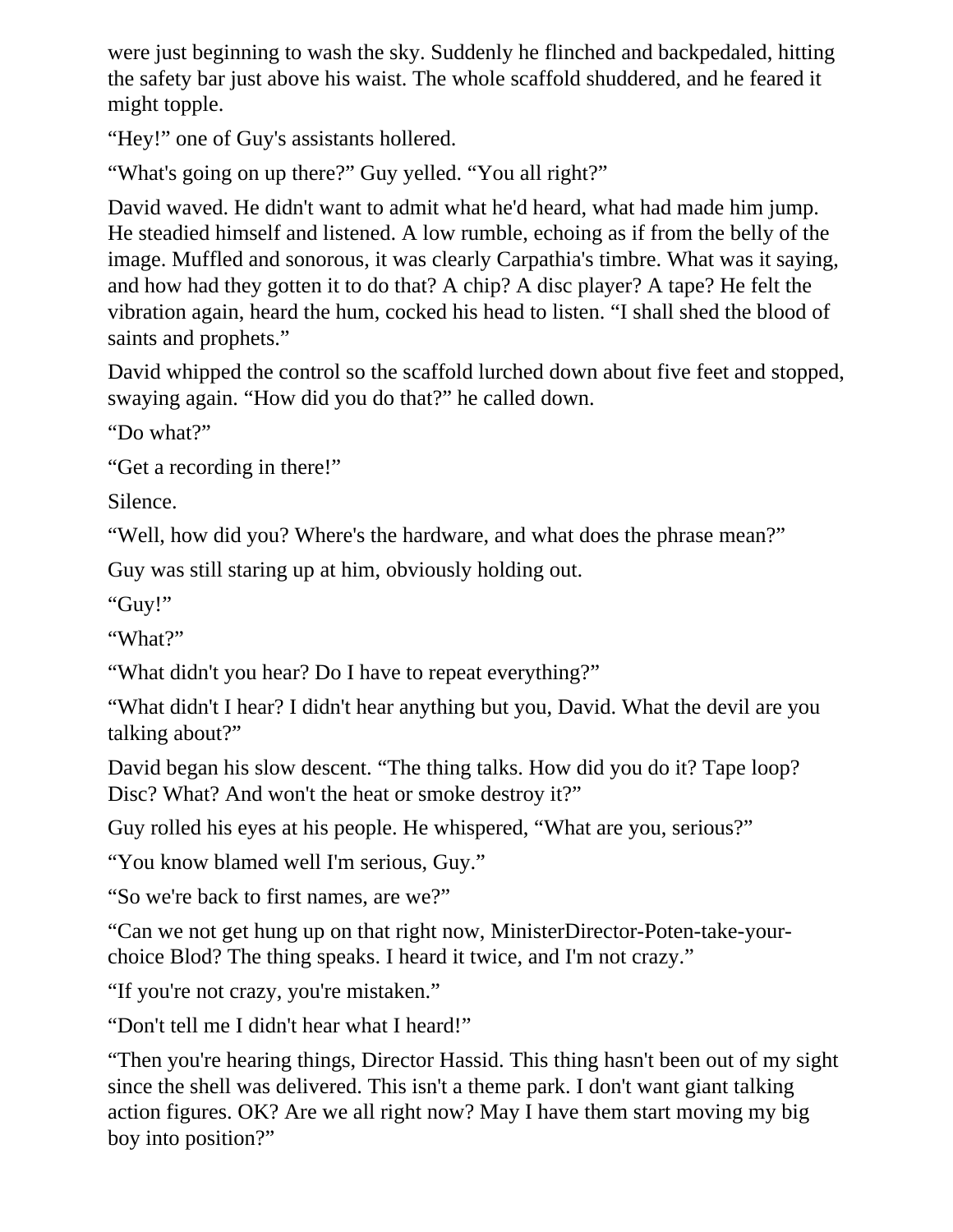were just beginning to wash the sky. Suddenly he flinched and backpedaled, hitting the safety bar just above his waist. The whole scaffold shuddered, and he feared it might topple.

“Hey!” one of Guy's assistants hollered.

“What's going on up there?” Guy yelled. “You all right?”

David waved. He didn't want to admit what he'd heard, what had made him jump. He steadied himself and listened. A low rumble, echoing as if from the belly of the image. Muffled and sonorous, it was clearly Carpathia's timbre. What was it saying, and how had they gotten it to do that? A chip? A disc player? A tape? He felt the vibration again, heard the hum, cocked his head to listen. “I shall shed the blood of saints and prophets.”

David whipped the control so the scaffold lurched down about five feet and stopped, swaying again. “How did you do that?” he called down.

“Do what?”

“Get a recording in there!”

Silence.

“Well, how did you? Where's the hardware, and what does the phrase mean?”

Guy was still staring up at him, obviously holding out.

“Guy!”

“What?”

“What didn't you hear? Do I have to repeat everything?”

“What didn't I hear? I didn't hear anything but you, David. What the devil are you talking about?”

David began his slow descent. “The thing talks. How did you do it? Tape loop? Disc? What? And won't the heat or smoke destroy it?”

Guy rolled his eyes at his people. He whispered, “What are you, serious?”

“You know blamed well I'm serious, Guy.”

“So we're back to first names, are we?”

“Can we not get hung up on that right now, MinisterDirector-Poten-take-your-choice Blod? The thing speaks. I heard it twice, and I'm not crazy.”

“If you're not crazy, you're mistaken.”

“Don't tell me I didn't hear what I heard!”

“Then you're hearing things, Director Hassid. This thing hasn't been out of my sight since the shell was delivered. This isn't a theme park. I don't want giant talking action figures. OK? Are we all right now? May I have them start moving my big boy into position?”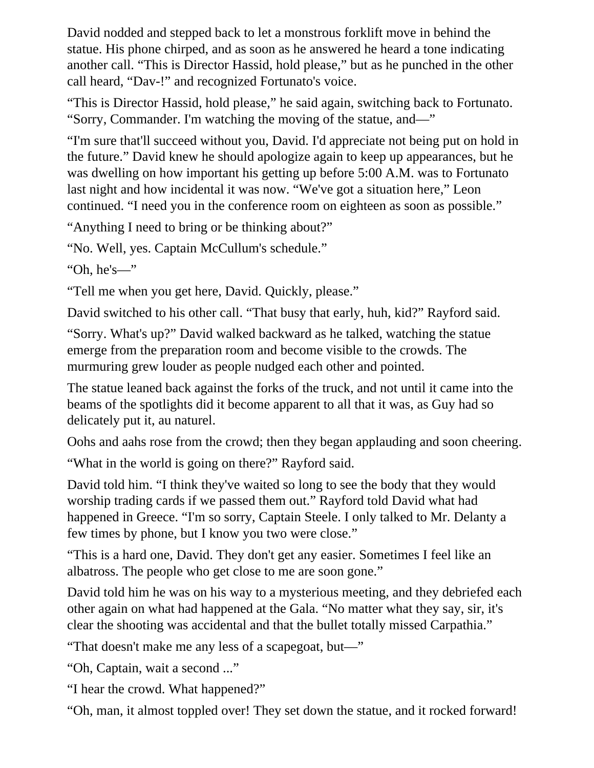David nodded and stepped back to let a monstrous forklift move in behind the statue. His phone chirped, and as soon as he answered he heard a tone indicating another call. “This is Director Hassid, hold please,” but as he punched in the other call heard, “Dav-!” and recognized Fortunato's voice.

“This is Director Hassid, hold please,” he said again, switching back to Fortunato. “Sorry, Commander. I'm watching the moving of the statue, and—”

“I'm sure that'll succeed without you, David. I'd appreciate not being put on hold in the future.” David knew he should apologize again to keep up appearances, but he was dwelling on how important his getting up before 5:00 A.M. was to Fortunato last night and how incidental it was now. “We've got a situation here,” Leon continued. “I need you in the conference room on eighteen as soon as possible.”

“Anything I need to bring or be thinking about?”

“No. Well, yes. Captain McCullum's schedule.”

“Oh, he's—”

“Tell me when you get here, David. Quickly, please.”

David switched to his other call. “That busy that early, huh, kid?” Rayford said.

“Sorry. What's up?” David walked backward as he talked, watching the statue emerge from the preparation room and become visible to the crowds. The murmuring grew louder as people nudged each other and pointed.

The statue leaned back against the forks of the truck, and not until it came into the beams of the spotlights did it become apparent to all that it was, as Guy had so delicately put it, au naturel.

Oohs and aahs rose from the crowd; then they began applauding and soon cheering.

“What in the world is going on there?” Rayford said.

David told him. “I think they've waited so long to see the body that they would worship trading cards if we passed them out.” Rayford told David what had happened in Greece. “I'm so sorry, Captain Steele. I only talked to Mr. Delanty a few times by phone, but I know you two were close.”

“This is a hard one, David. They don't get any easier. Sometimes I feel like an albatross. The people who get close to me are soon gone.”

David told him he was on his way to a mysterious meeting, and they debriefed each other again on what had happened at the Gala. “No matter what they say, sir, it's clear the shooting was accidental and that the bullet totally missed Carpathia.”

“That doesn't make me any less of a scapegoat, but—”

“Oh, Captain, wait a second ...”

“I hear the crowd. What happened?”

“Oh, man, it almost toppled over! They set down the statue, and it rocked forward!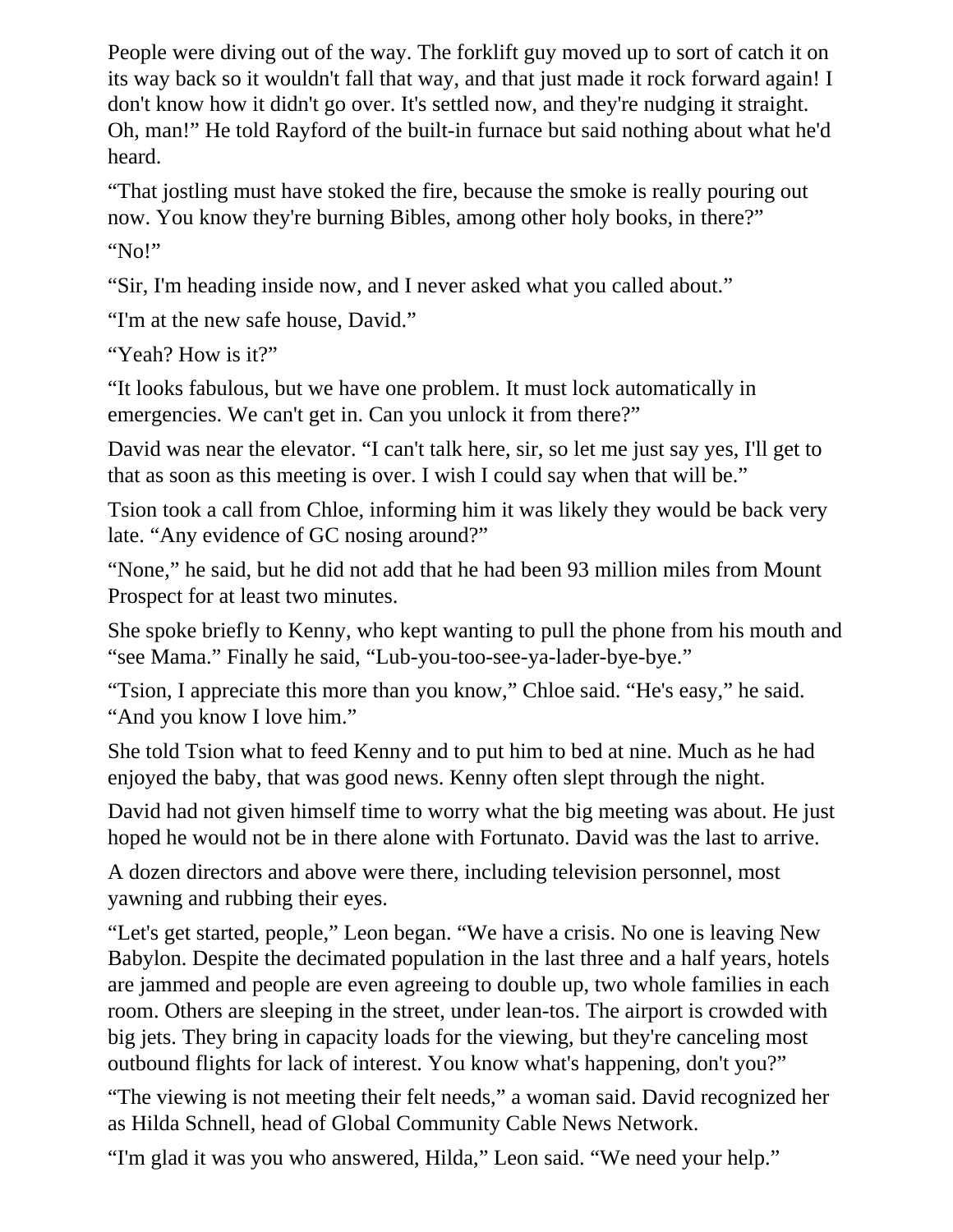People were diving out of the way. The forklift guy moved up to sort of catch it on its way back so it wouldn't fall that way, and that just made it rock forward again! I don't know how it didn't go over. It's settled now, and they're nudging it straight. Oh, man!” He told Rayford of the built-in furnace but said nothing about what he'd heard.

“That jostling must have stoked the fire, because the smoke is really pouring out now. You know they're burning Bibles, among other holy books, in there?”

“No!”

“Sir, I'm heading inside now, and I never asked what you called about.”

“I'm at the new safe house, David.”

“Yeah? How is it?”

“It looks fabulous, but we have one problem. It must lock automatically in emergencies. We can't get in. Can you unlock it from there?”

David was near the elevator. “I can't talk here, sir, so let me just say yes, I'll get to that as soon as this meeting is over. I wish I could say when that will be.”

Tsion took a call from Chloe, informing him it was likely they would be back very late. “Any evidence of GC nosing around?”

“None,” he said, but he did not add that he had been 93 million miles from Mount Prospect for at least two minutes.

She spoke briefly to Kenny, who kept wanting to pull the phone from his mouth and “see Mama.” Finally he said, “Lub-you-too-see-ya-lader-bye-bye.”

“Tsion, I appreciate this more than you know,” Chloe said. “He's easy,” he said. “And you know I love him.”

She told Tsion what to feed Kenny and to put him to bed at nine. Much as he had enjoyed the baby, that was good news. Kenny often slept through the night.

David had not given himself time to worry what the big meeting was about. He just hoped he would not be in there alone with Fortunato. David was the last to arrive.

A dozen directors and above were there, including television personnel, most yawning and rubbing their eyes.

“Let's get started, people,” Leon began. “We have a crisis. No one is leaving New Babylon. Despite the decimated population in the last three and a half years, hotels are jammed and people are even agreeing to double up, two whole families in each room. Others are sleeping in the street, under lean-tos. The airport is crowded with big jets. They bring in capacity loads for the viewing, but they're canceling most outbound flights for lack of interest. You know what's happening, don't you?”

“The viewing is not meeting their felt needs,” a woman said. David recognized her as Hilda Schnell, head of Global Community Cable News Network.

“I'm glad it was you who answered, Hilda,” Leon said. “We need your help.”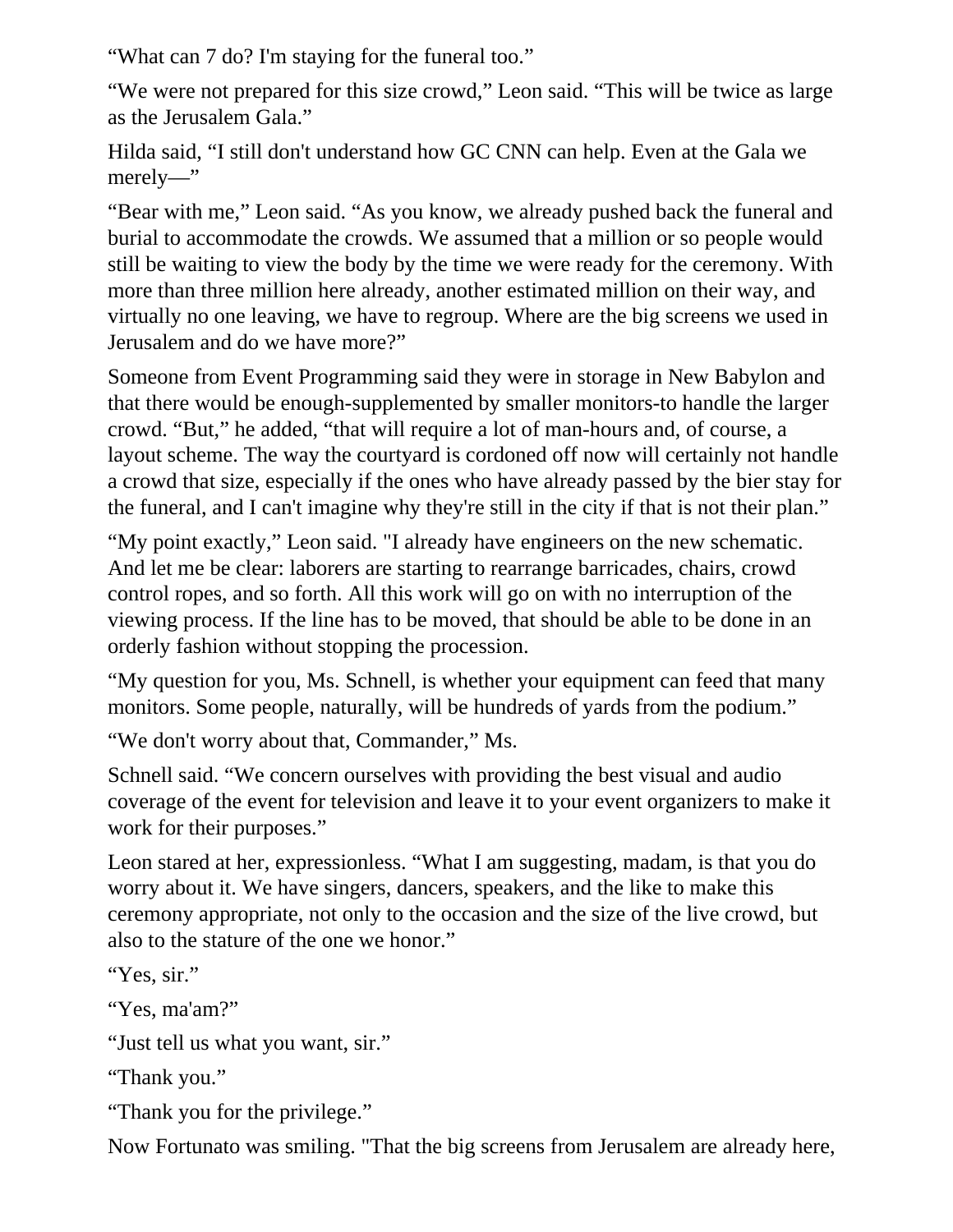“What can 7 do? I'm staying for the funeral too.”

“We were not prepared for this size crowd,” Leon said. “This will be twice as large as the Jerusalem Gala.”

Hilda said, “I still don't understand how GC CNN can help. Even at the Gala we merely—”

“Bear with me,” Leon said. “As you know, we already pushed back the funeral and burial to accommodate the crowds. We assumed that a million or so people would still be waiting to view the body by the time we were ready for the ceremony. With more than three million here already, another estimated million on their way, and virtually no one leaving, we have to regroup. Where are the big screens we used in Jerusalem and do we have more?”

Someone from Event Programming said they were in storage in New Babylon and that there would be enough-supplemented by smaller monitors-to handle the larger crowd. “But,” he added, “that will require a lot of man-hours and, of course, a layout scheme. The way the courtyard is cordoned off now will certainly not handle a crowd that size, especially if the ones who have already passed by the bier stay for the funeral, and I can't imagine why they're still in the city if that is not their plan.”

“My point exactly,” Leon said. "I already have engineers on the new schematic. And let me be clear: laborers are starting to rearrange barricades, chairs, crowd control ropes, and so forth. All this work will go on with no interruption of the viewing process. If the line has to be moved, that should be able to be done in an orderly fashion without stopping the procession.

“My question for you, Ms. Schnell, is whether your equipment can feed that many monitors. Some people, naturally, will be hundreds of yards from the podium.”

“We don't worry about that, Commander,” Ms.

Schnell said. “We concern ourselves with providing the best visual and audio coverage of the event for television and leave it to your event organizers to make it work for their purposes.”

Leon stared at her, expressionless. “What I am suggesting, madam, is that you do worry about it. We have singers, dancers, speakers, and the like to make this ceremony appropriate, not only to the occasion and the size of the live crowd, but also to the stature of the one we honor.”

“Yes, sir.”

“Yes, ma'am?”

“Just tell us what you want, sir.”

“Thank you.”

“Thank you for the privilege.”

Now Fortunato was smiling. "That the big screens from Jerusalem are already here,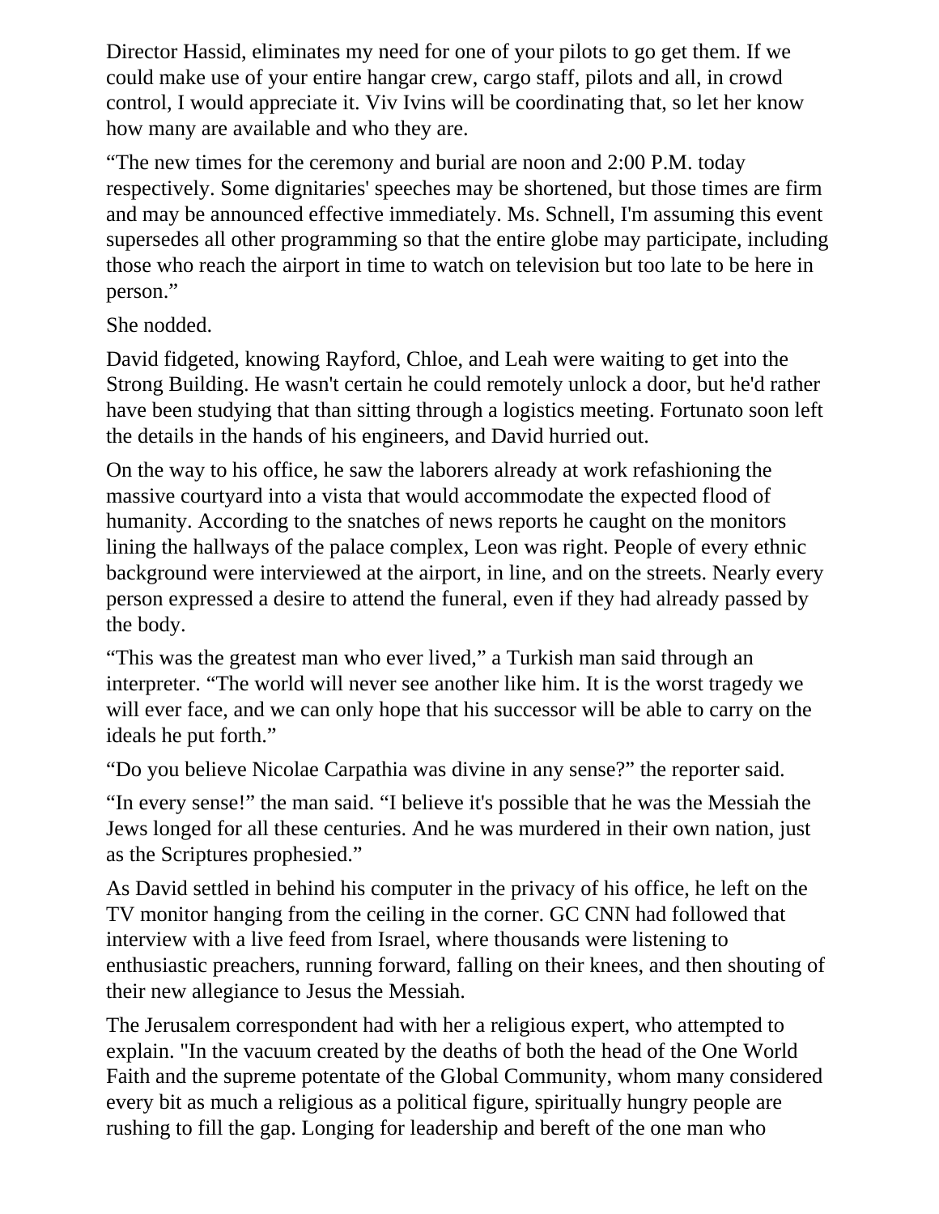Director Hassid, eliminates my need for one of your pilots to go get them. If we could make use of your entire hangar crew, cargo staff, pilots and all, in crowd control, I would appreciate it. Viv Ivins will be coordinating that, so let her know how many are available and who they are.

“The new times for the ceremony and burial are noon and 2:00 P.M. today respectively. Some dignitaries' speeches may be shortened, but those times are firm and may be announced effective immediately. Ms. Schnell, I'm assuming this event supersedes all other programming so that the entire globe may participate, including those who reach the airport in time to watch on television but too late to be here in person.”

She nodded.

David fidgeted, knowing Rayford, Chloe, and Leah were waiting to get into the Strong Building. He wasn't certain he could remotely unlock a door, but he'd rather have been studying that than sitting through a logistics meeting. Fortunato soon left the details in the hands of his engineers, and David hurried out.

On the way to his office, he saw the laborers already at work refashioning the massive courtyard into a vista that would accommodate the expected flood of humanity. According to the snatches of news reports he caught on the monitors lining the hallways of the palace complex, Leon was right. People of every ethnic background were interviewed at the airport, in line, and on the streets. Nearly every person expressed a desire to attend the funeral, even if they had already passed by the body.

“This was the greatest man who ever lived,” a Turkish man said through an interpreter. “The world will never see another like him. It is the worst tragedy we will ever face, and we can only hope that his successor will be able to carry on the ideals he put forth.”

“Do you believe Nicolae Carpathia was divine in any sense?” the reporter said.

“In every sense!” the man said. “I believe it's possible that he was the Messiah the Jews longed for all these centuries. And he was murdered in their own nation, just as the Scriptures prophesied.”

As David settled in behind his computer in the privacy of his office, he left on the TV monitor hanging from the ceiling in the corner. GC CNN had followed that interview with a live feed from Israel, where thousands were listening to enthusiastic preachers, running forward, falling on their knees, and then shouting of their new allegiance to Jesus the Messiah.

The Jerusalem correspondent had with her a religious expert, who attempted to explain. "In the vacuum created by the deaths of both the head of the One World Faith and the supreme potentate of the Global Community, whom many considered every bit as much a religious as a political figure, spiritually hungry people are rushing to fill the gap. Longing for leadership and bereft of the one man who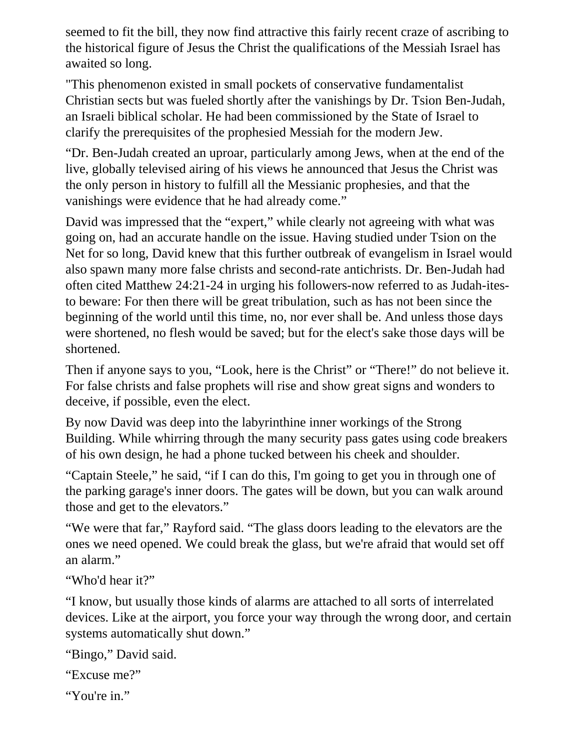seemed to fit the bill, they now find attractive this fairly recent craze of ascribing to the historical figure of Jesus the Christ the qualifications of the Messiah Israel has awaited so long.

"This phenomenon existed in small pockets of conservative fundamentalist Christian sects but was fueled shortly after the vanishings by Dr. Tsion Ben-Judah, an Israeli biblical scholar. He had been commissioned by the State of Israel to clarify the prerequisites of the prophesied Messiah for the modern Jew.

"Dr. Ben-Judah created an uproar, particularly among Jews, when at the end of the live, globally televised airing of his views he announced that Jesus the Christ was the only person in history to fulfill all the Messianic prophesies, and that the vanishings were evidence that he had already come."

David was impressed that the "expert," while clearly not agreeing with what was going on, had an accurate handle on the issue. Having studied under Tsion on the Net for so long, David knew that this further outbreak of evangelism in Israel would also spawn many more false christs and second-rate antichrists. Dr. Ben-Judah had often cited Matthew 24:21-24 in urging his followers-now referred to as Judah-ites-to beware: For then there will be great tribulation, such as has not been since the beginning of the world until this time, no, nor ever shall be. And unless those days were shortened, no flesh would be saved; but for the elect's sake those days will be shortened.

Then if anyone says to you, "Look, here is the Christ" or "There!" do not believe it. For false christs and false prophets will rise and show great signs and wonders to deceive, if possible, even the elect.

By now David was deep into the labyrinthine inner workings of the Strong Building. While whirring through the many security pass gates using code breakers of his own design, he had a phone tucked between his cheek and shoulder.

"Captain Steele," he said, "if I can do this, I'm going to get you in through one of the parking garage's inner doors. The gates will be down, but you can walk around those and get to the elevators."

"We were that far," Rayford said. "The glass doors leading to the elevators are the ones we need opened. We could break the glass, but we're afraid that would set off an alarm."

"Who'd hear it?"

"I know, but usually those kinds of alarms are attached to all sorts of interrelated devices. Like at the airport, you force your way through the wrong door, and certain systems automatically shut down."

"Bingo," David said.

"Excuse me?"

"You're in."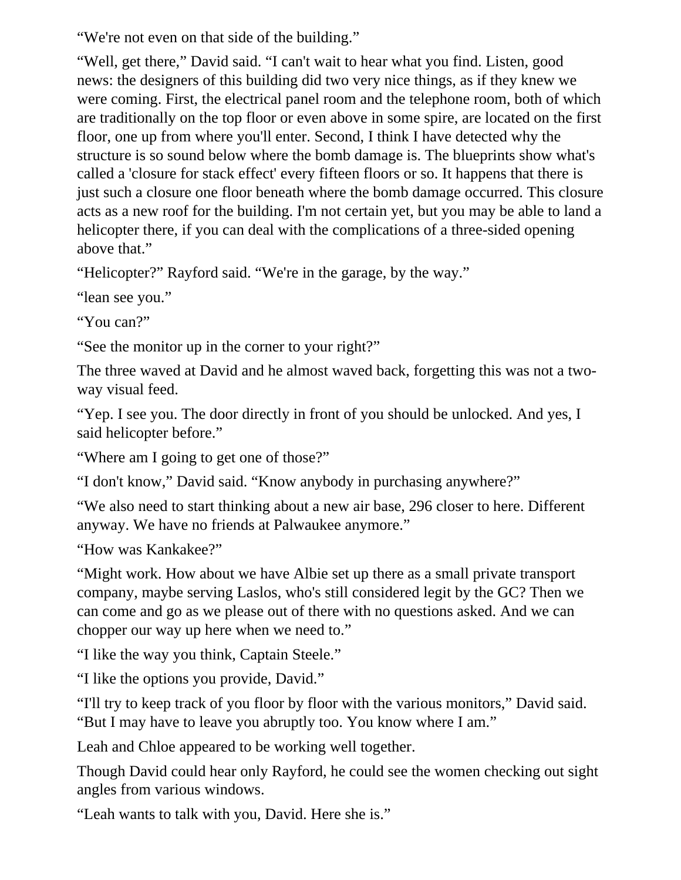“We're not even on that side of the building.”

“Well, get there,” David said. “I can't wait to hear what you find. Listen, good news: the designers of this building did two very nice things, as if they knew we were coming. First, the electrical panel room and the telephone room, both of which are traditionally on the top floor or even above in some spire, are located on the first floor, one up from where you'll enter. Second, I think I have detected why the structure is so sound below where the bomb damage is. The blueprints show what's called a 'closure for stack effect' every fifteen floors or so. It happens that there is just such a closure one floor beneath where the bomb damage occurred. This closure acts as a new roof for the building. I'm not certain yet, but you may be able to land a helicopter there, if you can deal with the complications of a three-sided opening above that.”

“Helicopter?” Rayford said. “We're in the garage, by the way.”

“lean see you.”

“You can?”

“See the monitor up in the corner to your right?”

The three waved at David and he almost waved back, forgetting this was not a two-way visual feed.

“Yep. I see you. The door directly in front of you should be unlocked. And yes, I said helicopter before.”

“Where am I going to get one of those?”

“I don't know,” David said. “Know anybody in purchasing anywhere?”

“We also need to start thinking about a new air base, 296 closer to here. Different anyway. We have no friends at Palwaukee anymore.”

“How was Kankakee?”

“Might work. How about we have Albie set up there as a small private transport company, maybe serving Laslos, who's still considered legit by the GC? Then we can come and go as we please out of there with no questions asked. And we can chopper our way up here when we need to.”

“I like the way you think, Captain Steele.”

“I like the options you provide, David.”

“I'll try to keep track of you floor by floor with the various monitors,” David said. “But I may have to leave you abruptly too. You know where I am.”

Leah and Chloe appeared to be working well together.

Though David could hear only Rayford, he could see the women checking out sight angles from various windows.

“Leah wants to talk with you, David. Here she is.”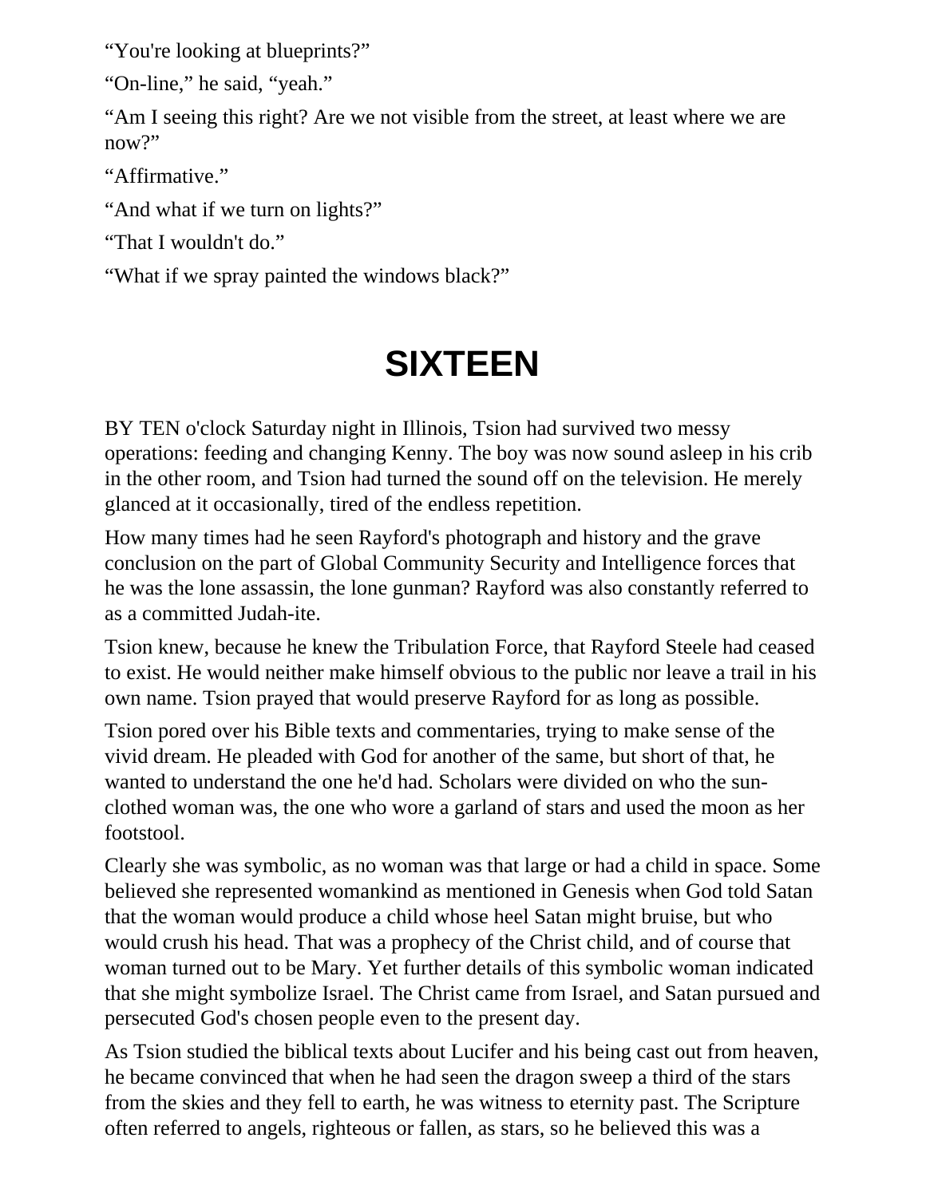"You're looking at blueprints?"

"On-line," he said, "yeah."

"Am I seeing this right? Are we not visible from the street, at least where we are now?"

"Affirmative."

"And what if we turn on lights?"

"That I wouldn't do."

"What if we spray painted the windows black?"

# SIXTEEN

BY TEN o'clock Saturday night in Illinois, Tsion had survived two messy operations: feeding and changing Kenny. The boy was now sound asleep in his crib in the other room, and Tsion had turned the sound off on the television. He merely glanced at it occasionally, tired of the endless repetition.

How many times had he seen Rayford's photograph and history and the grave conclusion on the part of Global Community Security and Intelligence forces that he was the lone assassin, the lone gunman? Rayford was also constantly referred to as a committed Judah-ite.

Tsion knew, because he knew the Tribulation Force, that Rayford Steele had ceased to exist. He would neither make himself obvious to the public nor leave a trail in his own name. Tsion prayed that would preserve Rayford for as long as possible.

Tsion pored over his Bible texts and commentaries, trying to make sense of the vivid dream. He pleaded with God for another of the same, but short of that, he wanted to understand the one he'd had. Scholars were divided on who the sun-clothed woman was, the one who wore a garland of stars and used the moon as her footstool.

Clearly she was symbolic, as no woman was that large or had a child in space. Some believed she represented womankind as mentioned in Genesis when God told Satan that the woman would produce a child whose heel Satan might bruise, but who would crush his head. That was a prophecy of the Christ child, and of course that woman turned out to be Mary. Yet further details of this symbolic woman indicated that she might symbolize Israel. The Christ came from Israel, and Satan pursued and persecuted God's chosen people even to the present day.

As Tsion studied the biblical texts about Lucifer and his being cast out from heaven, he became convinced that when he had seen the dragon sweep a third of the stars from the skies and they fell to earth, he was witness to eternity past. The Scripture often referred to angels, righteous or fallen, as stars, so he believed this was a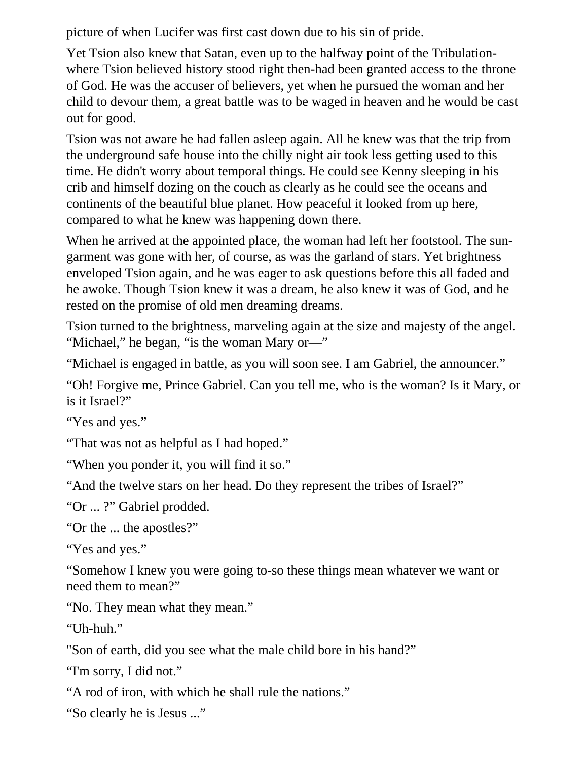picture of when Lucifer was first cast down due to his sin of pride.

Yet Tsion also knew that Satan, even up to the halfway point of the Tribulation-where Tsion believed history stood right then-had been granted access to the throne of God. He was the accuser of believers, yet when he pursued the woman and her child to devour them, a great battle was to be waged in heaven and he would be cast out for good.

Tsion was not aware he had fallen asleep again. All he knew was that the trip from the underground safe house into the chilly night air took less getting used to this time. He didn't worry about temporal things. He could see Kenny sleeping in his crib and himself dozing on the couch as clearly as he could see the oceans and continents of the beautiful blue planet. How peaceful it looked from up here, compared to what he knew was happening down there.

When he arrived at the appointed place, the woman had left her footstool. The sun-garment was gone with her, of course, as was the garland of stars. Yet brightness enveloped Tsion again, and he was eager to ask questions before this all faded and he awoke. Though Tsion knew it was a dream, he also knew it was of God, and he rested on the promise of old men dreaming dreams.

Tsion turned to the brightness, marveling again at the size and majesty of the angel. “Michael,” he began, “is the woman Mary or—”

“Michael is engaged in battle, as you will soon see. I am Gabriel, the announcer.”

“Oh! Forgive me, Prince Gabriel. Can you tell me, who is the woman? Is it Mary, or is it Israel?”

“Yes and yes.”

“That was not as helpful as I had hoped.”

“When you ponder it, you will find it so.”

“And the twelve stars on her head. Do they represent the tribes of Israel?”

“Or ... ?” Gabriel prodded.

“Or the ... the apostles?”

“Yes and yes.”

“Somehow I knew you were going to-so these things mean whatever we want or need them to mean?”

“No. They mean what they mean.”

“Uh-huh.”

"Son of earth, did you see what the male child bore in his hand?”

“I'm sorry, I did not.”

“A rod of iron, with which he shall rule the nations.”

“So clearly he is Jesus ...”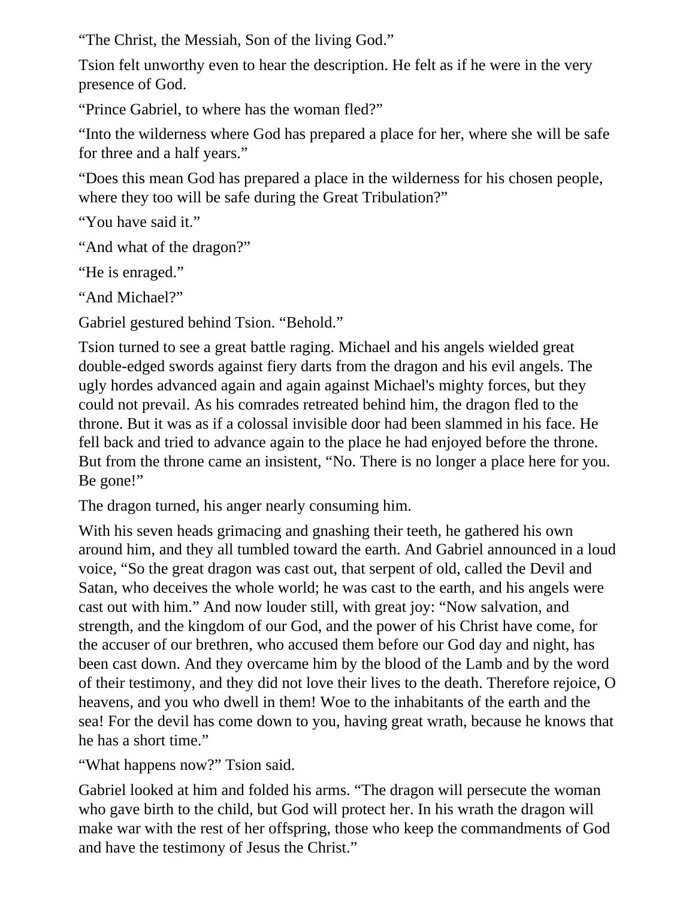"The Christ, the Messiah, Son of the living God."

Tsion felt unworthy even to hear the description. He felt as if he were in the very presence of God.

"Prince Gabriel, to where has the woman fled?"

"Into the wilderness where God has prepared a place for her, where she will be safe for three and a half years."

"Does this mean God has prepared a place in the wilderness for his chosen people, where they too will be safe during the Great Tribulation?"

"You have said it."

"And what of the dragon?"

"He is enraged."

"And Michael?"

Gabriel gestured behind Tsion. "Behold."

Tsion turned to see a great battle raging. Michael and his angels wielded great double-edged swords against fiery darts from the dragon and his evil angels. The ugly hordes advanced again and again against Michael's mighty forces, but they could not prevail. As his comrades retreated behind him, the dragon fled to the throne. But it was as if a colossal invisible door had been slammed in his face. He fell back and tried to advance again to the place he had enjoyed before the throne. But from the throne came an insistent, "No. There is no longer a place here for you. Be gone!"

The dragon turned, his anger nearly consuming him.

With his seven heads grimacing and gnashing their teeth, he gathered his own around him, and they all tumbled toward the earth. And Gabriel announced in a loud voice, "So the great dragon was cast out, that serpent of old, called the Devil and Satan, who deceives the whole world; he was cast to the earth, and his angels were cast out with him." And now louder still, with great joy: "Now salvation, and strength, and the kingdom of our God, and the power of his Christ have come, for the accuser of our brethren, who accused them before our God day and night, has been cast down. And they overcame him by the blood of the Lamb and by the word of their testimony, and they did not love their lives to the death. Therefore rejoice, O heavens, and you who dwell in them! Woe to the inhabitants of the earth and the sea! For the devil has come down to you, having great wrath, because he knows that he has a short time."

"What happens now?" Tsion said.

Gabriel looked at him and folded his arms. "The dragon will persecute the woman who gave birth to the child, but God will protect her. In his wrath the dragon will make war with the rest of her offspring, those who keep the commandments of God and have the testimony of Jesus the Christ."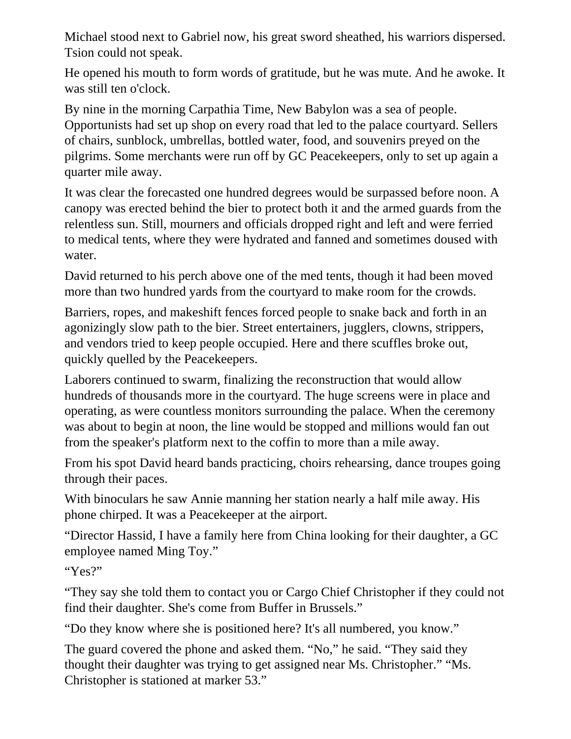Michael stood next to Gabriel now, his great sword sheathed, his warriors dispersed. Tsion could not speak.

He opened his mouth to form words of gratitude, but he was mute. And he awoke. It was still ten o'clock.

By nine in the morning Carpathia Time, New Babylon was a sea of people. Opportunists had set up shop on every road that led to the palace courtyard. Sellers of chairs, sunblock, umbrellas, bottled water, food, and souvenirs preyed on the pilgrims. Some merchants were run off by GC Peacekeepers, only to set up again a quarter mile away.

It was clear the forecasted one hundred degrees would be surpassed before noon. A canopy was erected behind the bier to protect both it and the armed guards from the relentless sun. Still, mourners and officials dropped right and left and were ferried to medical tents, where they were hydrated and fanned and sometimes doused with water.

David returned to his perch above one of the med tents, though it had been moved more than two hundred yards from the courtyard to make room for the crowds.

Barriers, ropes, and makeshift fences forced people to snake back and forth in an agonizingly slow path to the bier. Street entertainers, jugglers, clowns, strippers, and vendors tried to keep people occupied. Here and there scuffles broke out, quickly quelled by the Peacekeepers.

Laborers continued to swarm, finalizing the reconstruction that would allow hundreds of thousands more in the courtyard. The huge screens were in place and operating, as were countless monitors surrounding the palace. When the ceremony was about to begin at noon, the line would be stopped and millions would fan out from the speaker's platform next to the coffin to more than a mile away.

From his spot David heard bands practicing, choirs rehearsing, dance troupes going through their paces.

With binoculars he saw Annie manning her station nearly a half mile away. His phone chirped. It was a Peacekeeper at the airport.

"Director Hassid, I have a family here from China looking for their daughter, a GC employee named Ming Toy."

"Yes?"

"They say she told them to contact you or Cargo Chief Christopher if they could not find their daughter. She's come from Buffer in Brussels."

"Do they know where she is positioned here? It's all numbered, you know."

The guard covered the phone and asked them. "No," he said. "They said they thought their daughter was trying to get assigned near Ms. Christopher." "Ms. Christopher is stationed at marker 53."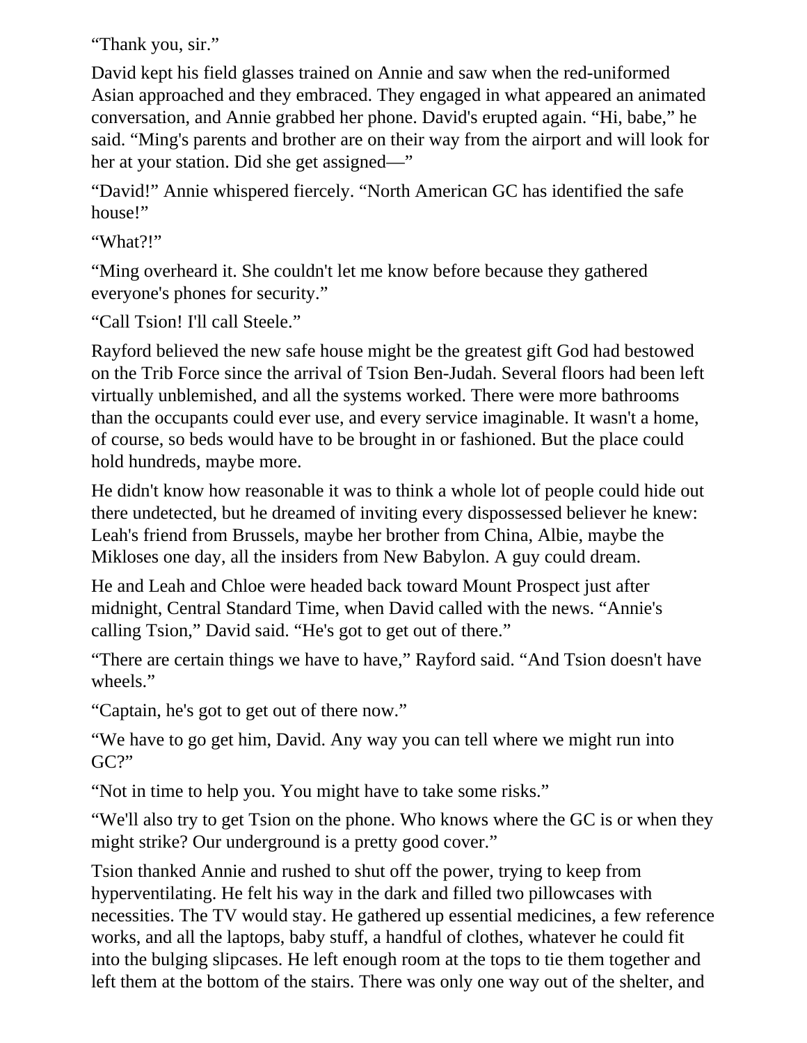"Thank you, sir."

David kept his field glasses trained on Annie and saw when the red-uniformed Asian approached and they embraced. They engaged in what appeared an animated conversation, and Annie grabbed her phone. David's erupted again. "Hi, babe," he said. "Ming's parents and brother are on their way from the airport and will look for her at your station. Did she get assigned—"

"David!" Annie whispered fiercely. "North American GC has identified the safe house!"

"What?!"

"Ming overheard it. She couldn't let me know before because they gathered everyone's phones for security."

"Call Tsion! I'll call Steele."

Rayford believed the new safe house might be the greatest gift God had bestowed on the Trib Force since the arrival of Tsion Ben-Judah. Several floors had been left virtually unblemished, and all the systems worked. There were more bathrooms than the occupants could ever use, and every service imaginable. It wasn't a home, of course, so beds would have to be brought in or fashioned. But the place could hold hundreds, maybe more.

He didn't know how reasonable it was to think a whole lot of people could hide out there undetected, but he dreamed of inviting every dispossessed believer he knew: Leah's friend from Brussels, maybe her brother from China, Albie, maybe the Mikloses one day, all the insiders from New Babylon. A guy could dream.

He and Leah and Chloe were headed back toward Mount Prospect just after midnight, Central Standard Time, when David called with the news. "Annie's calling Tsion," David said. "He's got to get out of there."

"There are certain things we have to have," Rayford said. "And Tsion doesn't have wheels."

"Captain, he's got to get out of there now."

"We have to go get him, David. Any way you can tell where we might run into GC?"

"Not in time to help you. You might have to take some risks."

"We'll also try to get Tsion on the phone. Who knows where the GC is or when they might strike? Our underground is a pretty good cover."

Tsion thanked Annie and rushed to shut off the power, trying to keep from hyperventilating. He felt his way in the dark and filled two pillowcases with necessities. The TV would stay. He gathered up essential medicines, a few reference works, and all the laptops, baby stuff, a handful of clothes, whatever he could fit into the bulging slipcases. He left enough room at the tops to tie them together and left them at the bottom of the stairs. There was only one way out of the shelter, and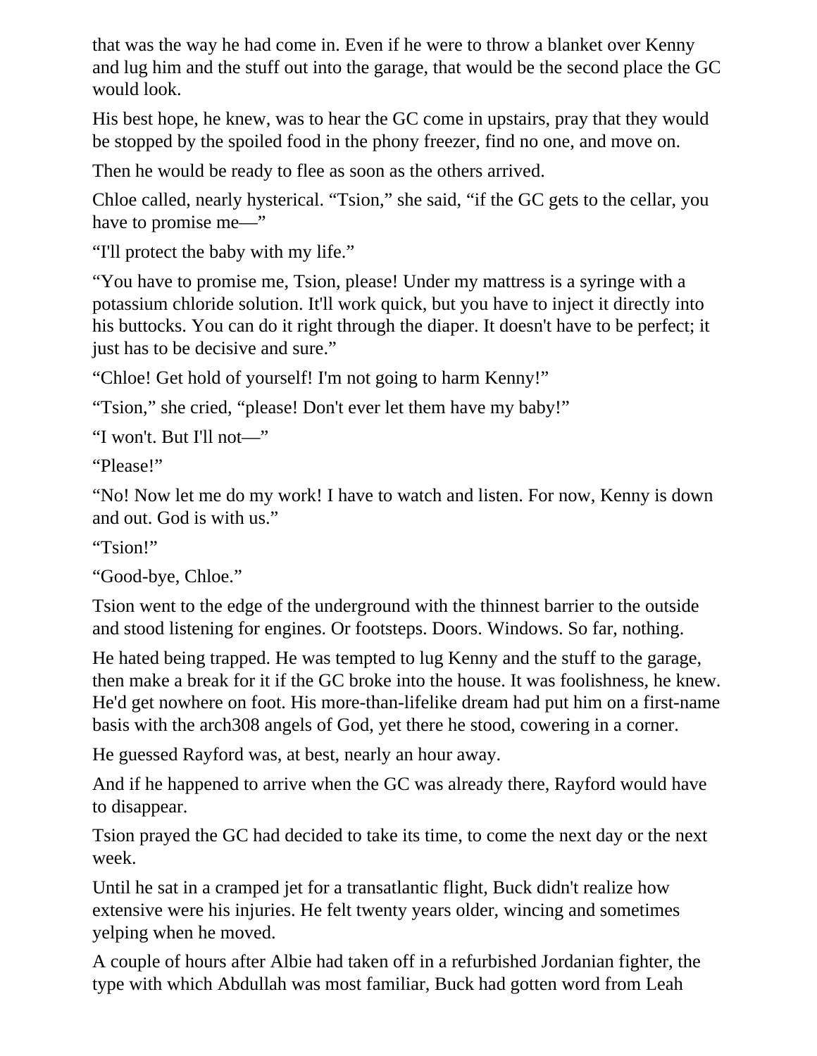that was the way he had come in. Even if he were to throw a blanket over Kenny and lug him and the stuff out into the garage, that would be the second place the GC would look.

His best hope, he knew, was to hear the GC come in upstairs, pray that they would be stopped by the spoiled food in the phony freezer, find no one, and move on.

Then he would be ready to flee as soon as the others arrived.

Chloe called, nearly hysterical. “Tsion,” she said, “if the GC gets to the cellar, you have to promise me—”

“I'll protect the baby with my life.”

“You have to promise me, Tsion, please! Under my mattress is a syringe with a potassium chloride solution. It'll work quick, but you have to inject it directly into his buttocks. You can do it right through the diaper. It doesn't have to be perfect; it just has to be decisive and sure.”

“Chloe! Get hold of yourself! I'm not going to harm Kenny!”

“Tsion,” she cried, “please! Don't ever let them have my baby!”

“I won't. But I'll not—”

“Please!”

“No! Now let me do my work! I have to watch and listen. For now, Kenny is down and out. God is with us.”

“Tsion!”

“Good-bye, Chloe.”

Tsion went to the edge of the underground with the thinnest barrier to the outside and stood listening for engines. Or footsteps. Doors. Windows. So far, nothing.

He hated being trapped. He was tempted to lug Kenny and the stuff to the garage, then make a break for it if the GC broke into the house. It was foolishness, he knew. He'd get nowhere on foot. His more-than-lifelike dream had put him on a first-name basis with the arch308 angels of God, yet there he stood, cowering in a corner.

He guessed Rayford was, at best, nearly an hour away.

And if he happened to arrive when the GC was already there, Rayford would have to disappear.

Tsion prayed the GC had decided to take its time, to come the next day or the next week.

Until he sat in a cramped jet for a transatlantic flight, Buck didn't realize how extensive were his injuries. He felt twenty years older, wincing and sometimes yelping when he moved.

A couple of hours after Albie had taken off in a refurbished Jordanian fighter, the type with which Abdullah was most familiar, Buck had gotten word from Leah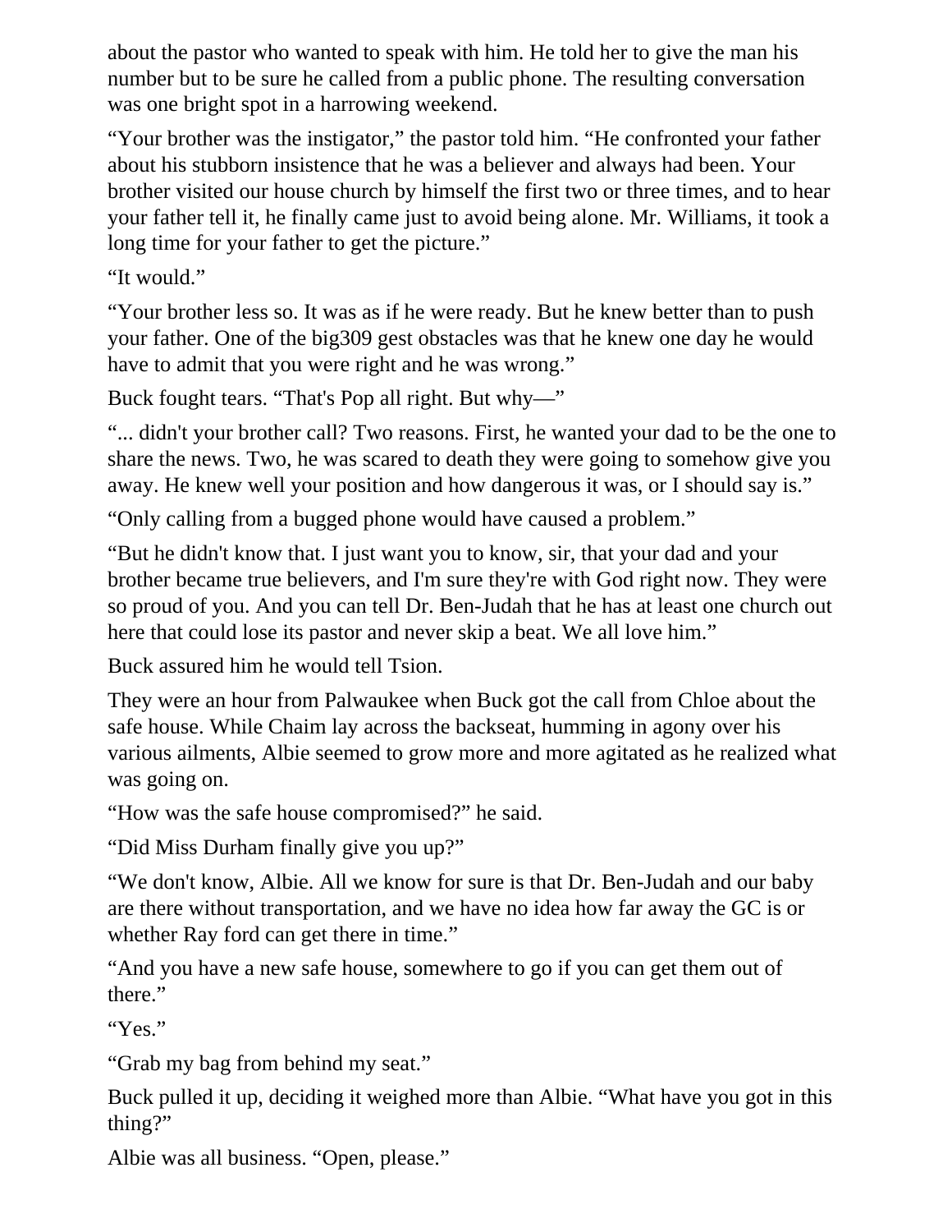about the pastor who wanted to speak with him. He told her to give the man his number but to be sure he called from a public phone. The resulting conversation was one bright spot in a harrowing weekend.

“Your brother was the instigator,” the pastor told him. “He confronted your father about his stubborn insistence that he was a believer and always had been. Your brother visited our house church by himself the first two or three times, and to hear your father tell it, he finally came just to avoid being alone. Mr. Williams, it took a long time for your father to get the picture.”

“It would.”

“Your brother less so. It was as if he were ready. But he knew better than to push your father. One of the big309 gest obstacles was that he knew one day he would have to admit that you were right and he was wrong.”

Buck fought tears. “That's Pop all right. But why—”

“... didn't your brother call? Two reasons. First, he wanted your dad to be the one to share the news. Two, he was scared to death they were going to somehow give you away. He knew well your position and how dangerous it was, or I should say is.”

“Only calling from a bugged phone would have caused a problem.”

“But he didn't know that. I just want you to know, sir, that your dad and your brother became true believers, and I'm sure they're with God right now. They were so proud of you. And you can tell Dr. Ben-Judah that he has at least one church out here that could lose its pastor and never skip a beat. We all love him.”

Buck assured him he would tell Tsion.

They were an hour from Palwaukee when Buck got the call from Chloe about the safe house. While Chaim lay across the backseat, humming in agony over his various ailments, Albie seemed to grow more and more agitated as he realized what was going on.

“How was the safe house compromised?” he said.

“Did Miss Durham finally give you up?”

“We don't know, Albie. All we know for sure is that Dr. Ben-Judah and our baby are there without transportation, and we have no idea how far away the GC is or whether Ray ford can get there in time.”

“And you have a new safe house, somewhere to go if you can get them out of there.”

“Yes.”

“Grab my bag from behind my seat.”

Buck pulled it up, deciding it weighed more than Albie. “What have you got in this thing?”

Albie was all business. “Open, please.”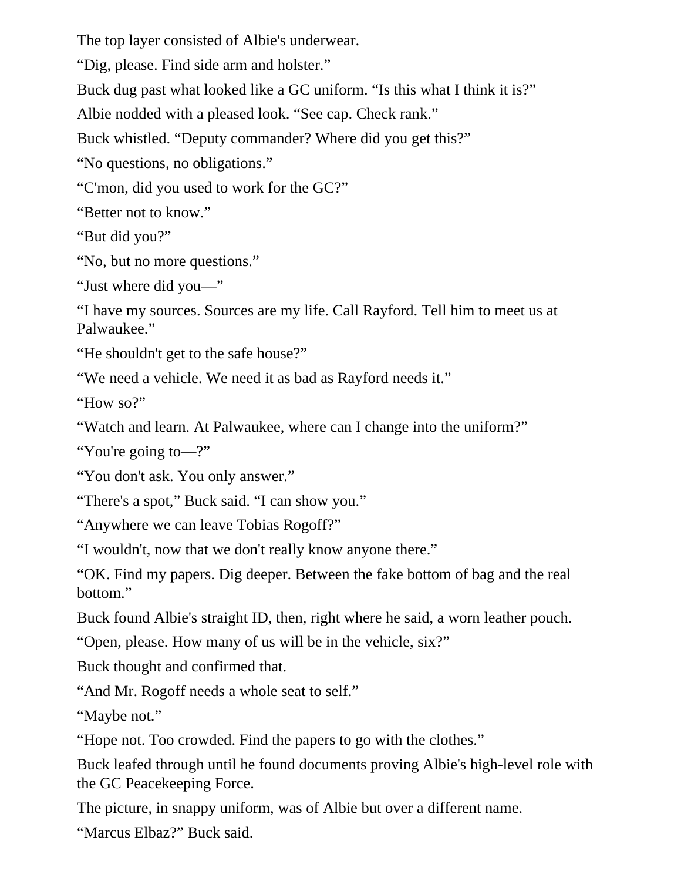The top layer consisted of Albie's underwear.

“Dig, please. Find side arm and holster.”

Buck dug past what looked like a GC uniform. “Is this what I think it is?”

Albie nodded with a pleased look. “See cap. Check rank.”

Buck whistled. “Deputy commander? Where did you get this?”

“No questions, no obligations.”

“C'mon, did you used to work for the GC?”

“Better not to know.”

“But did you?”

“No, but no more questions.”

“Just where did you—”

“I have my sources. Sources are my life. Call Rayford. Tell him to meet us at Palwaukee.”

“He shouldn't get to the safe house?”

“We need a vehicle. We need it as bad as Rayford needs it.”

“How so?”

“Watch and learn. At Palwaukee, where can I change into the uniform?”

“You're going to—?”

“You don't ask. You only answer.”

“There's a spot,” Buck said. “I can show you.”

“Anywhere we can leave Tobias Rogoff?”

“I wouldn't, now that we don't really know anyone there.”

“OK. Find my papers. Dig deeper. Between the fake bottom of bag and the real bottom.”

Buck found Albie's straight ID, then, right where he said, a worn leather pouch.

“Open, please. How many of us will be in the vehicle, six?”

Buck thought and confirmed that.

“And Mr. Rogoff needs a whole seat to self.”

“Maybe not.”

“Hope not. Too crowded. Find the papers to go with the clothes.”

Buck leafed through until he found documents proving Albie's high-level role with the GC Peacekeeping Force.

The picture, in snappy uniform, was of Albie but over a different name.

“Marcus Elbaz?” Buck said.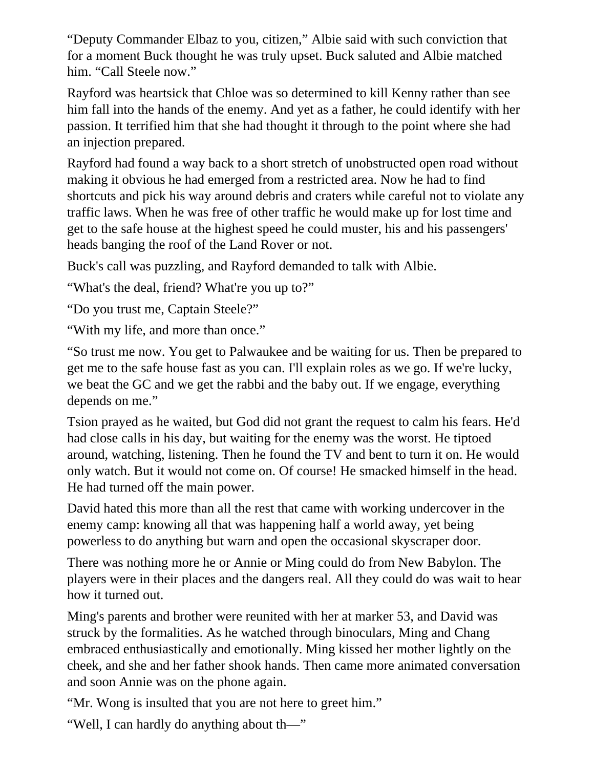"Deputy Commander Elbaz to you, citizen," Albie said with such conviction that for a moment Buck thought he was truly upset. Buck saluted and Albie matched him. "Call Steele now."

Rayford was heartsick that Chloe was so determined to kill Kenny rather than see him fall into the hands of the enemy. And yet as a father, he could identify with her passion. It terrified him that she had thought it through to the point where she had an injection prepared.

Rayford had found a way back to a short stretch of unobstructed open road without making it obvious he had emerged from a restricted area. Now he had to find shortcuts and pick his way around debris and craters while careful not to violate any traffic laws. When he was free of other traffic he would make up for lost time and get to the safe house at the highest speed he could muster, his and his passengers' heads banging the roof of the Land Rover or not.

Buck's call was puzzling, and Rayford demanded to talk with Albie.

"What's the deal, friend? What're you up to?"

"Do you trust me, Captain Steele?"

"With my life, and more than once."

"So trust me now. You get to Palwaukee and be waiting for us. Then be prepared to get me to the safe house fast as you can. I'll explain roles as we go. If we're lucky, we beat the GC and we get the rabbi and the baby out. If we engage, everything depends on me."

Tsion prayed as he waited, but God did not grant the request to calm his fears. He'd had close calls in his day, but waiting for the enemy was the worst. He tiptoed around, watching, listening. Then he found the TV and bent to turn it on. He would only watch. But it would not come on. Of course! He smacked himself in the head. He had turned off the main power.

David hated this more than all the rest that came with working undercover in the enemy camp: knowing all that was happening half a world away, yet being powerless to do anything but warn and open the occasional skyscraper door.

There was nothing more he or Annie or Ming could do from New Babylon. The players were in their places and the dangers real. All they could do was wait to hear how it turned out.

Ming's parents and brother were reunited with her at marker 53, and David was struck by the formalities. As he watched through binoculars, Ming and Chang embraced enthusiastically and emotionally. Ming kissed her mother lightly on the cheek, and she and her father shook hands. Then came more animated conversation and soon Annie was on the phone again.

"Mr. Wong is insulted that you are not here to greet him."

"Well, I can hardly do anything about th—"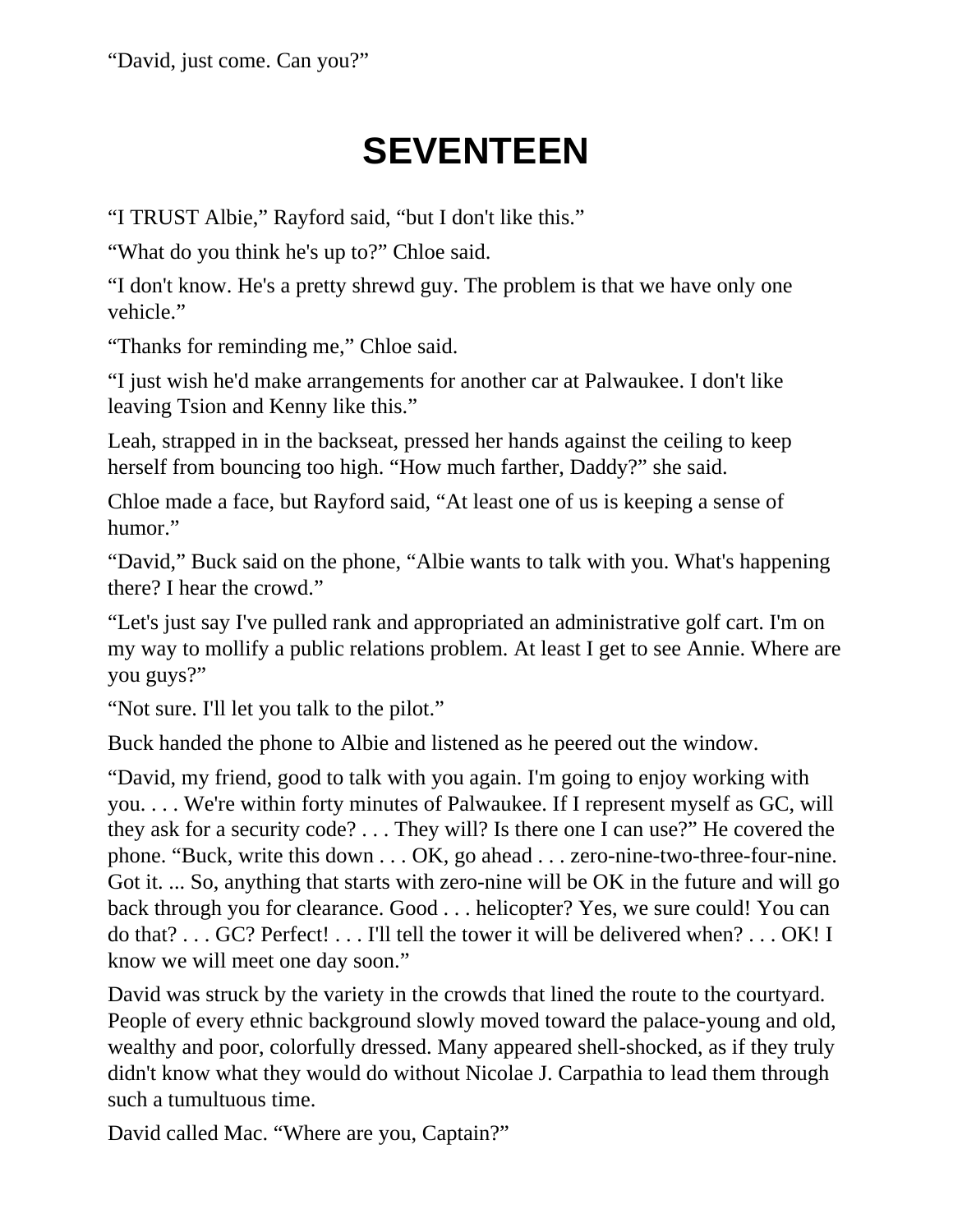"David, just come. Can you?"

# SEVENTEEN

"I TRUST Albie," Rayford said, "but I don't like this."

"What do you think he's up to?" Chloe said.

"I don't know. He's a pretty shrewd guy. The problem is that we have only one vehicle."

"Thanks for reminding me," Chloe said.

"I just wish he'd make arrangements for another car at Palwaukee. I don't like leaving Tsion and Kenny like this."

Leah, strapped in in the backseat, pressed her hands against the ceiling to keep herself from bouncing too high. "How much farther, Daddy?" she said.

Chloe made a face, but Rayford said, "At least one of us is keeping a sense of humor."

"David," Buck said on the phone, "Albie wants to talk with you. What's happening there? I hear the crowd."

"Let's just say I've pulled rank and appropriated an administrative golf cart. I'm on my way to mollify a public relations problem. At least I get to see Annie. Where are you guys?"

"Not sure. I'll let you talk to the pilot."

Buck handed the phone to Albie and listened as he peered out the window.

"David, my friend, good to talk with you again. I'm going to enjoy working with you. . . . We're within forty minutes of Palwaukee. If I represent myself as GC, will they ask for a security code? . . . They will? Is there one I can use?" He covered the phone. "Buck, write this down . . . OK, go ahead . . . zero-nine-two-three-four-nine. Got it. ... So, anything that starts with zero-nine will be OK in the future and will go back through you for clearance. Good . . . helicopter? Yes, we sure could! You can do that? . . . GC? Perfect! . . . I'll tell the tower it will be delivered when? . . . OK! I know we will meet one day soon."

David was struck by the variety in the crowds that lined the route to the courtyard. People of every ethnic background slowly moved toward the palace-young and old, wealthy and poor, colorfully dressed. Many appeared shell-shocked, as if they truly didn't know what they would do without Nicolae J. Carpathia to lead them through such a tumultuous time.

David called Mac. "Where are you, Captain?"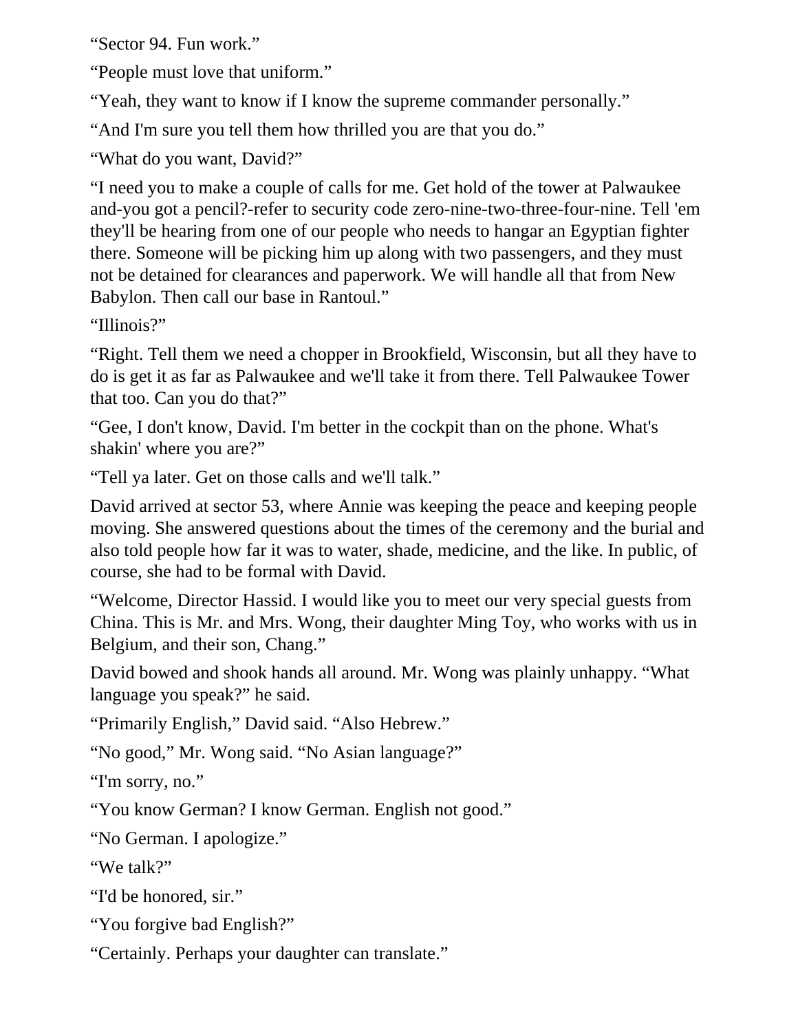"Sector 94. Fun work."

"People must love that uniform."

"Yeah, they want to know if I know the supreme commander personally."

"And I'm sure you tell them how thrilled you are that you do."

"What do you want, David?"

"I need you to make a couple of calls for me. Get hold of the tower at Palwaukee and-you got a pencil?-refer to security code zero-nine-two-three-four-nine. Tell 'em they'll be hearing from one of our people who needs to hangar an Egyptian fighter there. Someone will be picking him up along with two passengers, and they must not be detained for clearances and paperwork. We will handle all that from New Babylon. Then call our base in Rantoul."

"Illinois?"

"Right. Tell them we need a chopper in Brookfield, Wisconsin, but all they have to do is get it as far as Palwaukee and we'll take it from there. Tell Palwaukee Tower that too. Can you do that?"

"Gee, I don't know, David. I'm better in the cockpit than on the phone. What's shakin' where you are?"

"Tell ya later. Get on those calls and we'll talk."

David arrived at sector 53, where Annie was keeping the peace and keeping people moving. She answered questions about the times of the ceremony and the burial and also told people how far it was to water, shade, medicine, and the like. In public, of course, she had to be formal with David.

"Welcome, Director Hassid. I would like you to meet our very special guests from China. This is Mr. and Mrs. Wong, their daughter Ming Toy, who works with us in Belgium, and their son, Chang."

David bowed and shook hands all around. Mr. Wong was plainly unhappy. "What language you speak?" he said.

"Primarily English," David said. "Also Hebrew."

"No good," Mr. Wong said. "No Asian language?"

"I'm sorry, no."

"You know German? I know German. English not good."

"No German. I apologize."

"We talk?"

"I'd be honored, sir."

"You forgive bad English?"

"Certainly. Perhaps your daughter can translate."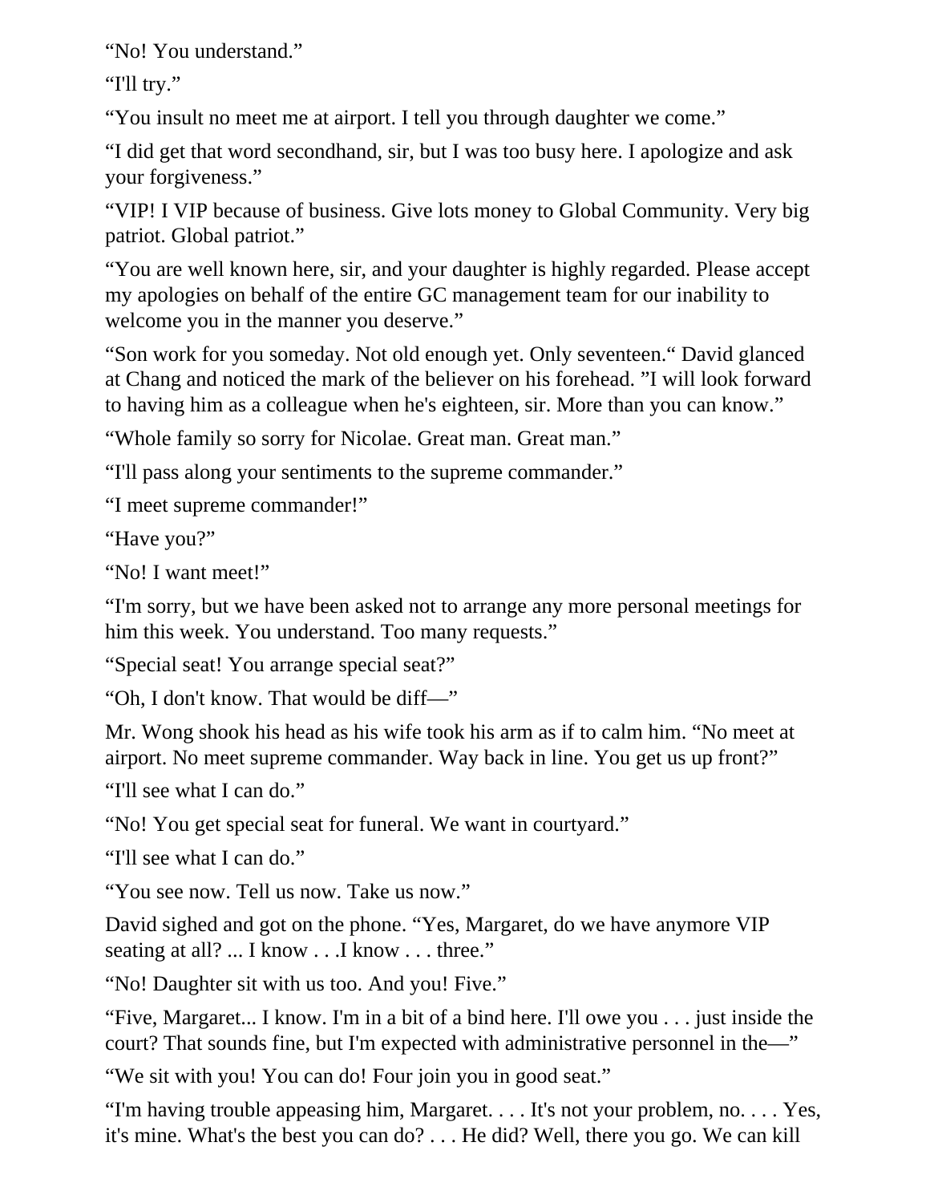“No! You understand.”

“I'll try.”

“You insult no meet me at airport. I tell you through daughter we come.”

“I did get that word secondhand, sir, but I was too busy here. I apologize and ask your forgiveness.”

“VIP! I VIP because of business. Give lots money to Global Community. Very big patriot. Global patriot.”

“You are well known here, sir, and your daughter is highly regarded. Please accept my apologies on behalf of the entire GC management team for our inability to welcome you in the manner you deserve.”

“Son work for you someday. Not old enough yet. Only seventeen.“ David glanced at Chang and noticed the mark of the believer on his forehead. ”I will look forward to having him as a colleague when he's eighteen, sir. More than you can know.”

“Whole family so sorry for Nicolae. Great man. Great man.”

“I'll pass along your sentiments to the supreme commander.”

“I meet supreme commander!”

“Have you?”

“No! I want meet!”

“I'm sorry, but we have been asked not to arrange any more personal meetings for him this week. You understand. Too many requests.”

“Special seat! You arrange special seat?”

“Oh, I don't know. That would be diff—”

Mr. Wong shook his head as his wife took his arm as if to calm him. “No meet at airport. No meet supreme commander. Way back in line. You get us up front?”

“I'll see what I can do.”

“No! You get special seat for funeral. We want in courtyard.”

“I'll see what I can do.”

“You see now. Tell us now. Take us now.”

David sighed and got on the phone. “Yes, Margaret, do we have anymore VIP seating at all? ... I know . . .I know . . . three.”

“No! Daughter sit with us too. And you! Five.”

“Five, Margaret... I know. I'm in a bit of a bind here. I'll owe you . . . just inside the court? That sounds fine, but I'm expected with administrative personnel in the—”

“We sit with you! You can do! Four join you in good seat.”

“I'm having trouble appeasing him, Margaret. . . . It's not your problem, no. . . . Yes, it's mine. What's the best you can do? . . . He did? Well, there you go. We can kill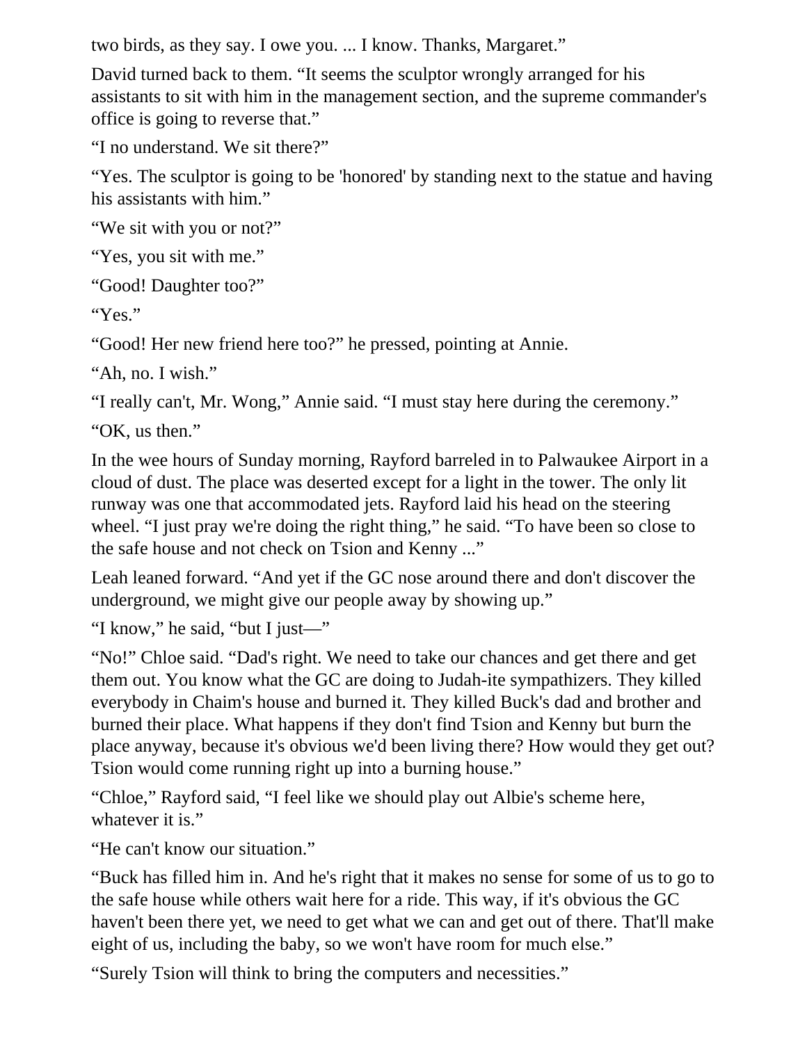two birds, as they say. I owe you. ... I know. Thanks, Margaret."

David turned back to them. "It seems the sculptor wrongly arranged for his assistants to sit with him in the management section, and the supreme commander's office is going to reverse that."

"I no understand. We sit there?"

"Yes. The sculptor is going to be 'honored' by standing next to the statue and having his assistants with him."

"We sit with you or not?"

"Yes, you sit with me."

"Good! Daughter too?"

"Yes."

"Good! Her new friend here too?" he pressed, pointing at Annie.

"Ah, no. I wish."

"I really can't, Mr. Wong," Annie said. "I must stay here during the ceremony."

"OK, us then."

In the wee hours of Sunday morning, Rayford barreled in to Palwaukee Airport in a cloud of dust. The place was deserted except for a light in the tower. The only lit runway was one that accommodated jets. Rayford laid his head on the steering wheel. "I just pray we're doing the right thing," he said. "To have been so close to the safe house and not check on Tsion and Kenny ..."

Leah leaned forward. "And yet if the GC nose around there and don't discover the underground, we might give our people away by showing up."

"I know," he said, "but I just—"

"No!" Chloe said. "Dad's right. We need to take our chances and get there and get them out. You know what the GC are doing to Judah-ite sympathizers. They killed everybody in Chaim's house and burned it. They killed Buck's dad and brother and burned their place. What happens if they don't find Tsion and Kenny but burn the place anyway, because it's obvious we'd been living there? How would they get out? Tsion would come running right up into a burning house."

"Chloe," Rayford said, "I feel like we should play out Albie's scheme here, whatever it is."

"He can't know our situation."

"Buck has filled him in. And he's right that it makes no sense for some of us to go to the safe house while others wait here for a ride. This way, if it's obvious the GC haven't been there yet, we need to get what we can and get out of there. That'll make eight of us, including the baby, so we won't have room for much else."

"Surely Tsion will think to bring the computers and necessities."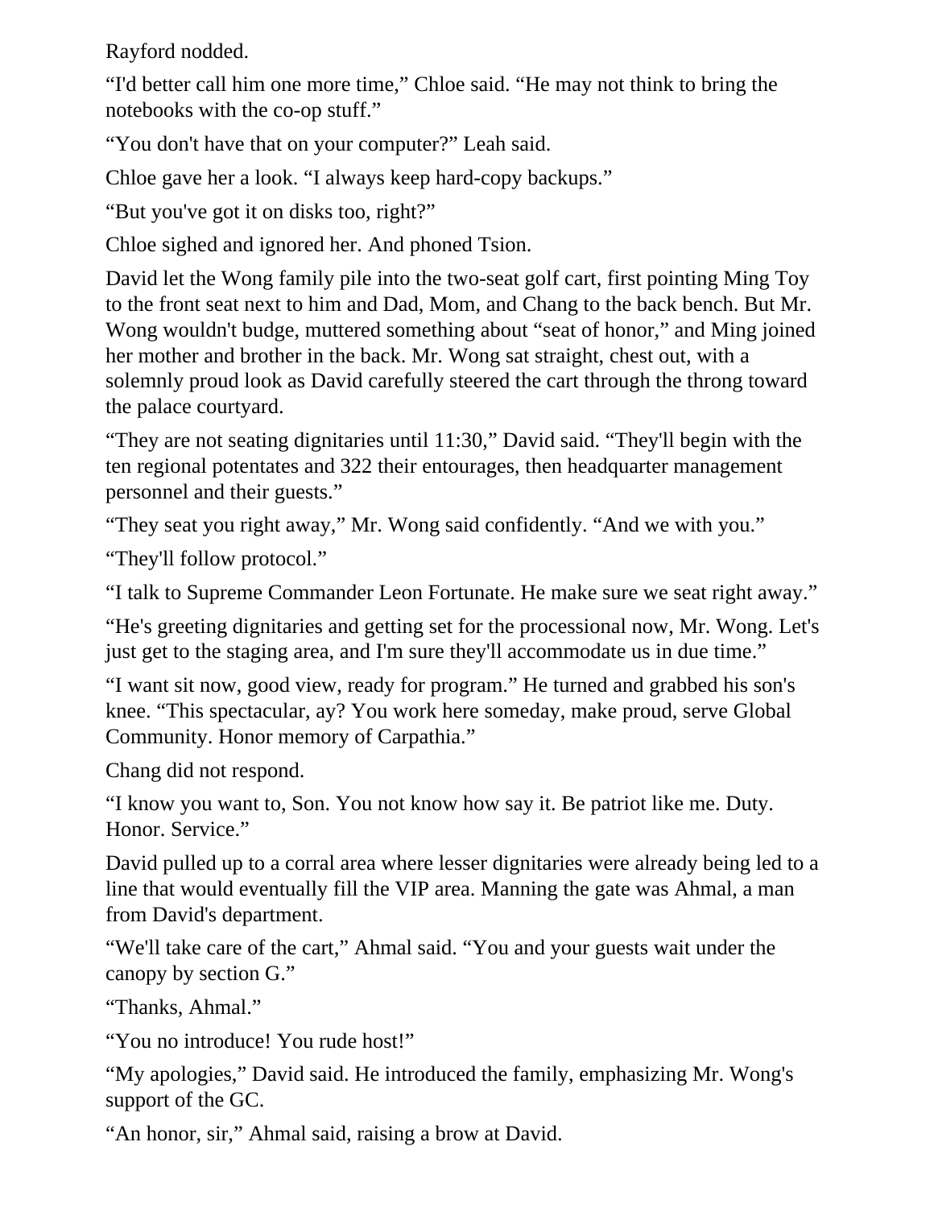Rayford nodded.

“I'd better call him one more time,” Chloe said. “He may not think to bring the notebooks with the co-op stuff.”

“You don't have that on your computer?” Leah said.

Chloe gave her a look. “I always keep hard-copy backups.”

“But you've got it on disks too, right?”

Chloe sighed and ignored her. And phoned Tsion.

David let the Wong family pile into the two-seat golf cart, first pointing Ming Toy to the front seat next to him and Dad, Mom, and Chang to the back bench. But Mr. Wong wouldn't budge, muttered something about “seat of honor,” and Ming joined her mother and brother in the back. Mr. Wong sat straight, chest out, with a solemnly proud look as David carefully steered the cart through the throng toward the palace courtyard.

“They are not seating dignitaries until 11:30,” David said. “They'll begin with the ten regional potentates and 322 their entourages, then headquarter management personnel and their guests.”

“They seat you right away,” Mr. Wong said confidently. “And we with you.”

“They'll follow protocol.”

“I talk to Supreme Commander Leon Fortunate. He make sure we seat right away.”

“He's greeting dignitaries and getting set for the processional now, Mr. Wong. Let's just get to the staging area, and I'm sure they'll accommodate us in due time.”

“I want sit now, good view, ready for program.” He turned and grabbed his son's knee. “This spectacular, ay? You work here someday, make proud, serve Global Community. Honor memory of Carpathia.”

Chang did not respond.

“I know you want to, Son. You not know how say it. Be patriot like me. Duty. Honor. Service.”

David pulled up to a corral area where lesser dignitaries were already being led to a line that would eventually fill the VIP area. Manning the gate was Ahmal, a man from David's department.

“We'll take care of the cart,” Ahmal said. “You and your guests wait under the canopy by section G.”

“Thanks, Ahmal.”

“You no introduce! You rude host!”

“My apologies,” David said. He introduced the family, emphasizing Mr. Wong's support of the GC.

“An honor, sir,” Ahmal said, raising a brow at David.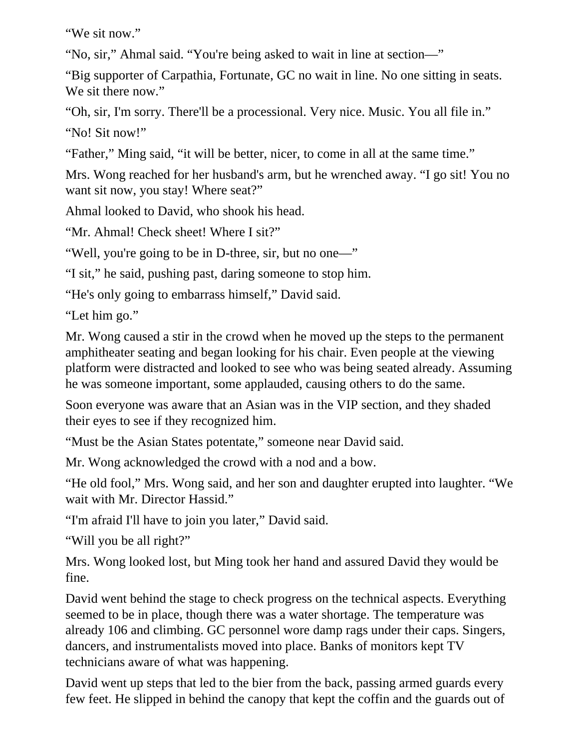“We sit now.”

“No, sir,” Ahmal said. “You're being asked to wait in line at section—”

“Big supporter of Carpathia, Fortunate, GC no wait in line. No one sitting in seats. We sit there now.”

“Oh, sir, I'm sorry. There'll be a processional. Very nice. Music. You all file in.”

“No! Sit now!”

“Father,” Ming said, “it will be better, nicer, to come in all at the same time.”

Mrs. Wong reached for her husband's arm, but he wrenched away. “I go sit! You no want sit now, you stay! Where seat?”

Ahmal looked to David, who shook his head.

“Mr. Ahmal! Check sheet! Where I sit?”

“Well, you're going to be in D-three, sir, but no one—”

“I sit,” he said, pushing past, daring someone to stop him.

“He's only going to embarrass himself,” David said.

“Let him go.”

Mr. Wong caused a stir in the crowd when he moved up the steps to the permanent amphitheater seating and began looking for his chair. Even people at the viewing platform were distracted and looked to see who was being seated already. Assuming he was someone important, some applauded, causing others to do the same.

Soon everyone was aware that an Asian was in the VIP section, and they shaded their eyes to see if they recognized him.

“Must be the Asian States potentate,” someone near David said.

Mr. Wong acknowledged the crowd with a nod and a bow.

“He old fool,” Mrs. Wong said, and her son and daughter erupted into laughter. “We wait with Mr. Director Hassid.”

“I'm afraid I'll have to join you later,” David said.

“Will you be all right?”

Mrs. Wong looked lost, but Ming took her hand and assured David they would be fine.

David went behind the stage to check progress on the technical aspects. Everything seemed to be in place, though there was a water shortage. The temperature was already 106 and climbing. GC personnel wore damp rags under their caps. Singers, dancers, and instrumentalists moved into place. Banks of monitors kept TV technicians aware of what was happening.

David went up steps that led to the bier from the back, passing armed guards every few feet. He slipped in behind the canopy that kept the coffin and the guards out of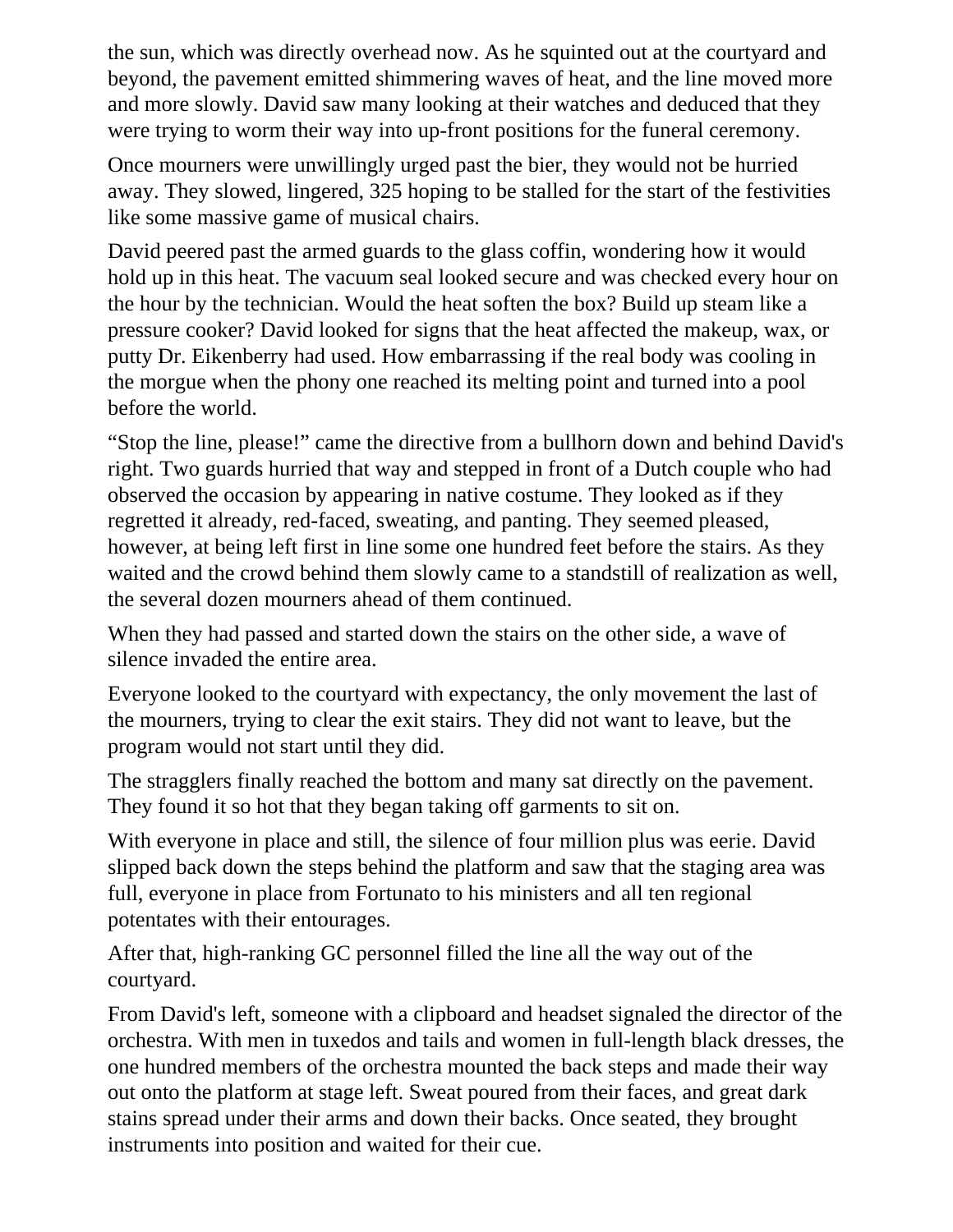the sun, which was directly overhead now. As he squinted out at the courtyard and beyond, the pavement emitted shimmering waves of heat, and the line moved more and more slowly. David saw many looking at their watches and deduced that they were trying to worm their way into up-front positions for the funeral ceremony.

Once mourners were unwillingly urged past the bier, they would not be hurried away. They slowed, lingered, 325 hoping to be stalled for the start of the festivities like some massive game of musical chairs.

David peered past the armed guards to the glass coffin, wondering how it would hold up in this heat. The vacuum seal looked secure and was checked every hour on the hour by the technician. Would the heat soften the box? Build up steam like a pressure cooker? David looked for signs that the heat affected the makeup, wax, or putty Dr. Eikenberry had used. How embarrassing if the real body was cooling in the morgue when the phony one reached its melting point and turned into a pool before the world.

“Stop the line, please!” came the directive from a bullhorn down and behind David's right. Two guards hurried that way and stepped in front of a Dutch couple who had observed the occasion by appearing in native costume. They looked as if they regretted it already, red-faced, sweating, and panting. They seemed pleased, however, at being left first in line some one hundred feet before the stairs. As they waited and the crowd behind them slowly came to a standstill of realization as well, the several dozen mourners ahead of them continued.

When they had passed and started down the stairs on the other side, a wave of silence invaded the entire area.

Everyone looked to the courtyard with expectancy, the only movement the last of the mourners, trying to clear the exit stairs. They did not want to leave, but the program would not start until they did.

The stragglers finally reached the bottom and many sat directly on the pavement. They found it so hot that they began taking off garments to sit on.

With everyone in place and still, the silence of four million plus was eerie. David slipped back down the steps behind the platform and saw that the staging area was full, everyone in place from Fortunato to his ministers and all ten regional potentates with their entourages.

After that, high-ranking GC personnel filled the line all the way out of the courtyard.

From David's left, someone with a clipboard and headset signaled the director of the orchestra. With men in tuxedos and tails and women in full-length black dresses, the one hundred members of the orchestra mounted the back steps and made their way out onto the platform at stage left. Sweat poured from their faces, and great dark stains spread under their arms and down their backs. Once seated, they brought instruments into position and waited for their cue.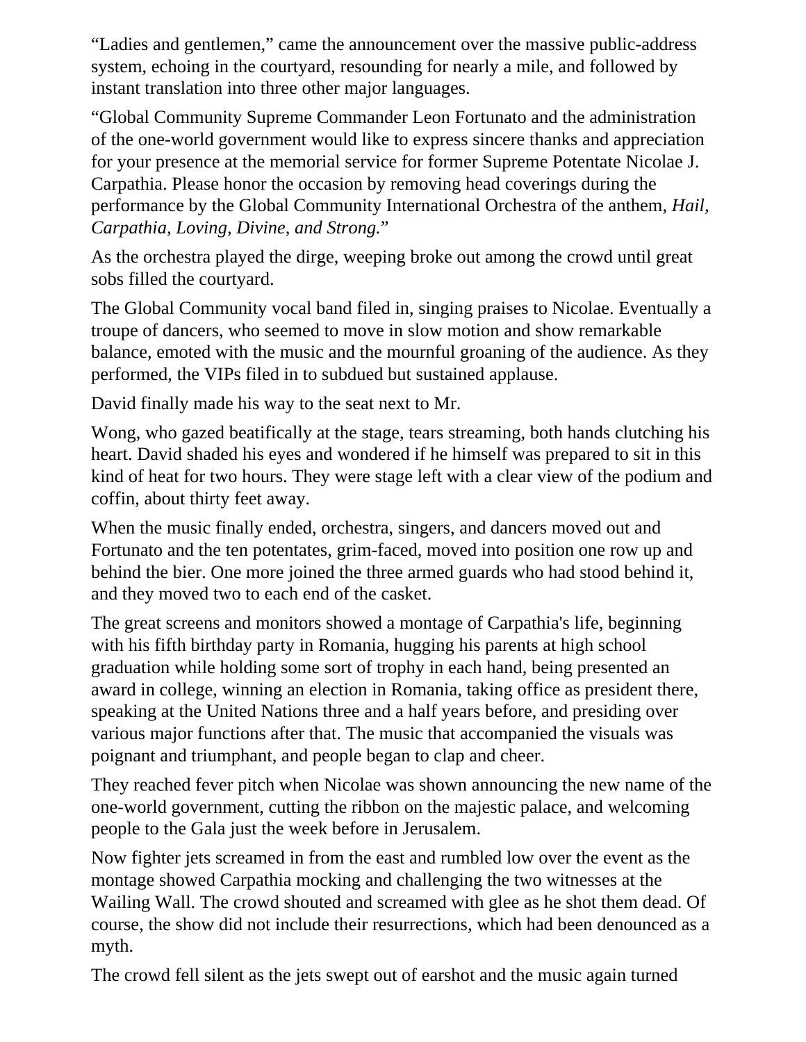"Ladies and gentlemen," came the announcement over the massive public-address system, echoing in the courtyard, resounding for nearly a mile, and followed by instant translation into three other major languages.

"Global Community Supreme Commander Leon Fortunato and the administration of the one-world government would like to express sincere thanks and appreciation for your presence at the memorial service for former Supreme Potentate Nicolae J. Carpathia. Please honor the occasion by removing head coverings during the performance by the Global Community International Orchestra of the anthem, *Hail, Carpathia, Loving, Divine, and Strong.*"

As the orchestra played the dirge, weeping broke out among the crowd until great sobs filled the courtyard.

The Global Community vocal band filed in, singing praises to Nicolae. Eventually a troupe of dancers, who seemed to move in slow motion and show remarkable balance, emoted with the music and the mournful groaning of the audience. As they performed, the VIPs filed in to subdued but sustained applause.

David finally made his way to the seat next to Mr.

Wong, who gazed beatifically at the stage, tears streaming, both hands clutching his heart. David shaded his eyes and wondered if he himself was prepared to sit in this kind of heat for two hours. They were stage left with a clear view of the podium and coffin, about thirty feet away.

When the music finally ended, orchestra, singers, and dancers moved out and Fortunato and the ten potentates, grim-faced, moved into position one row up and behind the bier. One more joined the three armed guards who had stood behind it, and they moved two to each end of the casket.

The great screens and monitors showed a montage of Carpathia's life, beginning with his fifth birthday party in Romania, hugging his parents at high school graduation while holding some sort of trophy in each hand, being presented an award in college, winning an election in Romania, taking office as president there, speaking at the United Nations three and a half years before, and presiding over various major functions after that. The music that accompanied the visuals was poignant and triumphant, and people began to clap and cheer.

They reached fever pitch when Nicolae was shown announcing the new name of the one-world government, cutting the ribbon on the majestic palace, and welcoming people to the Gala just the week before in Jerusalem.

Now fighter jets screamed in from the east and rumbled low over the event as the montage showed Carpathia mocking and challenging the two witnesses at the Wailing Wall. The crowd shouted and screamed with glee as he shot them dead. Of course, the show did not include their resurrections, which had been denounced as a myth.

The crowd fell silent as the jets swept out of earshot and the music again turned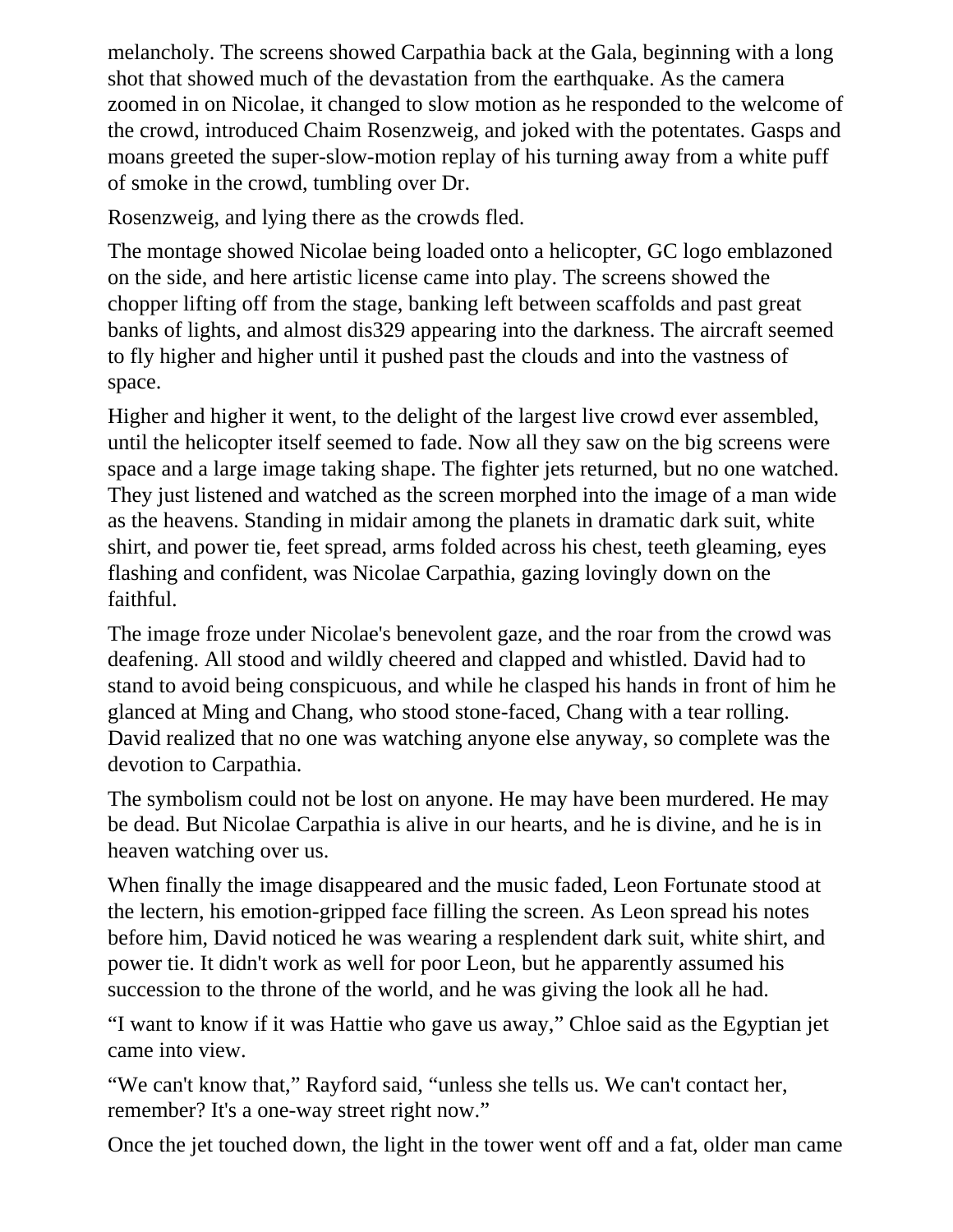melancholy. The screens showed Carpathia back at the Gala, beginning with a long shot that showed much of the devastation from the earthquake. As the camera zoomed in on Nicolae, it changed to slow motion as he responded to the welcome of the crowd, introduced Chaim Rosenzweig, and joked with the potentates. Gasps and moans greeted the super-slow-motion replay of his turning away from a white puff of smoke in the crowd, tumbling over Dr.

Rosenzweig, and lying there as the crowds fled.

The montage showed Nicolae being loaded onto a helicopter, GC logo emblazoned on the side, and here artistic license came into play. The screens showed the chopper lifting off from the stage, banking left between scaffolds and past great banks of lights, and almost dis329 appearing into the darkness. The aircraft seemed to fly higher and higher until it pushed past the clouds and into the vastness of space.

Higher and higher it went, to the delight of the largest live crowd ever assembled, until the helicopter itself seemed to fade. Now all they saw on the big screens were space and a large image taking shape. The fighter jets returned, but no one watched. They just listened and watched as the screen morphed into the image of a man wide as the heavens. Standing in midair among the planets in dramatic dark suit, white shirt, and power tie, feet spread, arms folded across his chest, teeth gleaming, eyes flashing and confident, was Nicolae Carpathia, gazing lovingly down on the faithful.

The image froze under Nicolae's benevolent gaze, and the roar from the crowd was deafening. All stood and wildly cheered and clapped and whistled. David had to stand to avoid being conspicuous, and while he clasped his hands in front of him he glanced at Ming and Chang, who stood stone-faced, Chang with a tear rolling. David realized that no one was watching anyone else anyway, so complete was the devotion to Carpathia.

The symbolism could not be lost on anyone. He may have been murdered. He may be dead. But Nicolae Carpathia is alive in our hearts, and he is divine, and he is in heaven watching over us.

When finally the image disappeared and the music faded, Leon Fortunate stood at the lectern, his emotion-gripped face filling the screen. As Leon spread his notes before him, David noticed he was wearing a resplendent dark suit, white shirt, and power tie. It didn't work as well for poor Leon, but he apparently assumed his succession to the throne of the world, and he was giving the look all he had.

"I want to know if it was Hattie who gave us away," Chloe said as the Egyptian jet came into view.

"We can't know that," Rayford said, "unless she tells us. We can't contact her, remember? It's a one-way street right now."

Once the jet touched down, the light in the tower went off and a fat, older man came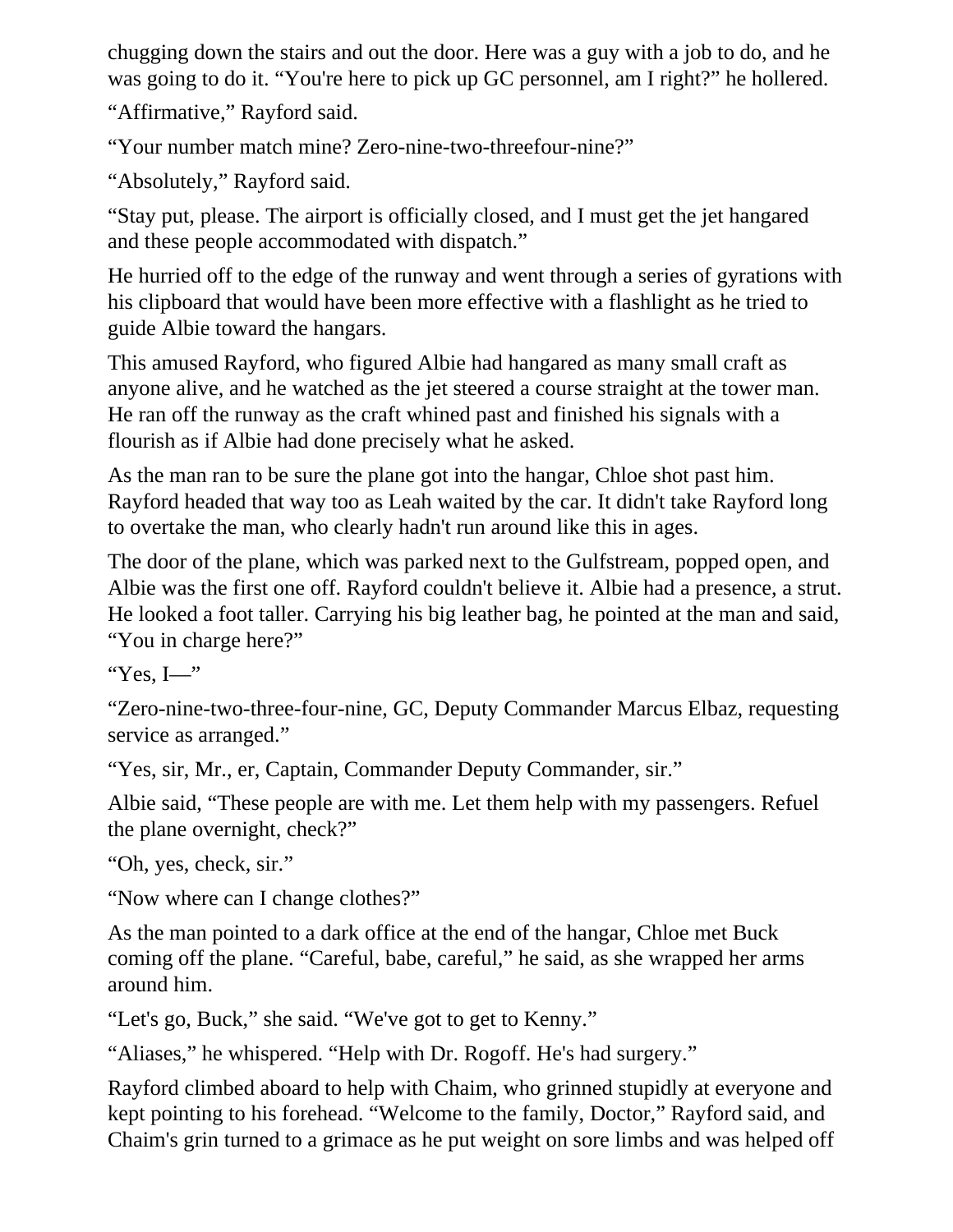chugging down the stairs and out the door. Here was a guy with a job to do, and he was going to do it. “You're here to pick up GC personnel, am I right?” he hollered.

“Affirmative,” Rayford said.

“Your number match mine? Zero-nine-two-threefour-nine?”

“Absolutely,” Rayford said.

“Stay put, please. The airport is officially closed, and I must get the jet hangared and these people accommodated with dispatch.”

He hurried off to the edge of the runway and went through a series of gyrations with his clipboard that would have been more effective with a flashlight as he tried to guide Albie toward the hangars.

This amused Rayford, who figured Albie had hangared as many small craft as anyone alive, and he watched as the jet steered a course straight at the tower man. He ran off the runway as the craft whined past and finished his signals with a flourish as if Albie had done precisely what he asked.

As the man ran to be sure the plane got into the hangar, Chloe shot past him. Rayford headed that way too as Leah waited by the car. It didn't take Rayford long to overtake the man, who clearly hadn't run around like this in ages.

The door of the plane, which was parked next to the Gulfstream, popped open, and Albie was the first one off. Rayford couldn't believe it. Albie had a presence, a strut. He looked a foot taller. Carrying his big leather bag, he pointed at the man and said, “You in charge here?”

“Yes, I—”

“Zero-nine-two-three-four-nine, GC, Deputy Commander Marcus Elbaz, requesting service as arranged.”

“Yes, sir, Mr., er, Captain, Commander Deputy Commander, sir.”

Albie said, “These people are with me. Let them help with my passengers. Refuel the plane overnight, check?”

“Oh, yes, check, sir.”

“Now where can I change clothes?”

As the man pointed to a dark office at the end of the hangar, Chloe met Buck coming off the plane. “Careful, babe, careful,” he said, as she wrapped her arms around him.

“Let's go, Buck,” she said. “We've got to get to Kenny.”

“Aliases,” he whispered. “Help with Dr. Rogoff. He's had surgery.”

Rayford climbed aboard to help with Chaim, who grinned stupidly at everyone and kept pointing to his forehead. “Welcome to the family, Doctor,” Rayford said, and Chaim's grin turned to a grimace as he put weight on sore limbs and was helped off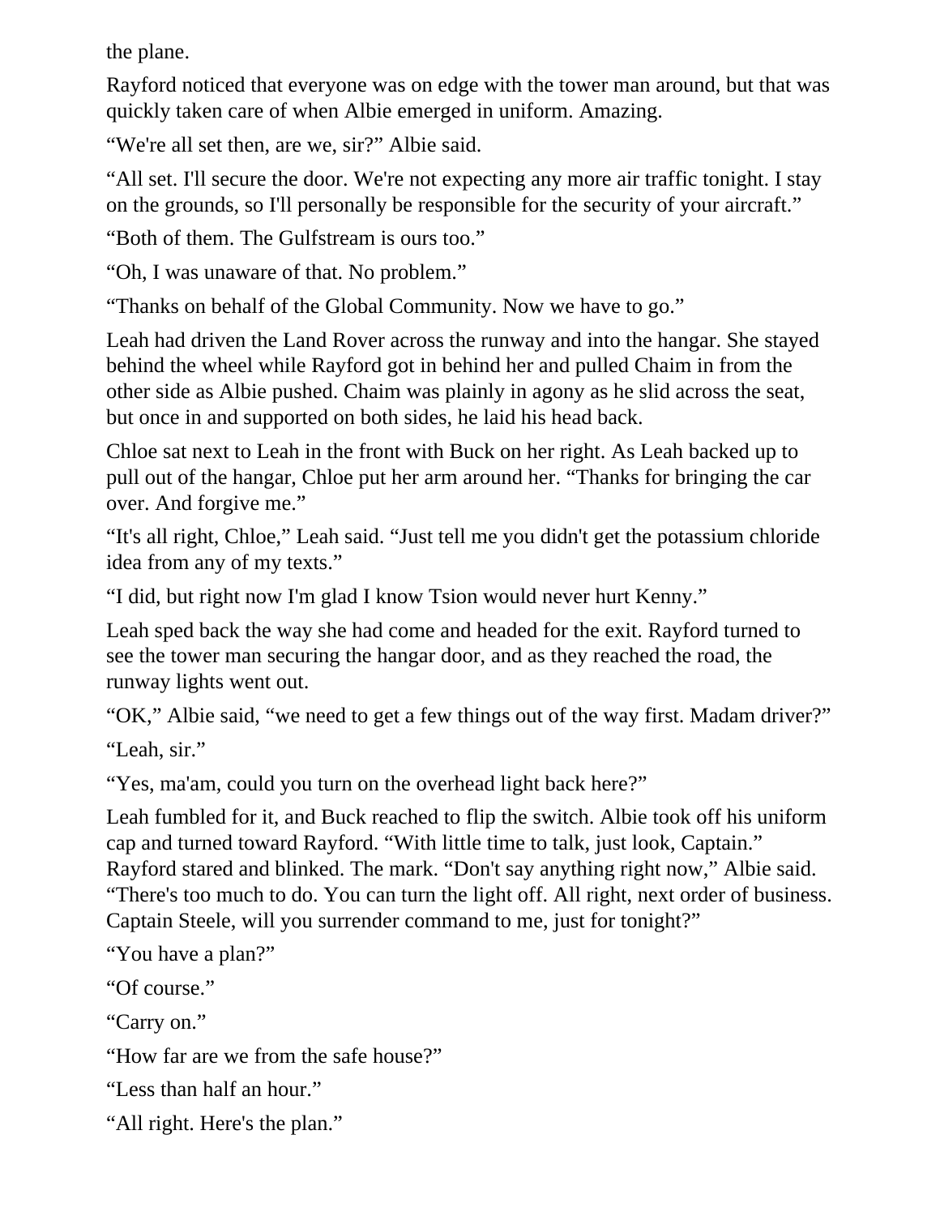the plane.

Rayford noticed that everyone was on edge with the tower man around, but that was quickly taken care of when Albie emerged in uniform. Amazing.

“We're all set then, are we, sir?” Albie said.

“All set. I'll secure the door. We're not expecting any more air traffic tonight. I stay on the grounds, so I'll personally be responsible for the security of your aircraft.”

“Both of them. The Gulfstream is ours too.”

“Oh, I was unaware of that. No problem.”

“Thanks on behalf of the Global Community. Now we have to go.”

Leah had driven the Land Rover across the runway and into the hangar. She stayed behind the wheel while Rayford got in behind her and pulled Chaim in from the other side as Albie pushed. Chaim was plainly in agony as he slid across the seat, but once in and supported on both sides, he laid his head back.

Chloe sat next to Leah in the front with Buck on her right. As Leah backed up to pull out of the hangar, Chloe put her arm around her. “Thanks for bringing the car over. And forgive me.”

“It's all right, Chloe,” Leah said. “Just tell me you didn't get the potassium chloride idea from any of my texts.”

“I did, but right now I'm glad I know Tsion would never hurt Kenny.”

Leah sped back the way she had come and headed for the exit. Rayford turned to see the tower man securing the hangar door, and as they reached the road, the runway lights went out.

“OK,” Albie said, “we need to get a few things out of the way first. Madam driver?”

“Leah, sir.”

“Yes, ma'am, could you turn on the overhead light back here?”

Leah fumbled for it, and Buck reached to flip the switch. Albie took off his uniform cap and turned toward Rayford. “With little time to talk, just look, Captain.” Rayford stared and blinked. The mark. “Don't say anything right now,” Albie said. “There's too much to do. You can turn the light off. All right, next order of business. Captain Steele, will you surrender command to me, just for tonight?”

“You have a plan?”

“Of course.”

“Carry on.”

“How far are we from the safe house?”

“Less than half an hour.”

“All right. Here's the plan.”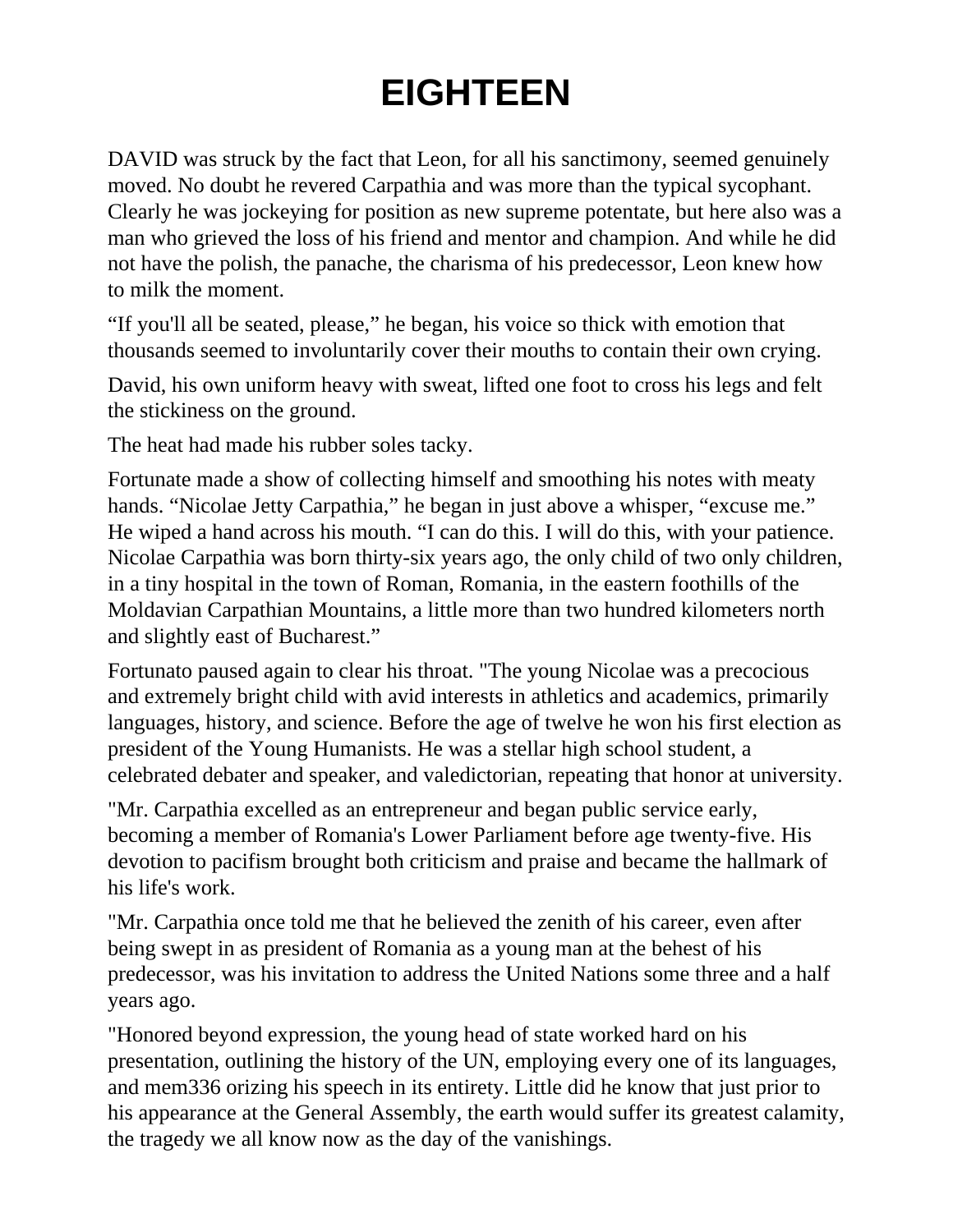# EIGHTEEN

DAVID was struck by the fact that Leon, for all his sanctimony, seemed genuinely moved. No doubt he revered Carpathia and was more than the typical sycophant. Clearly he was jockeying for position as new supreme potentate, but here also was a man who grieved the loss of his friend and mentor and champion. And while he did not have the polish, the panache, the charisma of his predecessor, Leon knew how to milk the moment.

"If you'll all be seated, please," he began, his voice so thick with emotion that thousands seemed to involuntarily cover their mouths to contain their own crying.

David, his own uniform heavy with sweat, lifted one foot to cross his legs and felt the stickiness on the ground.

The heat had made his rubber soles tacky.

Fortunate made a show of collecting himself and smoothing his notes with meaty hands. "Nicolae Jetty Carpathia," he began in just above a whisper, "excuse me." He wiped a hand across his mouth. "I can do this. I will do this, with your patience. Nicolae Carpathia was born thirty-six years ago, the only child of two only children, in a tiny hospital in the town of Roman, Romania, in the eastern foothills of the Moldavian Carpathian Mountains, a little more than two hundred kilometers north and slightly east of Bucharest."

Fortunato paused again to clear his throat. "The young Nicolae was a precocious and extremely bright child with avid interests in athletics and academics, primarily languages, history, and science. Before the age of twelve he won his first election as president of the Young Humanists. He was a stellar high school student, a celebrated debater and speaker, and valedictorian, repeating that honor at university.

"Mr. Carpathia excelled as an entrepreneur and began public service early, becoming a member of Romania's Lower Parliament before age twenty-five. His devotion to pacifism brought both criticism and praise and became the hallmark of his life's work.

"Mr. Carpathia once told me that he believed the zenith of his career, even after being swept in as president of Romania as a young man at the behest of his predecessor, was his invitation to address the United Nations some three and a half years ago.

"Honored beyond expression, the young head of state worked hard on his presentation, outlining the history of the UN, employing every one of its languages, and mem336 orizing his speech in its entirety. Little did he know that just prior to his appearance at the General Assembly, the earth would suffer its greatest calamity, the tragedy we all know now as the day of the vanishings.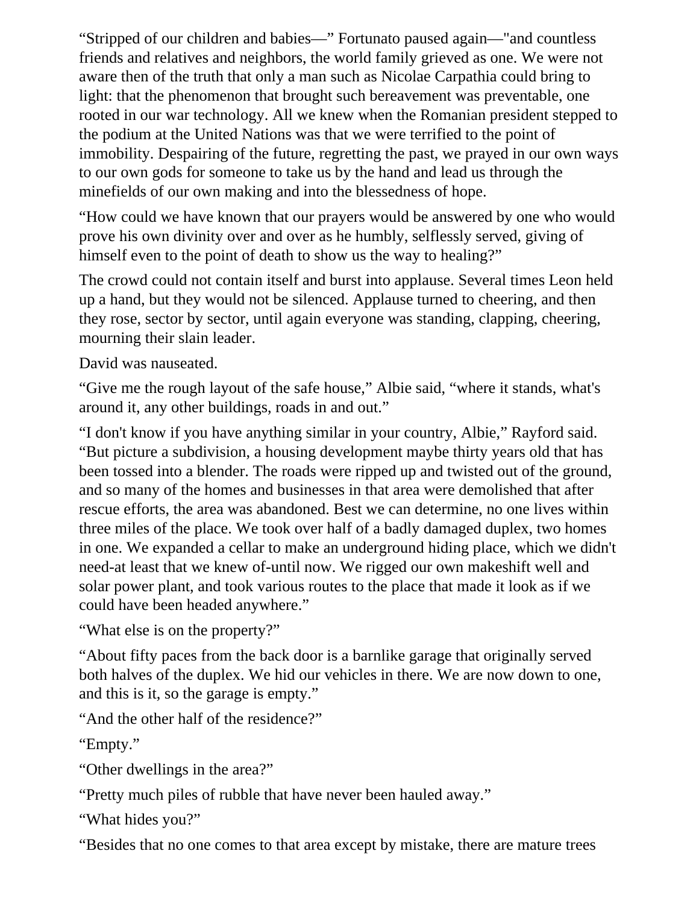“Stripped of our children and babies—” Fortunato paused again—"and countless friends and relatives and neighbors, the world family grieved as one. We were not aware then of the truth that only a man such as Nicolae Carpathia could bring to light: that the phenomenon that brought such bereavement was preventable, one rooted in our war technology. All we knew when the Romanian president stepped to the podium at the United Nations was that we were terrified to the point of immobility. Despairing of the future, regretting the past, we prayed in our own ways to our own gods for someone to take us by the hand and lead us through the minefields of our own making and into the blessedness of hope.

“How could we have known that our prayers would be answered by one who would prove his own divinity over and over as he humbly, selflessly served, giving of himself even to the point of death to show us the way to healing?”

The crowd could not contain itself and burst into applause. Several times Leon held up a hand, but they would not be silenced. Applause turned to cheering, and then they rose, sector by sector, until again everyone was standing, clapping, cheering, mourning their slain leader.

David was nauseated.

“Give me the rough layout of the safe house,” Albie said, “where it stands, what's around it, any other buildings, roads in and out.”

“I don't know if you have anything similar in your country, Albie,” Rayford said. “But picture a subdivision, a housing development maybe thirty years old that has been tossed into a blender. The roads were ripped up and twisted out of the ground, and so many of the homes and businesses in that area were demolished that after rescue efforts, the area was abandoned. Best we can determine, no one lives within three miles of the place. We took over half of a badly damaged duplex, two homes in one. We expanded a cellar to make an underground hiding place, which we didn't need-at least that we knew of-until now. We rigged our own makeshift well and solar power plant, and took various routes to the place that made it look as if we could have been headed anywhere.”

“What else is on the property?”

“About fifty paces from the back door is a barnlike garage that originally served both halves of the duplex. We hid our vehicles in there. We are now down to one, and this is it, so the garage is empty.”

“And the other half of the residence?”

“Empty.”

“Other dwellings in the area?”

“Pretty much piles of rubble that have never been hauled away.”

“What hides you?”

“Besides that no one comes to that area except by mistake, there are mature trees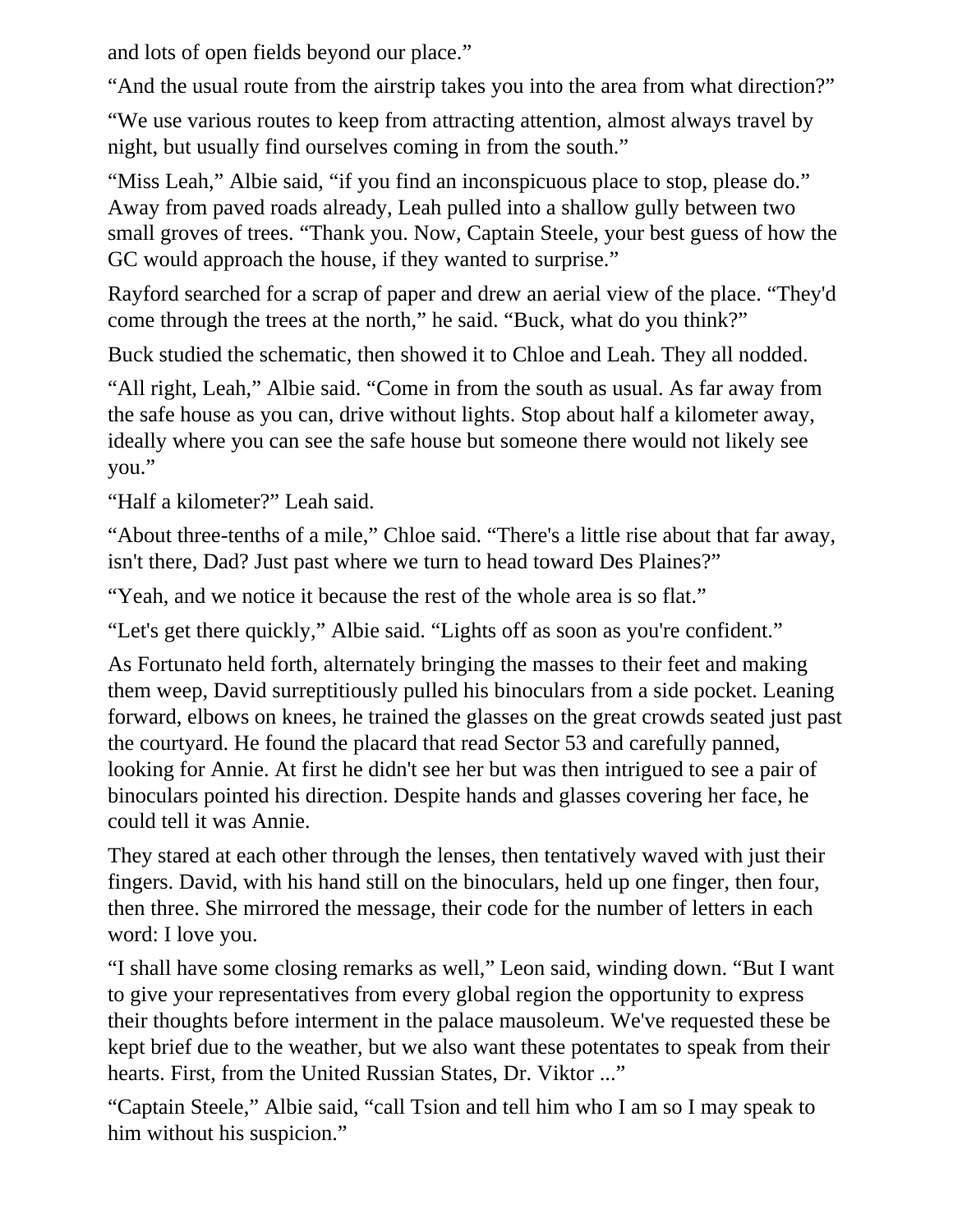and lots of open fields beyond our place."

"And the usual route from the airstrip takes you into the area from what direction?"

"We use various routes to keep from attracting attention, almost always travel by night, but usually find ourselves coming in from the south."

"Miss Leah," Albie said, "if you find an inconspicuous place to stop, please do." Away from paved roads already, Leah pulled into a shallow gully between two small groves of trees. "Thank you. Now, Captain Steele, your best guess of how the GC would approach the house, if they wanted to surprise."

Rayford searched for a scrap of paper and drew an aerial view of the place. "They'd come through the trees at the north," he said. "Buck, what do you think?"

Buck studied the schematic, then showed it to Chloe and Leah. They all nodded.

"All right, Leah," Albie said. "Come in from the south as usual. As far away from the safe house as you can, drive without lights. Stop about half a kilometer away, ideally where you can see the safe house but someone there would not likely see you."

"Half a kilometer?" Leah said.

"About three-tenths of a mile," Chloe said. "There's a little rise about that far away, isn't there, Dad? Just past where we turn to head toward Des Plaines?"

"Yeah, and we notice it because the rest of the whole area is so flat."

"Let's get there quickly," Albie said. "Lights off as soon as you're confident."

As Fortunato held forth, alternately bringing the masses to their feet and making them weep, David surreptitiously pulled his binoculars from a side pocket. Leaning forward, elbows on knees, he trained the glasses on the great crowds seated just past the courtyard. He found the placard that read Sector 53 and carefully panned, looking for Annie. At first he didn't see her but was then intrigued to see a pair of binoculars pointed his direction. Despite hands and glasses covering her face, he could tell it was Annie.

They stared at each other through the lenses, then tentatively waved with just their fingers. David, with his hand still on the binoculars, held up one finger, then four, then three. She mirrored the message, their code for the number of letters in each word: I love you.

"I shall have some closing remarks as well," Leon said, winding down. "But I want to give your representatives from every global region the opportunity to express their thoughts before interment in the palace mausoleum. We've requested these be kept brief due to the weather, but we also want these potentates to speak from their hearts. First, from the United Russian States, Dr. Viktor ..."

"Captain Steele," Albie said, "call Tsion and tell him who I am so I may speak to him without his suspicion."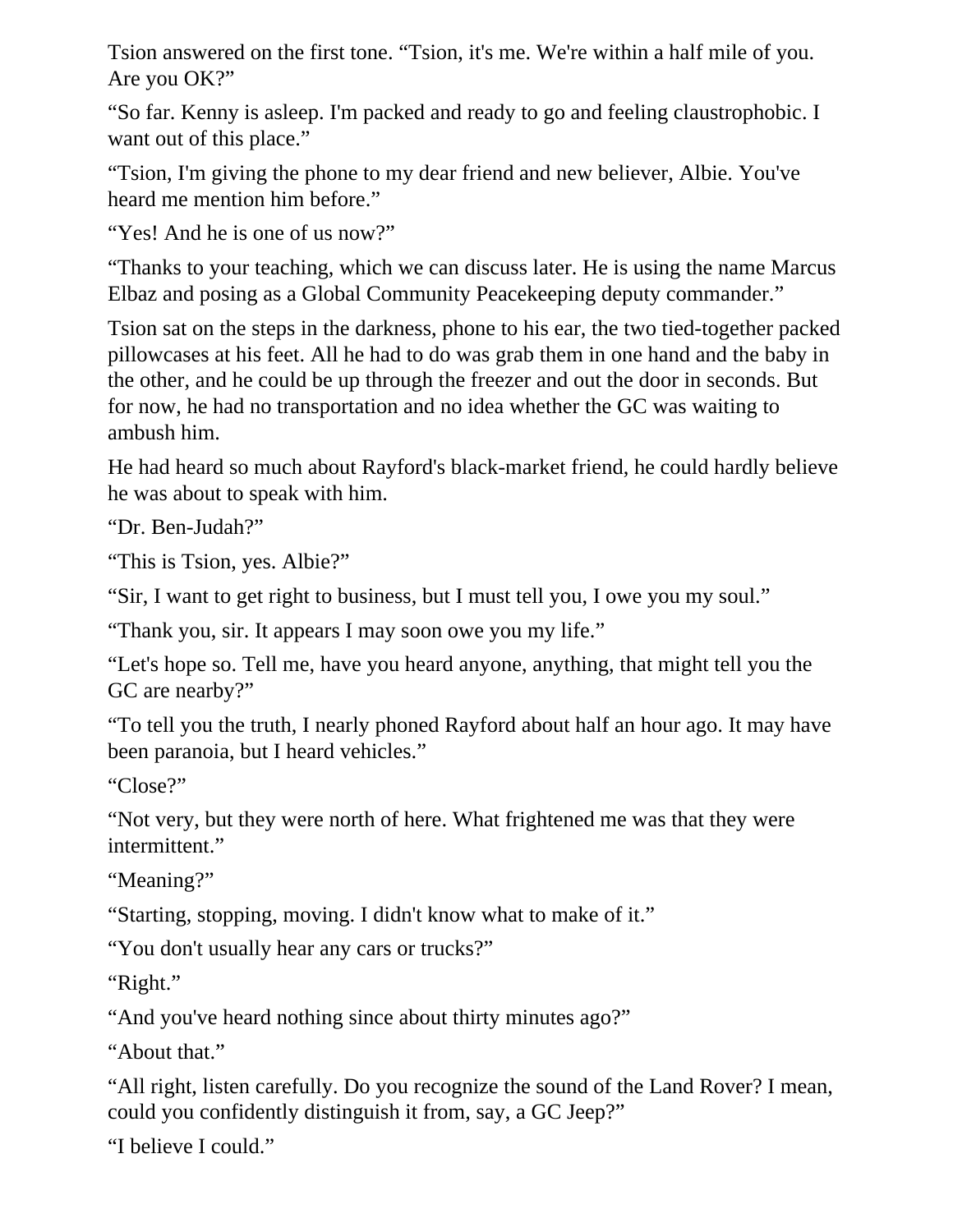Tsion answered on the first tone. “Tsion, it's me. We're within a half mile of you. Are you OK?”

“So far. Kenny is asleep. I'm packed and ready to go and feeling claustrophobic. I want out of this place.”

“Tsion, I'm giving the phone to my dear friend and new believer, Albie. You've heard me mention him before.”

“Yes! And he is one of us now?”

“Thanks to your teaching, which we can discuss later. He is using the name Marcus Elbaz and posing as a Global Community Peacekeeping deputy commander.”

Tsion sat on the steps in the darkness, phone to his ear, the two tied-together packed pillowcases at his feet. All he had to do was grab them in one hand and the baby in the other, and he could be up through the freezer and out the door in seconds. But for now, he had no transportation and no idea whether the GC was waiting to ambush him.

He had heard so much about Rayford's black-market friend, he could hardly believe he was about to speak with him.

“Dr. Ben-Judah?”

“This is Tsion, yes. Albie?”

“Sir, I want to get right to business, but I must tell you, I owe you my soul.”

“Thank you, sir. It appears I may soon owe you my life.”

“Let's hope so. Tell me, have you heard anyone, anything, that might tell you the GC are nearby?”

“To tell you the truth, I nearly phoned Rayford about half an hour ago. It may have been paranoia, but I heard vehicles.”

“Close?”

“Not very, but they were north of here. What frightened me was that they were intermittent.”

“Meaning?”

“Starting, stopping, moving. I didn't know what to make of it.”

“You don't usually hear any cars or trucks?”

“Right.”

“And you've heard nothing since about thirty minutes ago?”

“About that.”

“All right, listen carefully. Do you recognize the sound of the Land Rover? I mean, could you confidently distinguish it from, say, a GC Jeep?”

“I believe I could.”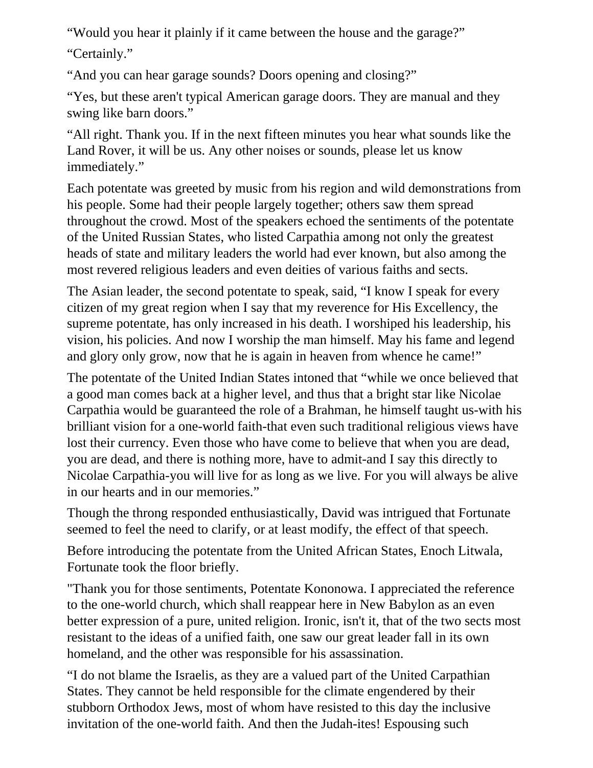“Would you hear it plainly if it came between the house and the garage?”

“Certainly.”

“And you can hear garage sounds? Doors opening and closing?”

“Yes, but these aren't typical American garage doors. They are manual and they swing like barn doors.”

“All right. Thank you. If in the next fifteen minutes you hear what sounds like the Land Rover, it will be us. Any other noises or sounds, please let us know immediately.”

Each potentate was greeted by music from his region and wild demonstrations from his people. Some had their people largely together; others saw them spread throughout the crowd. Most of the speakers echoed the sentiments of the potentate of the United Russian States, who listed Carpathia among not only the greatest heads of state and military leaders the world had ever known, but also among the most revered religious leaders and even deities of various faiths and sects.

The Asian leader, the second potentate to speak, said, “I know I speak for every citizen of my great region when I say that my reverence for His Excellency, the supreme potentate, has only increased in his death. I worshiped his leadership, his vision, his policies. And now I worship the man himself. May his fame and legend and glory only grow, now that he is again in heaven from whence he came!”

The potentate of the United Indian States intoned that “while we once believed that a good man comes back at a higher level, and thus that a bright star like Nicolae Carpathia would be guaranteed the role of a Brahman, he himself taught us-with his brilliant vision for a one-world faith-that even such traditional religious views have lost their currency. Even those who have come to believe that when you are dead, you are dead, and there is nothing more, have to admit-and I say this directly to Nicolae Carpathia-you will live for as long as we live. For you will always be alive in our hearts and in our memories.”

Though the throng responded enthusiastically, David was intrigued that Fortunate seemed to feel the need to clarify, or at least modify, the effect of that speech.

Before introducing the potentate from the United African States, Enoch Litwala, Fortunate took the floor briefly.

"Thank you for those sentiments, Potentate Kononowa. I appreciated the reference to the one-world church, which shall reappear here in New Babylon as an even better expression of a pure, united religion. Ironic, isn't it, that of the two sects most resistant to the ideas of a unified faith, one saw our great leader fall in its own homeland, and the other was responsible for his assassination.

“I do not blame the Israelis, as they are a valued part of the United Carpathian States. They cannot be held responsible for the climate engendered by their stubborn Orthodox Jews, most of whom have resisted to this day the inclusive invitation of the one-world faith. And then the Judah-ites! Espousing such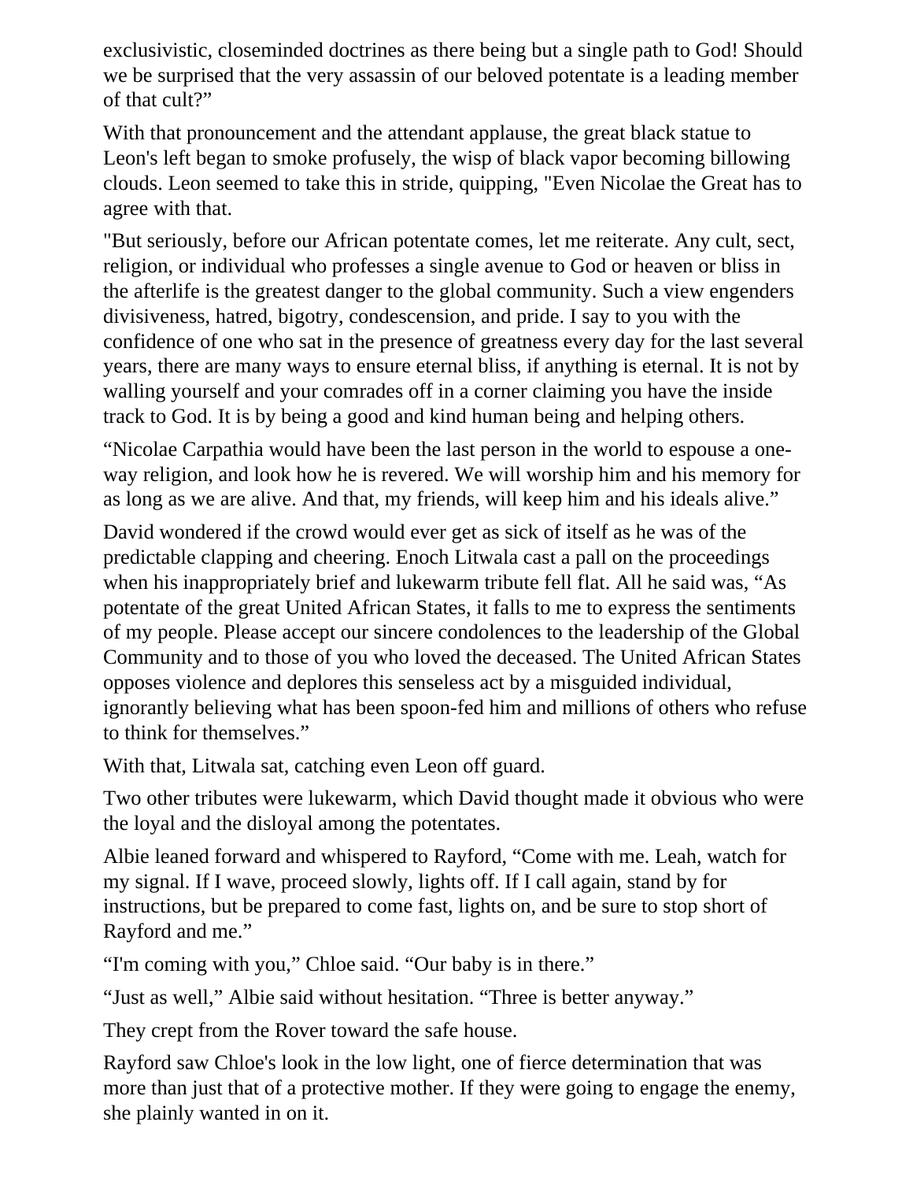exclusivistic, closeminded doctrines as there being but a single path to God! Should we be surprised that the very assassin of our beloved potentate is a leading member of that cult?"

With that pronouncement and the attendant applause, the great black statue to Leon's left began to smoke profusely, the wisp of black vapor becoming billowing clouds. Leon seemed to take this in stride, quipping, "Even Nicolae the Great has to agree with that.

"But seriously, before our African potentate comes, let me reiterate. Any cult, sect, religion, or individual who professes a single avenue to God or heaven or bliss in the afterlife is the greatest danger to the global community. Such a view engenders divisiveness, hatred, bigotry, condescension, and pride. I say to you with the confidence of one who sat in the presence of greatness every day for the last several years, there are many ways to ensure eternal bliss, if anything is eternal. It is not by walling yourself and your comrades off in a corner claiming you have the inside track to God. It is by being a good and kind human being and helping others.

"Nicolae Carpathia would have been the last person in the world to espouse a one-way religion, and look how he is revered. We will worship him and his memory for as long as we are alive. And that, my friends, will keep him and his ideals alive."

David wondered if the crowd would ever get as sick of itself as he was of the predictable clapping and cheering. Enoch Litwala cast a pall on the proceedings when his inappropriately brief and lukewarm tribute fell flat. All he said was, "As potentate of the great United African States, it falls to me to express the sentiments of my people. Please accept our sincere condolences to the leadership of the Global Community and to those of you who loved the deceased. The United African States opposes violence and deplores this senseless act by a misguided individual, ignorantly believing what has been spoon-fed him and millions of others who refuse to think for themselves."

With that, Litwala sat, catching even Leon off guard.

Two other tributes were lukewarm, which David thought made it obvious who were the loyal and the disloyal among the potentates.

Albie leaned forward and whispered to Rayford, "Come with me. Leah, watch for my signal. If I wave, proceed slowly, lights off. If I call again, stand by for instructions, but be prepared to come fast, lights on, and be sure to stop short of Rayford and me."

"I'm coming with you," Chloe said. "Our baby is in there."

"Just as well," Albie said without hesitation. "Three is better anyway."

They crept from the Rover toward the safe house.

Rayford saw Chloe's look in the low light, one of fierce determination that was more than just that of a protective mother. If they were going to engage the enemy, she plainly wanted in on it.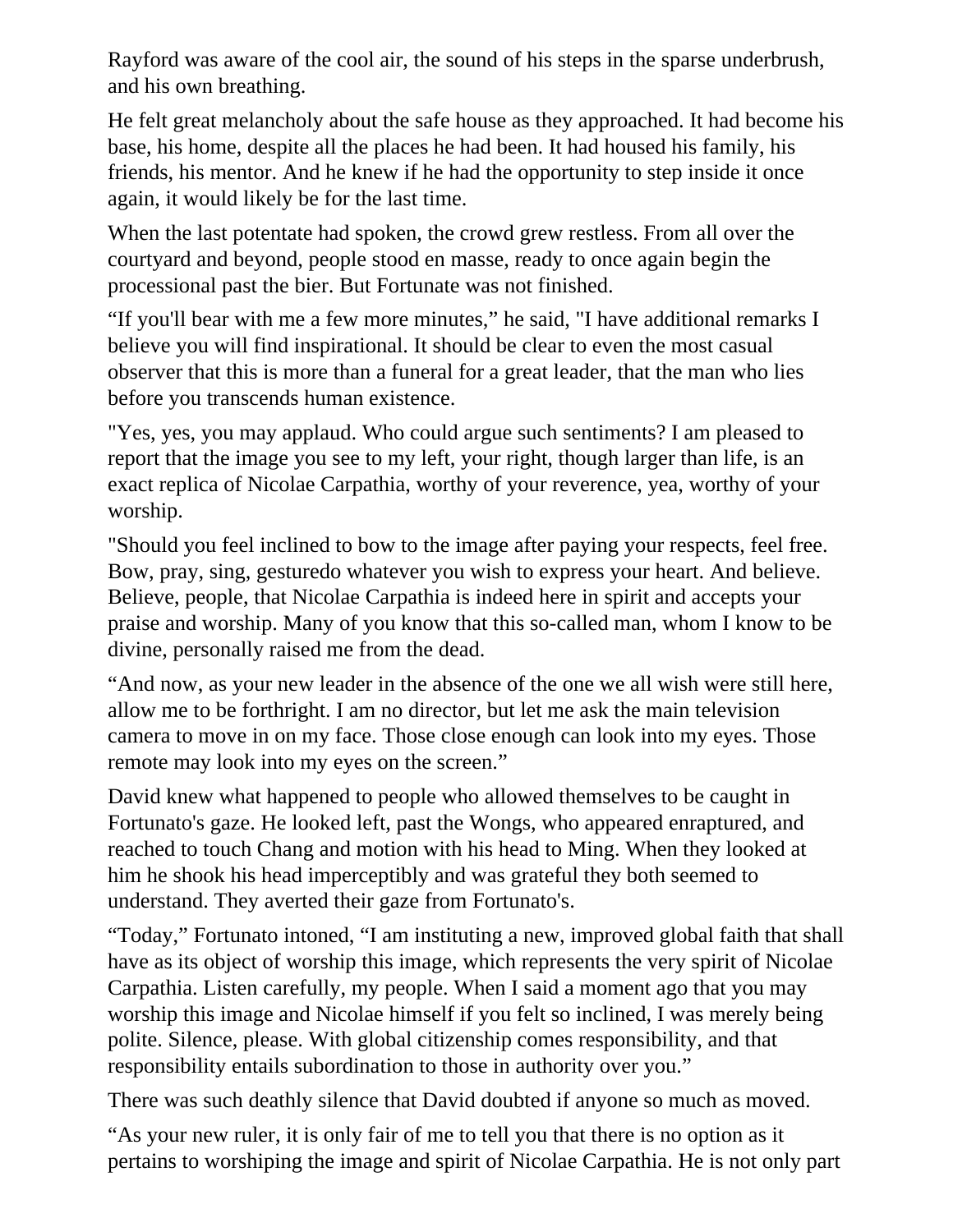Rayford was aware of the cool air, the sound of his steps in the sparse underbrush, and his own breathing.

He felt great melancholy about the safe house as they approached. It had become his base, his home, despite all the places he had been. It had housed his family, his friends, his mentor. And he knew if he had the opportunity to step inside it once again, it would likely be for the last time.

When the last potentate had spoken, the crowd grew restless. From all over the courtyard and beyond, people stood en masse, ready to once again begin the processional past the bier. But Fortunate was not finished.

“If you'll bear with me a few more minutes,” he said, "I have additional remarks I believe you will find inspirational. It should be clear to even the most casual observer that this is more than a funeral for a great leader, that the man who lies before you transcends human existence.

"Yes, yes, you may applaud. Who could argue such sentiments? I am pleased to report that the image you see to my left, your right, though larger than life, is an exact replica of Nicolae Carpathia, worthy of your reverence, yea, worthy of your worship.

"Should you feel inclined to bow to the image after paying your respects, feel free. Bow, pray, sing, gesturedo whatever you wish to express your heart. And believe. Believe, people, that Nicolae Carpathia is indeed here in spirit and accepts your praise and worship. Many of you know that this so-called man, whom I know to be divine, personally raised me from the dead.

“And now, as your new leader in the absence of the one we all wish were still here, allow me to be forthright. I am no director, but let me ask the main television camera to move in on my face. Those close enough can look into my eyes. Those remote may look into my eyes on the screen.”

David knew what happened to people who allowed themselves to be caught in Fortunato's gaze. He looked left, past the Wongs, who appeared enraptured, and reached to touch Chang and motion with his head to Ming. When they looked at him he shook his head imperceptibly and was grateful they both seemed to understand. They averted their gaze from Fortunato's.

“Today,” Fortunato intoned, “I am instituting a new, improved global faith that shall have as its object of worship this image, which represents the very spirit of Nicolae Carpathia. Listen carefully, my people. When I said a moment ago that you may worship this image and Nicolae himself if you felt so inclined, I was merely being polite. Silence, please. With global citizenship comes responsibility, and that responsibility entails subordination to those in authority over you.”

There was such deathly silence that David doubted if anyone so much as moved.

“As your new ruler, it is only fair of me to tell you that there is no option as it pertains to worshiping the image and spirit of Nicolae Carpathia. He is not only part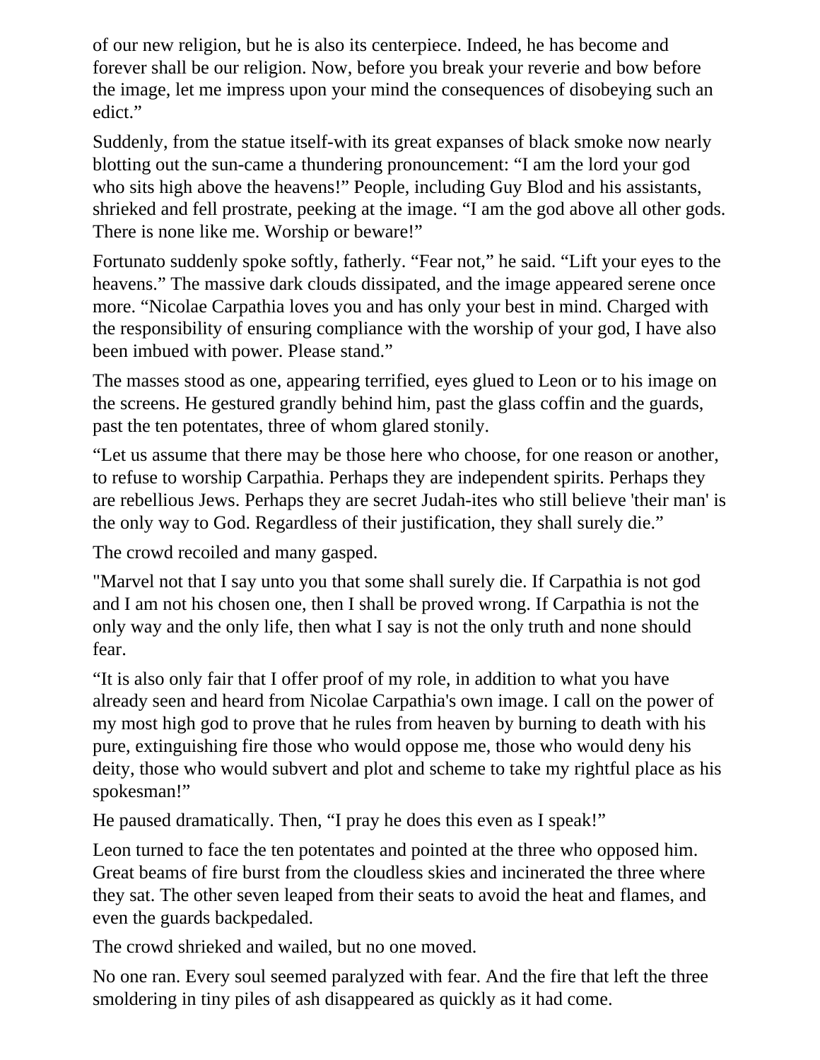of our new religion, but he is also its centerpiece. Indeed, he has become and forever shall be our religion. Now, before you break your reverie and bow before the image, let me impress upon your mind the consequences of disobeying such an edict.”

Suddenly, from the statue itself-with its great expanses of black smoke now nearly blotting out the sun-came a thundering pronouncement: “I am the lord your god who sits high above the heavens!” People, including Guy Blod and his assistants, shrieked and fell prostrate, peeking at the image. “I am the god above all other gods. There is none like me. Worship or beware!”

Fortunato suddenly spoke softly, fatherly. “Fear not,” he said. “Lift your eyes to the heavens.” The massive dark clouds dissipated, and the image appeared serene once more. “Nicolae Carpathia loves you and has only your best in mind. Charged with the responsibility of ensuring compliance with the worship of your god, I have also been imbued with power. Please stand.”

The masses stood as one, appearing terrified, eyes glued to Leon or to his image on the screens. He gestured grandly behind him, past the glass coffin and the guards, past the ten potentates, three of whom glared stonily.

“Let us assume that there may be those here who choose, for one reason or another, to refuse to worship Carpathia. Perhaps they are independent spirits. Perhaps they are rebellious Jews. Perhaps they are secret Judah-ites who still believe 'their man' is the only way to God. Regardless of their justification, they shall surely die.”

The crowd recoiled and many gasped.

"Marvel not that I say unto you that some shall surely die. If Carpathia is not god and I am not his chosen one, then I shall be proved wrong. If Carpathia is not the only way and the only life, then what I say is not the only truth and none should fear.

“It is also only fair that I offer proof of my role, in addition to what you have already seen and heard from Nicolae Carpathia's own image. I call on the power of my most high god to prove that he rules from heaven by burning to death with his pure, extinguishing fire those who would oppose me, those who would deny his deity, those who would subvert and plot and scheme to take my rightful place as his spokesman!”

He paused dramatically. Then, “I pray he does this even as I speak!”

Leon turned to face the ten potentates and pointed at the three who opposed him. Great beams of fire burst from the cloudless skies and incinerated the three where they sat. The other seven leaped from their seats to avoid the heat and flames, and even the guards backpedaled.

The crowd shrieked and wailed, but no one moved.

No one ran. Every soul seemed paralyzed with fear. And the fire that left the three smoldering in tiny piles of ash disappeared as quickly as it had come.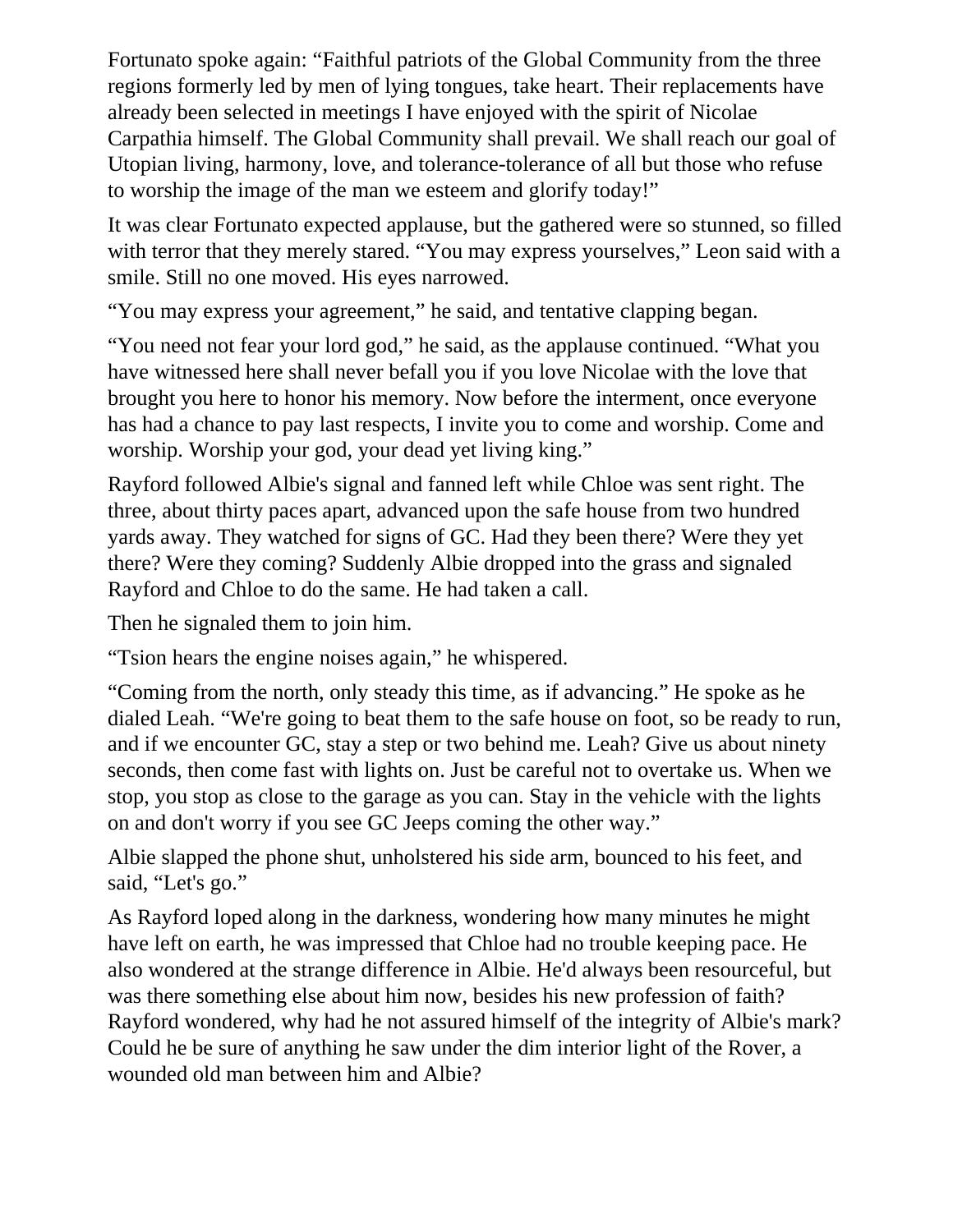Fortunato spoke again: “Faithful patriots of the Global Community from the three regions formerly led by men of lying tongues, take heart. Their replacements have already been selected in meetings I have enjoyed with the spirit of Nicolae Carpathia himself. The Global Community shall prevail. We shall reach our goal of Utopian living, harmony, love, and tolerance-tolerance of all but those who refuse to worship the image of the man we esteem and glorify today!”

It was clear Fortunato expected applause, but the gathered were so stunned, so filled with terror that they merely stared. “You may express yourselves,” Leon said with a smile. Still no one moved. His eyes narrowed.

“You may express your agreement,” he said, and tentative clapping began.

“You need not fear your lord god,” he said, as the applause continued. “What you have witnessed here shall never befall you if you love Nicolae with the love that brought you here to honor his memory. Now before the interment, once everyone has had a chance to pay last respects, I invite you to come and worship. Come and worship. Worship your god, your dead yet living king.”

Rayford followed Albie's signal and fanned left while Chloe was sent right. The three, about thirty paces apart, advanced upon the safe house from two hundred yards away. They watched for signs of GC. Had they been there? Were they yet there? Were they coming? Suddenly Albie dropped into the grass and signaled Rayford and Chloe to do the same. He had taken a call.

Then he signaled them to join him.

“Tsion hears the engine noises again,” he whispered.

“Coming from the north, only steady this time, as if advancing.” He spoke as he dialed Leah. “We're going to beat them to the safe house on foot, so be ready to run, and if we encounter GC, stay a step or two behind me. Leah? Give us about ninety seconds, then come fast with lights on. Just be careful not to overtake us. When we stop, you stop as close to the garage as you can. Stay in the vehicle with the lights on and don't worry if you see GC Jeeps coming the other way.”

Albie slapped the phone shut, unholstered his side arm, bounced to his feet, and said, “Let's go.”

As Rayford loped along in the darkness, wondering how many minutes he might have left on earth, he was impressed that Chloe had no trouble keeping pace. He also wondered at the strange difference in Albie. He'd always been resourceful, but was there something else about him now, besides his new profession of faith? Rayford wondered, why had he not assured himself of the integrity of Albie's mark? Could he be sure of anything he saw under the dim interior light of the Rover, a wounded old man between him and Albie?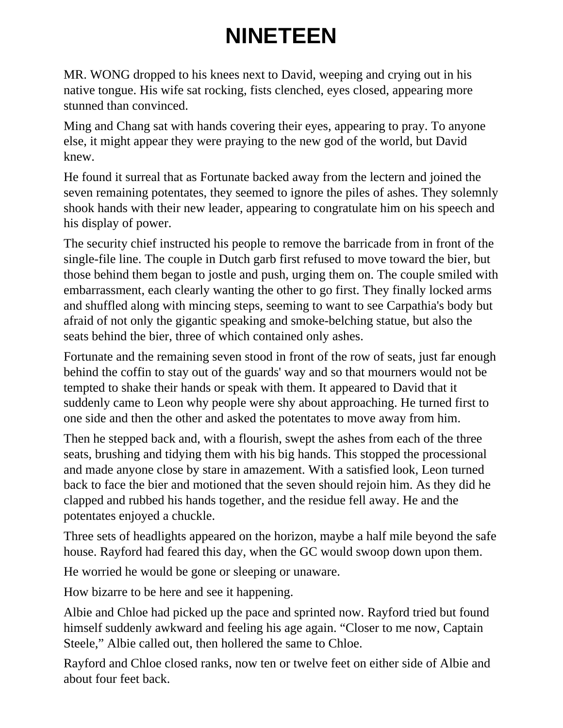# NINETEEN

MR. WONG dropped to his knees next to David, weeping and crying out in his native tongue. His wife sat rocking, fists clenched, eyes closed, appearing more stunned than convinced.

Ming and Chang sat with hands covering their eyes, appearing to pray. To anyone else, it might appear they were praying to the new god of the world, but David knew.

He found it surreal that as Fortunate backed away from the lectern and joined the seven remaining potentates, they seemed to ignore the piles of ashes. They solemnly shook hands with their new leader, appearing to congratulate him on his speech and his display of power.

The security chief instructed his people to remove the barricade from in front of the single-file line. The couple in Dutch garb first refused to move toward the bier, but those behind them began to jostle and push, urging them on. The couple smiled with embarrassment, each clearly wanting the other to go first. They finally locked arms and shuffled along with mincing steps, seeming to want to see Carpathia's body but afraid of not only the gigantic speaking and smoke-belching statue, but also the seats behind the bier, three of which contained only ashes.

Fortunate and the remaining seven stood in front of the row of seats, just far enough behind the coffin to stay out of the guards' way and so that mourners would not be tempted to shake their hands or speak with them. It appeared to David that it suddenly came to Leon why people were shy about approaching. He turned first to one side and then the other and asked the potentates to move away from him.

Then he stepped back and, with a flourish, swept the ashes from each of the three seats, brushing and tidying them with his big hands. This stopped the processional and made anyone close by stare in amazement. With a satisfied look, Leon turned back to face the bier and motioned that the seven should rejoin him. As they did he clapped and rubbed his hands together, and the residue fell away. He and the potentates enjoyed a chuckle.

Three sets of headlights appeared on the horizon, maybe a half mile beyond the safe house. Rayford had feared this day, when the GC would swoop down upon them.

He worried he would be gone or sleeping or unaware.

How bizarre to be here and see it happening.

Albie and Chloe had picked up the pace and sprinted now. Rayford tried but found himself suddenly awkward and feeling his age again. “Closer to me now, Captain Steele,” Albie called out, then hollered the same to Chloe.

Rayford and Chloe closed ranks, now ten or twelve feet on either side of Albie and about four feet back.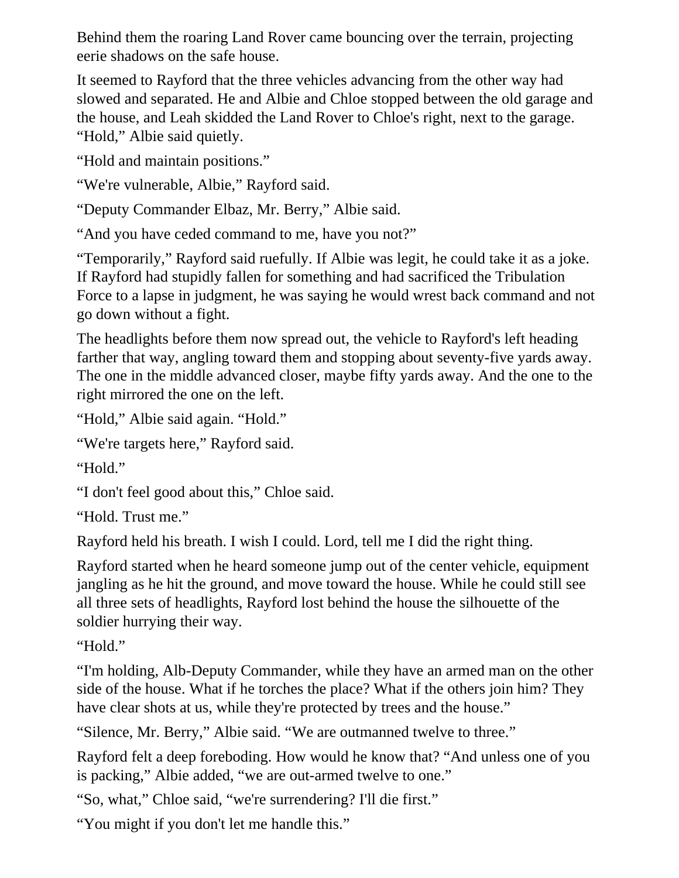Behind them the roaring Land Rover came bouncing over the terrain, projecting eerie shadows on the safe house.

It seemed to Rayford that the three vehicles advancing from the other way had slowed and separated. He and Albie and Chloe stopped between the old garage and the house, and Leah skidded the Land Rover to Chloe's right, next to the garage. "Hold," Albie said quietly.

"Hold and maintain positions."

"We're vulnerable, Albie," Rayford said.

"Deputy Commander Elbaz, Mr. Berry," Albie said.

"And you have ceded command to me, have you not?"

"Temporarily," Rayford said ruefully. If Albie was legit, he could take it as a joke. If Rayford had stupidly fallen for something and had sacrificed the Tribulation Force to a lapse in judgment, he was saying he would wrest back command and not go down without a fight.

The headlights before them now spread out, the vehicle to Rayford's left heading farther that way, angling toward them and stopping about seventy-five yards away. The one in the middle advanced closer, maybe fifty yards away. And the one to the right mirrored the one on the left.

"Hold," Albie said again. "Hold."

"We're targets here," Rayford said.

"Hold."

"I don't feel good about this," Chloe said.

"Hold. Trust me."

Rayford held his breath. I wish I could. Lord, tell me I did the right thing.

Rayford started when he heard someone jump out of the center vehicle, equipment jangling as he hit the ground, and move toward the house. While he could still see all three sets of headlights, Rayford lost behind the house the silhouette of the soldier hurrying their way.

"Hold."

"I'm holding, Alb-Deputy Commander, while they have an armed man on the other side of the house. What if he torches the place? What if the others join him? They have clear shots at us, while they're protected by trees and the house."

"Silence, Mr. Berry," Albie said. "We are outmanned twelve to three."

Rayford felt a deep foreboding. How would he know that? "And unless one of you is packing," Albie added, "we are out-armed twelve to one."

"So, what," Chloe said, "we're surrendering? I'll die first."

"You might if you don't let me handle this."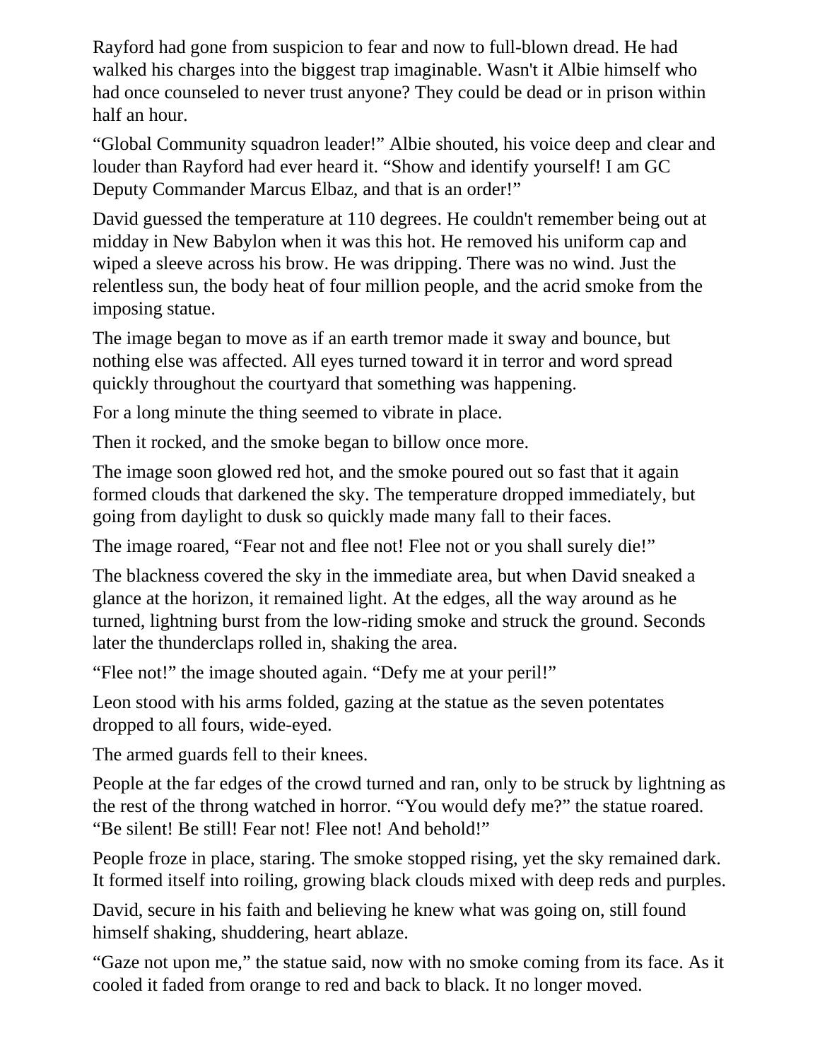Rayford had gone from suspicion to fear and now to full-blown dread. He had walked his charges into the biggest trap imaginable. Wasn't it Albie himself who had once counseled to never trust anyone? They could be dead or in prison within half an hour.

“Global Community squadron leader!” Albie shouted, his voice deep and clear and louder than Rayford had ever heard it. “Show and identify yourself! I am GC Deputy Commander Marcus Elbaz, and that is an order!”

David guessed the temperature at 110 degrees. He couldn't remember being out at midday in New Babylon when it was this hot. He removed his uniform cap and wiped a sleeve across his brow. He was dripping. There was no wind. Just the relentless sun, the body heat of four million people, and the acrid smoke from the imposing statue.

The image began to move as if an earth tremor made it sway and bounce, but nothing else was affected. All eyes turned toward it in terror and word spread quickly throughout the courtyard that something was happening.

For a long minute the thing seemed to vibrate in place.

Then it rocked, and the smoke began to billow once more.

The image soon glowed red hot, and the smoke poured out so fast that it again formed clouds that darkened the sky. The temperature dropped immediately, but going from daylight to dusk so quickly made many fall to their faces.

The image roared, “Fear not and flee not! Flee not or you shall surely die!”

The blackness covered the sky in the immediate area, but when David sneaked a glance at the horizon, it remained light. At the edges, all the way around as he turned, lightning burst from the low-riding smoke and struck the ground. Seconds later the thunderclaps rolled in, shaking the area.

“Flee not!” the image shouted again. “Defy me at your peril!”

Leon stood with his arms folded, gazing at the statue as the seven potentates dropped to all fours, wide-eyed.

The armed guards fell to their knees.

People at the far edges of the crowd turned and ran, only to be struck by lightning as the rest of the throng watched in horror. “You would defy me?” the statue roared. “Be silent! Be still! Fear not! Flee not! And behold!”

People froze in place, staring. The smoke stopped rising, yet the sky remained dark. It formed itself into roiling, growing black clouds mixed with deep reds and purples.

David, secure in his faith and believing he knew what was going on, still found himself shaking, shuddering, heart ablaze.

“Gaze not upon me,” the statue said, now with no smoke coming from its face. As it cooled it faded from orange to red and back to black. It no longer moved.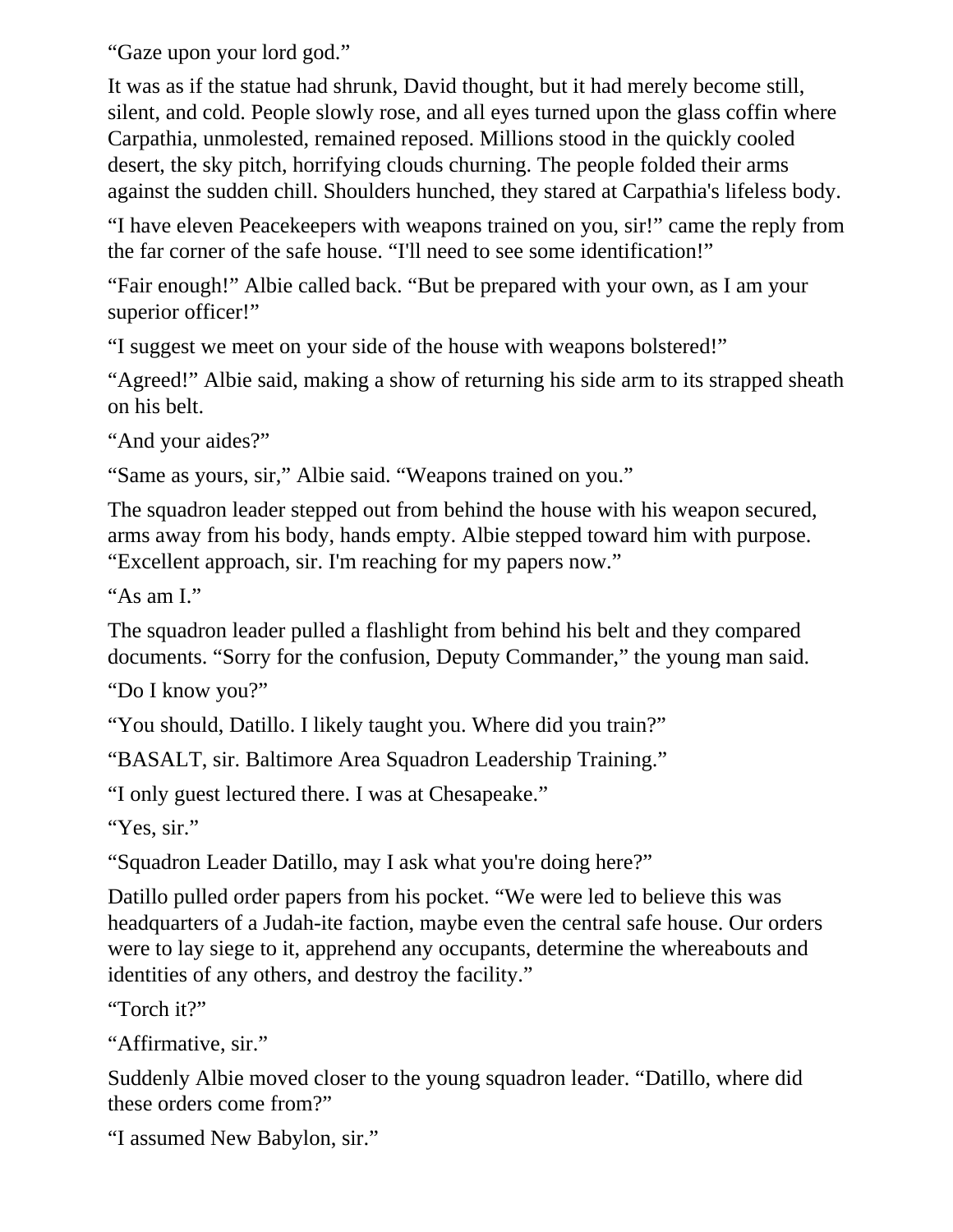“Gaze upon your lord god.”

It was as if the statue had shrunk, David thought, but it had merely become still, silent, and cold. People slowly rose, and all eyes turned upon the glass coffin where Carpathia, unmolested, remained reposed. Millions stood in the quickly cooled desert, the sky pitch, horrifying clouds churning. The people folded their arms against the sudden chill. Shoulders hunched, they stared at Carpathia's lifeless body.

“I have eleven Peacekeepers with weapons trained on you, sir!” came the reply from the far corner of the safe house. “I'll need to see some identification!”

“Fair enough!” Albie called back. “But be prepared with your own, as I am your superior officer!”

“I suggest we meet on your side of the house with weapons bolstered!”

“Agreed!” Albie said, making a show of returning his side arm to its strapped sheath on his belt.

“And your aides?”

“Same as yours, sir,” Albie said. “Weapons trained on you.”

The squadron leader stepped out from behind the house with his weapon secured, arms away from his body, hands empty. Albie stepped toward him with purpose. “Excellent approach, sir. I'm reaching for my papers now.”

“As am I.”

The squadron leader pulled a flashlight from behind his belt and they compared documents. “Sorry for the confusion, Deputy Commander,” the young man said.

“Do I know you?”

“You should, Datillo. I likely taught you. Where did you train?”

“BASALT, sir. Baltimore Area Squadron Leadership Training.”

“I only guest lectured there. I was at Chesapeake.”

“Yes, sir.”

“Squadron Leader Datillo, may I ask what you're doing here?”

Datillo pulled order papers from his pocket. “We were led to believe this was headquarters of a Judah-ite faction, maybe even the central safe house. Our orders were to lay siege to it, apprehend any occupants, determine the whereabouts and identities of any others, and destroy the facility.”

“Torch it?”

“Affirmative, sir.”

Suddenly Albie moved closer to the young squadron leader. “Datillo, where did these orders come from?”

“I assumed New Babylon, sir.”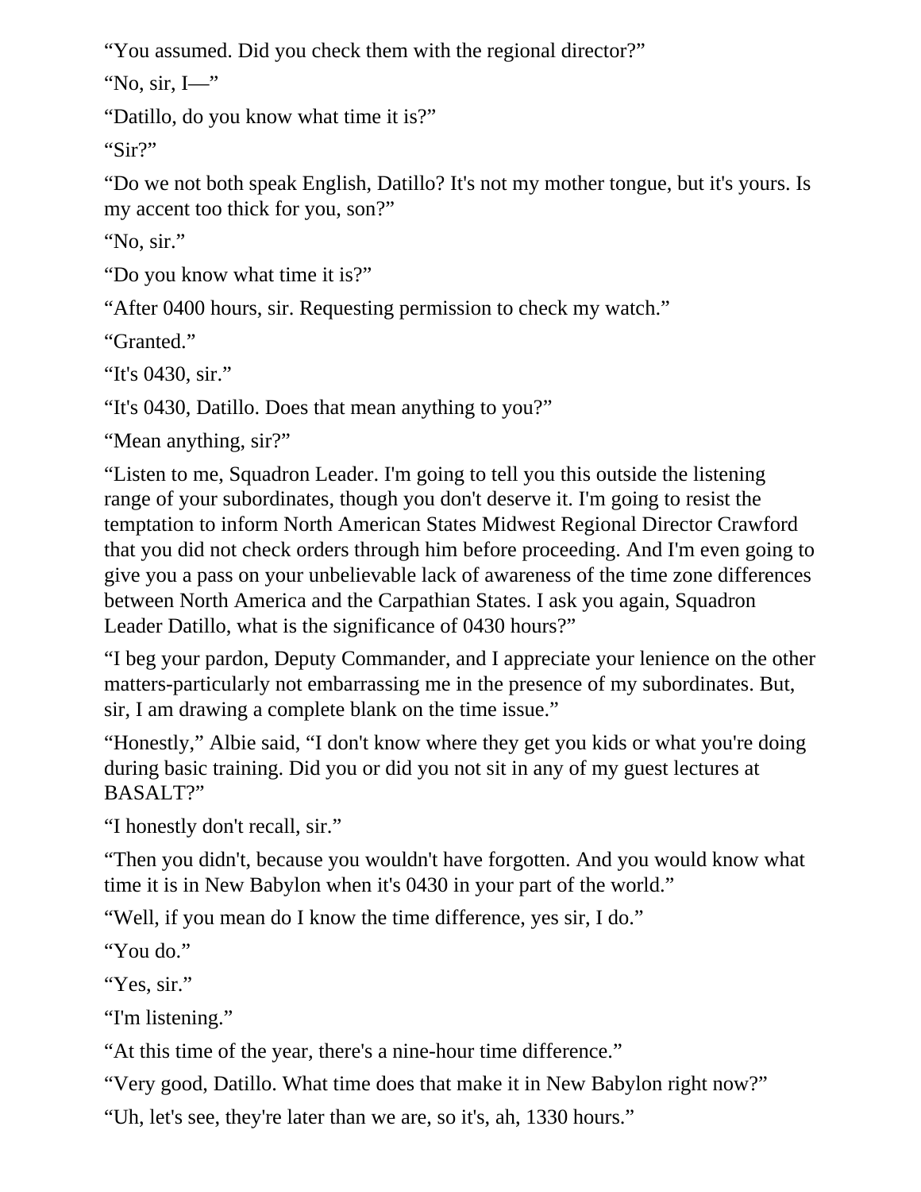"You assumed. Did you check them with the regional director?"

"No, sir, I—"

"Datillo, do you know what time it is?"

"Sir?"

"Do we not both speak English, Datillo? It's not my mother tongue, but it's yours. Is my accent too thick for you, son?"

"No, sir."

"Do you know what time it is?"

"After 0400 hours, sir. Requesting permission to check my watch."

"Granted."

"It's 0430, sir."

"It's 0430, Datillo. Does that mean anything to you?"

"Mean anything, sir?"

"Listen to me, Squadron Leader. I'm going to tell you this outside the listening range of your subordinates, though you don't deserve it. I'm going to resist the temptation to inform North American States Midwest Regional Director Crawford that you did not check orders through him before proceeding. And I'm even going to give you a pass on your unbelievable lack of awareness of the time zone differences between North America and the Carpathian States. I ask you again, Squadron Leader Datillo, what is the significance of 0430 hours?"

"I beg your pardon, Deputy Commander, and I appreciate your lenience on the other matters-particularly not embarrassing me in the presence of my subordinates. But, sir, I am drawing a complete blank on the time issue."

"Honestly," Albie said, "I don't know where they get you kids or what you're doing during basic training. Did you or did you not sit in any of my guest lectures at BASALT?"

"I honestly don't recall, sir."

"Then you didn't, because you wouldn't have forgotten. And you would know what time it is in New Babylon when it's 0430 in your part of the world."

"Well, if you mean do I know the time difference, yes sir, I do."

"You do."

"Yes, sir."

"I'm listening."

"At this time of the year, there's a nine-hour time difference."

"Very good, Datillo. What time does that make it in New Babylon right now?"

"Uh, let's see, they're later than we are, so it's, ah, 1330 hours."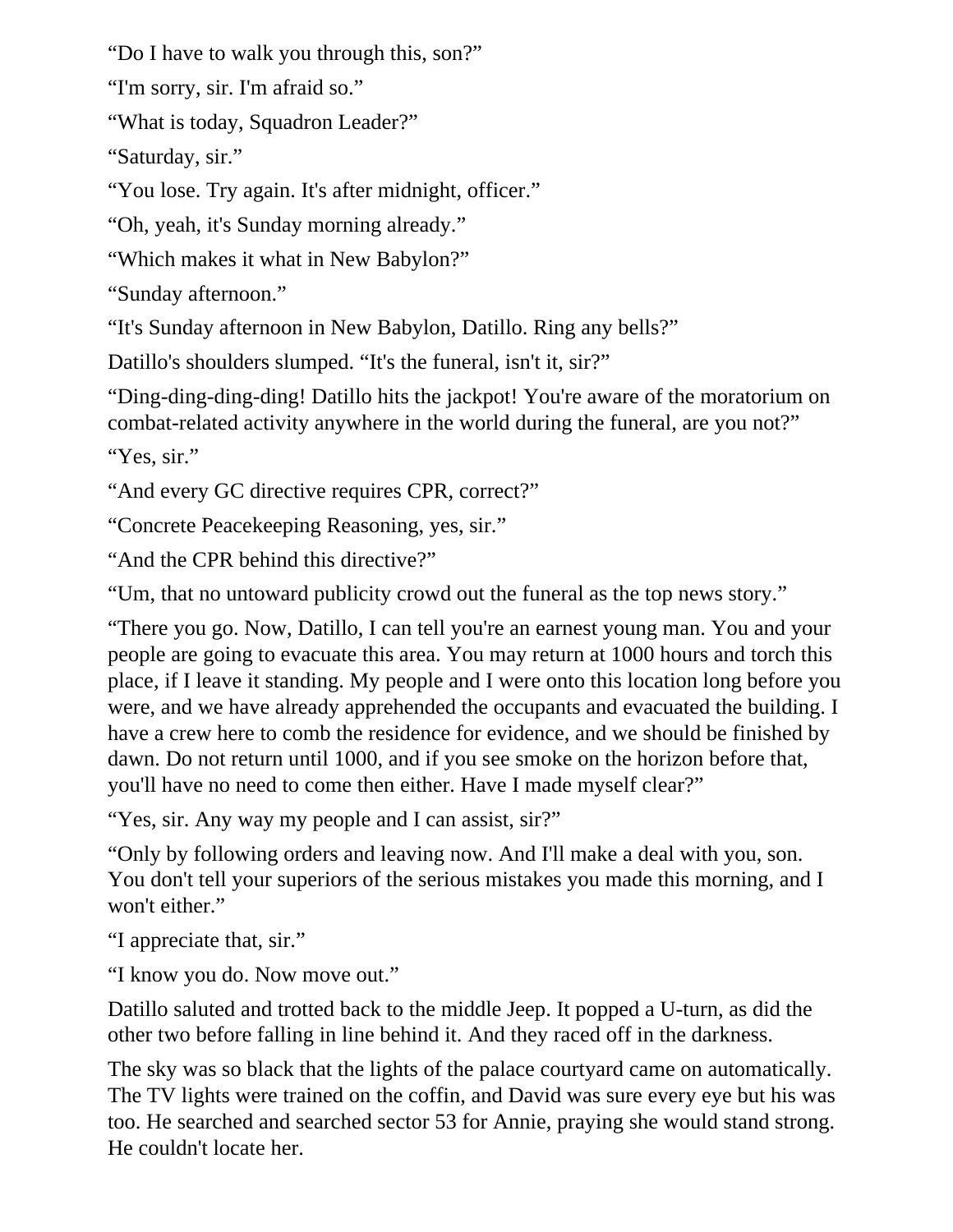“Do I have to walk you through this, son?”

“I'm sorry, sir. I'm afraid so.”

“What is today, Squadron Leader?”

“Saturday, sir.”

“You lose. Try again. It's after midnight, officer.”

“Oh, yeah, it's Sunday morning already.”

“Which makes it what in New Babylon?”

“Sunday afternoon.”

“It's Sunday afternoon in New Babylon, Datillo. Ring any bells?”

Datillo's shoulders slumped. “It's the funeral, isn't it, sir?”

“Ding-ding-ding-ding! Datillo hits the jackpot! You're aware of the moratorium on combat-related activity anywhere in the world during the funeral, are you not?”

“Yes, sir.”

“And every GC directive requires CPR, correct?”

“Concrete Peacekeeping Reasoning, yes, sir.”

“And the CPR behind this directive?”

“Um, that no untoward publicity crowd out the funeral as the top news story.”

“There you go. Now, Datillo, I can tell you're an earnest young man. You and your people are going to evacuate this area. You may return at 1000 hours and torch this place, if I leave it standing. My people and I were onto this location long before you were, and we have already apprehended the occupants and evacuated the building. I have a crew here to comb the residence for evidence, and we should be finished by dawn. Do not return until 1000, and if you see smoke on the horizon before that, you'll have no need to come then either. Have I made myself clear?”

“Yes, sir. Any way my people and I can assist, sir?”

“Only by following orders and leaving now. And I'll make a deal with you, son. You don't tell your superiors of the serious mistakes you made this morning, and I won't either.”

“I appreciate that, sir.”

“I know you do. Now move out.”

Datillo saluted and trotted back to the middle Jeep. It popped a U-turn, as did the other two before falling in line behind it. And they raced off in the darkness.

The sky was so black that the lights of the palace courtyard came on automatically. The TV lights were trained on the coffin, and David was sure every eye but his was too. He searched and searched sector 53 for Annie, praying she would stand strong. He couldn't locate her.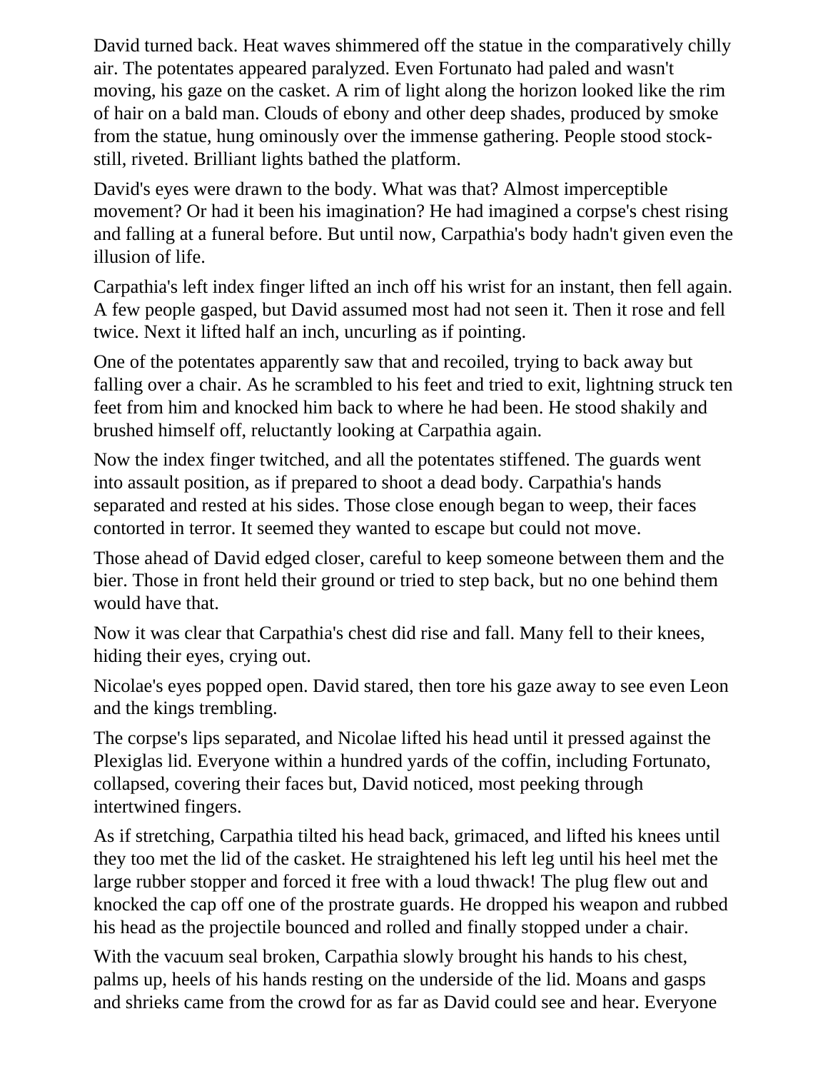David turned back. Heat waves shimmered off the statue in the comparatively chilly air. The potentates appeared paralyzed. Even Fortunato had paled and wasn't moving, his gaze on the casket. A rim of light along the horizon looked like the rim of hair on a bald man. Clouds of ebony and other deep shades, produced by smoke from the statue, hung ominously over the immense gathering. People stood stock-still, riveted. Brilliant lights bathed the platform.

David's eyes were drawn to the body. What was that? Almost imperceptible movement? Or had it been his imagination? He had imagined a corpse's chest rising and falling at a funeral before. But until now, Carpathia's body hadn't given even the illusion of life.

Carpathia's left index finger lifted an inch off his wrist for an instant, then fell again. A few people gasped, but David assumed most had not seen it. Then it rose and fell twice. Next it lifted half an inch, uncurling as if pointing.

One of the potentates apparently saw that and recoiled, trying to back away but falling over a chair. As he scrambled to his feet and tried to exit, lightning struck ten feet from him and knocked him back to where he had been. He stood shakily and brushed himself off, reluctantly looking at Carpathia again.

Now the index finger twitched, and all the potentates stiffened. The guards went into assault position, as if prepared to shoot a dead body. Carpathia's hands separated and rested at his sides. Those close enough began to weep, their faces contorted in terror. It seemed they wanted to escape but could not move.

Those ahead of David edged closer, careful to keep someone between them and the bier. Those in front held their ground or tried to step back, but no one behind them would have that.

Now it was clear that Carpathia's chest did rise and fall. Many fell to their knees, hiding their eyes, crying out.

Nicolae's eyes popped open. David stared, then tore his gaze away to see even Leon and the kings trembling.

The corpse's lips separated, and Nicolae lifted his head until it pressed against the Plexiglas lid. Everyone within a hundred yards of the coffin, including Fortunato, collapsed, covering their faces but, David noticed, most peeking through intertwined fingers.

As if stretching, Carpathia tilted his head back, grimaced, and lifted his knees until they too met the lid of the casket. He straightened his left leg until his heel met the large rubber stopper and forced it free with a loud thwack! The plug flew out and knocked the cap off one of the prostrate guards. He dropped his weapon and rubbed his head as the projectile bounced and rolled and finally stopped under a chair.

With the vacuum seal broken, Carpathia slowly brought his hands to his chest, palms up, heels of his hands resting on the underside of the lid. Moans and gasps and shrieks came from the crowd for as far as David could see and hear. Everyone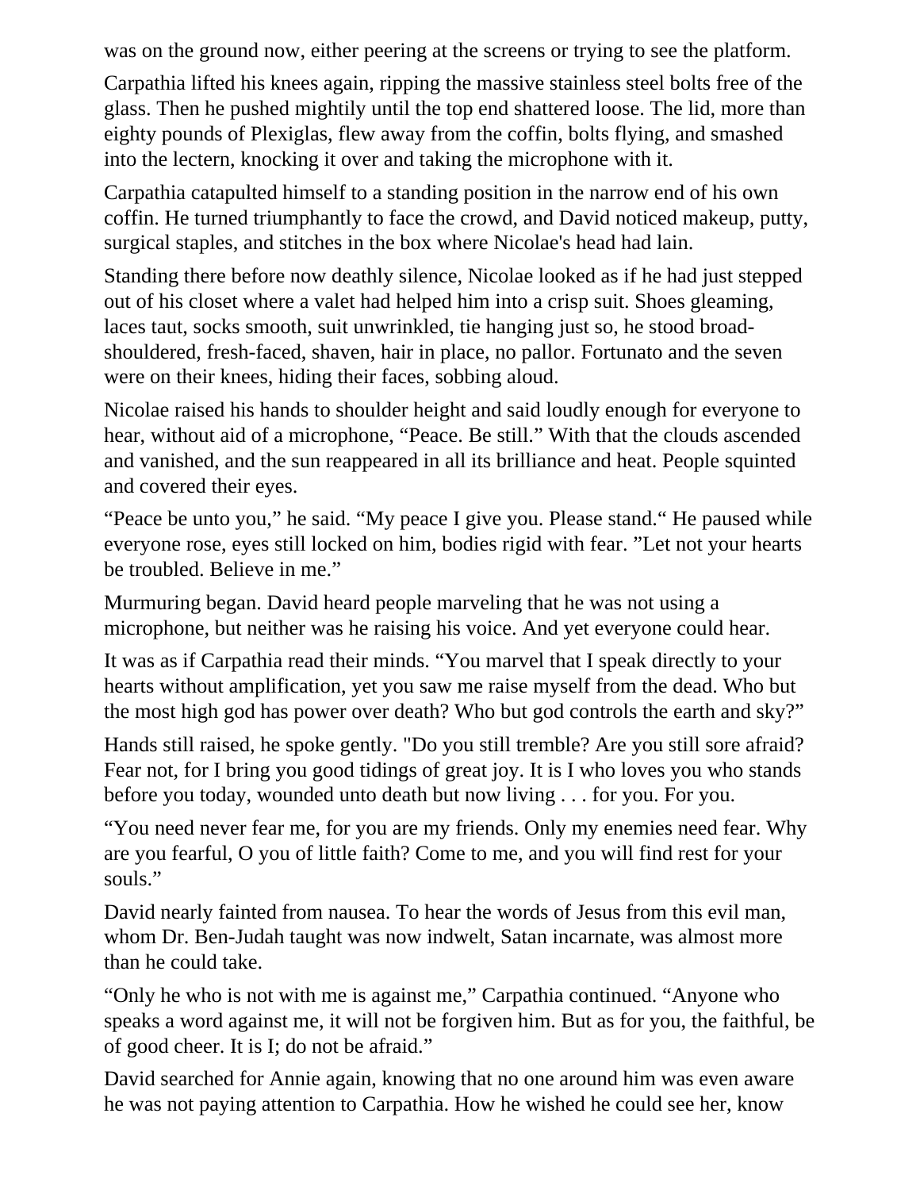was on the ground now, either peering at the screens or trying to see the platform.

Carpathia lifted his knees again, ripping the massive stainless steel bolts free of the glass. Then he pushed mightily until the top end shattered loose. The lid, more than eighty pounds of Plexiglas, flew away from the coffin, bolts flying, and smashed into the lectern, knocking it over and taking the microphone with it.

Carpathia catapulted himself to a standing position in the narrow end of his own coffin. He turned triumphantly to face the crowd, and David noticed makeup, putty, surgical staples, and stitches in the box where Nicolae's head had lain.

Standing there before now deathly silence, Nicolae looked as if he had just stepped out of his closet where a valet had helped him into a crisp suit. Shoes gleaming, laces taut, socks smooth, suit unwrinkled, tie hanging just so, he stood broad-shouldered, fresh-faced, shaven, hair in place, no pallor. Fortunato and the seven were on their knees, hiding their faces, sobbing aloud.

Nicolae raised his hands to shoulder height and said loudly enough for everyone to hear, without aid of a microphone, "Peace. Be still." With that the clouds ascended and vanished, and the sun reappeared in all its brilliance and heat. People squinted and covered their eyes.

"Peace be unto you," he said. "My peace I give you. Please stand." He paused while everyone rose, eyes still locked on him, bodies rigid with fear. "Let not your hearts be troubled. Believe in me."

Murmuring began. David heard people marveling that he was not using a microphone, but neither was he raising his voice. And yet everyone could hear.

It was as if Carpathia read their minds. "You marvel that I speak directly to your hearts without amplification, yet you saw me raise myself from the dead. Who but the most high god has power over death? Who but god controls the earth and sky?"

Hands still raised, he spoke gently. "Do you still tremble? Are you still sore afraid? Fear not, for I bring you good tidings of great joy. It is I who loves you who stands before you today, wounded unto death but now living . . . for you. For you.

"You need never fear me, for you are my friends. Only my enemies need fear. Why are you fearful, O you of little faith? Come to me, and you will find rest for your souls."

David nearly fainted from nausea. To hear the words of Jesus from this evil man, whom Dr. Ben-Judah taught was now indwelt, Satan incarnate, was almost more than he could take.

"Only he who is not with me is against me," Carpathia continued. "Anyone who speaks a word against me, it will not be forgiven him. But as for you, the faithful, be of good cheer. It is I; do not be afraid."

David searched for Annie again, knowing that no one around him was even aware he was not paying attention to Carpathia. How he wished he could see her, know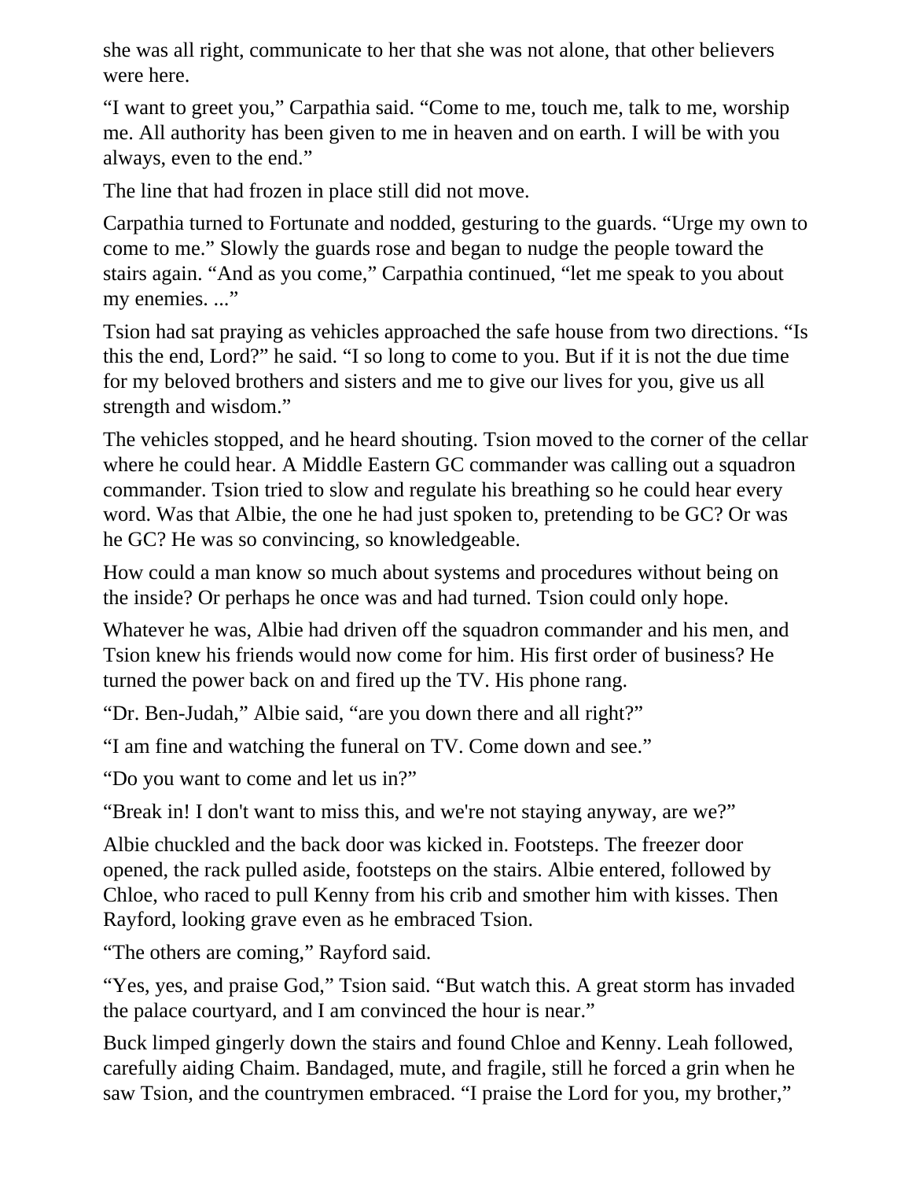she was all right, communicate to her that she was not alone, that other believers were here.

“I want to greet you,” Carpathia said. “Come to me, touch me, talk to me, worship me. All authority has been given to me in heaven and on earth. I will be with you always, even to the end.”

The line that had frozen in place still did not move.

Carpathia turned to Fortunate and nodded, gesturing to the guards. “Urge my own to come to me.” Slowly the guards rose and began to nudge the people toward the stairs again. “And as you come,” Carpathia continued, “let me speak to you about my enemies. ...”

Tsion had sat praying as vehicles approached the safe house from two directions. “Is this the end, Lord?” he said. “I so long to come to you. But if it is not the due time for my beloved brothers and sisters and me to give our lives for you, give us all strength and wisdom.”

The vehicles stopped, and he heard shouting. Tsion moved to the corner of the cellar where he could hear. A Middle Eastern GC commander was calling out a squadron commander. Tsion tried to slow and regulate his breathing so he could hear every word. Was that Albie, the one he had just spoken to, pretending to be GC? Or was he GC? He was so convincing, so knowledgeable.

How could a man know so much about systems and procedures without being on the inside? Or perhaps he once was and had turned. Tsion could only hope.

Whatever he was, Albie had driven off the squadron commander and his men, and Tsion knew his friends would now come for him. His first order of business? He turned the power back on and fired up the TV. His phone rang.

“Dr. Ben-Judah,” Albie said, “are you down there and all right?”

“I am fine and watching the funeral on TV. Come down and see.”

“Do you want to come and let us in?”

“Break in! I don't want to miss this, and we're not staying anyway, are we?”

Albie chuckled and the back door was kicked in. Footsteps. The freezer door opened, the rack pulled aside, footsteps on the stairs. Albie entered, followed by Chloe, who raced to pull Kenny from his crib and smother him with kisses. Then Rayford, looking grave even as he embraced Tsion.

“The others are coming,” Rayford said.

“Yes, yes, and praise God,” Tsion said. “But watch this. A great storm has invaded the palace courtyard, and I am convinced the hour is near.”

Buck limped gingerly down the stairs and found Chloe and Kenny. Leah followed, carefully aiding Chaim. Bandaged, mute, and fragile, still he forced a grin when he saw Tsion, and the countrymen embraced. “I praise the Lord for you, my brother,”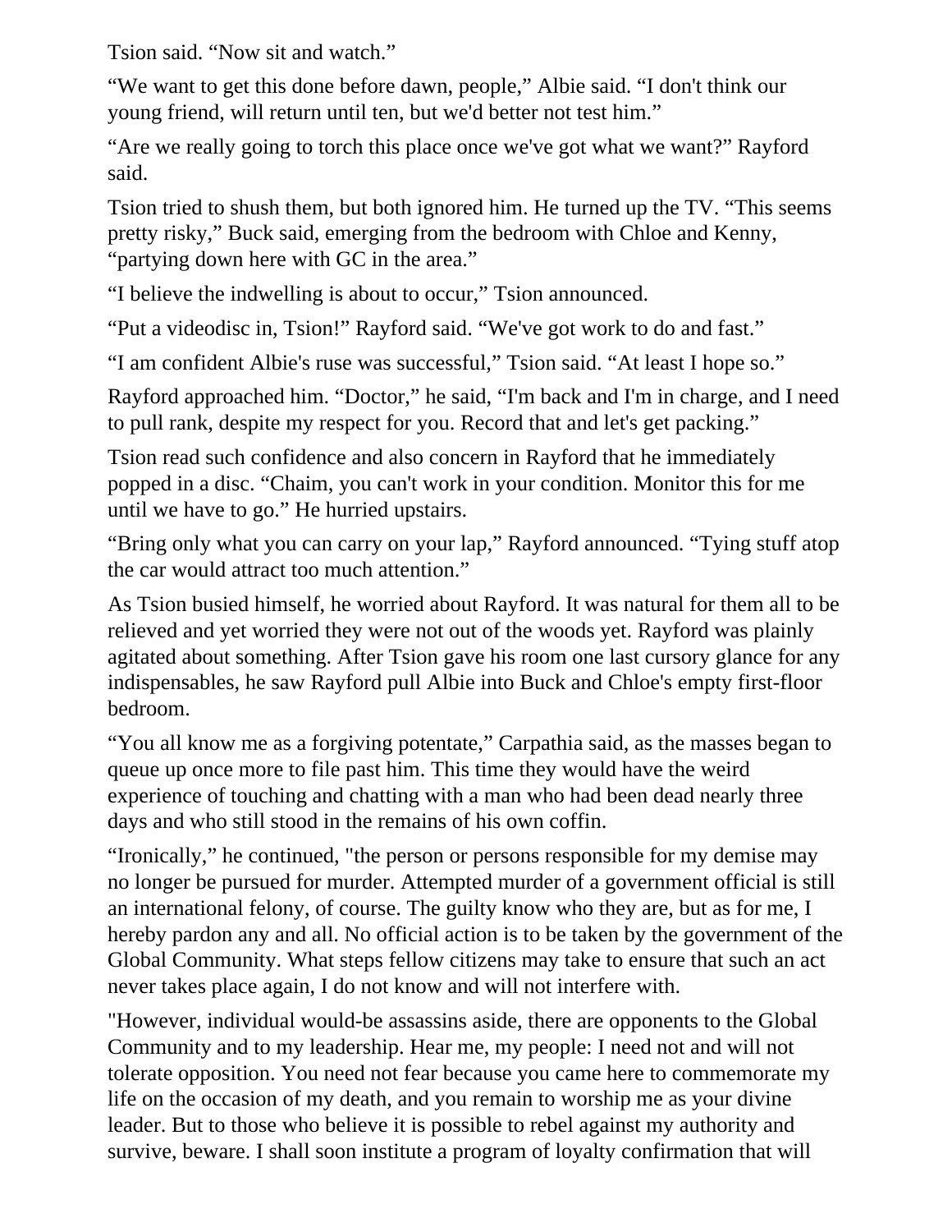Tsion said. “Now sit and watch.”

“We want to get this done before dawn, people,” Albie said. “I don't think our young friend, will return until ten, but we'd better not test him.”

“Are we really going to torch this place once we've got what we want?” Rayford said.

Tsion tried to shush them, but both ignored him. He turned up the TV. “This seems pretty risky,” Buck said, emerging from the bedroom with Chloe and Kenny, “partying down here with GC in the area.”

“I believe the indwelling is about to occur,” Tsion announced.

“Put a videodisc in, Tsion!” Rayford said. “We've got work to do and fast.”

“I am confident Albie's ruse was successful,” Tsion said. “At least I hope so.”

Rayford approached him. “Doctor,” he said, “I'm back and I'm in charge, and I need to pull rank, despite my respect for you. Record that and let's get packing.”

Tsion read such confidence and also concern in Rayford that he immediately popped in a disc. “Chaim, you can't work in your condition. Monitor this for me until we have to go.” He hurried upstairs.

“Bring only what you can carry on your lap,” Rayford announced. “Tying stuff atop the car would attract too much attention.”

As Tsion busied himself, he worried about Rayford. It was natural for them all to be relieved and yet worried they were not out of the woods yet. Rayford was plainly agitated about something. After Tsion gave his room one last cursory glance for any indispensables, he saw Rayford pull Albie into Buck and Chloe's empty first-floor bedroom.

“You all know me as a forgiving potentate,” Carpathia said, as the masses began to queue up once more to file past him. This time they would have the weird experience of touching and chatting with a man who had been dead nearly three days and who still stood in the remains of his own coffin.

“Ironically,” he continued, "the person or persons responsible for my demise may no longer be pursued for murder. Attempted murder of a government official is still an international felony, of course. The guilty know who they are, but as for me, I hereby pardon any and all. No official action is to be taken by the government of the Global Community. What steps fellow citizens may take to ensure that such an act never takes place again, I do not know and will not interfere with.

"However, individual would-be assassins aside, there are opponents to the Global Community and to my leadership. Hear me, my people: I need not and will not tolerate opposition. You need not fear because you came here to commemorate my life on the occasion of my death, and you remain to worship me as your divine leader. But to those who believe it is possible to rebel against my authority and survive, beware. I shall soon institute a program of loyalty confirmation that will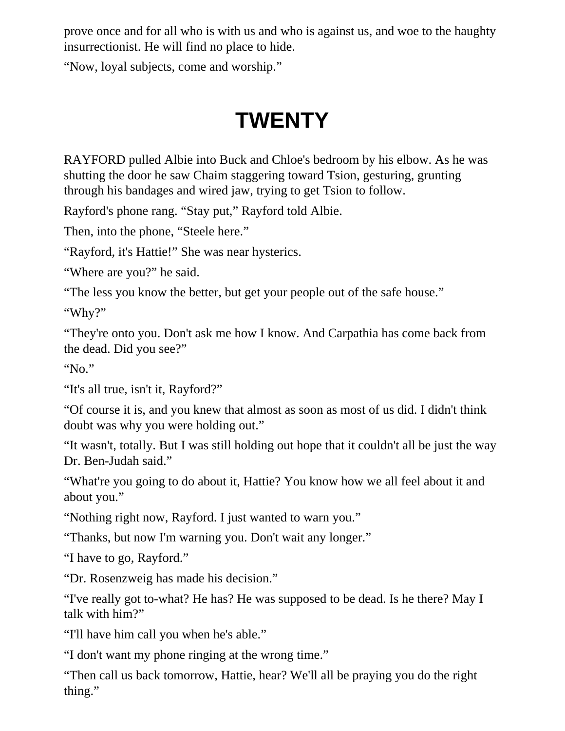prove once and for all who is with us and who is against us, and woe to the haughty insurrectionist. He will find no place to hide.

“Now, loyal subjects, come and worship.”

# TWENTY

RAYFORD pulled Albie into Buck and Chloe's bedroom by his elbow. As he was shutting the door he saw Chaim staggering toward Tsion, gesturing, grunting through his bandages and wired jaw, trying to get Tsion to follow.

Rayford's phone rang. “Stay put,” Rayford told Albie.

Then, into the phone, “Steele here.”

“Rayford, it's Hattie!” She was near hysterics.

“Where are you?” he said.

“The less you know the better, but get your people out of the safe house.”

“Why?”

“They're onto you. Don't ask me how I know. And Carpathia has come back from the dead. Did you see?”

“No.”

“It's all true, isn't it, Rayford?”

“Of course it is, and you knew that almost as soon as most of us did. I didn't think doubt was why you were holding out.”

“It wasn't, totally. But I was still holding out hope that it couldn't all be just the way Dr. Ben-Judah said.”

“What're you going to do about it, Hattie? You know how we all feel about it and about you.”

“Nothing right now, Rayford. I just wanted to warn you.”

“Thanks, but now I'm warning you. Don't wait any longer.”

“I have to go, Rayford.”

“Dr. Rosenzweig has made his decision.”

“I've really got to-what? He has? He was supposed to be dead. Is he there? May I talk with him?”

“I'll have him call you when he's able.”

“I don't want my phone ringing at the wrong time.”

“Then call us back tomorrow, Hattie, hear? We'll all be praying you do the right thing.”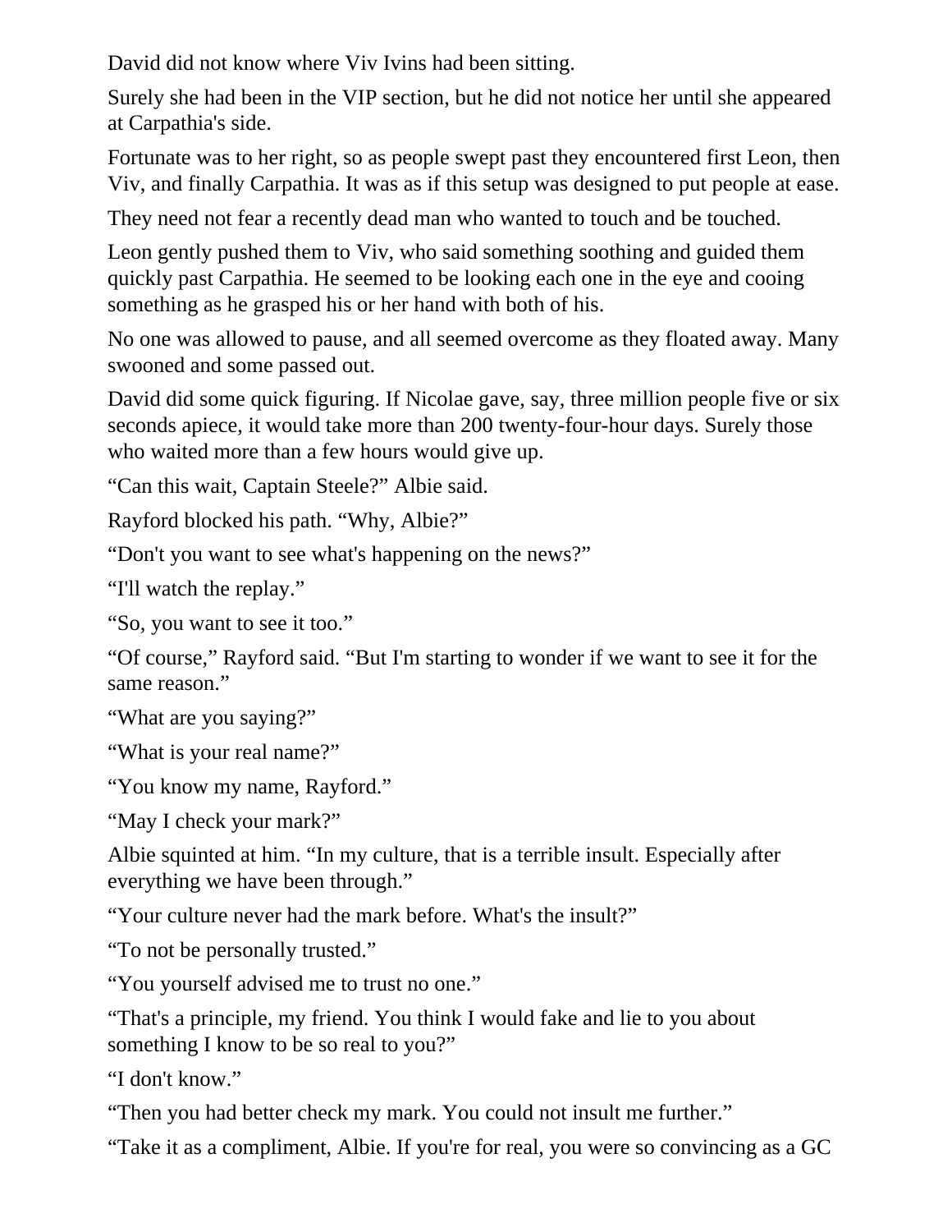David did not know where Viv Ivins had been sitting.

Surely she had been in the VIP section, but he did not notice her until she appeared at Carpathia's side.

Fortunate was to her right, so as people swept past they encountered first Leon, then Viv, and finally Carpathia. It was as if this setup was designed to put people at ease.

They need not fear a recently dead man who wanted to touch and be touched.

Leon gently pushed them to Viv, who said something soothing and guided them quickly past Carpathia. He seemed to be looking each one in the eye and cooing something as he grasped his or her hand with both of his.

No one was allowed to pause, and all seemed overcome as they floated away. Many swooned and some passed out.

David did some quick figuring. If Nicolae gave, say, three million people five or six seconds apiece, it would take more than 200 twenty-four-hour days. Surely those who waited more than a few hours would give up.

“Can this wait, Captain Steele?” Albie said.

Rayford blocked his path. “Why, Albie?”

“Don't you want to see what's happening on the news?”

“I'll watch the replay.”

“So, you want to see it too.”

“Of course,” Rayford said. “But I'm starting to wonder if we want to see it for the same reason.”

“What are you saying?”

“What is your real name?”

“You know my name, Rayford.”

“May I check your mark?”

Albie squinted at him. “In my culture, that is a terrible insult. Especially after everything we have been through.”

“Your culture never had the mark before. What's the insult?”

“To not be personally trusted.”

“You yourself advised me to trust no one.”

“That's a principle, my friend. You think I would fake and lie to you about something I know to be so real to you?”

“I don't know.”

“Then you had better check my mark. You could not insult me further.”

“Take it as a compliment, Albie. If you're for real, you were so convincing as a GC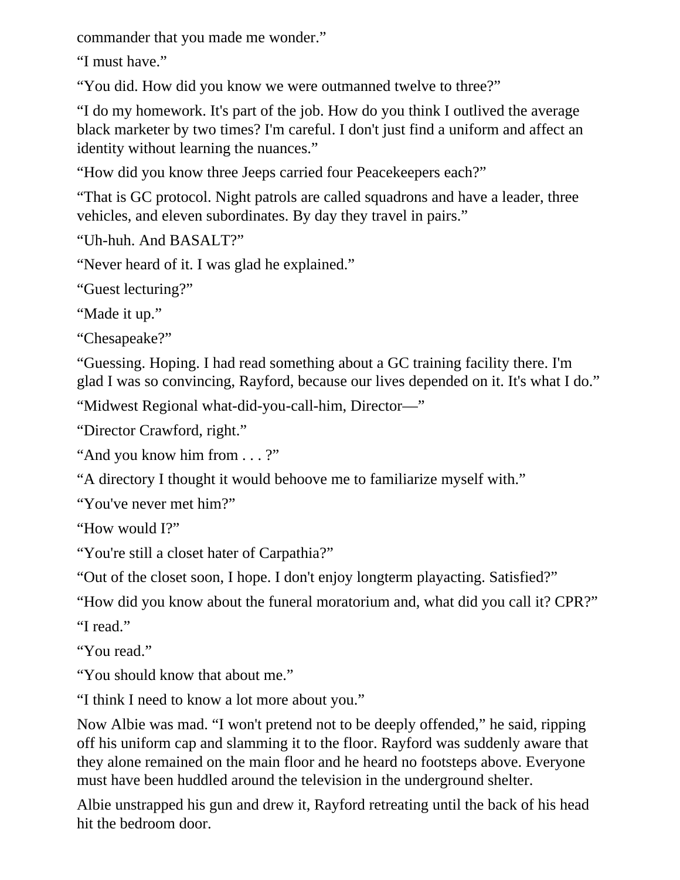commander that you made me wonder."

"I must have."

"You did. How did you know we were outmanned twelve to three?"

"I do my homework. It's part of the job. How do you think I outlived the average black marketer by two times? I'm careful. I don't just find a uniform and affect an identity without learning the nuances."

"How did you know three Jeeps carried four Peacekeepers each?"

"That is GC protocol. Night patrols are called squadrons and have a leader, three vehicles, and eleven subordinates. By day they travel in pairs."

"Uh-huh. And BASALT?"

"Never heard of it. I was glad he explained."

"Guest lecturing?"

"Made it up."

"Chesapeake?"

"Guessing. Hoping. I had read something about a GC training facility there. I'm glad I was so convincing, Rayford, because our lives depended on it. It's what I do."

"Midwest Regional what-did-you-call-him, Director—"

"Director Crawford, right."

"And you know him from . . . ?"

"A directory I thought it would behoove me to familiarize myself with."

"You've never met him?"

"How would I?"

"You're still a closet hater of Carpathia?"

"Out of the closet soon, I hope. I don't enjoy longterm playacting. Satisfied?"

"How did you know about the funeral moratorium and, what did you call it? CPR?"

"I read."

"You read."

"You should know that about me."

"I think I need to know a lot more about you."

Now Albie was mad. "I won't pretend not to be deeply offended," he said, ripping off his uniform cap and slamming it to the floor. Rayford was suddenly aware that they alone remained on the main floor and he heard no footsteps above. Everyone must have been huddled around the television in the underground shelter.

Albie unstrapped his gun and drew it, Rayford retreating until the back of his head hit the bedroom door.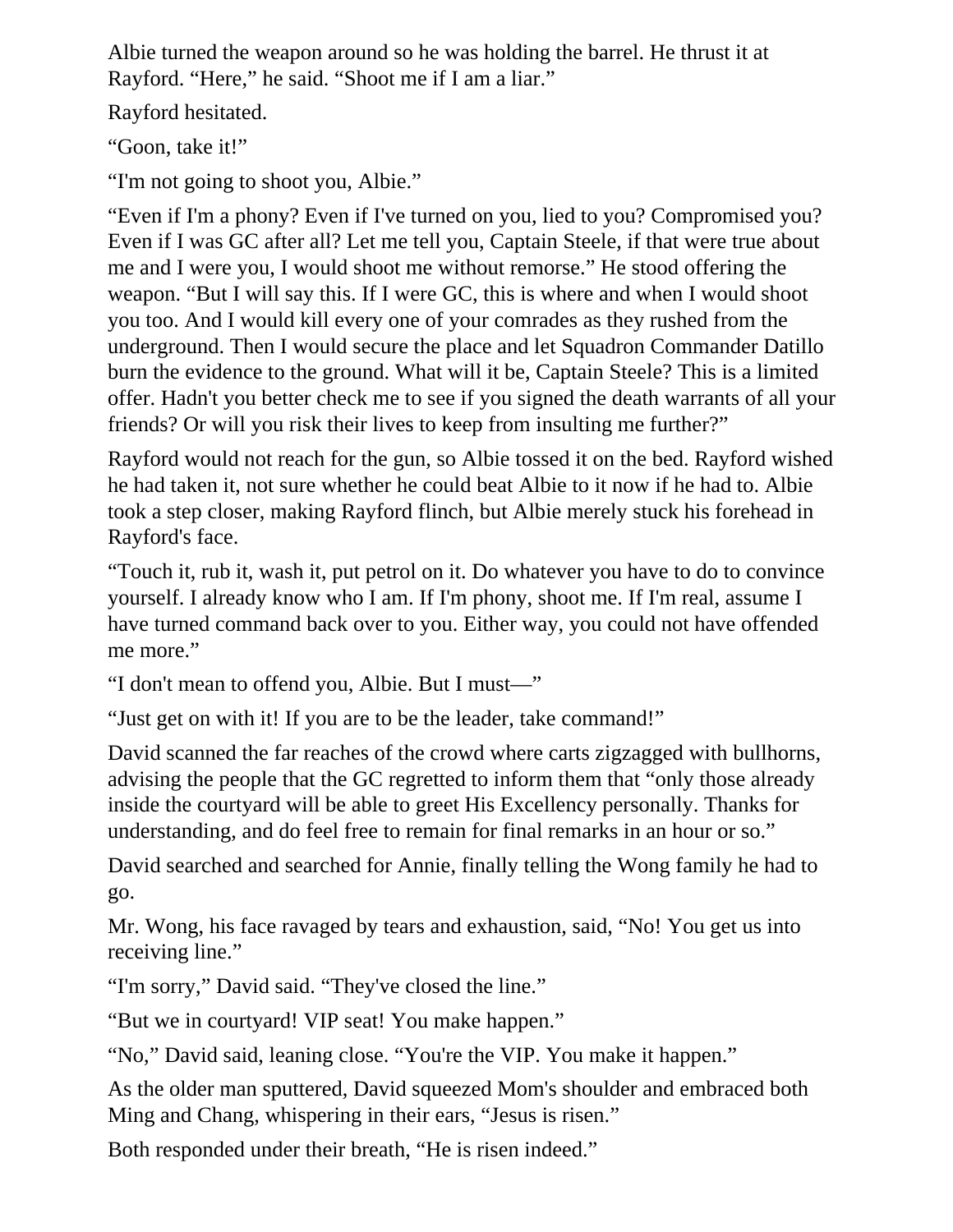Albie turned the weapon around so he was holding the barrel. He thrust it at Rayford. "Here," he said. "Shoot me if I am a liar."

Rayford hesitated.

"Goon, take it!"

"I'm not going to shoot you, Albie."

"Even if I'm a phony? Even if I've turned on you, lied to you? Compromised you? Even if I was GC after all? Let me tell you, Captain Steele, if that were true about me and I were you, I would shoot me without remorse." He stood offering the weapon. "But I will say this. If I were GC, this is where and when I would shoot you too. And I would kill every one of your comrades as they rushed from the underground. Then I would secure the place and let Squadron Commander Datillo burn the evidence to the ground. What will it be, Captain Steele? This is a limited offer. Hadn't you better check me to see if you signed the death warrants of all your friends? Or will you risk their lives to keep from insulting me further?"

Rayford would not reach for the gun, so Albie tossed it on the bed. Rayford wished he had taken it, not sure whether he could beat Albie to it now if he had to. Albie took a step closer, making Rayford flinch, but Albie merely stuck his forehead in Rayford's face.

"Touch it, rub it, wash it, put petrol on it. Do whatever you have to do to convince yourself. I already know who I am. If I'm phony, shoot me. If I'm real, assume I have turned command back over to you. Either way, you could not have offended me more."

"I don't mean to offend you, Albie. But I must—"

"Just get on with it! If you are to be the leader, take command!"

David scanned the far reaches of the crowd where carts zigzagged with bullhorns, advising the people that the GC regretted to inform them that "only those already inside the courtyard will be able to greet His Excellency personally. Thanks for understanding, and do feel free to remain for final remarks in an hour or so."

David searched and searched for Annie, finally telling the Wong family he had to go.

Mr. Wong, his face ravaged by tears and exhaustion, said, "No! You get us into receiving line."

"I'm sorry," David said. "They've closed the line."

"But we in courtyard! VIP seat! You make happen."

"No," David said, leaning close. "You're the VIP. You make it happen."

As the older man sputtered, David squeezed Mom's shoulder and embraced both Ming and Chang, whispering in their ears, "Jesus is risen."

Both responded under their breath, "He is risen indeed."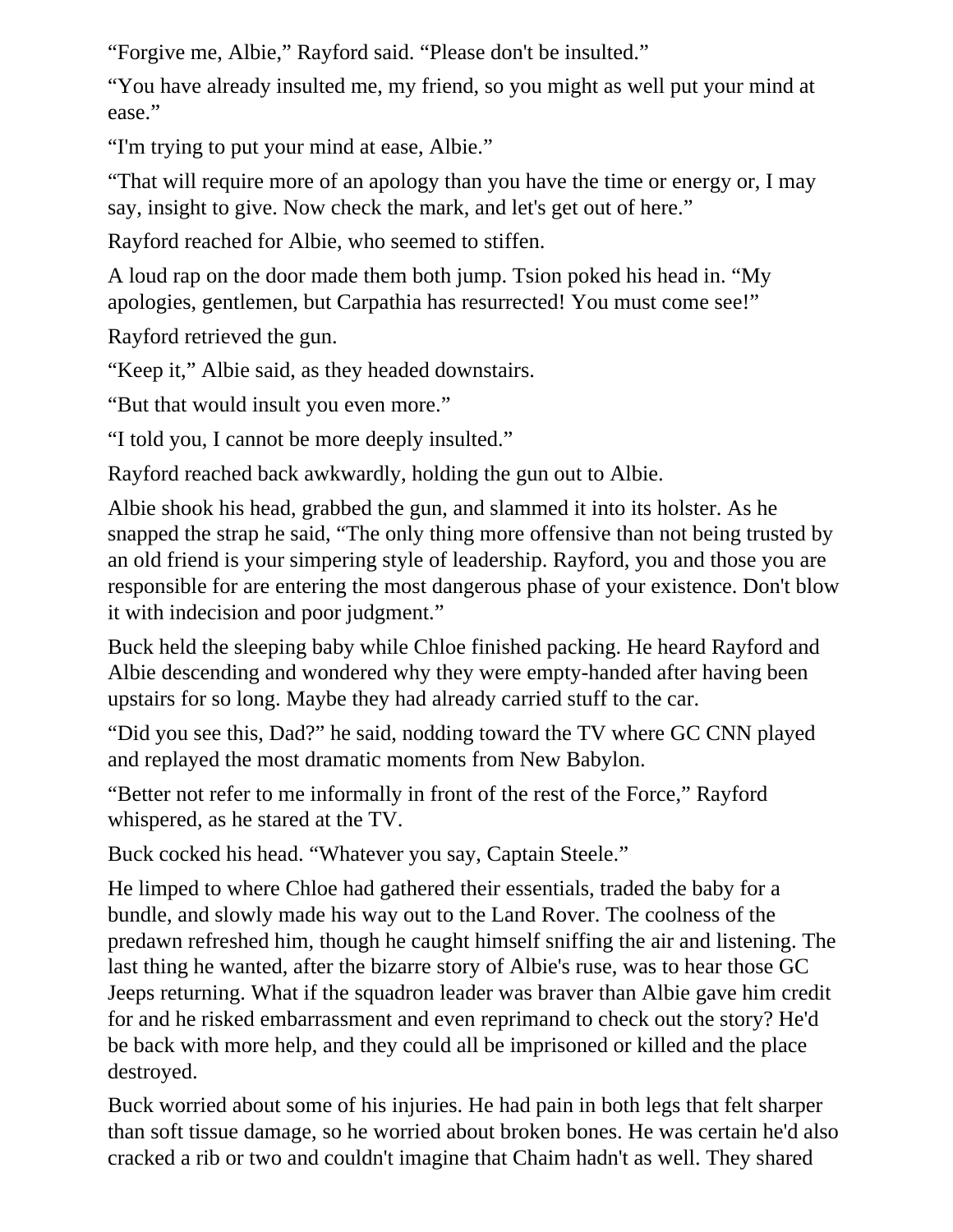“Forgive me, Albie,” Rayford said. “Please don't be insulted.”

“You have already insulted me, my friend, so you might as well put your mind at ease.”

“I'm trying to put your mind at ease, Albie.”

“That will require more of an apology than you have the time or energy or, I may say, insight to give. Now check the mark, and let's get out of here.”

Rayford reached for Albie, who seemed to stiffen.

A loud rap on the door made them both jump. Tsion poked his head in. “My apologies, gentlemen, but Carpathia has resurrected! You must come see!”

Rayford retrieved the gun.

“Keep it,” Albie said, as they headed downstairs.

“But that would insult you even more.”

“I told you, I cannot be more deeply insulted.”

Rayford reached back awkwardly, holding the gun out to Albie.

Albie shook his head, grabbed the gun, and slammed it into its holster. As he snapped the strap he said, “The only thing more offensive than not being trusted by an old friend is your simpering style of leadership. Rayford, you and those you are responsible for are entering the most dangerous phase of your existence. Don't blow it with indecision and poor judgment.”

Buck held the sleeping baby while Chloe finished packing. He heard Rayford and Albie descending and wondered why they were empty-handed after having been upstairs for so long. Maybe they had already carried stuff to the car.

“Did you see this, Dad?” he said, nodding toward the TV where GC CNN played and replayed the most dramatic moments from New Babylon.

“Better not refer to me informally in front of the rest of the Force,” Rayford whispered, as he stared at the TV.

Buck cocked his head. “Whatever you say, Captain Steele.”

He limped to where Chloe had gathered their essentials, traded the baby for a bundle, and slowly made his way out to the Land Rover. The coolness of the predawn refreshed him, though he caught himself sniffing the air and listening. The last thing he wanted, after the bizarre story of Albie's ruse, was to hear those GC Jeeps returning. What if the squadron leader was braver than Albie gave him credit for and he risked embarrassment and even reprimand to check out the story? He'd be back with more help, and they could all be imprisoned or killed and the place destroyed.

Buck worried about some of his injuries. He had pain in both legs that felt sharper than soft tissue damage, so he worried about broken bones. He was certain he'd also cracked a rib or two and couldn't imagine that Chaim hadn't as well. They shared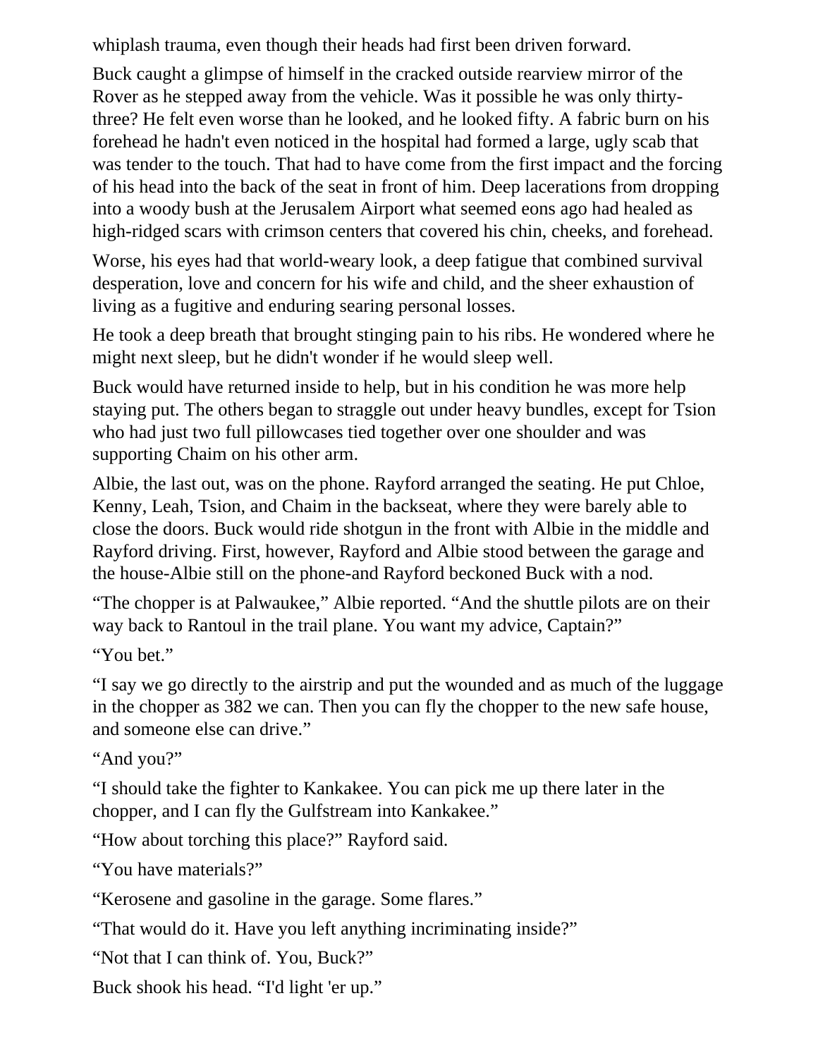whiplash trauma, even though their heads had first been driven forward.

Buck caught a glimpse of himself in the cracked outside rearview mirror of the Rover as he stepped away from the vehicle. Was it possible he was only thirty-three? He felt even worse than he looked, and he looked fifty. A fabric burn on his forehead he hadn't even noticed in the hospital had formed a large, ugly scab that was tender to the touch. That had to have come from the first impact and the forcing of his head into the back of the seat in front of him. Deep lacerations from dropping into a woody bush at the Jerusalem Airport what seemed eons ago had healed as high-ridged scars with crimson centers that covered his chin, cheeks, and forehead.

Worse, his eyes had that world-weary look, a deep fatigue that combined survival desperation, love and concern for his wife and child, and the sheer exhaustion of living as a fugitive and enduring searing personal losses.

He took a deep breath that brought stinging pain to his ribs. He wondered where he might next sleep, but he didn't wonder if he would sleep well.

Buck would have returned inside to help, but in his condition he was more help staying put. The others began to straggle out under heavy bundles, except for Tsion who had just two full pillowcases tied together over one shoulder and was supporting Chaim on his other arm.

Albie, the last out, was on the phone. Rayford arranged the seating. He put Chloe, Kenny, Leah, Tsion, and Chaim in the backseat, where they were barely able to close the doors. Buck would ride shotgun in the front with Albie in the middle and Rayford driving. First, however, Rayford and Albie stood between the garage and the house-Albie still on the phone-and Rayford beckoned Buck with a nod.

“The chopper is at Palwaukee,” Albie reported. “And the shuttle pilots are on their way back to Rantoul in the trail plane. You want my advice, Captain?”

“You bet.”

“I say we go directly to the airstrip and put the wounded and as much of the luggage in the chopper as 382 we can. Then you can fly the chopper to the new safe house, and someone else can drive.”

“And you?”

“I should take the fighter to Kankakee. You can pick me up there later in the chopper, and I can fly the Gulfstream into Kankakee.”

“How about torching this place?” Rayford said.

“You have materials?”

“Kerosene and gasoline in the garage. Some flares.”

“That would do it. Have you left anything incriminating inside?”

“Not that I can think of. You, Buck?”

Buck shook his head. “I'd light 'er up.”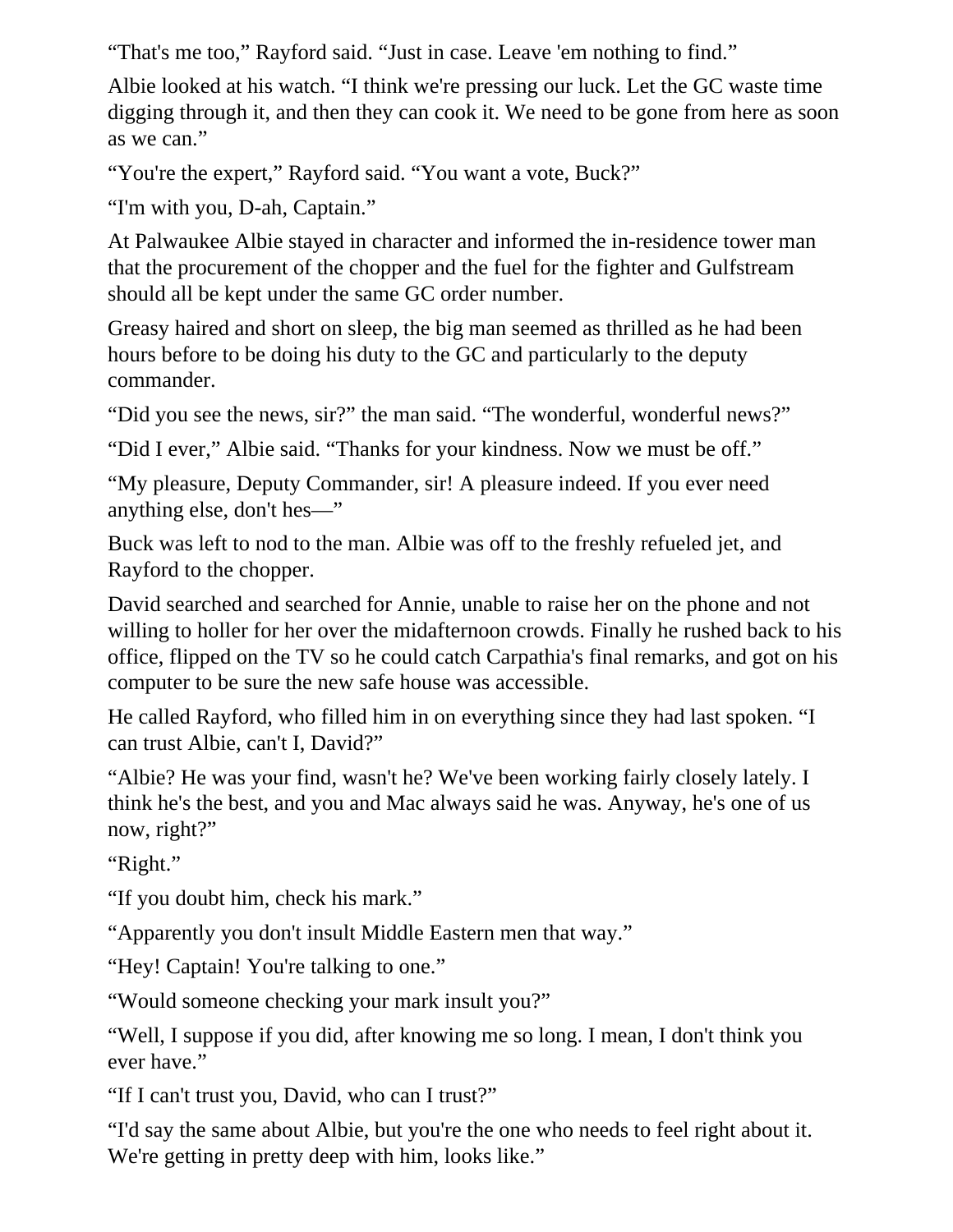“That's me too,” Rayford said. “Just in case. Leave 'em nothing to find.”

Albie looked at his watch. “I think we're pressing our luck. Let the GC waste time digging through it, and then they can cook it. We need to be gone from here as soon as we can.”

“You're the expert,” Rayford said. “You want a vote, Buck?”

“I'm with you, D-ah, Captain.”

At Palwaukee Albie stayed in character and informed the in-residence tower man that the procurement of the chopper and the fuel for the fighter and Gulfstream should all be kept under the same GC order number.

Greasy haired and short on sleep, the big man seemed as thrilled as he had been hours before to be doing his duty to the GC and particularly to the deputy commander.

“Did you see the news, sir?” the man said. “The wonderful, wonderful news?”

“Did I ever,” Albie said. “Thanks for your kindness. Now we must be off.”

“My pleasure, Deputy Commander, sir! A pleasure indeed. If you ever need anything else, don't hes—”

Buck was left to nod to the man. Albie was off to the freshly refueled jet, and Rayford to the chopper.

David searched and searched for Annie, unable to raise her on the phone and not willing to holler for her over the midafternoon crowds. Finally he rushed back to his office, flipped on the TV so he could catch Carpathia's final remarks, and got on his computer to be sure the new safe house was accessible.

He called Rayford, who filled him in on everything since they had last spoken. “I can trust Albie, can't I, David?”

“Albie? He was your find, wasn't he? We've been working fairly closely lately. I think he's the best, and you and Mac always said he was. Anyway, he's one of us now, right?”

“Right.”

“If you doubt him, check his mark.”

“Apparently you don't insult Middle Eastern men that way.”

“Hey! Captain! You're talking to one.”

“Would someone checking your mark insult you?”

“Well, I suppose if you did, after knowing me so long. I mean, I don't think you ever have.”

“If I can't trust you, David, who can I trust?”

“I'd say the same about Albie, but you're the one who needs to feel right about it. We're getting in pretty deep with him, looks like.”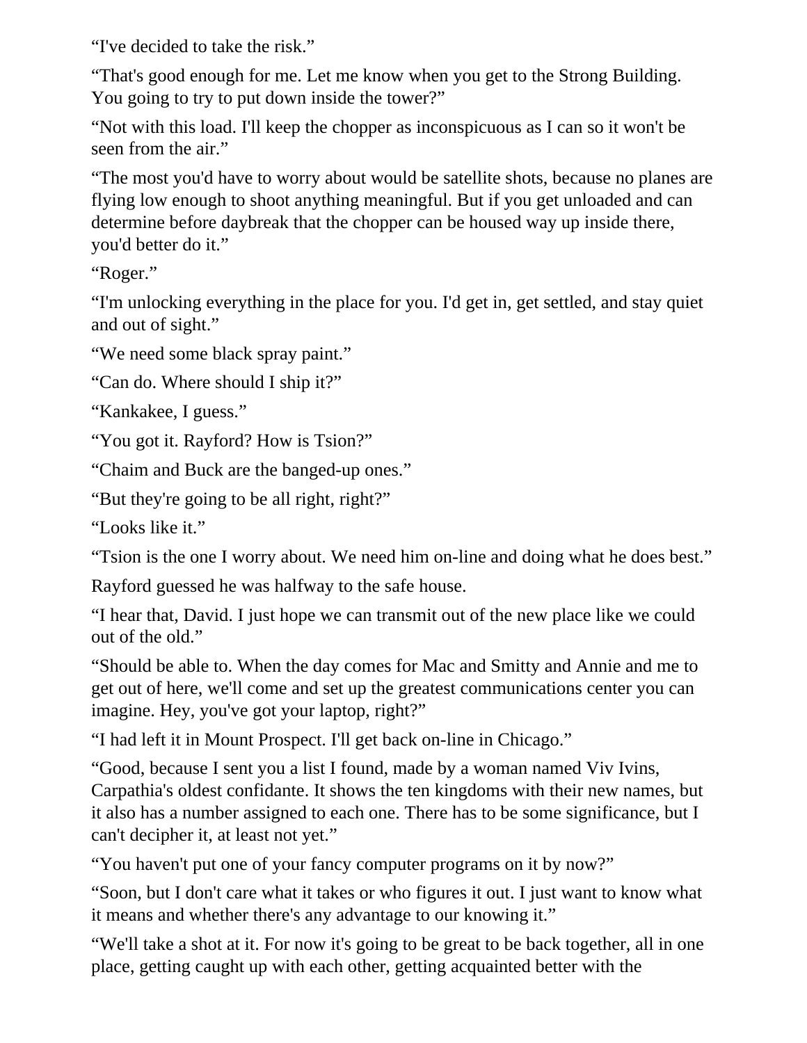“I've decided to take the risk.”

“That's good enough for me. Let me know when you get to the Strong Building. You going to try to put down inside the tower?”

“Not with this load. I'll keep the chopper as inconspicuous as I can so it won't be seen from the air.”

“The most you'd have to worry about would be satellite shots, because no planes are flying low enough to shoot anything meaningful. But if you get unloaded and can determine before daybreak that the chopper can be housed way up inside there, you'd better do it.”

“Roger.”

“I'm unlocking everything in the place for you. I'd get in, get settled, and stay quiet and out of sight.”

“We need some black spray paint.”

“Can do. Where should I ship it?”

“Kankakee, I guess.”

“You got it. Rayford? How is Tsion?”

“Chaim and Buck are the banged-up ones.”

“But they're going to be all right, right?”

“Looks like it.”

“Tsion is the one I worry about. We need him on-line and doing what he does best.”

Rayford guessed he was halfway to the safe house.

“I hear that, David. I just hope we can transmit out of the new place like we could out of the old.”

“Should be able to. When the day comes for Mac and Smitty and Annie and me to get out of here, we'll come and set up the greatest communications center you can imagine. Hey, you've got your laptop, right?”

“I had left it in Mount Prospect. I'll get back on-line in Chicago.”

“Good, because I sent you a list I found, made by a woman named Viv Ivins, Carpathia's oldest confidante. It shows the ten kingdoms with their new names, but it also has a number assigned to each one. There has to be some significance, but I can't decipher it, at least not yet.”

“You haven't put one of your fancy computer programs on it by now?”

“Soon, but I don't care what it takes or who figures it out. I just want to know what it means and whether there's any advantage to our knowing it.”

“We'll take a shot at it. For now it's going to be great to be back together, all in one place, getting caught up with each other, getting acquainted better with the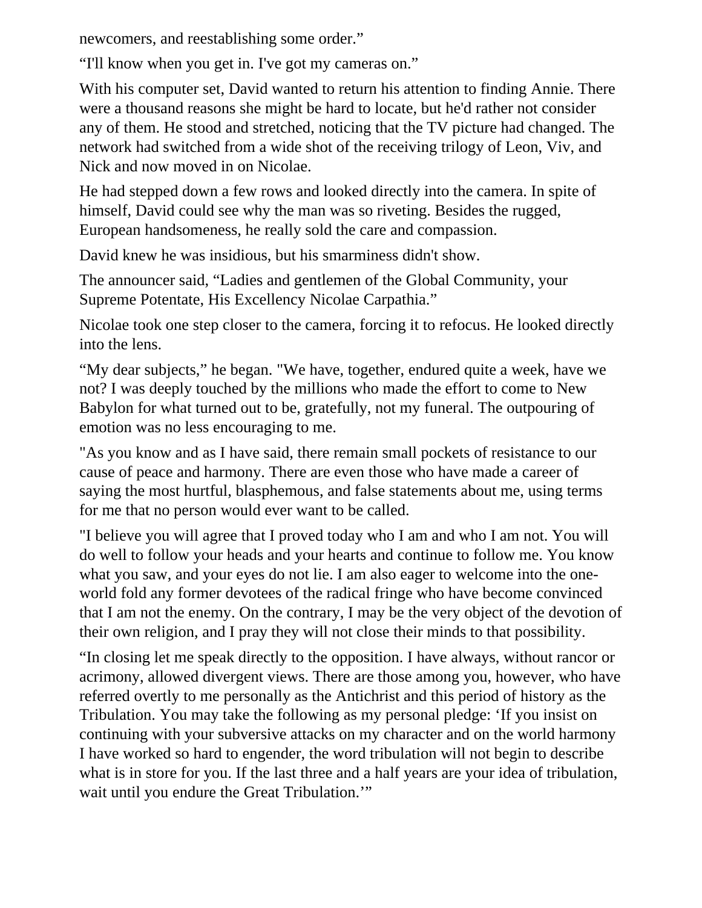newcomers, and reestablishing some order."

"I'll know when you get in. I've got my cameras on."

With his computer set, David wanted to return his attention to finding Annie. There were a thousand reasons she might be hard to locate, but he'd rather not consider any of them. He stood and stretched, noticing that the TV picture had changed. The network had switched from a wide shot of the receiving trilogy of Leon, Viv, and Nick and now moved in on Nicolae.

He had stepped down a few rows and looked directly into the camera. In spite of himself, David could see why the man was so riveting. Besides the rugged, European handsomeness, he really sold the care and compassion.

David knew he was insidious, but his smarminess didn't show.

The announcer said, "Ladies and gentlemen of the Global Community, your Supreme Potentate, His Excellency Nicolae Carpathia."

Nicolae took one step closer to the camera, forcing it to refocus. He looked directly into the lens.

"My dear subjects," he began. "We have, together, endured quite a week, have we not? I was deeply touched by the millions who made the effort to come to New Babylon for what turned out to be, gratefully, not my funeral. The outpouring of emotion was no less encouraging to me.

"As you know and as I have said, there remain small pockets of resistance to our cause of peace and harmony. There are even those who have made a career of saying the most hurtful, blasphemous, and false statements about me, using terms for me that no person would ever want to be called.

"I believe you will agree that I proved today who I am and who I am not. You will do well to follow your heads and your hearts and continue to follow me. You know what you saw, and your eyes do not lie. I am also eager to welcome into the one-world fold any former devotees of the radical fringe who have become convinced that I am not the enemy. On the contrary, I may be the very object of the devotion of their own religion, and I pray they will not close their minds to that possibility.

"In closing let me speak directly to the opposition. I have always, without rancor or acrimony, allowed divergent views. There are those among you, however, who have referred overtly to me personally as the Antichrist and this period of history as the Tribulation. You may take the following as my personal pledge: 'If you insist on continuing with your subversive attacks on my character and on the world harmony I have worked so hard to engender, the word tribulation will not begin to describe what is in store for you. If the last three and a half years are your idea of tribulation, wait until you endure the Great Tribulation.'"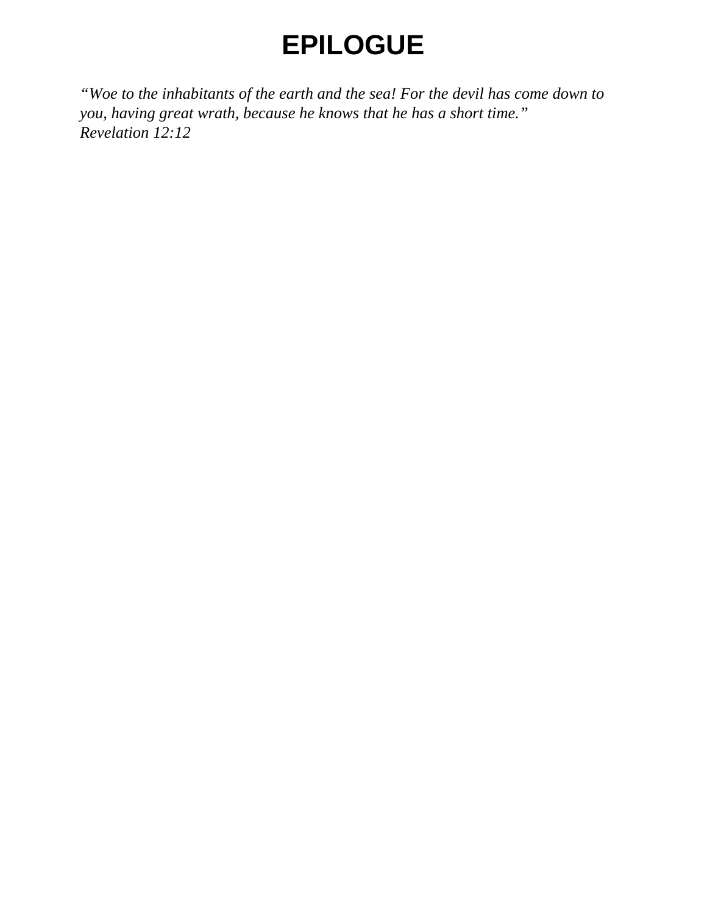# EPILOGUE

*“Woe to the inhabitants of the earth and the sea! For the devil has come down to you, having great wrath, because he knows that he has a short time.”*
*Revelation 12:12*